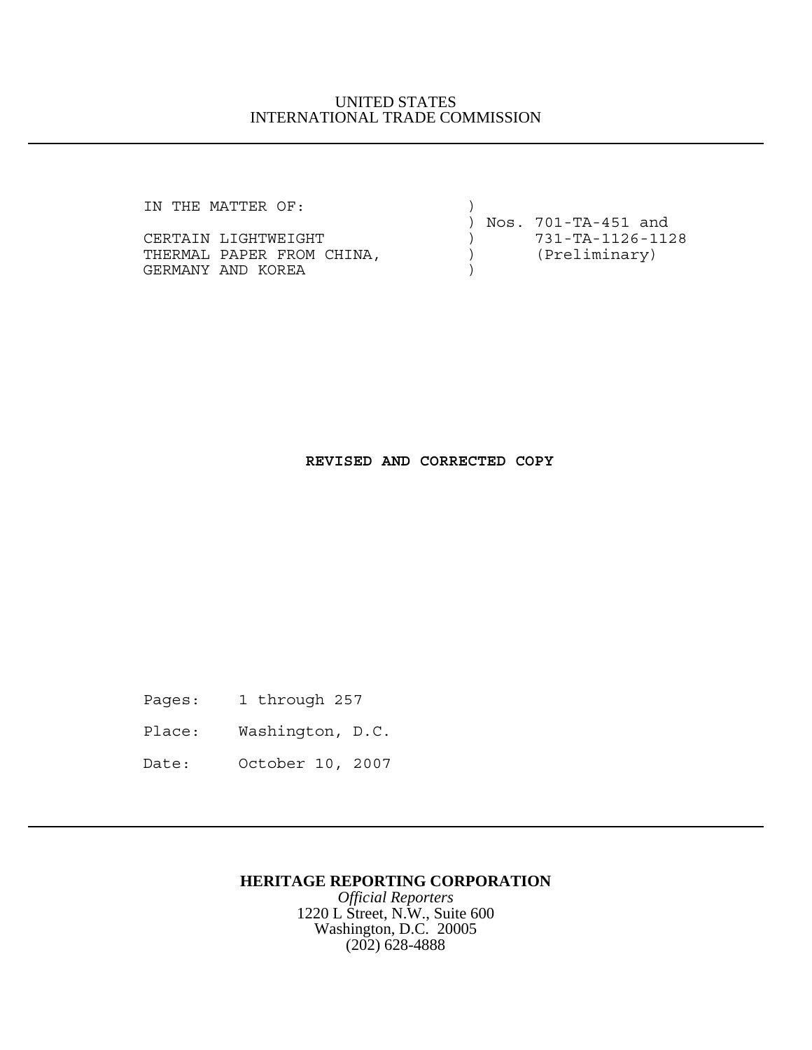UNITED STATES
INTERNATIONAL TRADE COMMISSION

---

```
IN THE MATTER OF:                    )
                                     ) Nos. 701-TA-451 and
CERTAIN LIGHTWEIGHT                  )      731-TA-1126-1128
THERMAL PAPER FROM CHINA,            )      (Preliminary)
GERMANY AND KOREA                    )
```

**REVISED AND CORRECTED COPY**

Pages: 1 through 257

Place: Washington, D.C.

Date: October 10, 2007

---

**HERITAGE REPORTING CORPORATION**
*Official Reporters*
1220 L Street, N.W., Suite 600
Washington, D.C. 20005
(202) 628-4888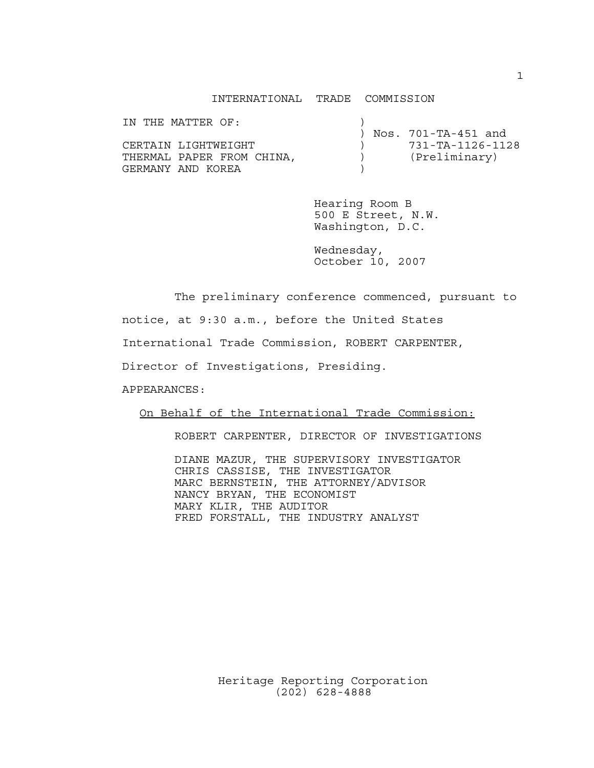INTERNATIONAL TRADE COMMISSION

| | | |
|---|---|---|
| IN THE MATTER OF: | ) | |
| | ) | Nos. 701-TA-451 and |
| CERTAIN LIGHTWEIGHT | ) | 731-TA-1126-1128 |
| THERMAL PAPER FROM CHINA, | ) | (Preliminary) |
| GERMANY AND KOREA | ) | |

Hearing Room B
500 E Street, N.W.
Washington, D.C.

Wednesday,
October 10, 2007

The preliminary conference commenced, pursuant to notice, at 9:30 a.m., before the United States International Trade Commission, ROBERT CARPENTER, Director of Investigations, Presiding.

APPEARANCES:

On Behalf of the International Trade Commission:

ROBERT CARPENTER, DIRECTOR OF INVESTIGATIONS

DIANE MAZUR, THE SUPERVISORY INVESTIGATOR
CHRIS CASSISE, THE INVESTIGATOR
MARC BERNSTEIN, THE ATTORNEY/ADVISOR
NANCY BRYAN, THE ECONOMIST
MARY KLIR, THE AUDITOR
FRED FORSTALL, THE INDUSTRY ANALYST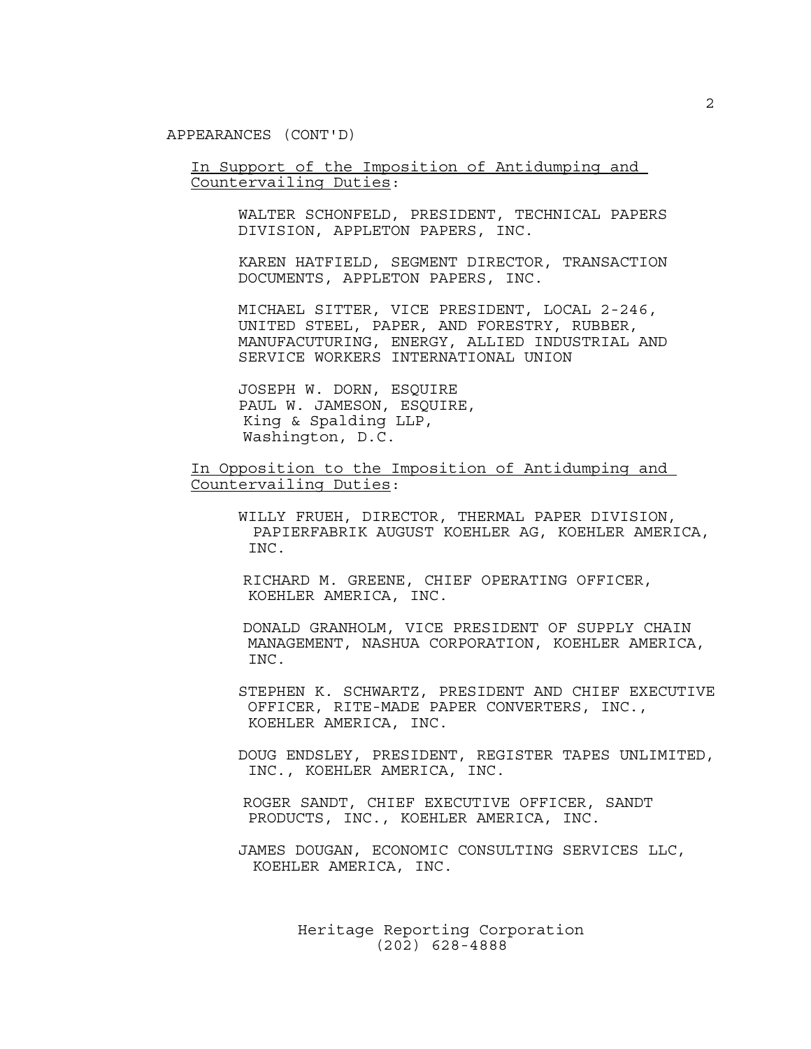APPEARANCES (CONT'D)

In Support of the Imposition of Antidumping and Countervailing Duties:

WALTER SCHONFELD, PRESIDENT, TECHNICAL PAPERS DIVISION, APPLETON PAPERS, INC.

KAREN HATFIELD, SEGMENT DIRECTOR, TRANSACTION DOCUMENTS, APPLETON PAPERS, INC.

MICHAEL SITTER, VICE PRESIDENT, LOCAL 2-246, UNITED STEEL, PAPER, AND FORESTRY, RUBBER, MANUFACUTURING, ENERGY, ALLIED INDUSTRIAL AND SERVICE WORKERS INTERNATIONAL UNION

JOSEPH W. DORN, ESQUIRE
PAUL W. JAMESON, ESQUIRE,
King & Spalding LLP,
Washington, D.C.

In Opposition to the Imposition of Antidumping and Countervailing Duties:

WILLY FRUEH, DIRECTOR, THERMAL PAPER DIVISION, PAPIERFABRIK AUGUST KOEHLER AG, KOEHLER AMERICA, INC.

RICHARD M. GREENE, CHIEF OPERATING OFFICER, KOEHLER AMERICA, INC.

DONALD GRANHOLM, VICE PRESIDENT OF SUPPLY CHAIN MANAGEMENT, NASHUA CORPORATION, KOEHLER AMERICA, INC.

STEPHEN K. SCHWARTZ, PRESIDENT AND CHIEF EXECUTIVE OFFICER, RITE-MADE PAPER CONVERTERS, INC., KOEHLER AMERICA, INC.

DOUG ENDSLEY, PRESIDENT, REGISTER TAPES UNLIMITED, INC., KOEHLER AMERICA, INC.

ROGER SANDT, CHIEF EXECUTIVE OFFICER, SANDT PRODUCTS, INC., KOEHLER AMERICA, INC.

JAMES DOUGAN, ECONOMIC CONSULTING SERVICES LLC, KOEHLER AMERICA, INC.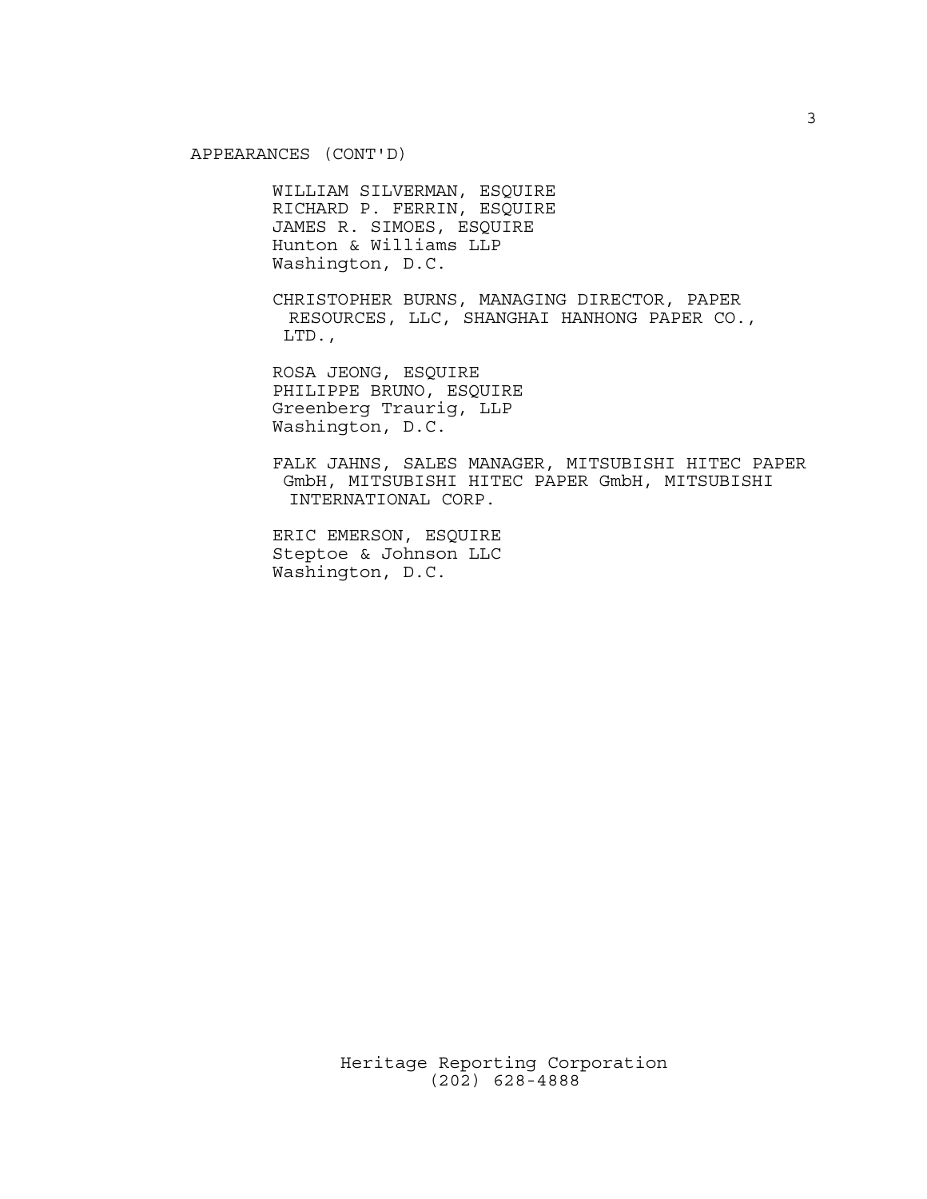APPEARANCES (CONT'D)

WILLIAM SILVERMAN, ESQUIRE
RICHARD P. FERRIN, ESQUIRE
JAMES R. SIMOES, ESQUIRE
Hunton & Williams LLP
Washington, D.C.

CHRISTOPHER BURNS, MANAGING DIRECTOR, PAPER RESOURCES, LLC, SHANGHAI HANHONG PAPER CO., LTD.,

ROSA JEONG, ESQUIRE
PHILIPPE BRUNO, ESQUIRE
Greenberg Traurig, LLP
Washington, D.C.

FALK JAHNS, SALES MANAGER, MITSUBISHI HITEC PAPER GmbH, MITSUBISHI HITEC PAPER GmbH, MITSUBISHI INTERNATIONAL CORP.

ERIC EMERSON, ESQUIRE
Steptoe & Johnson LLC
Washington, D.C.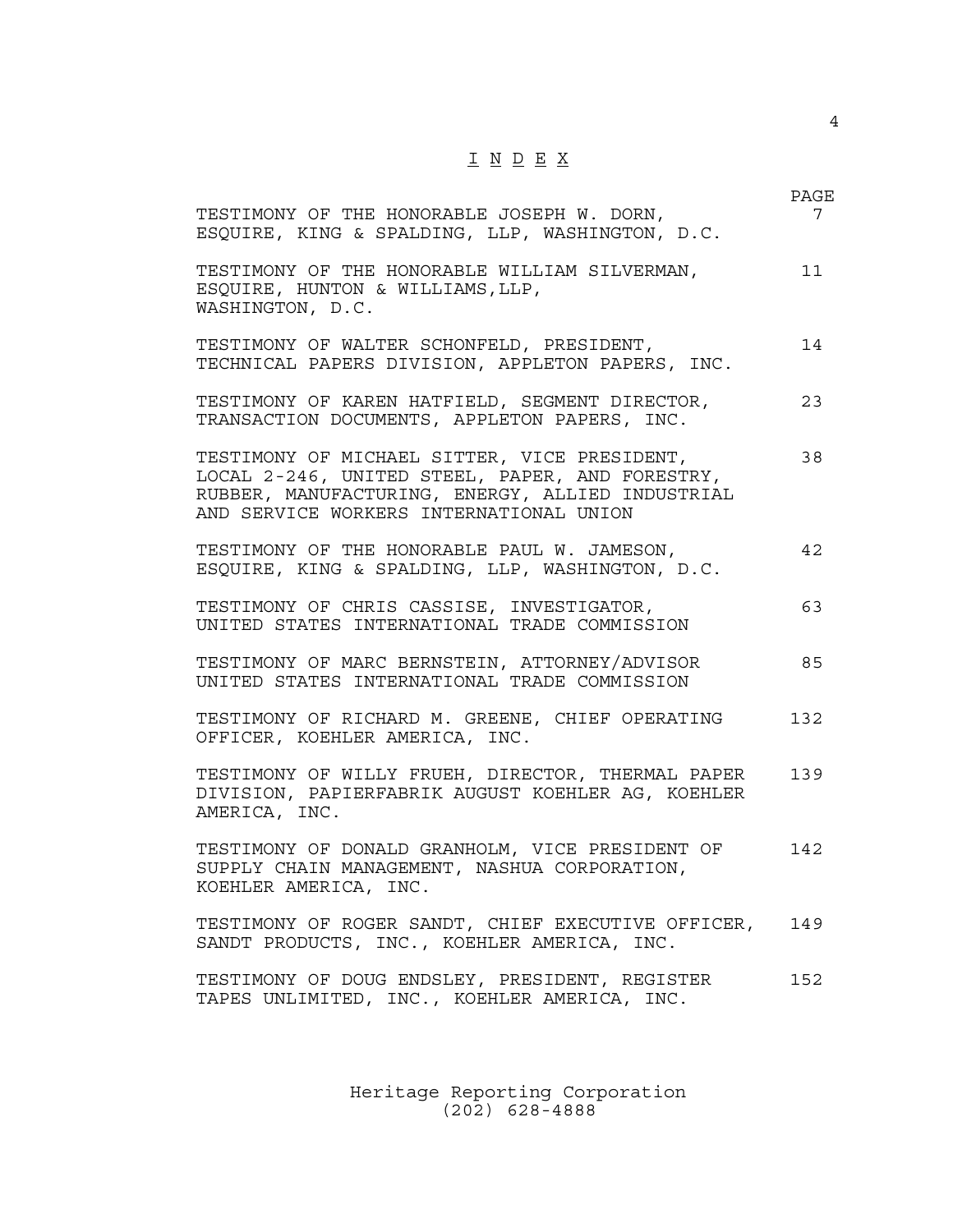# I N D E X

| | PAGE |
|---|---|
| TESTIMONY OF THE HONORABLE JOSEPH W. DORN, ESQUIRE, KING & SPALDING, LLP, WASHINGTON, D.C. | 7 |
| TESTIMONY OF THE HONORABLE WILLIAM SILVERMAN, ESQUIRE, HUNTON & WILLIAMS,LLP, WASHINGTON, D.C. | 11 |
| TESTIMONY OF WALTER SCHONFELD, PRESIDENT, TECHNICAL PAPERS DIVISION, APPLETON PAPERS, INC. | 14 |
| TESTIMONY OF KAREN HATFIELD, SEGMENT DIRECTOR, TRANSACTION DOCUMENTS, APPLETON PAPERS, INC. | 23 |
| TESTIMONY OF MICHAEL SITTER, VICE PRESIDENT, LOCAL 2-246, UNITED STEEL, PAPER, AND FORESTRY, RUBBER, MANUFACTURING, ENERGY, ALLIED INDUSTRIAL AND SERVICE WORKERS INTERNATIONAL UNION | 38 |
| TESTIMONY OF THE HONORABLE PAUL W. JAMESON, ESQUIRE, KING & SPALDING, LLP, WASHINGTON, D.C. | 42 |
| TESTIMONY OF CHRIS CASSISE, INVESTIGATOR, UNITED STATES INTERNATIONAL TRADE COMMISSION | 63 |
| TESTIMONY OF MARC BERNSTEIN, ATTORNEY/ADVISOR UNITED STATES INTERNATIONAL TRADE COMMISSION | 85 |
| TESTIMONY OF RICHARD M. GREENE, CHIEF OPERATING OFFICER, KOEHLER AMERICA, INC. | 132 |
| TESTIMONY OF WILLY FRUEH, DIRECTOR, THERMAL PAPER DIVISION, PAPIERFABRIK AUGUST KOEHLER AG, KOEHLER AMERICA, INC. | 139 |
| TESTIMONY OF DONALD GRANHOLM, VICE PRESIDENT OF SUPPLY CHAIN MANAGEMENT, NASHUA CORPORATION, KOEHLER AMERICA, INC. | 142 |
| TESTIMONY OF ROGER SANDT, CHIEF EXECUTIVE OFFICER, SANDT PRODUCTS, INC., KOEHLER AMERICA, INC. | 149 |
| TESTIMONY OF DOUG ENDSLEY, PRESIDENT, REGISTER TAPES UNLIMITED, INC., KOEHLER AMERICA, INC. | 152 |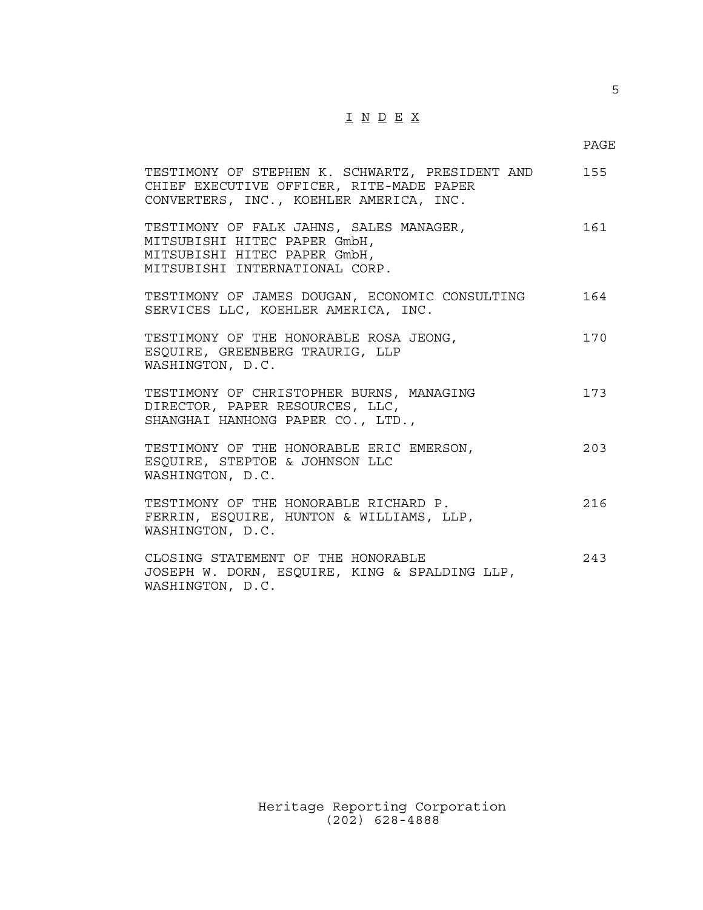# I N D E X

| | PAGE |
|---|---|
| TESTIMONY OF STEPHEN K. SCHWARTZ, PRESIDENT AND CHIEF EXECUTIVE OFFICER, RITE-MADE PAPER CONVERTERS, INC., KOEHLER AMERICA, INC. | 155 |
| TESTIMONY OF FALK JAHNS, SALES MANAGER, MITSUBISHI HITEC PAPER GmbH, MITSUBISHI HITEC PAPER GmbH, MITSUBISHI INTERNATIONAL CORP. | 161 |
| TESTIMONY OF JAMES DOUGAN, ECONOMIC CONSULTING SERVICES LLC, KOEHLER AMERICA, INC. | 164 |
| TESTIMONY OF THE HONORABLE ROSA JEONG, ESQUIRE, GREENBERG TRAURIG, LLP WASHINGTON, D.C. | 170 |
| TESTIMONY OF CHRISTOPHER BURNS, MANAGING DIRECTOR, PAPER RESOURCES, LLC, SHANGHAI HANHONG PAPER CO., LTD., | 173 |
| TESTIMONY OF THE HONORABLE ERIC EMERSON, ESQUIRE, STEPTOE & JOHNSON LLC WASHINGTON, D.C. | 203 |
| TESTIMONY OF THE HONORABLE RICHARD P. FERRIN, ESQUIRE, HUNTON & WILLIAMS, LLP, WASHINGTON, D.C. | 216 |
| CLOSING STATEMENT OF THE HONORABLE JOSEPH W. DORN, ESQUIRE, KING & SPALDING LLP, WASHINGTON, D.C. | 243 |

Heritage Reporting Corporation
(202) 628-4888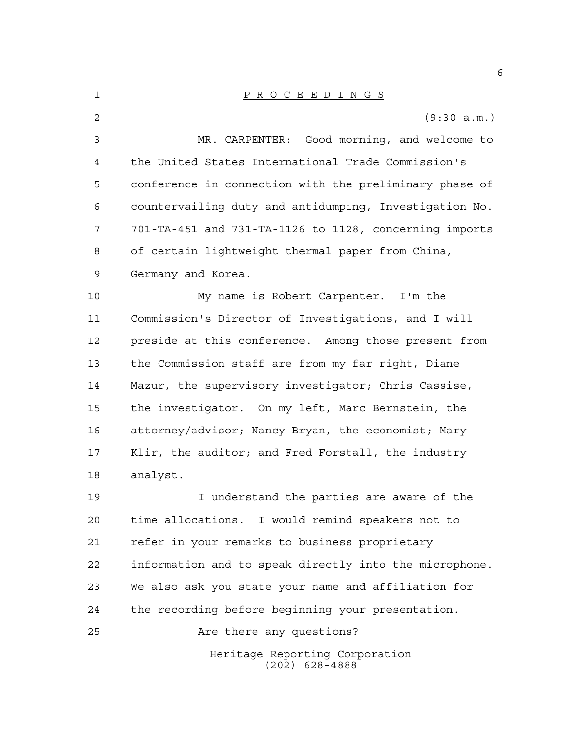P R O C E E D I N G S

(9:30 a.m.)

MR. CARPENTER: Good morning, and welcome to the United States International Trade Commission's conference in connection with the preliminary phase of countervailing duty and antidumping, Investigation No. 701-TA-451 and 731-TA-1126 to 1128, concerning imports of certain lightweight thermal paper from China, Germany and Korea.

My name is Robert Carpenter. I'm the Commission's Director of Investigations, and I will preside at this conference. Among those present from the Commission staff are from my far right, Diane Mazur, the supervisory investigator; Chris Cassise, the investigator. On my left, Marc Bernstein, the attorney/advisor; Nancy Bryan, the economist; Mary Klir, the auditor; and Fred Forstall, the industry analyst.

I understand the parties are aware of the time allocations. I would remind speakers not to refer in your remarks to business proprietary information and to speak directly into the microphone. We also ask you state your name and affiliation for the recording before beginning your presentation.

Are there any questions?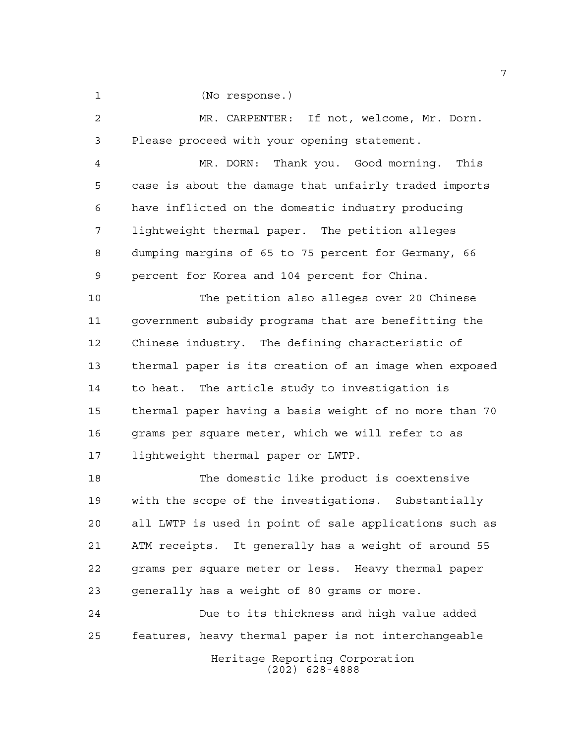(No response.)

MR. CARPENTER: If not, welcome, Mr. Dorn. Please proceed with your opening statement.

MR. DORN: Thank you. Good morning. This case is about the damage that unfairly traded imports have inflicted on the domestic industry producing lightweight thermal paper. The petition alleges dumping margins of 65 to 75 percent for Germany, 66 percent for Korea and 104 percent for China.

The petition also alleges over 20 Chinese government subsidy programs that are benefitting the Chinese industry. The defining characteristic of thermal paper is its creation of an image when exposed to heat. The article study to investigation is thermal paper having a basis weight of no more than 70 grams per square meter, which we will refer to as lightweight thermal paper or LWTP.

The domestic like product is coextensive with the scope of the investigations. Substantially all LWTP is used in point of sale applications such as ATM receipts. It generally has a weight of around 55 grams per square meter or less. Heavy thermal paper generally has a weight of 80 grams or more.

Due to its thickness and high value added features, heavy thermal paper is not interchangeable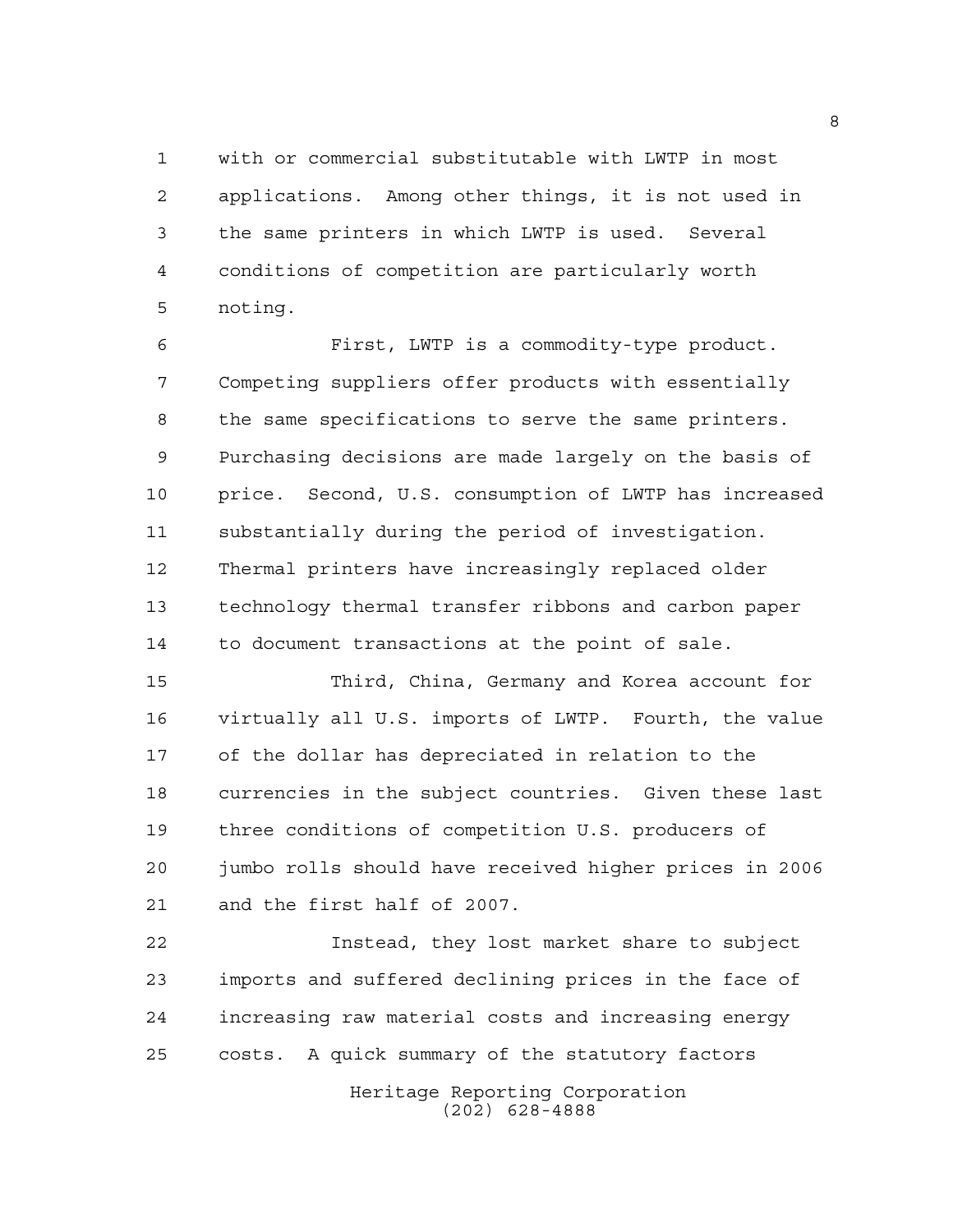with or commercial substitutable with LWTP in most applications. Among other things, it is not used in the same printers in which LWTP is used. Several conditions of competition are particularly worth noting.

First, LWTP is a commodity-type product. Competing suppliers offer products with essentially the same specifications to serve the same printers. Purchasing decisions are made largely on the basis of price. Second, U.S. consumption of LWTP has increased substantially during the period of investigation. Thermal printers have increasingly replaced older technology thermal transfer ribbons and carbon paper to document transactions at the point of sale.

Third, China, Germany and Korea account for virtually all U.S. imports of LWTP. Fourth, the value of the dollar has depreciated in relation to the currencies in the subject countries. Given these last three conditions of competition U.S. producers of jumbo rolls should have received higher prices in 2006 and the first half of 2007.

Instead, they lost market share to subject imports and suffered declining prices in the face of increasing raw material costs and increasing energy costs. A quick summary of the statutory factors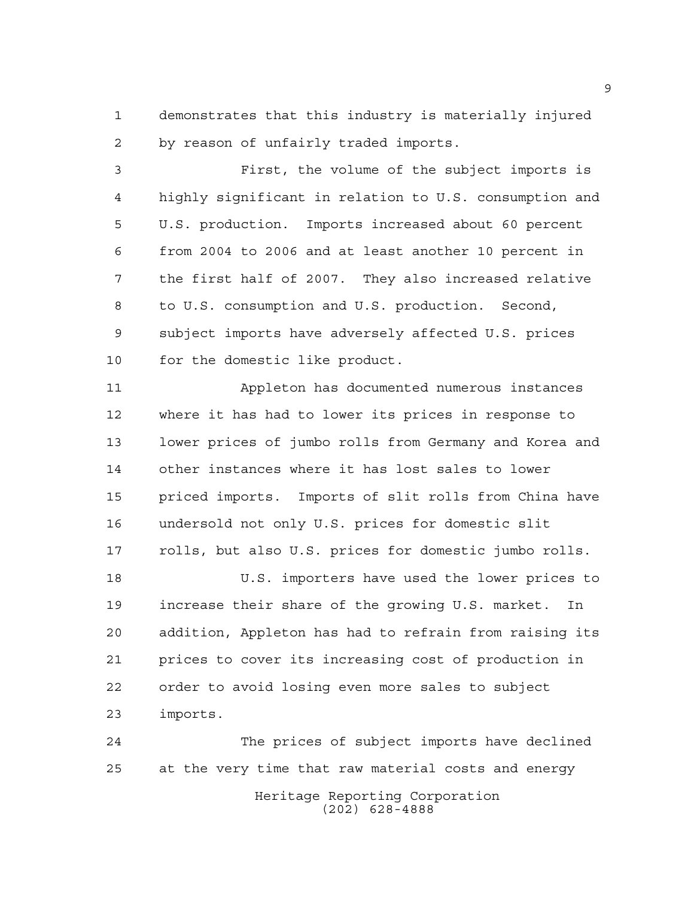demonstrates that this industry is materially injured by reason of unfairly traded imports.

First, the volume of the subject imports is highly significant in relation to U.S. consumption and U.S. production. Imports increased about 60 percent from 2004 to 2006 and at least another 10 percent in the first half of 2007. They also increased relative to U.S. consumption and U.S. production. Second, subject imports have adversely affected U.S. prices for the domestic like product.

Appleton has documented numerous instances where it has had to lower its prices in response to lower prices of jumbo rolls from Germany and Korea and other instances where it has lost sales to lower priced imports. Imports of slit rolls from China have undersold not only U.S. prices for domestic slit rolls, but also U.S. prices for domestic jumbo rolls.

U.S. importers have used the lower prices to increase their share of the growing U.S. market. In addition, Appleton has had to refrain from raising its prices to cover its increasing cost of production in order to avoid losing even more sales to subject imports.

The prices of subject imports have declined at the very time that raw material costs and energy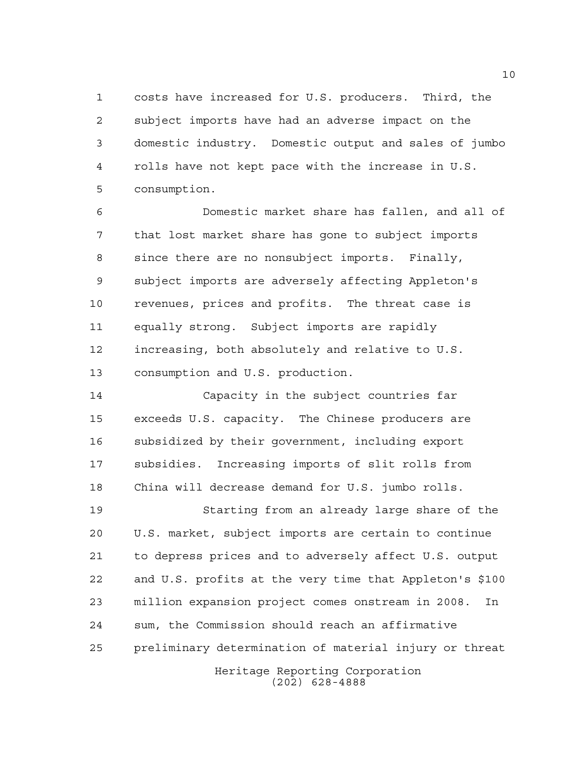costs have increased for U.S. producers. Third, the subject imports have had an adverse impact on the domestic industry. Domestic output and sales of jumbo rolls have not kept pace with the increase in U.S. consumption.

Domestic market share has fallen, and all of that lost market share has gone to subject imports since there are no nonsubject imports. Finally, subject imports are adversely affecting Appleton's revenues, prices and profits. The threat case is equally strong. Subject imports are rapidly increasing, both absolutely and relative to U.S. consumption and U.S. production.

Capacity in the subject countries far exceeds U.S. capacity. The Chinese producers are subsidized by their government, including export subsidies. Increasing imports of slit rolls from China will decrease demand for U.S. jumbo rolls.

Starting from an already large share of the U.S. market, subject imports are certain to continue to depress prices and to adversely affect U.S. output and U.S. profits at the very time that Appleton's $100 million expansion project comes onstream in 2008. In sum, the Commission should reach an affirmative preliminary determination of material injury or threat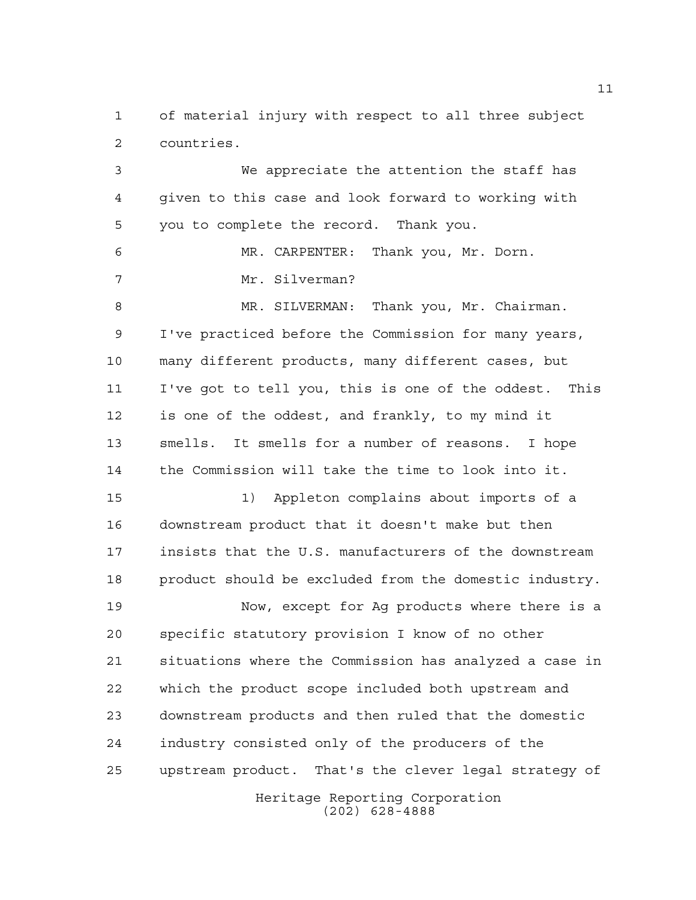of material injury with respect to all three subject countries.

We appreciate the attention the staff has given to this case and look forward to working with you to complete the record. Thank you.

MR. CARPENTER: Thank you, Mr. Dorn.

Mr. Silverman?

MR. SILVERMAN: Thank you, Mr. Chairman. I've practiced before the Commission for many years, many different products, many different cases, but I've got to tell you, this is one of the oddest. This is one of the oddest, and frankly, to my mind it smells. It smells for a number of reasons. I hope the Commission will take the time to look into it.

1) Appleton complains about imports of a downstream product that it doesn't make but then insists that the U.S. manufacturers of the downstream product should be excluded from the domestic industry.

Now, except for Ag products where there is a specific statutory provision I know of no other situations where the Commission has analyzed a case in which the product scope included both upstream and downstream products and then ruled that the domestic industry consisted only of the producers of the upstream product. That's the clever legal strategy of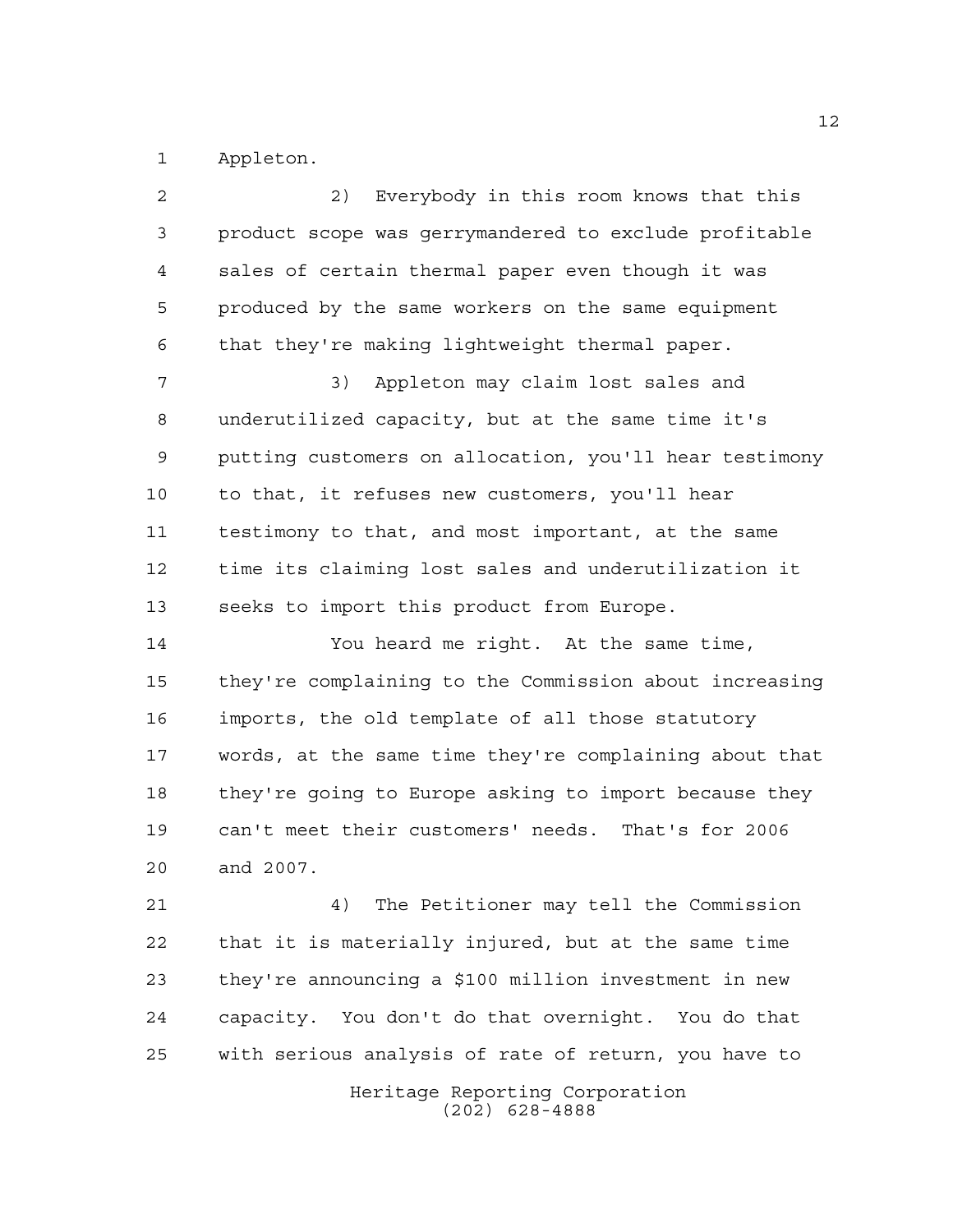Appleton.

2) Everybody in this room knows that this product scope was gerrymandered to exclude profitable sales of certain thermal paper even though it was produced by the same workers on the same equipment that they're making lightweight thermal paper.

3) Appleton may claim lost sales and underutilized capacity, but at the same time it's putting customers on allocation, you'll hear testimony to that, it refuses new customers, you'll hear testimony to that, and most important, at the same time its claiming lost sales and underutilization it seeks to import this product from Europe.

You heard me right. At the same time, they're complaining to the Commission about increasing imports, the old template of all those statutory words, at the same time they're complaining about that they're going to Europe asking to import because they can't meet their customers' needs. That's for 2006 and 2007.

4) The Petitioner may tell the Commission that it is materially injured, but at the same time they're announcing a $100 million investment in new capacity. You don't do that overnight. You do that with serious analysis of rate of return, you have to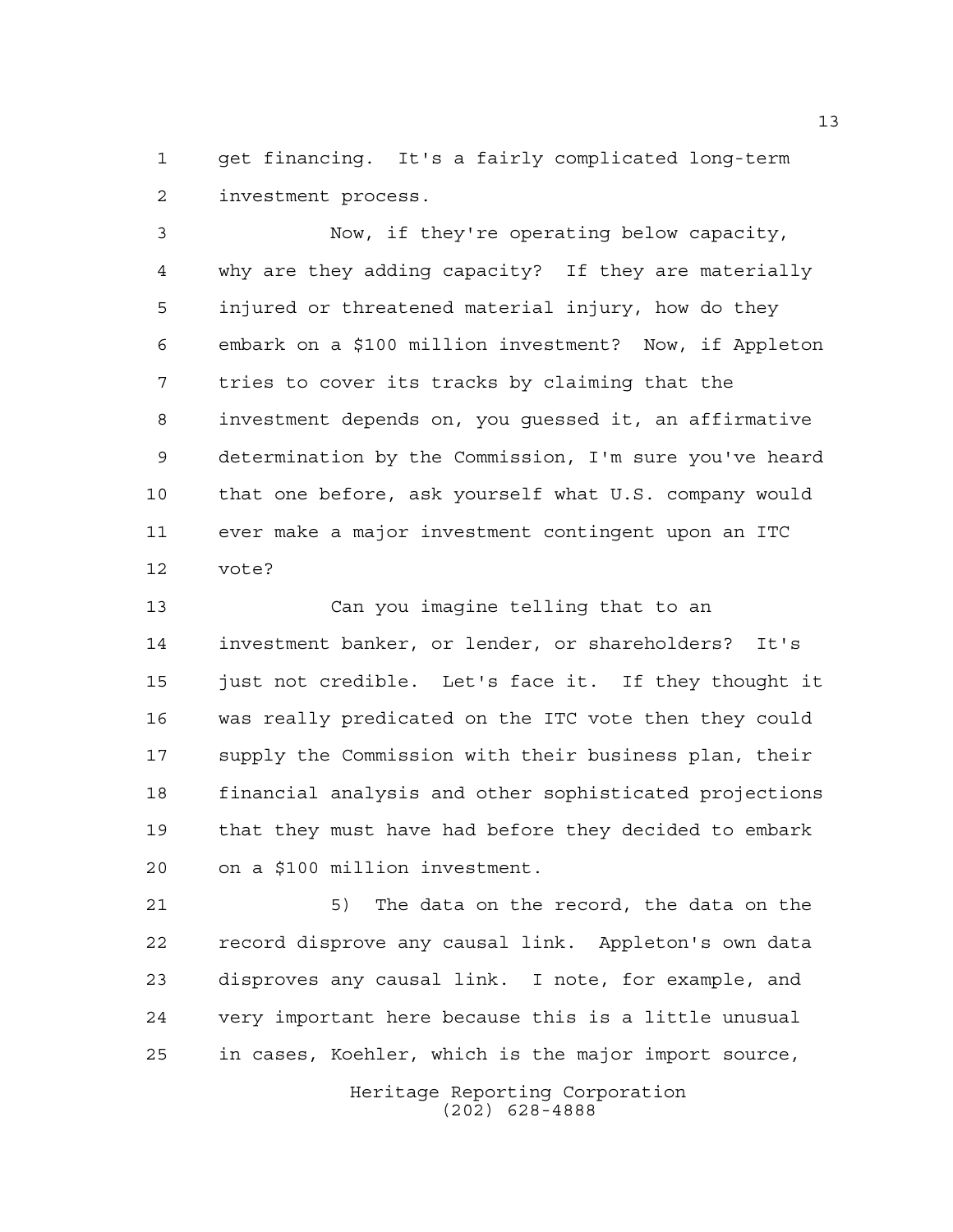get financing. It's a fairly complicated long-term investment process.

Now, if they're operating below capacity, why are they adding capacity? If they are materially injured or threatened material injury, how do they embark on a $100 million investment? Now, if Appleton tries to cover its tracks by claiming that the investment depends on, you guessed it, an affirmative determination by the Commission, I'm sure you've heard that one before, ask yourself what U.S. company would ever make a major investment contingent upon an ITC vote?

Can you imagine telling that to an investment banker, or lender, or shareholders? It's just not credible. Let's face it. If they thought it was really predicated on the ITC vote then they could supply the Commission with their business plan, their financial analysis and other sophisticated projections that they must have had before they decided to embark on a $100 million investment.

5) The data on the record, the data on the record disprove any causal link. Appleton's own data disproves any causal link. I note, for example, and very important here because this is a little unusual in cases, Koehler, which is the major import source,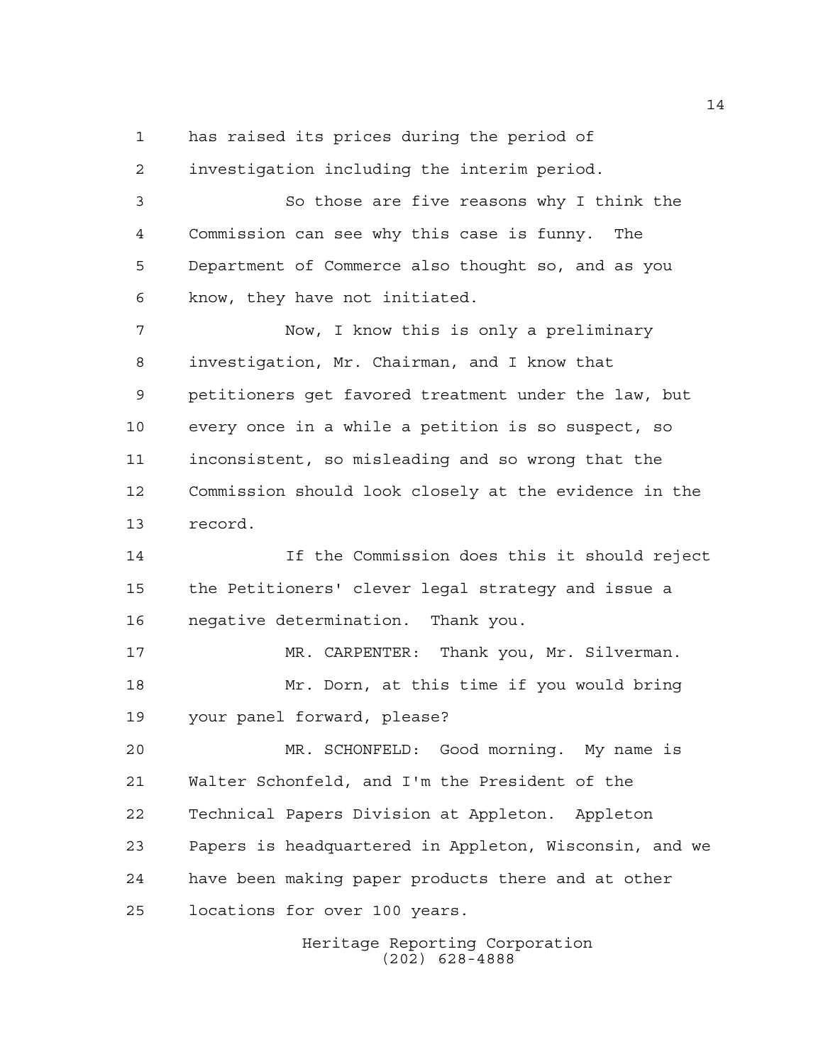has raised its prices during the period of investigation including the interim period.

So those are five reasons why I think the Commission can see why this case is funny. The Department of Commerce also thought so, and as you know, they have not initiated.

Now, I know this is only a preliminary investigation, Mr. Chairman, and I know that petitioners get favored treatment under the law, but every once in a while a petition is so suspect, so inconsistent, so misleading and so wrong that the Commission should look closely at the evidence in the record.

If the Commission does this it should reject the Petitioners' clever legal strategy and issue a negative determination. Thank you.

MR. CARPENTER: Thank you, Mr. Silverman.

Mr. Dorn, at this time if you would bring your panel forward, please?

MR. SCHONFELD: Good morning. My name is Walter Schonfeld, and I'm the President of the Technical Papers Division at Appleton. Appleton Papers is headquartered in Appleton, Wisconsin, and we have been making paper products there and at other locations for over 100 years.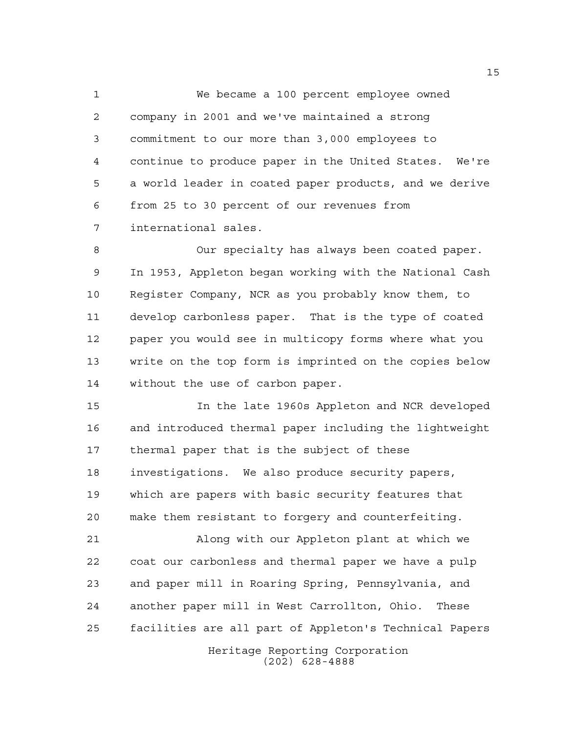We became a 100 percent employee owned company in 2001 and we've maintained a strong commitment to our more than 3,000 employees to continue to produce paper in the United States. We're a world leader in coated paper products, and we derive from 25 to 30 percent of our revenues from international sales.

Our specialty has always been coated paper. In 1953, Appleton began working with the National Cash Register Company, NCR as you probably know them, to develop carbonless paper. That is the type of coated paper you would see in multicopy forms where what you write on the top form is imprinted on the copies below without the use of carbon paper.

In the late 1960s Appleton and NCR developed and introduced thermal paper including the lightweight thermal paper that is the subject of these investigations. We also produce security papers, which are papers with basic security features that make them resistant to forgery and counterfeiting.

Along with our Appleton plant at which we coat our carbonless and thermal paper we have a pulp and paper mill in Roaring Spring, Pennsylvania, and another paper mill in West Carrollton, Ohio. These facilities are all part of Appleton's Technical Papers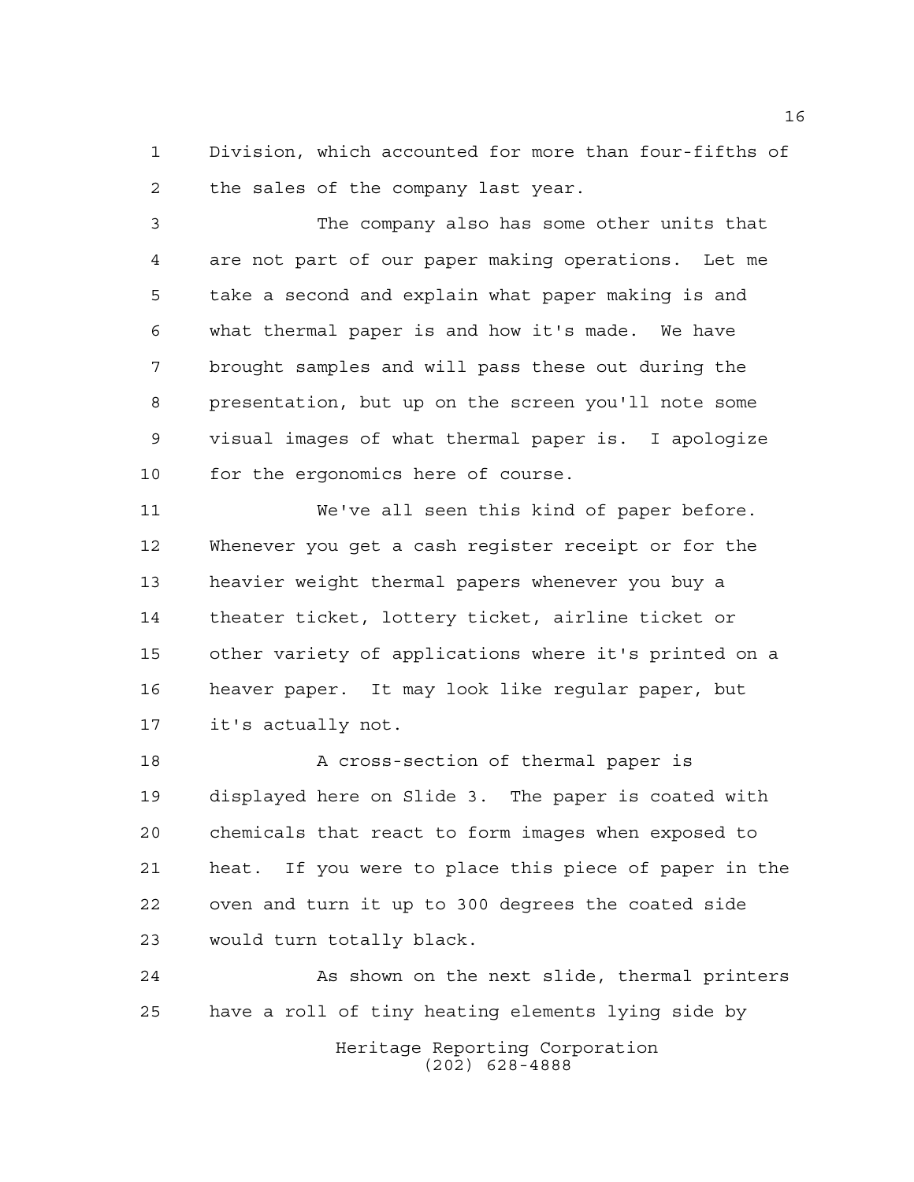Division, which accounted for more than four-fifths of the sales of the company last year.

The company also has some other units that are not part of our paper making operations. Let me take a second and explain what paper making is and what thermal paper is and how it's made. We have brought samples and will pass these out during the presentation, but up on the screen you'll note some visual images of what thermal paper is. I apologize for the ergonomics here of course.

We've all seen this kind of paper before. Whenever you get a cash register receipt or for the heavier weight thermal papers whenever you buy a theater ticket, lottery ticket, airline ticket or other variety of applications where it's printed on a heaver paper. It may look like regular paper, but it's actually not.

A cross-section of thermal paper is displayed here on Slide 3. The paper is coated with chemicals that react to form images when exposed to heat. If you were to place this piece of paper in the oven and turn it up to 300 degrees the coated side would turn totally black.

As shown on the next slide, thermal printers have a roll of tiny heating elements lying side by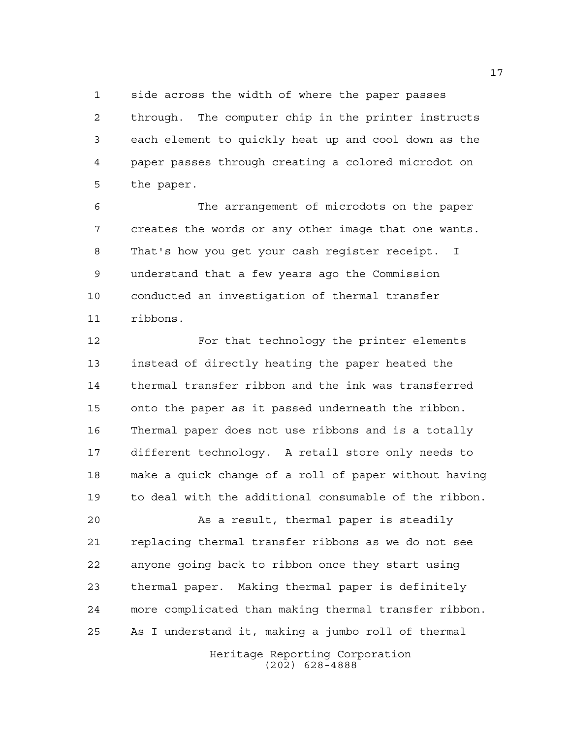side across the width of where the paper passes through. The computer chip in the printer instructs each element to quickly heat up and cool down as the paper passes through creating a colored microdot on the paper.

The arrangement of microdots on the paper creates the words or any other image that one wants. That's how you get your cash register receipt. I understand that a few years ago the Commission conducted an investigation of thermal transfer ribbons.

For that technology the printer elements instead of directly heating the paper heated the thermal transfer ribbon and the ink was transferred onto the paper as it passed underneath the ribbon. Thermal paper does not use ribbons and is a totally different technology. A retail store only needs to make a quick change of a roll of paper without having to deal with the additional consumable of the ribbon.

As a result, thermal paper is steadily replacing thermal transfer ribbons as we do not see anyone going back to ribbon once they start using thermal paper. Making thermal paper is definitely more complicated than making thermal transfer ribbon. As I understand it, making a jumbo roll of thermal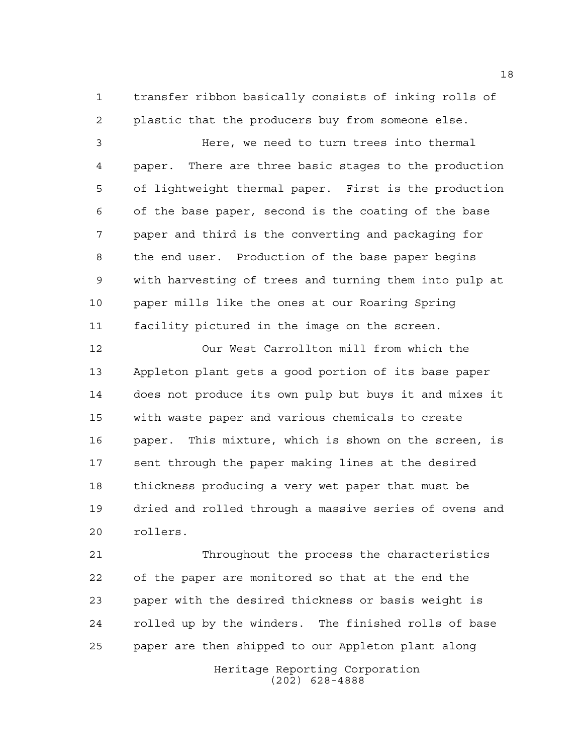transfer ribbon basically consists of inking rolls of plastic that the producers buy from someone else.

Here, we need to turn trees into thermal paper. There are three basic stages to the production of lightweight thermal paper. First is the production of the base paper, second is the coating of the base paper and third is the converting and packaging for the end user. Production of the base paper begins with harvesting of trees and turning them into pulp at paper mills like the ones at our Roaring Spring facility pictured in the image on the screen.

Our West Carrollton mill from which the Appleton plant gets a good portion of its base paper does not produce its own pulp but buys it and mixes it with waste paper and various chemicals to create paper. This mixture, which is shown on the screen, is sent through the paper making lines at the desired thickness producing a very wet paper that must be dried and rolled through a massive series of ovens and rollers.

Throughout the process the characteristics of the paper are monitored so that at the end the paper with the desired thickness or basis weight is rolled up by the winders. The finished rolls of base paper are then shipped to our Appleton plant along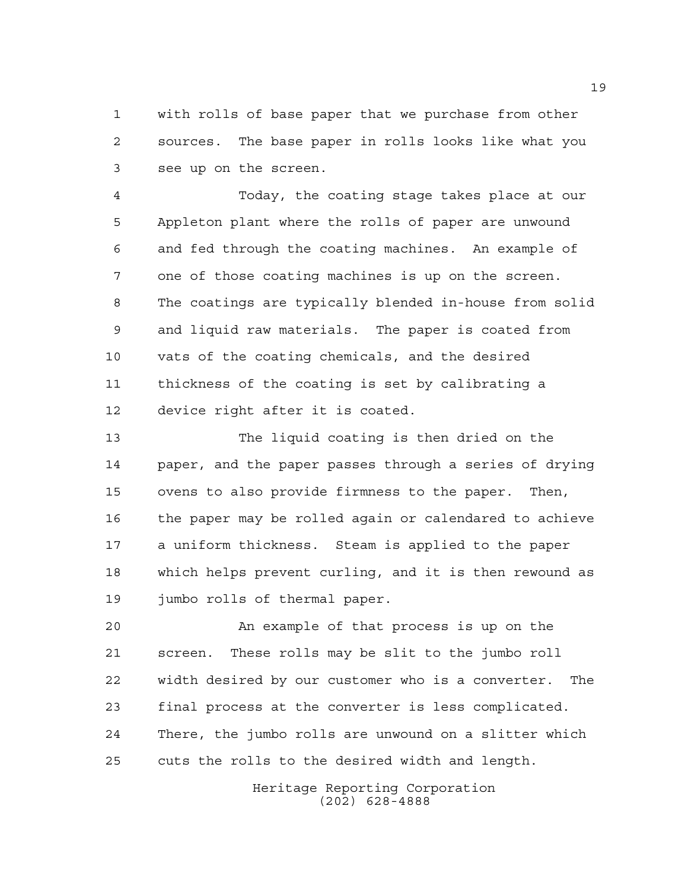with rolls of base paper that we purchase from other sources. The base paper in rolls looks like what you see up on the screen.

Today, the coating stage takes place at our Appleton plant where the rolls of paper are unwound and fed through the coating machines. An example of one of those coating machines is up on the screen. The coatings are typically blended in-house from solid and liquid raw materials. The paper is coated from vats of the coating chemicals, and the desired thickness of the coating is set by calibrating a device right after it is coated.

The liquid coating is then dried on the paper, and the paper passes through a series of drying ovens to also provide firmness to the paper. Then, the paper may be rolled again or calendared to achieve a uniform thickness. Steam is applied to the paper which helps prevent curling, and it is then rewound as jumbo rolls of thermal paper.

An example of that process is up on the screen. These rolls may be slit to the jumbo roll width desired by our customer who is a converter. The final process at the converter is less complicated. There, the jumbo rolls are unwound on a slitter which cuts the rolls to the desired width and length.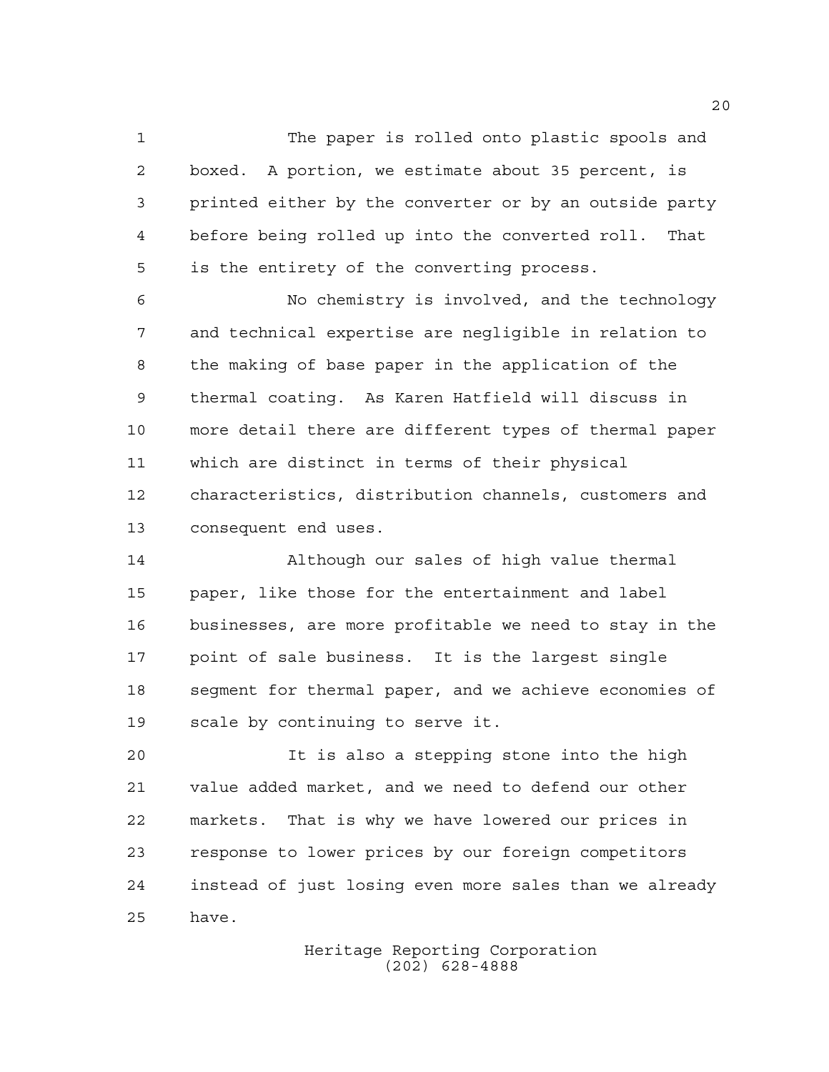The paper is rolled onto plastic spools and boxed. A portion, we estimate about 35 percent, is printed either by the converter or by an outside party before being rolled up into the converted roll. That is the entirety of the converting process.

No chemistry is involved, and the technology and technical expertise are negligible in relation to the making of base paper in the application of the thermal coating. As Karen Hatfield will discuss in more detail there are different types of thermal paper which are distinct in terms of their physical characteristics, distribution channels, customers and consequent end uses.

Although our sales of high value thermal paper, like those for the entertainment and label businesses, are more profitable we need to stay in the point of sale business. It is the largest single segment for thermal paper, and we achieve economies of scale by continuing to serve it.

It is also a stepping stone into the high value added market, and we need to defend our other markets. That is why we have lowered our prices in response to lower prices by our foreign competitors instead of just losing even more sales than we already have.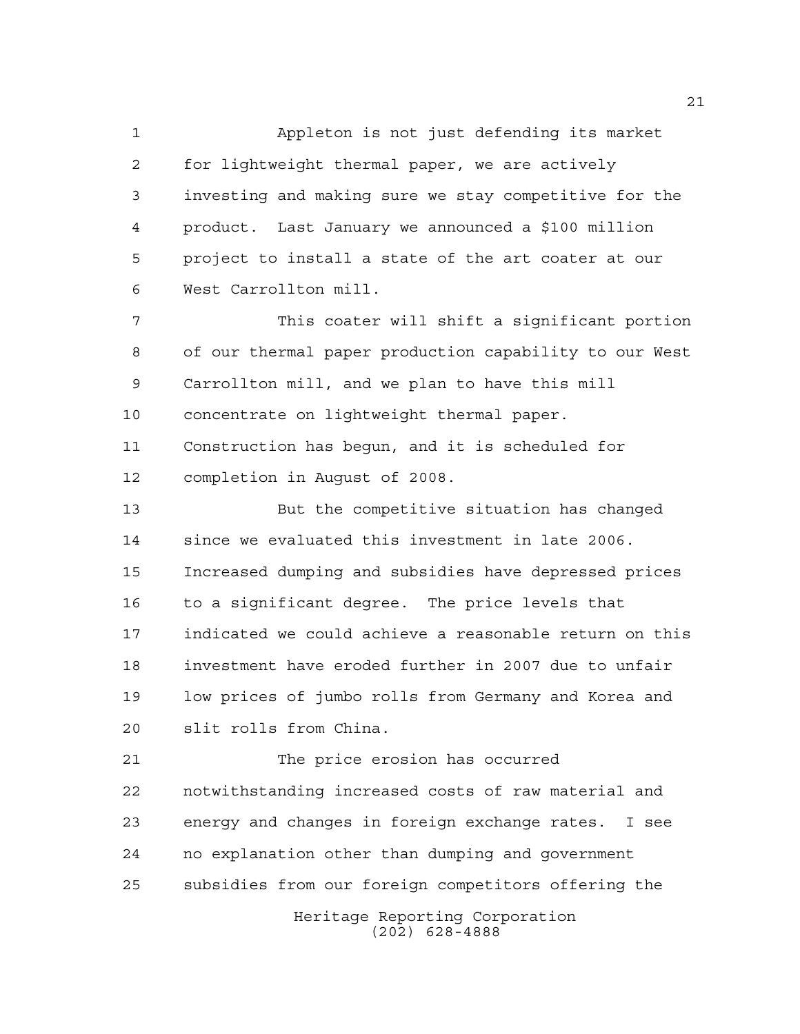Appleton is not just defending its market for lightweight thermal paper, we are actively investing and making sure we stay competitive for the product. Last January we announced a $100 million project to install a state of the art coater at our West Carrollton mill.

This coater will shift a significant portion of our thermal paper production capability to our West Carrollton mill, and we plan to have this mill concentrate on lightweight thermal paper. Construction has begun, and it is scheduled for completion in August of 2008.

But the competitive situation has changed since we evaluated this investment in late 2006. Increased dumping and subsidies have depressed prices to a significant degree. The price levels that indicated we could achieve a reasonable return on this investment have eroded further in 2007 due to unfair low prices of jumbo rolls from Germany and Korea and slit rolls from China.

The price erosion has occurred notwithstanding increased costs of raw material and energy and changes in foreign exchange rates. I see no explanation other than dumping and government subsidies from our foreign competitors offering the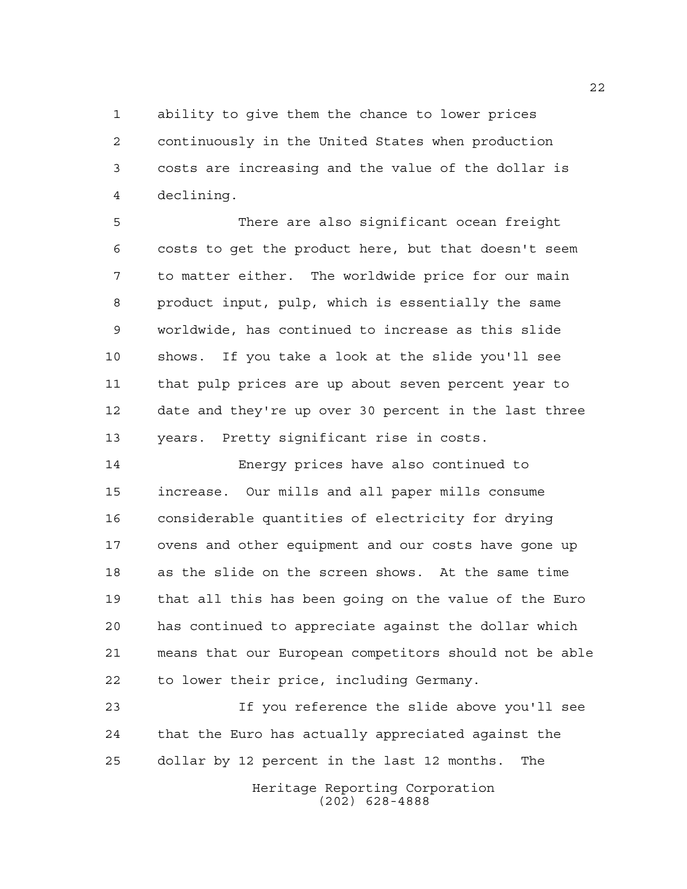ability to give them the chance to lower prices continuously in the United States when production costs are increasing and the value of the dollar is declining.

There are also significant ocean freight costs to get the product here, but that doesn't seem to matter either. The worldwide price for our main product input, pulp, which is essentially the same worldwide, has continued to increase as this slide shows. If you take a look at the slide you'll see that pulp prices are up about seven percent year to date and they're up over 30 percent in the last three years. Pretty significant rise in costs.

Energy prices have also continued to increase. Our mills and all paper mills consume considerable quantities of electricity for drying ovens and other equipment and our costs have gone up as the slide on the screen shows. At the same time that all this has been going on the value of the Euro has continued to appreciate against the dollar which means that our European competitors should not be able to lower their price, including Germany.

If you reference the slide above you'll see that the Euro has actually appreciated against the dollar by 12 percent in the last 12 months. The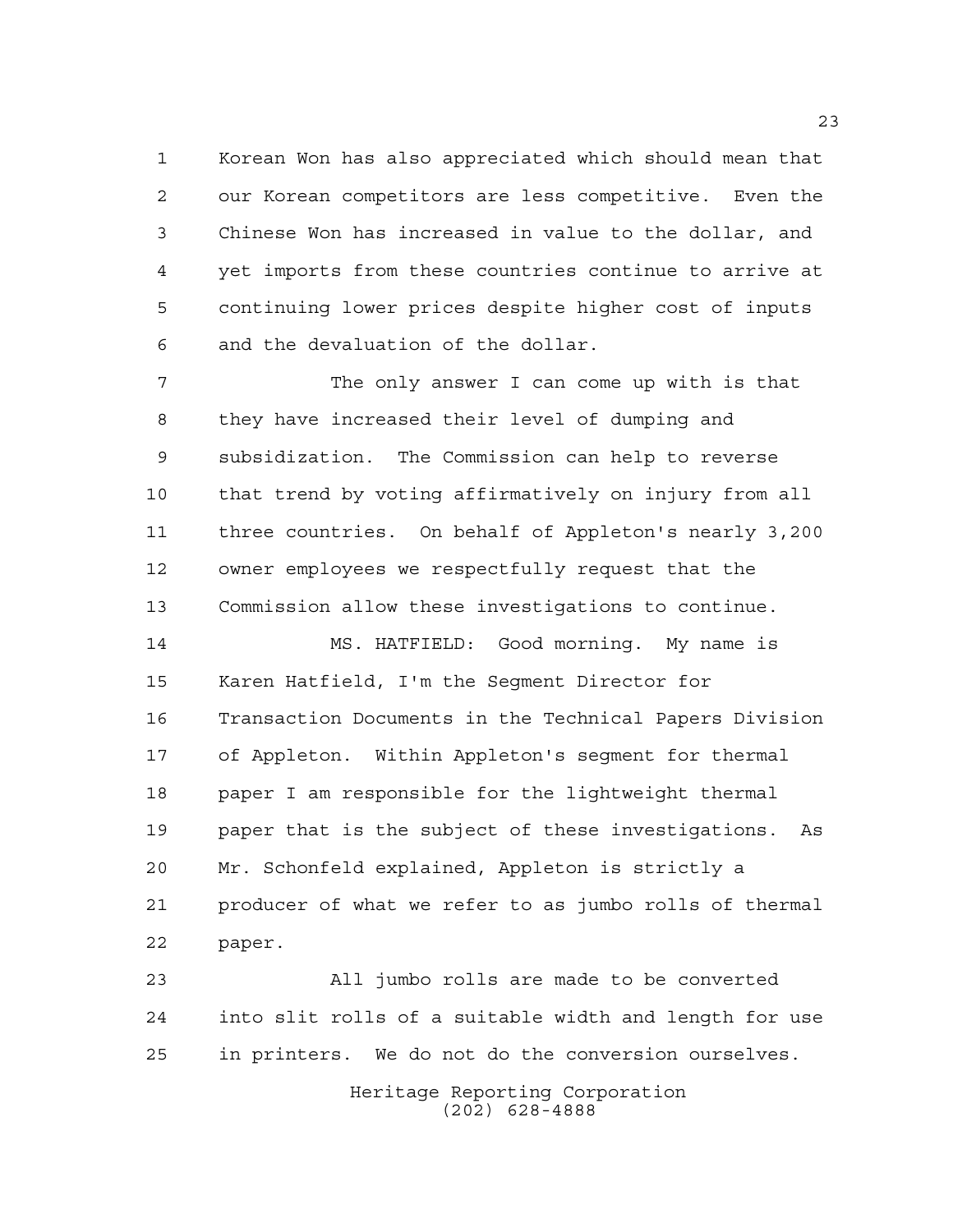Korean Won has also appreciated which should mean that our Korean competitors are less competitive. Even the Chinese Won has increased in value to the dollar, and yet imports from these countries continue to arrive at continuing lower prices despite higher cost of inputs and the devaluation of the dollar.

The only answer I can come up with is that they have increased their level of dumping and subsidization. The Commission can help to reverse that trend by voting affirmatively on injury from all three countries. On behalf of Appleton's nearly 3,200 owner employees we respectfully request that the Commission allow these investigations to continue.

MS. HATFIELD: Good morning. My name is Karen Hatfield, I'm the Segment Director for Transaction Documents in the Technical Papers Division of Appleton. Within Appleton's segment for thermal paper I am responsible for the lightweight thermal paper that is the subject of these investigations. As Mr. Schonfeld explained, Appleton is strictly a producer of what we refer to as jumbo rolls of thermal paper.

All jumbo rolls are made to be converted into slit rolls of a suitable width and length for use in printers. We do not do the conversion ourselves.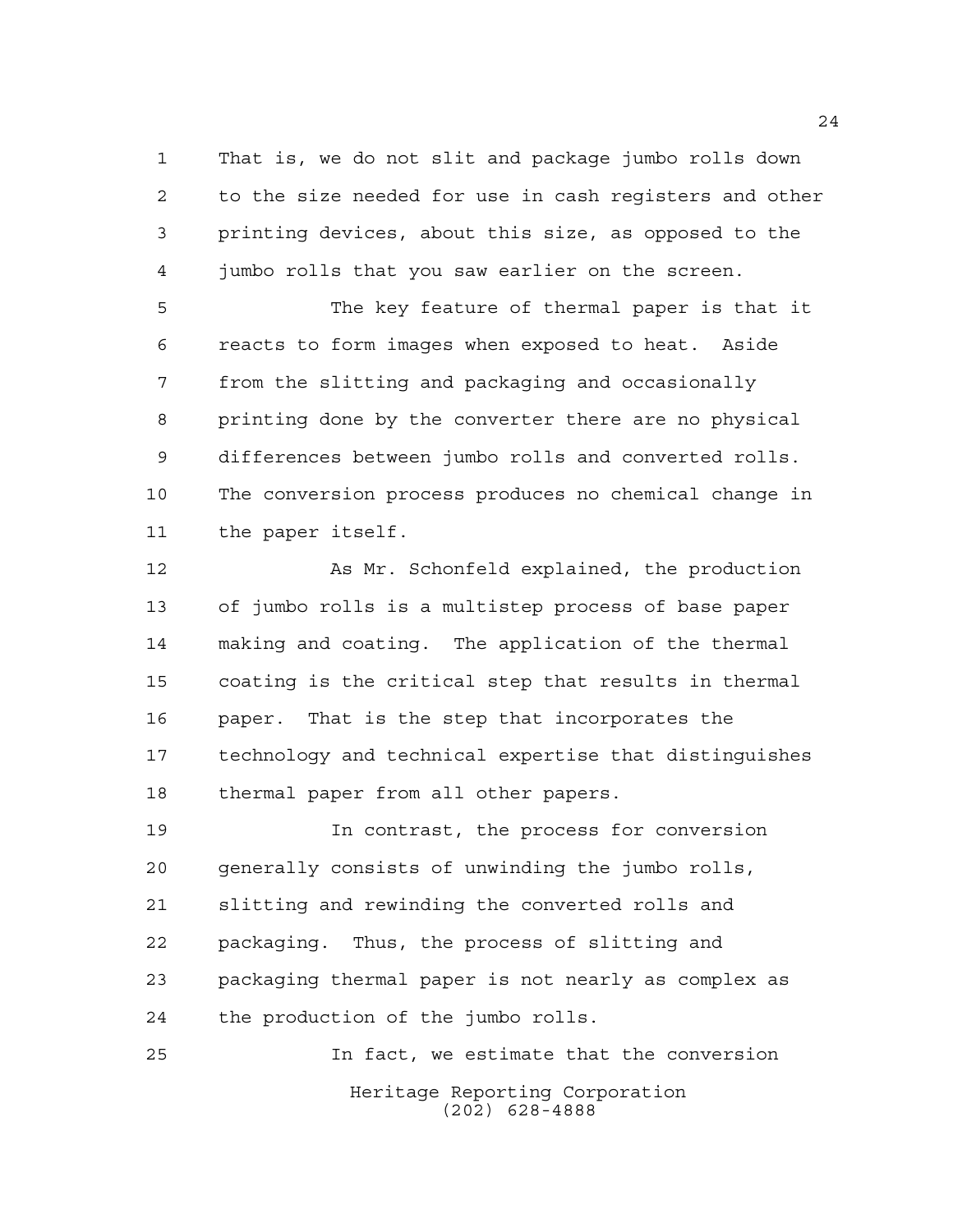That is, we do not slit and package jumbo rolls down to the size needed for use in cash registers and other printing devices, about this size, as opposed to the jumbo rolls that you saw earlier on the screen.

The key feature of thermal paper is that it reacts to form images when exposed to heat. Aside from the slitting and packaging and occasionally printing done by the converter there are no physical differences between jumbo rolls and converted rolls. The conversion process produces no chemical change in the paper itself.

As Mr. Schonfeld explained, the production of jumbo rolls is a multistep process of base paper making and coating. The application of the thermal coating is the critical step that results in thermal paper. That is the step that incorporates the technology and technical expertise that distinguishes thermal paper from all other papers.

In contrast, the process for conversion generally consists of unwinding the jumbo rolls, slitting and rewinding the converted rolls and packaging. Thus, the process of slitting and packaging thermal paper is not nearly as complex as the production of the jumbo rolls.

In fact, we estimate that the conversion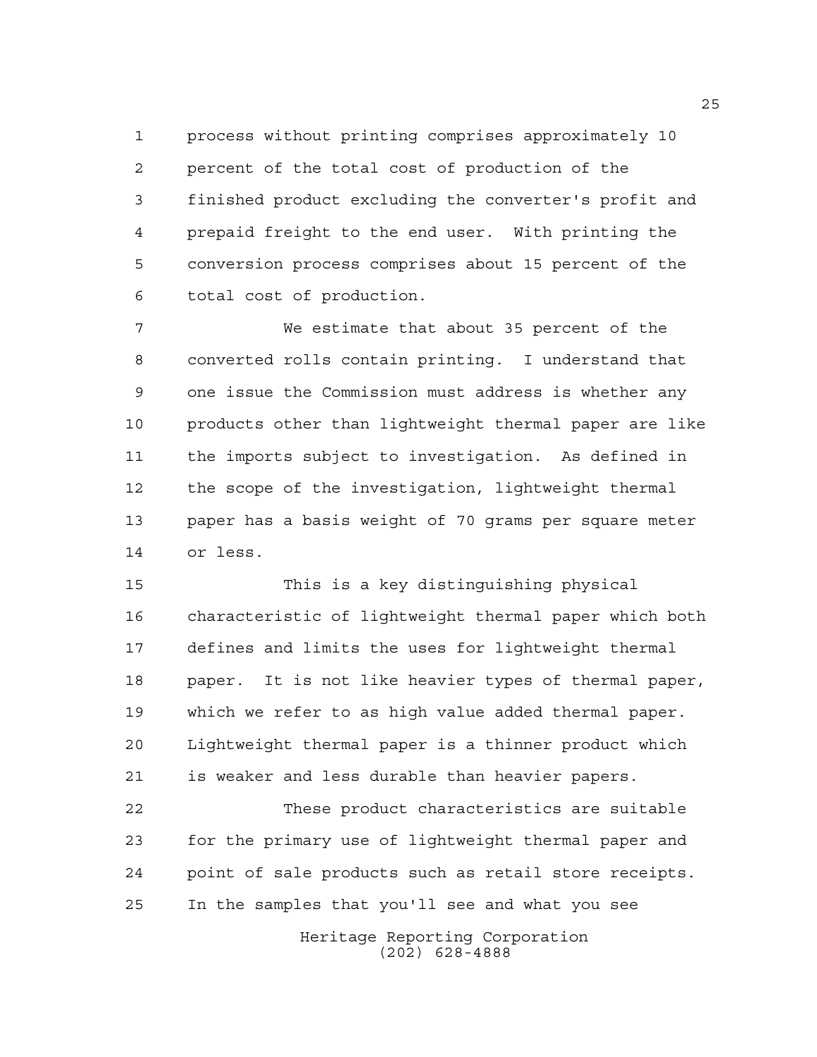process without printing comprises approximately 10 percent of the total cost of production of the finished product excluding the converter's profit and prepaid freight to the end user. With printing the conversion process comprises about 15 percent of the total cost of production.

We estimate that about 35 percent of the converted rolls contain printing. I understand that one issue the Commission must address is whether any products other than lightweight thermal paper are like the imports subject to investigation. As defined in the scope of the investigation, lightweight thermal paper has a basis weight of 70 grams per square meter or less.

This is a key distinguishing physical characteristic of lightweight thermal paper which both defines and limits the uses for lightweight thermal paper. It is not like heavier types of thermal paper, which we refer to as high value added thermal paper. Lightweight thermal paper is a thinner product which is weaker and less durable than heavier papers.

These product characteristics are suitable for the primary use of lightweight thermal paper and point of sale products such as retail store receipts. In the samples that you'll see and what you see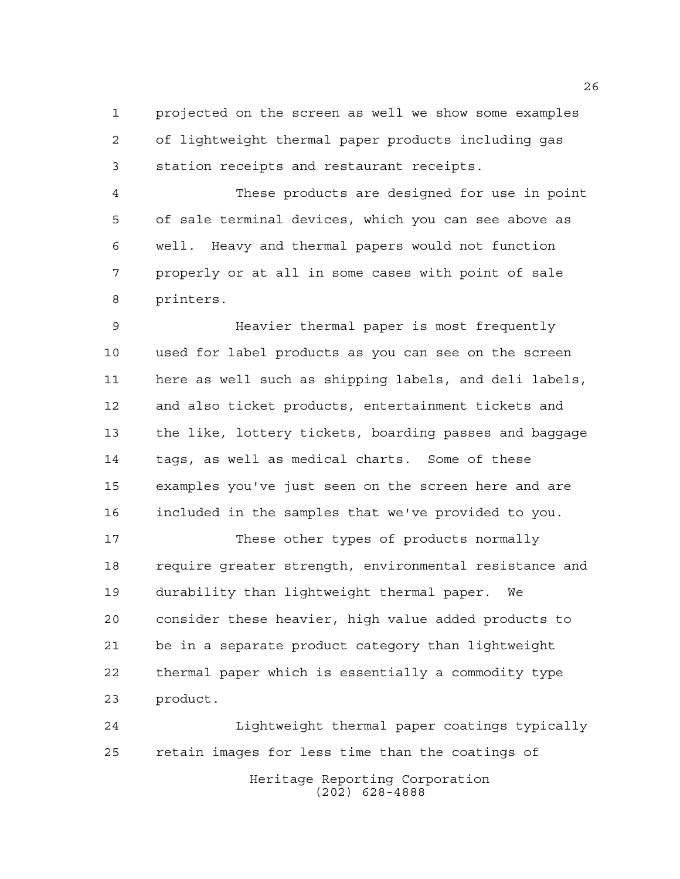projected on the screen as well we show some examples of lightweight thermal paper products including gas station receipts and restaurant receipts.

These products are designed for use in point of sale terminal devices, which you can see above as well. Heavy and thermal papers would not function properly or at all in some cases with point of sale printers.

Heavier thermal paper is most frequently used for label products as you can see on the screen here as well such as shipping labels, and deli labels, and also ticket products, entertainment tickets and the like, lottery tickets, boarding passes and baggage tags, as well as medical charts. Some of these examples you've just seen on the screen here and are included in the samples that we've provided to you.

These other types of products normally require greater strength, environmental resistance and durability than lightweight thermal paper. We consider these heavier, high value added products to be in a separate product category than lightweight thermal paper which is essentially a commodity type product.

Lightweight thermal paper coatings typically retain images for less time than the coatings of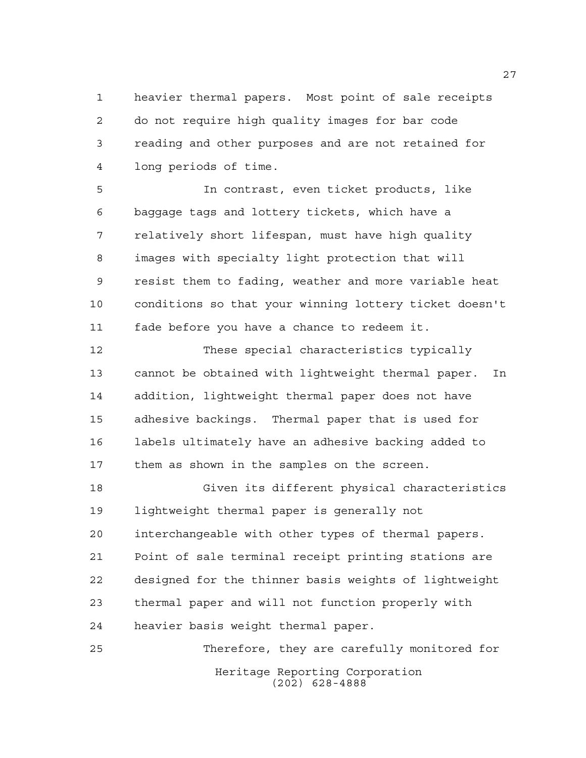heavier thermal papers. Most point of sale receipts do not require high quality images for bar code reading and other purposes and are not retained for long periods of time.

In contrast, even ticket products, like baggage tags and lottery tickets, which have a relatively short lifespan, must have high quality images with specialty light protection that will resist them to fading, weather and more variable heat conditions so that your winning lottery ticket doesn't fade before you have a chance to redeem it.

These special characteristics typically cannot be obtained with lightweight thermal paper. In addition, lightweight thermal paper does not have adhesive backings. Thermal paper that is used for labels ultimately have an adhesive backing added to them as shown in the samples on the screen.

Given its different physical characteristics lightweight thermal paper is generally not interchangeable with other types of thermal papers. Point of sale terminal receipt printing stations are designed for the thinner basis weights of lightweight thermal paper and will not function properly with heavier basis weight thermal paper.

Therefore, they are carefully monitored for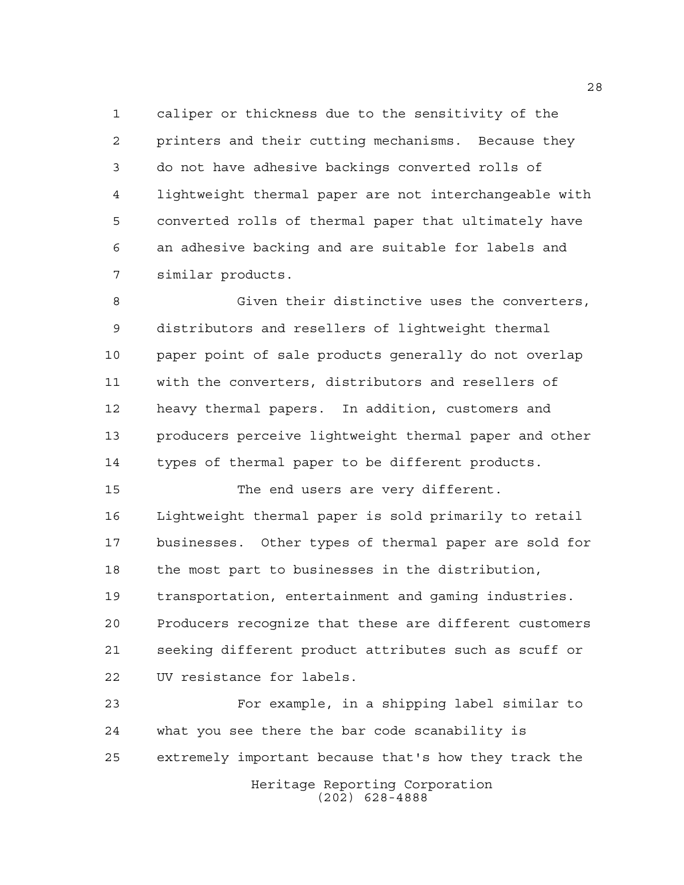caliper or thickness due to the sensitivity of the printers and their cutting mechanisms. Because they do not have adhesive backings converted rolls of lightweight thermal paper are not interchangeable with converted rolls of thermal paper that ultimately have an adhesive backing and are suitable for labels and similar products.

Given their distinctive uses the converters, distributors and resellers of lightweight thermal paper point of sale products generally do not overlap with the converters, distributors and resellers of heavy thermal papers. In addition, customers and producers perceive lightweight thermal paper and other types of thermal paper to be different products.

The end users are very different. Lightweight thermal paper is sold primarily to retail businesses. Other types of thermal paper are sold for the most part to businesses in the distribution, transportation, entertainment and gaming industries. Producers recognize that these are different customers seeking different product attributes such as scuff or UV resistance for labels.

For example, in a shipping label similar to what you see there the bar code scanability is extremely important because that's how they track the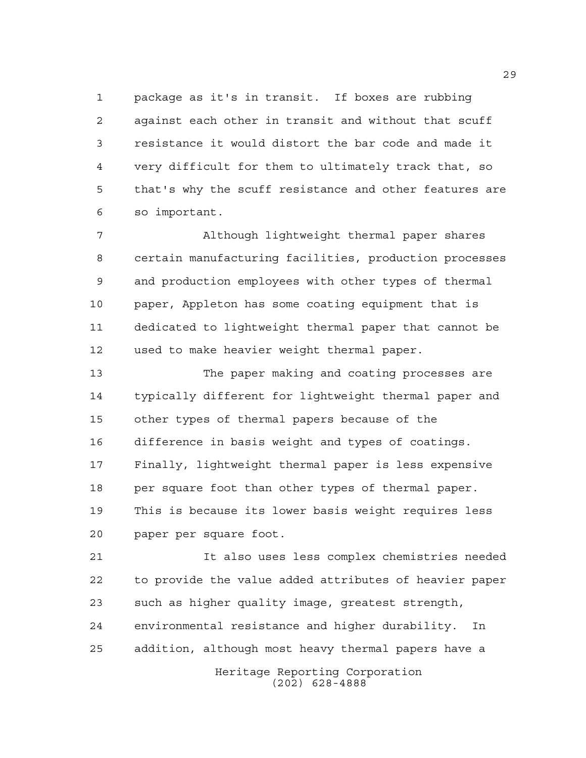package as it's in transit. If boxes are rubbing against each other in transit and without that scuff resistance it would distort the bar code and made it very difficult for them to ultimately track that, so that's why the scuff resistance and other features are so important.

Although lightweight thermal paper shares certain manufacturing facilities, production processes and production employees with other types of thermal paper, Appleton has some coating equipment that is dedicated to lightweight thermal paper that cannot be used to make heavier weight thermal paper.

The paper making and coating processes are typically different for lightweight thermal paper and other types of thermal papers because of the difference in basis weight and types of coatings. Finally, lightweight thermal paper is less expensive per square foot than other types of thermal paper. This is because its lower basis weight requires less paper per square foot.

It also uses less complex chemistries needed to provide the value added attributes of heavier paper such as higher quality image, greatest strength, environmental resistance and higher durability. In addition, although most heavy thermal papers have a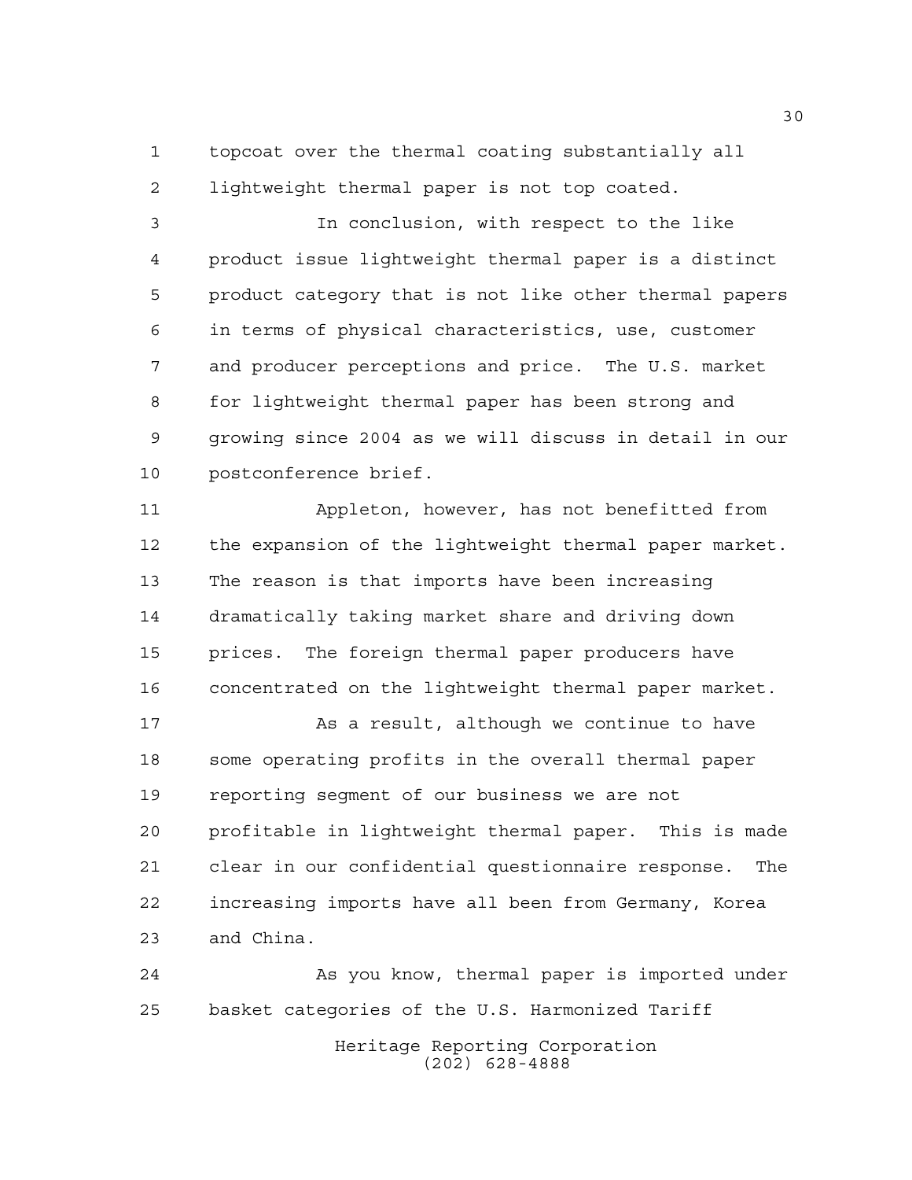topcoat over the thermal coating substantially all lightweight thermal paper is not top coated.

In conclusion, with respect to the like product issue lightweight thermal paper is a distinct product category that is not like other thermal papers in terms of physical characteristics, use, customer and producer perceptions and price. The U.S. market for lightweight thermal paper has been strong and growing since 2004 as we will discuss in detail in our postconference brief.

Appleton, however, has not benefitted from the expansion of the lightweight thermal paper market. The reason is that imports have been increasing dramatically taking market share and driving down prices. The foreign thermal paper producers have concentrated on the lightweight thermal paper market.

As a result, although we continue to have some operating profits in the overall thermal paper reporting segment of our business we are not profitable in lightweight thermal paper. This is made clear in our confidential questionnaire response. The increasing imports have all been from Germany, Korea and China.

As you know, thermal paper is imported under basket categories of the U.S. Harmonized Tariff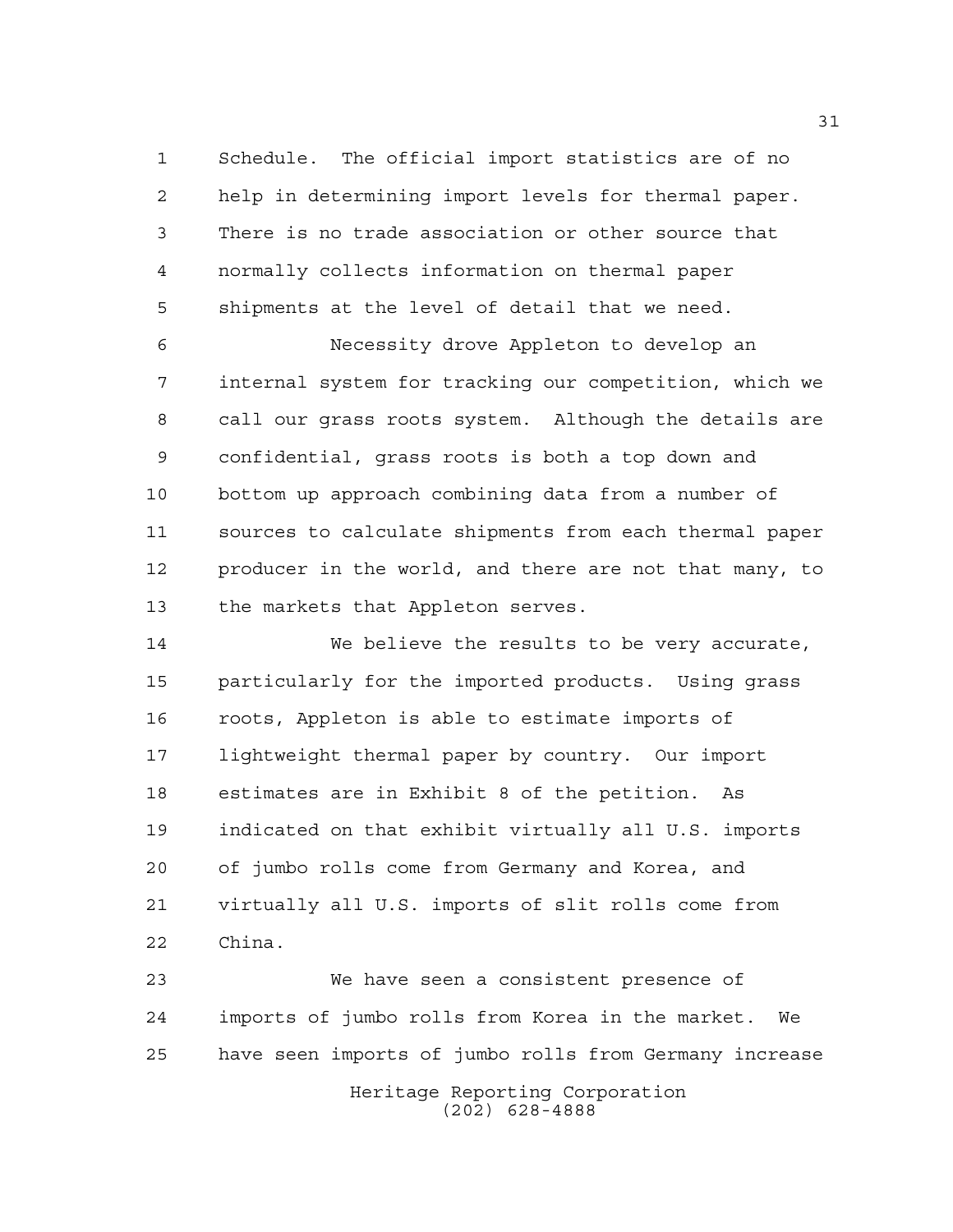Schedule. The official import statistics are of no help in determining import levels for thermal paper. There is no trade association or other source that normally collects information on thermal paper shipments at the level of detail that we need.

Necessity drove Appleton to develop an internal system for tracking our competition, which we call our grass roots system. Although the details are confidential, grass roots is both a top down and bottom up approach combining data from a number of sources to calculate shipments from each thermal paper producer in the world, and there are not that many, to the markets that Appleton serves.

We believe the results to be very accurate, particularly for the imported products. Using grass roots, Appleton is able to estimate imports of lightweight thermal paper by country. Our import estimates are in Exhibit 8 of the petition. As indicated on that exhibit virtually all U.S. imports of jumbo rolls come from Germany and Korea, and virtually all U.S. imports of slit rolls come from China.

We have seen a consistent presence of imports of jumbo rolls from Korea in the market. We have seen imports of jumbo rolls from Germany increase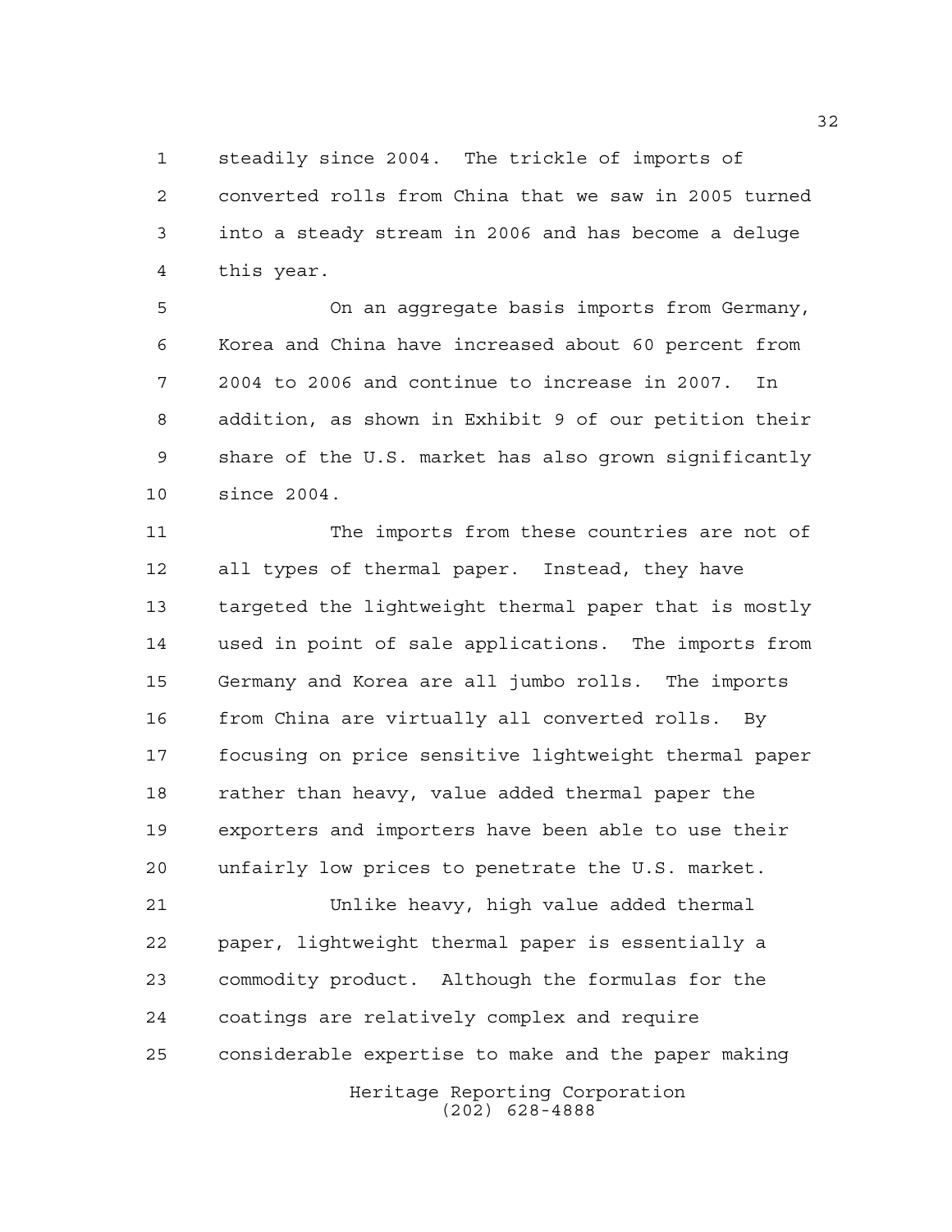steadily since 2004. The trickle of imports of converted rolls from China that we saw in 2005 turned into a steady stream in 2006 and has become a deluge this year.

On an aggregate basis imports from Germany, Korea and China have increased about 60 percent from 2004 to 2006 and continue to increase in 2007. In addition, as shown in Exhibit 9 of our petition their share of the U.S. market has also grown significantly since 2004.

The imports from these countries are not of all types of thermal paper. Instead, they have targeted the lightweight thermal paper that is mostly used in point of sale applications. The imports from Germany and Korea are all jumbo rolls. The imports from China are virtually all converted rolls. By focusing on price sensitive lightweight thermal paper rather than heavy, value added thermal paper the exporters and importers have been able to use their unfairly low prices to penetrate the U.S. market.

Unlike heavy, high value added thermal paper, lightweight thermal paper is essentially a commodity product. Although the formulas for the coatings are relatively complex and require considerable expertise to make and the paper making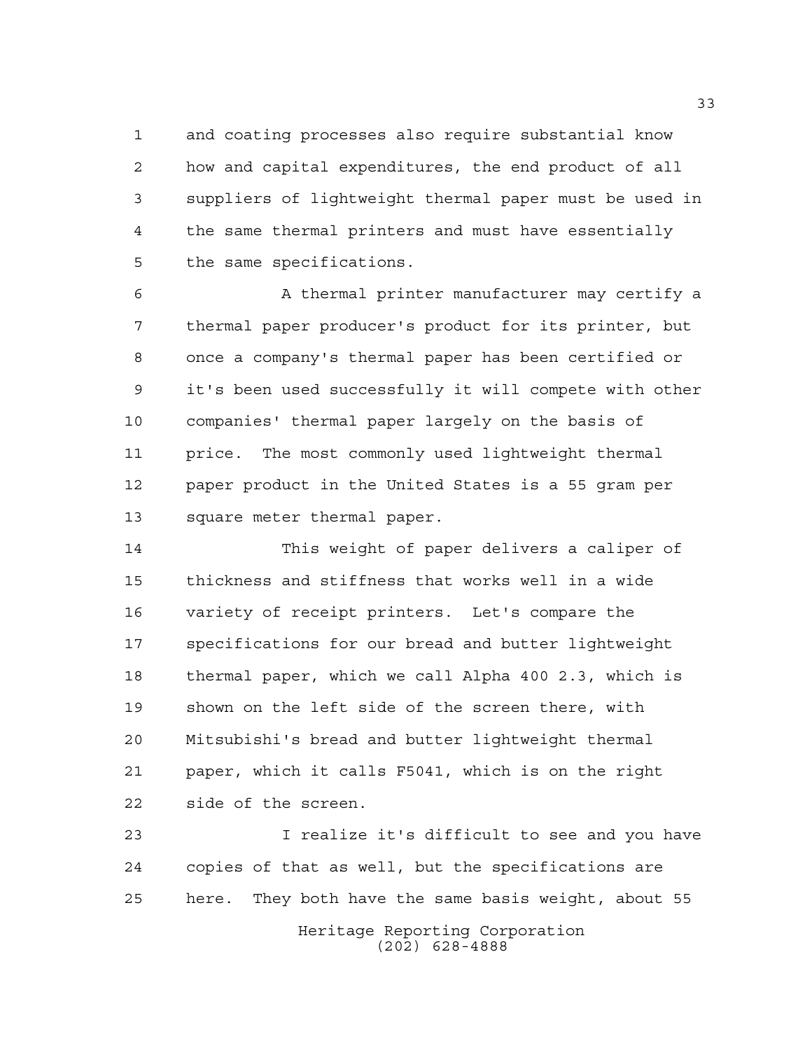and coating processes also require substantial know how and capital expenditures, the end product of all suppliers of lightweight thermal paper must be used in the same thermal printers and must have essentially the same specifications.

A thermal printer manufacturer may certify a thermal paper producer's product for its printer, but once a company's thermal paper has been certified or it's been used successfully it will compete with other companies' thermal paper largely on the basis of price. The most commonly used lightweight thermal paper product in the United States is a 55 gram per square meter thermal paper.

This weight of paper delivers a caliper of thickness and stiffness that works well in a wide variety of receipt printers. Let's compare the specifications for our bread and butter lightweight thermal paper, which we call Alpha 400 2.3, which is shown on the left side of the screen there, with Mitsubishi's bread and butter lightweight thermal paper, which it calls F5041, which is on the right side of the screen.

I realize it's difficult to see and you have copies of that as well, but the specifications are here. They both have the same basis weight, about 55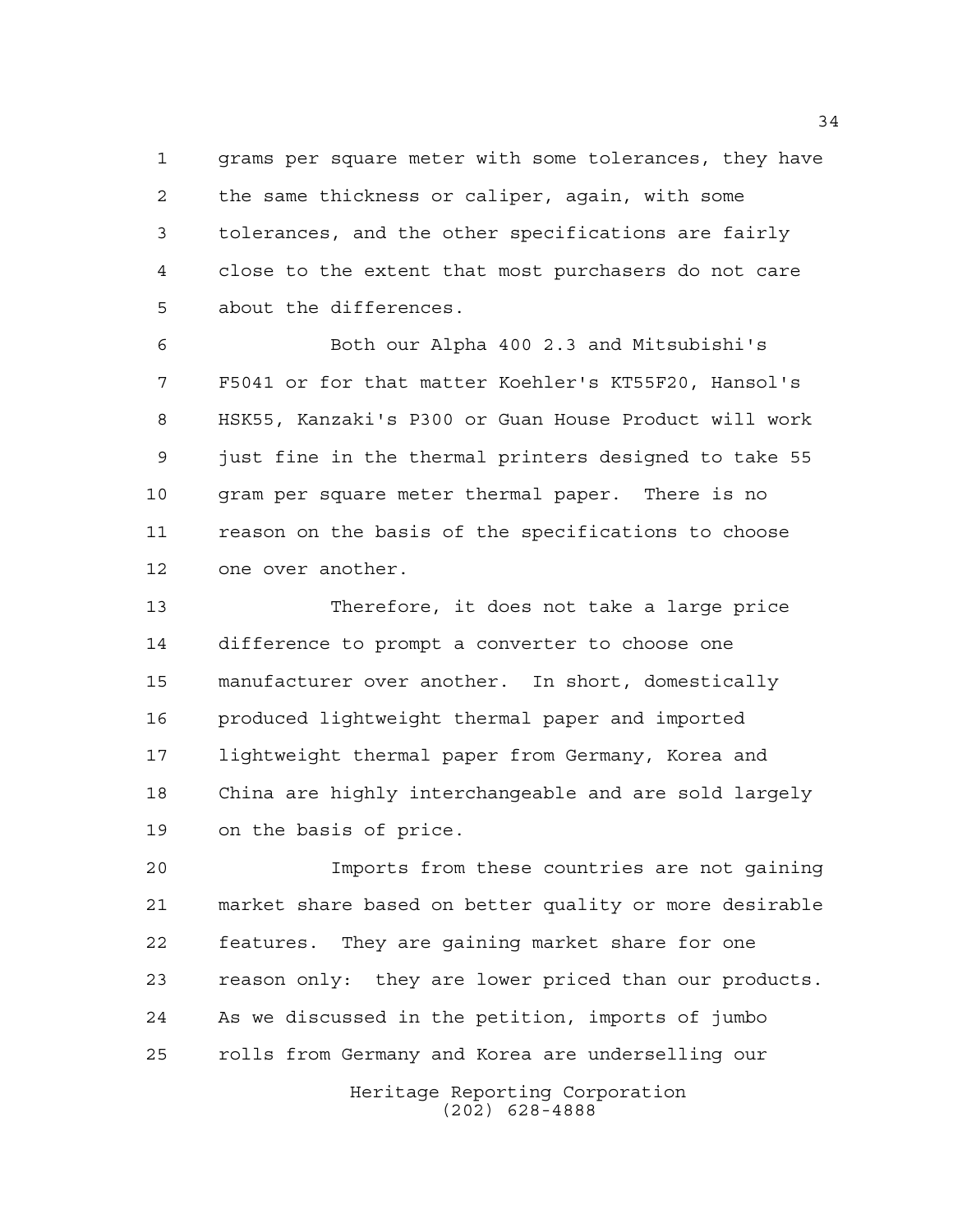grams per square meter with some tolerances, they have the same thickness or caliper, again, with some tolerances, and the other specifications are fairly close to the extent that most purchasers do not care about the differences.

Both our Alpha 400 2.3 and Mitsubishi's F5041 or for that matter Koehler's KT55F20, Hansol's HSK55, Kanzaki's P300 or Guan House Product will work just fine in the thermal printers designed to take 55 gram per square meter thermal paper. There is no reason on the basis of the specifications to choose one over another.

Therefore, it does not take a large price difference to prompt a converter to choose one manufacturer over another. In short, domestically produced lightweight thermal paper and imported lightweight thermal paper from Germany, Korea and China are highly interchangeable and are sold largely on the basis of price.

Imports from these countries are not gaining market share based on better quality or more desirable features. They are gaining market share for one reason only: they are lower priced than our products. As we discussed in the petition, imports of jumbo rolls from Germany and Korea are underselling our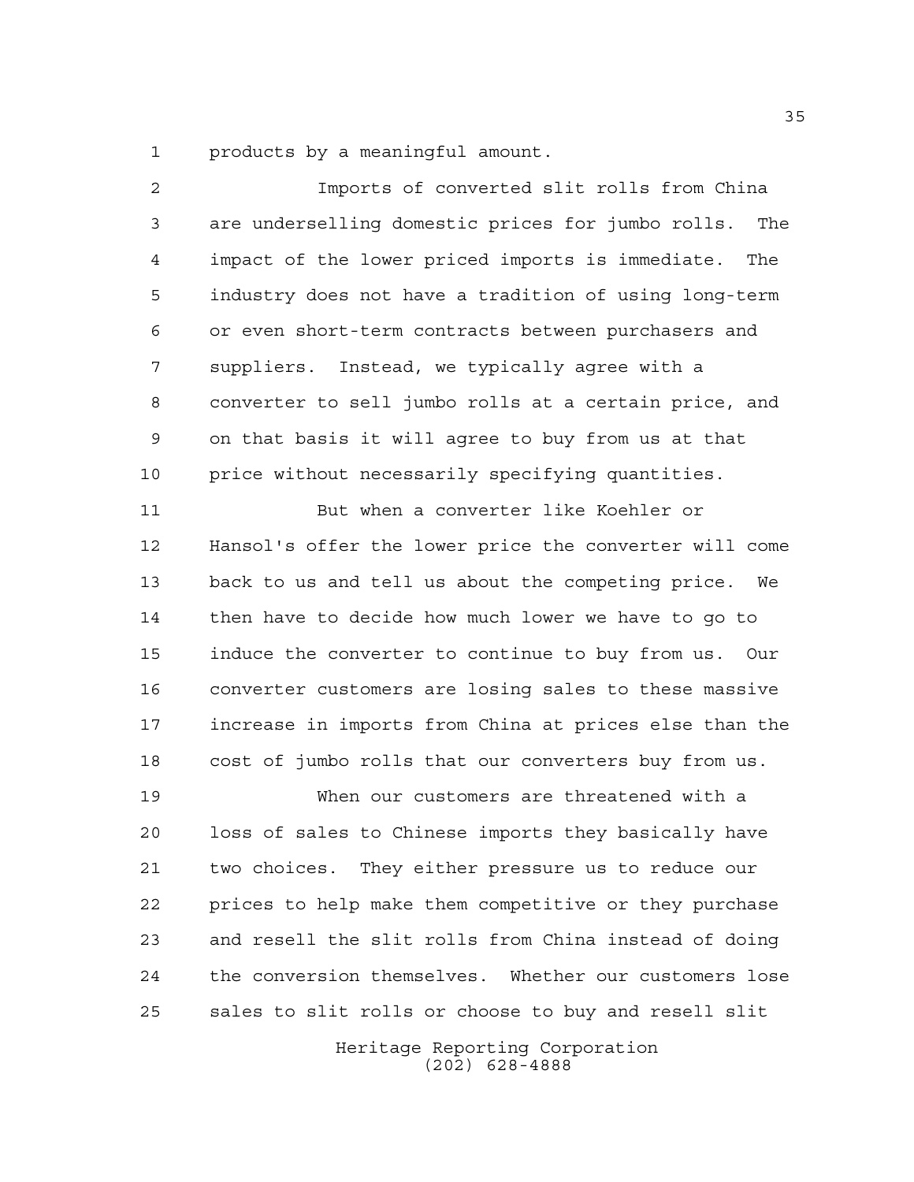products by a meaningful amount.

Imports of converted slit rolls from China are underselling domestic prices for jumbo rolls. The impact of the lower priced imports is immediate. The industry does not have a tradition of using long-term or even short-term contracts between purchasers and suppliers. Instead, we typically agree with a converter to sell jumbo rolls at a certain price, and on that basis it will agree to buy from us at that price without necessarily specifying quantities.

But when a converter like Koehler or Hansol's offer the lower price the converter will come back to us and tell us about the competing price. We then have to decide how much lower we have to go to induce the converter to continue to buy from us. Our converter customers are losing sales to these massive increase in imports from China at prices else than the cost of jumbo rolls that our converters buy from us.

When our customers are threatened with a loss of sales to Chinese imports they basically have two choices. They either pressure us to reduce our prices to help make them competitive or they purchase and resell the slit rolls from China instead of doing the conversion themselves. Whether our customers lose sales to slit rolls or choose to buy and resell slit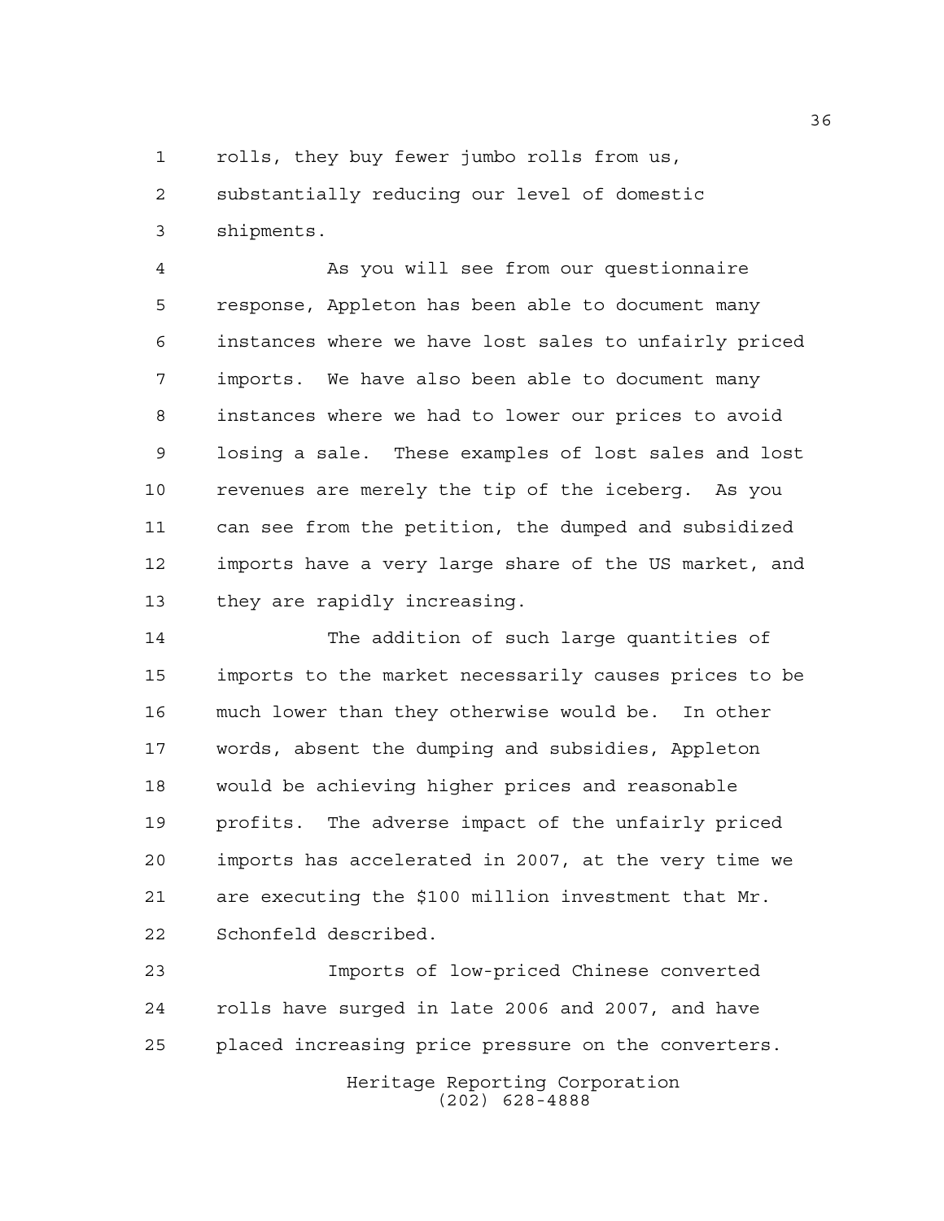rolls, they buy fewer jumbo rolls from us, substantially reducing our level of domestic shipments.

As you will see from our questionnaire response, Appleton has been able to document many instances where we have lost sales to unfairly priced imports. We have also been able to document many instances where we had to lower our prices to avoid losing a sale. These examples of lost sales and lost revenues are merely the tip of the iceberg. As you can see from the petition, the dumped and subsidized imports have a very large share of the US market, and they are rapidly increasing.

The addition of such large quantities of imports to the market necessarily causes prices to be much lower than they otherwise would be. In other words, absent the dumping and subsidies, Appleton would be achieving higher prices and reasonable profits. The adverse impact of the unfairly priced imports has accelerated in 2007, at the very time we are executing the $100 million investment that Mr. Schonfeld described.

Imports of low-priced Chinese converted rolls have surged in late 2006 and 2007, and have placed increasing price pressure on the converters.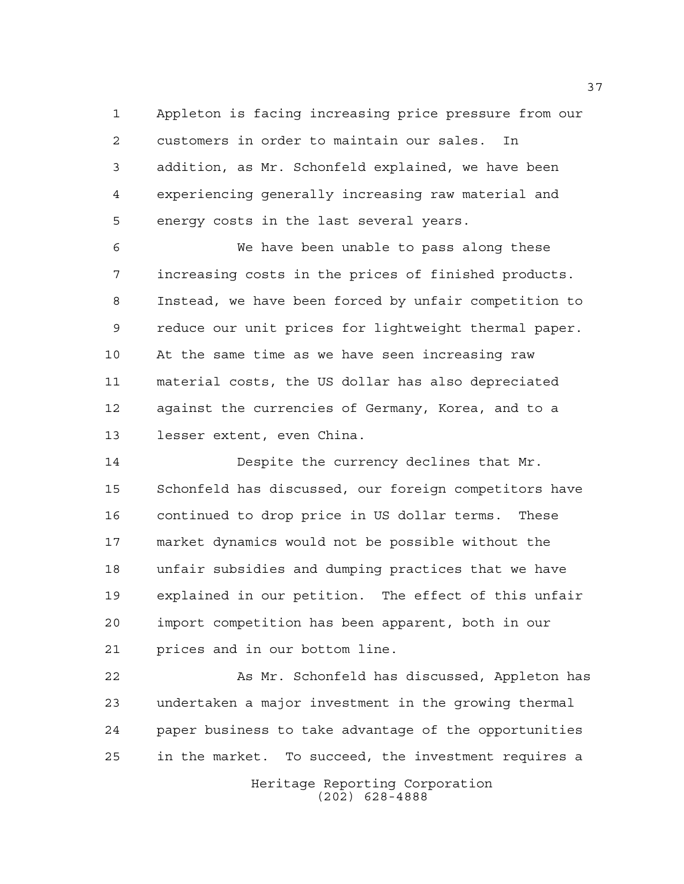Appleton is facing increasing price pressure from our customers in order to maintain our sales. In addition, as Mr. Schonfeld explained, we have been experiencing generally increasing raw material and energy costs in the last several years.

We have been unable to pass along these increasing costs in the prices of finished products. Instead, we have been forced by unfair competition to reduce our unit prices for lightweight thermal paper. At the same time as we have seen increasing raw material costs, the US dollar has also depreciated against the currencies of Germany, Korea, and to a lesser extent, even China.

Despite the currency declines that Mr. Schonfeld has discussed, our foreign competitors have continued to drop price in US dollar terms. These market dynamics would not be possible without the unfair subsidies and dumping practices that we have explained in our petition. The effect of this unfair import competition has been apparent, both in our prices and in our bottom line.

As Mr. Schonfeld has discussed, Appleton has undertaken a major investment in the growing thermal paper business to take advantage of the opportunities in the market. To succeed, the investment requires a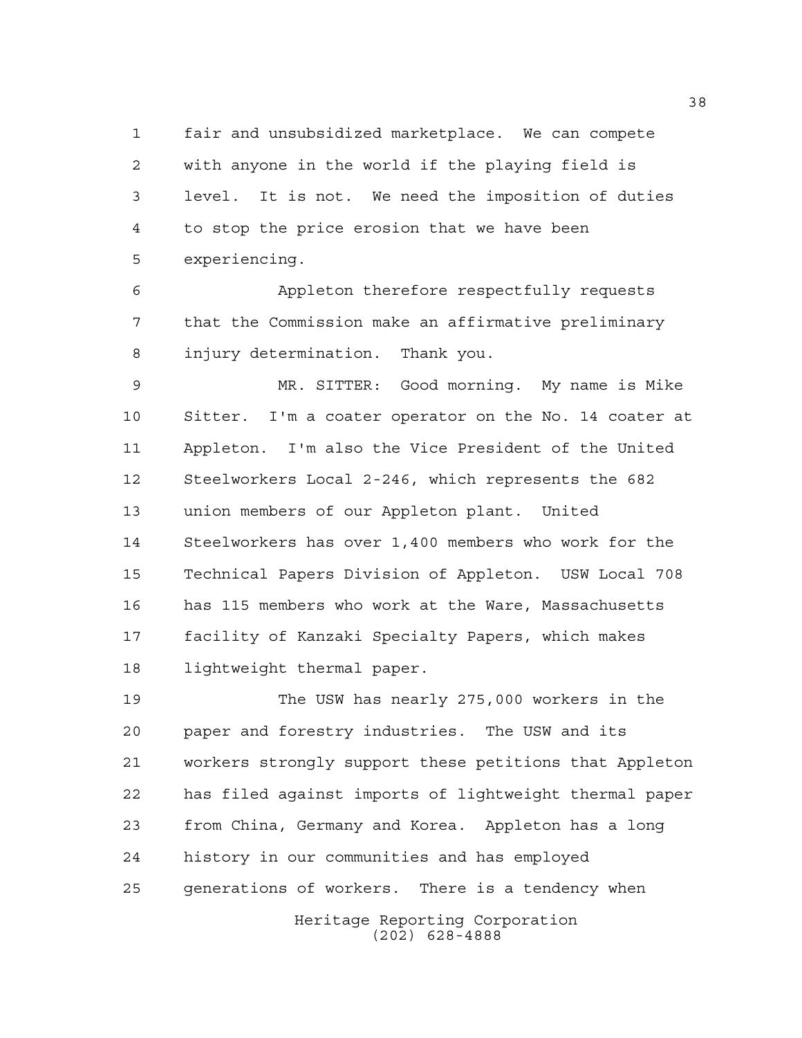fair and unsubsidized marketplace. We can compete with anyone in the world if the playing field is level. It is not. We need the imposition of duties to stop the price erosion that we have been experiencing.

Appleton therefore respectfully requests that the Commission make an affirmative preliminary injury determination. Thank you.

MR. SITTER: Good morning. My name is Mike Sitter. I'm a coater operator on the No. 14 coater at Appleton. I'm also the Vice President of the United Steelworkers Local 2-246, which represents the 682 union members of our Appleton plant. United Steelworkers has over 1,400 members who work for the Technical Papers Division of Appleton. USW Local 708 has 115 members who work at the Ware, Massachusetts facility of Kanzaki Specialty Papers, which makes lightweight thermal paper.

The USW has nearly 275,000 workers in the paper and forestry industries. The USW and its workers strongly support these petitions that Appleton has filed against imports of lightweight thermal paper from China, Germany and Korea. Appleton has a long history in our communities and has employed generations of workers. There is a tendency when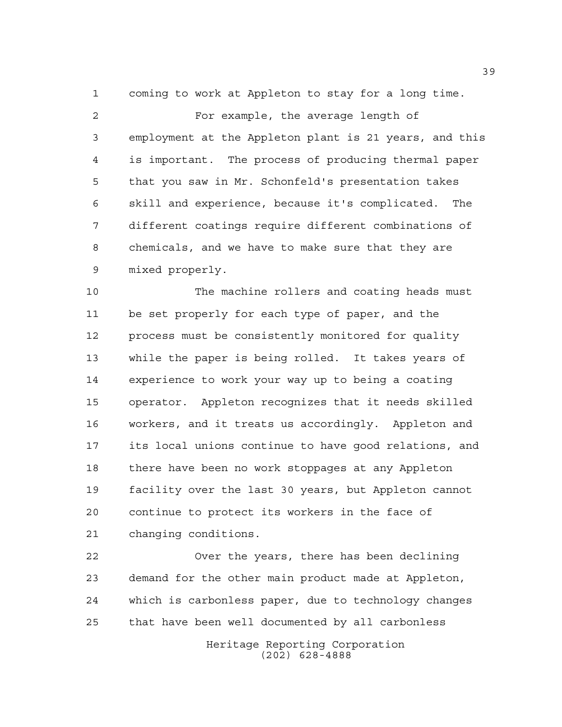coming to work at Appleton to stay for a long time.

For example, the average length of employment at the Appleton plant is 21 years, and this is important. The process of producing thermal paper that you saw in Mr. Schonfeld's presentation takes skill and experience, because it's complicated. The different coatings require different combinations of chemicals, and we have to make sure that they are mixed properly.

The machine rollers and coating heads must be set properly for each type of paper, and the process must be consistently monitored for quality while the paper is being rolled. It takes years of experience to work your way up to being a coating operator. Appleton recognizes that it needs skilled workers, and it treats us accordingly. Appleton and its local unions continue to have good relations, and there have been no work stoppages at any Appleton facility over the last 30 years, but Appleton cannot continue to protect its workers in the face of changing conditions.

Over the years, there has been declining demand for the other main product made at Appleton, which is carbonless paper, due to technology changes that have been well documented by all carbonless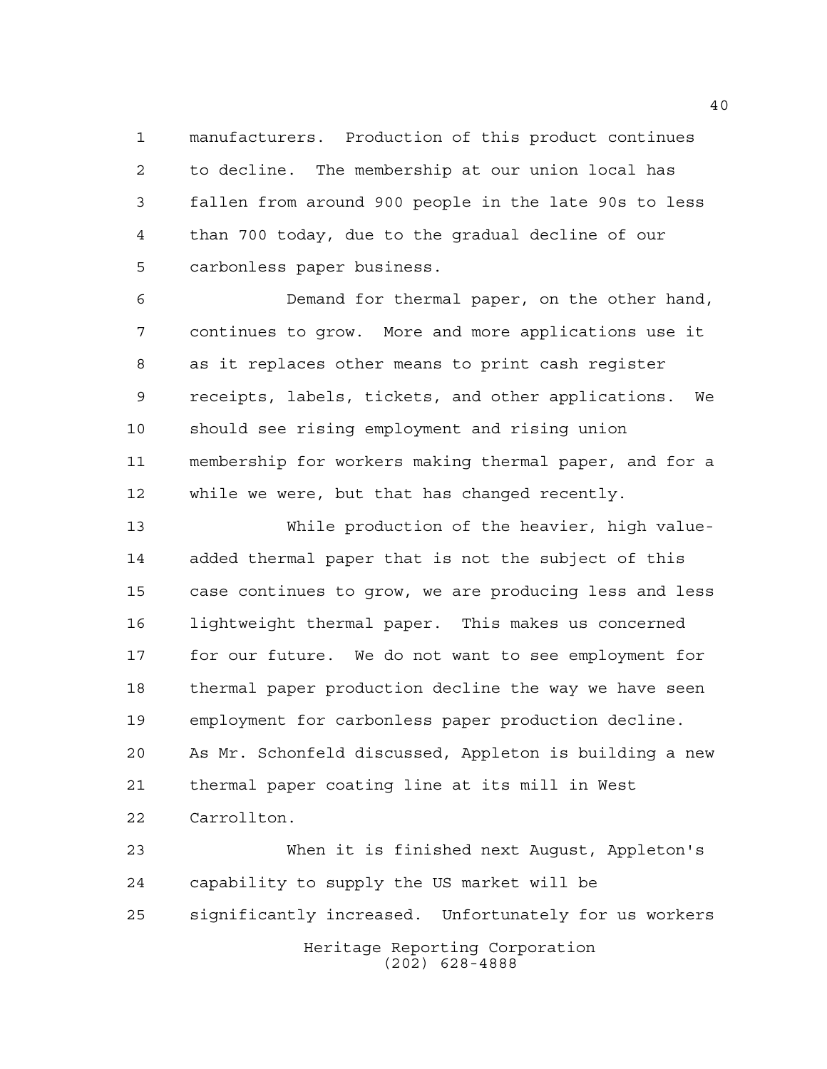manufacturers. Production of this product continues to decline. The membership at our union local has fallen from around 900 people in the late 90s to less than 700 today, due to the gradual decline of our carbonless paper business.

Demand for thermal paper, on the other hand, continues to grow. More and more applications use it as it replaces other means to print cash register receipts, labels, tickets, and other applications. We should see rising employment and rising union membership for workers making thermal paper, and for a while we were, but that has changed recently.

While production of the heavier, high value-added thermal paper that is not the subject of this case continues to grow, we are producing less and less lightweight thermal paper. This makes us concerned for our future. We do not want to see employment for thermal paper production decline the way we have seen employment for carbonless paper production decline. As Mr. Schonfeld discussed, Appleton is building a new thermal paper coating line at its mill in West Carrollton.

When it is finished next August, Appleton's capability to supply the US market will be significantly increased. Unfortunately for us workers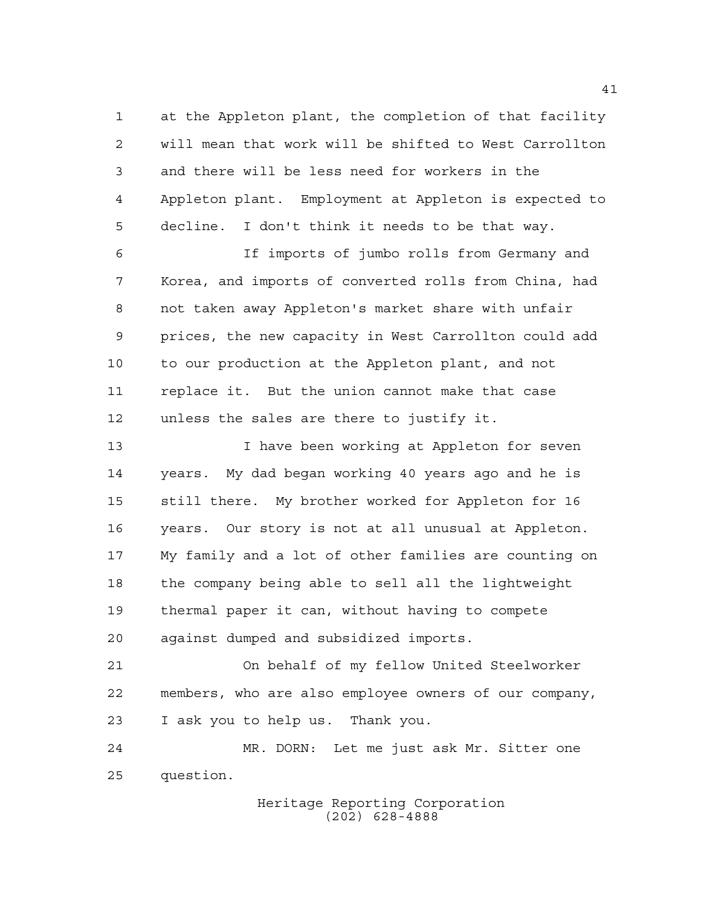at the Appleton plant, the completion of that facility will mean that work will be shifted to West Carrollton and there will be less need for workers in the Appleton plant. Employment at Appleton is expected to decline. I don't think it needs to be that way.

If imports of jumbo rolls from Germany and Korea, and imports of converted rolls from China, had not taken away Appleton's market share with unfair prices, the new capacity in West Carrollton could add to our production at the Appleton plant, and not replace it. But the union cannot make that case unless the sales are there to justify it.

I have been working at Appleton for seven years. My dad began working 40 years ago and he is still there. My brother worked for Appleton for 16 years. Our story is not at all unusual at Appleton. My family and a lot of other families are counting on the company being able to sell all the lightweight thermal paper it can, without having to compete against dumped and subsidized imports.

On behalf of my fellow United Steelworker members, who are also employee owners of our company, I ask you to help us. Thank you.

MR. DORN: Let me just ask Mr. Sitter one question.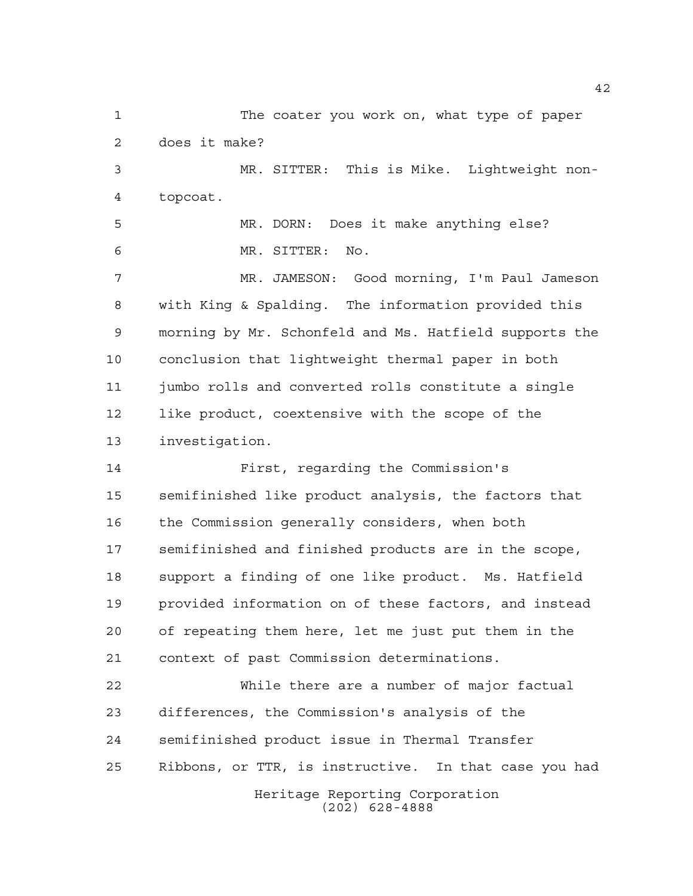The coater you work on, what type of paper does it make?

MR. SITTER: This is Mike. Lightweight non-topcoat.

MR. DORN: Does it make anything else?

MR. SITTER: No.

MR. JAMESON: Good morning, I'm Paul Jameson with King & Spalding. The information provided this morning by Mr. Schonfeld and Ms. Hatfield supports the conclusion that lightweight thermal paper in both jumbo rolls and converted rolls constitute a single like product, coextensive with the scope of the investigation.

First, regarding the Commission's semifinished like product analysis, the factors that the Commission generally considers, when both semifinished and finished products are in the scope, support a finding of one like product. Ms. Hatfield provided information on of these factors, and instead of repeating them here, let me just put them in the context of past Commission determinations.

While there are a number of major factual differences, the Commission's analysis of the semifinished product issue in Thermal Transfer Ribbons, or TTR, is instructive. In that case you had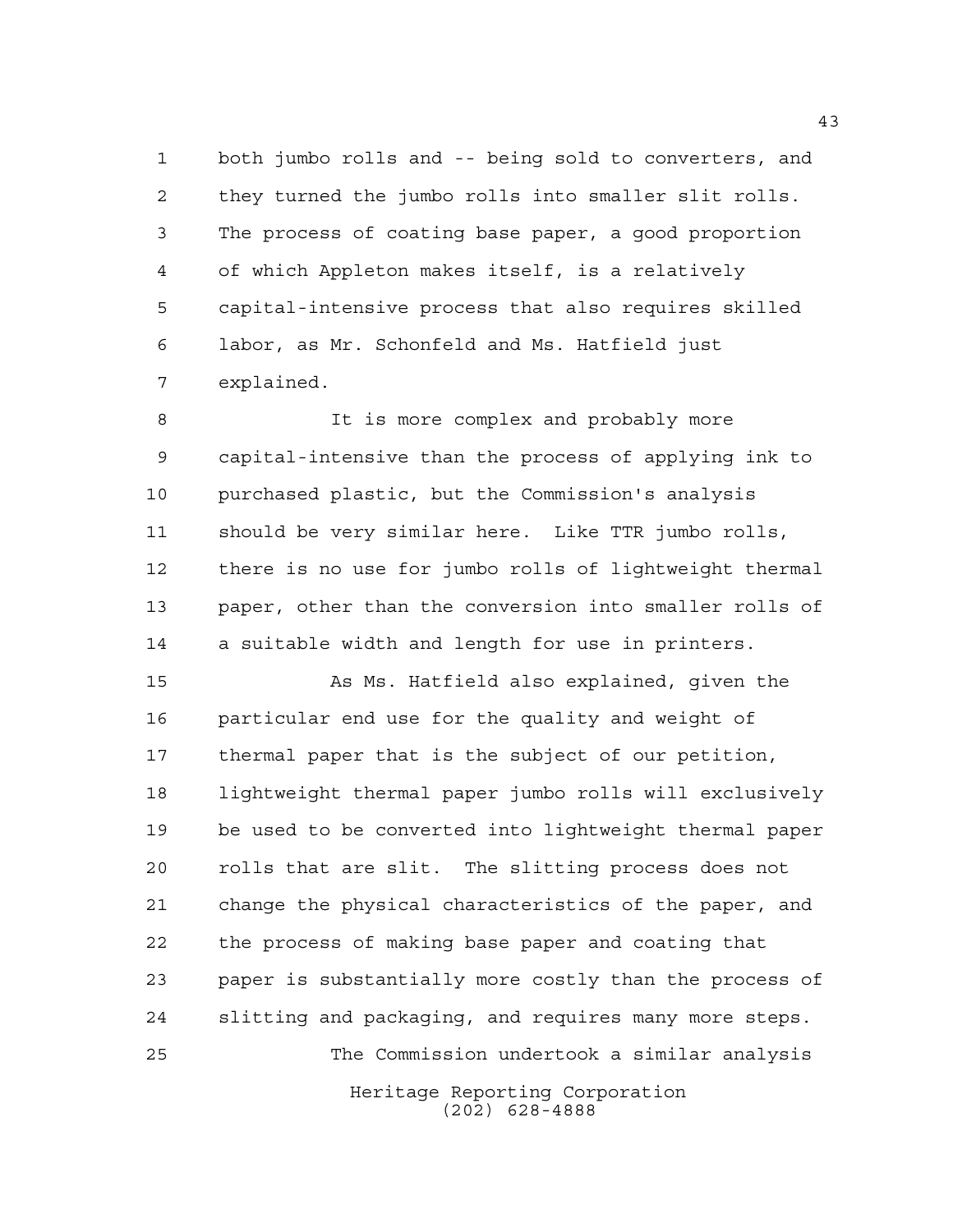both jumbo rolls and -- being sold to converters, and they turned the jumbo rolls into smaller slit rolls. The process of coating base paper, a good proportion of which Appleton makes itself, is a relatively capital-intensive process that also requires skilled labor, as Mr. Schonfeld and Ms. Hatfield just explained.

It is more complex and probably more capital-intensive than the process of applying ink to purchased plastic, but the Commission's analysis should be very similar here. Like TTR jumbo rolls, there is no use for jumbo rolls of lightweight thermal paper, other than the conversion into smaller rolls of a suitable width and length for use in printers.

As Ms. Hatfield also explained, given the particular end use for the quality and weight of thermal paper that is the subject of our petition, lightweight thermal paper jumbo rolls will exclusively be used to be converted into lightweight thermal paper rolls that are slit. The slitting process does not change the physical characteristics of the paper, and the process of making base paper and coating that paper is substantially more costly than the process of slitting and packaging, and requires many more steps.

The Commission undertook a similar analysis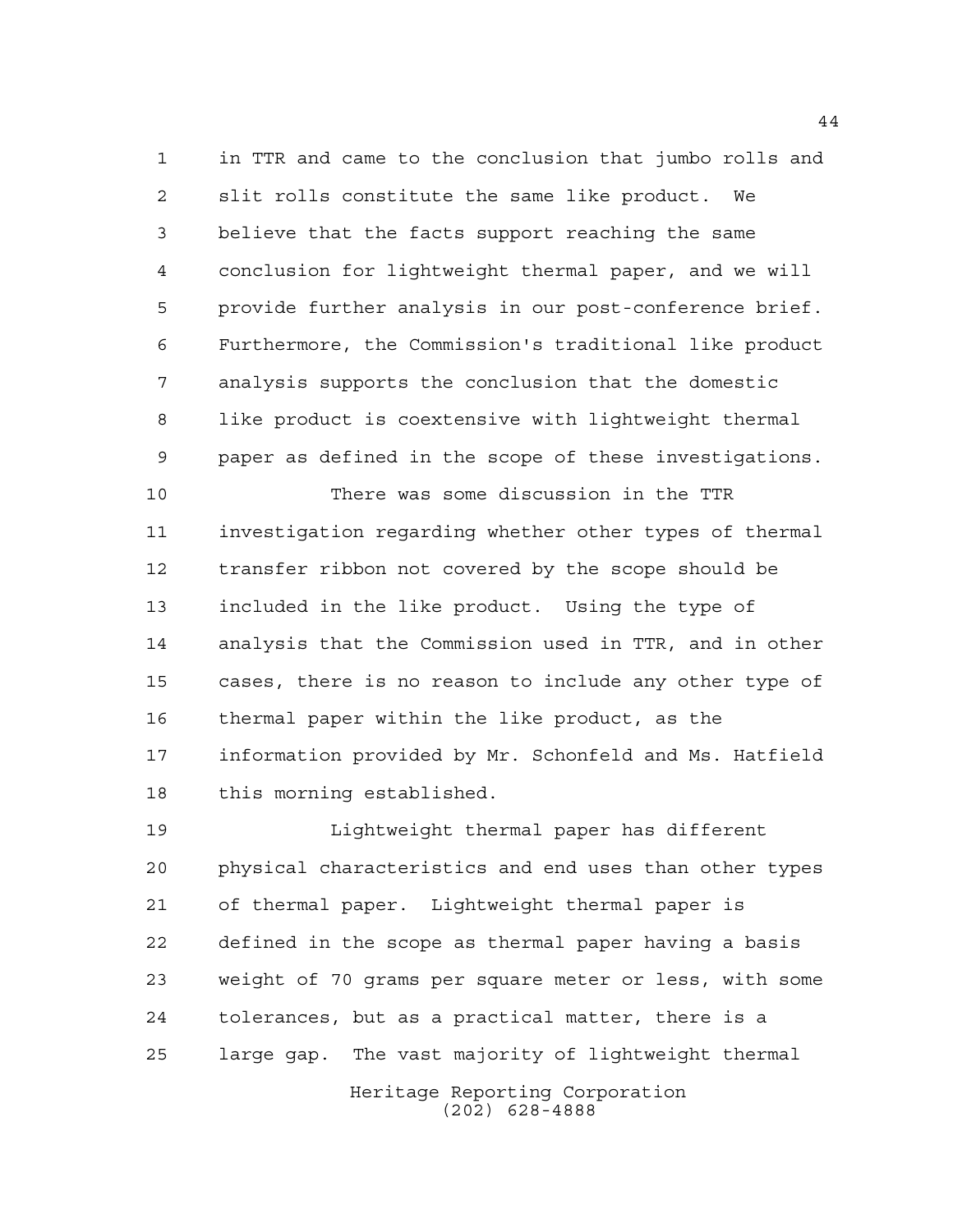in TTR and came to the conclusion that jumbo rolls and slit rolls constitute the same like product. We believe that the facts support reaching the same conclusion for lightweight thermal paper, and we will provide further analysis in our post-conference brief. Furthermore, the Commission's traditional like product analysis supports the conclusion that the domestic like product is coextensive with lightweight thermal paper as defined in the scope of these investigations.

There was some discussion in the TTR investigation regarding whether other types of thermal transfer ribbon not covered by the scope should be included in the like product. Using the type of analysis that the Commission used in TTR, and in other cases, there is no reason to include any other type of thermal paper within the like product, as the information provided by Mr. Schonfeld and Ms. Hatfield this morning established.

Lightweight thermal paper has different physical characteristics and end uses than other types of thermal paper. Lightweight thermal paper is defined in the scope as thermal paper having a basis weight of 70 grams per square meter or less, with some tolerances, but as a practical matter, there is a large gap. The vast majority of lightweight thermal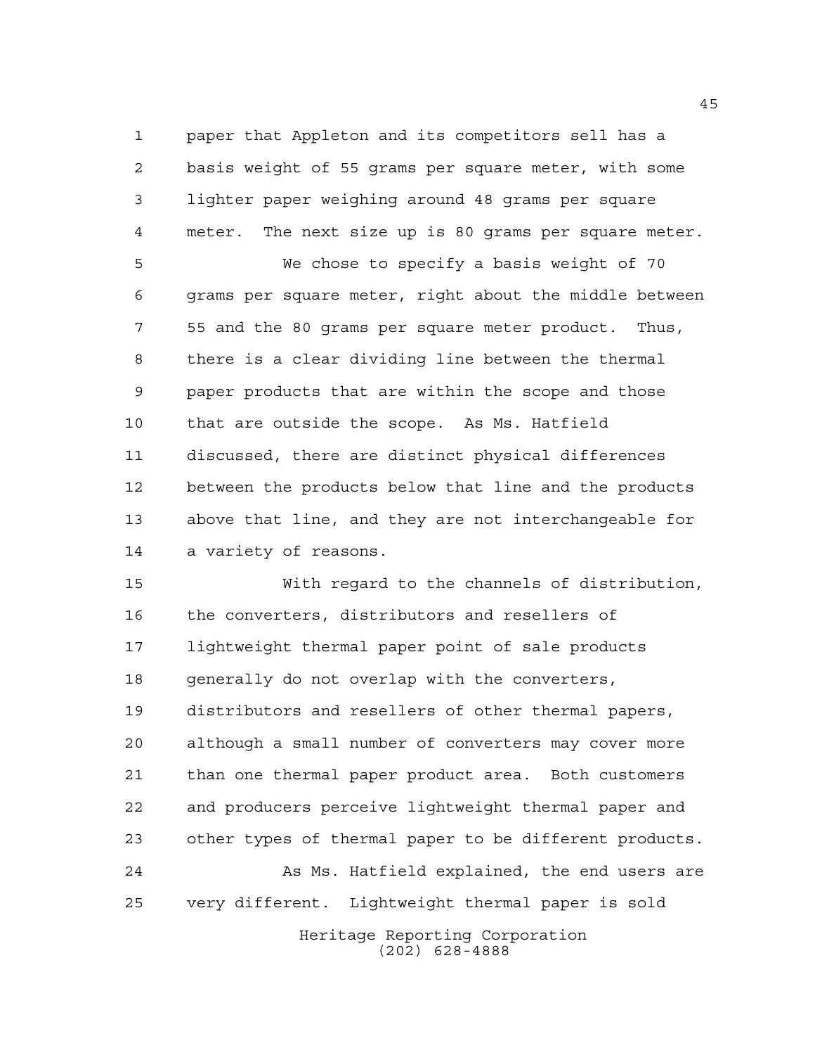paper that Appleton and its competitors sell has a basis weight of 55 grams per square meter, with some lighter paper weighing around 48 grams per square meter. The next size up is 80 grams per square meter.

We chose to specify a basis weight of 70 grams per square meter, right about the middle between 55 and the 80 grams per square meter product. Thus, there is a clear dividing line between the thermal paper products that are within the scope and those that are outside the scope. As Ms. Hatfield discussed, there are distinct physical differences between the products below that line and the products above that line, and they are not interchangeable for a variety of reasons.

With regard to the channels of distribution, the converters, distributors and resellers of lightweight thermal paper point of sale products generally do not overlap with the converters, distributors and resellers of other thermal papers, although a small number of converters may cover more than one thermal paper product area. Both customers and producers perceive lightweight thermal paper and other types of thermal paper to be different products.

As Ms. Hatfield explained, the end users are very different. Lightweight thermal paper is sold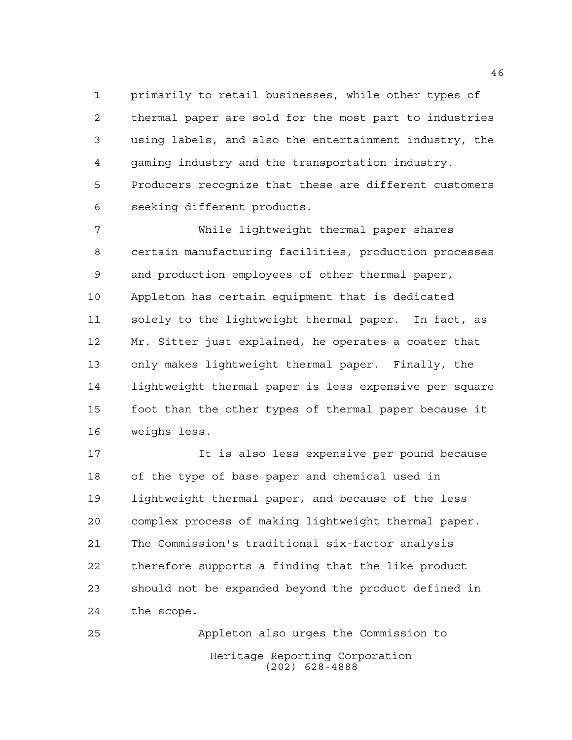primarily to retail businesses, while other types of thermal paper are sold for the most part to industries using labels, and also the entertainment industry, the gaming industry and the transportation industry. Producers recognize that these are different customers seeking different products.

While lightweight thermal paper shares certain manufacturing facilities, production processes and production employees of other thermal paper, Appleton has certain equipment that is dedicated solely to the lightweight thermal paper. In fact, as Mr. Sitter just explained, he operates a coater that only makes lightweight thermal paper. Finally, the lightweight thermal paper is less expensive per square foot than the other types of thermal paper because it weighs less.

It is also less expensive per pound because of the type of base paper and chemical used in lightweight thermal paper, and because of the less complex process of making lightweight thermal paper. The Commission's traditional six-factor analysis therefore supports a finding that the like product should not be expanded beyond the product defined in the scope.

Appleton also urges the Commission to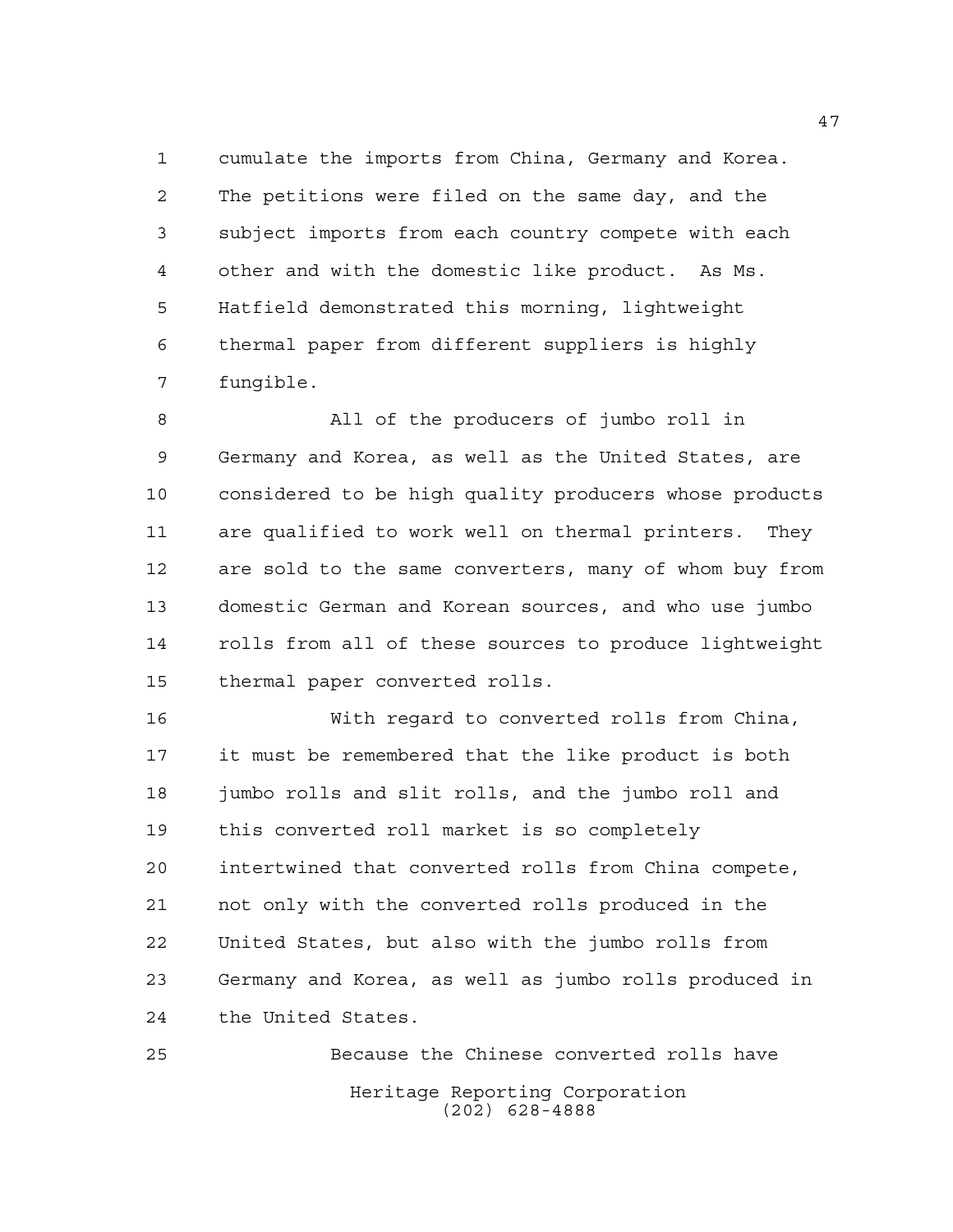cumulate the imports from China, Germany and Korea. The petitions were filed on the same day, and the subject imports from each country compete with each other and with the domestic like product. As Ms. Hatfield demonstrated this morning, lightweight thermal paper from different suppliers is highly fungible.

All of the producers of jumbo roll in Germany and Korea, as well as the United States, are considered to be high quality producers whose products are qualified to work well on thermal printers. They are sold to the same converters, many of whom buy from domestic German and Korean sources, and who use jumbo rolls from all of these sources to produce lightweight thermal paper converted rolls.

With regard to converted rolls from China, it must be remembered that the like product is both jumbo rolls and slit rolls, and the jumbo roll and this converted roll market is so completely intertwined that converted rolls from China compete, not only with the converted rolls produced in the United States, but also with the jumbo rolls from Germany and Korea, as well as jumbo rolls produced in the United States.

Because the Chinese converted rolls have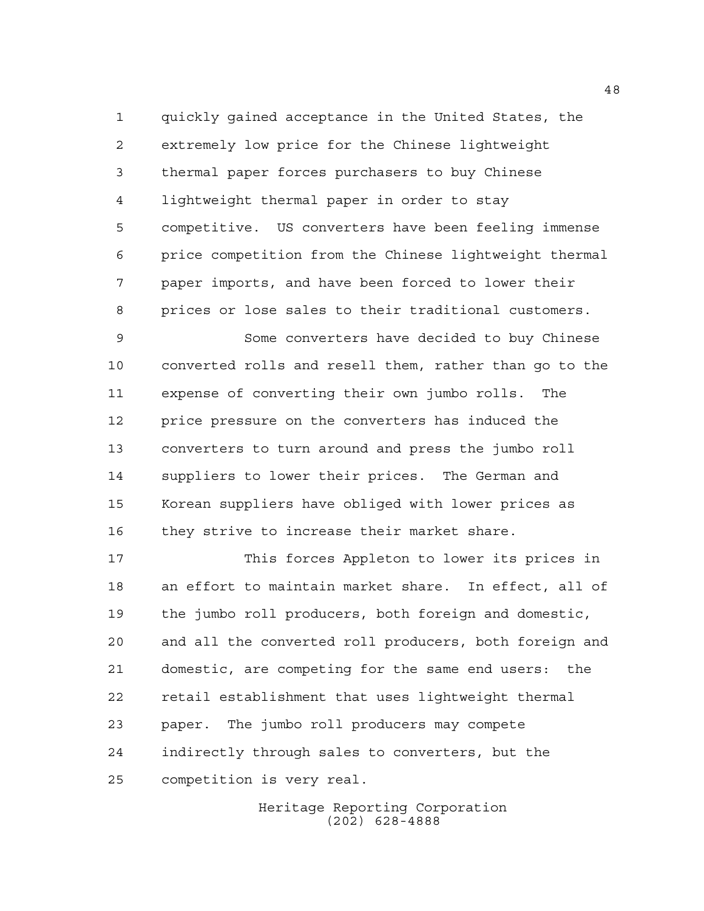quickly gained acceptance in the United States, the extremely low price for the Chinese lightweight thermal paper forces purchasers to buy Chinese lightweight thermal paper in order to stay competitive. US converters have been feeling immense price competition from the Chinese lightweight thermal paper imports, and have been forced to lower their prices or lose sales to their traditional customers.

Some converters have decided to buy Chinese converted rolls and resell them, rather than go to the expense of converting their own jumbo rolls. The price pressure on the converters has induced the converters to turn around and press the jumbo roll suppliers to lower their prices. The German and Korean suppliers have obliged with lower prices as they strive to increase their market share.

This forces Appleton to lower its prices in an effort to maintain market share. In effect, all of the jumbo roll producers, both foreign and domestic, and all the converted roll producers, both foreign and domestic, are competing for the same end users: the retail establishment that uses lightweight thermal paper. The jumbo roll producers may compete indirectly through sales to converters, but the competition is very real.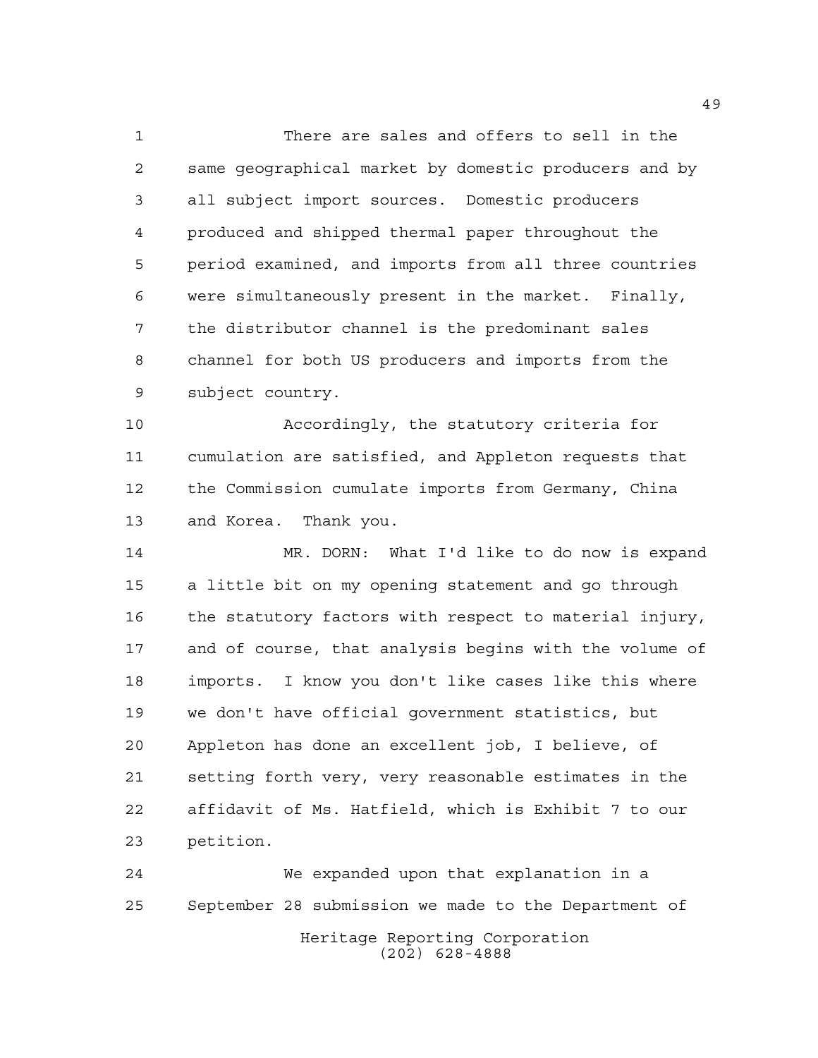There are sales and offers to sell in the same geographical market by domestic producers and by all subject import sources. Domestic producers produced and shipped thermal paper throughout the period examined, and imports from all three countries were simultaneously present in the market. Finally, the distributor channel is the predominant sales channel for both US producers and imports from the subject country.

Accordingly, the statutory criteria for cumulation are satisfied, and Appleton requests that the Commission cumulate imports from Germany, China and Korea. Thank you.

MR. DORN: What I'd like to do now is expand a little bit on my opening statement and go through the statutory factors with respect to material injury, and of course, that analysis begins with the volume of imports. I know you don't like cases like this where we don't have official government statistics, but Appleton has done an excellent job, I believe, of setting forth very, very reasonable estimates in the affidavit of Ms. Hatfield, which is Exhibit 7 to our petition.

We expanded upon that explanation in a September 28 submission we made to the Department of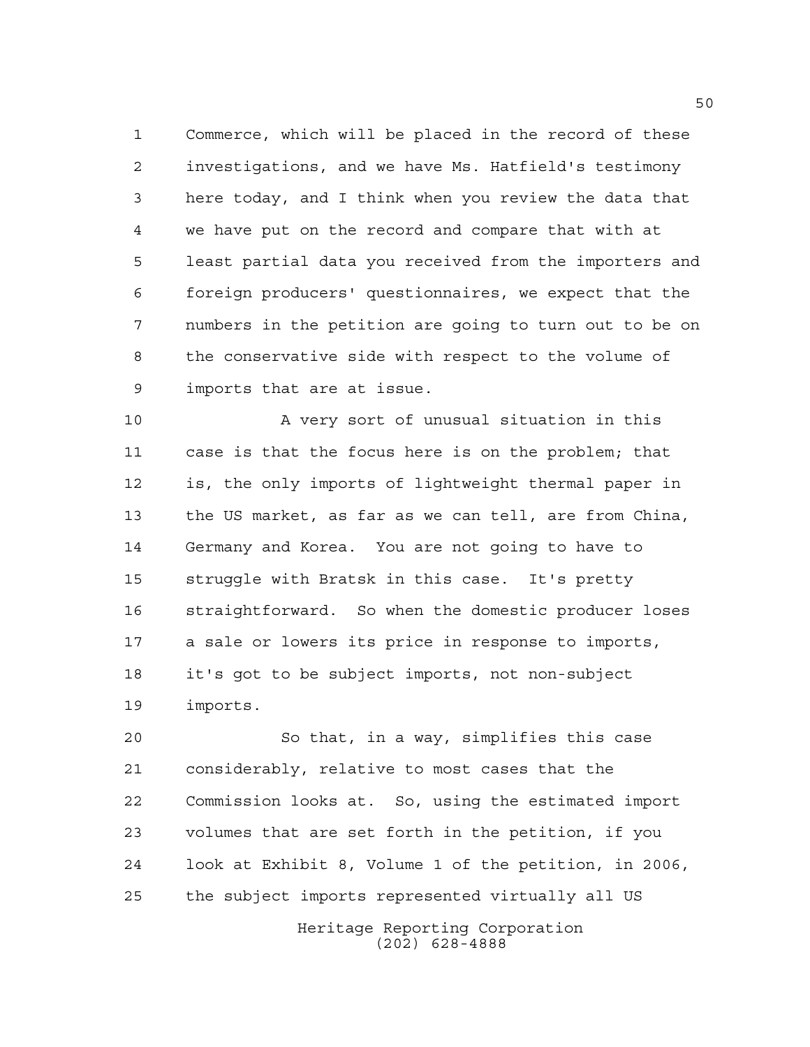Commerce, which will be placed in the record of these investigations, and we have Ms. Hatfield's testimony here today, and I think when you review the data that we have put on the record and compare that with at least partial data you received from the importers and foreign producers' questionnaires, we expect that the numbers in the petition are going to turn out to be on the conservative side with respect to the volume of imports that are at issue.

A very sort of unusual situation in this case is that the focus here is on the problem; that is, the only imports of lightweight thermal paper in the US market, as far as we can tell, are from China, Germany and Korea. You are not going to have to struggle with Bratsk in this case. It's pretty straightforward. So when the domestic producer loses a sale or lowers its price in response to imports, it's got to be subject imports, not non-subject imports.

So that, in a way, simplifies this case considerably, relative to most cases that the Commission looks at. So, using the estimated import volumes that are set forth in the petition, if you look at Exhibit 8, Volume 1 of the petition, in 2006, the subject imports represented virtually all US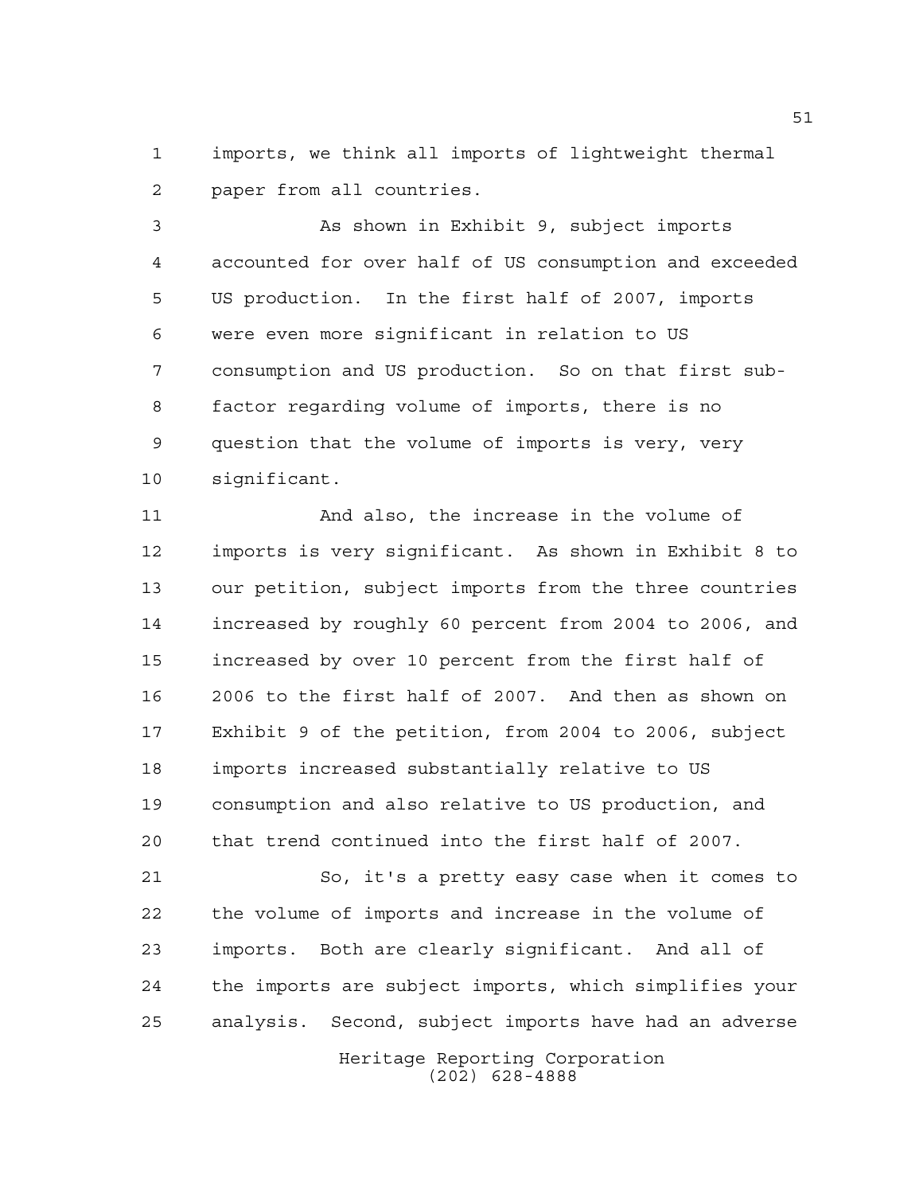imports, we think all imports of lightweight thermal paper from all countries.

As shown in Exhibit 9, subject imports accounted for over half of US consumption and exceeded US production. In the first half of 2007, imports were even more significant in relation to US consumption and US production. So on that first sub-factor regarding volume of imports, there is no question that the volume of imports is very, very significant.

And also, the increase in the volume of imports is very significant. As shown in Exhibit 8 to our petition, subject imports from the three countries increased by roughly 60 percent from 2004 to 2006, and increased by over 10 percent from the first half of 2006 to the first half of 2007. And then as shown on Exhibit 9 of the petition, from 2004 to 2006, subject imports increased substantially relative to US consumption and also relative to US production, and that trend continued into the first half of 2007.

So, it's a pretty easy case when it comes to the volume of imports and increase in the volume of imports. Both are clearly significant. And all of the imports are subject imports, which simplifies your analysis. Second, subject imports have had an adverse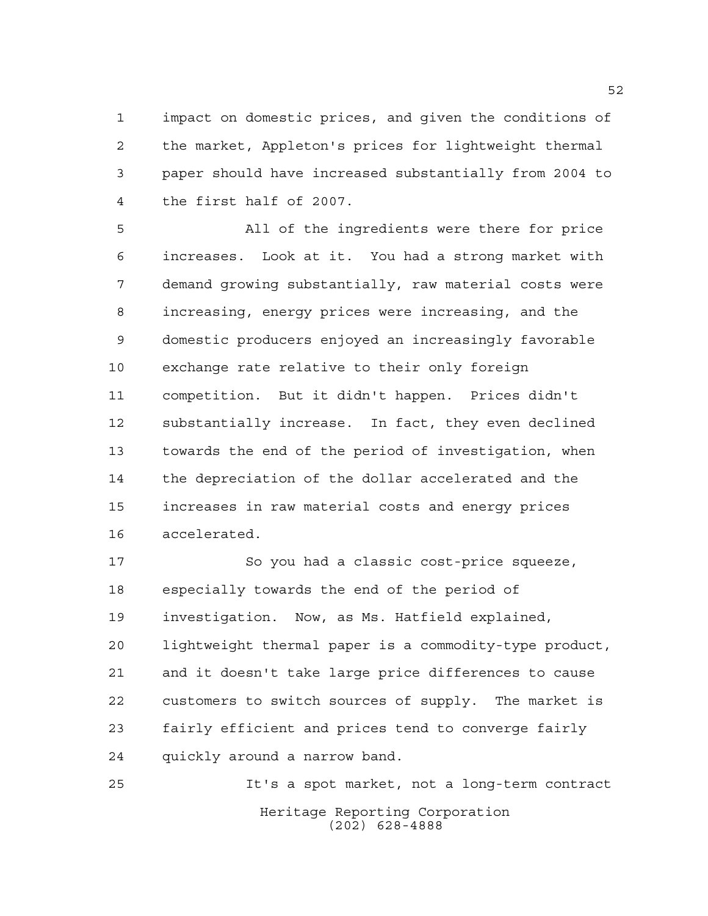impact on domestic prices, and given the conditions of the market, Appleton's prices for lightweight thermal paper should have increased substantially from 2004 to the first half of 2007.

All of the ingredients were there for price increases. Look at it. You had a strong market with demand growing substantially, raw material costs were increasing, energy prices were increasing, and the domestic producers enjoyed an increasingly favorable exchange rate relative to their only foreign competition. But it didn't happen. Prices didn't substantially increase. In fact, they even declined towards the end of the period of investigation, when the depreciation of the dollar accelerated and the increases in raw material costs and energy prices accelerated.

So you had a classic cost-price squeeze, especially towards the end of the period of investigation. Now, as Ms. Hatfield explained, lightweight thermal paper is a commodity-type product, and it doesn't take large price differences to cause customers to switch sources of supply. The market is fairly efficient and prices tend to converge fairly quickly around a narrow band.

It's a spot market, not a long-term contract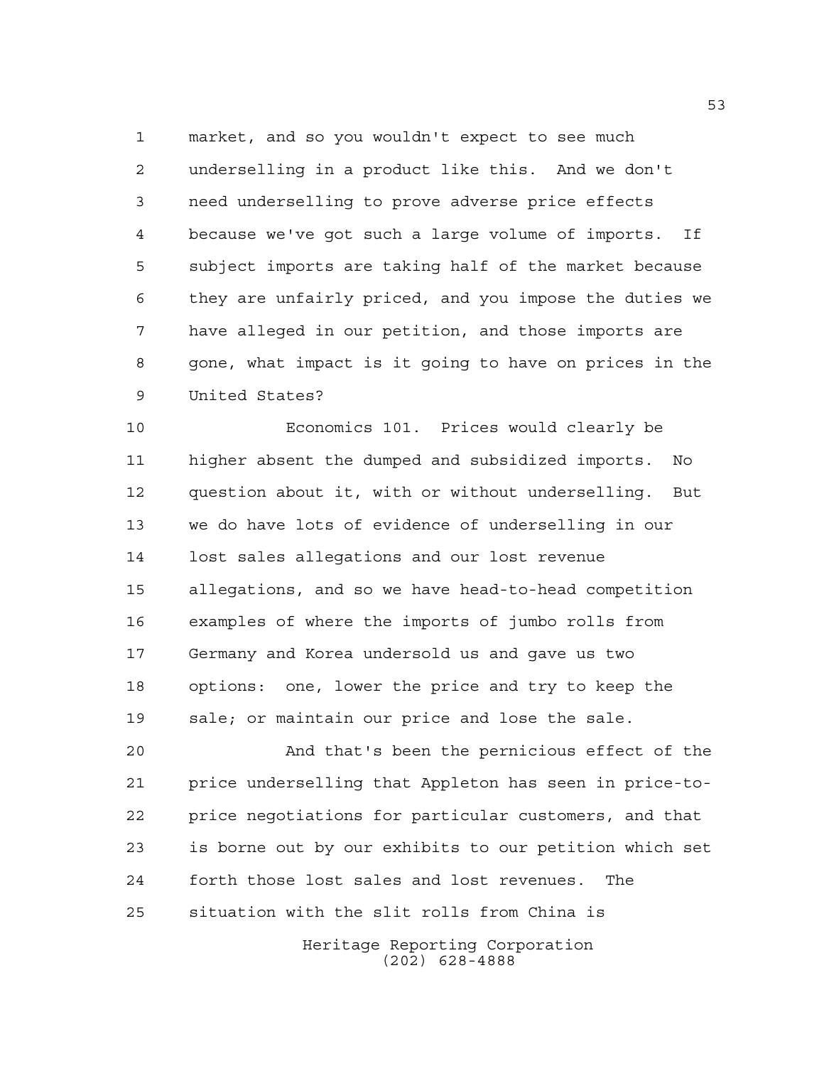market, and so you wouldn't expect to see much underselling in a product like this. And we don't need underselling to prove adverse price effects because we've got such a large volume of imports. If subject imports are taking half of the market because they are unfairly priced, and you impose the duties we have alleged in our petition, and those imports are gone, what impact is it going to have on prices in the United States?

Economics 101. Prices would clearly be higher absent the dumped and subsidized imports. No question about it, with or without underselling. But we do have lots of evidence of underselling in our lost sales allegations and our lost revenue allegations, and so we have head-to-head competition examples of where the imports of jumbo rolls from Germany and Korea undersold us and gave us two options: one, lower the price and try to keep the sale; or maintain our price and lose the sale.

And that's been the pernicious effect of the price underselling that Appleton has seen in price-to-price negotiations for particular customers, and that is borne out by our exhibits to our petition which set forth those lost sales and lost revenues. The situation with the slit rolls from China is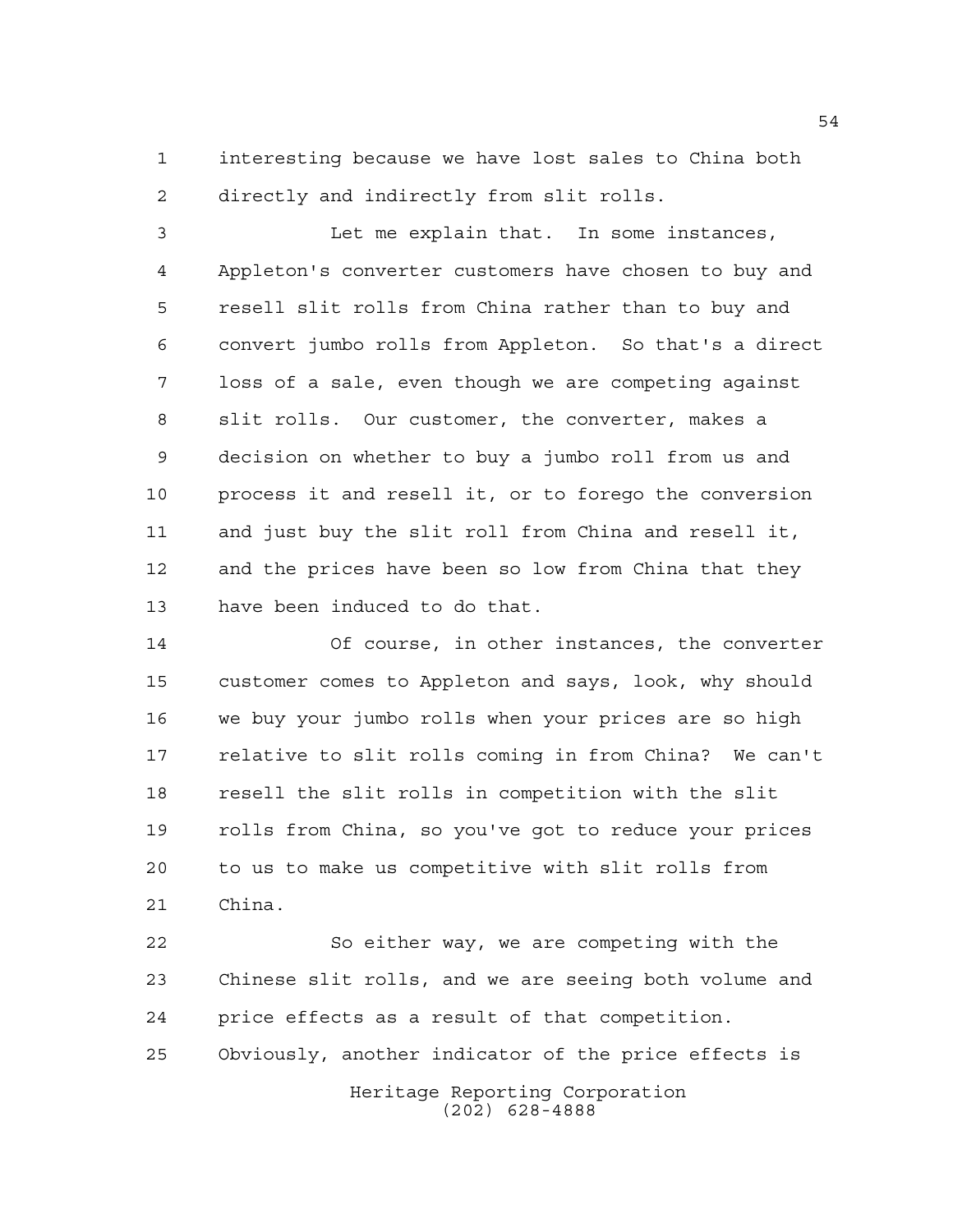interesting because we have lost sales to China both directly and indirectly from slit rolls.

Let me explain that. In some instances, Appleton's converter customers have chosen to buy and resell slit rolls from China rather than to buy and convert jumbo rolls from Appleton. So that's a direct loss of a sale, even though we are competing against slit rolls. Our customer, the converter, makes a decision on whether to buy a jumbo roll from us and process it and resell it, or to forego the conversion and just buy the slit roll from China and resell it, and the prices have been so low from China that they have been induced to do that.

Of course, in other instances, the converter customer comes to Appleton and says, look, why should we buy your jumbo rolls when your prices are so high relative to slit rolls coming in from China? We can't resell the slit rolls in competition with the slit rolls from China, so you've got to reduce your prices to us to make us competitive with slit rolls from China.

So either way, we are competing with the Chinese slit rolls, and we are seeing both volume and price effects as a result of that competition. Obviously, another indicator of the price effects is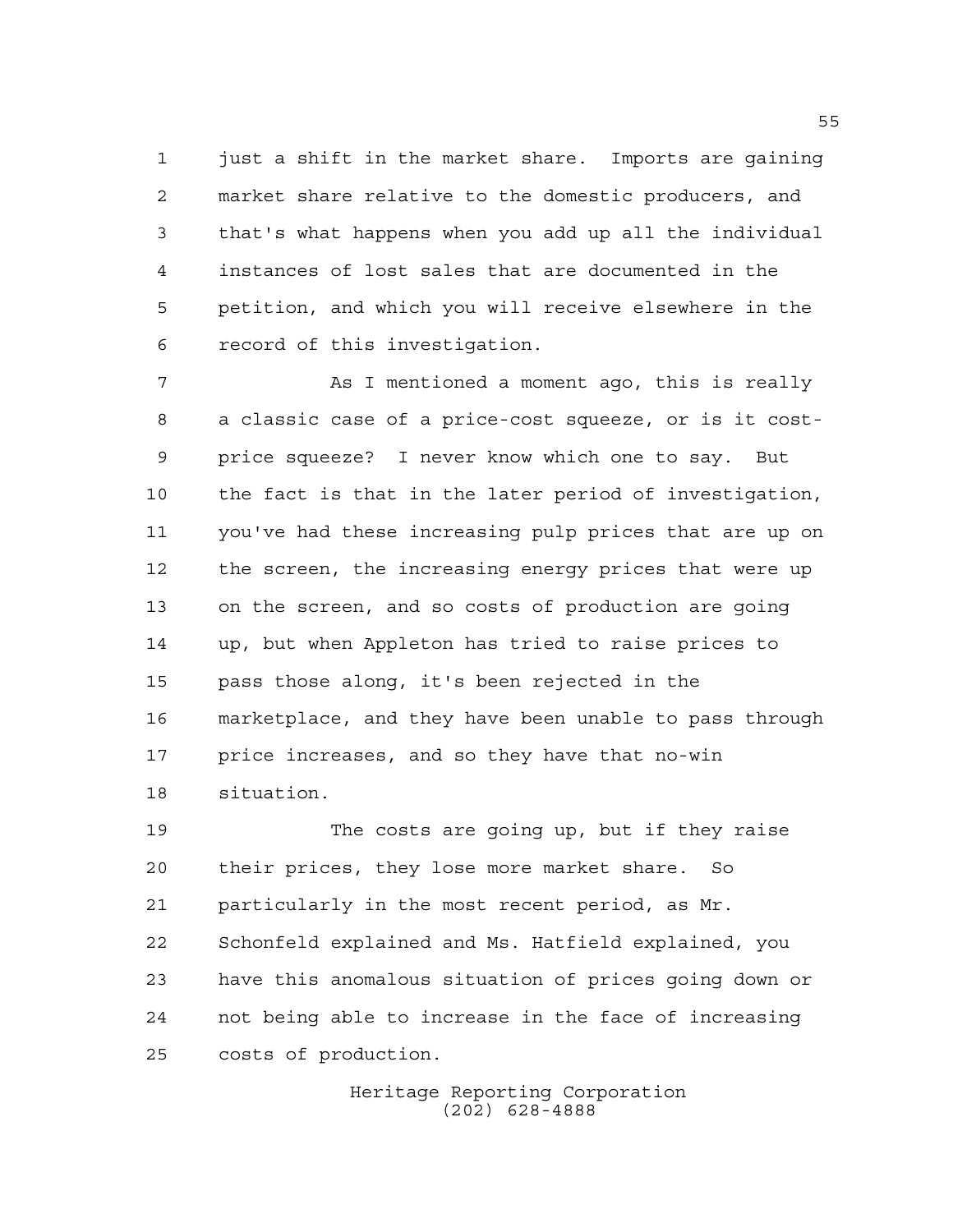just a shift in the market share. Imports are gaining market share relative to the domestic producers, and that's what happens when you add up all the individual instances of lost sales that are documented in the petition, and which you will receive elsewhere in the record of this investigation.

As I mentioned a moment ago, this is really a classic case of a price-cost squeeze, or is it cost-price squeeze? I never know which one to say. But the fact is that in the later period of investigation, you've had these increasing pulp prices that are up on the screen, the increasing energy prices that were up on the screen, and so costs of production are going up, but when Appleton has tried to raise prices to pass those along, it's been rejected in the marketplace, and they have been unable to pass through price increases, and so they have that no-win situation.

The costs are going up, but if they raise their prices, they lose more market share. So particularly in the most recent period, as Mr. Schonfeld explained and Ms. Hatfield explained, you have this anomalous situation of prices going down or not being able to increase in the face of increasing costs of production.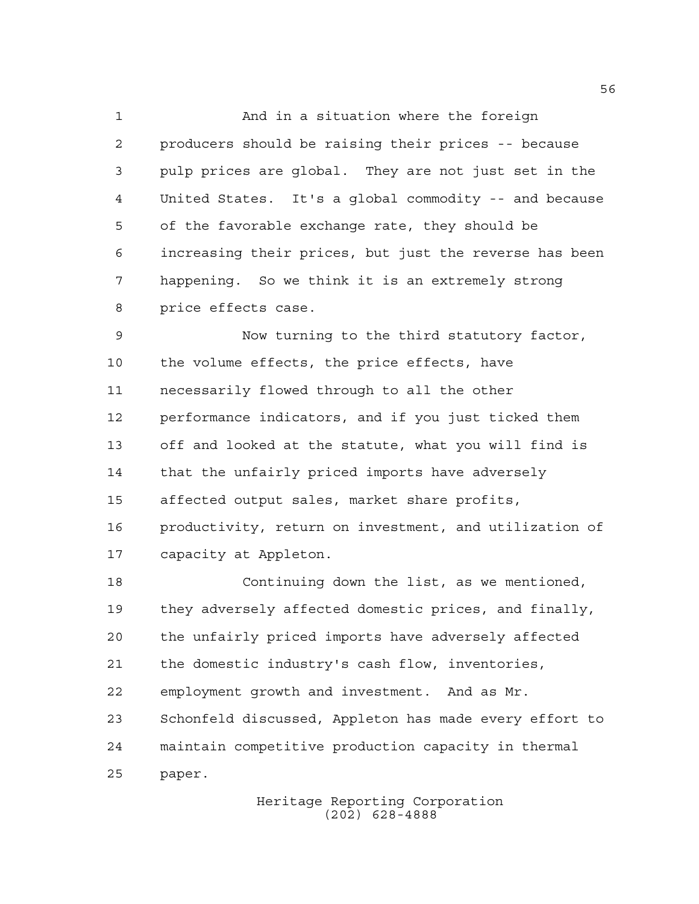And in a situation where the foreign producers should be raising their prices -- because pulp prices are global. They are not just set in the United States. It's a global commodity -- and because of the favorable exchange rate, they should be increasing their prices, but just the reverse has been happening. So we think it is an extremely strong price effects case.

Now turning to the third statutory factor, the volume effects, the price effects, have necessarily flowed through to all the other performance indicators, and if you just ticked them off and looked at the statute, what you will find is that the unfairly priced imports have adversely affected output sales, market share profits, productivity, return on investment, and utilization of capacity at Appleton.

Continuing down the list, as we mentioned, they adversely affected domestic prices, and finally, the unfairly priced imports have adversely affected the domestic industry's cash flow, inventories, employment growth and investment. And as Mr. Schonfeld discussed, Appleton has made every effort to maintain competitive production capacity in thermal paper.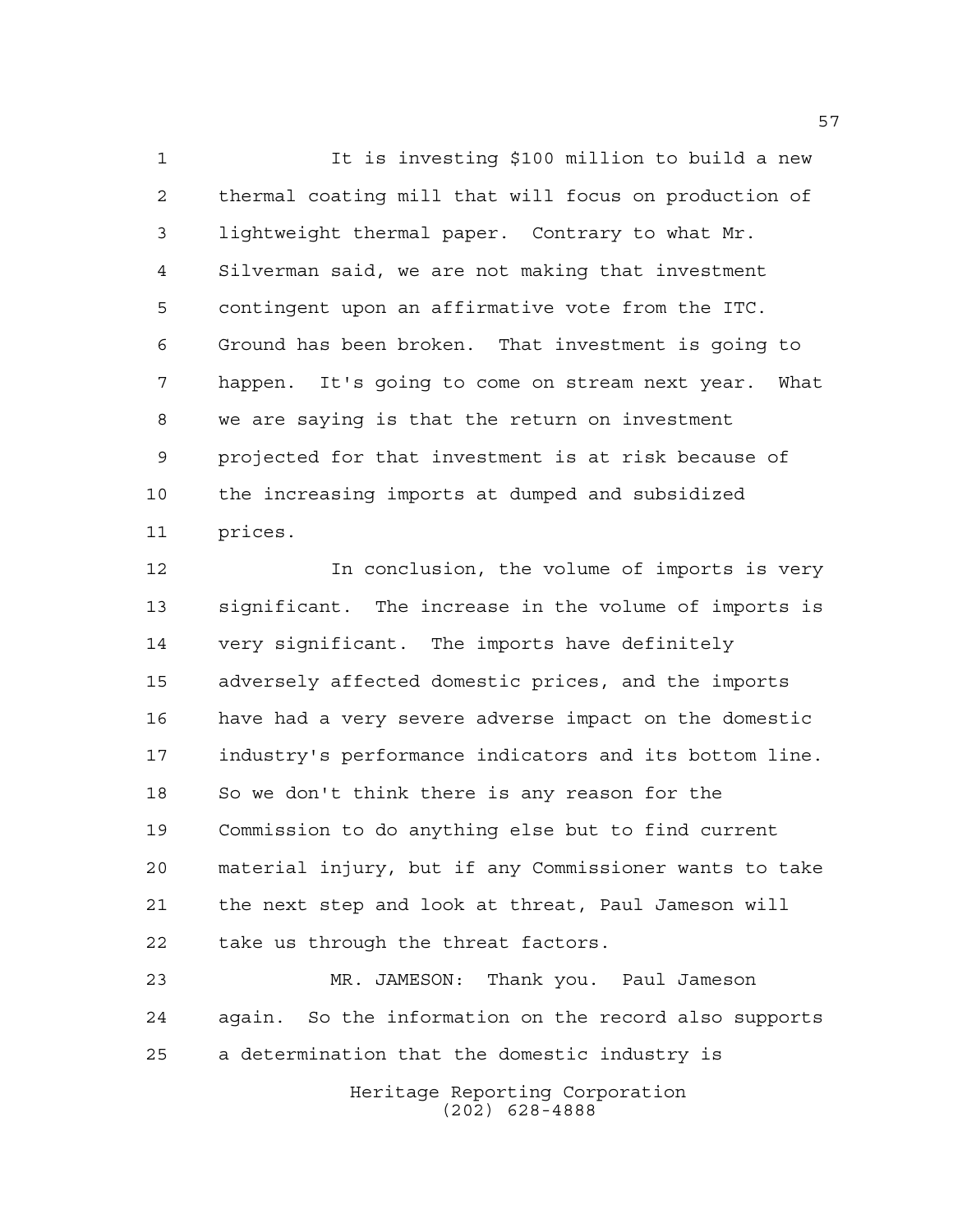It is investing $100 million to build a new thermal coating mill that will focus on production of lightweight thermal paper. Contrary to what Mr. Silverman said, we are not making that investment contingent upon an affirmative vote from the ITC. Ground has been broken. That investment is going to happen. It's going to come on stream next year. What we are saying is that the return on investment projected for that investment is at risk because of the increasing imports at dumped and subsidized prices.

In conclusion, the volume of imports is very significant. The increase in the volume of imports is very significant. The imports have definitely adversely affected domestic prices, and the imports have had a very severe adverse impact on the domestic industry's performance indicators and its bottom line. So we don't think there is any reason for the Commission to do anything else but to find current material injury, but if any Commissioner wants to take the next step and look at threat, Paul Jameson will take us through the threat factors.

MR. JAMESON: Thank you. Paul Jameson again. So the information on the record also supports a determination that the domestic industry is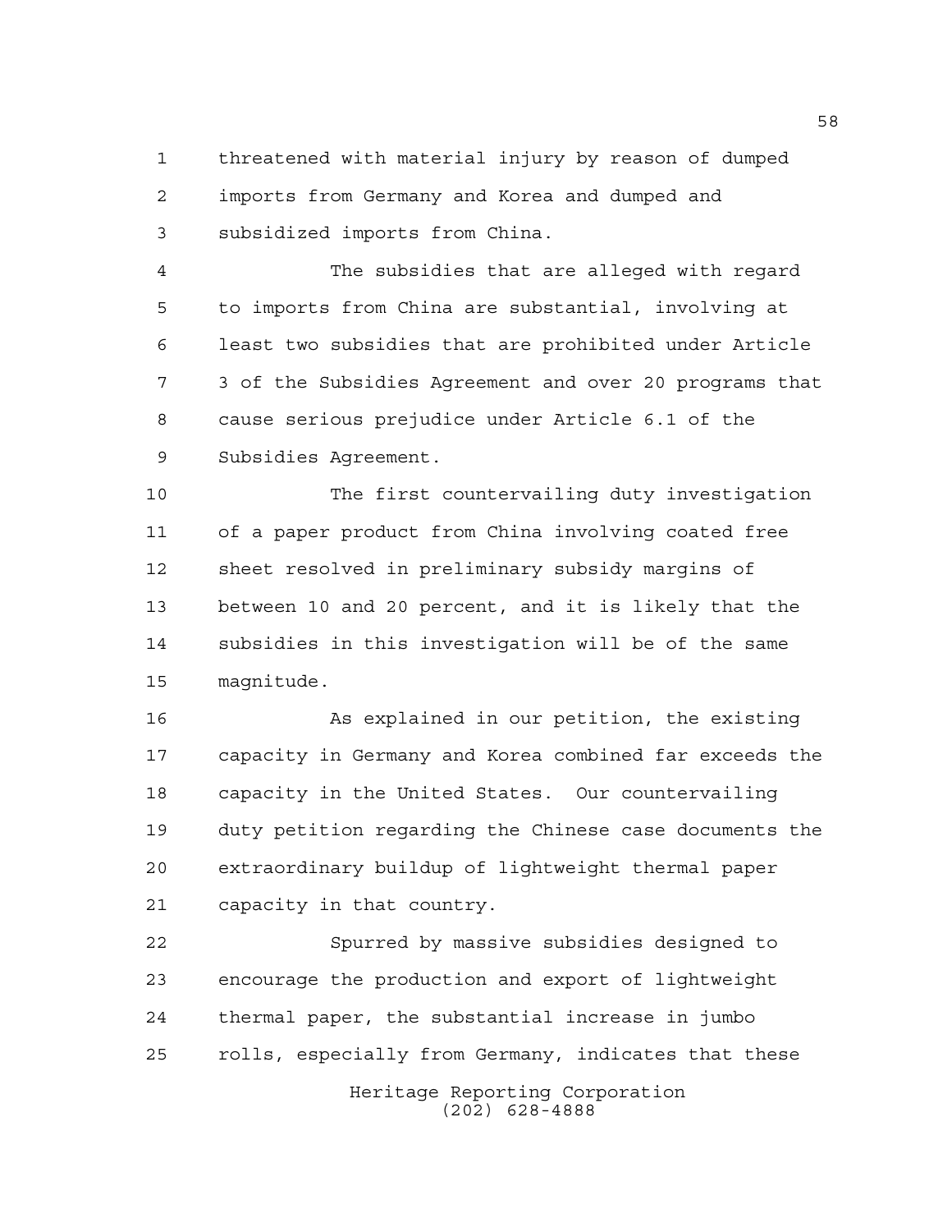threatened with material injury by reason of dumped imports from Germany and Korea and dumped and subsidized imports from China.

The subsidies that are alleged with regard to imports from China are substantial, involving at least two subsidies that are prohibited under Article 3 of the Subsidies Agreement and over 20 programs that cause serious prejudice under Article 6.1 of the Subsidies Agreement.

The first countervailing duty investigation of a paper product from China involving coated free sheet resolved in preliminary subsidy margins of between 10 and 20 percent, and it is likely that the subsidies in this investigation will be of the same magnitude.

As explained in our petition, the existing capacity in Germany and Korea combined far exceeds the capacity in the United States. Our countervailing duty petition regarding the Chinese case documents the extraordinary buildup of lightweight thermal paper capacity in that country.

Spurred by massive subsidies designed to encourage the production and export of lightweight thermal paper, the substantial increase in jumbo rolls, especially from Germany, indicates that these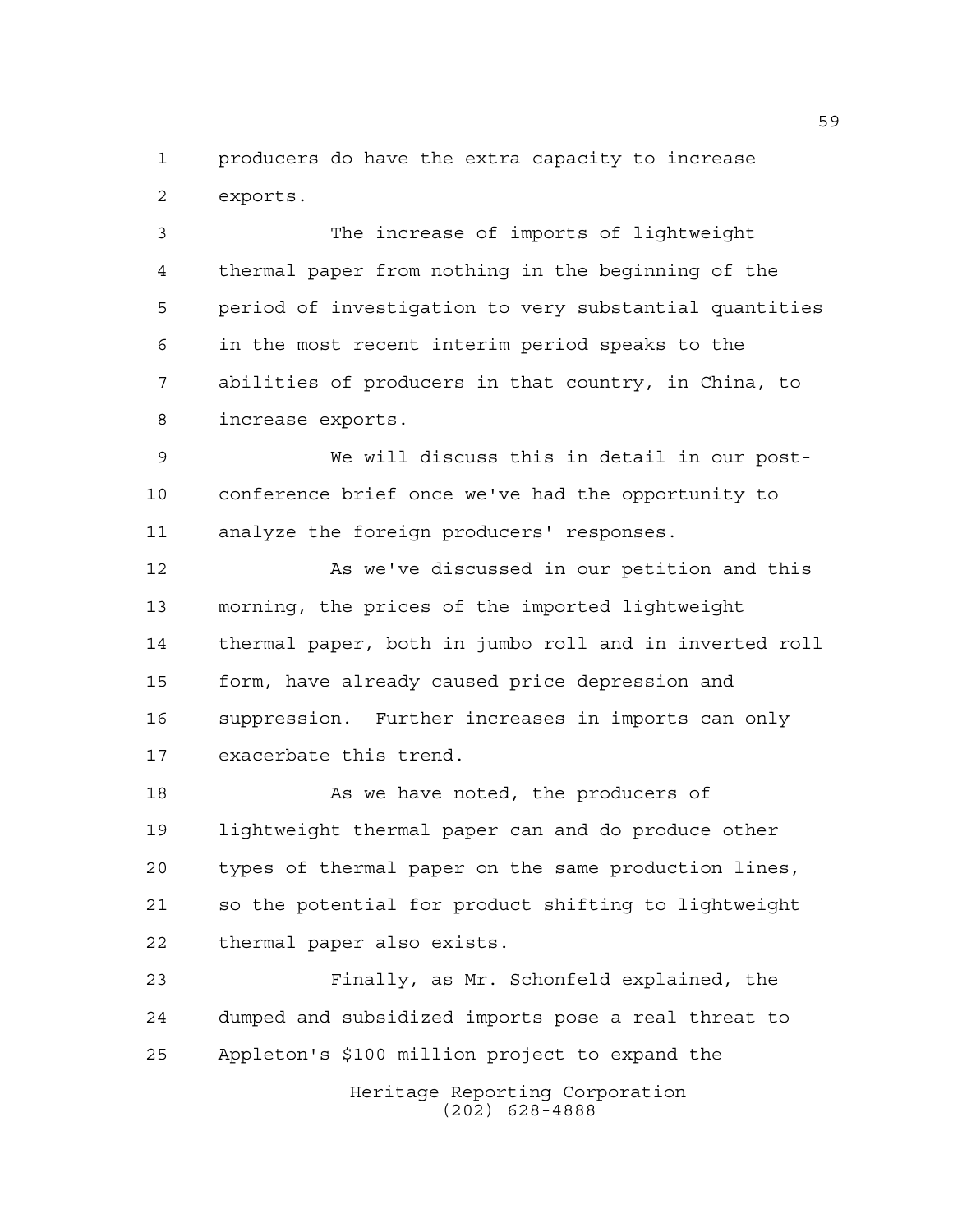producers do have the extra capacity to increase exports.

The increase of imports of lightweight thermal paper from nothing in the beginning of the period of investigation to very substantial quantities in the most recent interim period speaks to the abilities of producers in that country, in China, to increase exports.

We will discuss this in detail in our post-conference brief once we've had the opportunity to analyze the foreign producers' responses.

As we've discussed in our petition and this morning, the prices of the imported lightweight thermal paper, both in jumbo roll and in inverted roll form, have already caused price depression and suppression. Further increases in imports can only exacerbate this trend.

As we have noted, the producers of lightweight thermal paper can and do produce other types of thermal paper on the same production lines, so the potential for product shifting to lightweight thermal paper also exists.

Finally, as Mr. Schonfeld explained, the dumped and subsidized imports pose a real threat to Appleton's $100 million project to expand the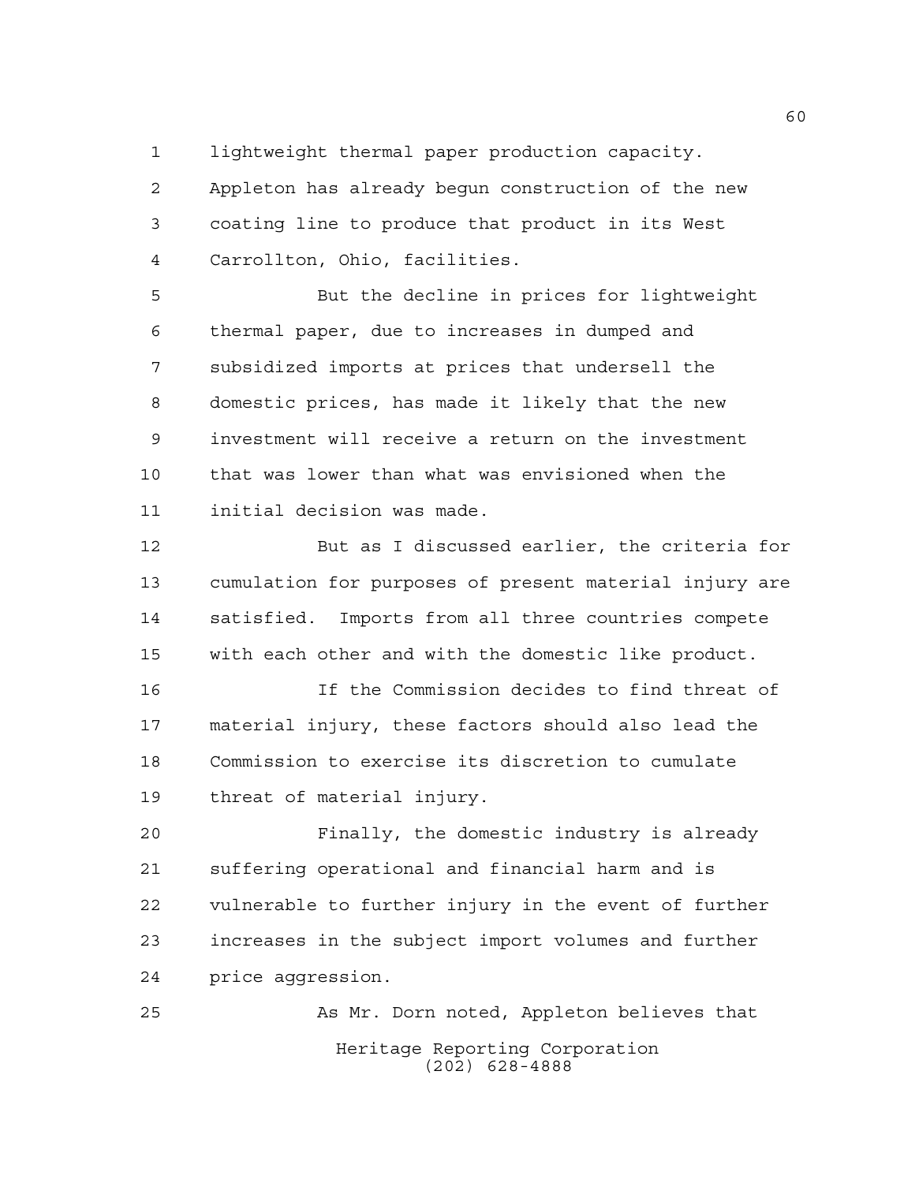lightweight thermal paper production capacity. Appleton has already begun construction of the new coating line to produce that product in its West Carrollton, Ohio, facilities.

But the decline in prices for lightweight thermal paper, due to increases in dumped and subsidized imports at prices that undersell the domestic prices, has made it likely that the new investment will receive a return on the investment that was lower than what was envisioned when the initial decision was made.

But as I discussed earlier, the criteria for cumulation for purposes of present material injury are satisfied. Imports from all three countries compete with each other and with the domestic like product.

If the Commission decides to find threat of material injury, these factors should also lead the Commission to exercise its discretion to cumulate threat of material injury.

Finally, the domestic industry is already suffering operational and financial harm and is vulnerable to further injury in the event of further increases in the subject import volumes and further price aggression.

As Mr. Dorn noted, Appleton believes that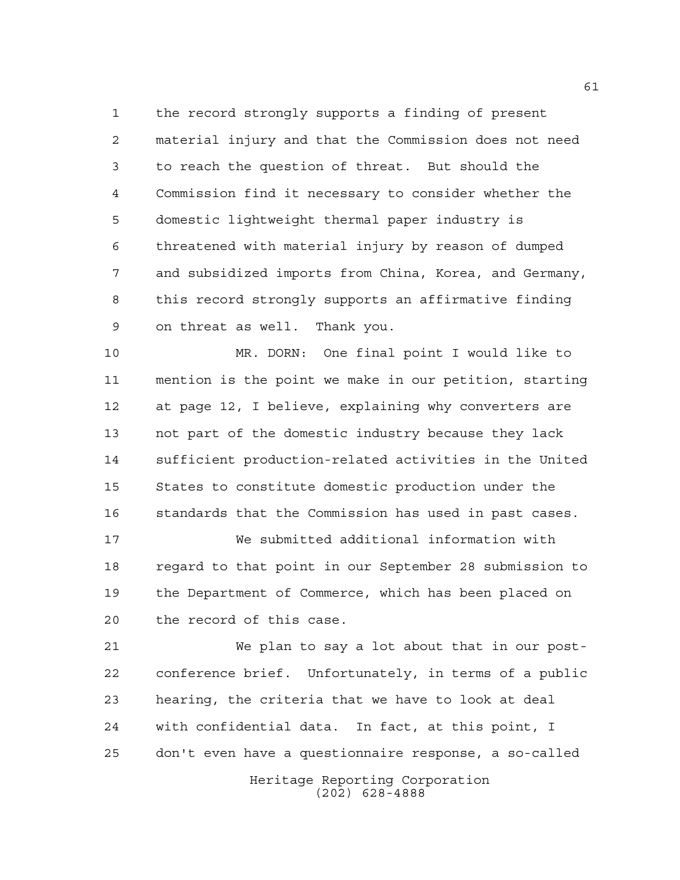the record strongly supports a finding of present material injury and that the Commission does not need to reach the question of threat. But should the Commission find it necessary to consider whether the domestic lightweight thermal paper industry is threatened with material injury by reason of dumped and subsidized imports from China, Korea, and Germany, this record strongly supports an affirmative finding on threat as well. Thank you.

MR. DORN: One final point I would like to mention is the point we make in our petition, starting at page 12, I believe, explaining why converters are not part of the domestic industry because they lack sufficient production-related activities in the United States to constitute domestic production under the standards that the Commission has used in past cases.

We submitted additional information with regard to that point in our September 28 submission to the Department of Commerce, which has been placed on the record of this case.

We plan to say a lot about that in our post-conference brief. Unfortunately, in terms of a public hearing, the criteria that we have to look at deal with confidential data. In fact, at this point, I don't even have a questionnaire response, a so-called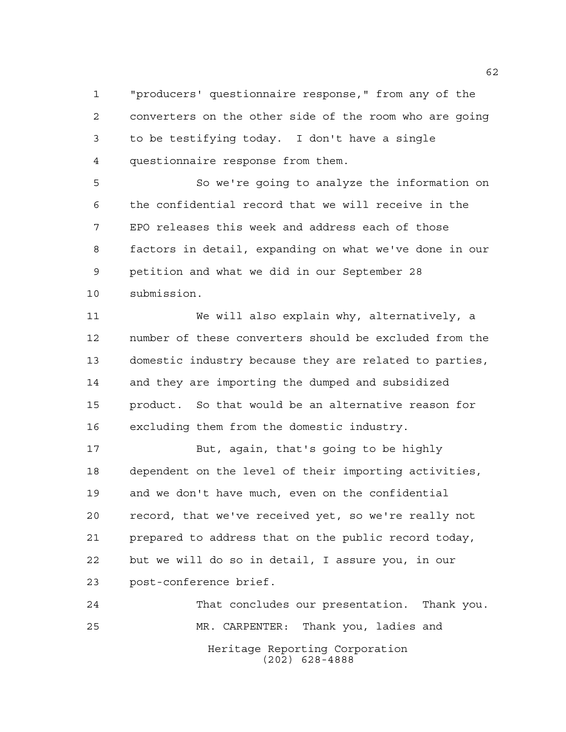"producers' questionnaire response," from any of the converters on the other side of the room who are going to be testifying today. I don't have a single questionnaire response from them.

So we're going to analyze the information on the confidential record that we will receive in the EPO releases this week and address each of those factors in detail, expanding on what we've done in our petition and what we did in our September 28 submission.

We will also explain why, alternatively, a number of these converters should be excluded from the domestic industry because they are related to parties, and they are importing the dumped and subsidized product. So that would be an alternative reason for excluding them from the domestic industry.

But, again, that's going to be highly dependent on the level of their importing activities, and we don't have much, even on the confidential record, that we've received yet, so we're really not prepared to address that on the public record today, but we will do so in detail, I assure you, in our post-conference brief.

That concludes our presentation. Thank you.

MR. CARPENTER: Thank you, ladies and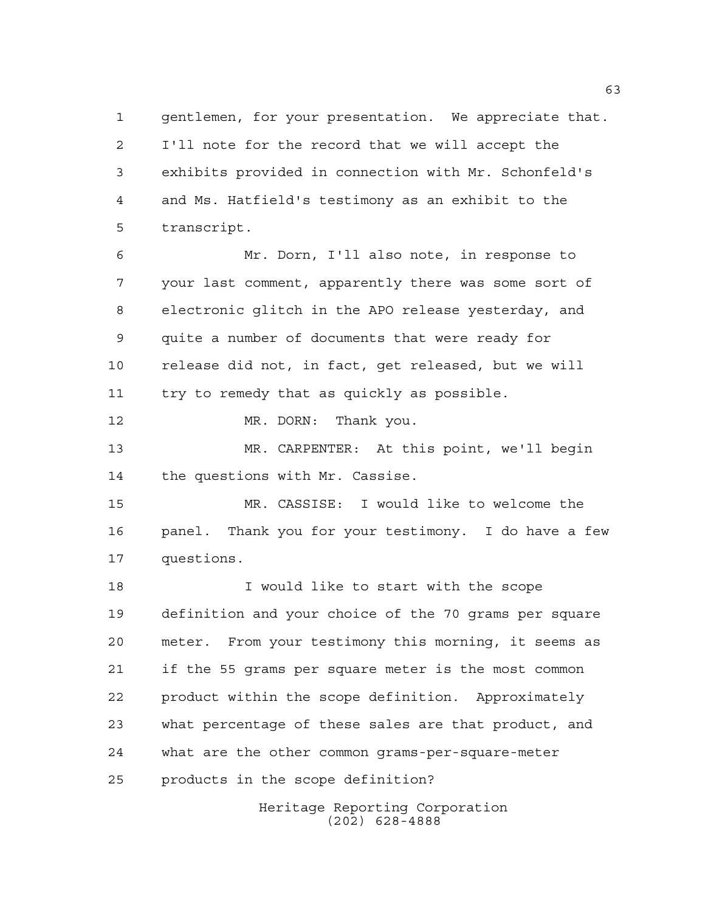gentlemen, for your presentation. We appreciate that. I'll note for the record that we will accept the exhibits provided in connection with Mr. Schonfeld's and Ms. Hatfield's testimony as an exhibit to the transcript.

Mr. Dorn, I'll also note, in response to your last comment, apparently there was some sort of electronic glitch in the APO release yesterday, and quite a number of documents that were ready for release did not, in fact, get released, but we will try to remedy that as quickly as possible.

MR. DORN: Thank you.

MR. CARPENTER: At this point, we'll begin the questions with Mr. Cassise.

MR. CASSISE: I would like to welcome the panel. Thank you for your testimony. I do have a few questions.

I would like to start with the scope definition and your choice of the 70 grams per square meter. From your testimony this morning, it seems as if the 55 grams per square meter is the most common product within the scope definition. Approximately what percentage of these sales are that product, and what are the other common grams-per-square-meter products in the scope definition?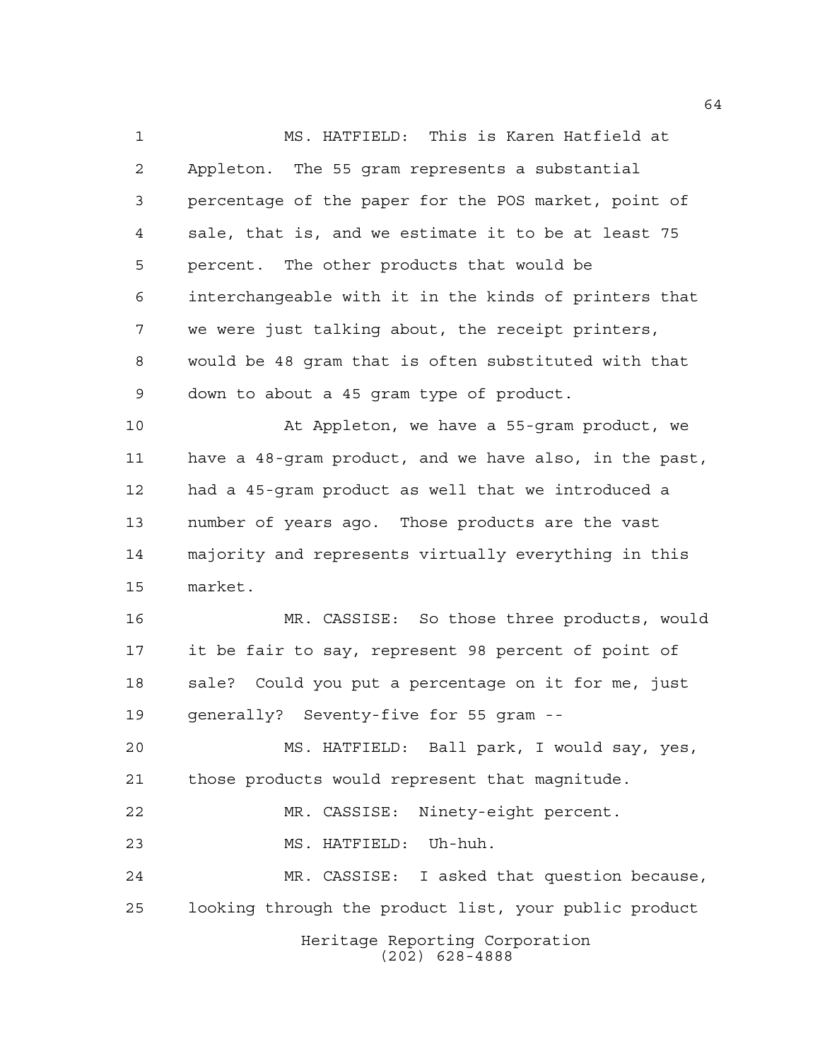MS. HATFIELD: This is Karen Hatfield at Appleton. The 55 gram represents a substantial percentage of the paper for the POS market, point of sale, that is, and we estimate it to be at least 75 percent. The other products that would be interchangeable with it in the kinds of printers that we were just talking about, the receipt printers, would be 48 gram that is often substituted with that down to about a 45 gram type of product.

At Appleton, we have a 55-gram product, we have a 48-gram product, and we have also, in the past, had a 45-gram product as well that we introduced a number of years ago. Those products are the vast majority and represents virtually everything in this market.

MR. CASSISE: So those three products, would it be fair to say, represent 98 percent of point of sale? Could you put a percentage on it for me, just generally? Seventy-five for 55 gram --

MS. HATFIELD: Ball park, I would say, yes, those products would represent that magnitude.

MR. CASSISE: Ninety-eight percent.

MS. HATFIELD: Uh-huh.

MR. CASSISE: I asked that question because, looking through the product list, your public product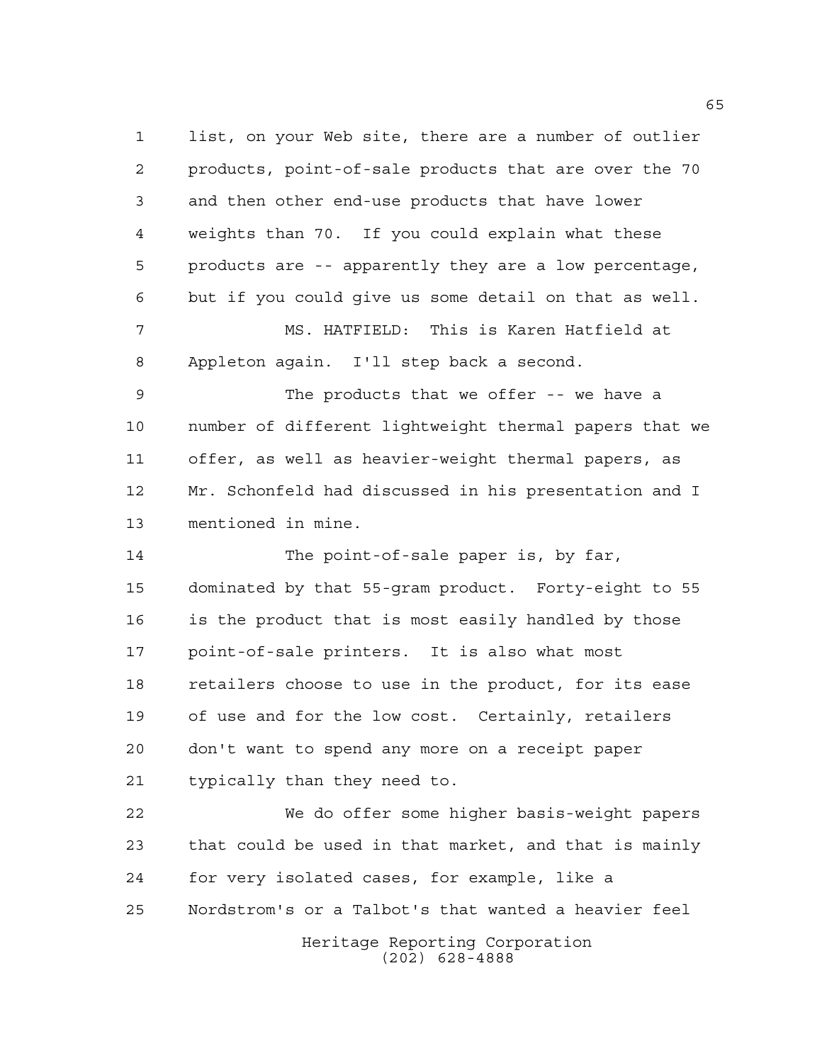list, on your Web site, there are a number of outlier products, point-of-sale products that are over the 70 and then other end-use products that have lower weights than 70. If you could explain what these products are -- apparently they are a low percentage, but if you could give us some detail on that as well.

MS. HATFIELD: This is Karen Hatfield at Appleton again. I'll step back a second.

The products that we offer -- we have a number of different lightweight thermal papers that we offer, as well as heavier-weight thermal papers, as Mr. Schonfeld had discussed in his presentation and I mentioned in mine.

The point-of-sale paper is, by far, dominated by that 55-gram product. Forty-eight to 55 is the product that is most easily handled by those point-of-sale printers. It is also what most retailers choose to use in the product, for its ease of use and for the low cost. Certainly, retailers don't want to spend any more on a receipt paper typically than they need to.

We do offer some higher basis-weight papers that could be used in that market, and that is mainly for very isolated cases, for example, like a Nordstrom's or a Talbot's that wanted a heavier feel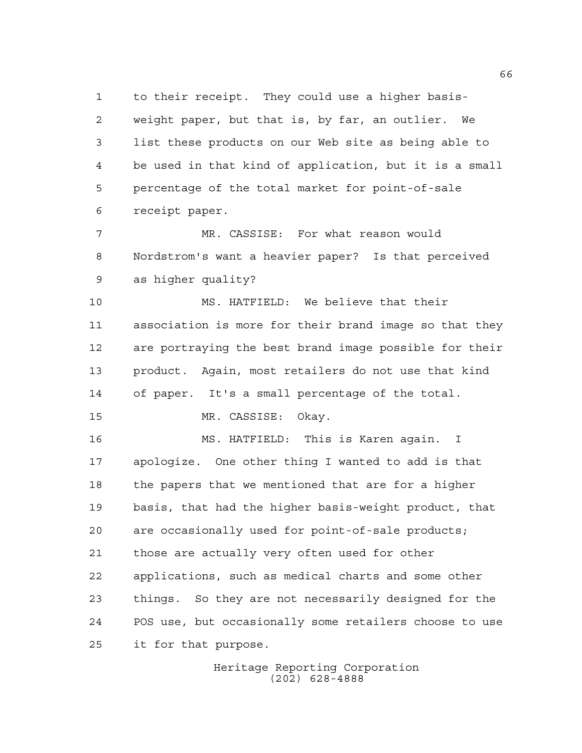to their receipt. They could use a higher basis-weight paper, but that is, by far, an outlier. We list these products on our Web site as being able to be used in that kind of application, but it is a small percentage of the total market for point-of-sale receipt paper.

MR. CASSISE: For what reason would Nordstrom's want a heavier paper? Is that perceived as higher quality?

MS. HATFIELD: We believe that their association is more for their brand image so that they are portraying the best brand image possible for their product. Again, most retailers do not use that kind of paper. It's a small percentage of the total.

MR. CASSISE: Okay.

MS. HATFIELD: This is Karen again. I apologize. One other thing I wanted to add is that the papers that we mentioned that are for a higher basis, that had the higher basis-weight product, that are occasionally used for point-of-sale products; those are actually very often used for other applications, such as medical charts and some other things. So they are not necessarily designed for the POS use, but occasionally some retailers choose to use it for that purpose.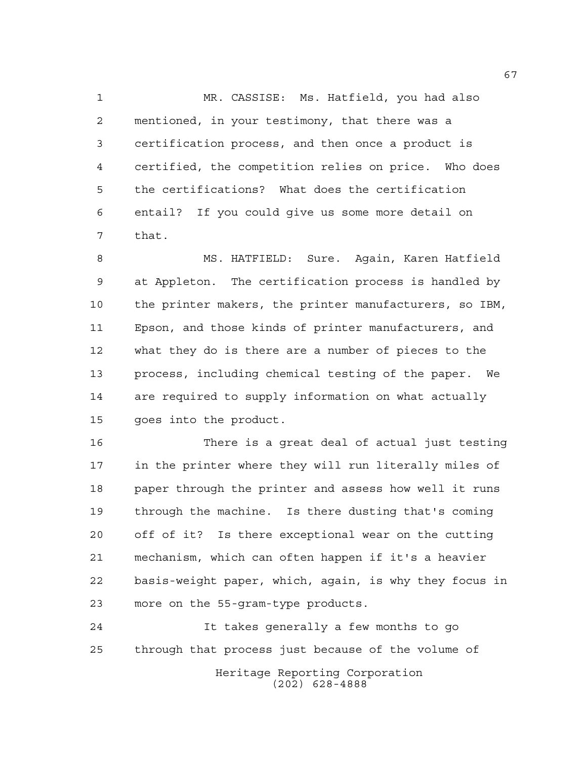MR. CASSISE: Ms. Hatfield, you had also mentioned, in your testimony, that there was a certification process, and then once a product is certified, the competition relies on price. Who does the certifications? What does the certification entail? If you could give us some more detail on that.

MS. HATFIELD: Sure. Again, Karen Hatfield at Appleton. The certification process is handled by the printer makers, the printer manufacturers, so IBM, Epson, and those kinds of printer manufacturers, and what they do is there are a number of pieces to the process, including chemical testing of the paper. We are required to supply information on what actually goes into the product.

There is a great deal of actual just testing in the printer where they will run literally miles of paper through the printer and assess how well it runs through the machine. Is there dusting that's coming off of it? Is there exceptional wear on the cutting mechanism, which can often happen if it's a heavier basis-weight paper, which, again, is why they focus in more on the 55-gram-type products.

It takes generally a few months to go through that process just because of the volume of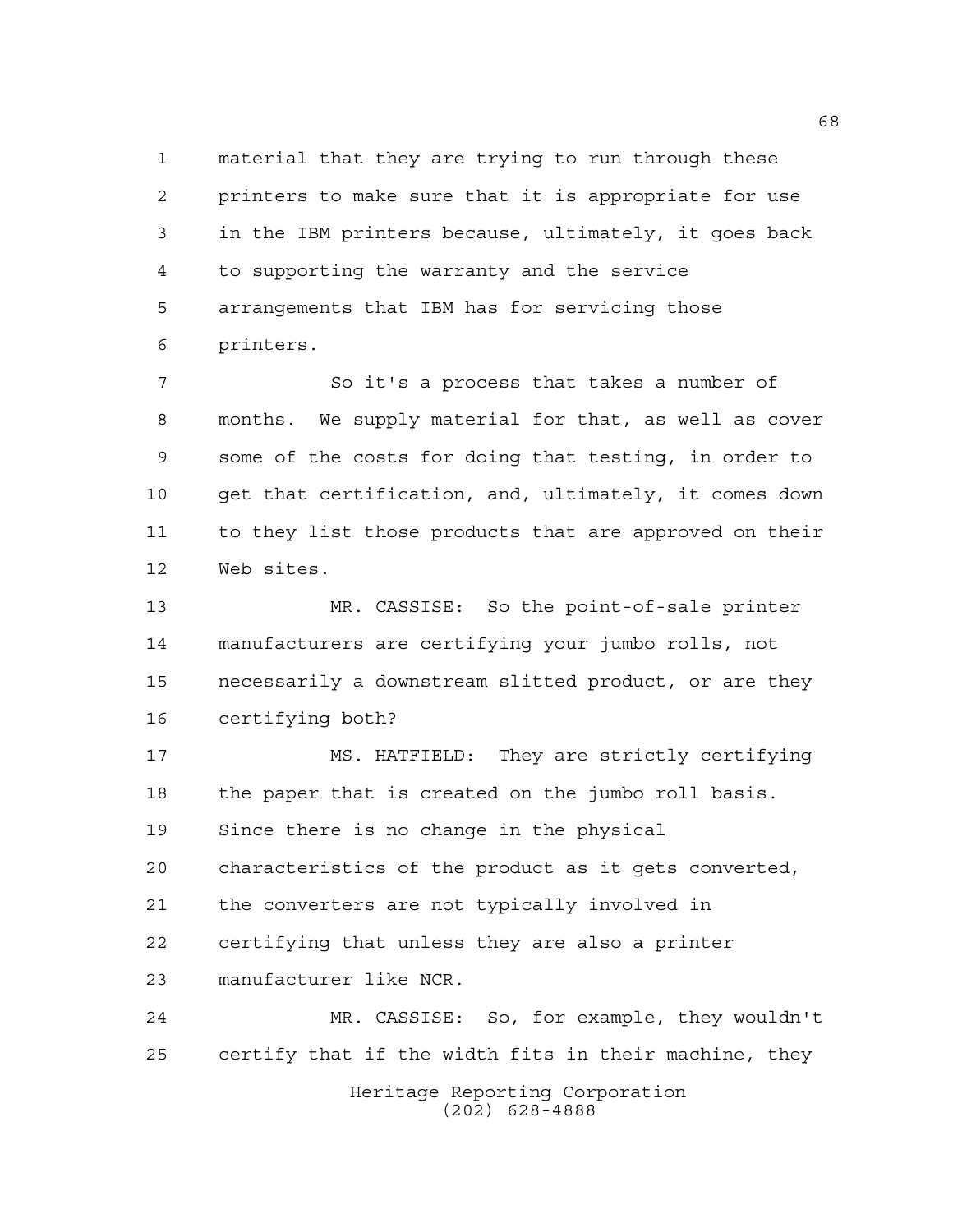material that they are trying to run through these printers to make sure that it is appropriate for use in the IBM printers because, ultimately, it goes back to supporting the warranty and the service arrangements that IBM has for servicing those printers.

So it's a process that takes a number of months. We supply material for that, as well as cover some of the costs for doing that testing, in order to get that certification, and, ultimately, it comes down to they list those products that are approved on their Web sites.

MR. CASSISE: So the point-of-sale printer manufacturers are certifying your jumbo rolls, not necessarily a downstream slitted product, or are they certifying both?

MS. HATFIELD: They are strictly certifying the paper that is created on the jumbo roll basis. Since there is no change in the physical characteristics of the product as it gets converted, the converters are not typically involved in certifying that unless they are also a printer manufacturer like NCR.

MR. CASSISE: So, for example, they wouldn't certify that if the width fits in their machine, they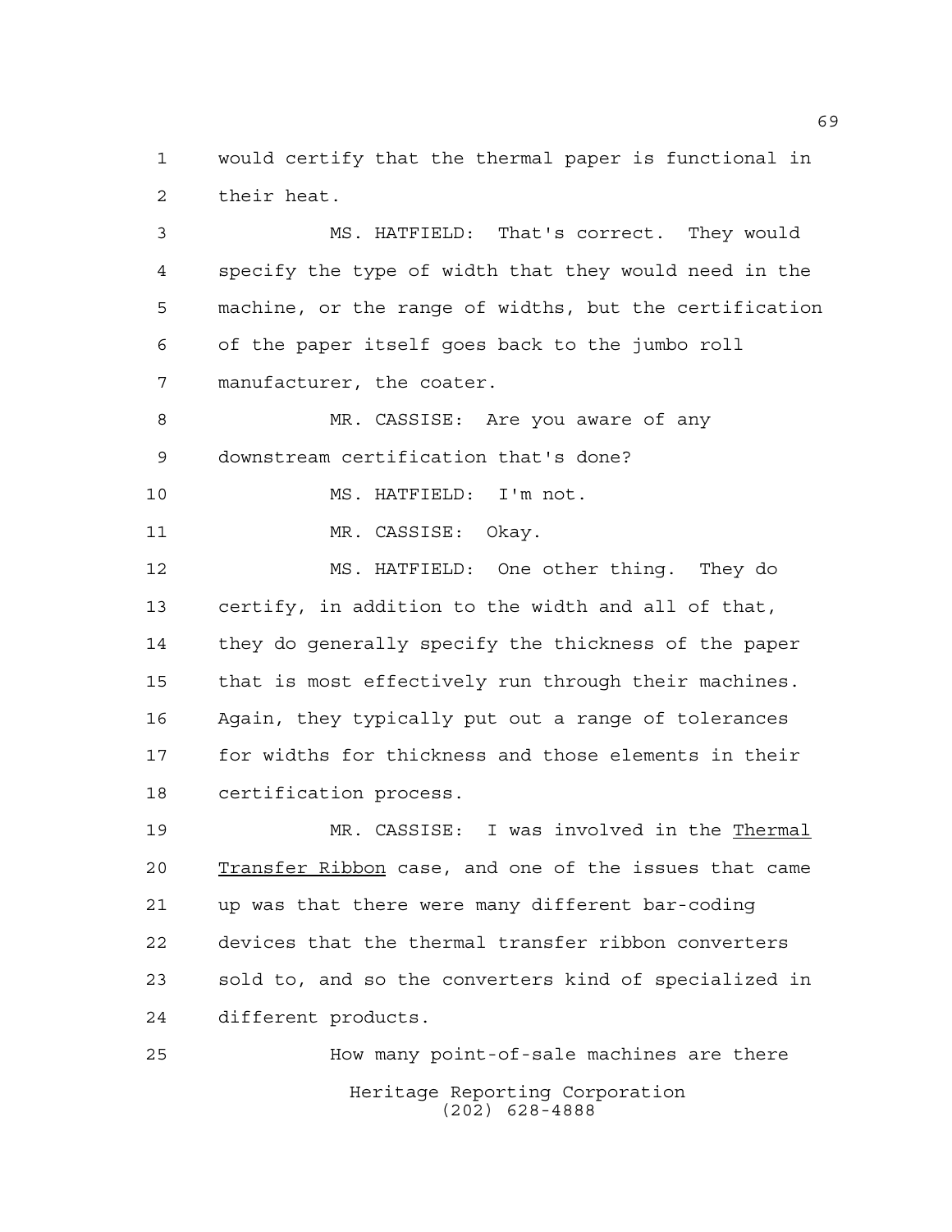would certify that the thermal paper is functional in their heat.

MS. HATFIELD: That's correct. They would specify the type of width that they would need in the machine, or the range of widths, but the certification of the paper itself goes back to the jumbo roll manufacturer, the coater.

MR. CASSISE: Are you aware of any downstream certification that's done?

MS. HATFIELD: I'm not.

MR. CASSISE: Okay.

MS. HATFIELD: One other thing. They do certify, in addition to the width and all of that, they do generally specify the thickness of the paper that is most effectively run through their machines. Again, they typically put out a range of tolerances for widths for thickness and those elements in their certification process.

MR. CASSISE: I was involved in the _Thermal Transfer Ribbon_ case, and one of the issues that came up was that there were many different bar-coding devices that the thermal transfer ribbon converters sold to, and so the converters kind of specialized in different products.

How many point-of-sale machines are there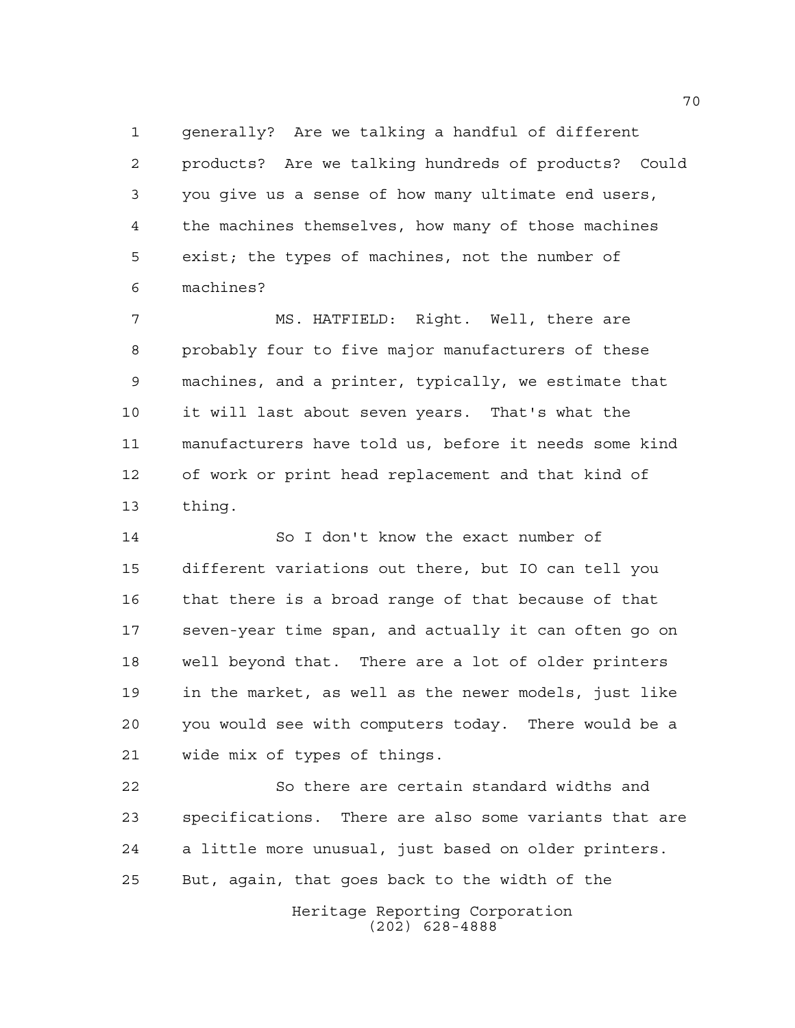generally? Are we talking a handful of different products? Are we talking hundreds of products? Could you give us a sense of how many ultimate end users, the machines themselves, how many of those machines exist; the types of machines, not the number of machines?

MS. HATFIELD: Right. Well, there are probably four to five major manufacturers of these machines, and a printer, typically, we estimate that it will last about seven years. That's what the manufacturers have told us, before it needs some kind of work or print head replacement and that kind of thing.

So I don't know the exact number of different variations out there, but IO can tell you that there is a broad range of that because of that seven-year time span, and actually it can often go on well beyond that. There are a lot of older printers in the market, as well as the newer models, just like you would see with computers today. There would be a wide mix of types of things.

So there are certain standard widths and specifications. There are also some variants that are a little more unusual, just based on older printers. But, again, that goes back to the width of the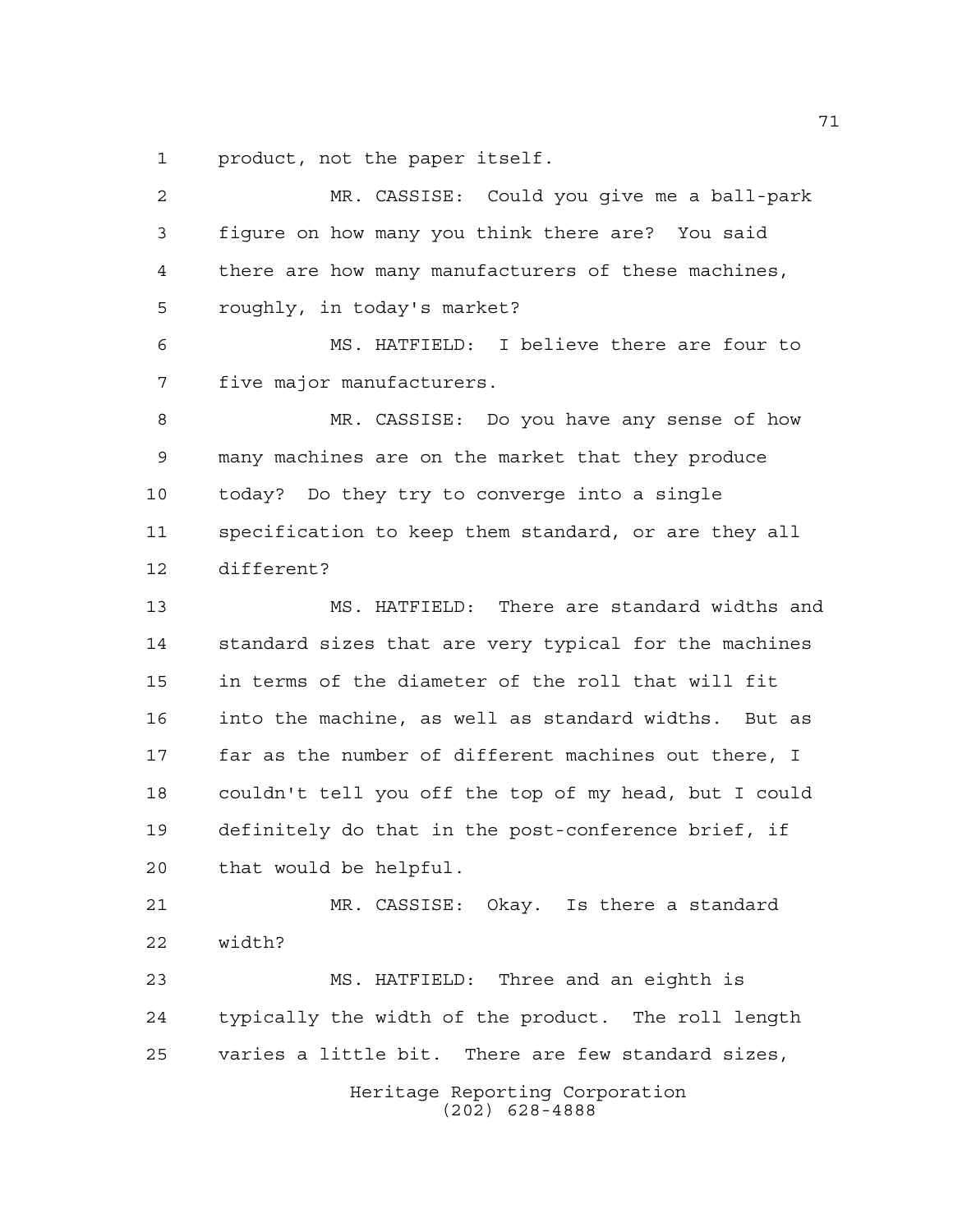product, not the paper itself.

MR. CASSISE: Could you give me a ball-park figure on how many you think there are? You said there are how many manufacturers of these machines, roughly, in today's market?

MS. HATFIELD: I believe there are four to five major manufacturers.

MR. CASSISE: Do you have any sense of how many machines are on the market that they produce today? Do they try to converge into a single specification to keep them standard, or are they all different?

MS. HATFIELD: There are standard widths and standard sizes that are very typical for the machines in terms of the diameter of the roll that will fit into the machine, as well as standard widths. But as far as the number of different machines out there, I couldn't tell you off the top of my head, but I could definitely do that in the post-conference brief, if that would be helpful.

MR. CASSISE: Okay. Is there a standard width?

MS. HATFIELD: Three and an eighth is typically the width of the product. The roll length varies a little bit. There are few standard sizes,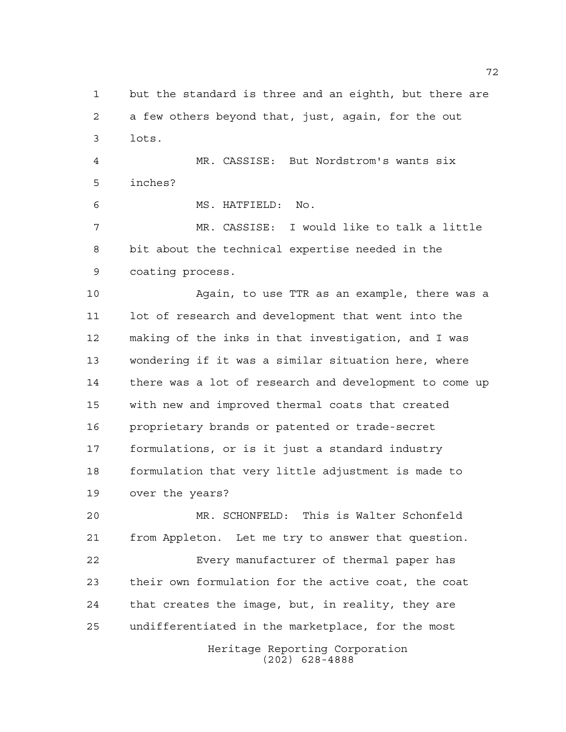but the standard is three and an eighth, but there are a few others beyond that, just, again, for the out lots.

MR. CASSISE: But Nordstrom's wants six inches?

MS. HATFIELD: No.

MR. CASSISE: I would like to talk a little bit about the technical expertise needed in the coating process.

Again, to use TTR as an example, there was a lot of research and development that went into the making of the inks in that investigation, and I was wondering if it was a similar situation here, where there was a lot of research and development to come up with new and improved thermal coats that created proprietary brands or patented or trade-secret formulations, or is it just a standard industry formulation that very little adjustment is made to over the years?

MR. SCHONFELD: This is Walter Schonfeld from Appleton. Let me try to answer that question.

Every manufacturer of thermal paper has their own formulation for the active coat, the coat that creates the image, but, in reality, they are undifferentiated in the marketplace, for the most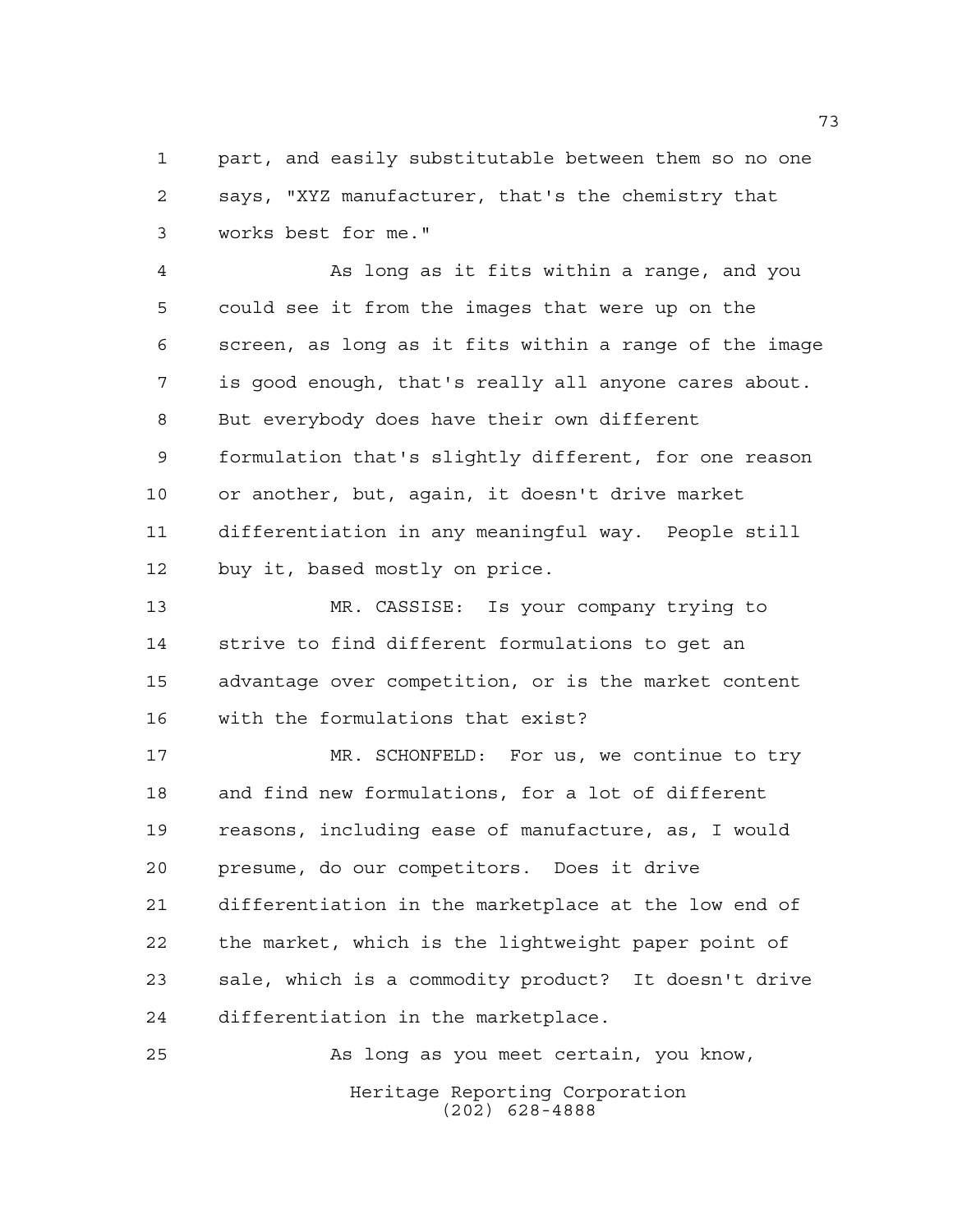part, and easily substitutable between them so no one says, "XYZ manufacturer, that's the chemistry that works best for me."

As long as it fits within a range, and you could see it from the images that were up on the screen, as long as it fits within a range of the image is good enough, that's really all anyone cares about. But everybody does have their own different formulation that's slightly different, for one reason or another, but, again, it doesn't drive market differentiation in any meaningful way. People still buy it, based mostly on price.

MR. CASSISE: Is your company trying to strive to find different formulations to get an advantage over competition, or is the market content with the formulations that exist?

MR. SCHONFELD: For us, we continue to try and find new formulations, for a lot of different reasons, including ease of manufacture, as, I would presume, do our competitors. Does it drive differentiation in the marketplace at the low end of the market, which is the lightweight paper point of sale, which is a commodity product? It doesn't drive differentiation in the marketplace.

As long as you meet certain, you know,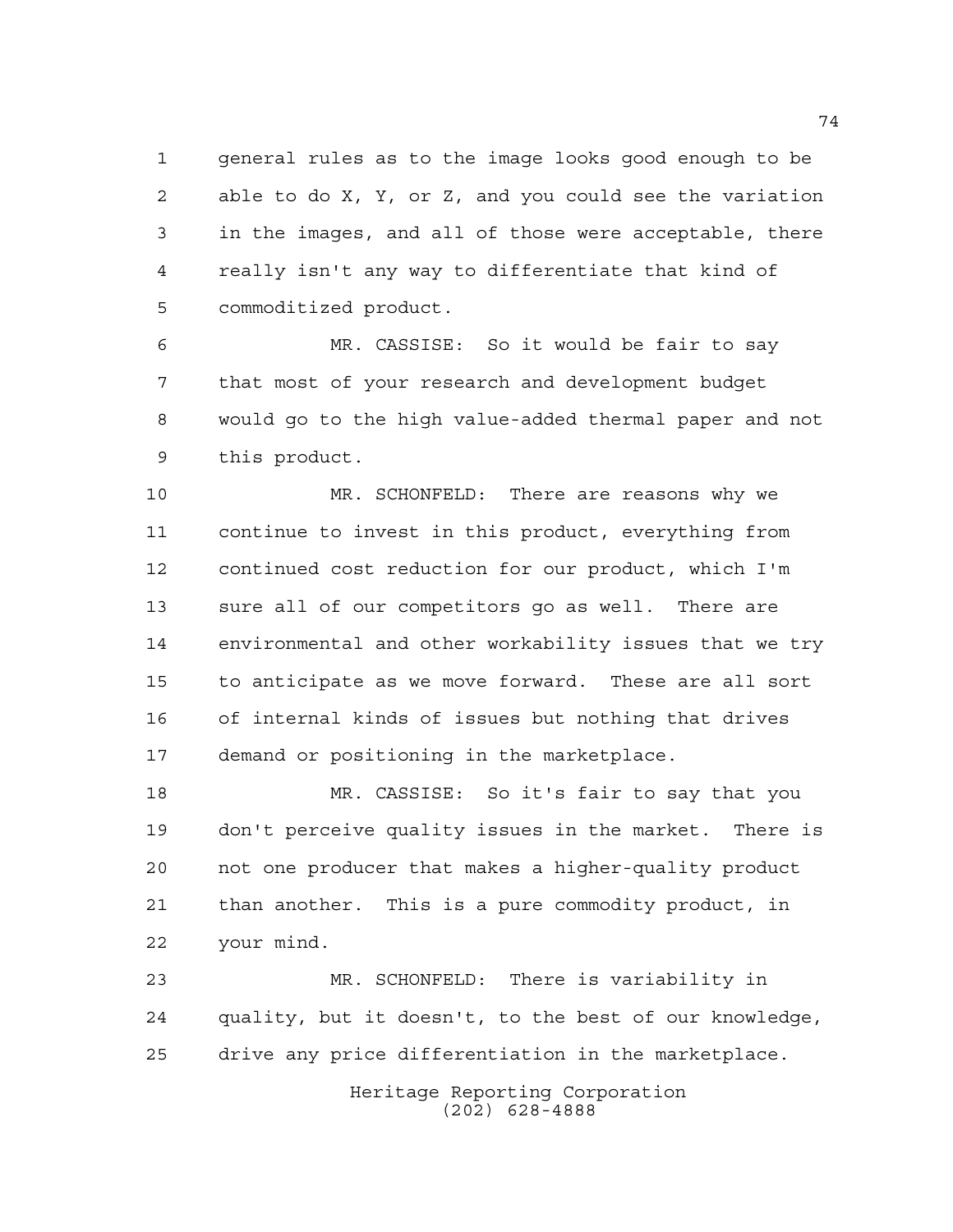general rules as to the image looks good enough to be able to do X, Y, or Z, and you could see the variation in the images, and all of those were acceptable, there really isn't any way to differentiate that kind of commoditized product.

MR. CASSISE: So it would be fair to say that most of your research and development budget would go to the high value-added thermal paper and not this product.

MR. SCHONFELD: There are reasons why we continue to invest in this product, everything from continued cost reduction for our product, which I'm sure all of our competitors go as well. There are environmental and other workability issues that we try to anticipate as we move forward. These are all sort of internal kinds of issues but nothing that drives demand or positioning in the marketplace.

MR. CASSISE: So it's fair to say that you don't perceive quality issues in the market. There is not one producer that makes a higher-quality product than another. This is a pure commodity product, in your mind.

MR. SCHONFELD: There is variability in quality, but it doesn't, to the best of our knowledge, drive any price differentiation in the marketplace.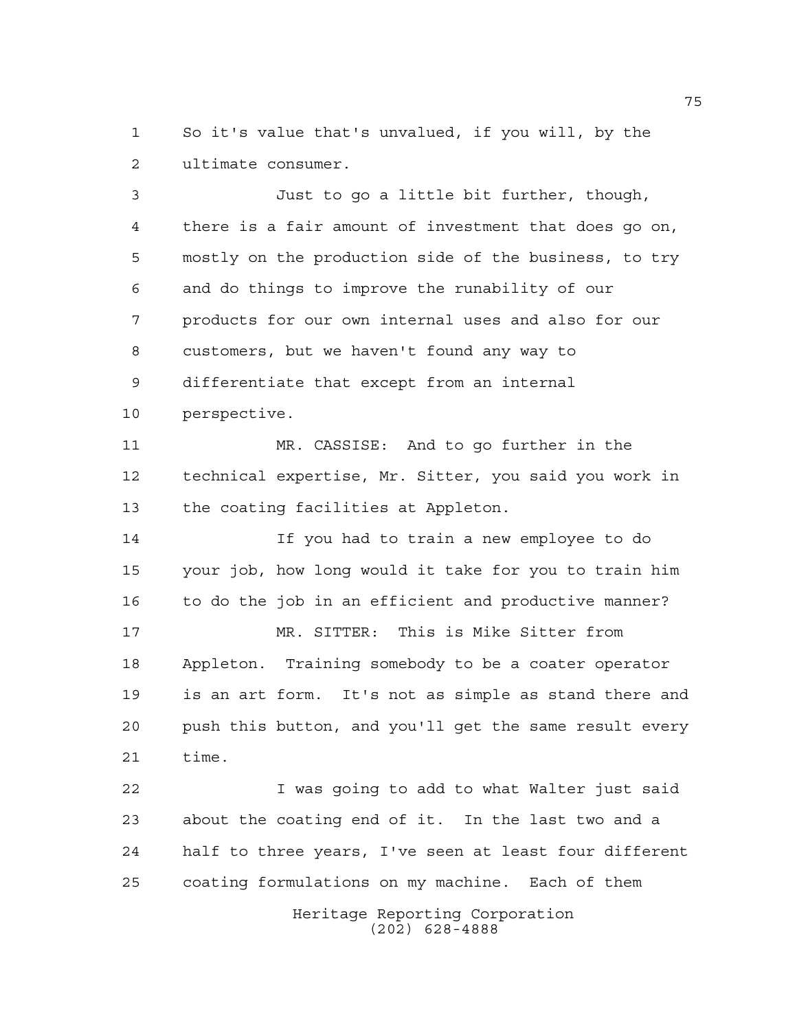So it's value that's unvalued, if you will, by the ultimate consumer.

Just to go a little bit further, though, there is a fair amount of investment that does go on, mostly on the production side of the business, to try and do things to improve the runability of our products for our own internal uses and also for our customers, but we haven't found any way to differentiate that except from an internal perspective.

MR. CASSISE: And to go further in the technical expertise, Mr. Sitter, you said you work in the coating facilities at Appleton.

If you had to train a new employee to do your job, how long would it take for you to train him to do the job in an efficient and productive manner?

MR. SITTER: This is Mike Sitter from Appleton. Training somebody to be a coater operator is an art form. It's not as simple as stand there and push this button, and you'll get the same result every time.

I was going to add to what Walter just said about the coating end of it. In the last two and a half to three years, I've seen at least four different coating formulations on my machine. Each of them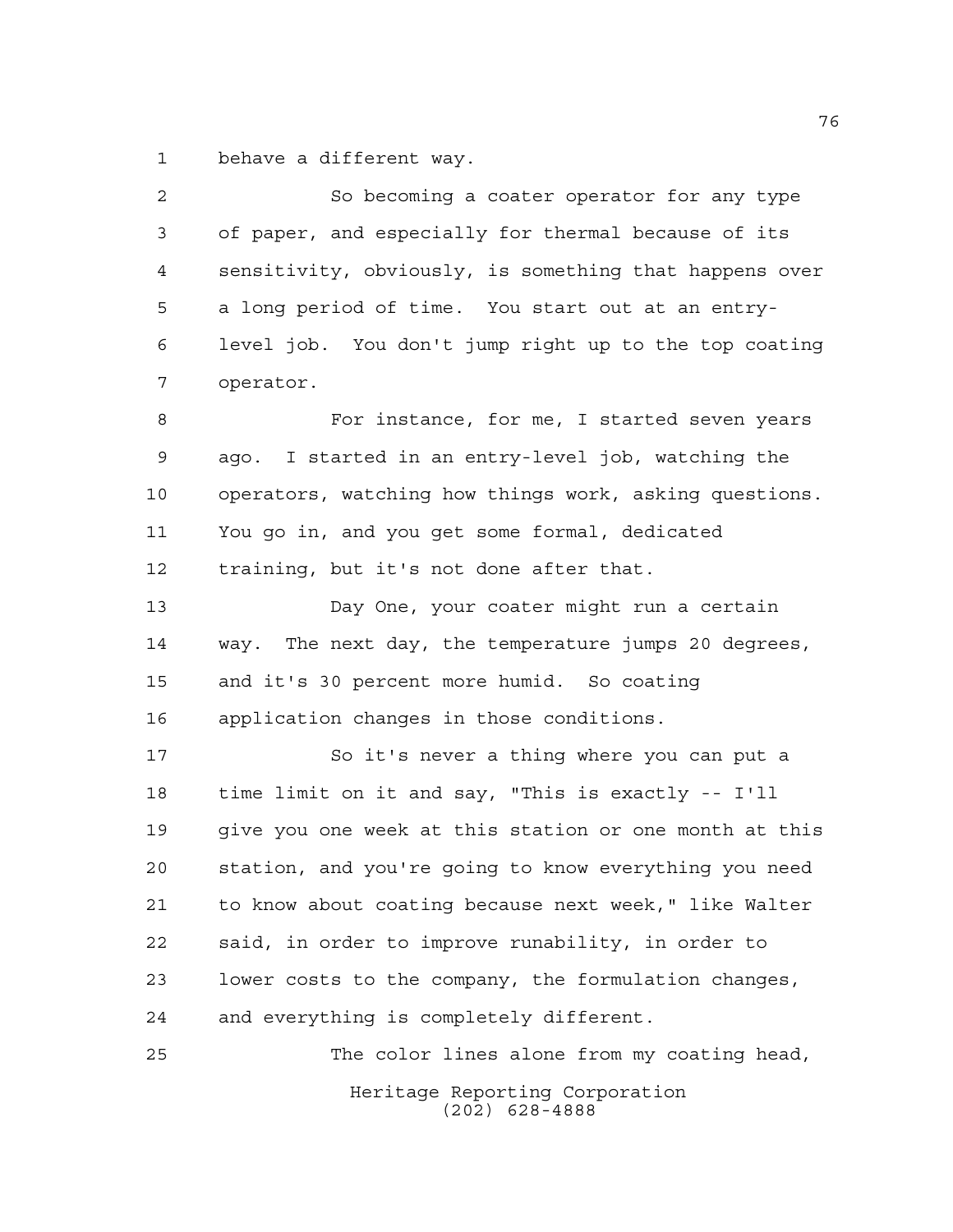behave a different way.

So becoming a coater operator for any type of paper, and especially for thermal because of its sensitivity, obviously, is something that happens over a long period of time. You start out at an entry-level job. You don't jump right up to the top coating operator.

For instance, for me, I started seven years ago. I started in an entry-level job, watching the operators, watching how things work, asking questions. You go in, and you get some formal, dedicated training, but it's not done after that.

Day One, your coater might run a certain way. The next day, the temperature jumps 20 degrees, and it's 30 percent more humid. So coating application changes in those conditions.

So it's never a thing where you can put a time limit on it and say, "This is exactly -- I'll give you one week at this station or one month at this station, and you're going to know everything you need to know about coating because next week," like Walter said, in order to improve runability, in order to lower costs to the company, the formulation changes, and everything is completely different.

The color lines alone from my coating head,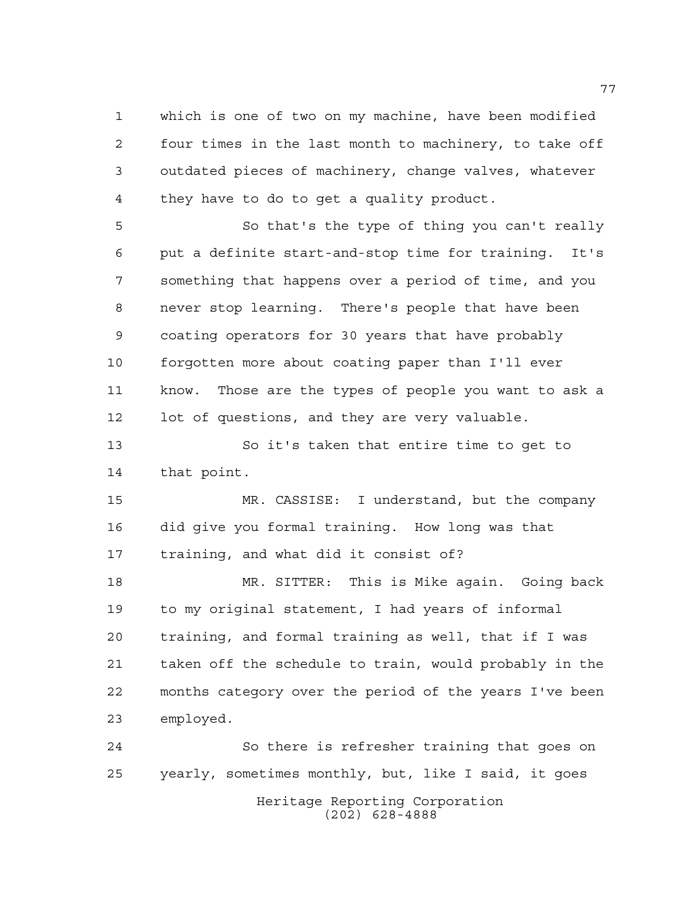which is one of two on my machine, have been modified four times in the last month to machinery, to take off outdated pieces of machinery, change valves, whatever they have to do to get a quality product.

So that's the type of thing you can't really put a definite start-and-stop time for training. It's something that happens over a period of time, and you never stop learning. There's people that have been coating operators for 30 years that have probably forgotten more about coating paper than I'll ever know. Those are the types of people you want to ask a lot of questions, and they are very valuable.

So it's taken that entire time to get to that point.

MR. CASSISE: I understand, but the company did give you formal training. How long was that training, and what did it consist of?

MR. SITTER: This is Mike again. Going back to my original statement, I had years of informal training, and formal training as well, that if I was taken off the schedule to train, would probably in the months category over the period of the years I've been employed.

So there is refresher training that goes on yearly, sometimes monthly, but, like I said, it goes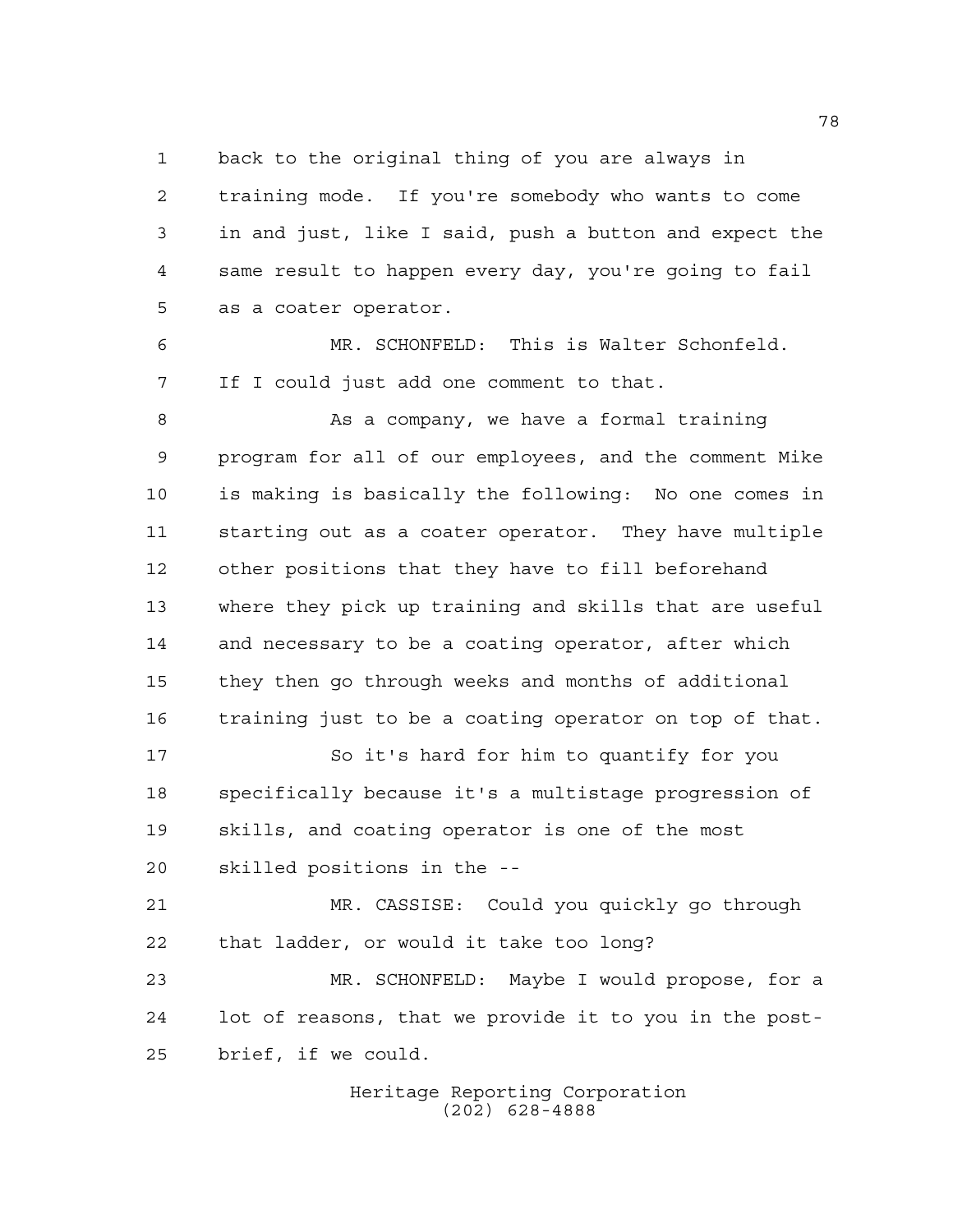back to the original thing of you are always in training mode. If you're somebody who wants to come in and just, like I said, push a button and expect the same result to happen every day, you're going to fail as a coater operator.

MR. SCHONFELD: This is Walter Schonfeld. If I could just add one comment to that.

As a company, we have a formal training program for all of our employees, and the comment Mike is making is basically the following: No one comes in starting out as a coater operator. They have multiple other positions that they have to fill beforehand where they pick up training and skills that are useful and necessary to be a coating operator, after which they then go through weeks and months of additional training just to be a coating operator on top of that.

So it's hard for him to quantify for you specifically because it's a multistage progression of skills, and coating operator is one of the most skilled positions in the --

MR. CASSISE: Could you quickly go through that ladder, or would it take too long?

MR. SCHONFELD: Maybe I would propose, for a lot of reasons, that we provide it to you in the post-brief, if we could.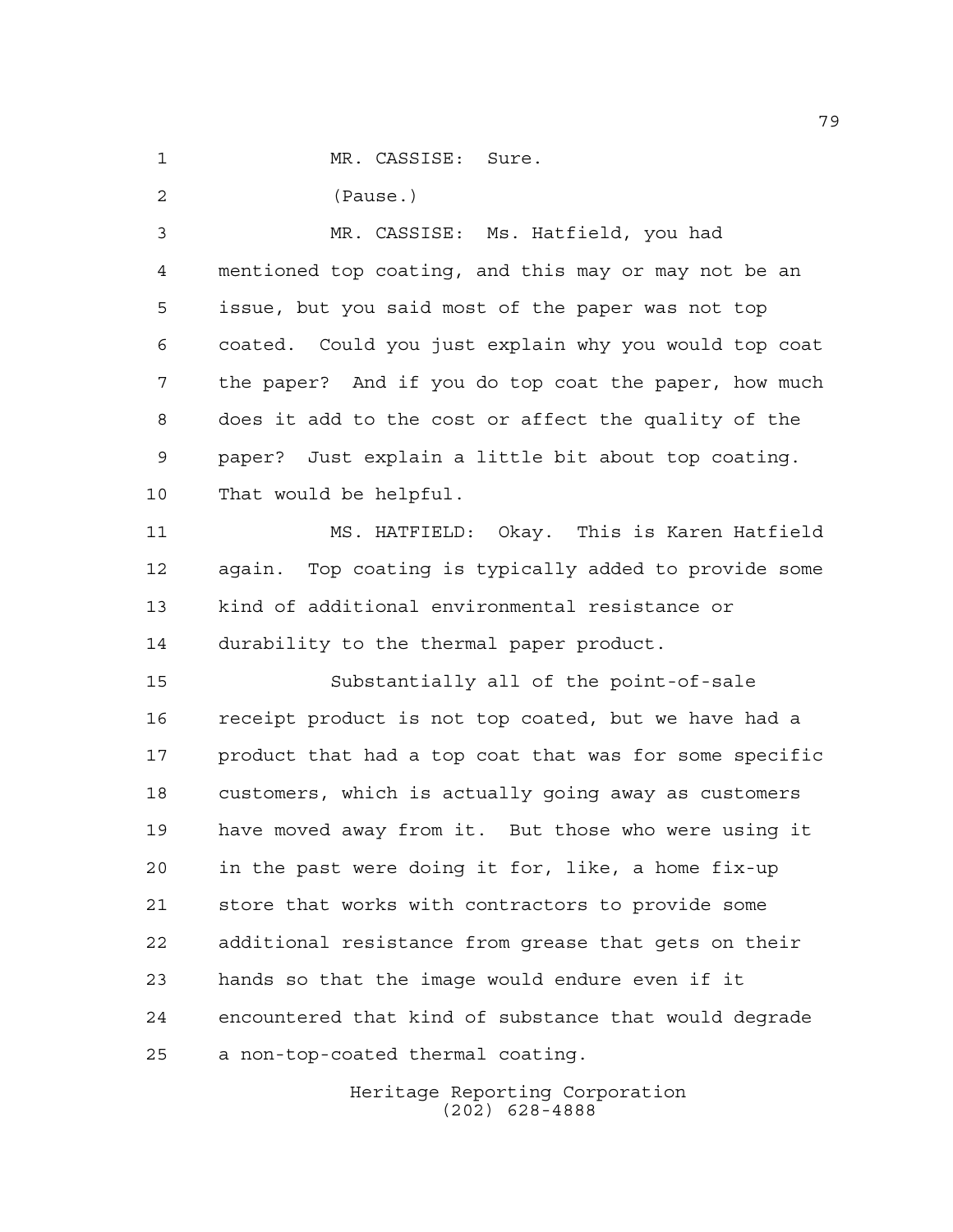MR. CASSISE: Sure.

(Pause.)

MR. CASSISE: Ms. Hatfield, you had mentioned top coating, and this may or may not be an issue, but you said most of the paper was not top coated. Could you just explain why you would top coat the paper? And if you do top coat the paper, how much does it add to the cost or affect the quality of the paper? Just explain a little bit about top coating. That would be helpful.

MS. HATFIELD: Okay. This is Karen Hatfield again. Top coating is typically added to provide some kind of additional environmental resistance or durability to the thermal paper product.

Substantially all of the point-of-sale receipt product is not top coated, but we have had a product that had a top coat that was for some specific customers, which is actually going away as customers have moved away from it. But those who were using it in the past were doing it for, like, a home fix-up store that works with contractors to provide some additional resistance from grease that gets on their hands so that the image would endure even if it encountered that kind of substance that would degrade a non-top-coated thermal coating.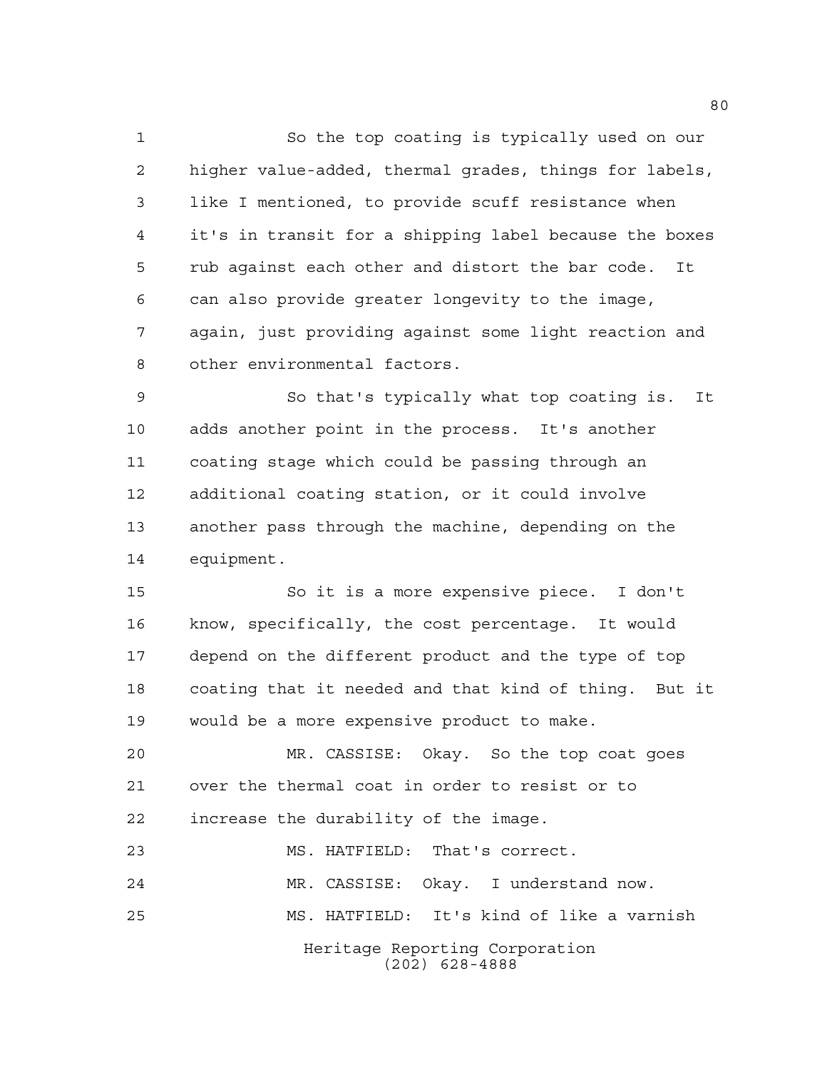So the top coating is typically used on our higher value-added, thermal grades, things for labels, like I mentioned, to provide scuff resistance when it's in transit for a shipping label because the boxes rub against each other and distort the bar code. It can also provide greater longevity to the image, again, just providing against some light reaction and other environmental factors.

So that's typically what top coating is. It adds another point in the process. It's another coating stage which could be passing through an additional coating station, or it could involve another pass through the machine, depending on the equipment.

So it is a more expensive piece. I don't know, specifically, the cost percentage. It would depend on the different product and the type of top coating that it needed and that kind of thing. But it would be a more expensive product to make.

MR. CASSISE: Okay. So the top coat goes over the thermal coat in order to resist or to increase the durability of the image.

MS. HATFIELD: That's correct.

MR. CASSISE: Okay. I understand now.

MS. HATFIELD: It's kind of like a varnish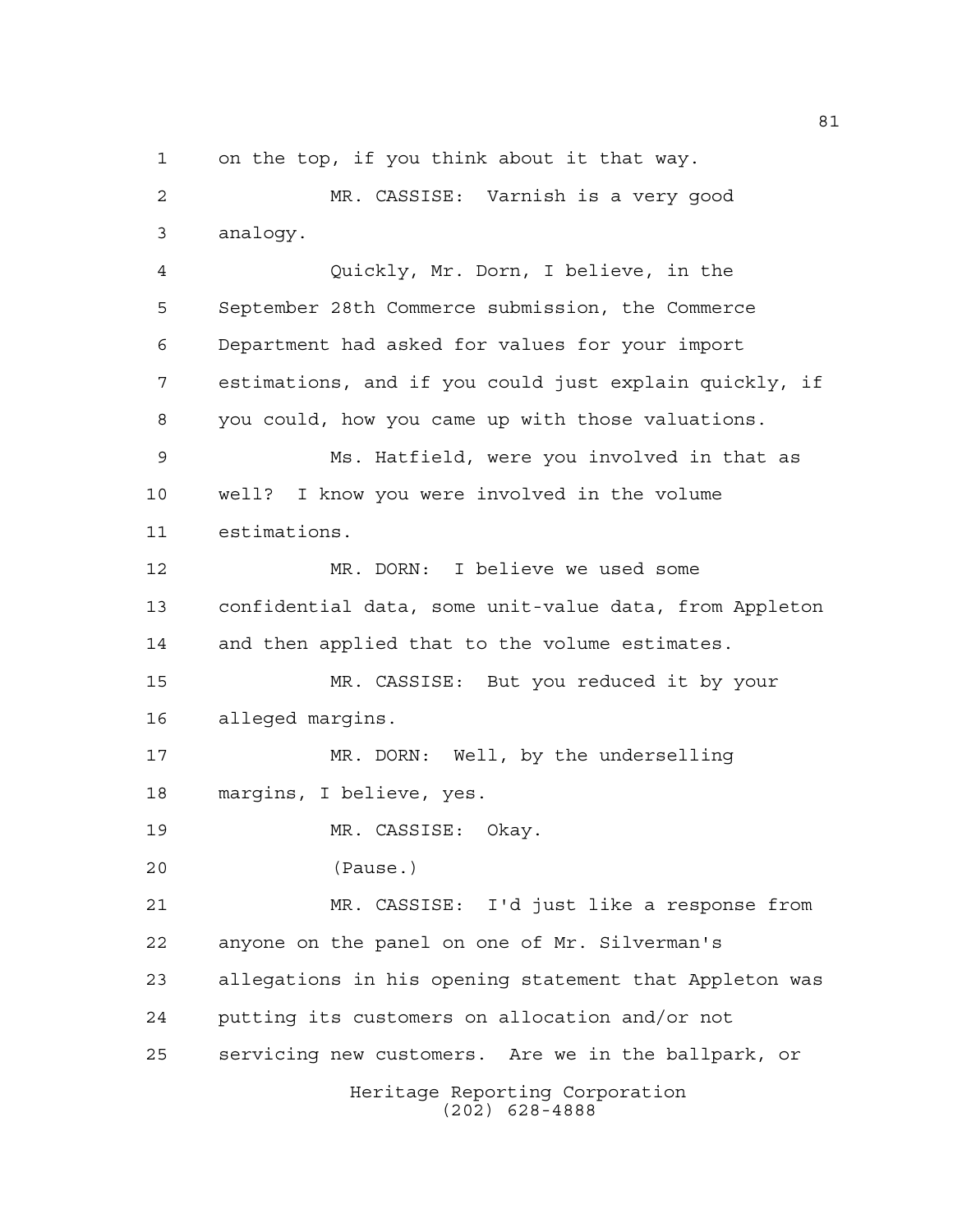on the top, if you think about it that way.

MR. CASSISE: Varnish is a very good analogy.

Quickly, Mr. Dorn, I believe, in the September 28th Commerce submission, the Commerce Department had asked for values for your import estimations, and if you could just explain quickly, if you could, how you came up with those valuations.

Ms. Hatfield, were you involved in that as well? I know you were involved in the volume estimations.

MR. DORN: I believe we used some confidential data, some unit-value data, from Appleton and then applied that to the volume estimates.

MR. CASSISE: But you reduced it by your alleged margins.

MR. DORN: Well, by the underselling margins, I believe, yes.

MR. CASSISE: Okay.

(Pause.)

MR. CASSISE: I'd just like a response from anyone on the panel on one of Mr. Silverman's allegations in his opening statement that Appleton was putting its customers on allocation and/or not servicing new customers. Are we in the ballpark, or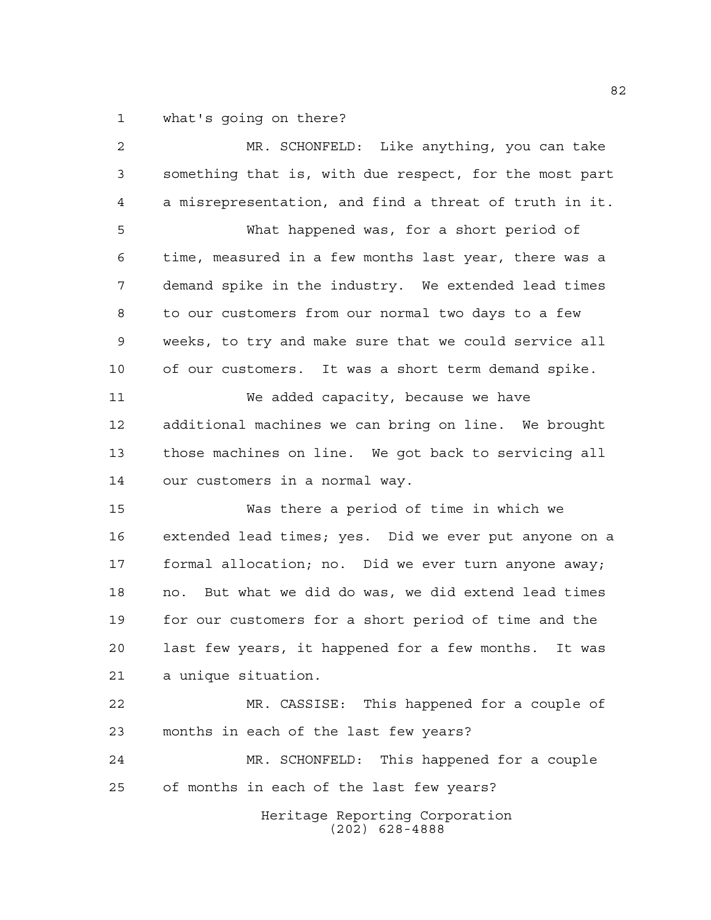what's going on there?

MR. SCHONFELD: Like anything, you can take something that is, with due respect, for the most part a misrepresentation, and find a threat of truth in it.

What happened was, for a short period of time, measured in a few months last year, there was a demand spike in the industry. We extended lead times to our customers from our normal two days to a few weeks, to try and make sure that we could service all of our customers. It was a short term demand spike.

We added capacity, because we have additional machines we can bring on line. We brought those machines on line. We got back to servicing all our customers in a normal way.

Was there a period of time in which we extended lead times; yes. Did we ever put anyone on a formal allocation; no. Did we ever turn anyone away; no. But what we did do was, we did extend lead times for our customers for a short period of time and the last few years, it happened for a few months. It was a unique situation.

MR. CASSISE: This happened for a couple of months in each of the last few years?

MR. SCHONFELD: This happened for a couple of months in each of the last few years?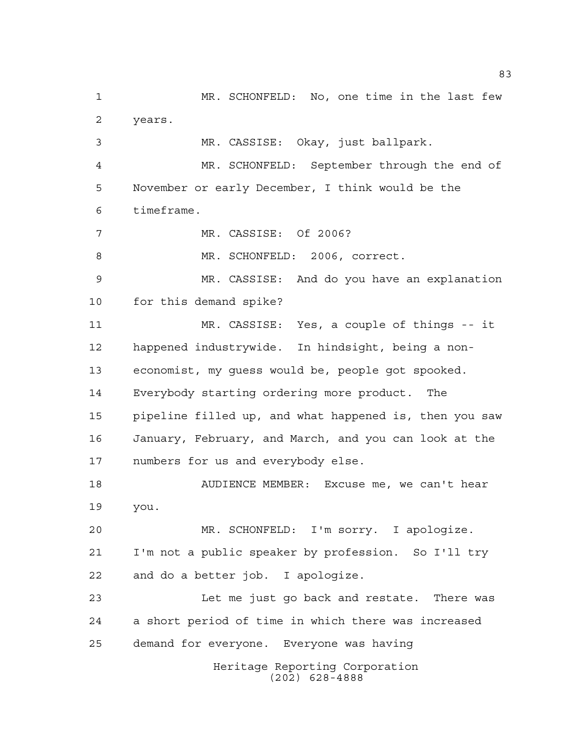MR. SCHONFELD: No, one time in the last few years.

MR. CASSISE: Okay, just ballpark.

MR. SCHONFELD: September through the end of November or early December, I think would be the timeframe.

MR. CASSISE: Of 2006?

MR. SCHONFELD: 2006, correct.

MR. CASSISE: And do you have an explanation for this demand spike?

MR. CASSISE: Yes, a couple of things -- it happened industrywide. In hindsight, being a non-economist, my guess would be, people got spooked. Everybody starting ordering more product. The pipeline filled up, and what happened is, then you saw January, February, and March, and you can look at the numbers for us and everybody else.

AUDIENCE MEMBER: Excuse me, we can't hear you.

MR. SCHONFELD: I'm sorry. I apologize. I'm not a public speaker by profession. So I'll try and do a better job. I apologize.

Let me just go back and restate. There was a short period of time in which there was increased demand for everyone. Everyone was having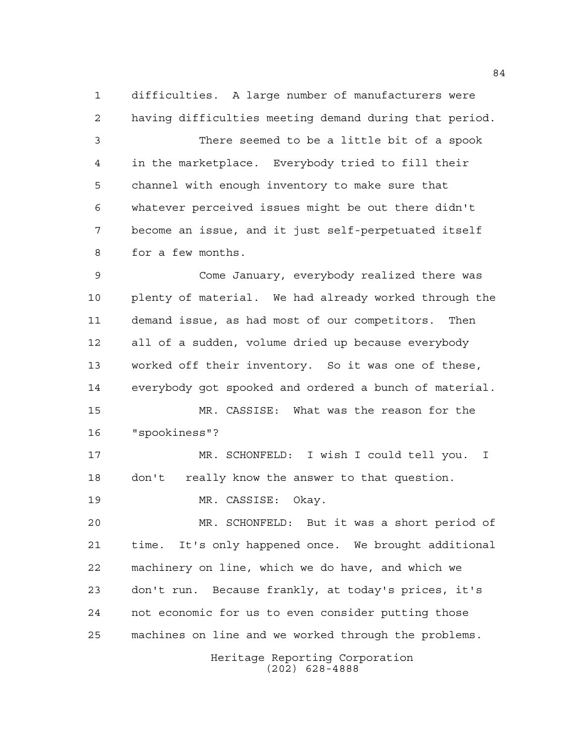difficulties. A large number of manufacturers were having difficulties meeting demand during that period.

There seemed to be a little bit of a spook in the marketplace. Everybody tried to fill their channel with enough inventory to make sure that whatever perceived issues might be out there didn't become an issue, and it just self-perpetuated itself for a few months.

Come January, everybody realized there was plenty of material. We had already worked through the demand issue, as had most of our competitors. Then all of a sudden, volume dried up because everybody worked off their inventory. So it was one of these, everybody got spooked and ordered a bunch of material.

MR. CASSISE: What was the reason for the "spookiness"?

MR. SCHONFELD: I wish I could tell you. I don't really know the answer to that question.

MR. CASSISE: Okay.

MR. SCHONFELD: But it was a short period of time. It's only happened once. We brought additional machinery on line, which we do have, and which we don't run. Because frankly, at today's prices, it's not economic for us to even consider putting those machines on line and we worked through the problems.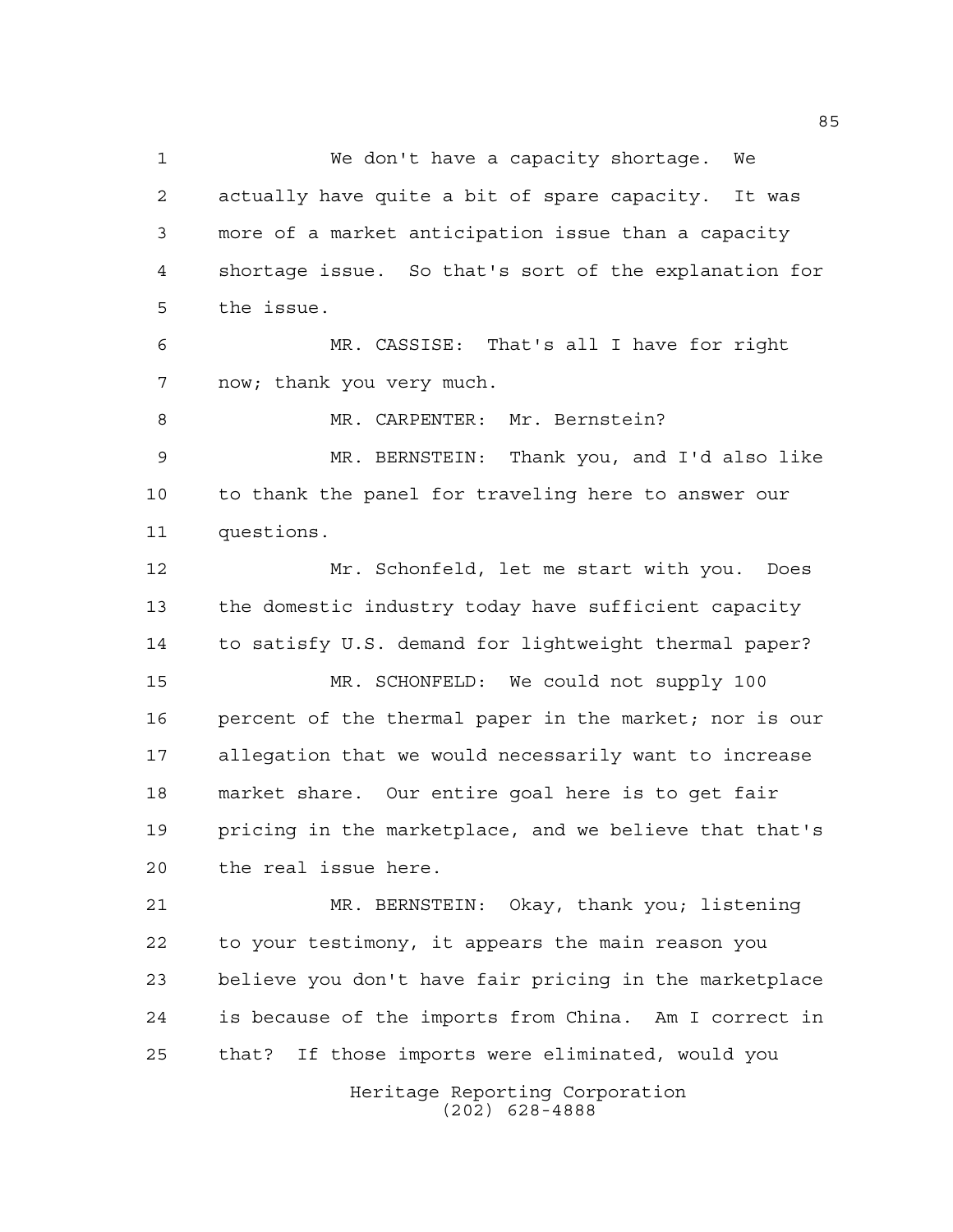We don't have a capacity shortage. We actually have quite a bit of spare capacity. It was more of a market anticipation issue than a capacity shortage issue. So that's sort of the explanation for the issue.

MR. CASSISE: That's all I have for right now; thank you very much.

MR. CARPENTER: Mr. Bernstein?

MR. BERNSTEIN: Thank you, and I'd also like to thank the panel for traveling here to answer our questions.

Mr. Schonfeld, let me start with you. Does the domestic industry today have sufficient capacity to satisfy U.S. demand for lightweight thermal paper?

MR. SCHONFELD: We could not supply 100 percent of the thermal paper in the market; nor is our allegation that we would necessarily want to increase market share. Our entire goal here is to get fair pricing in the marketplace, and we believe that that's the real issue here.

MR. BERNSTEIN: Okay, thank you; listening to your testimony, it appears the main reason you believe you don't have fair pricing in the marketplace is because of the imports from China. Am I correct in that? If those imports were eliminated, would you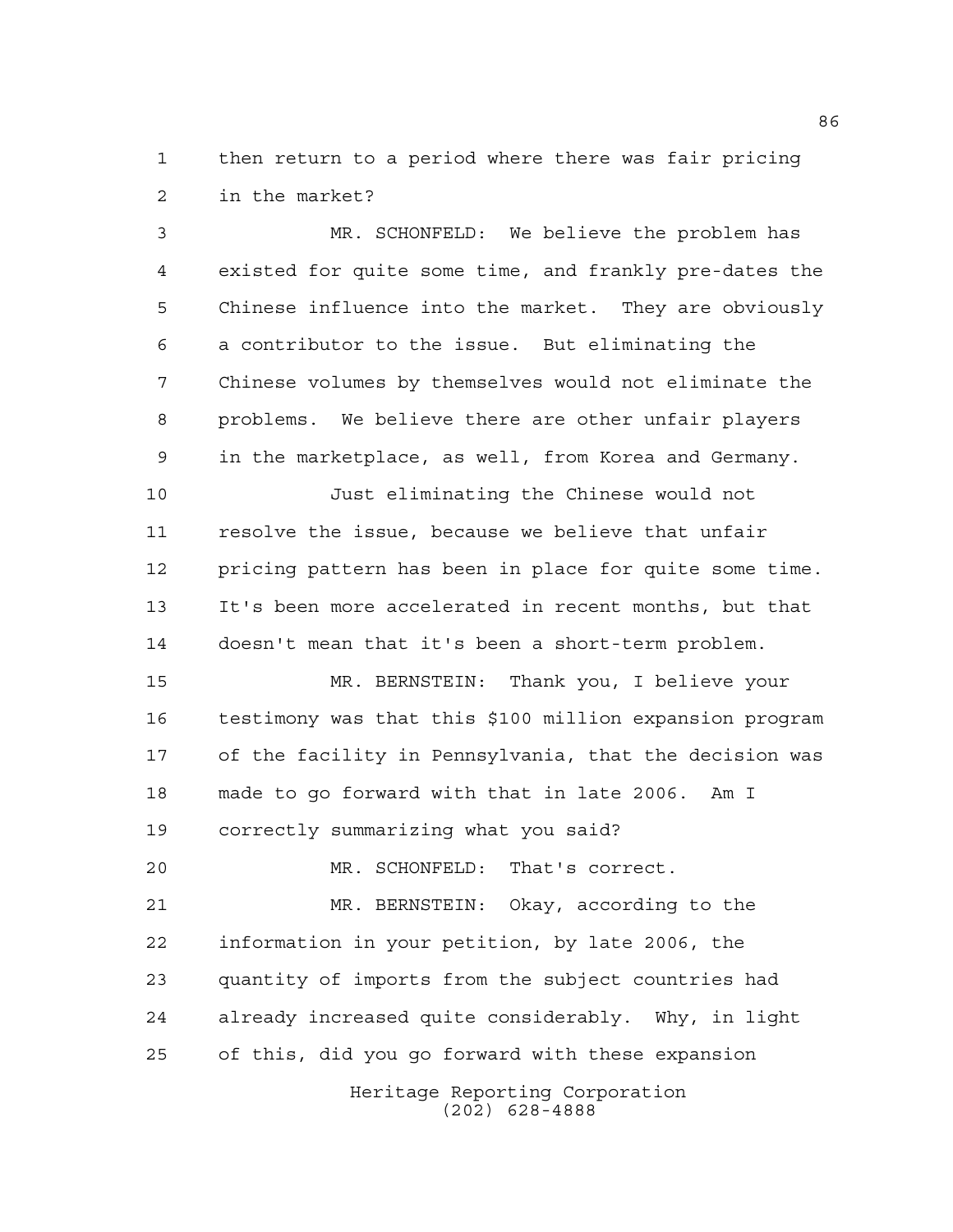then return to a period where there was fair pricing in the market?

MR. SCHONFELD: We believe the problem has existed for quite some time, and frankly pre-dates the Chinese influence into the market. They are obviously a contributor to the issue. But eliminating the Chinese volumes by themselves would not eliminate the problems. We believe there are other unfair players in the marketplace, as well, from Korea and Germany.

Just eliminating the Chinese would not resolve the issue, because we believe that unfair pricing pattern has been in place for quite some time. It's been more accelerated in recent months, but that doesn't mean that it's been a short-term problem.

MR. BERNSTEIN: Thank you, I believe your testimony was that this $100 million expansion program of the facility in Pennsylvania, that the decision was made to go forward with that in late 2006. Am I correctly summarizing what you said?

MR. SCHONFELD: That's correct.

MR. BERNSTEIN: Okay, according to the information in your petition, by late 2006, the quantity of imports from the subject countries had already increased quite considerably. Why, in light of this, did you go forward with these expansion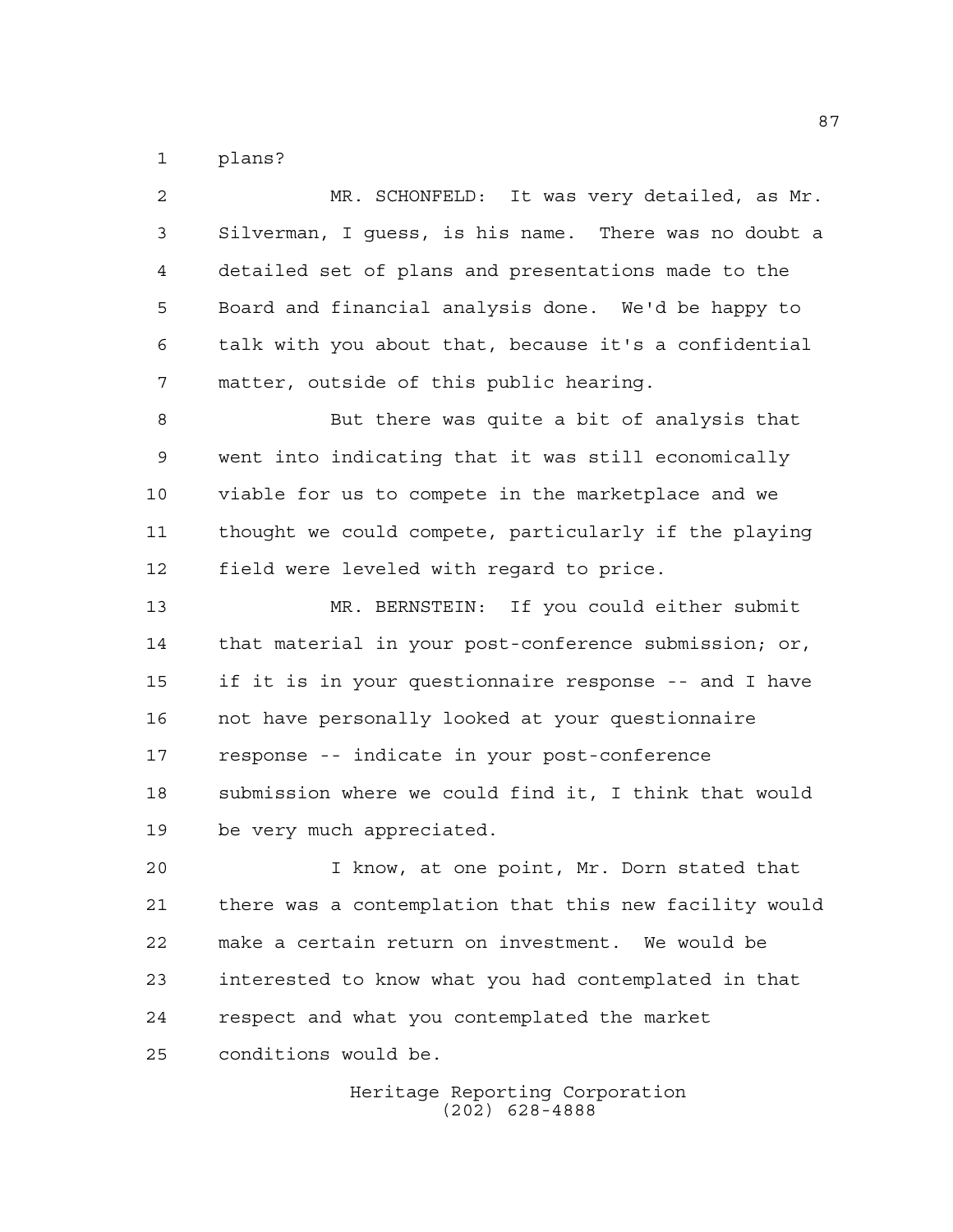plans?

MR. SCHONFELD: It was very detailed, as Mr. Silverman, I guess, is his name. There was no doubt a detailed set of plans and presentations made to the Board and financial analysis done. We'd be happy to talk with you about that, because it's a confidential matter, outside of this public hearing.

But there was quite a bit of analysis that went into indicating that it was still economically viable for us to compete in the marketplace and we thought we could compete, particularly if the playing field were leveled with regard to price.

MR. BERNSTEIN: If you could either submit that material in your post-conference submission; or, if it is in your questionnaire response -- and I have not have personally looked at your questionnaire response -- indicate in your post-conference submission where we could find it, I think that would be very much appreciated.

I know, at one point, Mr. Dorn stated that there was a contemplation that this new facility would make a certain return on investment. We would be interested to know what you had contemplated in that respect and what you contemplated the market conditions would be.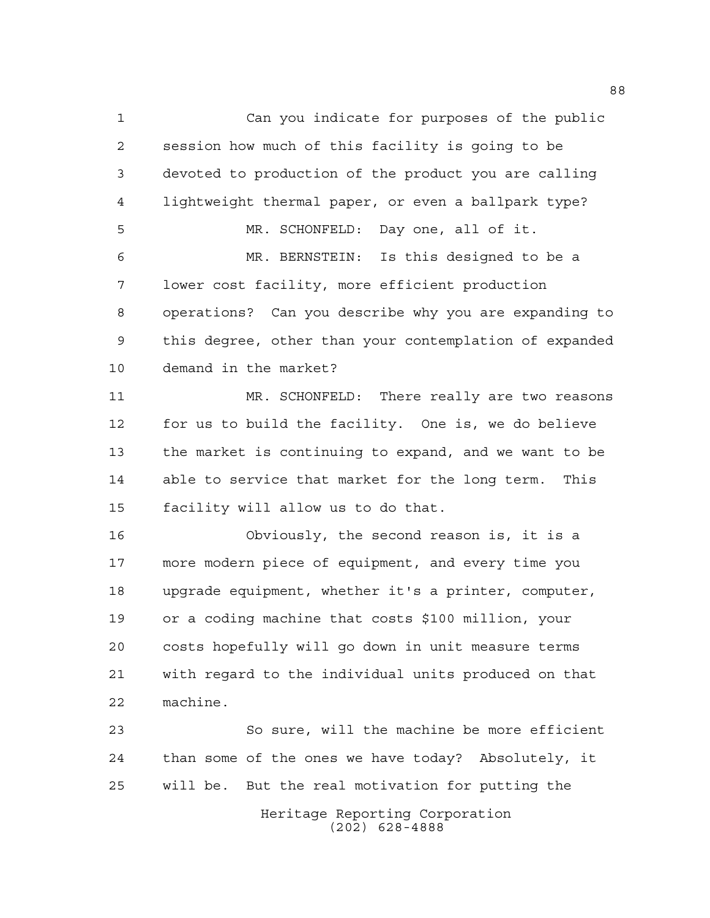Can you indicate for purposes of the public session how much of this facility is going to be devoted to production of the product you are calling lightweight thermal paper, or even a ballpark type?

MR. SCHONFELD: Day one, all of it.

MR. BERNSTEIN: Is this designed to be a lower cost facility, more efficient production operations? Can you describe why you are expanding to this degree, other than your contemplation of expanded demand in the market?

MR. SCHONFELD: There really are two reasons for us to build the facility. One is, we do believe the market is continuing to expand, and we want to be able to service that market for the long term. This facility will allow us to do that.

Obviously, the second reason is, it is a more modern piece of equipment, and every time you upgrade equipment, whether it's a printer, computer, or a coding machine that costs $100 million, your costs hopefully will go down in unit measure terms with regard to the individual units produced on that machine.

So sure, will the machine be more efficient than some of the ones we have today? Absolutely, it will be. But the real motivation for putting the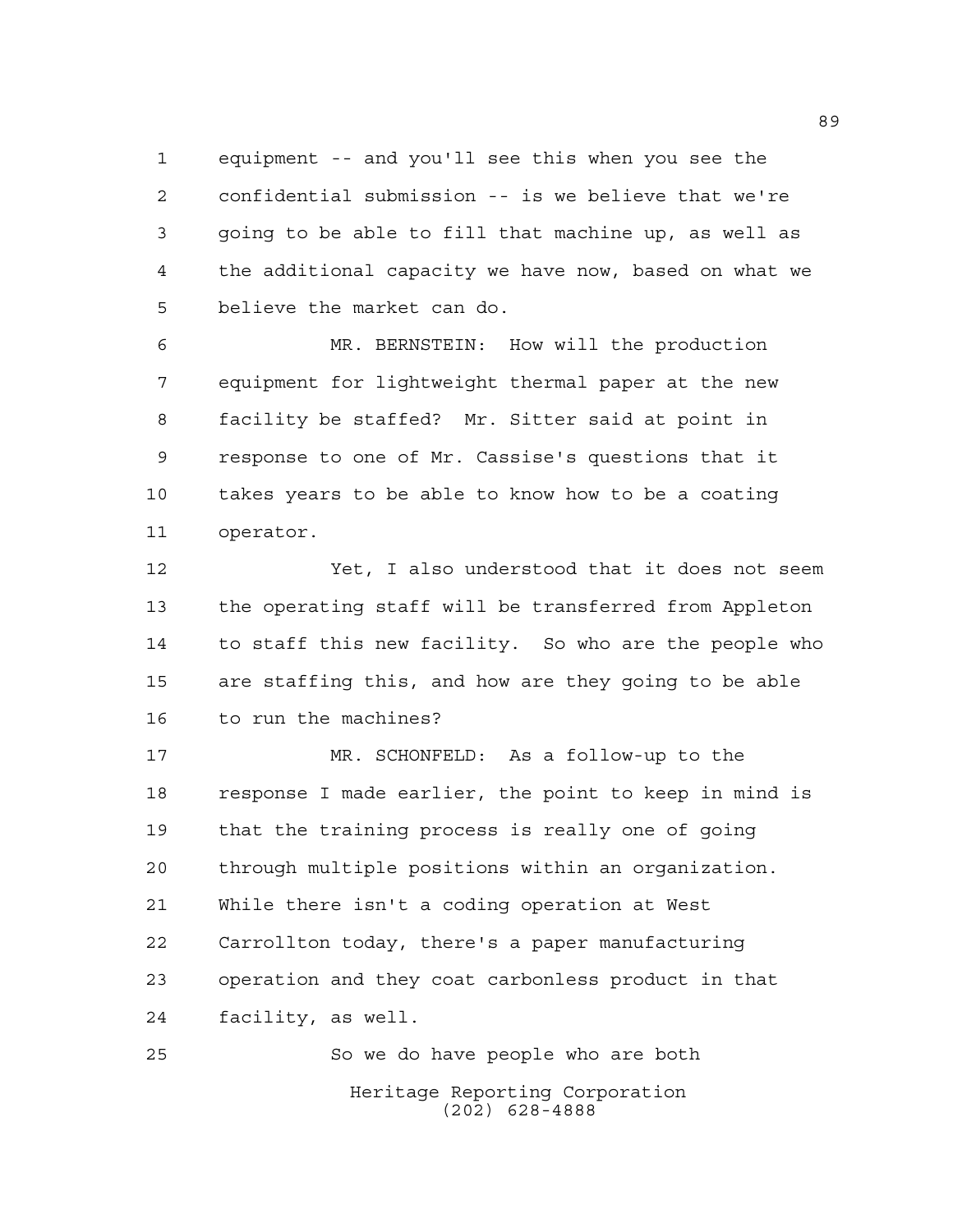equipment -- and you'll see this when you see the confidential submission -- is we believe that we're going to be able to fill that machine up, as well as the additional capacity we have now, based on what we believe the market can do.

MR. BERNSTEIN: How will the production equipment for lightweight thermal paper at the new facility be staffed? Mr. Sitter said at point in response to one of Mr. Cassise's questions that it takes years to be able to know how to be a coating operator.

Yet, I also understood that it does not seem the operating staff will be transferred from Appleton to staff this new facility. So who are the people who are staffing this, and how are they going to be able to run the machines?

MR. SCHONFELD: As a follow-up to the response I made earlier, the point to keep in mind is that the training process is really one of going through multiple positions within an organization. While there isn't a coding operation at West Carrollton today, there's a paper manufacturing operation and they coat carbonless product in that facility, as well.

So we do have people who are both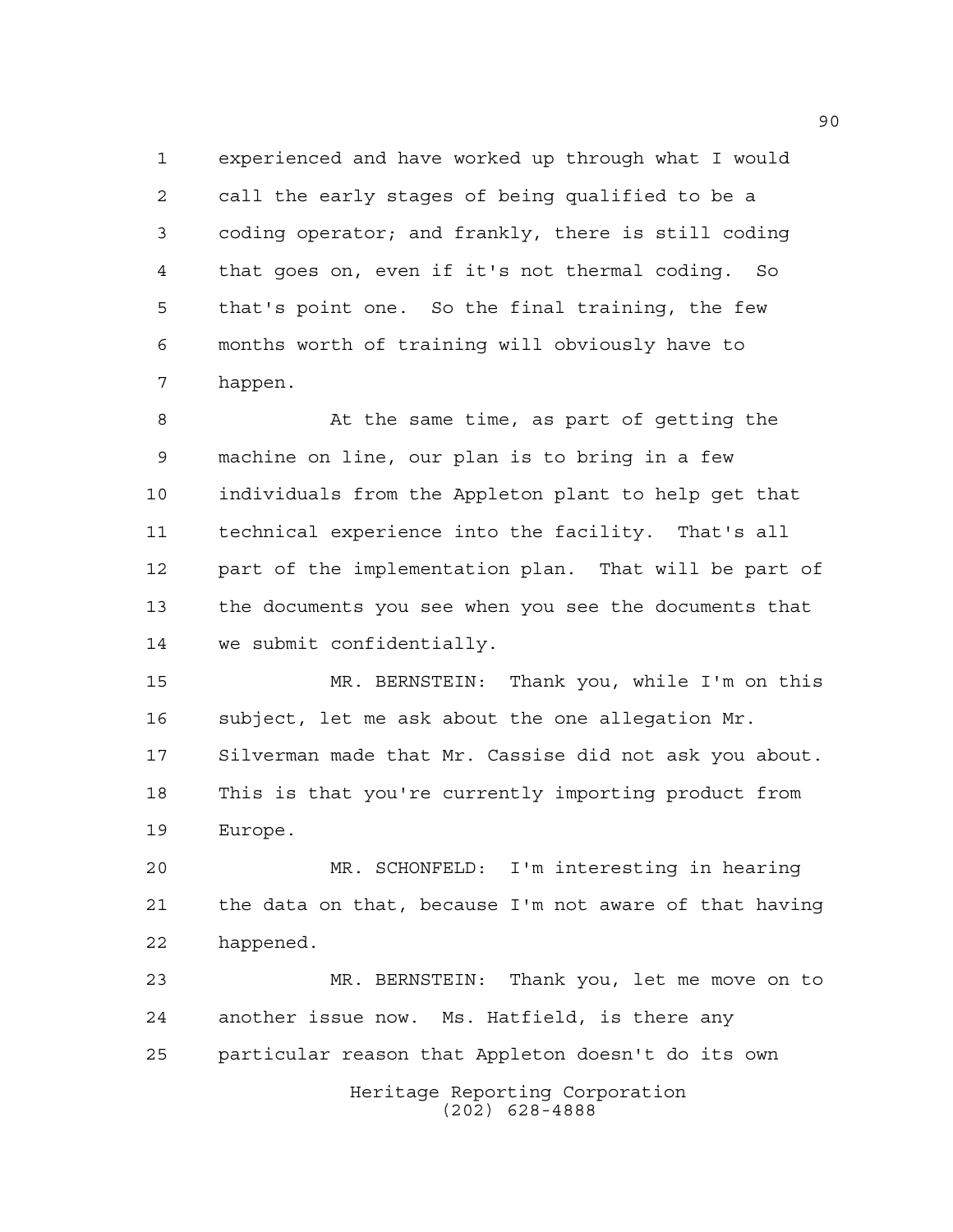experienced and have worked up through what I would call the early stages of being qualified to be a coding operator; and frankly, there is still coding that goes on, even if it's not thermal coding. So that's point one. So the final training, the few months worth of training will obviously have to happen.

At the same time, as part of getting the machine on line, our plan is to bring in a few individuals from the Appleton plant to help get that technical experience into the facility. That's all part of the implementation plan. That will be part of the documents you see when you see the documents that we submit confidentially.

MR. BERNSTEIN: Thank you, while I'm on this subject, let me ask about the one allegation Mr. Silverman made that Mr. Cassise did not ask you about. This is that you're currently importing product from Europe.

MR. SCHONFELD: I'm interesting in hearing the data on that, because I'm not aware of that having happened.

MR. BERNSTEIN: Thank you, let me move on to another issue now. Ms. Hatfield, is there any particular reason that Appleton doesn't do its own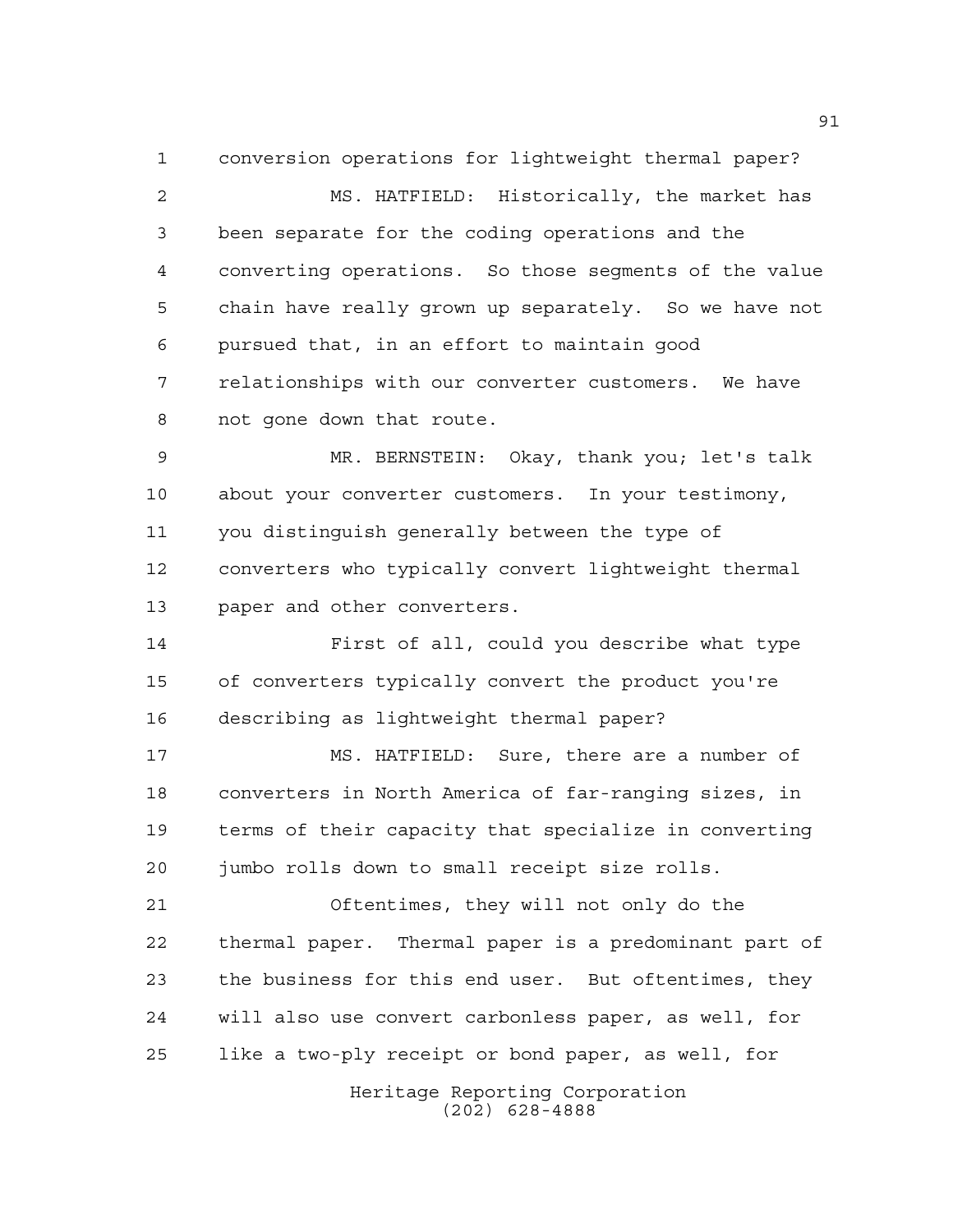conversion operations for lightweight thermal paper?

MS. HATFIELD: Historically, the market has been separate for the coding operations and the converting operations. So those segments of the value chain have really grown up separately. So we have not pursued that, in an effort to maintain good relationships with our converter customers. We have not gone down that route.

MR. BERNSTEIN: Okay, thank you; let's talk about your converter customers. In your testimony, you distinguish generally between the type of converters who typically convert lightweight thermal paper and other converters.

First of all, could you describe what type of converters typically convert the product you're describing as lightweight thermal paper?

MS. HATFIELD: Sure, there are a number of converters in North America of far-ranging sizes, in terms of their capacity that specialize in converting jumbo rolls down to small receipt size rolls.

Oftentimes, they will not only do the thermal paper. Thermal paper is a predominant part of the business for this end user. But oftentimes, they will also use convert carbonless paper, as well, for like a two-ply receipt or bond paper, as well, for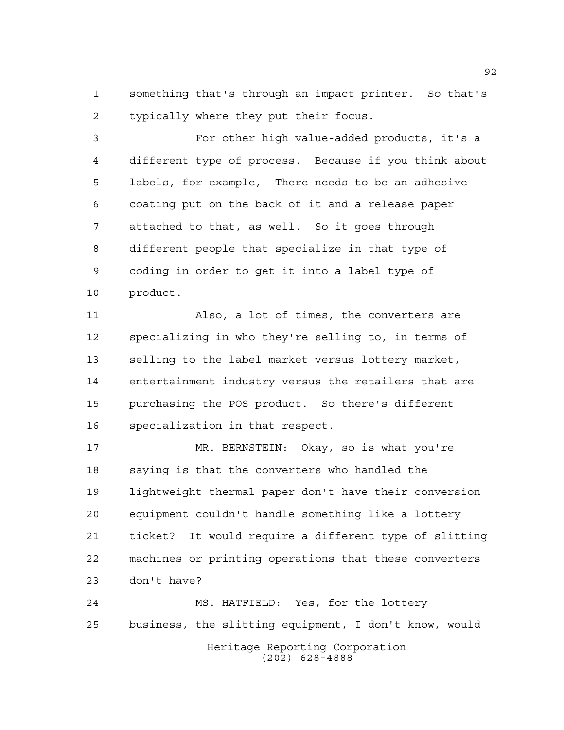something that's through an impact printer. So that's typically where they put their focus.

For other high value-added products, it's a different type of process. Because if you think about labels, for example, There needs to be an adhesive coating put on the back of it and a release paper attached to that, as well. So it goes through different people that specialize in that type of coding in order to get it into a label type of product.

Also, a lot of times, the converters are specializing in who they're selling to, in terms of selling to the label market versus lottery market, entertainment industry versus the retailers that are purchasing the POS product. So there's different specialization in that respect.

MR. BERNSTEIN: Okay, so is what you're saying is that the converters who handled the lightweight thermal paper don't have their conversion equipment couldn't handle something like a lottery ticket? It would require a different type of slitting machines or printing operations that these converters don't have?

MS. HATFIELD: Yes, for the lottery business, the slitting equipment, I don't know, would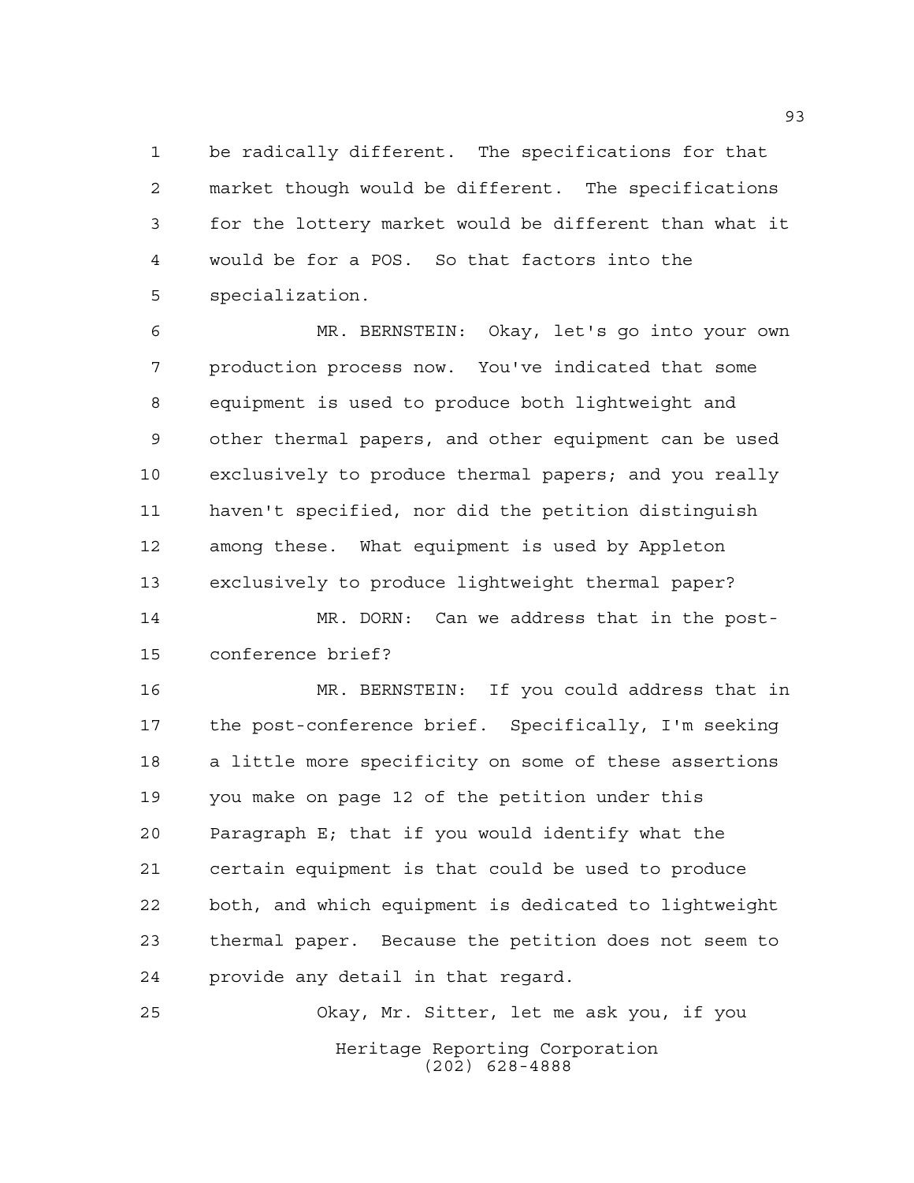be radically different. The specifications for that market though would be different. The specifications for the lottery market would be different than what it would be for a POS. So that factors into the specialization.

MR. BERNSTEIN: Okay, let's go into your own production process now. You've indicated that some equipment is used to produce both lightweight and other thermal papers, and other equipment can be used exclusively to produce thermal papers; and you really haven't specified, nor did the petition distinguish among these. What equipment is used by Appleton exclusively to produce lightweight thermal paper?

MR. DORN: Can we address that in the post-conference brief?

MR. BERNSTEIN: If you could address that in the post-conference brief. Specifically, I'm seeking a little more specificity on some of these assertions you make on page 12 of the petition under this Paragraph E; that if you would identify what the certain equipment is that could be used to produce both, and which equipment is dedicated to lightweight thermal paper. Because the petition does not seem to provide any detail in that regard.

Okay, Mr. Sitter, let me ask you, if you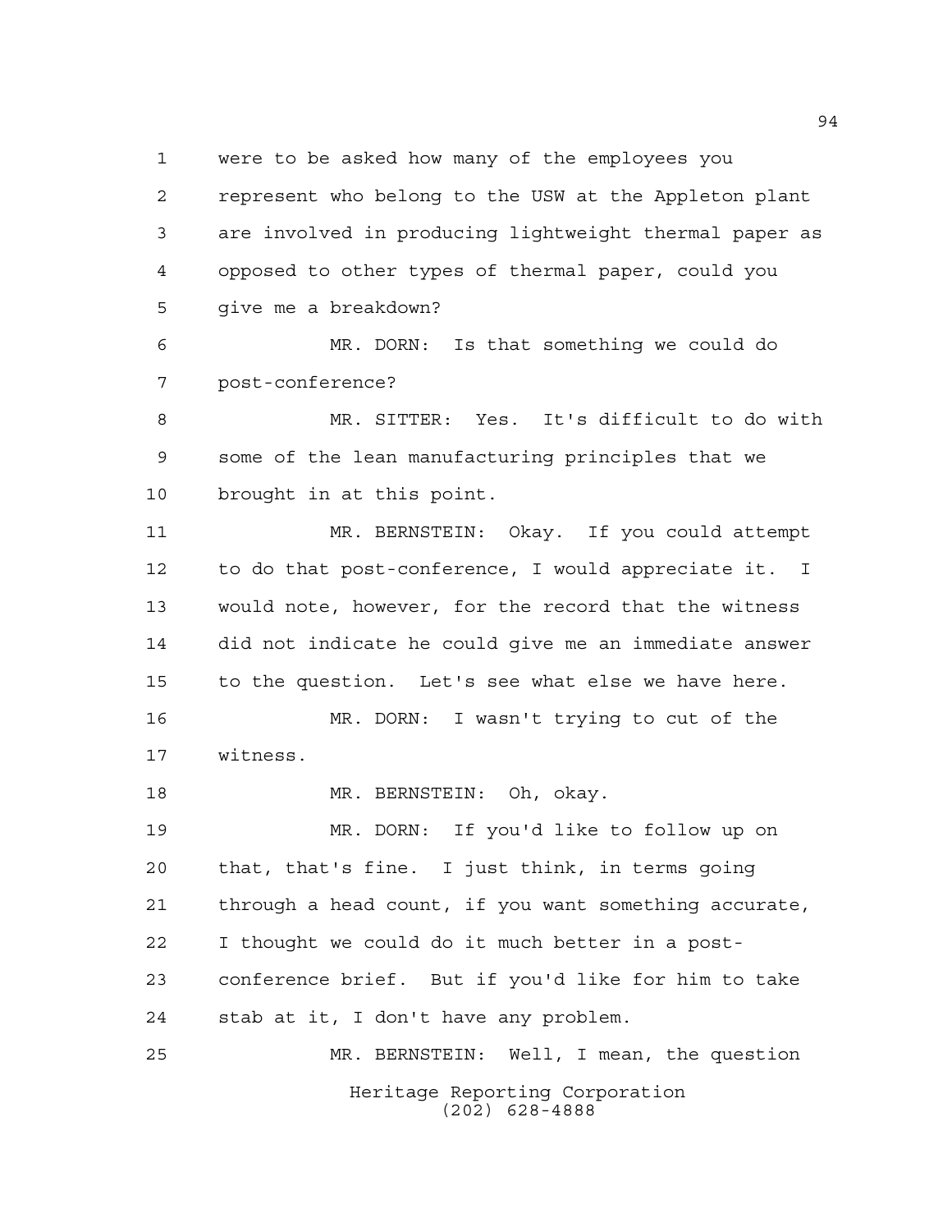were to be asked how many of the employees you represent who belong to the USW at the Appleton plant are involved in producing lightweight thermal paper as opposed to other types of thermal paper, could you give me a breakdown?

MR. DORN: Is that something we could do post-conference?

MR. SITTER: Yes. It's difficult to do with some of the lean manufacturing principles that we brought in at this point.

MR. BERNSTEIN: Okay. If you could attempt to do that post-conference, I would appreciate it. I would note, however, for the record that the witness did not indicate he could give me an immediate answer to the question. Let's see what else we have here.

MR. DORN: I wasn't trying to cut of the witness.

MR. BERNSTEIN: Oh, okay.

MR. DORN: If you'd like to follow up on that, that's fine. I just think, in terms going through a head count, if you want something accurate, I thought we could do it much better in a post-conference brief. But if you'd like for him to take stab at it, I don't have any problem.

MR. BERNSTEIN: Well, I mean, the question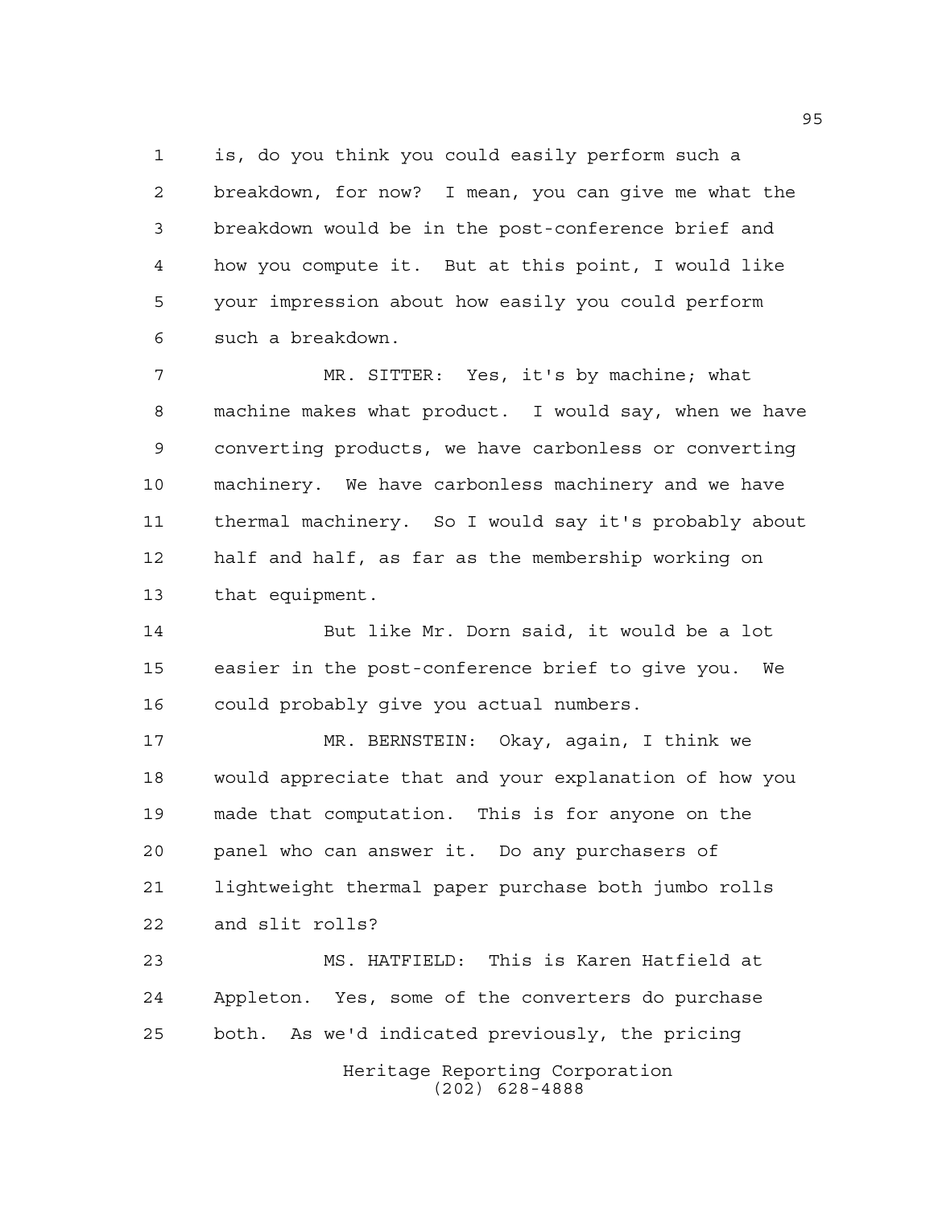is, do you think you could easily perform such a breakdown, for now? I mean, you can give me what the breakdown would be in the post-conference brief and how you compute it. But at this point, I would like your impression about how easily you could perform such a breakdown.

MR. SITTER: Yes, it's by machine; what machine makes what product. I would say, when we have converting products, we have carbonless or converting machinery. We have carbonless machinery and we have thermal machinery. So I would say it's probably about half and half, as far as the membership working on that equipment.

But like Mr. Dorn said, it would be a lot easier in the post-conference brief to give you. We could probably give you actual numbers.

MR. BERNSTEIN: Okay, again, I think we would appreciate that and your explanation of how you made that computation. This is for anyone on the panel who can answer it. Do any purchasers of lightweight thermal paper purchase both jumbo rolls and slit rolls?

MS. HATFIELD: This is Karen Hatfield at Appleton. Yes, some of the converters do purchase both. As we'd indicated previously, the pricing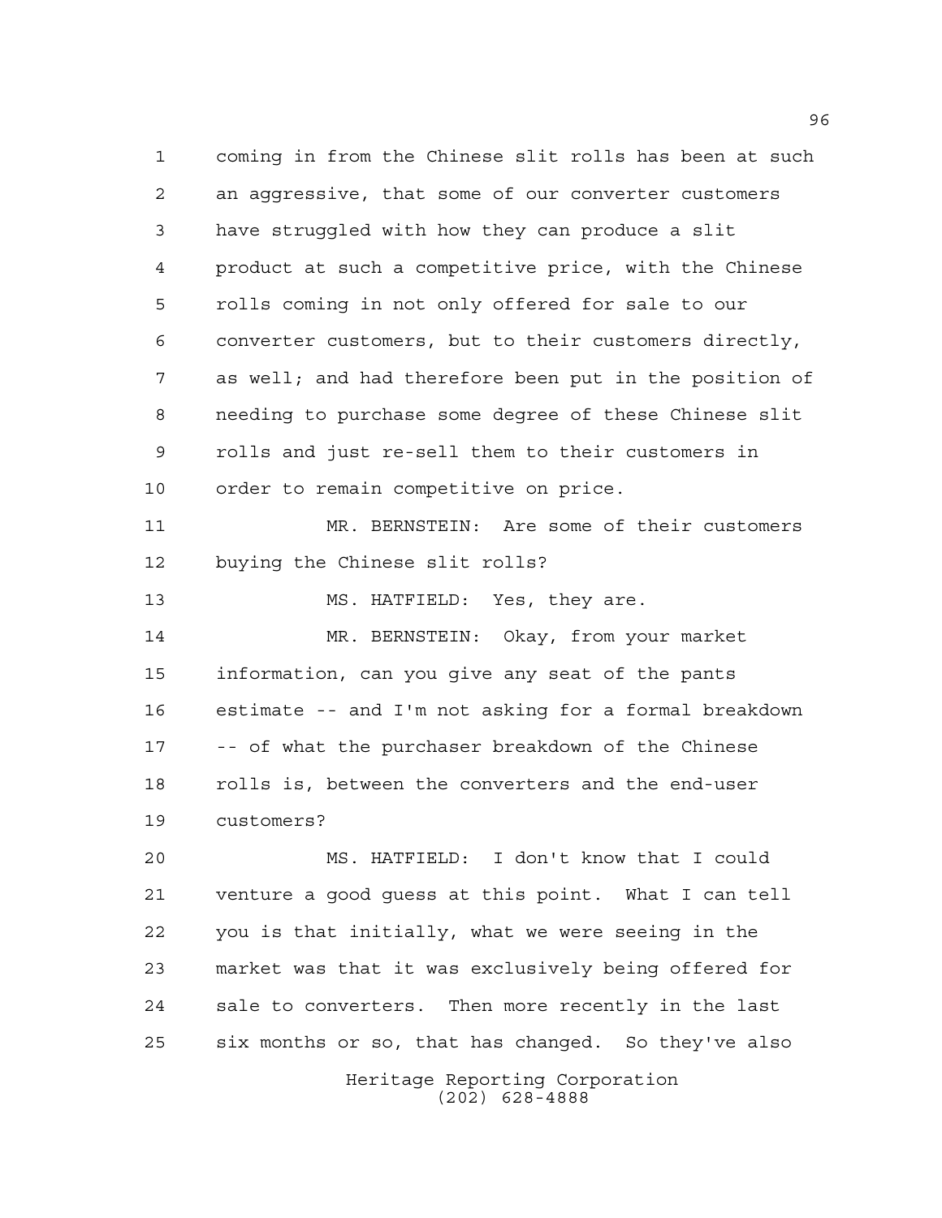coming in from the Chinese slit rolls has been at such an aggressive, that some of our converter customers have struggled with how they can produce a slit product at such a competitive price, with the Chinese rolls coming in not only offered for sale to our converter customers, but to their customers directly, as well; and had therefore been put in the position of needing to purchase some degree of these Chinese slit rolls and just re-sell them to their customers in order to remain competitive on price.

MR. BERNSTEIN: Are some of their customers buying the Chinese slit rolls?

MS. HATFIELD: Yes, they are.

MR. BERNSTEIN: Okay, from your market information, can you give any seat of the pants estimate -- and I'm not asking for a formal breakdown -- of what the purchaser breakdown of the Chinese rolls is, between the converters and the end-user customers?

MS. HATFIELD: I don't know that I could venture a good guess at this point. What I can tell you is that initially, what we were seeing in the market was that it was exclusively being offered for sale to converters. Then more recently in the last six months or so, that has changed. So they've also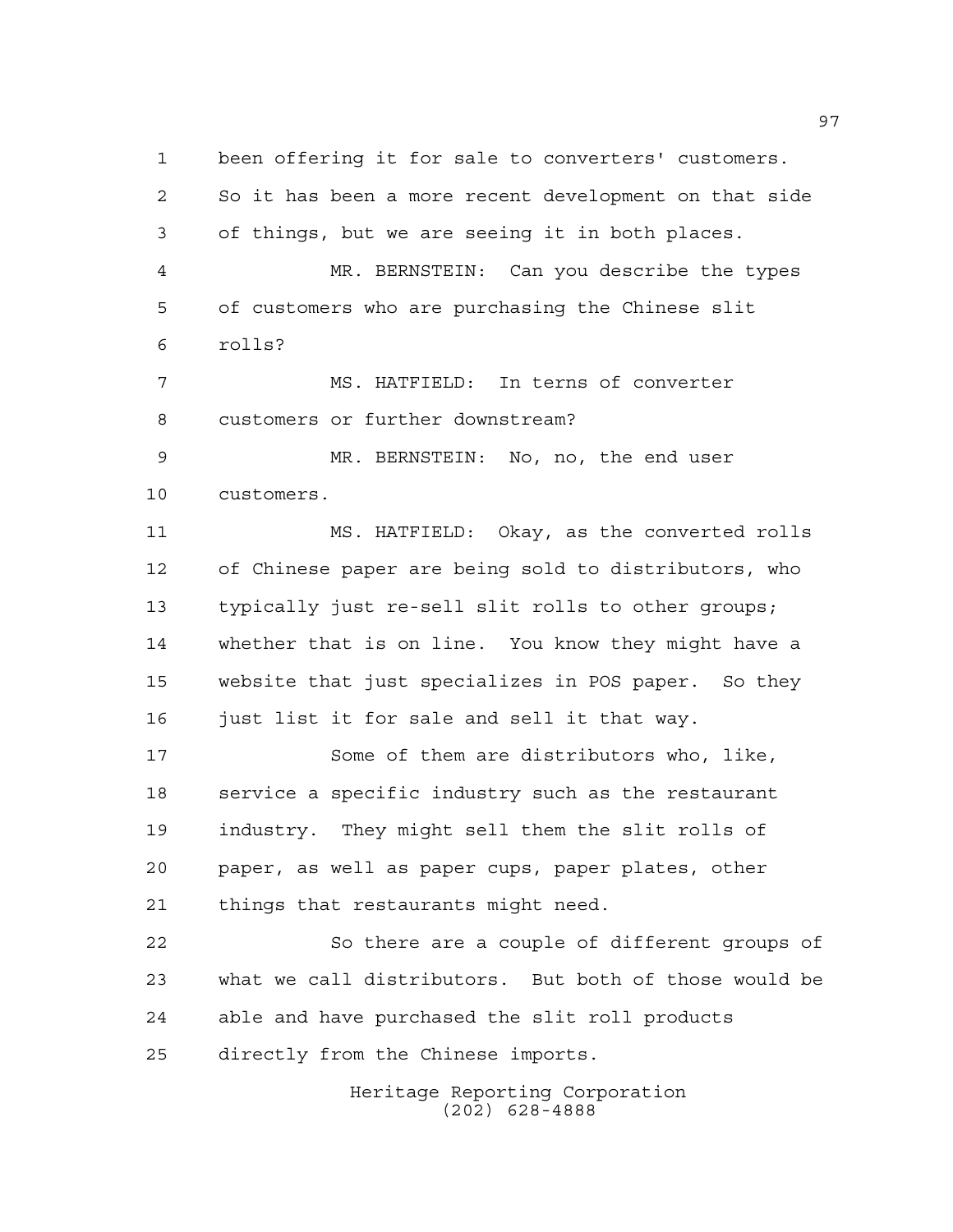been offering it for sale to converters' customers. So it has been a more recent development on that side of things, but we are seeing it in both places.

MR. BERNSTEIN: Can you describe the types of customers who are purchasing the Chinese slit rolls?

MS. HATFIELD: In terns of converter customers or further downstream?

MR. BERNSTEIN: No, no, the end user customers.

MS. HATFIELD: Okay, as the converted rolls of Chinese paper are being sold to distributors, who typically just re-sell slit rolls to other groups; whether that is on line. You know they might have a website that just specializes in POS paper. So they just list it for sale and sell it that way.

Some of them are distributors who, like, service a specific industry such as the restaurant industry. They might sell them the slit rolls of paper, as well as paper cups, paper plates, other things that restaurants might need.

So there are a couple of different groups of what we call distributors. But both of those would be able and have purchased the slit roll products directly from the Chinese imports.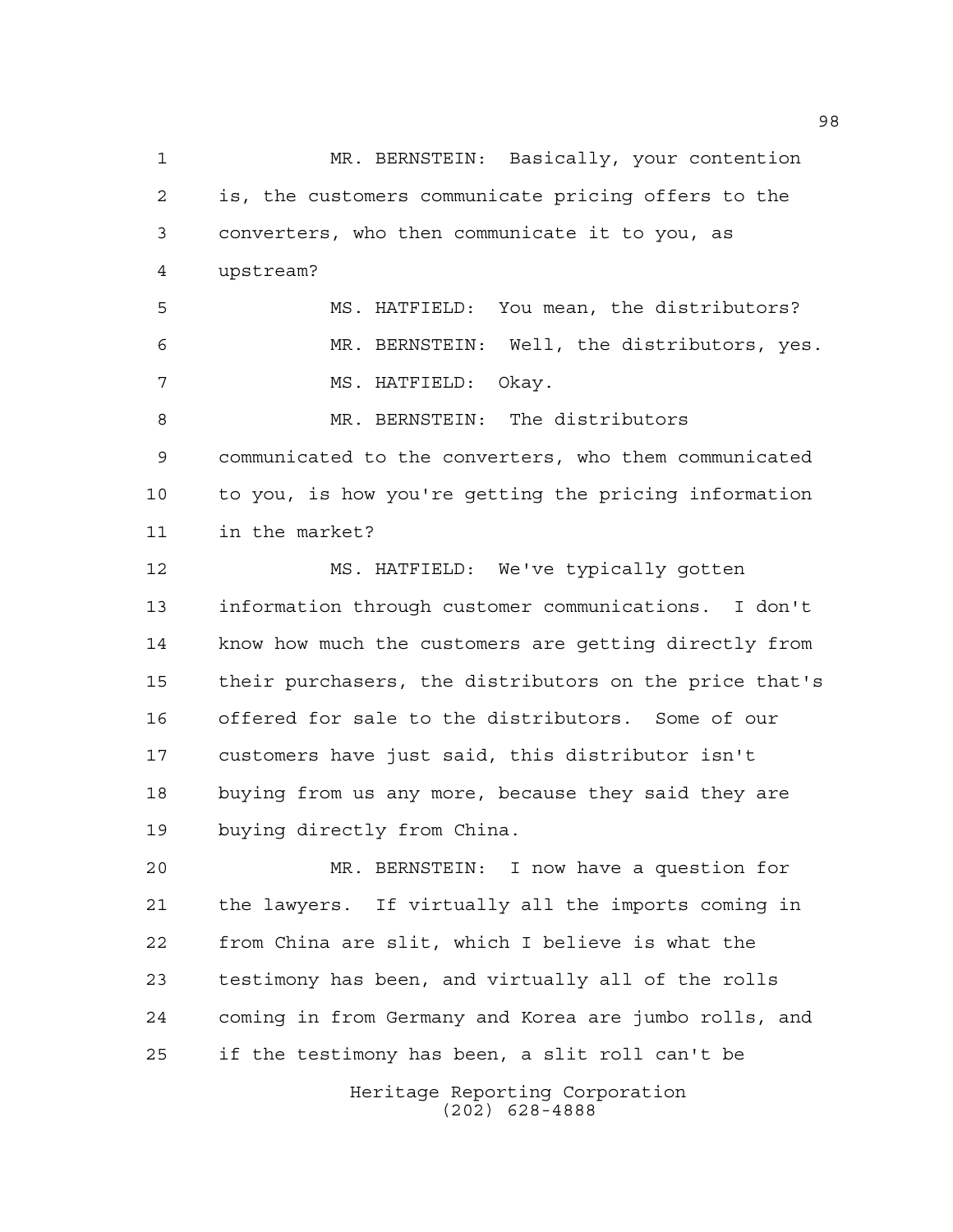MR. BERNSTEIN: Basically, your contention is, the customers communicate pricing offers to the converters, who then communicate it to you, as upstream?

MS. HATFIELD: You mean, the distributors?

MR. BERNSTEIN: Well, the distributors, yes.

MS. HATFIELD: Okay.

MR. BERNSTEIN: The distributors communicated to the converters, who them communicated to you, is how you're getting the pricing information in the market?

MS. HATFIELD: We've typically gotten information through customer communications. I don't know how much the customers are getting directly from their purchasers, the distributors on the price that's offered for sale to the distributors. Some of our customers have just said, this distributor isn't buying from us any more, because they said they are buying directly from China.

MR. BERNSTEIN: I now have a question for the lawyers. If virtually all the imports coming in from China are slit, which I believe is what the testimony has been, and virtually all of the rolls coming in from Germany and Korea are jumbo rolls, and if the testimony has been, a slit roll can't be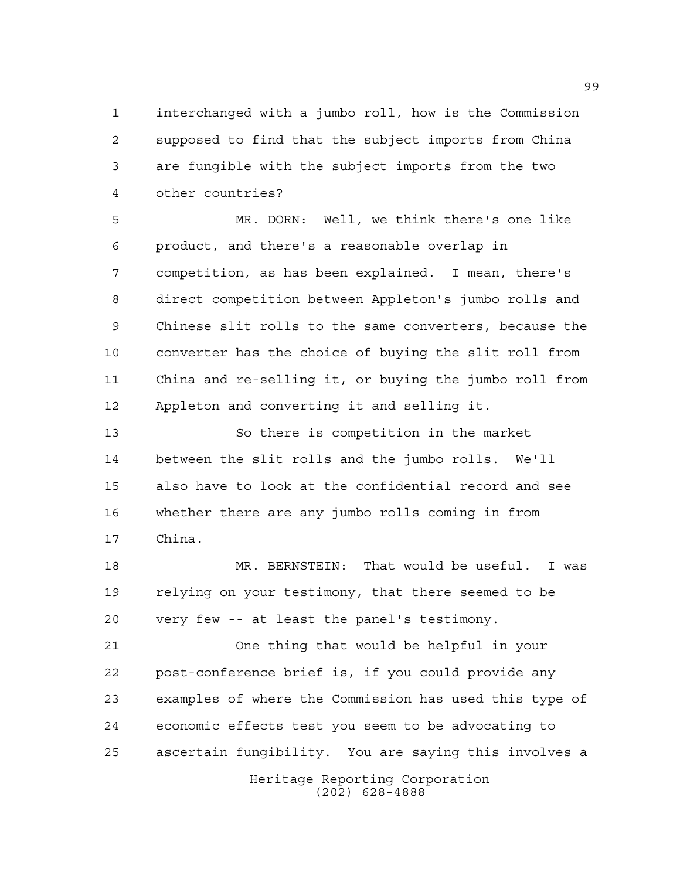interchanged with a jumbo roll, how is the Commission supposed to find that the subject imports from China are fungible with the subject imports from the two other countries?

MR. DORN: Well, we think there's one like product, and there's a reasonable overlap in competition, as has been explained. I mean, there's direct competition between Appleton's jumbo rolls and Chinese slit rolls to the same converters, because the converter has the choice of buying the slit roll from China and re-selling it, or buying the jumbo roll from Appleton and converting it and selling it.

So there is competition in the market between the slit rolls and the jumbo rolls. We'll also have to look at the confidential record and see whether there are any jumbo rolls coming in from China.

MR. BERNSTEIN: That would be useful. I was relying on your testimony, that there seemed to be very few -- at least the panel's testimony.

One thing that would be helpful in your post-conference brief is, if you could provide any examples of where the Commission has used this type of economic effects test you seem to be advocating to ascertain fungibility. You are saying this involves a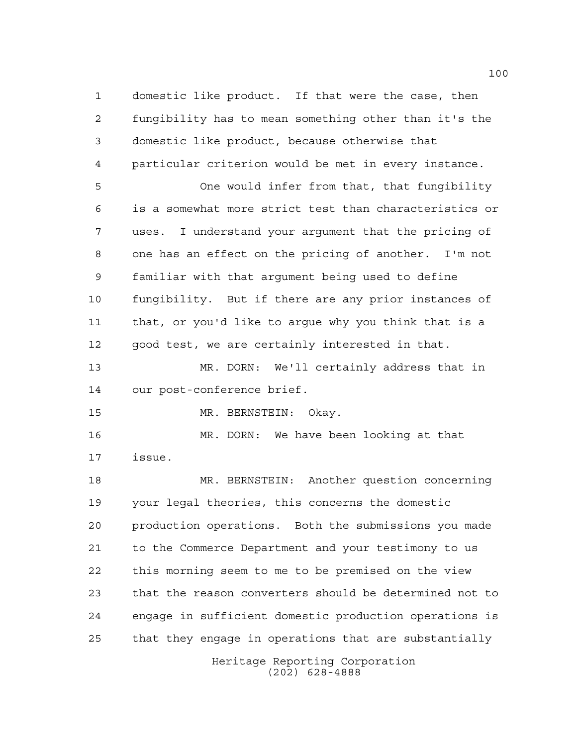domestic like product. If that were the case, then fungibility has to mean something other than it's the domestic like product, because otherwise that particular criterion would be met in every instance.

One would infer from that, that fungibility is a somewhat more strict test than characteristics or uses. I understand your argument that the pricing of one has an effect on the pricing of another. I'm not familiar with that argument being used to define fungibility. But if there are any prior instances of that, or you'd like to argue why you think that is a good test, we are certainly interested in that.

MR. DORN: We'll certainly address that in our post-conference brief.

MR. BERNSTEIN: Okay.

MR. DORN: We have been looking at that issue.

MR. BERNSTEIN: Another question concerning your legal theories, this concerns the domestic production operations. Both the submissions you made to the Commerce Department and your testimony to us this morning seem to me to be premised on the view that the reason converters should be determined not to engage in sufficient domestic production operations is that they engage in operations that are substantially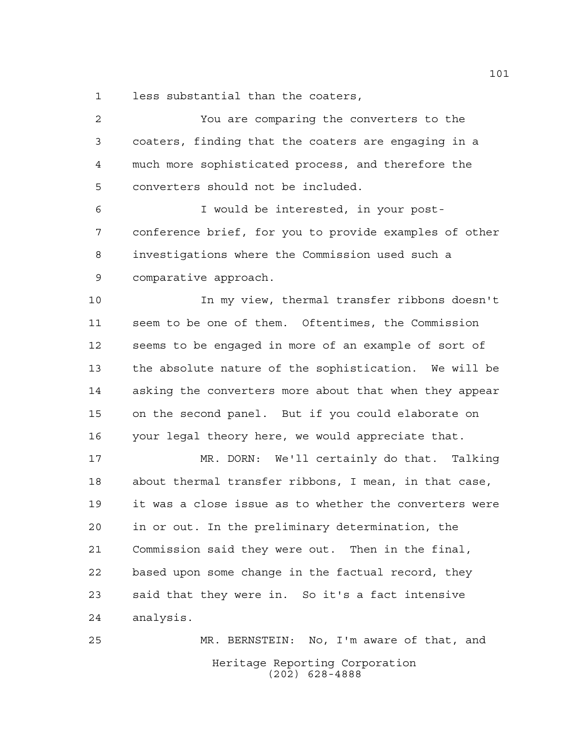less substantial than the coaters,

You are comparing the converters to the coaters, finding that the coaters are engaging in a much more sophisticated process, and therefore the converters should not be included.

I would be interested, in your post-conference brief, for you to provide examples of other investigations where the Commission used such a comparative approach.

In my view, thermal transfer ribbons doesn't seem to be one of them. Oftentimes, the Commission seems to be engaged in more of an example of sort of the absolute nature of the sophistication. We will be asking the converters more about that when they appear on the second panel. But if you could elaborate on your legal theory here, we would appreciate that.

MR. DORN: We'll certainly do that. Talking about thermal transfer ribbons, I mean, in that case, it was a close issue as to whether the converters were in or out. In the preliminary determination, the Commission said they were out. Then in the final, based upon some change in the factual record, they said that they were in. So it's a fact intensive analysis.

MR. BERNSTEIN: No, I'm aware of that, and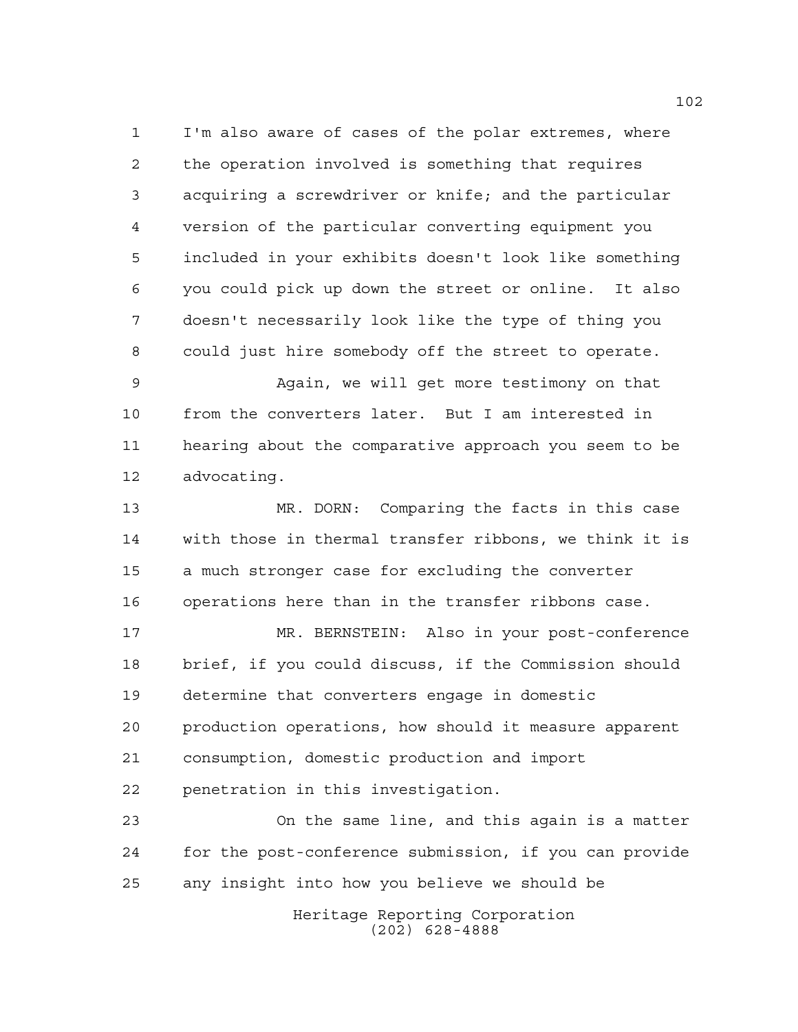I'm also aware of cases of the polar extremes, where the operation involved is something that requires acquiring a screwdriver or knife; and the particular version of the particular converting equipment you included in your exhibits doesn't look like something you could pick up down the street or online. It also doesn't necessarily look like the type of thing you could just hire somebody off the street to operate.

Again, we will get more testimony on that from the converters later. But I am interested in hearing about the comparative approach you seem to be advocating.

MR. DORN: Comparing the facts in this case with those in thermal transfer ribbons, we think it is a much stronger case for excluding the converter operations here than in the transfer ribbons case.

MR. BERNSTEIN: Also in your post-conference brief, if you could discuss, if the Commission should determine that converters engage in domestic production operations, how should it measure apparent consumption, domestic production and import penetration in this investigation.

On the same line, and this again is a matter for the post-conference submission, if you can provide any insight into how you believe we should be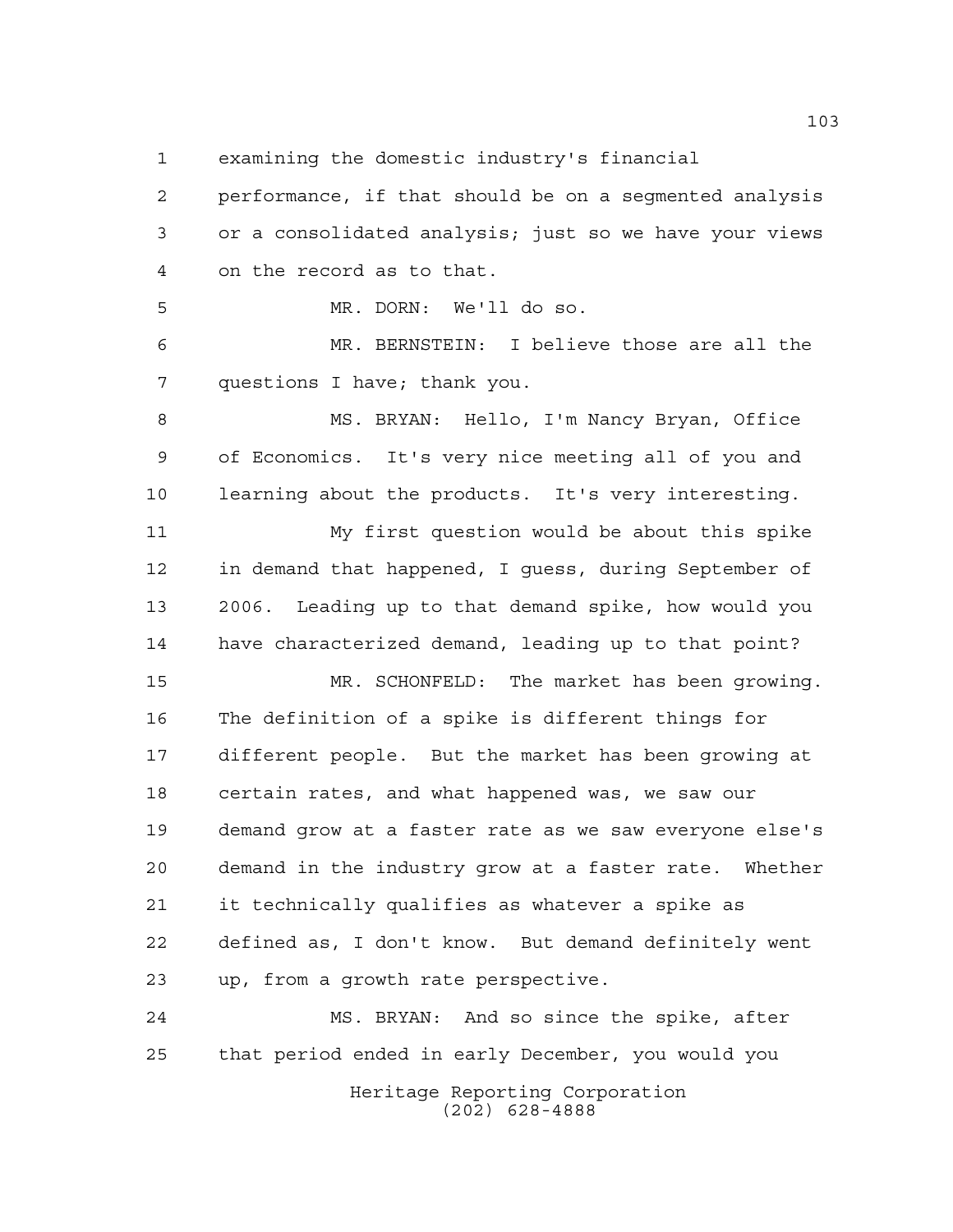examining the domestic industry's financial performance, if that should be on a segmented analysis or a consolidated analysis; just so we have your views on the record as to that.

MR. DORN: We'll do so.

MR. BERNSTEIN: I believe those are all the questions I have; thank you.

MS. BRYAN: Hello, I'm Nancy Bryan, Office of Economics. It's very nice meeting all of you and learning about the products. It's very interesting.

My first question would be about this spike in demand that happened, I guess, during September of 2006. Leading up to that demand spike, how would you have characterized demand, leading up to that point?

MR. SCHONFELD: The market has been growing. The definition of a spike is different things for different people. But the market has been growing at certain rates, and what happened was, we saw our demand grow at a faster rate as we saw everyone else's demand in the industry grow at a faster rate. Whether it technically qualifies as whatever a spike as defined as, I don't know. But demand definitely went up, from a growth rate perspective.

MS. BRYAN: And so since the spike, after that period ended in early December, you would you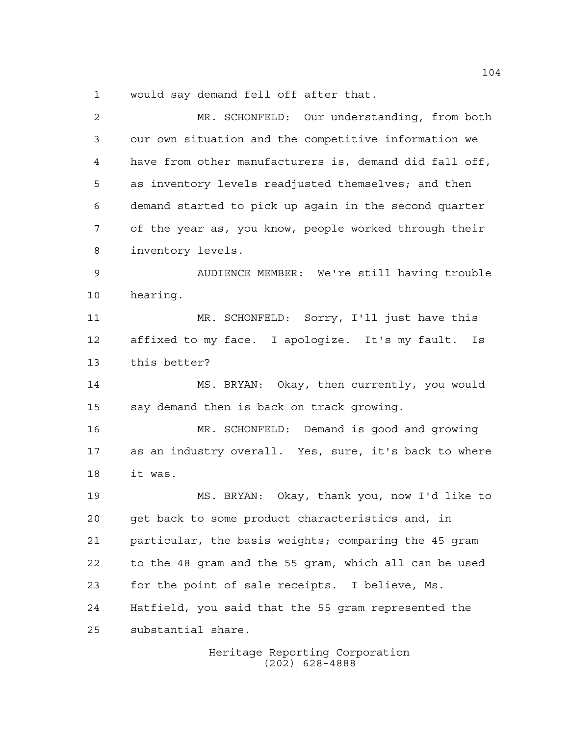would say demand fell off after that.

MR. SCHONFELD: Our understanding, from both our own situation and the competitive information we have from other manufacturers is, demand did fall off, as inventory levels readjusted themselves; and then demand started to pick up again in the second quarter of the year as, you know, people worked through their inventory levels.

AUDIENCE MEMBER: We're still having trouble hearing.

MR. SCHONFELD: Sorry, I'll just have this affixed to my face. I apologize. It's my fault. Is this better?

MS. BRYAN: Okay, then currently, you would say demand then is back on track growing.

MR. SCHONFELD: Demand is good and growing as an industry overall. Yes, sure, it's back to where it was.

MS. BRYAN: Okay, thank you, now I'd like to get back to some product characteristics and, in particular, the basis weights; comparing the 45 gram to the 48 gram and the 55 gram, which all can be used for the point of sale receipts. I believe, Ms. Hatfield, you said that the 55 gram represented the substantial share.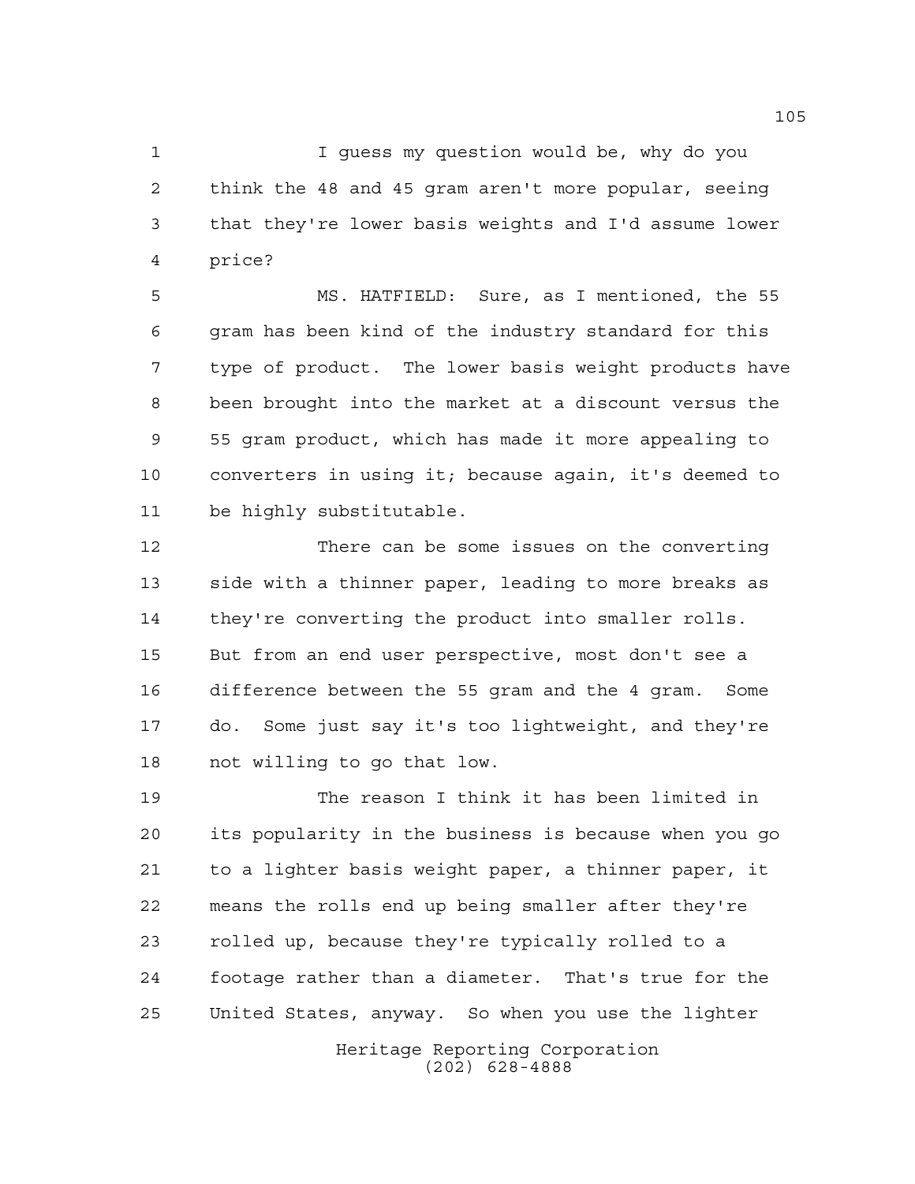I guess my question would be, why do you think the 48 and 45 gram aren't more popular, seeing that they're lower basis weights and I'd assume lower price?

MS. HATFIELD: Sure, as I mentioned, the 55 gram has been kind of the industry standard for this type of product. The lower basis weight products have been brought into the market at a discount versus the 55 gram product, which has made it more appealing to converters in using it; because again, it's deemed to be highly substitutable.

There can be some issues on the converting side with a thinner paper, leading to more breaks as they're converting the product into smaller rolls. But from an end user perspective, most don't see a difference between the 55 gram and the 4 gram. Some do. Some just say it's too lightweight, and they're not willing to go that low.

The reason I think it has been limited in its popularity in the business is because when you go to a lighter basis weight paper, a thinner paper, it means the rolls end up being smaller after they're rolled up, because they're typically rolled to a footage rather than a diameter. That's true for the United States, anyway. So when you use the lighter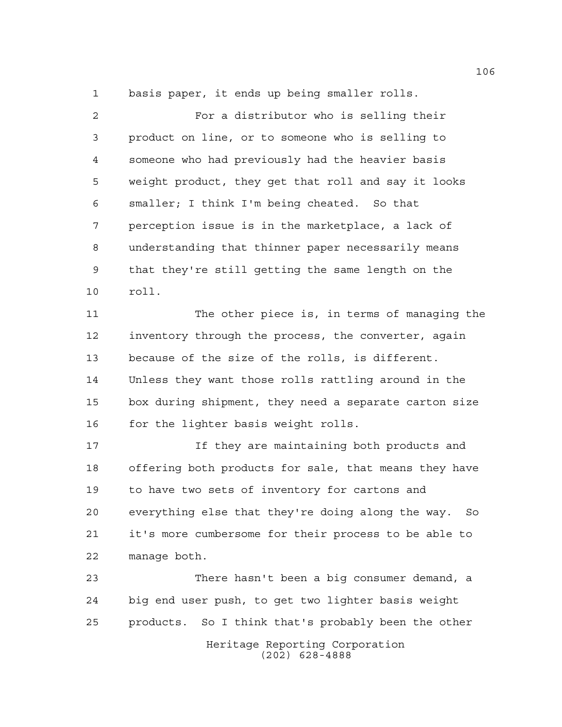basis paper, it ends up being smaller rolls.

For a distributor who is selling their product on line, or to someone who is selling to someone who had previously had the heavier basis weight product, they get that roll and say it looks smaller; I think I'm being cheated. So that perception issue is in the marketplace, a lack of understanding that thinner paper necessarily means that they're still getting the same length on the roll.

The other piece is, in terms of managing the inventory through the process, the converter, again because of the size of the rolls, is different. Unless they want those rolls rattling around in the box during shipment, they need a separate carton size for the lighter basis weight rolls.

If they are maintaining both products and offering both products for sale, that means they have to have two sets of inventory for cartons and everything else that they're doing along the way. So it's more cumbersome for their process to be able to manage both.

There hasn't been a big consumer demand, a big end user push, to get two lighter basis weight products. So I think that's probably been the other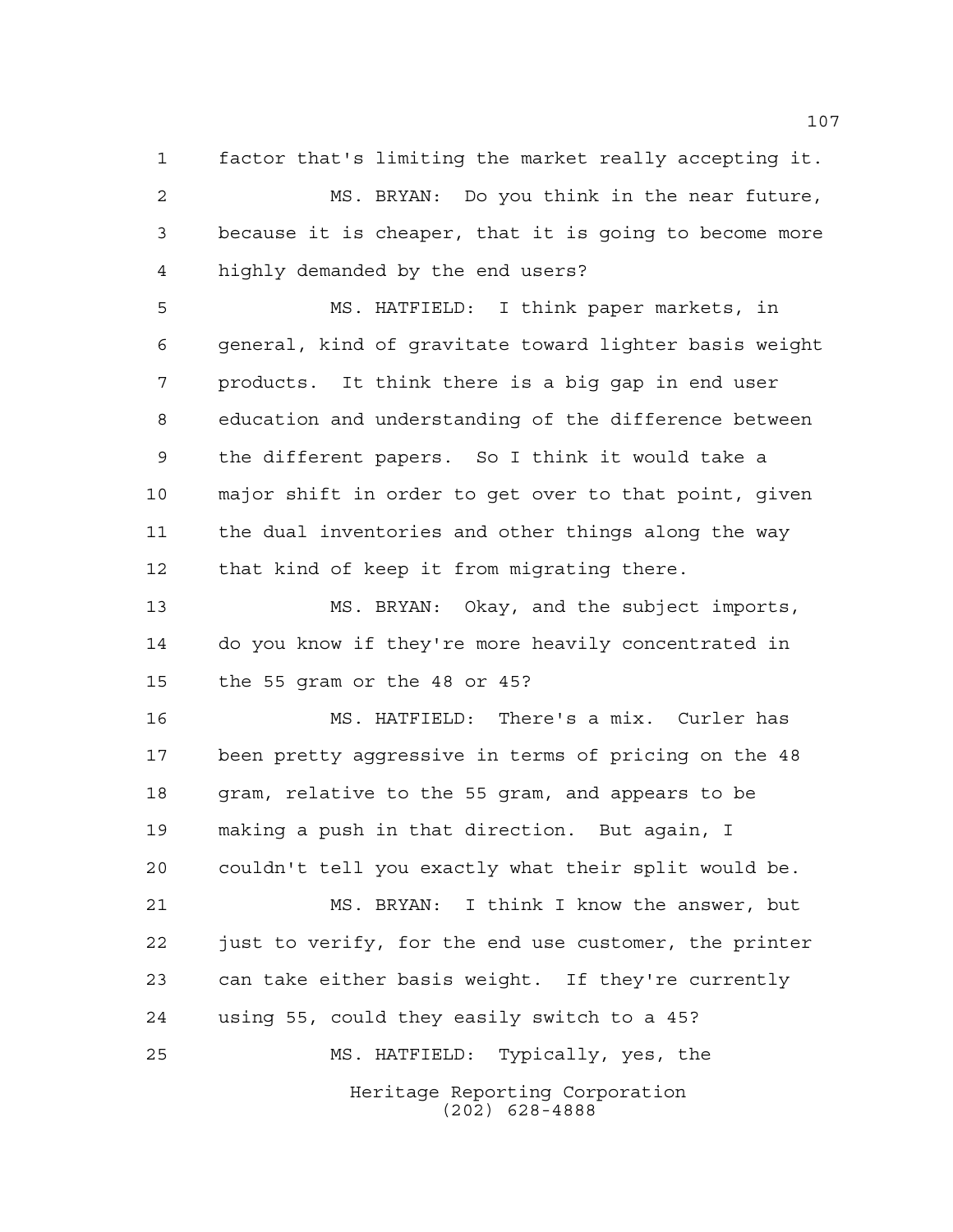factor that's limiting the market really accepting it.

MS. BRYAN: Do you think in the near future, because it is cheaper, that it is going to become more highly demanded by the end users?

MS. HATFIELD: I think paper markets, in general, kind of gravitate toward lighter basis weight products. It think there is a big gap in end user education and understanding of the difference between the different papers. So I think it would take a major shift in order to get over to that point, given the dual inventories and other things along the way that kind of keep it from migrating there.

MS. BRYAN: Okay, and the subject imports, do you know if they're more heavily concentrated in the 55 gram or the 48 or 45?

MS. HATFIELD: There's a mix. Curler has been pretty aggressive in terms of pricing on the 48 gram, relative to the 55 gram, and appears to be making a push in that direction. But again, I couldn't tell you exactly what their split would be.

MS. BRYAN: I think I know the answer, but just to verify, for the end use customer, the printer can take either basis weight. If they're currently using 55, could they easily switch to a 45?

MS. HATFIELD: Typically, yes, the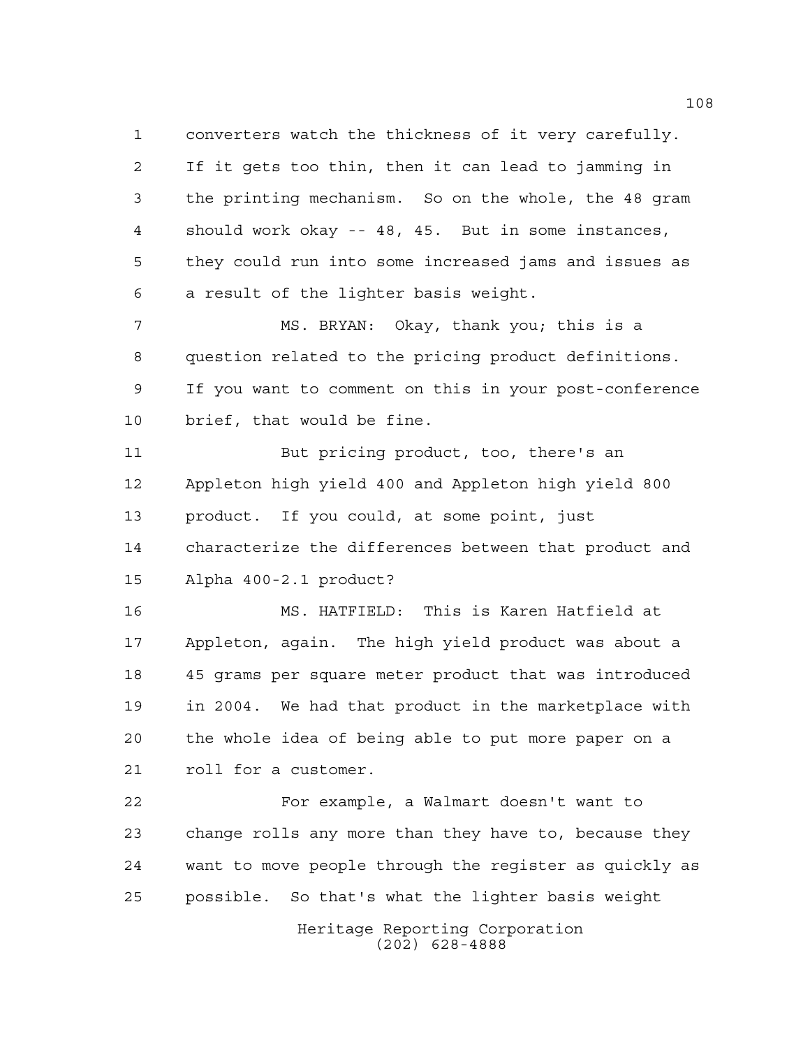converters watch the thickness of it very carefully. If it gets too thin, then it can lead to jamming in the printing mechanism. So on the whole, the 48 gram should work okay -- 48, 45. But in some instances, they could run into some increased jams and issues as a result of the lighter basis weight.

MS. BRYAN: Okay, thank you; this is a question related to the pricing product definitions. If you want to comment on this in your post-conference brief, that would be fine.

But pricing product, too, there's an Appleton high yield 400 and Appleton high yield 800 product. If you could, at some point, just characterize the differences between that product and Alpha 400-2.1 product?

MS. HATFIELD: This is Karen Hatfield at Appleton, again. The high yield product was about a 45 grams per square meter product that was introduced in 2004. We had that product in the marketplace with the whole idea of being able to put more paper on a roll for a customer.

For example, a Walmart doesn't want to change rolls any more than they have to, because they want to move people through the register as quickly as possible. So that's what the lighter basis weight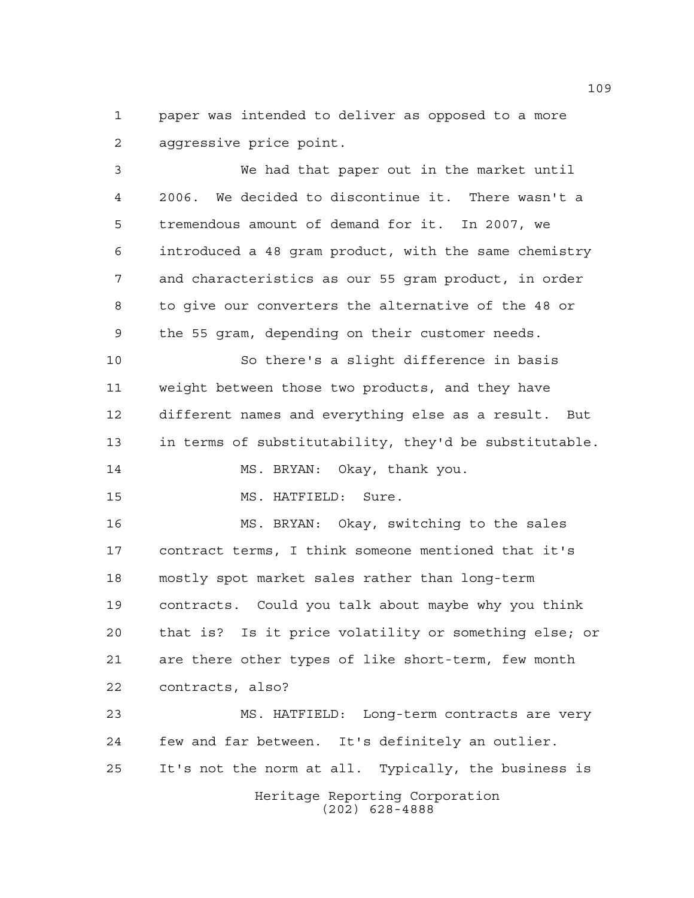paper was intended to deliver as opposed to a more aggressive price point.

We had that paper out in the market until 2006. We decided to discontinue it. There wasn't a tremendous amount of demand for it. In 2007, we introduced a 48 gram product, with the same chemistry and characteristics as our 55 gram product, in order to give our converters the alternative of the 48 or the 55 gram, depending on their customer needs.

So there's a slight difference in basis weight between those two products, and they have different names and everything else as a result. But in terms of substitutability, they'd be substitutable.

MS. BRYAN: Okay, thank you.

MS. HATFIELD: Sure.

MS. BRYAN: Okay, switching to the sales contract terms, I think someone mentioned that it's mostly spot market sales rather than long-term contracts. Could you talk about maybe why you think that is? Is it price volatility or something else; or are there other types of like short-term, few month contracts, also?

MS. HATFIELD: Long-term contracts are very few and far between. It's definitely an outlier. It's not the norm at all. Typically, the business is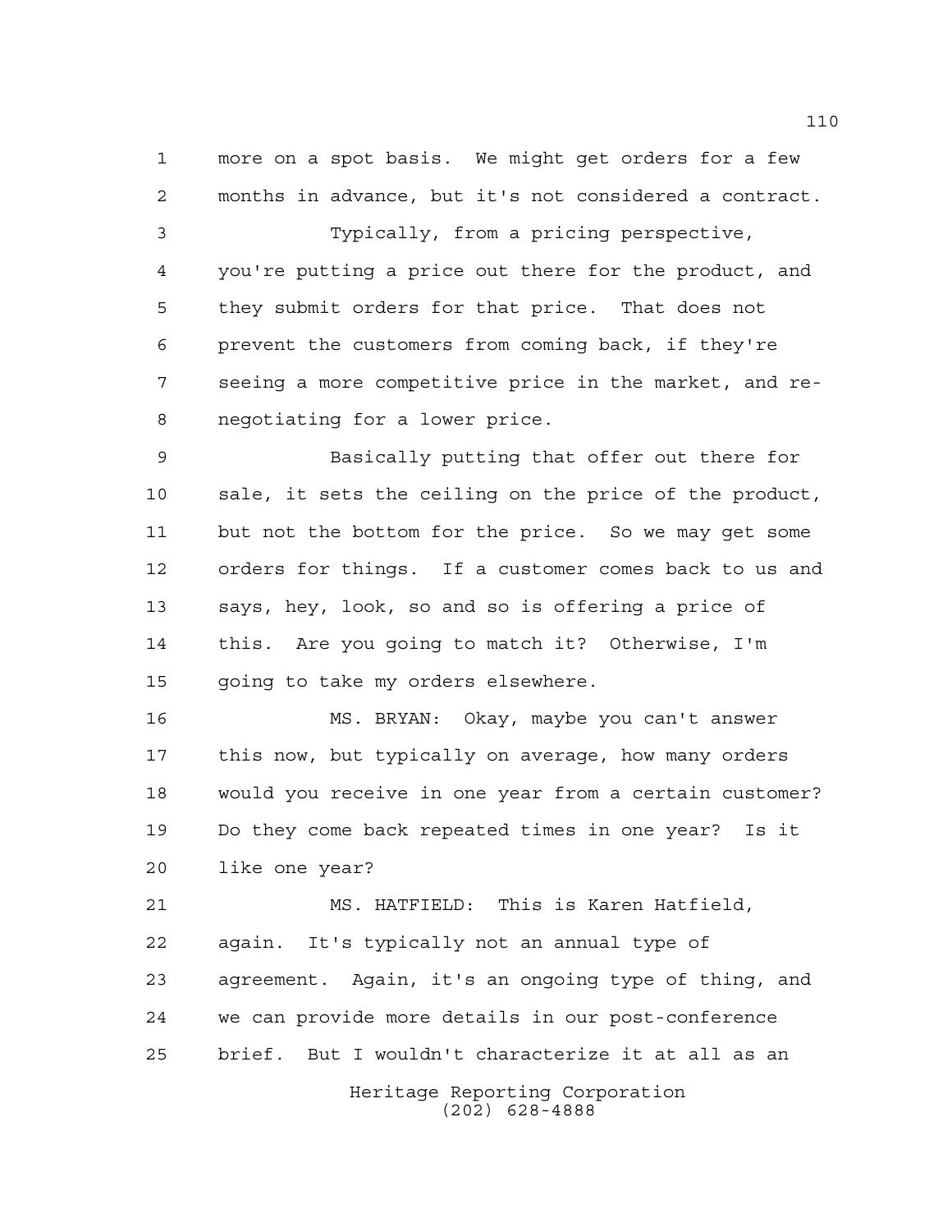more on a spot basis. We might get orders for a few months in advance, but it's not considered a contract.

Typically, from a pricing perspective, you're putting a price out there for the product, and they submit orders for that price. That does not prevent the customers from coming back, if they're seeing a more competitive price in the market, and re-negotiating for a lower price.

Basically putting that offer out there for sale, it sets the ceiling on the price of the product, but not the bottom for the price. So we may get some orders for things. If a customer comes back to us and says, hey, look, so and so is offering a price of this. Are you going to match it? Otherwise, I'm going to take my orders elsewhere.

MS. BRYAN: Okay, maybe you can't answer this now, but typically on average, how many orders would you receive in one year from a certain customer? Do they come back repeated times in one year? Is it like one year?

MS. HATFIELD: This is Karen Hatfield, again. It's typically not an annual type of agreement. Again, it's an ongoing type of thing, and we can provide more details in our post-conference brief. But I wouldn't characterize it at all as an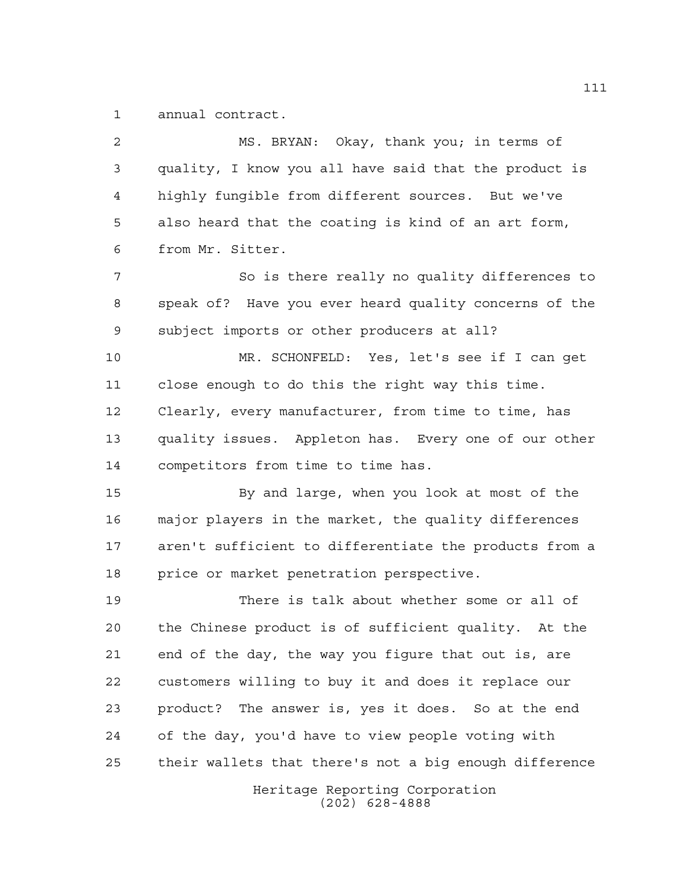annual contract.

MS. BRYAN: Okay, thank you; in terms of quality, I know you all have said that the product is highly fungible from different sources. But we've also heard that the coating is kind of an art form, from Mr. Sitter.

So is there really no quality differences to speak of? Have you ever heard quality concerns of the subject imports or other producers at all?

MR. SCHONFELD: Yes, let's see if I can get close enough to do this the right way this time. Clearly, every manufacturer, from time to time, has quality issues. Appleton has. Every one of our other competitors from time to time has.

By and large, when you look at most of the major players in the market, the quality differences aren't sufficient to differentiate the products from a price or market penetration perspective.

There is talk about whether some or all of the Chinese product is of sufficient quality. At the end of the day, the way you figure that out is, are customers willing to buy it and does it replace our product? The answer is, yes it does. So at the end of the day, you'd have to view people voting with their wallets that there's not a big enough difference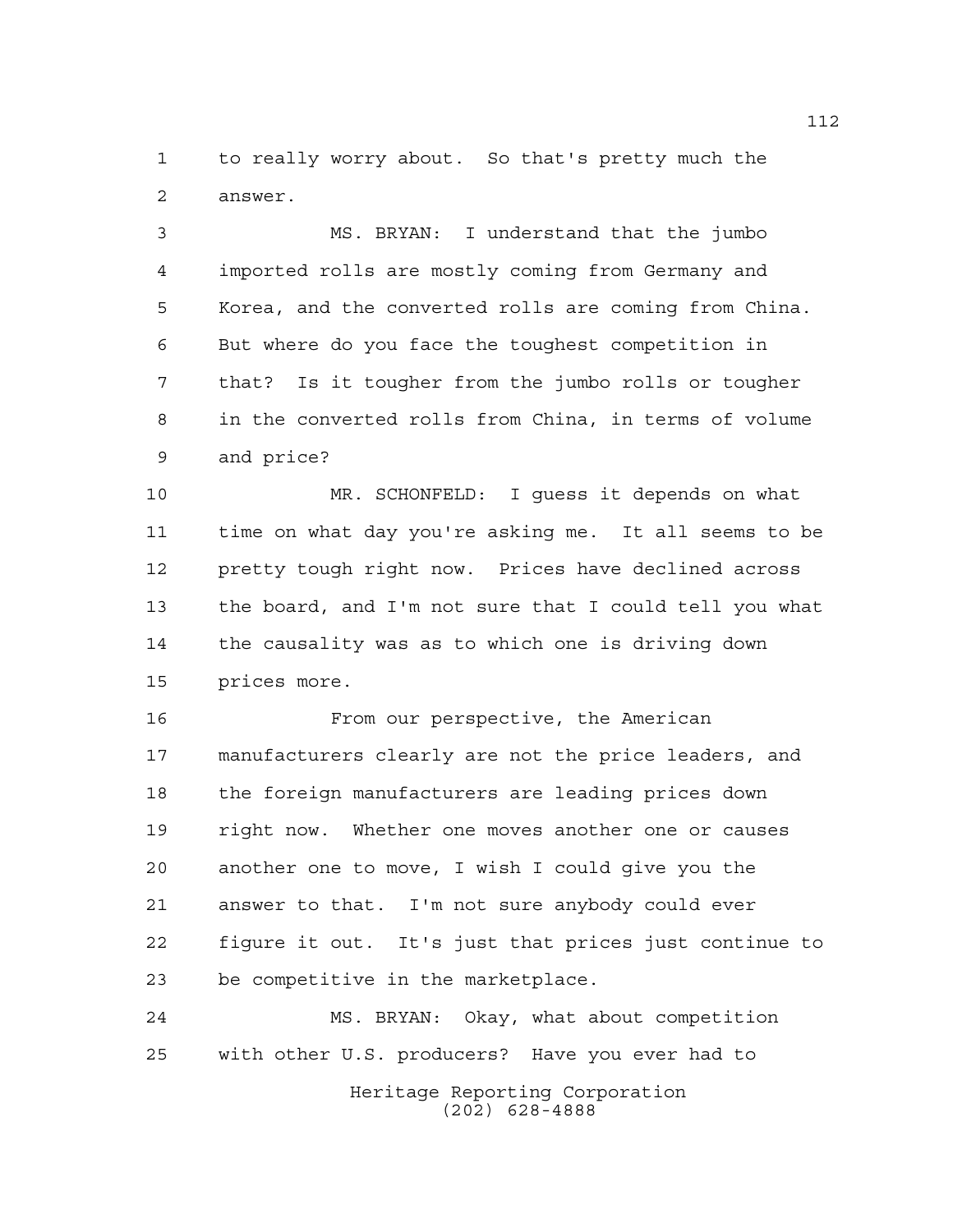to really worry about. So that's pretty much the answer.

MS. BRYAN: I understand that the jumbo imported rolls are mostly coming from Germany and Korea, and the converted rolls are coming from China. But where do you face the toughest competition in that? Is it tougher from the jumbo rolls or tougher in the converted rolls from China, in terms of volume and price?

MR. SCHONFELD: I guess it depends on what time on what day you're asking me. It all seems to be pretty tough right now. Prices have declined across the board, and I'm not sure that I could tell you what the causality was as to which one is driving down prices more.

From our perspective, the American manufacturers clearly are not the price leaders, and the foreign manufacturers are leading prices down right now. Whether one moves another one or causes another one to move, I wish I could give you the answer to that. I'm not sure anybody could ever figure it out. It's just that prices just continue to be competitive in the marketplace.

MS. BRYAN: Okay, what about competition with other U.S. producers? Have you ever had to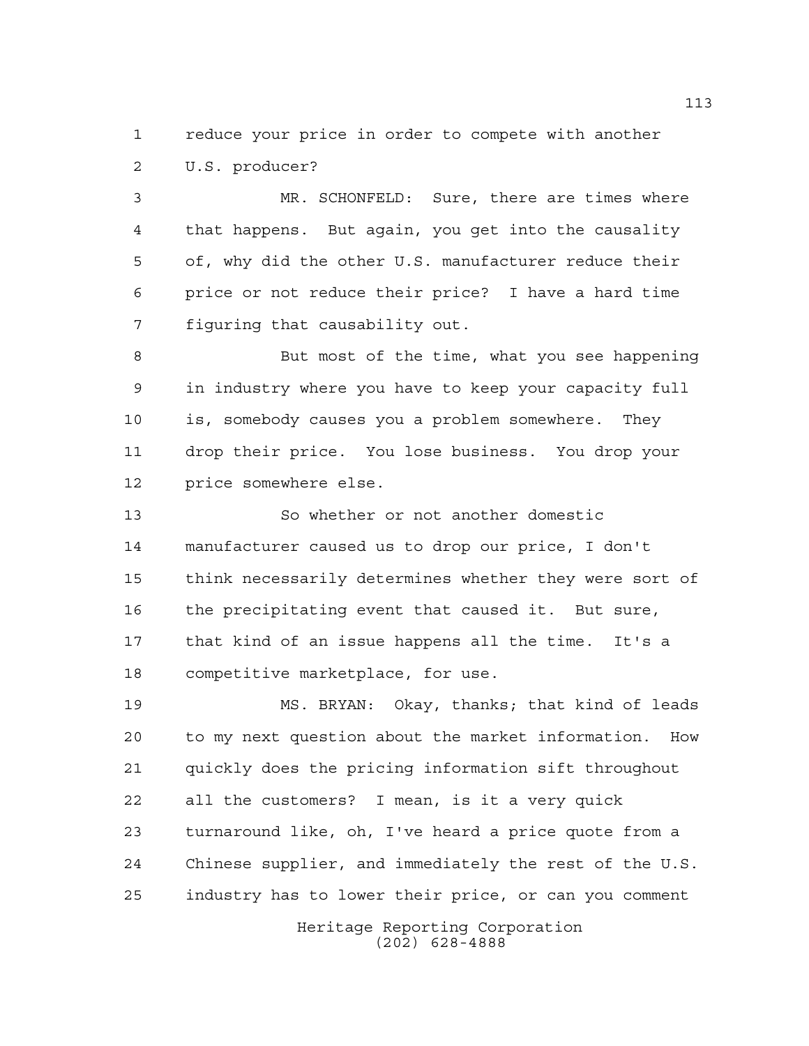reduce your price in order to compete with another U.S. producer?

MR. SCHONFELD: Sure, there are times where that happens. But again, you get into the causality of, why did the other U.S. manufacturer reduce their price or not reduce their price? I have a hard time figuring that causability out.

But most of the time, what you see happening in industry where you have to keep your capacity full is, somebody causes you a problem somewhere. They drop their price. You lose business. You drop your price somewhere else.

So whether or not another domestic manufacturer caused us to drop our price, I don't think necessarily determines whether they were sort of the precipitating event that caused it. But sure, that kind of an issue happens all the time. It's a competitive marketplace, for use.

MS. BRYAN: Okay, thanks; that kind of leads to my next question about the market information. How quickly does the pricing information sift throughout all the customers? I mean, is it a very quick turnaround like, oh, I've heard a price quote from a Chinese supplier, and immediately the rest of the U.S. industry has to lower their price, or can you comment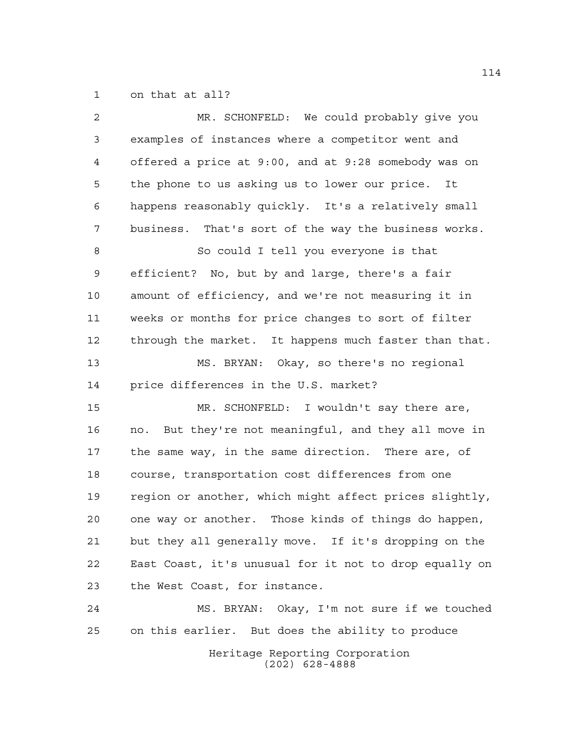on that at all?

MR. SCHONFELD: We could probably give you examples of instances where a competitor went and offered a price at 9:00, and at 9:28 somebody was on the phone to us asking us to lower our price. It happens reasonably quickly. It's a relatively small business. That's sort of the way the business works.

So could I tell you everyone is that efficient? No, but by and large, there's a fair amount of efficiency, and we're not measuring it in weeks or months for price changes to sort of filter through the market. It happens much faster than that.

MS. BRYAN: Okay, so there's no regional price differences in the U.S. market?

MR. SCHONFELD: I wouldn't say there are, no. But they're not meaningful, and they all move in the same way, in the same direction. There are, of course, transportation cost differences from one region or another, which might affect prices slightly, one way or another. Those kinds of things do happen, but they all generally move. If it's dropping on the East Coast, it's unusual for it not to drop equally on the West Coast, for instance.

MS. BRYAN: Okay, I'm not sure if we touched on this earlier. But does the ability to produce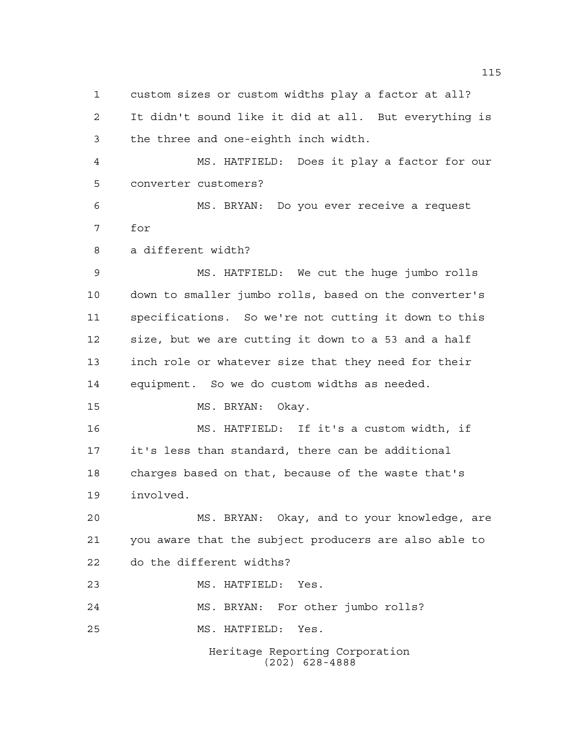custom sizes or custom widths play a factor at all? It didn't sound like it did at all. But everything is the three and one-eighth inch width.

MS. HATFIELD: Does it play a factor for our converter customers?

MS. BRYAN: Do you ever receive a request for
a different width?

MS. HATFIELD: We cut the huge jumbo rolls down to smaller jumbo rolls, based on the converter's specifications. So we're not cutting it down to this size, but we are cutting it down to a 53 and a half inch role or whatever size that they need for their equipment. So we do custom widths as needed.

MS. BRYAN: Okay.

MS. HATFIELD: If it's a custom width, if it's less than standard, there can be additional charges based on that, because of the waste that's involved.

MS. BRYAN: Okay, and to your knowledge, are you aware that the subject producers are also able to do the different widths?

MS. HATFIELD: Yes.

MS. BRYAN: For other jumbo rolls?

MS. HATFIELD: Yes.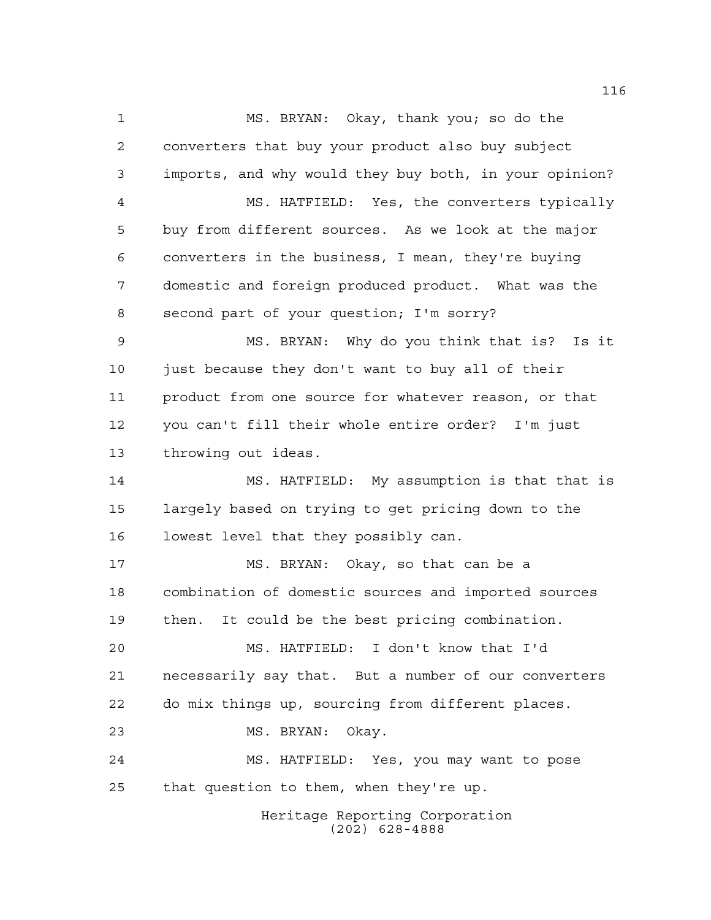MS. BRYAN: Okay, thank you; so do the converters that buy your product also buy subject imports, and why would they buy both, in your opinion?

MS. HATFIELD: Yes, the converters typically buy from different sources. As we look at the major converters in the business, I mean, they're buying domestic and foreign produced product. What was the second part of your question; I'm sorry?

MS. BRYAN: Why do you think that is? Is it just because they don't want to buy all of their product from one source for whatever reason, or that you can't fill their whole entire order? I'm just throwing out ideas.

MS. HATFIELD: My assumption is that that is largely based on trying to get pricing down to the lowest level that they possibly can.

MS. BRYAN: Okay, so that can be a combination of domestic sources and imported sources then. It could be the best pricing combination.

MS. HATFIELD: I don't know that I'd necessarily say that. But a number of our converters do mix things up, sourcing from different places.

MS. BRYAN: Okay.

MS. HATFIELD: Yes, you may want to pose that question to them, when they're up.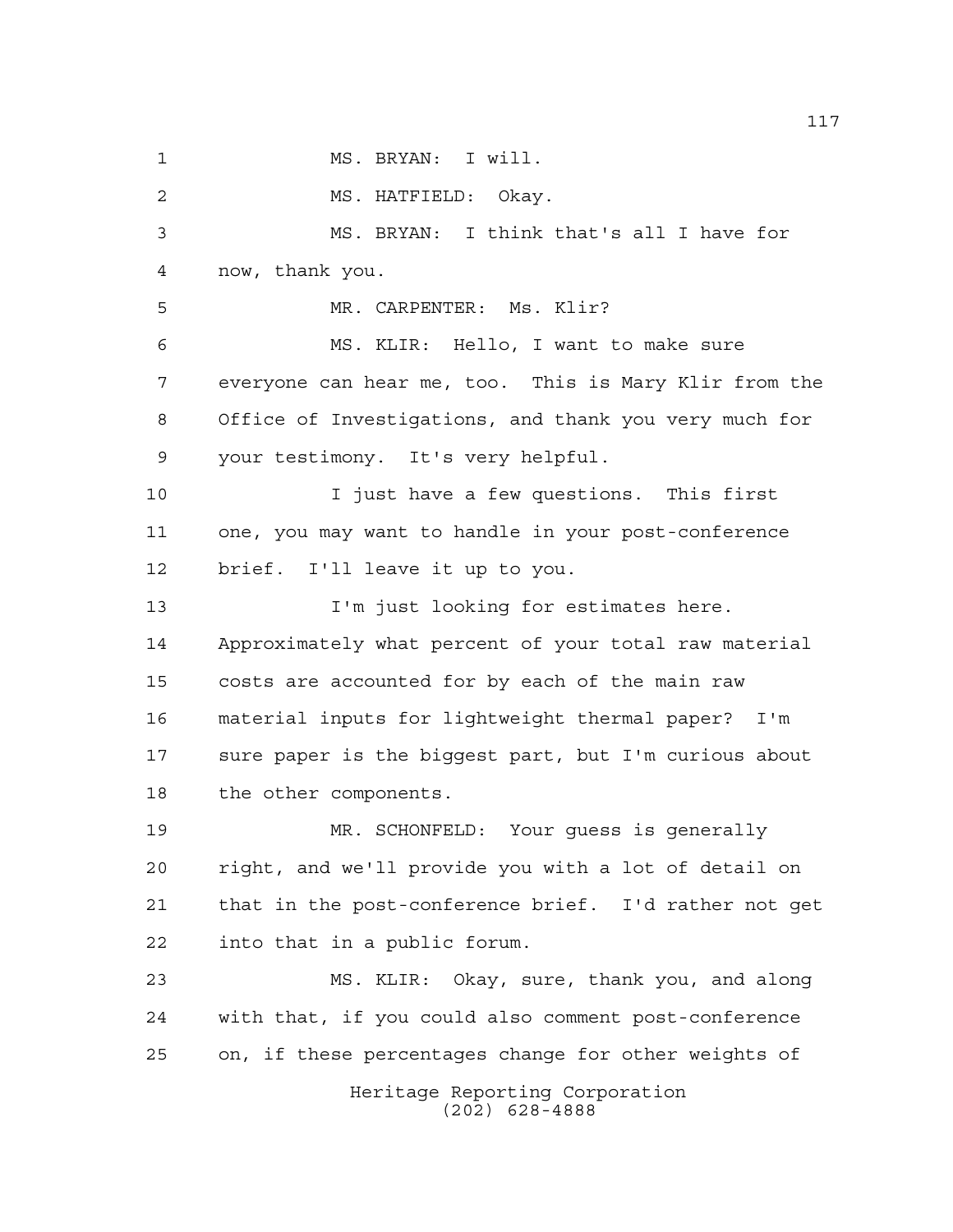MS. BRYAN: I will.

MS. HATFIELD: Okay.

MS. BRYAN: I think that's all I have for now, thank you.

MR. CARPENTER: Ms. Klir?

MS. KLIR: Hello, I want to make sure everyone can hear me, too. This is Mary Klir from the Office of Investigations, and thank you very much for your testimony. It's very helpful.

I just have a few questions. This first one, you may want to handle in your post-conference brief. I'll leave it up to you.

I'm just looking for estimates here. Approximately what percent of your total raw material costs are accounted for by each of the main raw material inputs for lightweight thermal paper? I'm sure paper is the biggest part, but I'm curious about the other components.

MR. SCHONFELD: Your guess is generally right, and we'll provide you with a lot of detail on that in the post-conference brief. I'd rather not get into that in a public forum.

MS. KLIR: Okay, sure, thank you, and along with that, if you could also comment post-conference on, if these percentages change for other weights of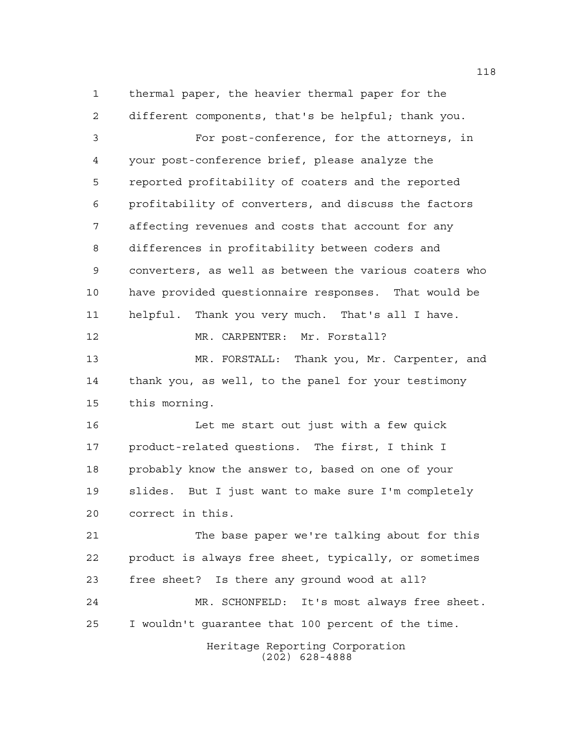thermal paper, the heavier thermal paper for the different components, that's be helpful; thank you.

For post-conference, for the attorneys, in your post-conference brief, please analyze the reported profitability of coaters and the reported profitability of converters, and discuss the factors affecting revenues and costs that account for any differences in profitability between coders and converters, as well as between the various coaters who have provided questionnaire responses. That would be helpful. Thank you very much. That's all I have.

MR. CARPENTER: Mr. Forstall?

MR. FORSTALL: Thank you, Mr. Carpenter, and thank you, as well, to the panel for your testimony this morning.

Let me start out just with a few quick product-related questions. The first, I think I probably know the answer to, based on one of your slides. But I just want to make sure I'm completely correct in this.

The base paper we're talking about for this product is always free sheet, typically, or sometimes free sheet? Is there any ground wood at all?

MR. SCHONFELD: It's most always free sheet. I wouldn't guarantee that 100 percent of the time.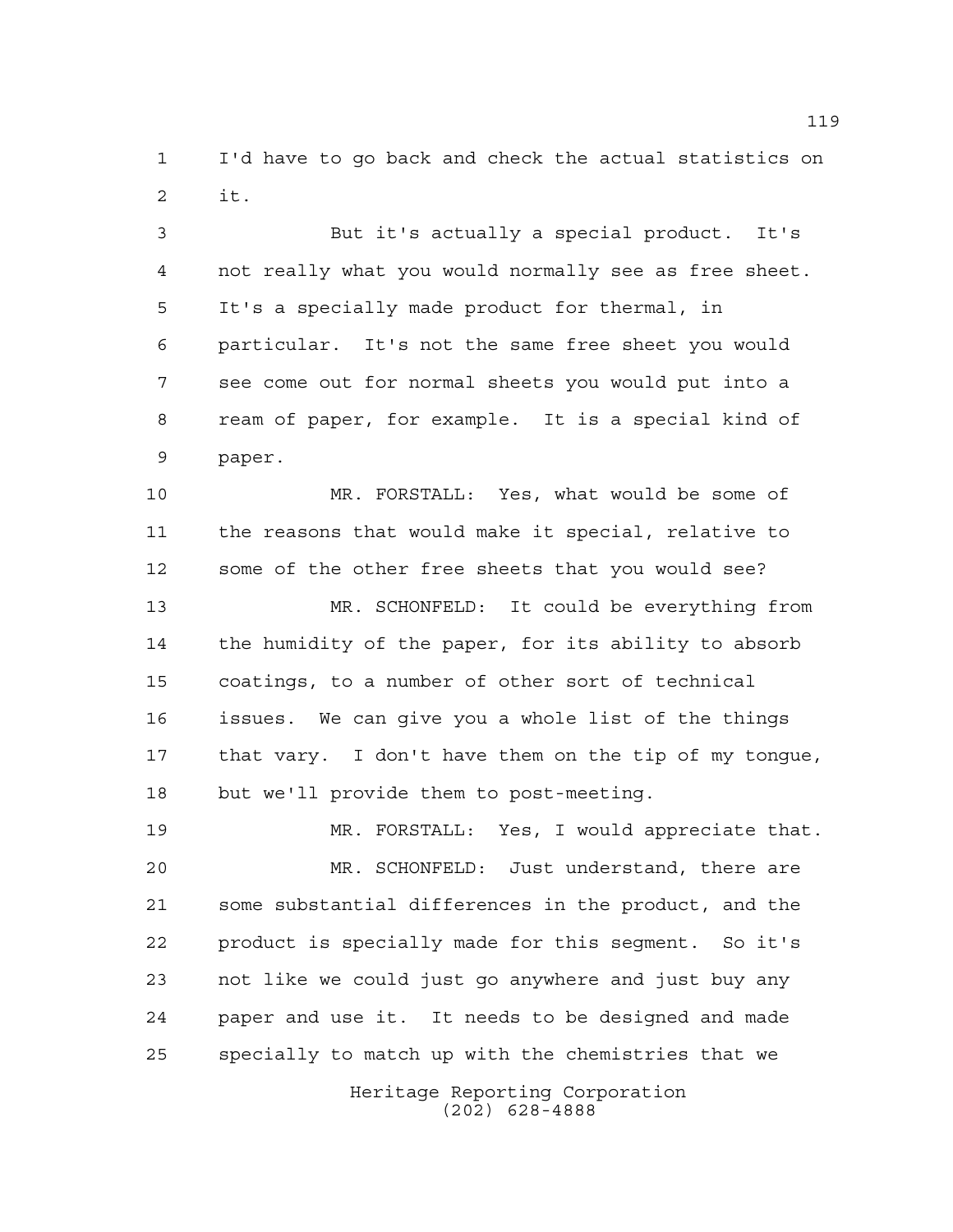I'd have to go back and check the actual statistics on it.

But it's actually a special product. It's not really what you would normally see as free sheet. It's a specially made product for thermal, in particular. It's not the same free sheet you would see come out for normal sheets you would put into a ream of paper, for example. It is a special kind of paper.

MR. FORSTALL: Yes, what would be some of the reasons that would make it special, relative to some of the other free sheets that you would see?

MR. SCHONFELD: It could be everything from the humidity of the paper, for its ability to absorb coatings, to a number of other sort of technical issues. We can give you a whole list of the things that vary. I don't have them on the tip of my tongue, but we'll provide them to post-meeting.

MR. FORSTALL: Yes, I would appreciate that.

MR. SCHONFELD: Just understand, there are some substantial differences in the product, and the product is specially made for this segment. So it's not like we could just go anywhere and just buy any paper and use it. It needs to be designed and made specially to match up with the chemistries that we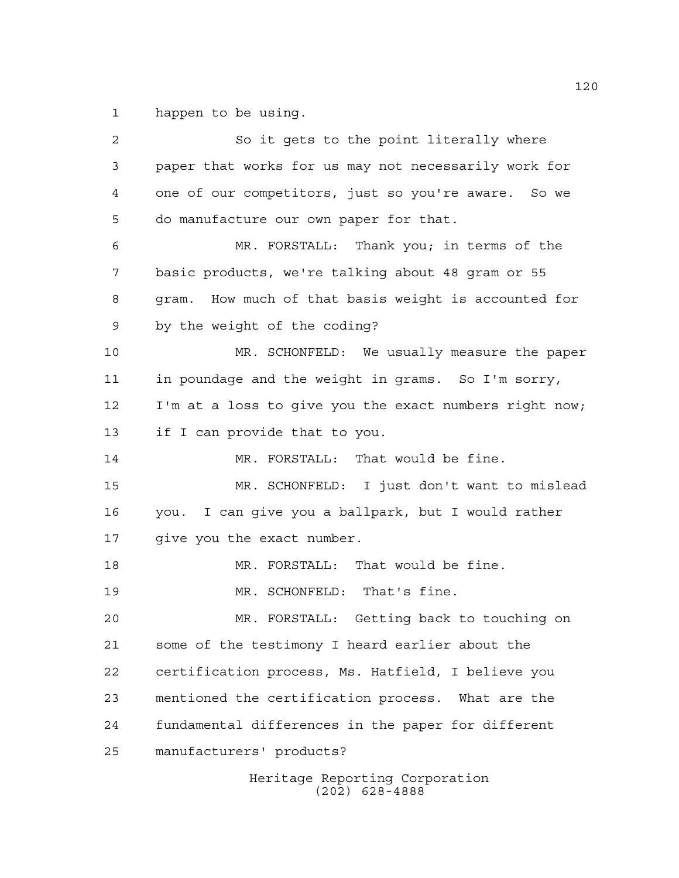happen to be using.

So it gets to the point literally where paper that works for us may not necessarily work for one of our competitors, just so you're aware. So we do manufacture our own paper for that.

MR. FORSTALL: Thank you; in terms of the basic products, we're talking about 48 gram or 55 gram. How much of that basis weight is accounted for by the weight of the coding?

MR. SCHONFELD: We usually measure the paper in poundage and the weight in grams. So I'm sorry, I'm at a loss to give you the exact numbers right now; if I can provide that to you.

MR. FORSTALL: That would be fine.

MR. SCHONFELD: I just don't want to mislead you. I can give you a ballpark, but I would rather give you the exact number.

MR. FORSTALL: That would be fine.

MR. SCHONFELD: That's fine.

MR. FORSTALL: Getting back to touching on some of the testimony I heard earlier about the certification process, Ms. Hatfield, I believe you mentioned the certification process. What are the fundamental differences in the paper for different manufacturers' products?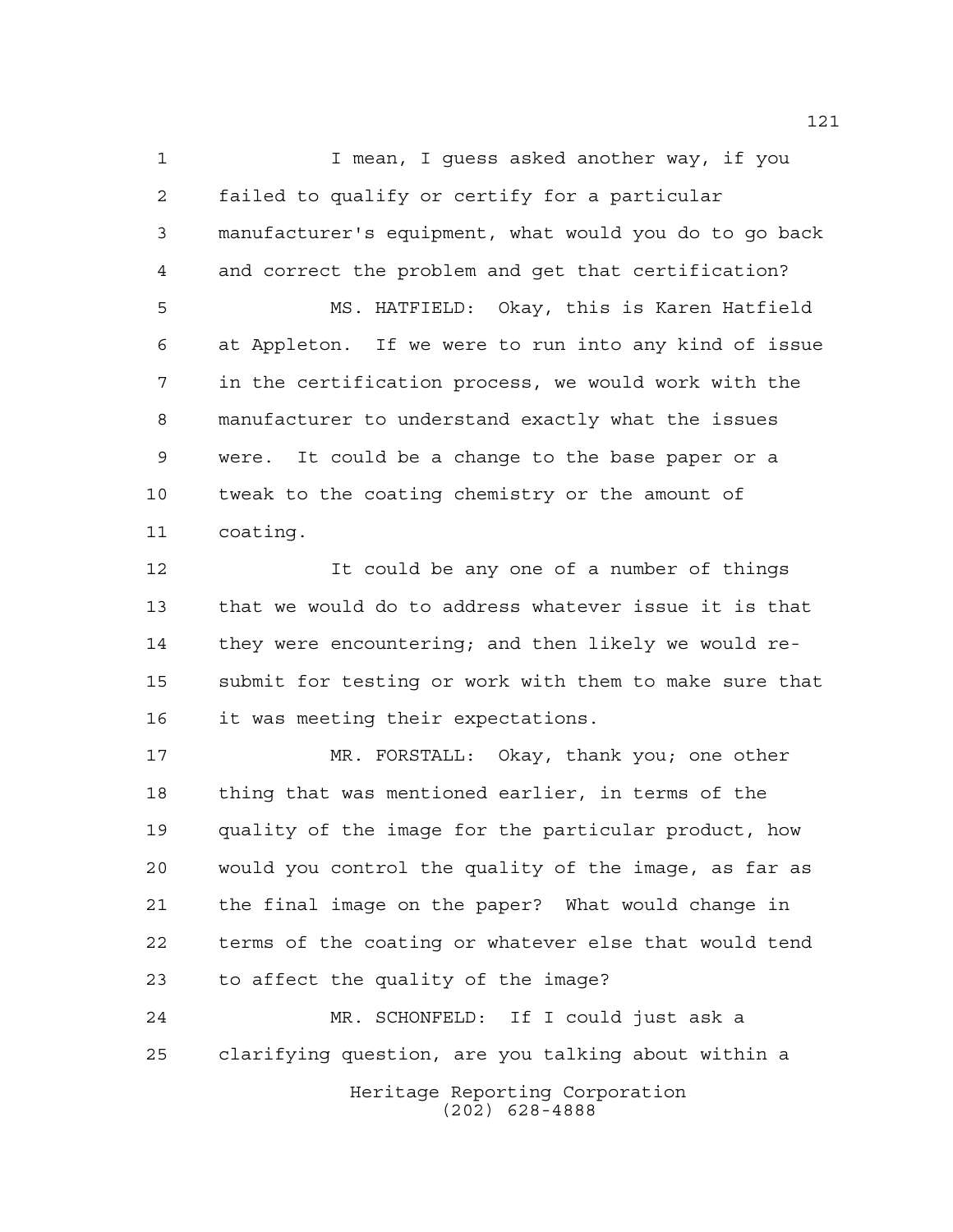I mean, I guess asked another way, if you failed to qualify or certify for a particular manufacturer's equipment, what would you do to go back and correct the problem and get that certification?

MS. HATFIELD: Okay, this is Karen Hatfield at Appleton. If we were to run into any kind of issue in the certification process, we would work with the manufacturer to understand exactly what the issues were. It could be a change to the base paper or a tweak to the coating chemistry or the amount of coating.

It could be any one of a number of things that we would do to address whatever issue it is that they were encountering; and then likely we would re-submit for testing or work with them to make sure that it was meeting their expectations.

MR. FORSTALL: Okay, thank you; one other thing that was mentioned earlier, in terms of the quality of the image for the particular product, how would you control the quality of the image, as far as the final image on the paper? What would change in terms of the coating or whatever else that would tend to affect the quality of the image?

MR. SCHONFELD: If I could just ask a clarifying question, are you talking about within a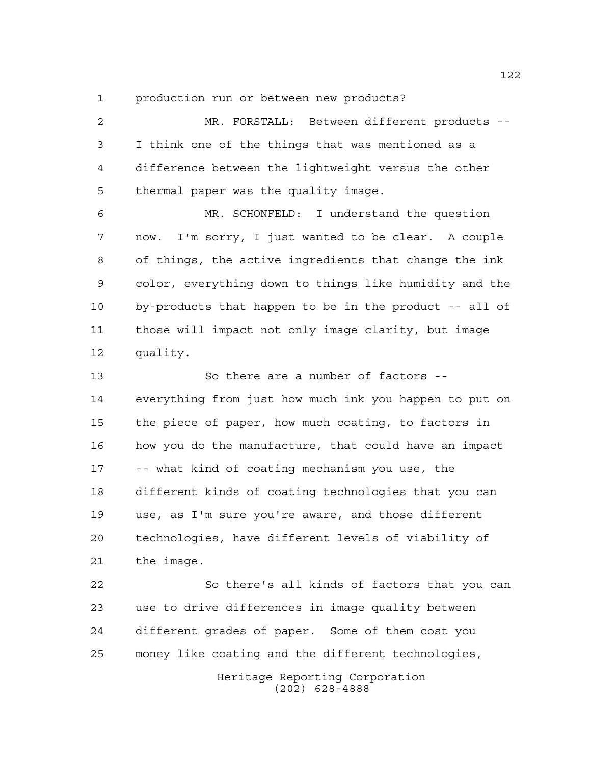production run or between new products?

MR. FORSTALL: Between different products -- I think one of the things that was mentioned as a difference between the lightweight versus the other thermal paper was the quality image.

MR. SCHONFELD: I understand the question now. I'm sorry, I just wanted to be clear. A couple of things, the active ingredients that change the ink color, everything down to things like humidity and the by-products that happen to be in the product -- all of those will impact not only image clarity, but image quality.

So there are a number of factors -- everything from just how much ink you happen to put on the piece of paper, how much coating, to factors in how you do the manufacture, that could have an impact -- what kind of coating mechanism you use, the different kinds of coating technologies that you can use, as I'm sure you're aware, and those different technologies, have different levels of viability of the image.

So there's all kinds of factors that you can use to drive differences in image quality between different grades of paper. Some of them cost you money like coating and the different technologies,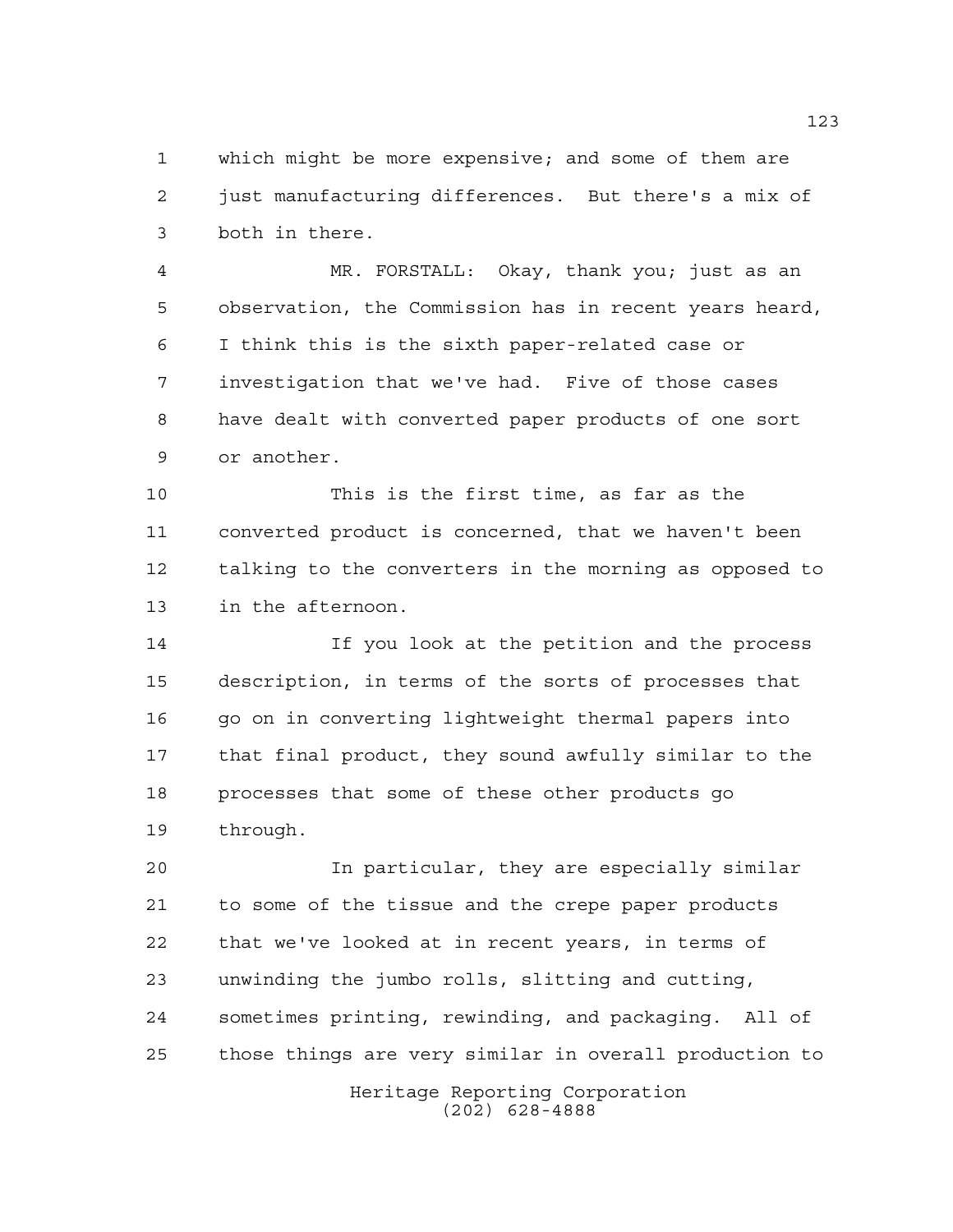which might be more expensive; and some of them are just manufacturing differences. But there's a mix of both in there.

MR. FORSTALL: Okay, thank you; just as an observation, the Commission has in recent years heard, I think this is the sixth paper-related case or investigation that we've had. Five of those cases have dealt with converted paper products of one sort or another.

This is the first time, as far as the converted product is concerned, that we haven't been talking to the converters in the morning as opposed to in the afternoon.

If you look at the petition and the process description, in terms of the sorts of processes that go on in converting lightweight thermal papers into that final product, they sound awfully similar to the processes that some of these other products go through.

In particular, they are especially similar to some of the tissue and the crepe paper products that we've looked at in recent years, in terms of unwinding the jumbo rolls, slitting and cutting, sometimes printing, rewinding, and packaging. All of those things are very similar in overall production to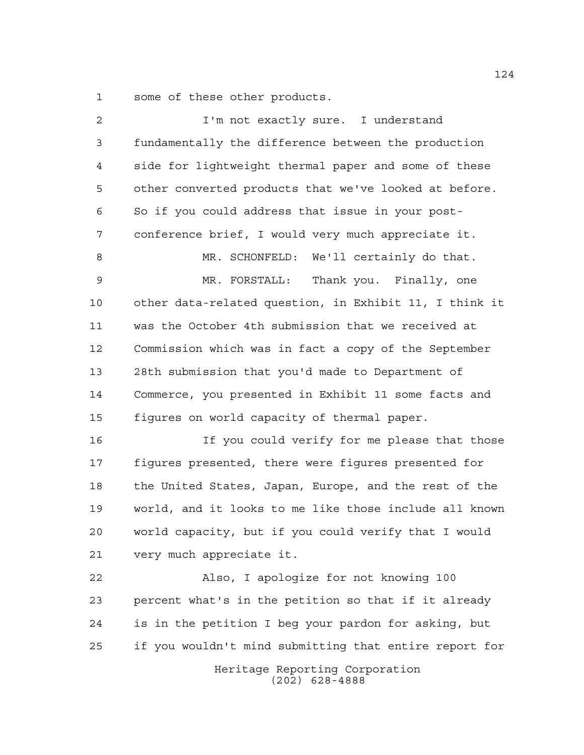some of these other products.

I'm not exactly sure. I understand fundamentally the difference between the production side for lightweight thermal paper and some of these other converted products that we've looked at before. So if you could address that issue in your post-conference brief, I would very much appreciate it.

MR. SCHONFELD: We'll certainly do that.

MR. FORSTALL: Thank you. Finally, one other data-related question, in Exhibit 11, I think it was the October 4th submission that we received at Commission which was in fact a copy of the September 28th submission that you'd made to Department of Commerce, you presented in Exhibit 11 some facts and figures on world capacity of thermal paper.

If you could verify for me please that those figures presented, there were figures presented for the United States, Japan, Europe, and the rest of the world, and it looks to me like those include all known world capacity, but if you could verify that I would very much appreciate it.

Also, I apologize for not knowing 100 percent what's in the petition so that if it already is in the petition I beg your pardon for asking, but if you wouldn't mind submitting that entire report for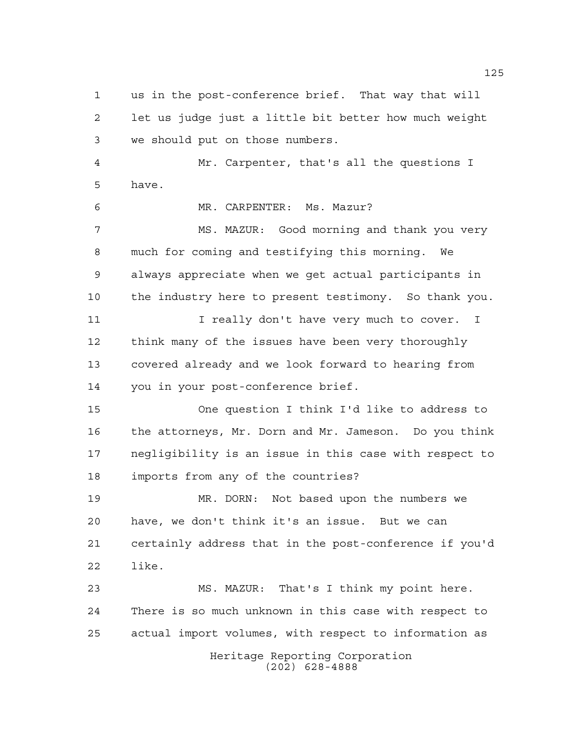us in the post-conference brief. That way that will let us judge just a little bit better how much weight we should put on those numbers.

Mr. Carpenter, that's all the questions I have.

MR. CARPENTER: Ms. Mazur?

MS. MAZUR: Good morning and thank you very much for coming and testifying this morning. We always appreciate when we get actual participants in the industry here to present testimony. So thank you.

I really don't have very much to cover. I think many of the issues have been very thoroughly covered already and we look forward to hearing from you in your post-conference brief.

One question I think I'd like to address to the attorneys, Mr. Dorn and Mr. Jameson. Do you think negligibility is an issue in this case with respect to imports from any of the countries?

MR. DORN: Not based upon the numbers we have, we don't think it's an issue. But we can certainly address that in the post-conference if you'd like.

MS. MAZUR: That's I think my point here. There is so much unknown in this case with respect to actual import volumes, with respect to information as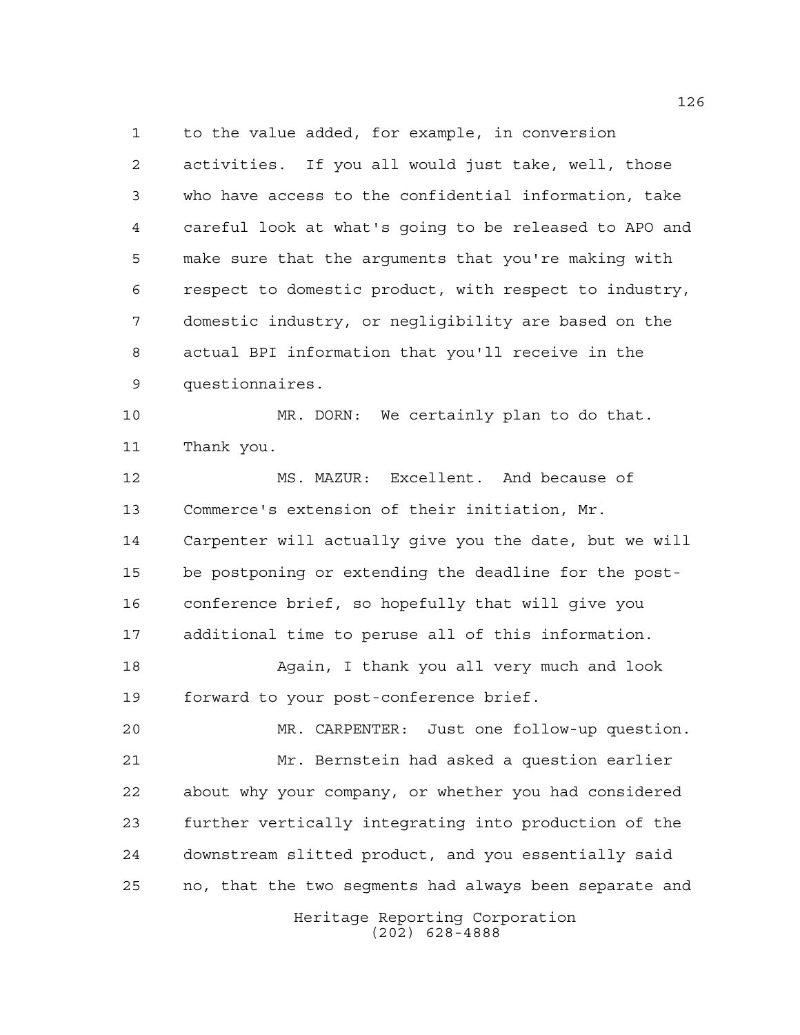to the value added, for example, in conversion activities. If you all would just take, well, those who have access to the confidential information, take careful look at what's going to be released to APO and make sure that the arguments that you're making with respect to domestic product, with respect to industry, domestic industry, or negligibility are based on the actual BPI information that you'll receive in the questionnaires.

MR. DORN: We certainly plan to do that. Thank you.

MS. MAZUR: Excellent. And because of Commerce's extension of their initiation, Mr. Carpenter will actually give you the date, but we will be postponing or extending the deadline for the post-conference brief, so hopefully that will give you additional time to peruse all of this information.

Again, I thank you all very much and look forward to your post-conference brief.

MR. CARPENTER: Just one follow-up question.

Mr. Bernstein had asked a question earlier about why your company, or whether you had considered further vertically integrating into production of the downstream slitted product, and you essentially said no, that the two segments had always been separate and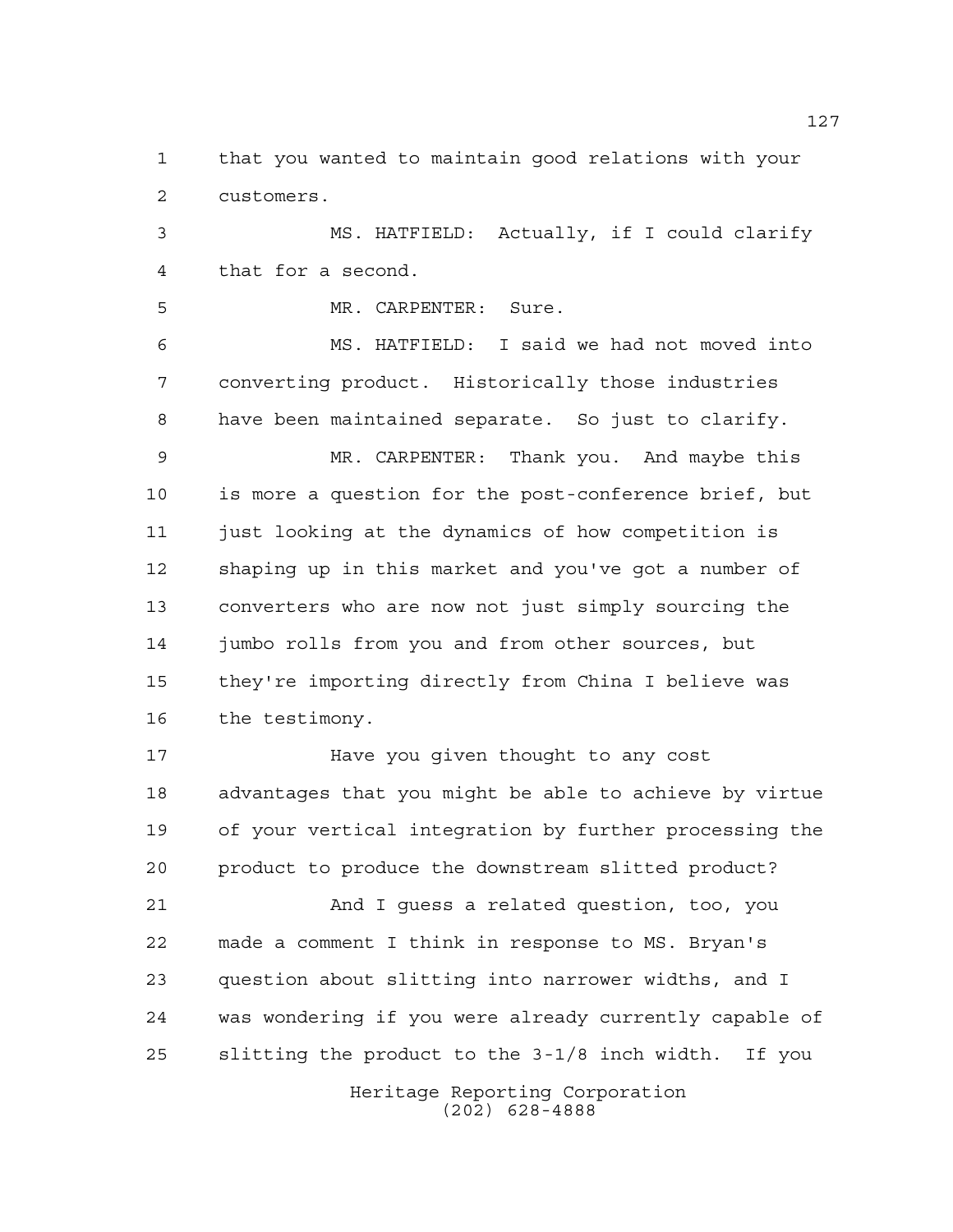that you wanted to maintain good relations with your customers.

MS. HATFIELD: Actually, if I could clarify that for a second.

MR. CARPENTER: Sure.

MS. HATFIELD: I said we had not moved into converting product. Historically those industries have been maintained separate. So just to clarify.

MR. CARPENTER: Thank you. And maybe this is more a question for the post-conference brief, but just looking at the dynamics of how competition is shaping up in this market and you've got a number of converters who are now not just simply sourcing the jumbo rolls from you and from other sources, but they're importing directly from China I believe was the testimony.

Have you given thought to any cost advantages that you might be able to achieve by virtue of your vertical integration by further processing the product to produce the downstream slitted product?

And I guess a related question, too, you made a comment I think in response to MS. Bryan's question about slitting into narrower widths, and I was wondering if you were already currently capable of slitting the product to the 3-1/8 inch width. If you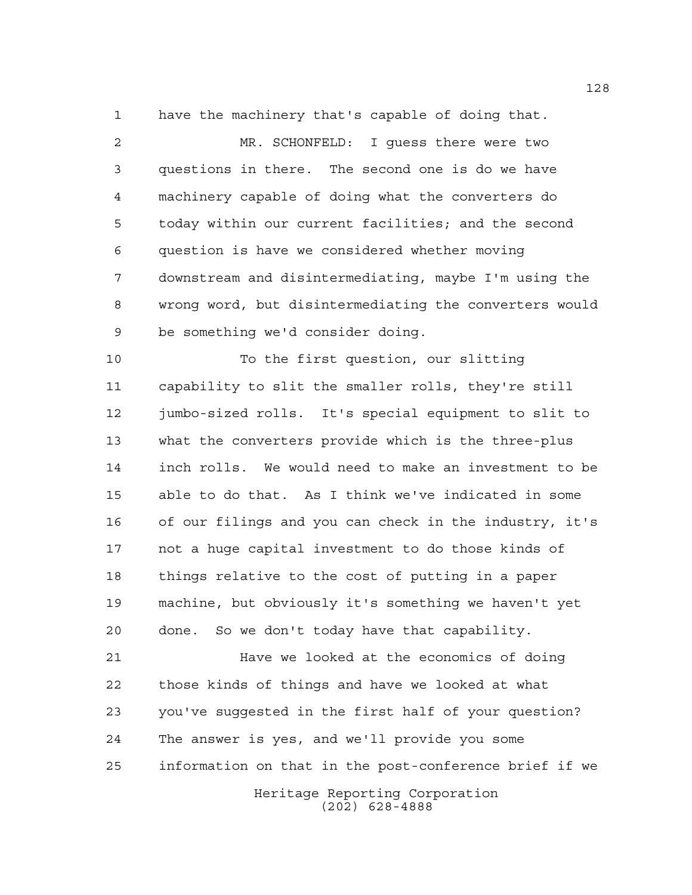have the machinery that's capable of doing that.

MR. SCHONFELD: I guess there were two questions in there. The second one is do we have machinery capable of doing what the converters do today within our current facilities; and the second question is have we considered whether moving downstream and disintermediating, maybe I'm using the wrong word, but disintermediating the converters would be something we'd consider doing.

To the first question, our slitting capability to slit the smaller rolls, they're still jumbo-sized rolls. It's special equipment to slit to what the converters provide which is the three-plus inch rolls. We would need to make an investment to be able to do that. As I think we've indicated in some of our filings and you can check in the industry, it's not a huge capital investment to do those kinds of things relative to the cost of putting in a paper machine, but obviously it's something we haven't yet done. So we don't today have that capability.

Have we looked at the economics of doing those kinds of things and have we looked at what you've suggested in the first half of your question? The answer is yes, and we'll provide you some information on that in the post-conference brief if we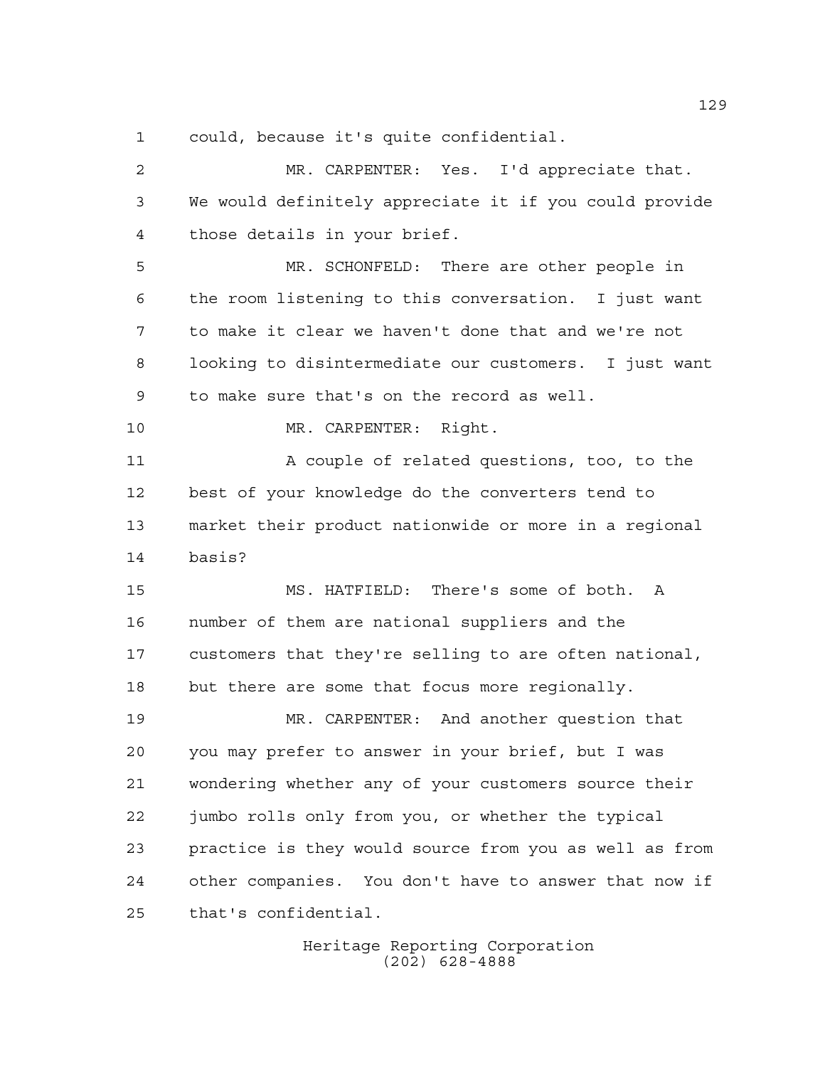could, because it's quite confidential.

MR. CARPENTER: Yes. I'd appreciate that. We would definitely appreciate it if you could provide those details in your brief.

MR. SCHONFELD: There are other people in the room listening to this conversation. I just want to make it clear we haven't done that and we're not looking to disintermediate our customers. I just want to make sure that's on the record as well.

MR. CARPENTER: Right.

A couple of related questions, too, to the best of your knowledge do the converters tend to market their product nationwide or more in a regional basis?

MS. HATFIELD: There's some of both. A number of them are national suppliers and the customers that they're selling to are often national, but there are some that focus more regionally.

MR. CARPENTER: And another question that you may prefer to answer in your brief, but I was wondering whether any of your customers source their jumbo rolls only from you, or whether the typical practice is they would source from you as well as from other companies. You don't have to answer that now if that's confidential.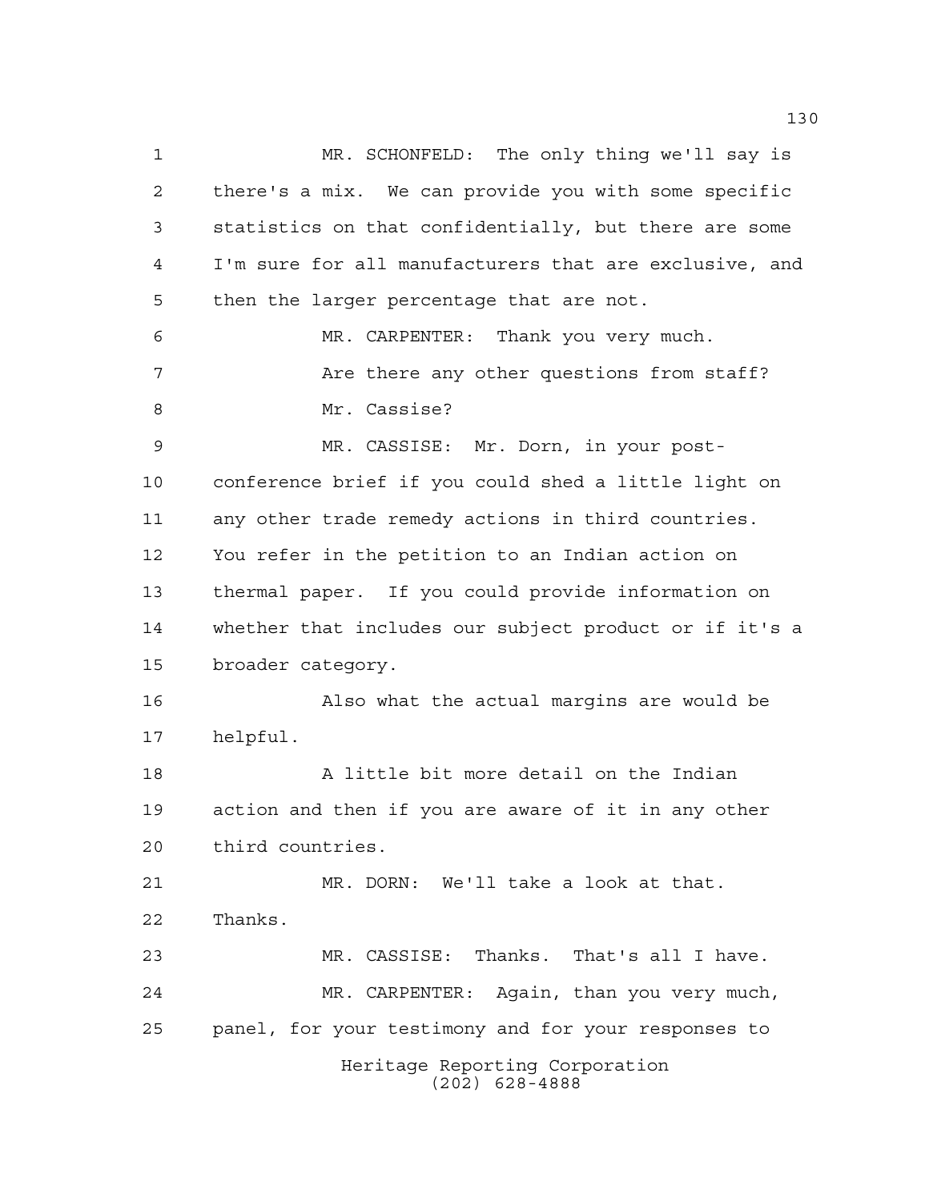MR. SCHONFELD: The only thing we'll say is there's a mix. We can provide you with some specific statistics on that confidentially, but there are some I'm sure for all manufacturers that are exclusive, and then the larger percentage that are not.

MR. CARPENTER: Thank you very much.

Are there any other questions from staff?

Mr. Cassise?

MR. CASSISE: Mr. Dorn, in your post-conference brief if you could shed a little light on any other trade remedy actions in third countries. You refer in the petition to an Indian action on thermal paper. If you could provide information on whether that includes our subject product or if it's a broader category.

Also what the actual margins are would be helpful.

A little bit more detail on the Indian action and then if you are aware of it in any other third countries.

MR. DORN: We'll take a look at that. Thanks.

MR. CASSISE: Thanks. That's all I have.

MR. CARPENTER: Again, than you very much, panel, for your testimony and for your responses to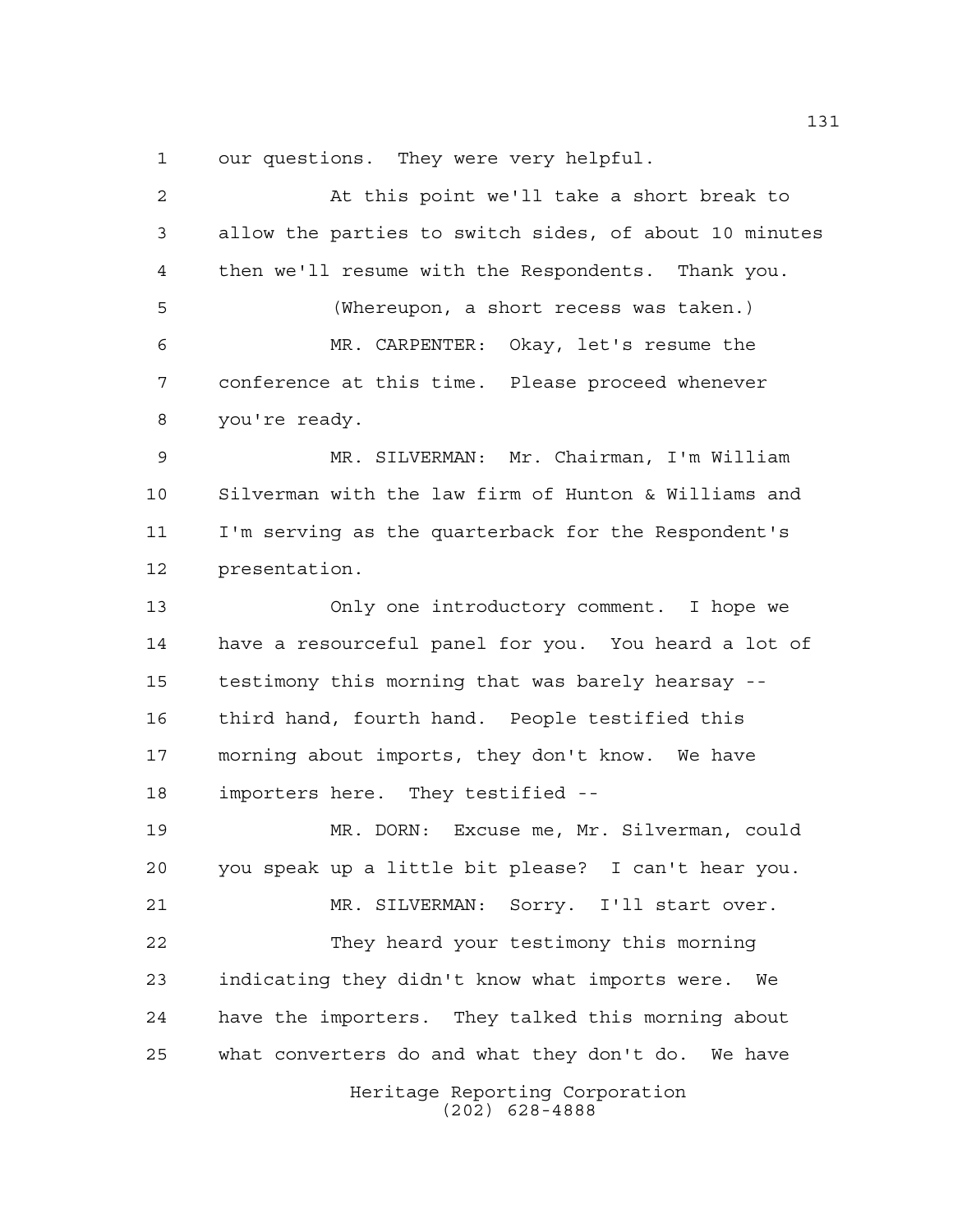our questions. They were very helpful.

At this point we'll take a short break to allow the parties to switch sides, of about 10 minutes then we'll resume with the Respondents. Thank you.

(Whereupon, a short recess was taken.)

MR. CARPENTER: Okay, let's resume the conference at this time. Please proceed whenever you're ready.

MR. SILVERMAN: Mr. Chairman, I'm William Silverman with the law firm of Hunton & Williams and I'm serving as the quarterback for the Respondent's presentation.

Only one introductory comment. I hope we have a resourceful panel for you. You heard a lot of testimony this morning that was barely hearsay -- third hand, fourth hand. People testified this morning about imports, they don't know. We have importers here. They testified --

MR. DORN: Excuse me, Mr. Silverman, could you speak up a little bit please? I can't hear you.

MR. SILVERMAN: Sorry. I'll start over.

They heard your testimony this morning indicating they didn't know what imports were. We have the importers. They talked this morning about what converters do and what they don't do. We have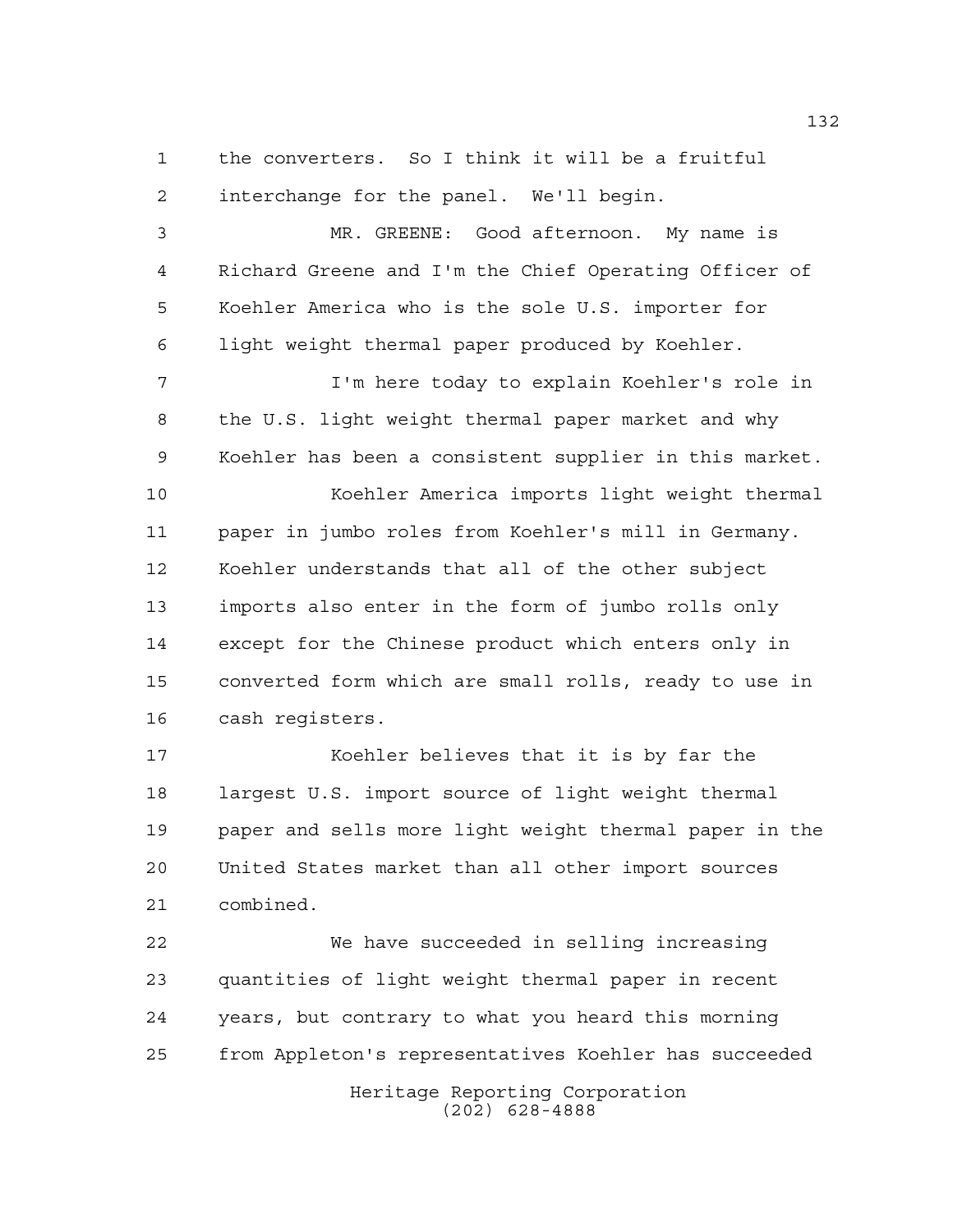the converters. So I think it will be a fruitful interchange for the panel. We'll begin.

MR. GREENE: Good afternoon. My name is Richard Greene and I'm the Chief Operating Officer of Koehler America who is the sole U.S. importer for light weight thermal paper produced by Koehler.

I'm here today to explain Koehler's role in the U.S. light weight thermal paper market and why Koehler has been a consistent supplier in this market.

Koehler America imports light weight thermal paper in jumbo roles from Koehler's mill in Germany. Koehler understands that all of the other subject imports also enter in the form of jumbo rolls only except for the Chinese product which enters only in converted form which are small rolls, ready to use in cash registers.

Koehler believes that it is by far the largest U.S. import source of light weight thermal paper and sells more light weight thermal paper in the United States market than all other import sources combined.

We have succeeded in selling increasing quantities of light weight thermal paper in recent years, but contrary to what you heard this morning from Appleton's representatives Koehler has succeeded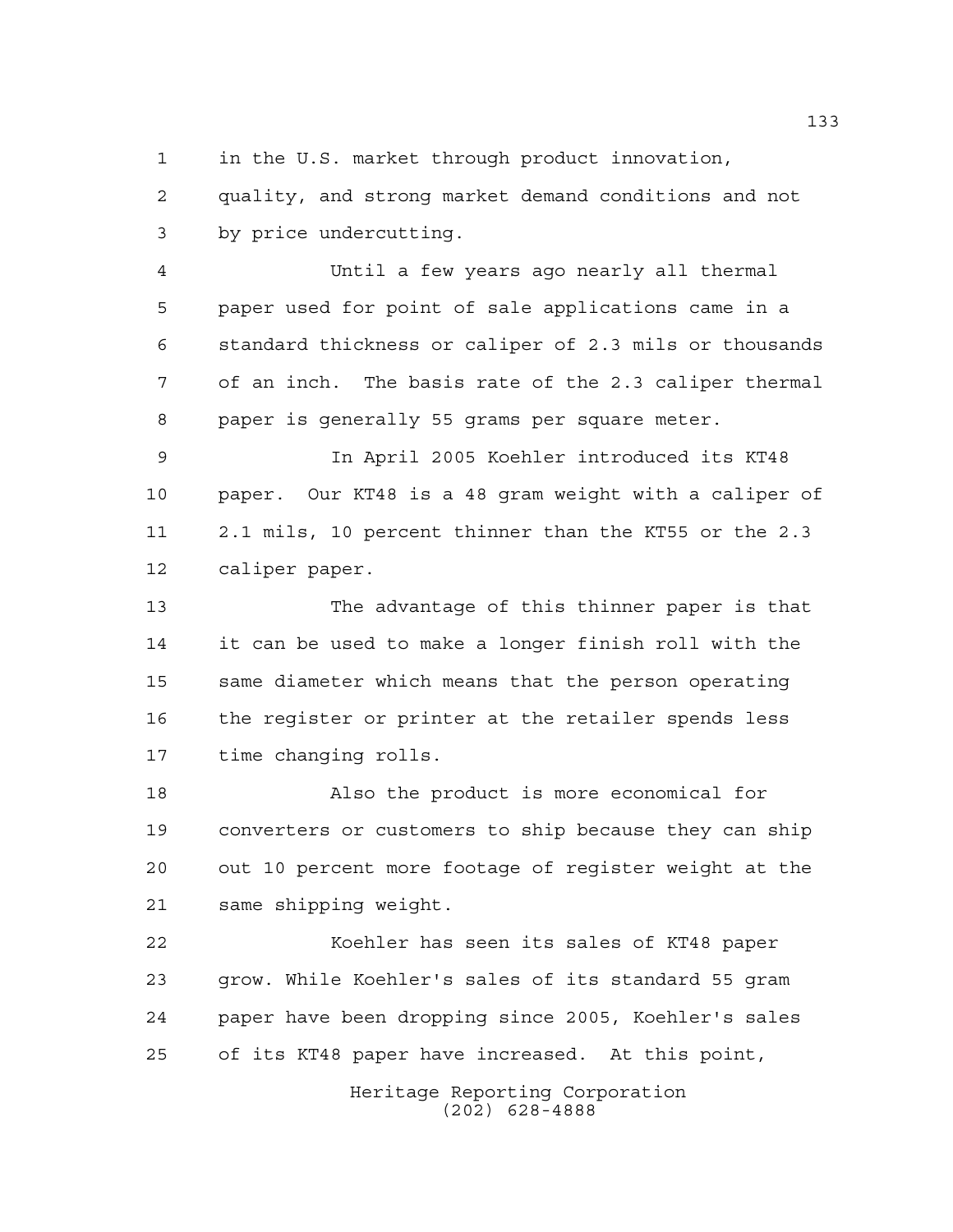in the U.S. market through product innovation, quality, and strong market demand conditions and not by price undercutting.

Until a few years ago nearly all thermal paper used for point of sale applications came in a standard thickness or caliper of 2.3 mils or thousands of an inch. The basis rate of the 2.3 caliper thermal paper is generally 55 grams per square meter.

In April 2005 Koehler introduced its KT48 paper. Our KT48 is a 48 gram weight with a caliper of 2.1 mils, 10 percent thinner than the KT55 or the 2.3 caliper paper.

The advantage of this thinner paper is that it can be used to make a longer finish roll with the same diameter which means that the person operating the register or printer at the retailer spends less time changing rolls.

Also the product is more economical for converters or customers to ship because they can ship out 10 percent more footage of register weight at the same shipping weight.

Koehler has seen its sales of KT48 paper grow. While Koehler's sales of its standard 55 gram paper have been dropping since 2005, Koehler's sales of its KT48 paper have increased. At this point,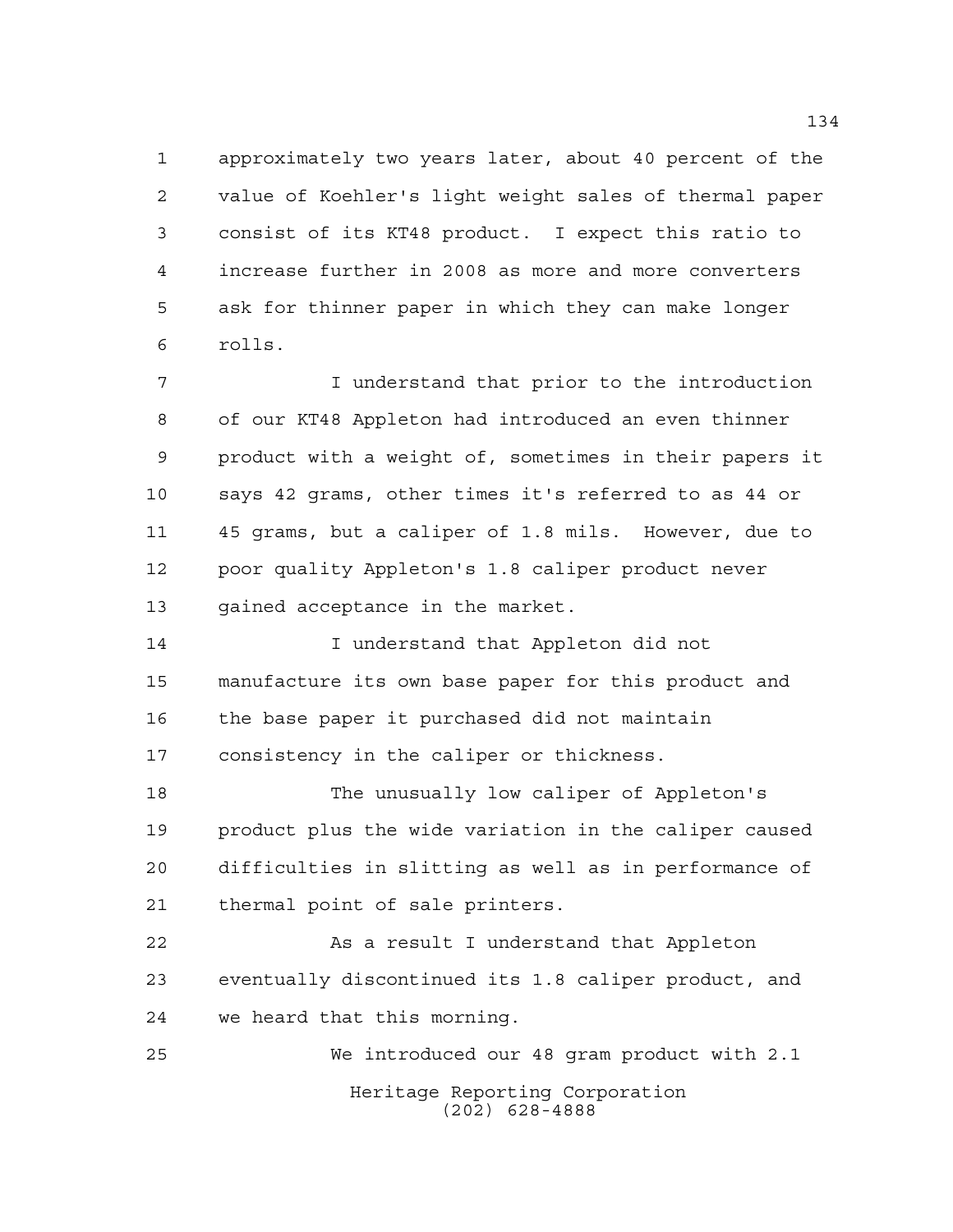approximately two years later, about 40 percent of the value of Koehler's light weight sales of thermal paper consist of its KT48 product. I expect this ratio to increase further in 2008 as more and more converters ask for thinner paper in which they can make longer rolls.

I understand that prior to the introduction of our KT48 Appleton had introduced an even thinner product with a weight of, sometimes in their papers it says 42 grams, other times it's referred to as 44 or 45 grams, but a caliper of 1.8 mils. However, due to poor quality Appleton's 1.8 caliper product never gained acceptance in the market.

I understand that Appleton did not manufacture its own base paper for this product and the base paper it purchased did not maintain consistency in the caliper or thickness.

The unusually low caliper of Appleton's product plus the wide variation in the caliper caused difficulties in slitting as well as in performance of thermal point of sale printers.

As a result I understand that Appleton eventually discontinued its 1.8 caliper product, and we heard that this morning.

We introduced our 48 gram product with 2.1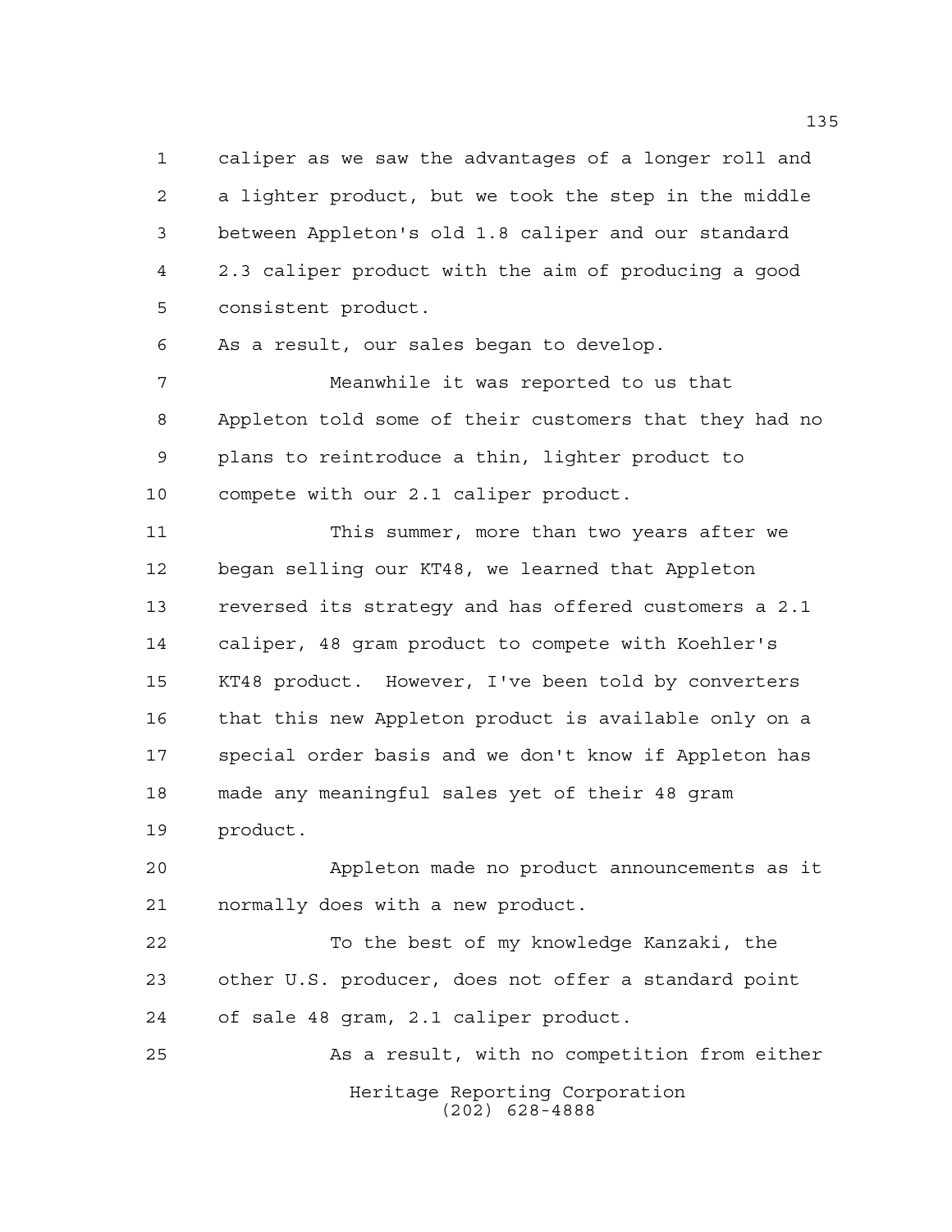caliper as we saw the advantages of a longer roll and a lighter product, but we took the step in the middle between Appleton's old 1.8 caliper and our standard 2.3 caliper product with the aim of producing a good consistent product.

As a result, our sales began to develop.

Meanwhile it was reported to us that Appleton told some of their customers that they had no plans to reintroduce a thin, lighter product to compete with our 2.1 caliper product.

This summer, more than two years after we began selling our KT48, we learned that Appleton reversed its strategy and has offered customers a 2.1 caliper, 48 gram product to compete with Koehler's KT48 product. However, I've been told by converters that this new Appleton product is available only on a special order basis and we don't know if Appleton has made any meaningful sales yet of their 48 gram product.

Appleton made no product announcements as it normally does with a new product.

To the best of my knowledge Kanzaki, the other U.S. producer, does not offer a standard point of sale 48 gram, 2.1 caliper product.

As a result, with no competition from either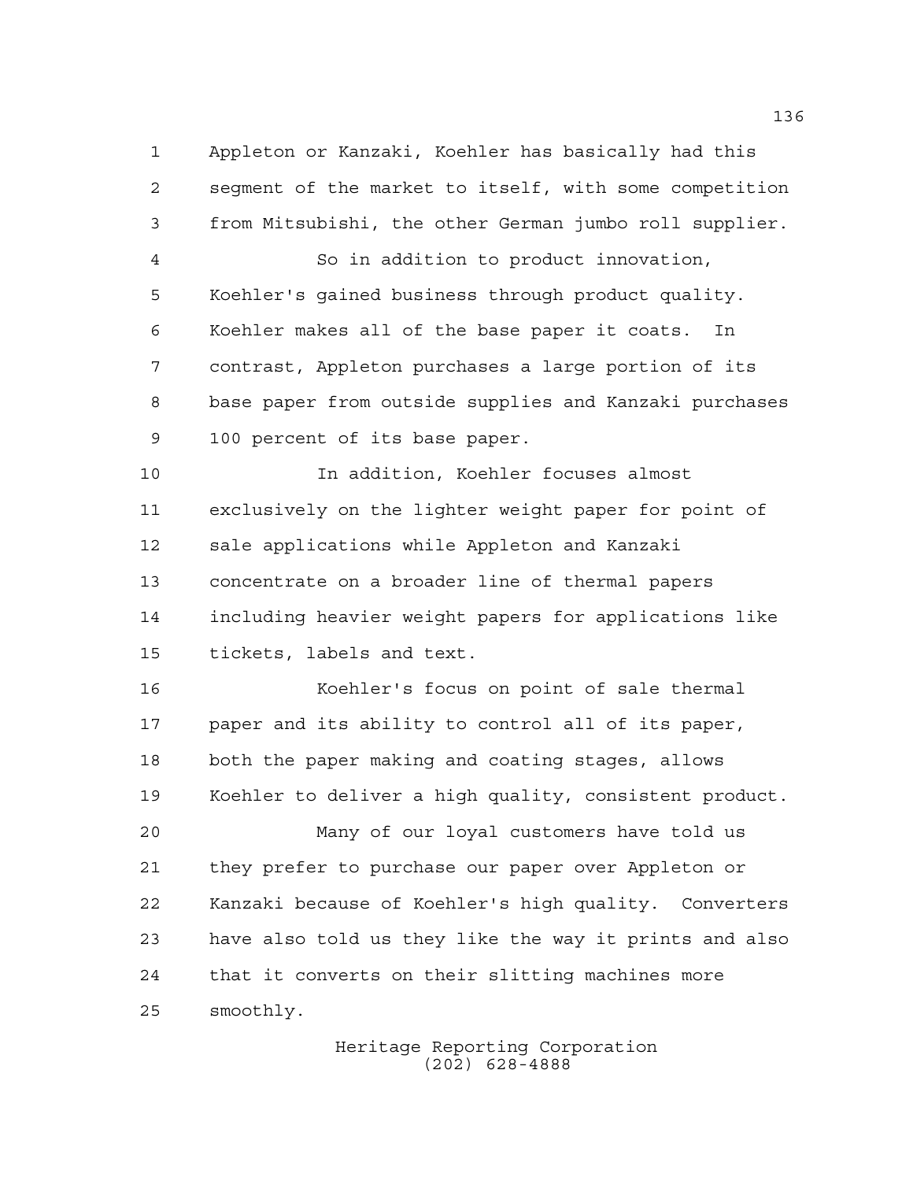Appleton or Kanzaki, Koehler has basically had this segment of the market to itself, with some competition from Mitsubishi, the other German jumbo roll supplier.

So in addition to product innovation, Koehler's gained business through product quality. Koehler makes all of the base paper it coats. In contrast, Appleton purchases a large portion of its base paper from outside supplies and Kanzaki purchases 100 percent of its base paper.

In addition, Koehler focuses almost exclusively on the lighter weight paper for point of sale applications while Appleton and Kanzaki concentrate on a broader line of thermal papers including heavier weight papers for applications like tickets, labels and text.

Koehler's focus on point of sale thermal paper and its ability to control all of its paper, both the paper making and coating stages, allows Koehler to deliver a high quality, consistent product.

Many of our loyal customers have told us they prefer to purchase our paper over Appleton or Kanzaki because of Koehler's high quality. Converters have also told us they like the way it prints and also that it converts on their slitting machines more smoothly.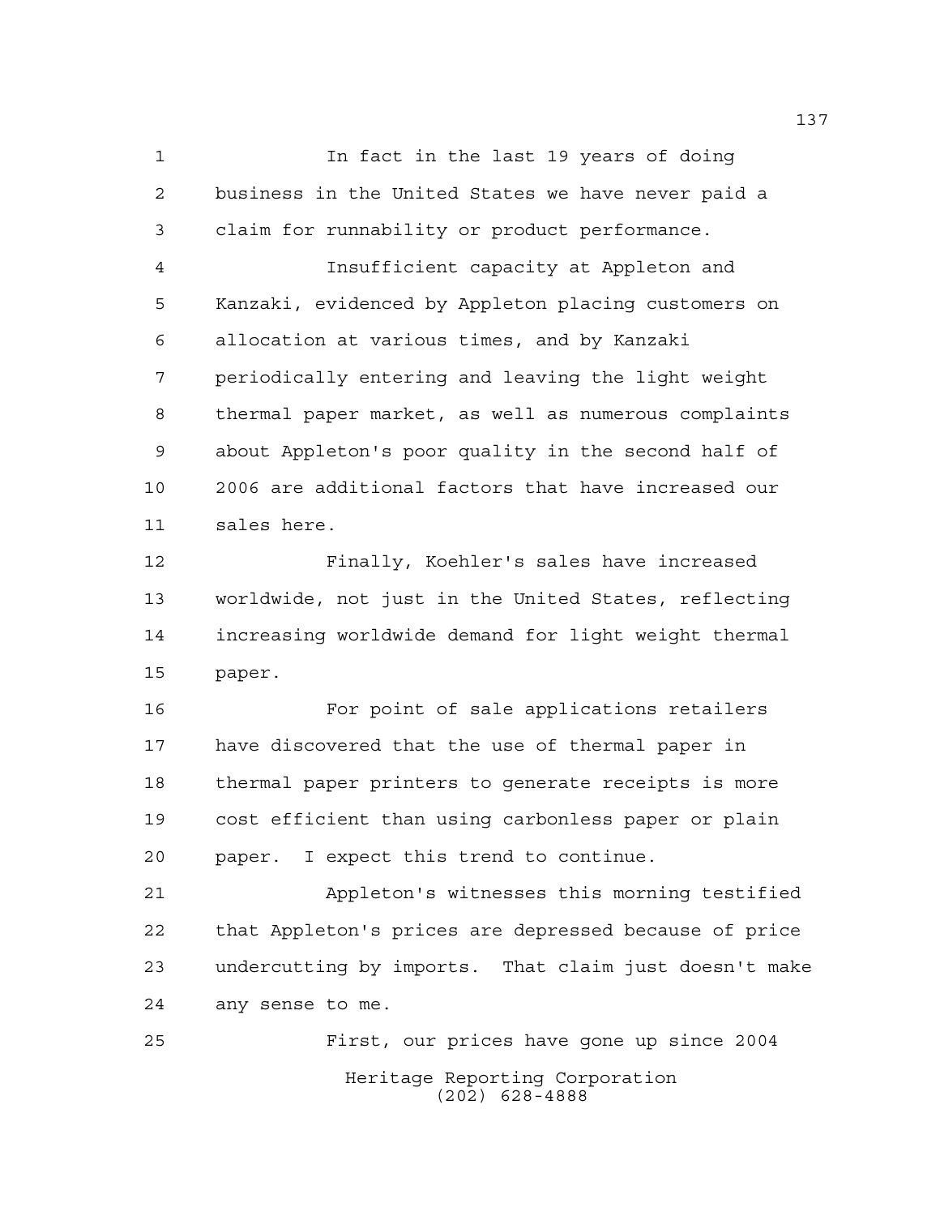In fact in the last 19 years of doing business in the United States we have never paid a claim for runnability or product performance.

Insufficient capacity at Appleton and Kanzaki, evidenced by Appleton placing customers on allocation at various times, and by Kanzaki periodically entering and leaving the light weight thermal paper market, as well as numerous complaints about Appleton's poor quality in the second half of 2006 are additional factors that have increased our sales here.

Finally, Koehler's sales have increased worldwide, not just in the United States, reflecting increasing worldwide demand for light weight thermal paper.

For point of sale applications retailers have discovered that the use of thermal paper in thermal paper printers to generate receipts is more cost efficient than using carbonless paper or plain paper. I expect this trend to continue.

Appleton's witnesses this morning testified that Appleton's prices are depressed because of price undercutting by imports. That claim just doesn't make any sense to me.

First, our prices have gone up since 2004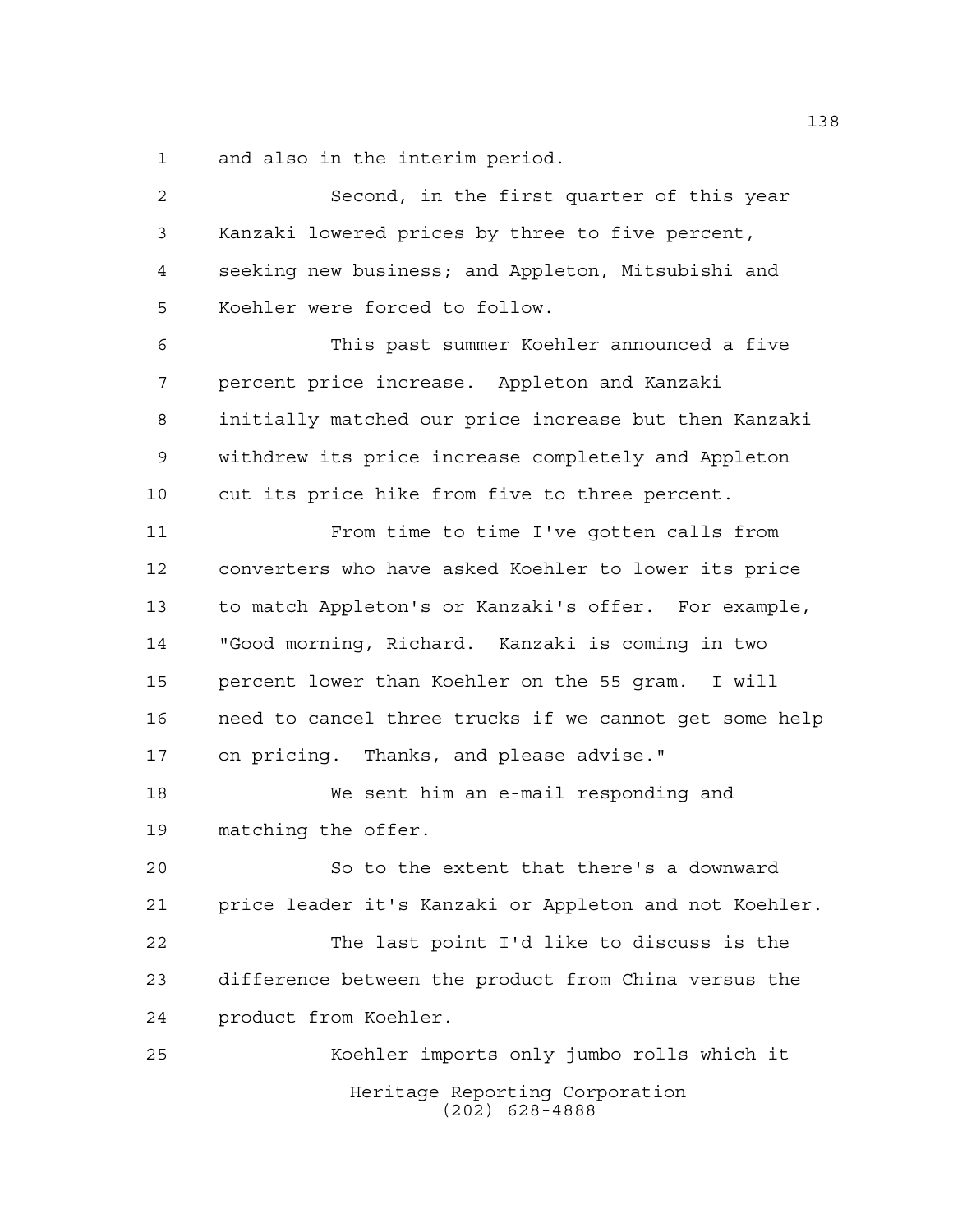and also in the interim period.

Second, in the first quarter of this year Kanzaki lowered prices by three to five percent, seeking new business; and Appleton, Mitsubishi and Koehler were forced to follow.

This past summer Koehler announced a five percent price increase. Appleton and Kanzaki initially matched our price increase but then Kanzaki withdrew its price increase completely and Appleton cut its price hike from five to three percent.

From time to time I've gotten calls from converters who have asked Koehler to lower its price to match Appleton's or Kanzaki's offer. For example, "Good morning, Richard. Kanzaki is coming in two percent lower than Koehler on the 55 gram. I will need to cancel three trucks if we cannot get some help on pricing. Thanks, and please advise."

We sent him an e-mail responding and matching the offer.

So to the extent that there's a downward price leader it's Kanzaki or Appleton and not Koehler.

The last point I'd like to discuss is the difference between the product from China versus the product from Koehler.

Koehler imports only jumbo rolls which it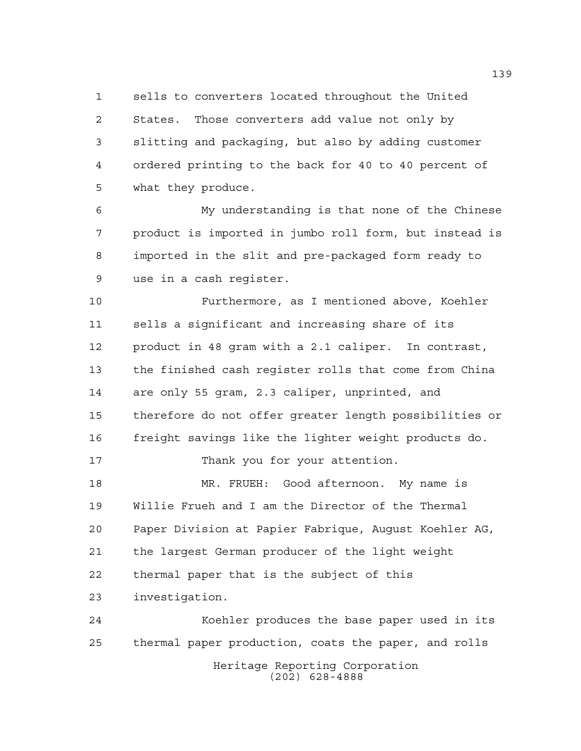sells to converters located throughout the United States. Those converters add value not only by slitting and packaging, but also by adding customer ordered printing to the back for 40 to 40 percent of what they produce.

My understanding is that none of the Chinese product is imported in jumbo roll form, but instead is imported in the slit and pre-packaged form ready to use in a cash register.

Furthermore, as I mentioned above, Koehler sells a significant and increasing share of its product in 48 gram with a 2.1 caliper. In contrast, the finished cash register rolls that come from China are only 55 gram, 2.3 caliper, unprinted, and therefore do not offer greater length possibilities or freight savings like the lighter weight products do.

Thank you for your attention.

MR. FRUEH: Good afternoon. My name is Willie Frueh and I am the Director of the Thermal Paper Division at Papier Fabrique, August Koehler AG, the largest German producer of the light weight thermal paper that is the subject of this investigation.

Koehler produces the base paper used in its thermal paper production, coats the paper, and rolls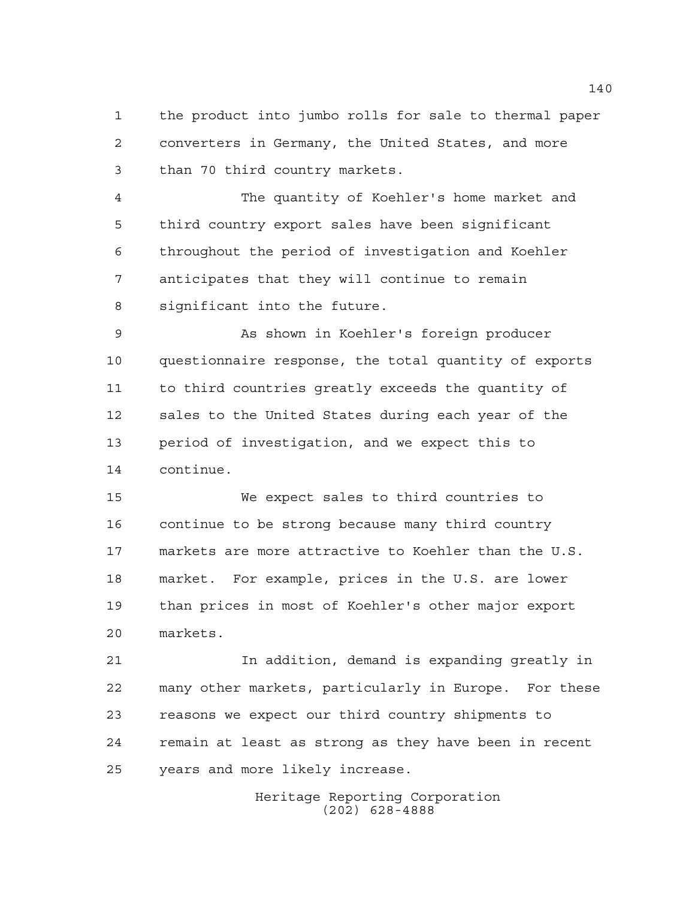the product into jumbo rolls for sale to thermal paper converters in Germany, the United States, and more than 70 third country markets.

The quantity of Koehler's home market and third country export sales have been significant throughout the period of investigation and Koehler anticipates that they will continue to remain significant into the future.

As shown in Koehler's foreign producer questionnaire response, the total quantity of exports to third countries greatly exceeds the quantity of sales to the United States during each year of the period of investigation, and we expect this to continue.

We expect sales to third countries to continue to be strong because many third country markets are more attractive to Koehler than the U.S. market. For example, prices in the U.S. are lower than prices in most of Koehler's other major export markets.

In addition, demand is expanding greatly in many other markets, particularly in Europe. For these reasons we expect our third country shipments to remain at least as strong as they have been in recent years and more likely increase.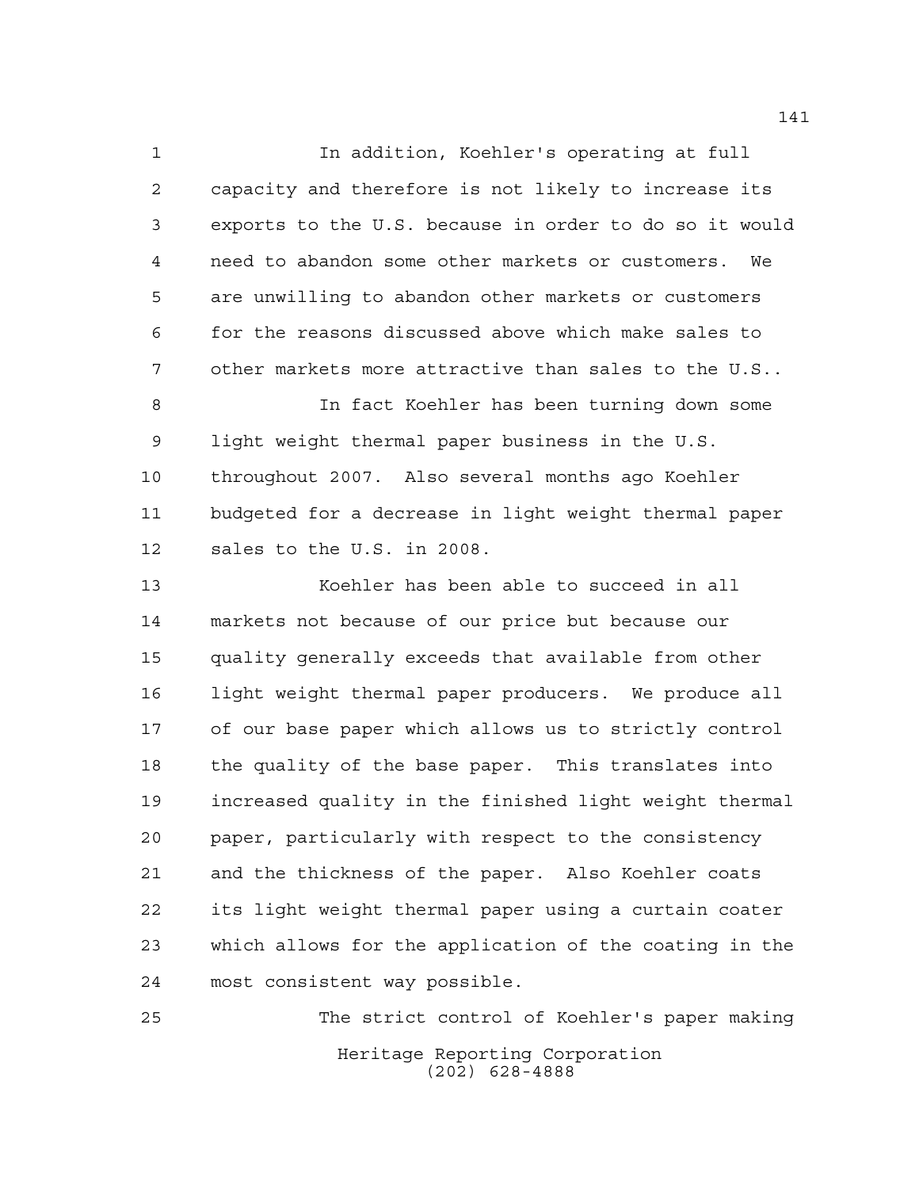In addition, Koehler's operating at full capacity and therefore is not likely to increase its exports to the U.S. because in order to do so it would need to abandon some other markets or customers. We are unwilling to abandon other markets or customers for the reasons discussed above which make sales to other markets more attractive than sales to the U.S..

In fact Koehler has been turning down some light weight thermal paper business in the U.S. throughout 2007. Also several months ago Koehler budgeted for a decrease in light weight thermal paper sales to the U.S. in 2008.

Koehler has been able to succeed in all markets not because of our price but because our quality generally exceeds that available from other light weight thermal paper producers. We produce all of our base paper which allows us to strictly control the quality of the base paper. This translates into increased quality in the finished light weight thermal paper, particularly with respect to the consistency and the thickness of the paper. Also Koehler coats its light weight thermal paper using a curtain coater which allows for the application of the coating in the most consistent way possible.

The strict control of Koehler's paper making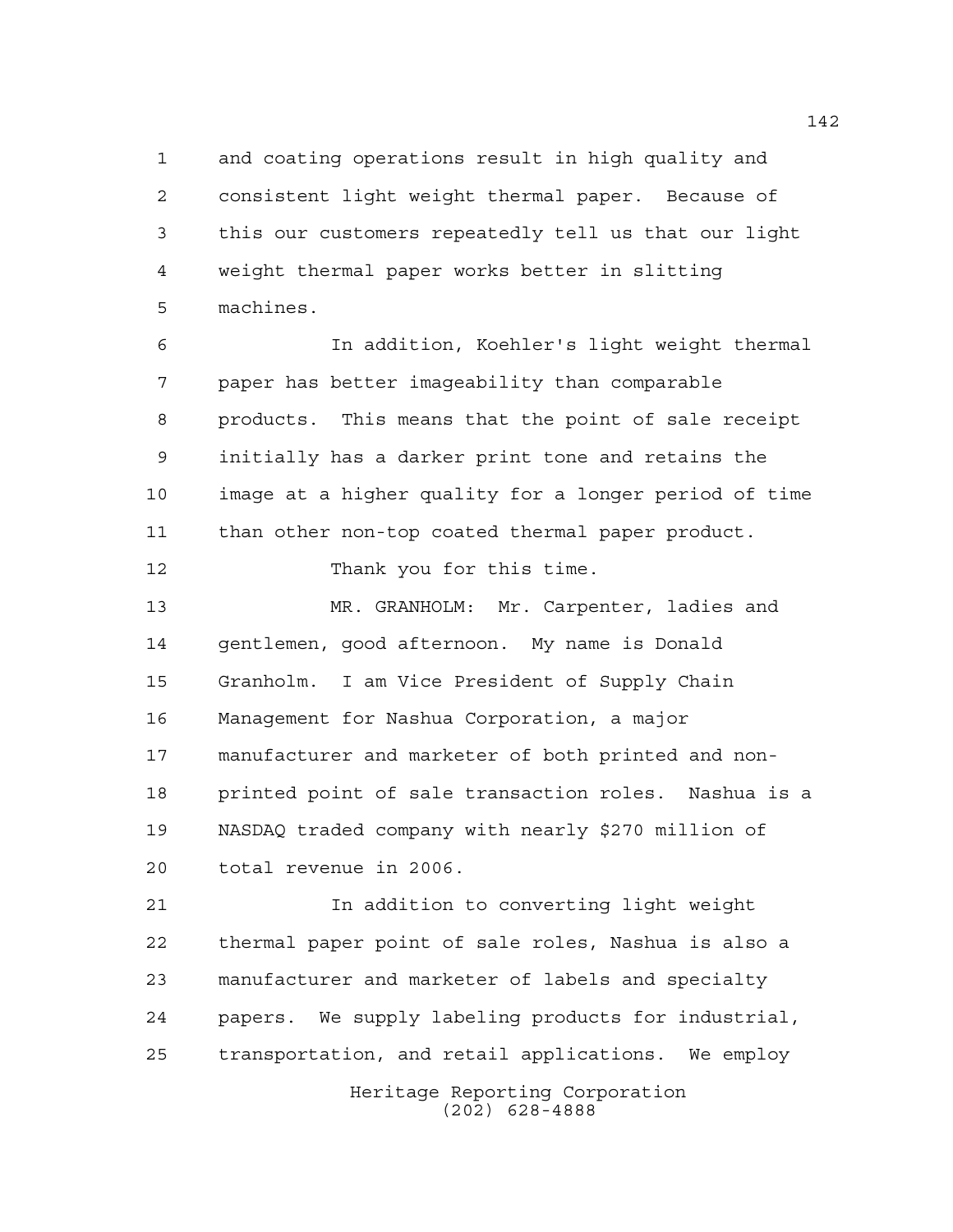and coating operations result in high quality and consistent light weight thermal paper. Because of this our customers repeatedly tell us that our light weight thermal paper works better in slitting machines.

In addition, Koehler's light weight thermal paper has better imageability than comparable products. This means that the point of sale receipt initially has a darker print tone and retains the image at a higher quality for a longer period of time than other non-top coated thermal paper product.

Thank you for this time.

MR. GRANHOLM: Mr. Carpenter, ladies and gentlemen, good afternoon. My name is Donald Granholm. I am Vice President of Supply Chain Management for Nashua Corporation, a major manufacturer and marketer of both printed and non-printed point of sale transaction roles. Nashua is a NASDAQ traded company with nearly $270 million of total revenue in 2006.

In addition to converting light weight thermal paper point of sale roles, Nashua is also a manufacturer and marketer of labels and specialty papers. We supply labeling products for industrial, transportation, and retail applications. We employ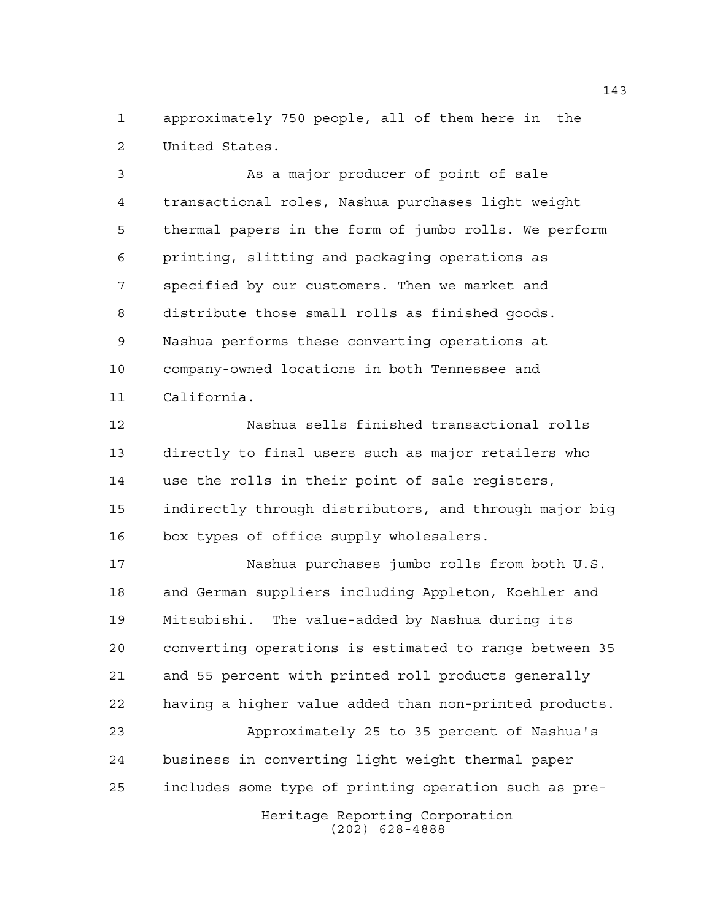approximately 750 people, all of them here in the United States.

As a major producer of point of sale transactional roles, Nashua purchases light weight thermal papers in the form of jumbo rolls. We perform printing, slitting and packaging operations as specified by our customers. Then we market and distribute those small rolls as finished goods. Nashua performs these converting operations at company-owned locations in both Tennessee and California.

Nashua sells finished transactional rolls directly to final users such as major retailers who use the rolls in their point of sale registers, indirectly through distributors, and through major big box types of office supply wholesalers.

Nashua purchases jumbo rolls from both U.S. and German suppliers including Appleton, Koehler and Mitsubishi. The value-added by Nashua during its converting operations is estimated to range between 35 and 55 percent with printed roll products generally having a higher value added than non-printed products.

Approximately 25 to 35 percent of Nashua's business in converting light weight thermal paper includes some type of printing operation such as pre-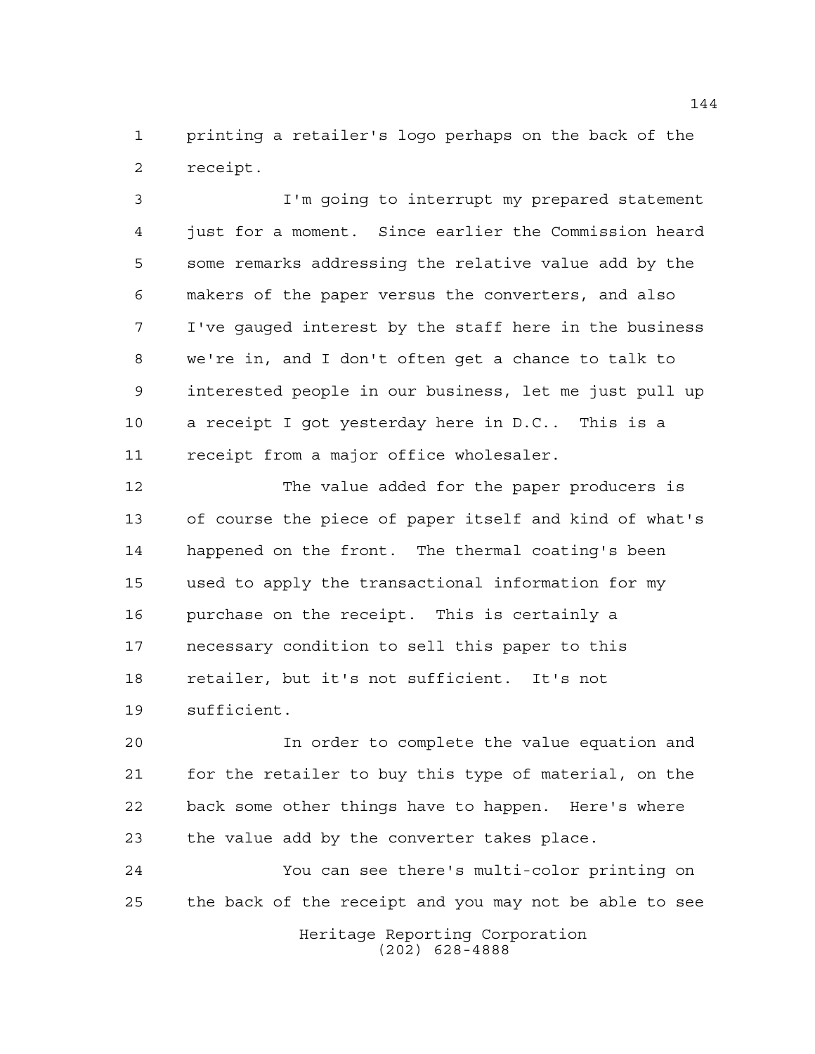printing a retailer's logo perhaps on the back of the receipt.

I'm going to interrupt my prepared statement just for a moment. Since earlier the Commission heard some remarks addressing the relative value add by the makers of the paper versus the converters, and also I've gauged interest by the staff here in the business we're in, and I don't often get a chance to talk to interested people in our business, let me just pull up a receipt I got yesterday here in D.C.. This is a receipt from a major office wholesaler.

The value added for the paper producers is of course the piece of paper itself and kind of what's happened on the front. The thermal coating's been used to apply the transactional information for my purchase on the receipt. This is certainly a necessary condition to sell this paper to this retailer, but it's not sufficient. It's not sufficient.

In order to complete the value equation and for the retailer to buy this type of material, on the back some other things have to happen. Here's where the value add by the converter takes place.

You can see there's multi-color printing on the back of the receipt and you may not be able to see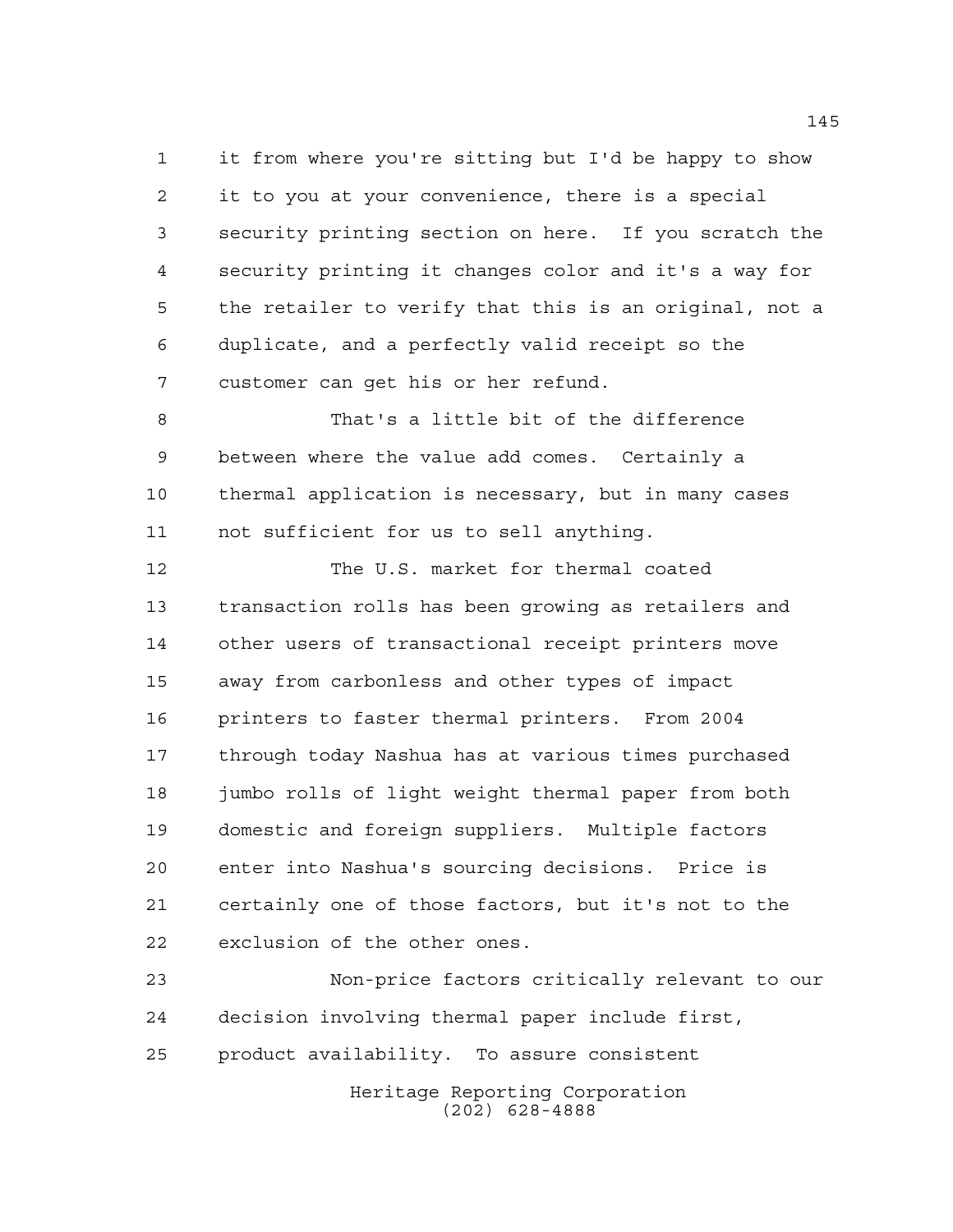it from where you're sitting but I'd be happy to show it to you at your convenience, there is a special security printing section on here. If you scratch the security printing it changes color and it's a way for the retailer to verify that this is an original, not a duplicate, and a perfectly valid receipt so the customer can get his or her refund.

That's a little bit of the difference between where the value add comes. Certainly a thermal application is necessary, but in many cases not sufficient for us to sell anything.

The U.S. market for thermal coated transaction rolls has been growing as retailers and other users of transactional receipt printers move away from carbonless and other types of impact printers to faster thermal printers. From 2004 through today Nashua has at various times purchased jumbo rolls of light weight thermal paper from both domestic and foreign suppliers. Multiple factors enter into Nashua's sourcing decisions. Price is certainly one of those factors, but it's not to the exclusion of the other ones.

Non-price factors critically relevant to our decision involving thermal paper include first, product availability. To assure consistent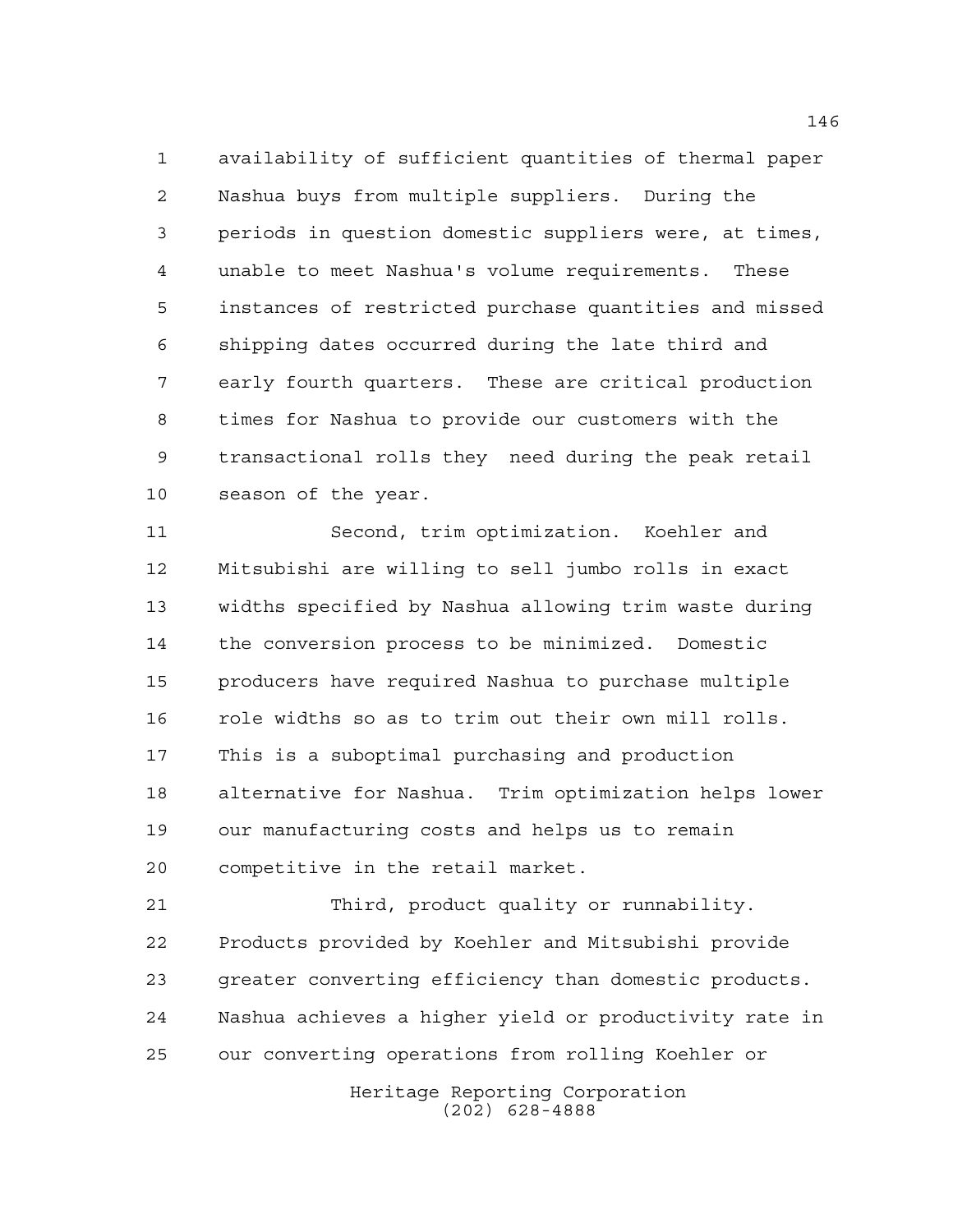availability of sufficient quantities of thermal paper Nashua buys from multiple suppliers. During the periods in question domestic suppliers were, at times, unable to meet Nashua's volume requirements. These instances of restricted purchase quantities and missed shipping dates occurred during the late third and early fourth quarters. These are critical production times for Nashua to provide our customers with the transactional rolls they need during the peak retail season of the year.

Second, trim optimization. Koehler and Mitsubishi are willing to sell jumbo rolls in exact widths specified by Nashua allowing trim waste during the conversion process to be minimized. Domestic producers have required Nashua to purchase multiple role widths so as to trim out their own mill rolls. This is a suboptimal purchasing and production alternative for Nashua. Trim optimization helps lower our manufacturing costs and helps us to remain competitive in the retail market.

Third, product quality or runnability. Products provided by Koehler and Mitsubishi provide greater converting efficiency than domestic products. Nashua achieves a higher yield or productivity rate in our converting operations from rolling Koehler or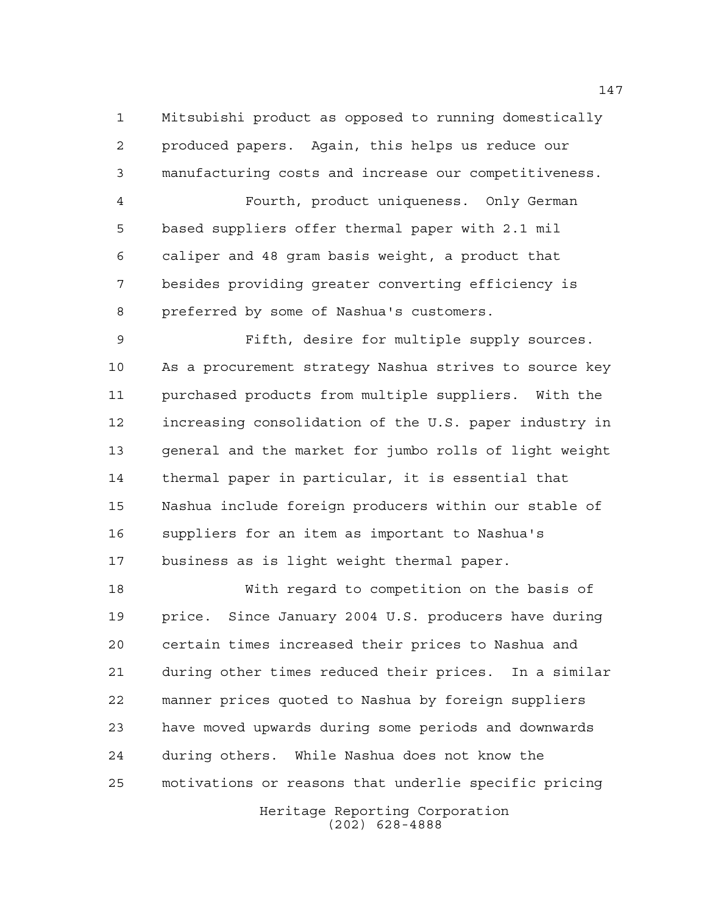Mitsubishi product as opposed to running domestically produced papers. Again, this helps us reduce our manufacturing costs and increase our competitiveness.

Fourth, product uniqueness. Only German based suppliers offer thermal paper with 2.1 mil caliper and 48 gram basis weight, a product that besides providing greater converting efficiency is preferred by some of Nashua's customers.

Fifth, desire for multiple supply sources. As a procurement strategy Nashua strives to source key purchased products from multiple suppliers. With the increasing consolidation of the U.S. paper industry in general and the market for jumbo rolls of light weight thermal paper in particular, it is essential that Nashua include foreign producers within our stable of suppliers for an item as important to Nashua's business as is light weight thermal paper.

With regard to competition on the basis of price. Since January 2004 U.S. producers have during certain times increased their prices to Nashua and during other times reduced their prices. In a similar manner prices quoted to Nashua by foreign suppliers have moved upwards during some periods and downwards during others. While Nashua does not know the motivations or reasons that underlie specific pricing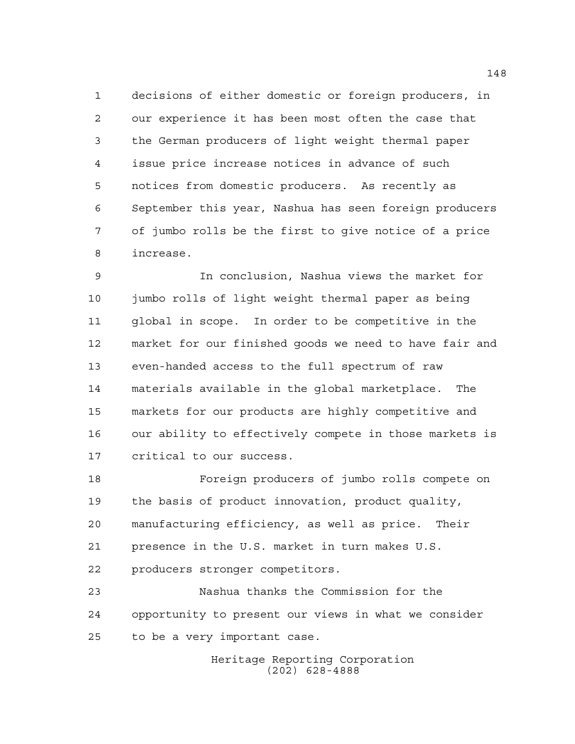decisions of either domestic or foreign producers, in our experience it has been most often the case that the German producers of light weight thermal paper issue price increase notices in advance of such notices from domestic producers. As recently as September this year, Nashua has seen foreign producers of jumbo rolls be the first to give notice of a price increase.

In conclusion, Nashua views the market for jumbo rolls of light weight thermal paper as being global in scope. In order to be competitive in the market for our finished goods we need to have fair and even-handed access to the full spectrum of raw materials available in the global marketplace. The markets for our products are highly competitive and our ability to effectively compete in those markets is critical to our success.

Foreign producers of jumbo rolls compete on the basis of product innovation, product quality, manufacturing efficiency, as well as price. Their presence in the U.S. market in turn makes U.S. producers stronger competitors.

Nashua thanks the Commission for the opportunity to present our views in what we consider to be a very important case.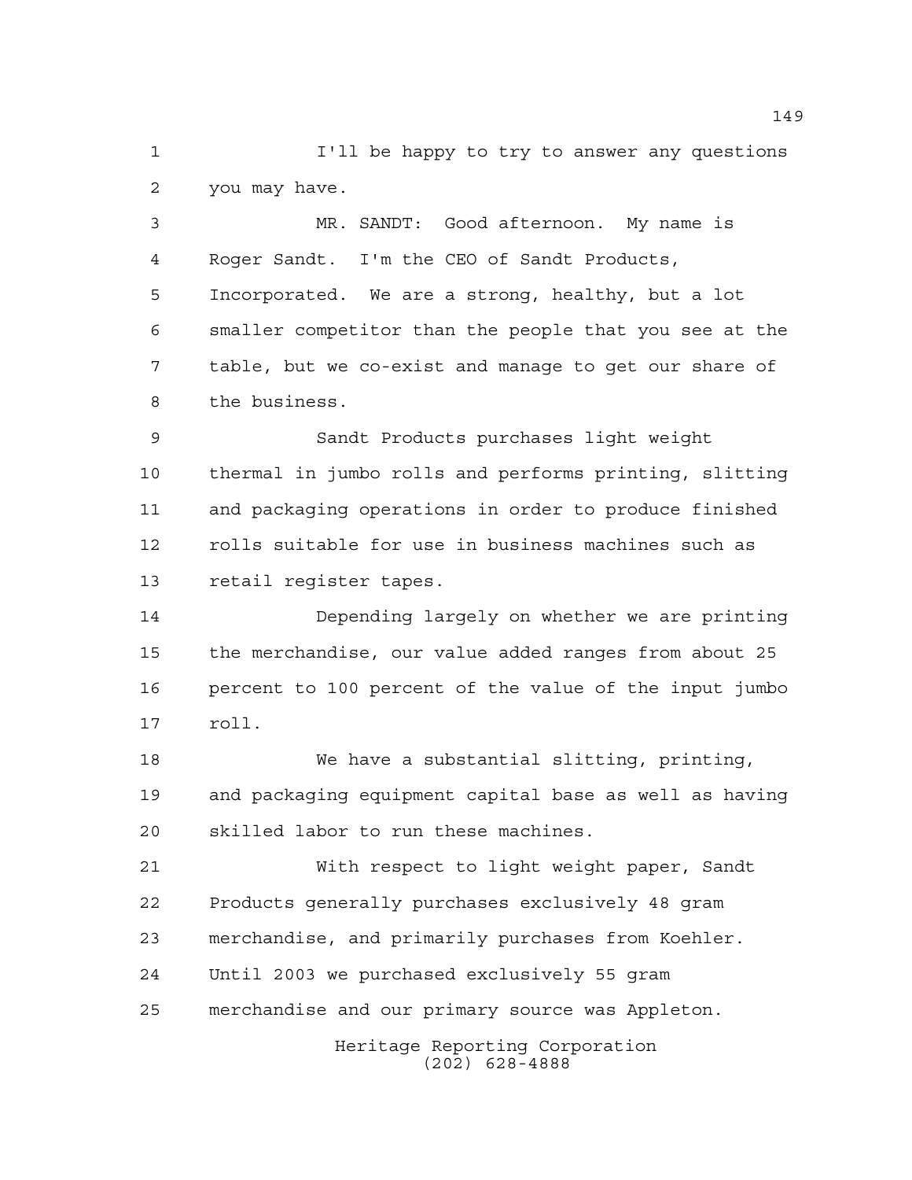I'll be happy to try to answer any questions you may have.

MR. SANDT: Good afternoon. My name is Roger Sandt. I'm the CEO of Sandt Products, Incorporated. We are a strong, healthy, but a lot smaller competitor than the people that you see at the table, but we co-exist and manage to get our share of the business.

Sandt Products purchases light weight thermal in jumbo rolls and performs printing, slitting and packaging operations in order to produce finished rolls suitable for use in business machines such as retail register tapes.

Depending largely on whether we are printing the merchandise, our value added ranges from about 25 percent to 100 percent of the value of the input jumbo roll.

We have a substantial slitting, printing, and packaging equipment capital base as well as having skilled labor to run these machines.

With respect to light weight paper, Sandt Products generally purchases exclusively 48 gram merchandise, and primarily purchases from Koehler. Until 2003 we purchased exclusively 55 gram merchandise and our primary source was Appleton.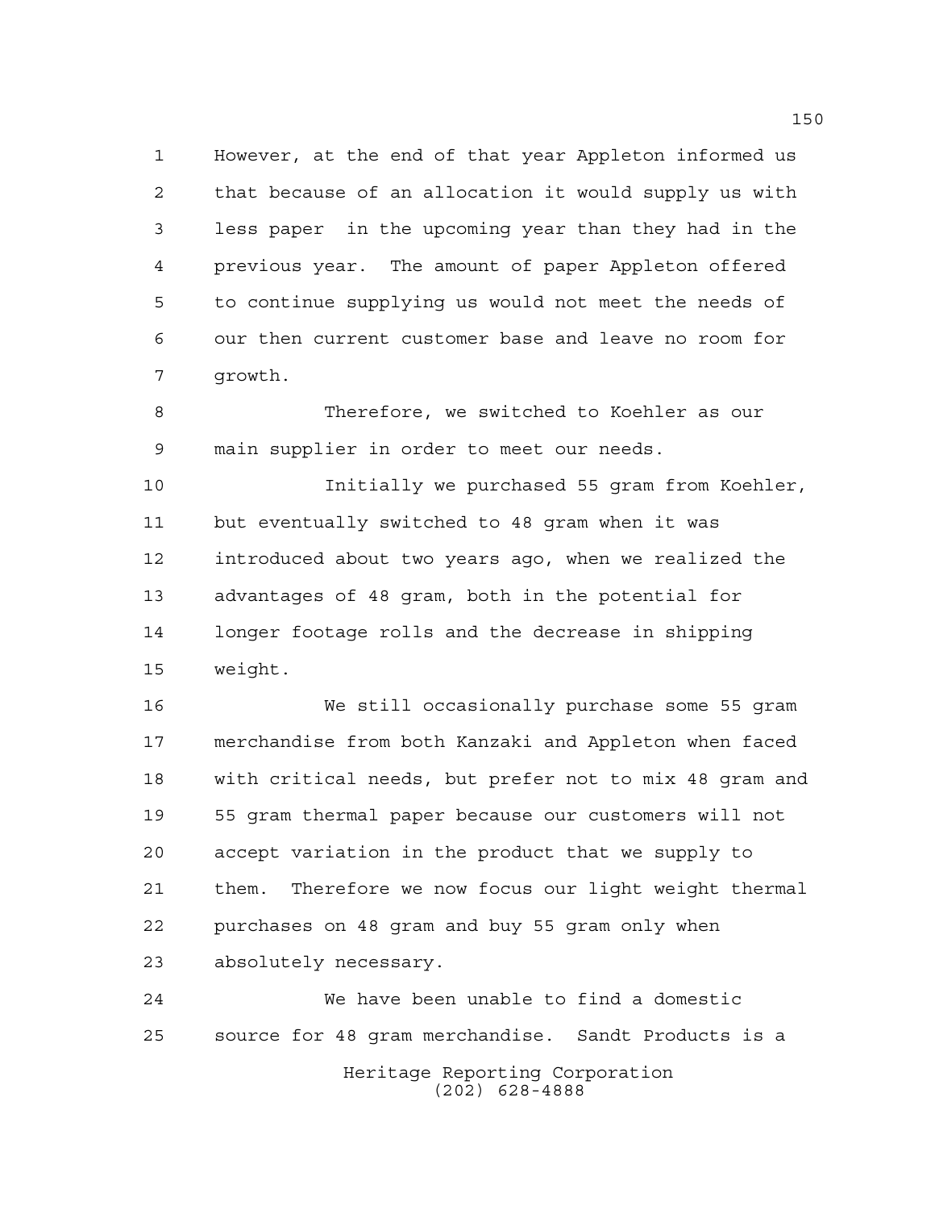However, at the end of that year Appleton informed us that because of an allocation it would supply us with less paper in the upcoming year than they had in the previous year. The amount of paper Appleton offered to continue supplying us would not meet the needs of our then current customer base and leave no room for growth.

Therefore, we switched to Koehler as our main supplier in order to meet our needs.

Initially we purchased 55 gram from Koehler, but eventually switched to 48 gram when it was introduced about two years ago, when we realized the advantages of 48 gram, both in the potential for longer footage rolls and the decrease in shipping weight.

We still occasionally purchase some 55 gram merchandise from both Kanzaki and Appleton when faced with critical needs, but prefer not to mix 48 gram and 55 gram thermal paper because our customers will not accept variation in the product that we supply to them. Therefore we now focus our light weight thermal purchases on 48 gram and buy 55 gram only when absolutely necessary.

We have been unable to find a domestic source for 48 gram merchandise. Sandt Products is a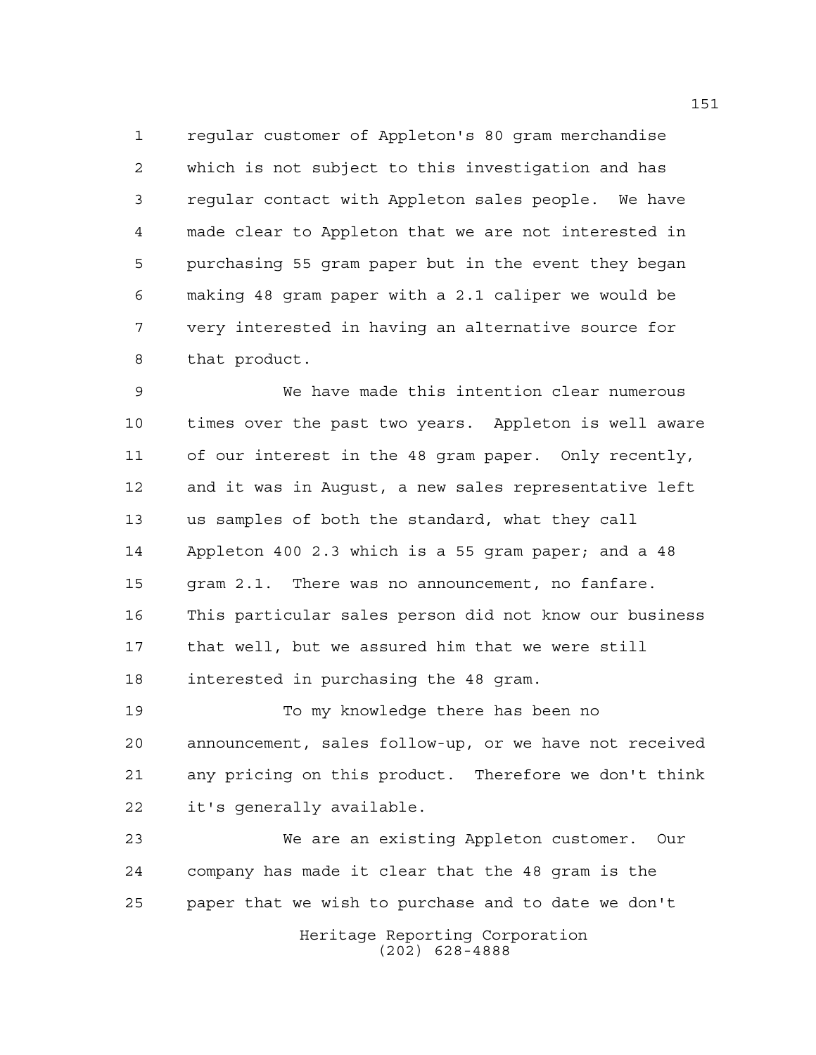regular customer of Appleton's 80 gram merchandise which is not subject to this investigation and has regular contact with Appleton sales people. We have made clear to Appleton that we are not interested in purchasing 55 gram paper but in the event they began making 48 gram paper with a 2.1 caliper we would be very interested in having an alternative source for that product.

We have made this intention clear numerous times over the past two years. Appleton is well aware of our interest in the 48 gram paper. Only recently, and it was in August, a new sales representative left us samples of both the standard, what they call Appleton 400 2.3 which is a 55 gram paper; and a 48 gram 2.1. There was no announcement, no fanfare. This particular sales person did not know our business that well, but we assured him that we were still interested in purchasing the 48 gram.

To my knowledge there has been no announcement, sales follow-up, or we have not received any pricing on this product. Therefore we don't think it's generally available.

We are an existing Appleton customer. Our company has made it clear that the 48 gram is the paper that we wish to purchase and to date we don't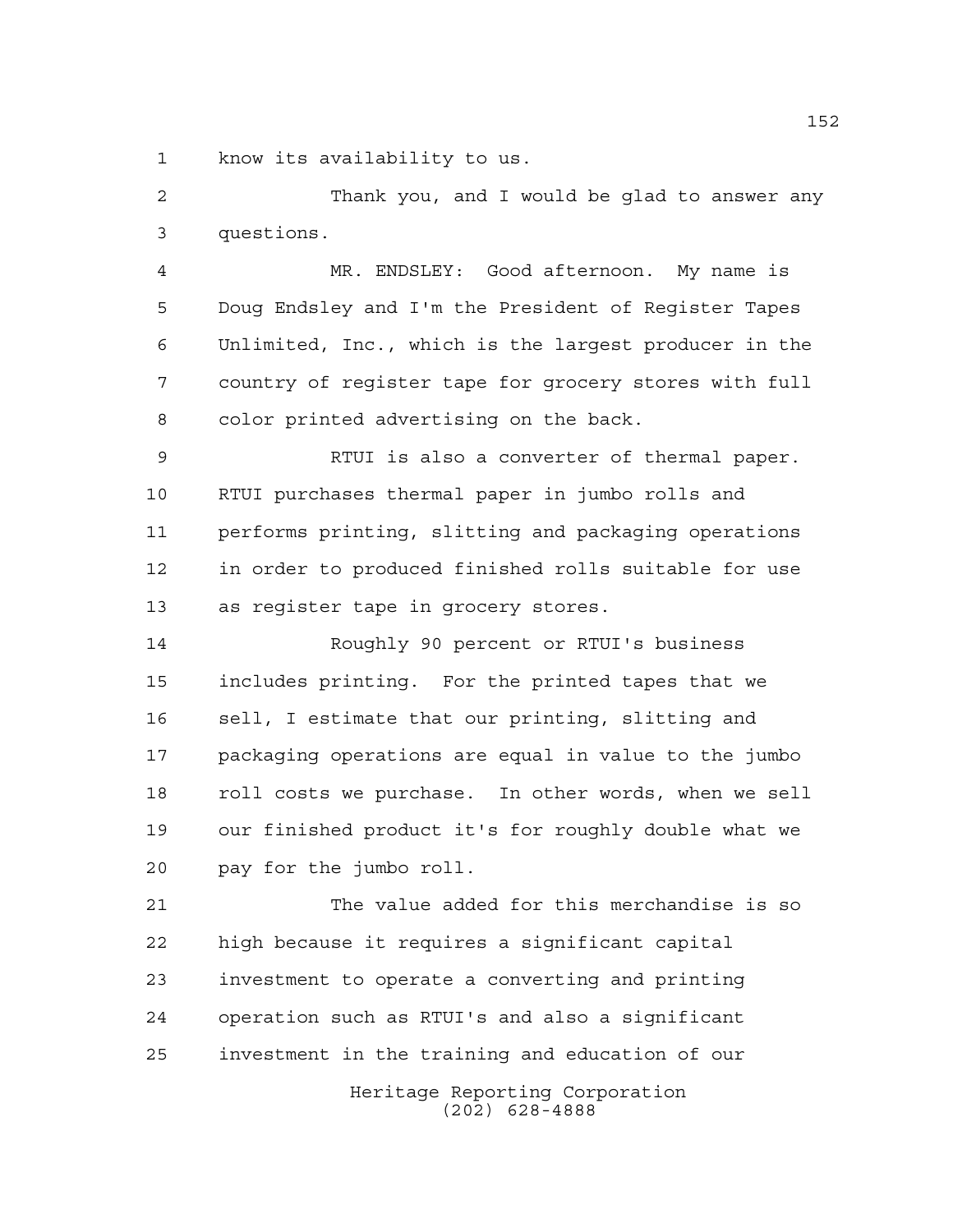know its availability to us.

Thank you, and I would be glad to answer any questions.

MR. ENDSLEY: Good afternoon. My name is Doug Endsley and I'm the President of Register Tapes Unlimited, Inc., which is the largest producer in the country of register tape for grocery stores with full color printed advertising on the back.

RTUI is also a converter of thermal paper. RTUI purchases thermal paper in jumbo rolls and performs printing, slitting and packaging operations in order to produced finished rolls suitable for use as register tape in grocery stores.

Roughly 90 percent or RTUI's business includes printing. For the printed tapes that we sell, I estimate that our printing, slitting and packaging operations are equal in value to the jumbo roll costs we purchase. In other words, when we sell our finished product it's for roughly double what we pay for the jumbo roll.

The value added for this merchandise is so high because it requires a significant capital investment to operate a converting and printing operation such as RTUI's and also a significant investment in the training and education of our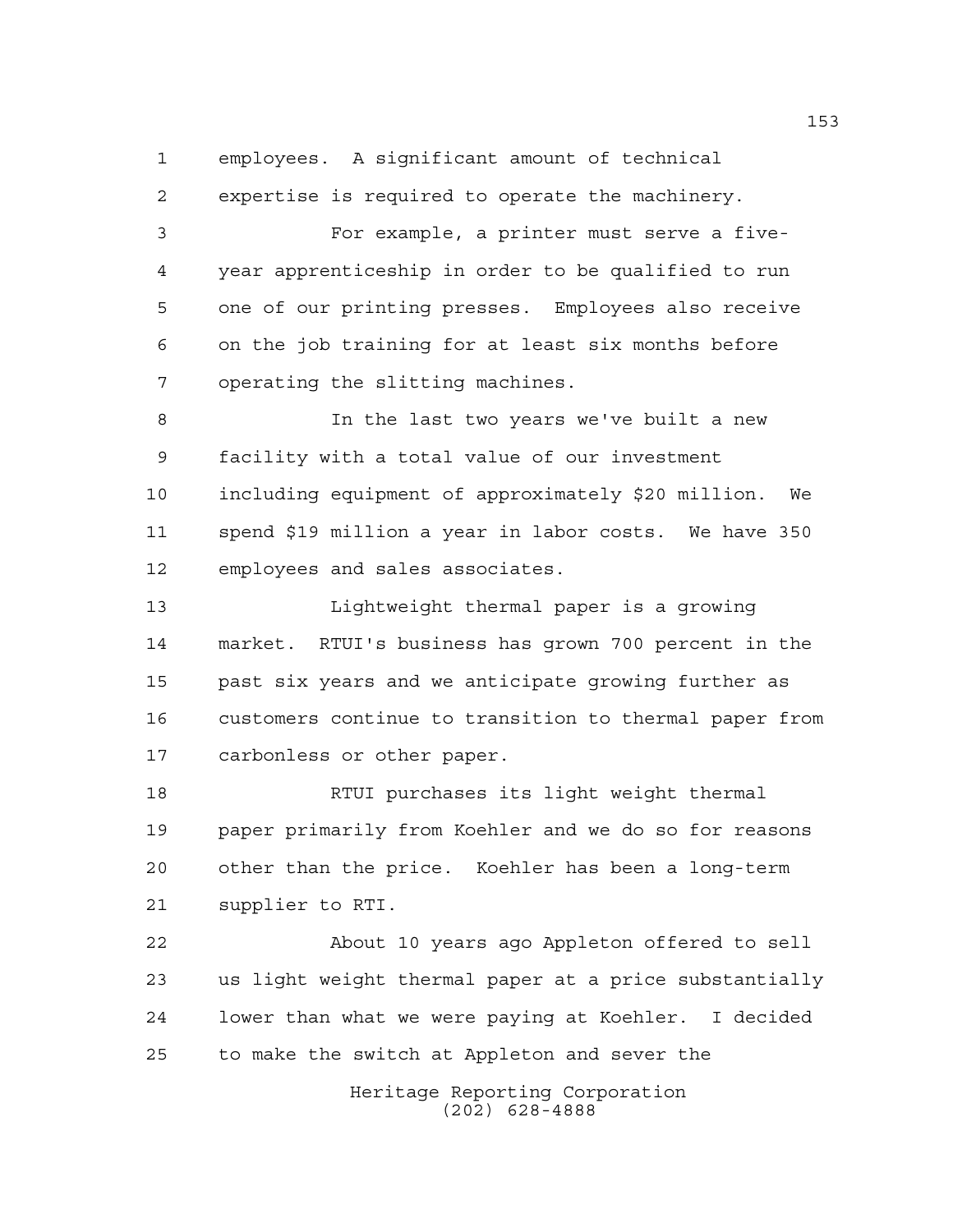employees. A significant amount of technical expertise is required to operate the machinery.

For example, a printer must serve a five-year apprenticeship in order to be qualified to run one of our printing presses. Employees also receive on the job training for at least six months before operating the slitting machines.

In the last two years we've built a new facility with a total value of our investment including equipment of approximately $20 million. We spend $19 million a year in labor costs. We have 350 employees and sales associates.

Lightweight thermal paper is a growing market. RTUI's business has grown 700 percent in the past six years and we anticipate growing further as customers continue to transition to thermal paper from carbonless or other paper.

RTUI purchases its light weight thermal paper primarily from Koehler and we do so for reasons other than the price. Koehler has been a long-term supplier to RTI.

About 10 years ago Appleton offered to sell us light weight thermal paper at a price substantially lower than what we were paying at Koehler. I decided to make the switch at Appleton and sever the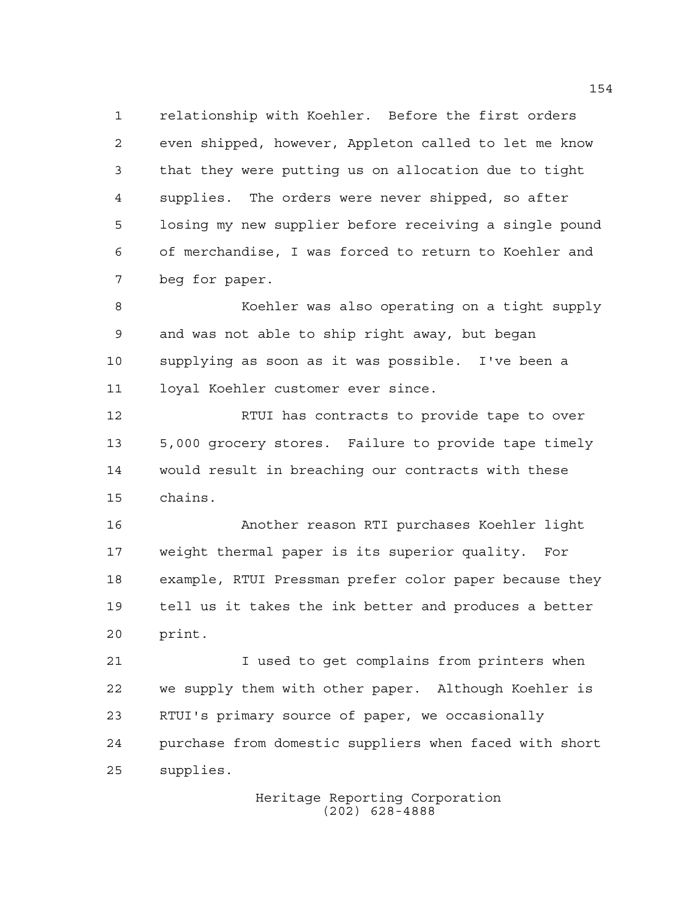relationship with Koehler. Before the first orders even shipped, however, Appleton called to let me know that they were putting us on allocation due to tight supplies. The orders were never shipped, so after losing my new supplier before receiving a single pound of merchandise, I was forced to return to Koehler and beg for paper.

Koehler was also operating on a tight supply and was not able to ship right away, but began supplying as soon as it was possible. I've been a loyal Koehler customer ever since.

RTUI has contracts to provide tape to over 5,000 grocery stores. Failure to provide tape timely would result in breaching our contracts with these chains.

Another reason RTI purchases Koehler light weight thermal paper is its superior quality. For example, RTUI Pressman prefer color paper because they tell us it takes the ink better and produces a better print.

I used to get complains from printers when we supply them with other paper. Although Koehler is RTUI's primary source of paper, we occasionally purchase from domestic suppliers when faced with short supplies.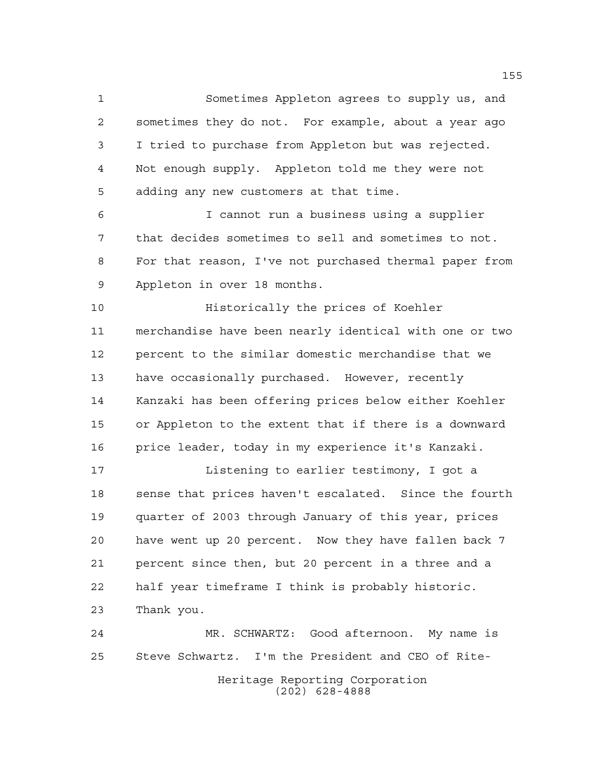Sometimes Appleton agrees to supply us, and sometimes they do not. For example, about a year ago I tried to purchase from Appleton but was rejected. Not enough supply. Appleton told me they were not adding any new customers at that time.

I cannot run a business using a supplier that decides sometimes to sell and sometimes to not. For that reason, I've not purchased thermal paper from Appleton in over 18 months.

Historically the prices of Koehler merchandise have been nearly identical with one or two percent to the similar domestic merchandise that we have occasionally purchased. However, recently Kanzaki has been offering prices below either Koehler or Appleton to the extent that if there is a downward price leader, today in my experience it's Kanzaki.

Listening to earlier testimony, I got a sense that prices haven't escalated. Since the fourth quarter of 2003 through January of this year, prices have went up 20 percent. Now they have fallen back 7 percent since then, but 20 percent in a three and a half year timeframe I think is probably historic. Thank you.

MR. SCHWARTZ: Good afternoon. My name is Steve Schwartz. I'm the President and CEO of Rite-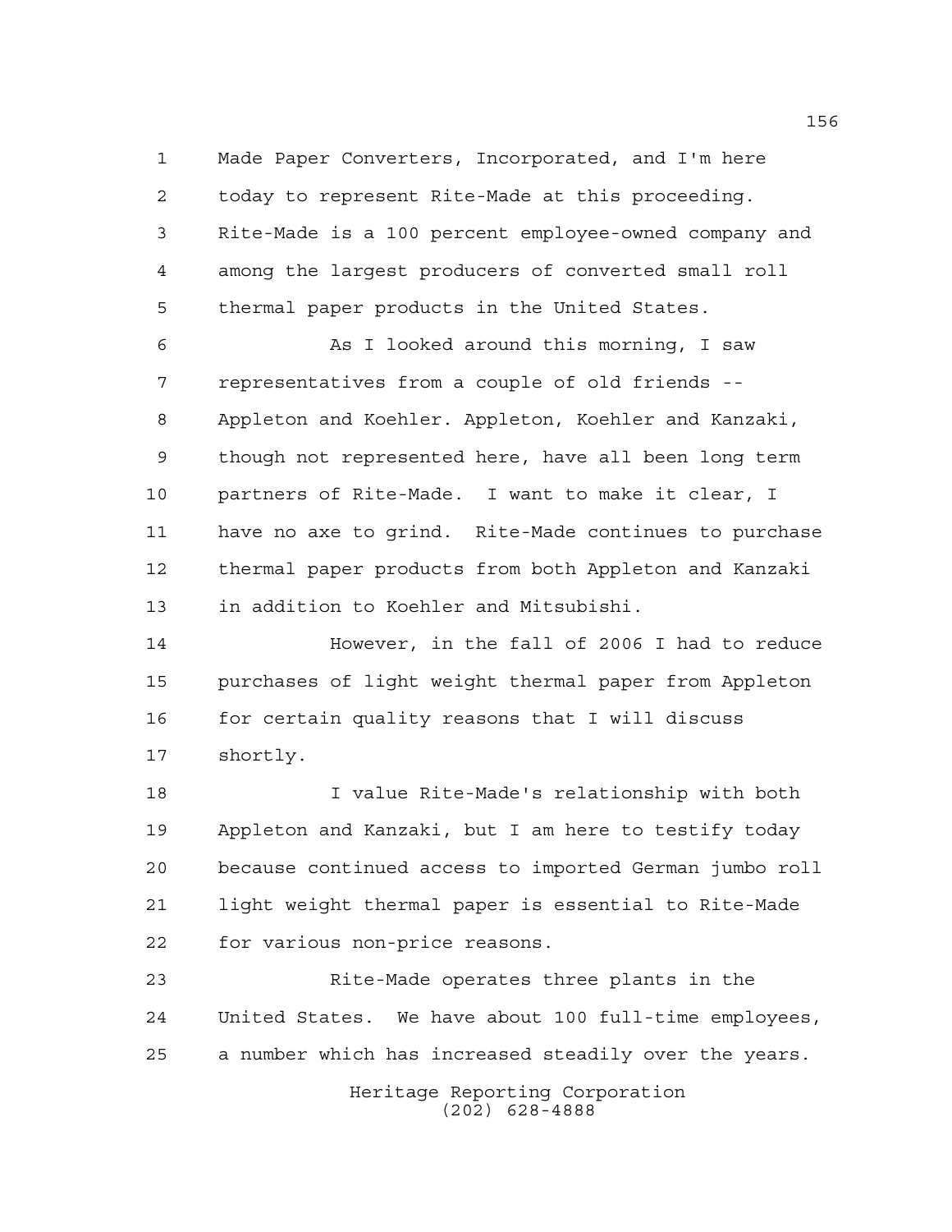Made Paper Converters, Incorporated, and I'm here today to represent Rite-Made at this proceeding. Rite-Made is a 100 percent employee-owned company and among the largest producers of converted small roll thermal paper products in the United States.

As I looked around this morning, I saw representatives from a couple of old friends -- Appleton and Koehler. Appleton, Koehler and Kanzaki, though not represented here, have all been long term partners of Rite-Made. I want to make it clear, I have no axe to grind. Rite-Made continues to purchase thermal paper products from both Appleton and Kanzaki in addition to Koehler and Mitsubishi.

However, in the fall of 2006 I had to reduce purchases of light weight thermal paper from Appleton for certain quality reasons that I will discuss shortly.

I value Rite-Made's relationship with both Appleton and Kanzaki, but I am here to testify today because continued access to imported German jumbo roll light weight thermal paper is essential to Rite-Made for various non-price reasons.

Rite-Made operates three plants in the United States. We have about 100 full-time employees, a number which has increased steadily over the years.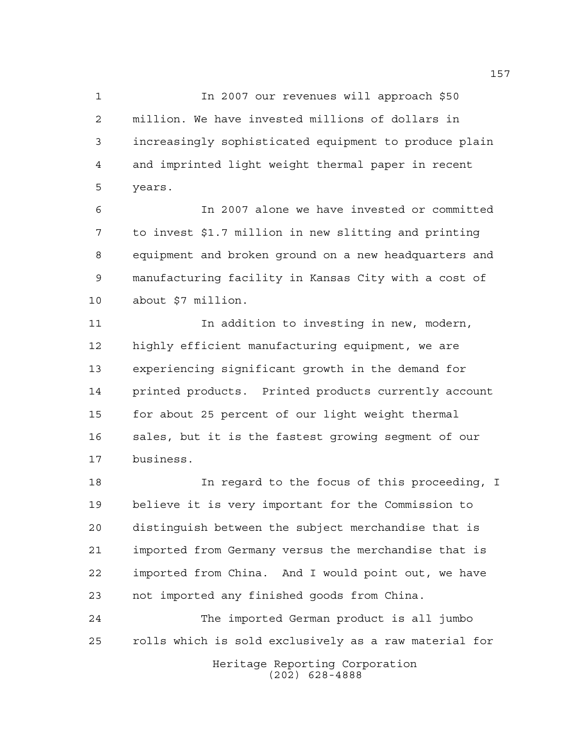In 2007 our revenues will approach $50 million. We have invested millions of dollars in increasingly sophisticated equipment to produce plain and imprinted light weight thermal paper in recent years.

In 2007 alone we have invested or committed to invest $1.7 million in new slitting and printing equipment and broken ground on a new headquarters and manufacturing facility in Kansas City with a cost of about $7 million.

In addition to investing in new, modern, highly efficient manufacturing equipment, we are experiencing significant growth in the demand for printed products. Printed products currently account for about 25 percent of our light weight thermal sales, but it is the fastest growing segment of our business.

In regard to the focus of this proceeding, I believe it is very important for the Commission to distinguish between the subject merchandise that is imported from Germany versus the merchandise that is imported from China. And I would point out, we have not imported any finished goods from China.

The imported German product is all jumbo rolls which is sold exclusively as a raw material for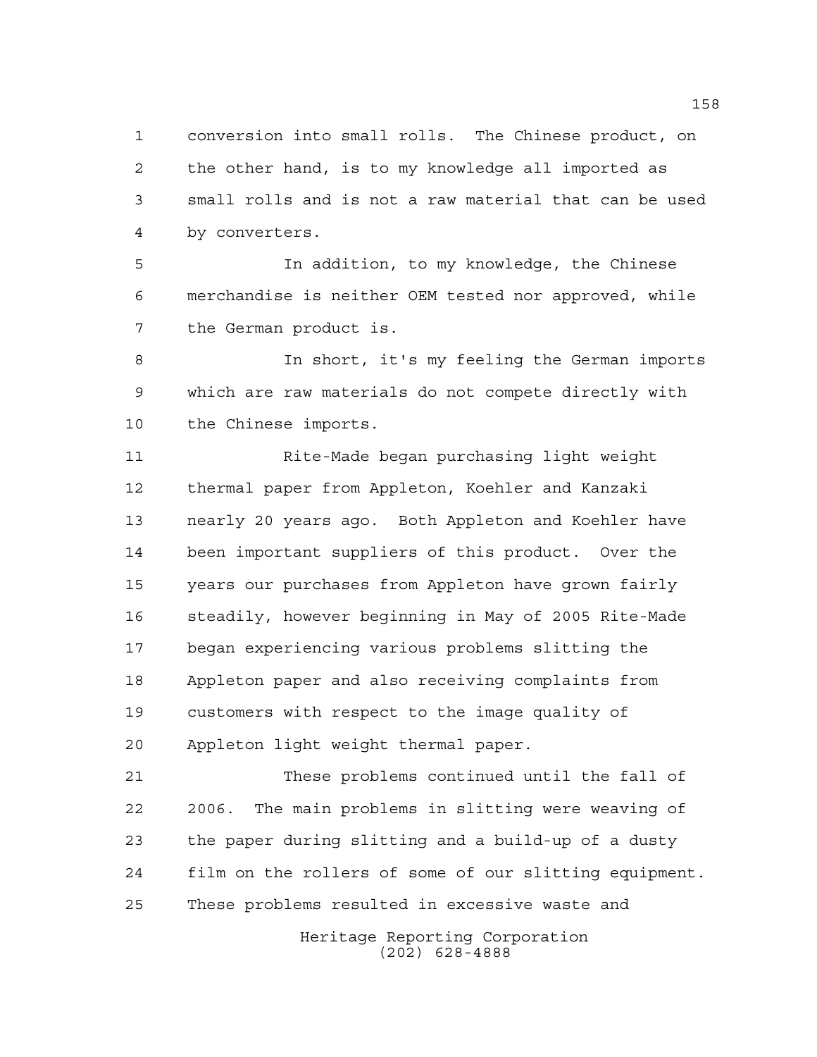conversion into small rolls. The Chinese product, on the other hand, is to my knowledge all imported as small rolls and is not a raw material that can be used by converters.

In addition, to my knowledge, the Chinese merchandise is neither OEM tested nor approved, while the German product is.

In short, it's my feeling the German imports which are raw materials do not compete directly with the Chinese imports.

Rite-Made began purchasing light weight thermal paper from Appleton, Koehler and Kanzaki nearly 20 years ago. Both Appleton and Koehler have been important suppliers of this product. Over the years our purchases from Appleton have grown fairly steadily, however beginning in May of 2005 Rite-Made began experiencing various problems slitting the Appleton paper and also receiving complaints from customers with respect to the image quality of Appleton light weight thermal paper.

These problems continued until the fall of 2006. The main problems in slitting were weaving of the paper during slitting and a build-up of a dusty film on the rollers of some of our slitting equipment. These problems resulted in excessive waste and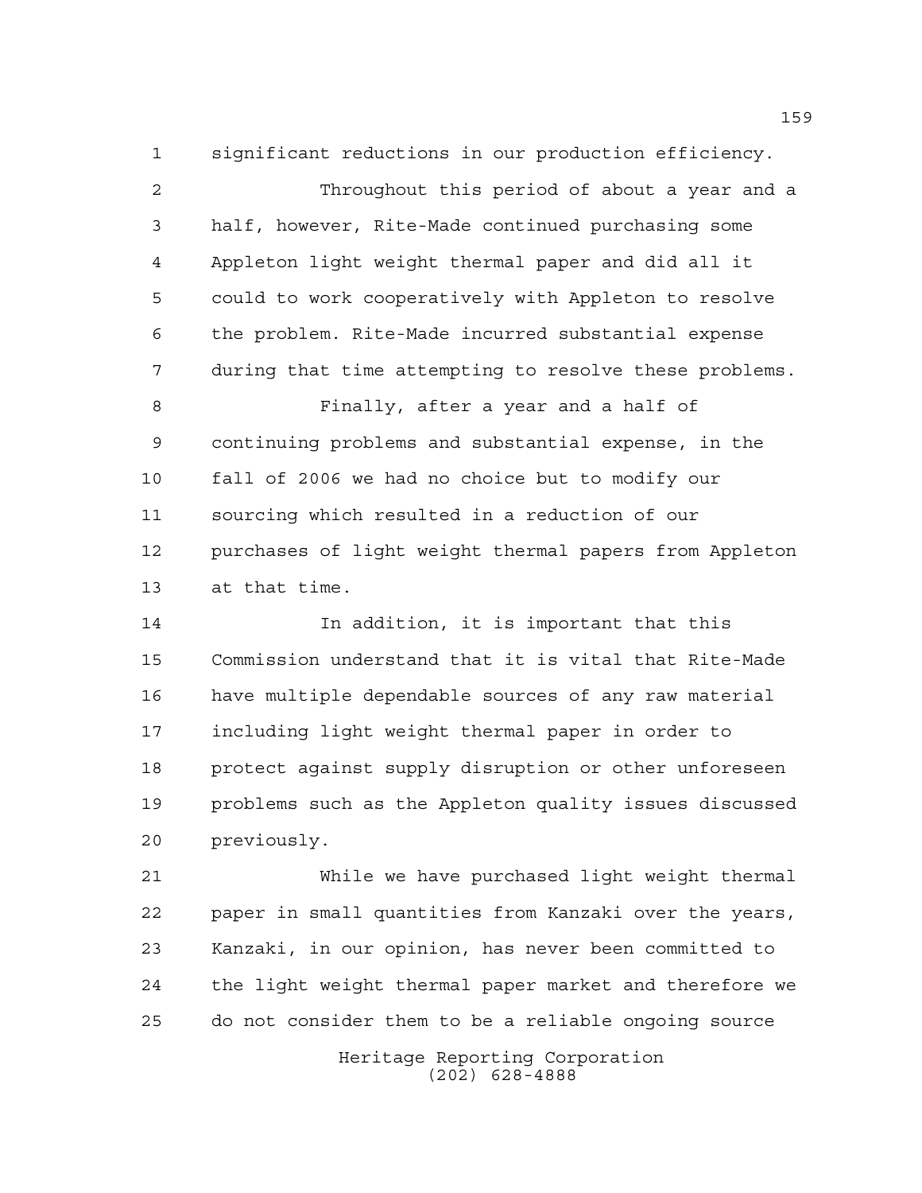significant reductions in our production efficiency.

Throughout this period of about a year and a half, however, Rite-Made continued purchasing some Appleton light weight thermal paper and did all it could to work cooperatively with Appleton to resolve the problem. Rite-Made incurred substantial expense during that time attempting to resolve these problems.

Finally, after a year and a half of continuing problems and substantial expense, in the fall of 2006 we had no choice but to modify our sourcing which resulted in a reduction of our purchases of light weight thermal papers from Appleton at that time.

In addition, it is important that this Commission understand that it is vital that Rite-Made have multiple dependable sources of any raw material including light weight thermal paper in order to protect against supply disruption or other unforeseen problems such as the Appleton quality issues discussed previously.

While we have purchased light weight thermal paper in small quantities from Kanzaki over the years, Kanzaki, in our opinion, has never been committed to the light weight thermal paper market and therefore we do not consider them to be a reliable ongoing source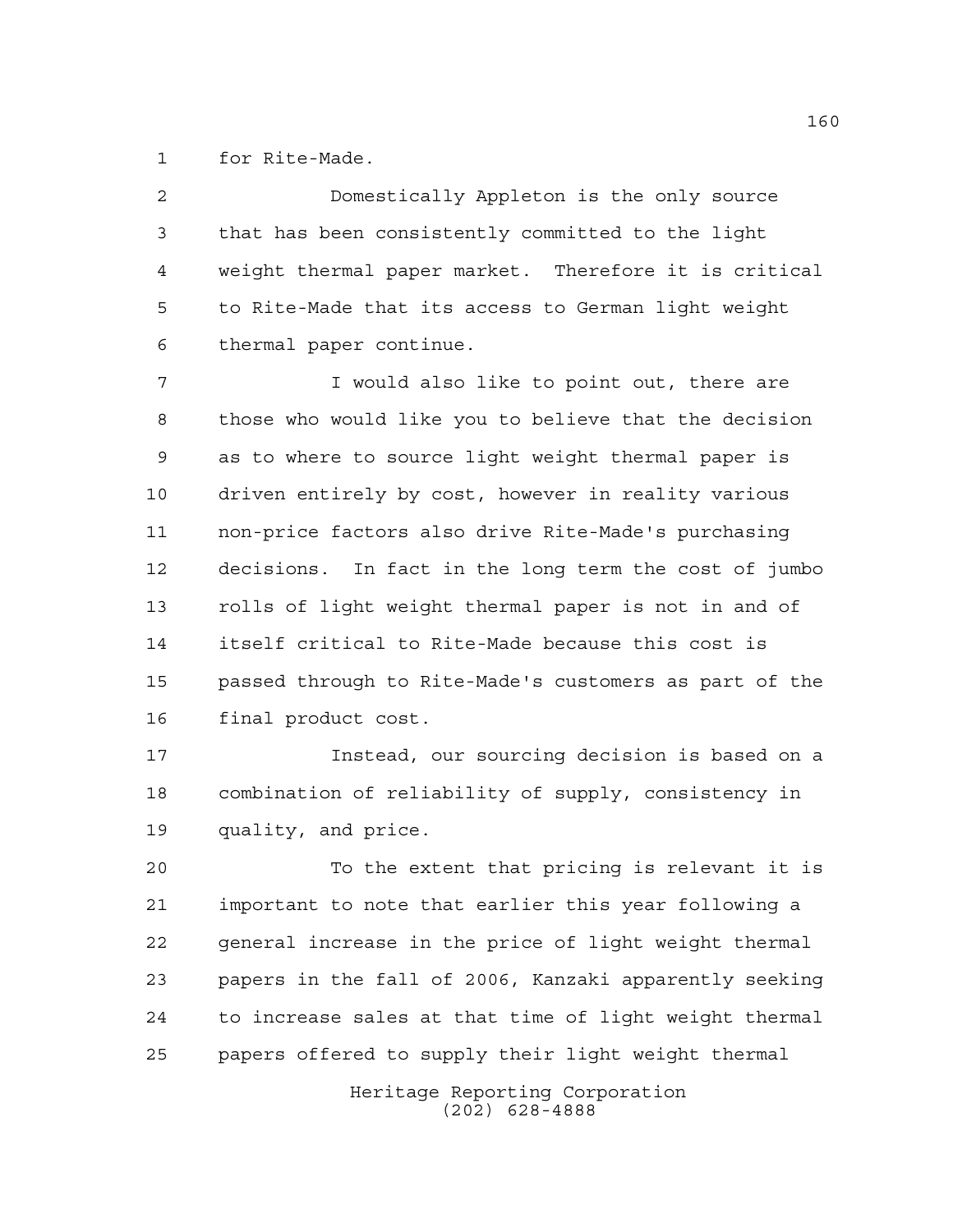for Rite-Made.

Domestically Appleton is the only source that has been consistently committed to the light weight thermal paper market. Therefore it is critical to Rite-Made that its access to German light weight thermal paper continue.

I would also like to point out, there are those who would like you to believe that the decision as to where to source light weight thermal paper is driven entirely by cost, however in reality various non-price factors also drive Rite-Made's purchasing decisions. In fact in the long term the cost of jumbo rolls of light weight thermal paper is not in and of itself critical to Rite-Made because this cost is passed through to Rite-Made's customers as part of the final product cost.

Instead, our sourcing decision is based on a combination of reliability of supply, consistency in quality, and price.

To the extent that pricing is relevant it is important to note that earlier this year following a general increase in the price of light weight thermal papers in the fall of 2006, Kanzaki apparently seeking to increase sales at that time of light weight thermal papers offered to supply their light weight thermal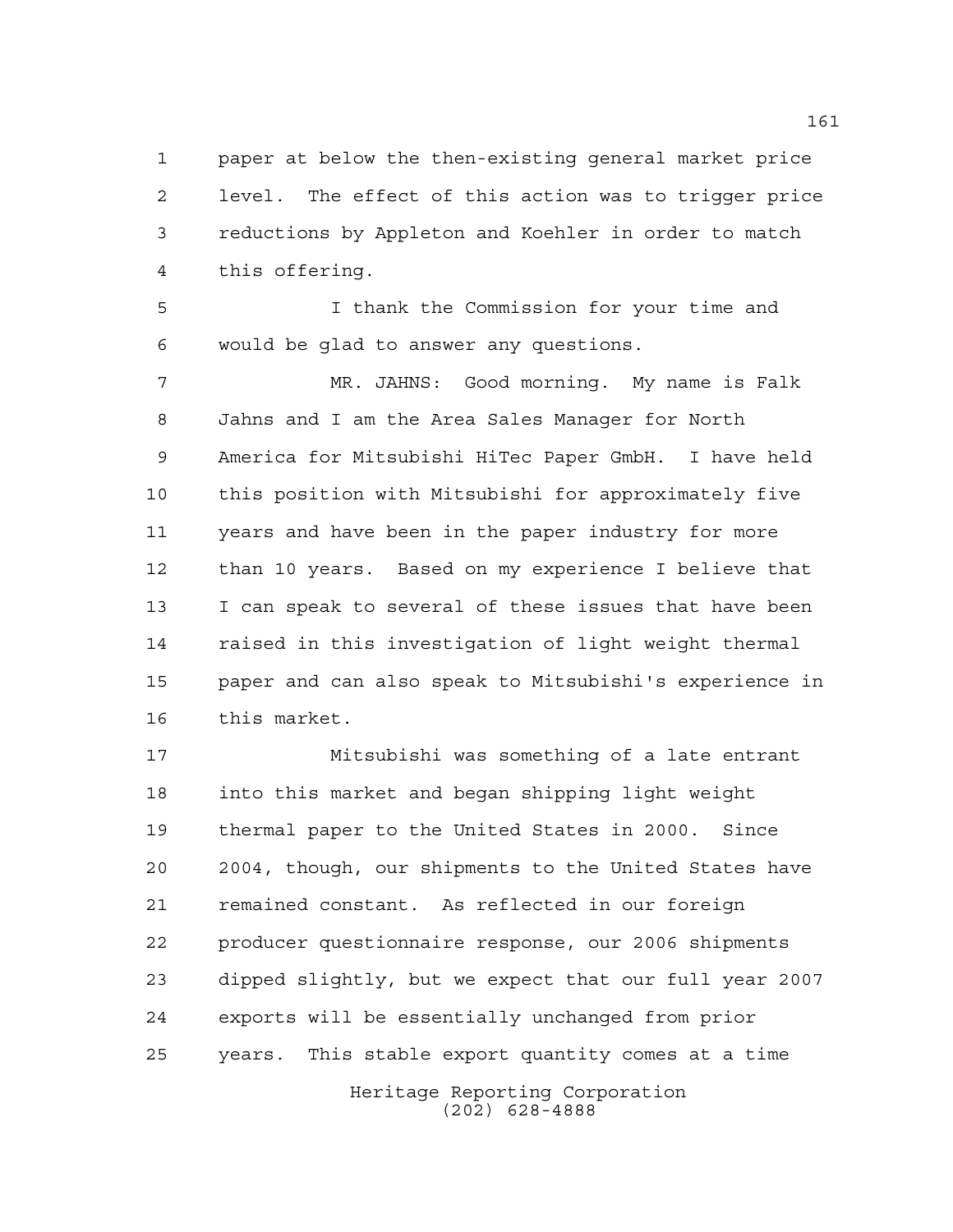paper at below the then-existing general market price level. The effect of this action was to trigger price reductions by Appleton and Koehler in order to match this offering.

I thank the Commission for your time and would be glad to answer any questions.

MR. JAHNS: Good morning. My name is Falk Jahns and I am the Area Sales Manager for North America for Mitsubishi HiTec Paper GmbH. I have held this position with Mitsubishi for approximately five years and have been in the paper industry for more than 10 years. Based on my experience I believe that I can speak to several of these issues that have been raised in this investigation of light weight thermal paper and can also speak to Mitsubishi's experience in this market.

Mitsubishi was something of a late entrant into this market and began shipping light weight thermal paper to the United States in 2000. Since 2004, though, our shipments to the United States have remained constant. As reflected in our foreign producer questionnaire response, our 2006 shipments dipped slightly, but we expect that our full year 2007 exports will be essentially unchanged from prior years. This stable export quantity comes at a time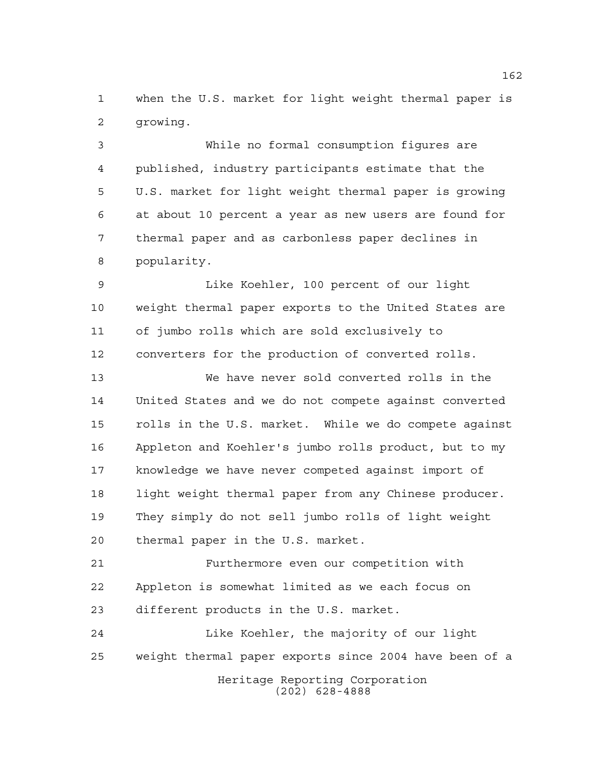when the U.S. market for light weight thermal paper is growing.

While no formal consumption figures are published, industry participants estimate that the U.S. market for light weight thermal paper is growing at about 10 percent a year as new users are found for thermal paper and as carbonless paper declines in popularity.

Like Koehler, 100 percent of our light weight thermal paper exports to the United States are of jumbo rolls which are sold exclusively to converters for the production of converted rolls.

We have never sold converted rolls in the United States and we do not compete against converted rolls in the U.S. market. While we do compete against Appleton and Koehler's jumbo rolls product, but to my knowledge we have never competed against import of light weight thermal paper from any Chinese producer. They simply do not sell jumbo rolls of light weight thermal paper in the U.S. market.

Furthermore even our competition with Appleton is somewhat limited as we each focus on different products in the U.S. market.

Like Koehler, the majority of our light weight thermal paper exports since 2004 have been of a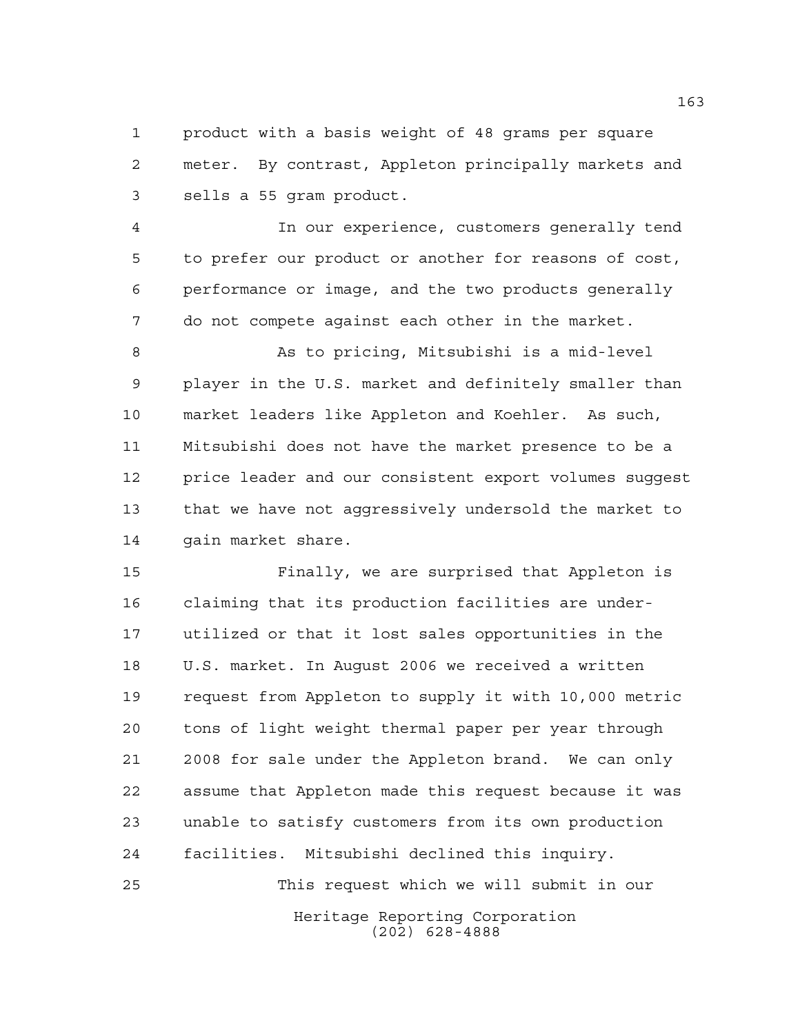product with a basis weight of 48 grams per square meter. By contrast, Appleton principally markets and sells a 55 gram product.

In our experience, customers generally tend to prefer our product or another for reasons of cost, performance or image, and the two products generally do not compete against each other in the market.

As to pricing, Mitsubishi is a mid-level player in the U.S. market and definitely smaller than market leaders like Appleton and Koehler. As such, Mitsubishi does not have the market presence to be a price leader and our consistent export volumes suggest that we have not aggressively undersold the market to gain market share.

Finally, we are surprised that Appleton is claiming that its production facilities are under-utilized or that it lost sales opportunities in the U.S. market. In August 2006 we received a written request from Appleton to supply it with 10,000 metric tons of light weight thermal paper per year through 2008 for sale under the Appleton brand. We can only assume that Appleton made this request because it was unable to satisfy customers from its own production facilities. Mitsubishi declined this inquiry.

This request which we will submit in our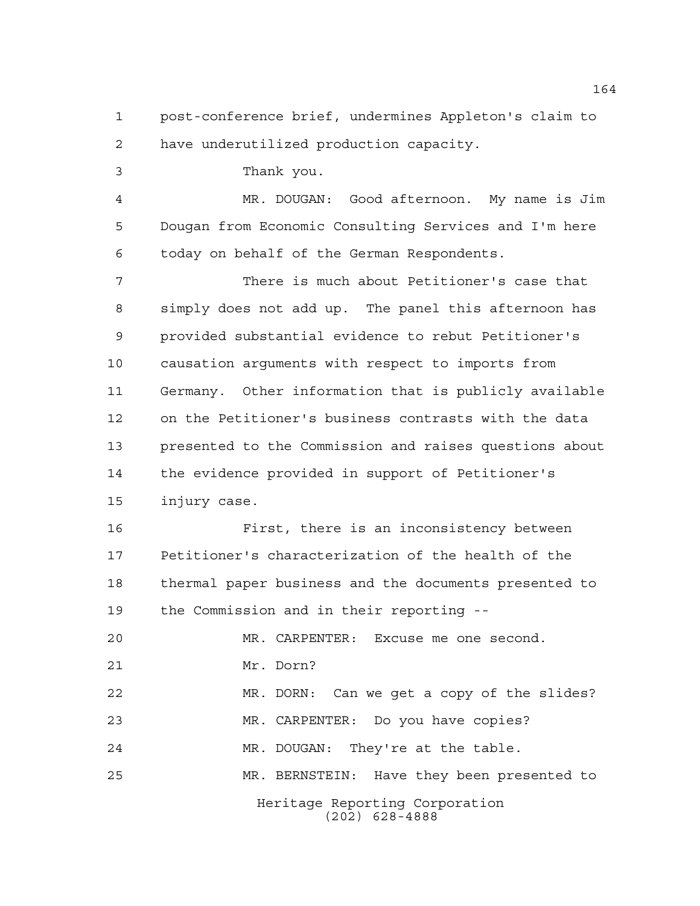post-conference brief, undermines Appleton's claim to have underutilized production capacity.

Thank you.

MR. DOUGAN: Good afternoon. My name is Jim Dougan from Economic Consulting Services and I'm here today on behalf of the German Respondents.

There is much about Petitioner's case that simply does not add up. The panel this afternoon has provided substantial evidence to rebut Petitioner's causation arguments with respect to imports from Germany. Other information that is publicly available on the Petitioner's business contrasts with the data presented to the Commission and raises questions about the evidence provided in support of Petitioner's injury case.

First, there is an inconsistency between Petitioner's characterization of the health of the thermal paper business and the documents presented to the Commission and in their reporting --

MR. CARPENTER: Excuse me one second.

Mr. Dorn?

MR. DORN: Can we get a copy of the slides?

MR. CARPENTER: Do you have copies?

MR. DOUGAN: They're at the table.

MR. BERNSTEIN: Have they been presented to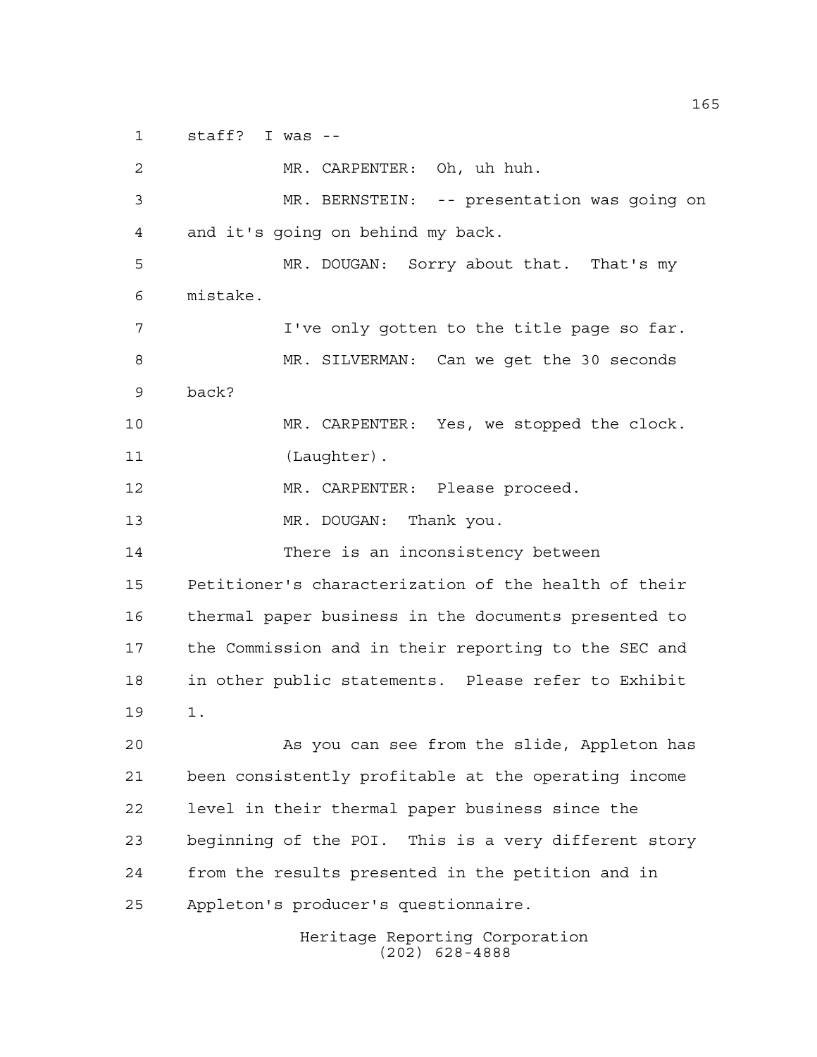staff? I was --

MR. CARPENTER: Oh, uh huh.

MR. BERNSTEIN: -- presentation was going on and it's going on behind my back.

MR. DOUGAN: Sorry about that. That's my mistake.

I've only gotten to the title page so far.

MR. SILVERMAN: Can we get the 30 seconds back?

MR. CARPENTER: Yes, we stopped the clock.

(Laughter).

MR. CARPENTER: Please proceed.

MR. DOUGAN: Thank you.

There is an inconsistency between Petitioner's characterization of the health of their thermal paper business in the documents presented to the Commission and in their reporting to the SEC and in other public statements. Please refer to Exhibit 1.

As you can see from the slide, Appleton has been consistently profitable at the operating income level in their thermal paper business since the beginning of the POI. This is a very different story from the results presented in the petition and in Appleton's producer's questionnaire.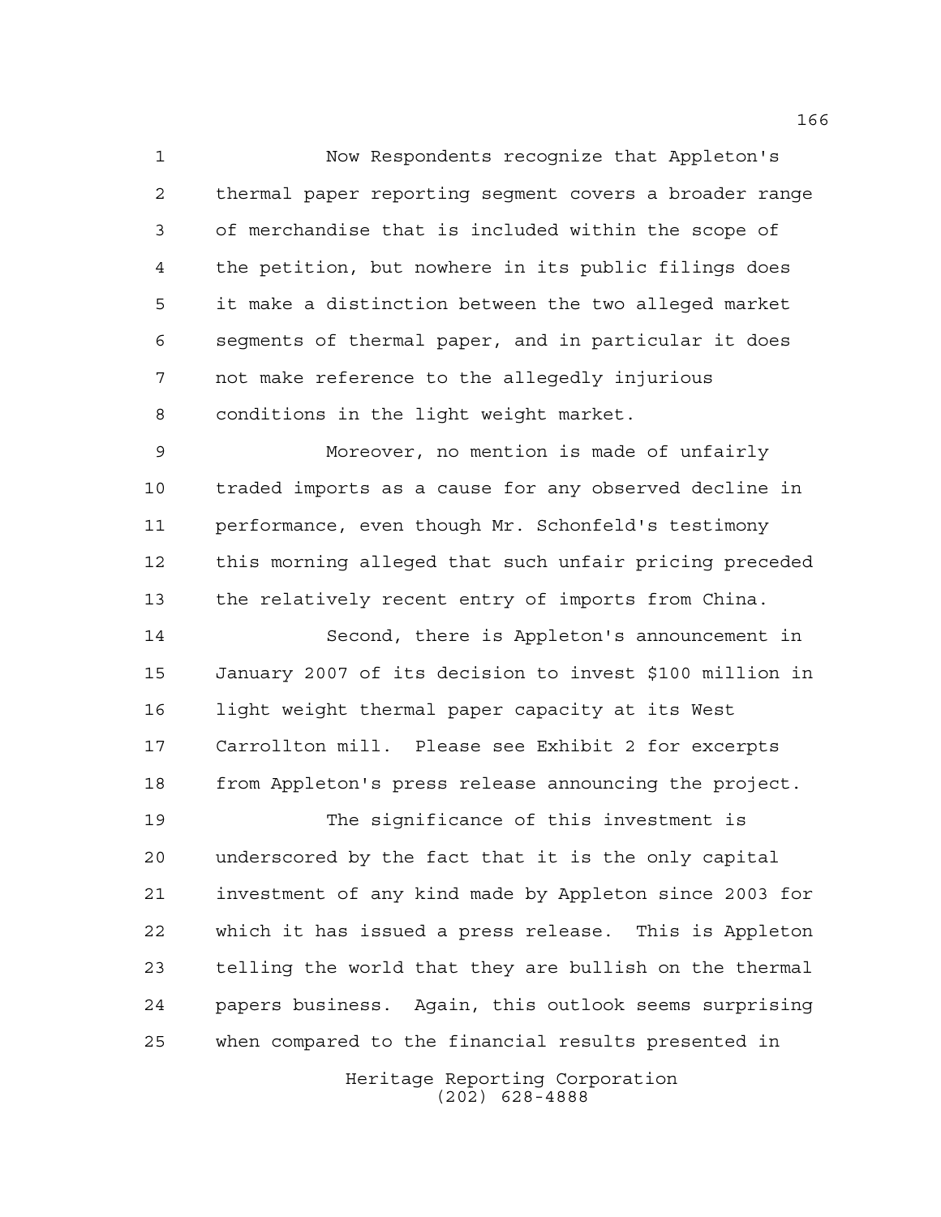Now Respondents recognize that Appleton's thermal paper reporting segment covers a broader range of merchandise that is included within the scope of the petition, but nowhere in its public filings does it make a distinction between the two alleged market segments of thermal paper, and in particular it does not make reference to the allegedly injurious conditions in the light weight market.

Moreover, no mention is made of unfairly traded imports as a cause for any observed decline in performance, even though Mr. Schonfeld's testimony this morning alleged that such unfair pricing preceded the relatively recent entry of imports from China.

Second, there is Appleton's announcement in January 2007 of its decision to invest $100 million in light weight thermal paper capacity at its West Carrollton mill. Please see Exhibit 2 for excerpts from Appleton's press release announcing the project.

The significance of this investment is underscored by the fact that it is the only capital investment of any kind made by Appleton since 2003 for which it has issued a press release. This is Appleton telling the world that they are bullish on the thermal papers business. Again, this outlook seems surprising when compared to the financial results presented in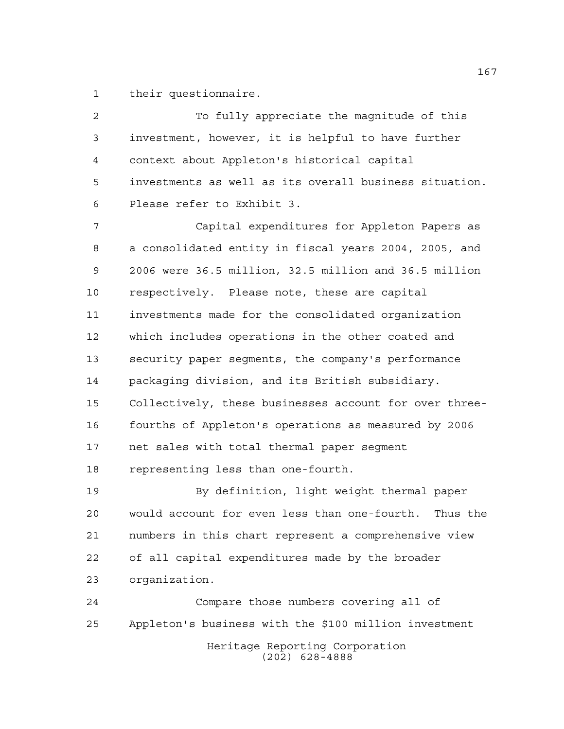their questionnaire.

To fully appreciate the magnitude of this investment, however, it is helpful to have further context about Appleton's historical capital investments as well as its overall business situation. Please refer to Exhibit 3.

Capital expenditures for Appleton Papers as a consolidated entity in fiscal years 2004, 2005, and 2006 were 36.5 million, 32.5 million and 36.5 million respectively. Please note, these are capital investments made for the consolidated organization which includes operations in the other coated and security paper segments, the company's performance packaging division, and its British subsidiary. Collectively, these businesses account for over three-fourths of Appleton's operations as measured by 2006 net sales with total thermal paper segment representing less than one-fourth.

By definition, light weight thermal paper would account for even less than one-fourth. Thus the numbers in this chart represent a comprehensive view of all capital expenditures made by the broader organization.

Compare those numbers covering all of Appleton's business with the $100 million investment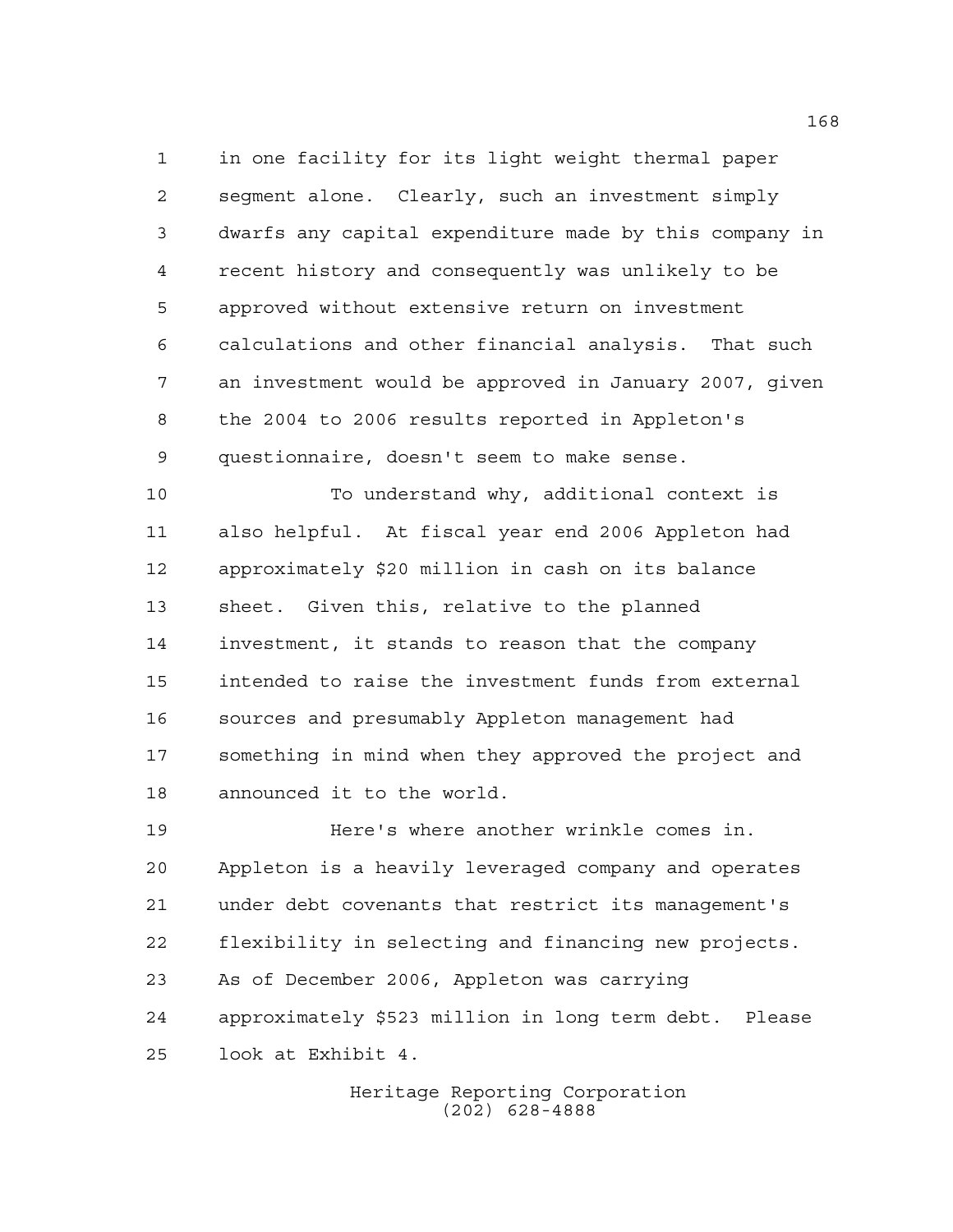in one facility for its light weight thermal paper segment alone. Clearly, such an investment simply dwarfs any capital expenditure made by this company in recent history and consequently was unlikely to be approved without extensive return on investment calculations and other financial analysis. That such an investment would be approved in January 2007, given the 2004 to 2006 results reported in Appleton's questionnaire, doesn't seem to make sense.

To understand why, additional context is also helpful. At fiscal year end 2006 Appleton had approximately $20 million in cash on its balance sheet. Given this, relative to the planned investment, it stands to reason that the company intended to raise the investment funds from external sources and presumably Appleton management had something in mind when they approved the project and announced it to the world.

Here's where another wrinkle comes in. Appleton is a heavily leveraged company and operates under debt covenants that restrict its management's flexibility in selecting and financing new projects. As of December 2006, Appleton was carrying approximately $523 million in long term debt. Please look at Exhibit 4.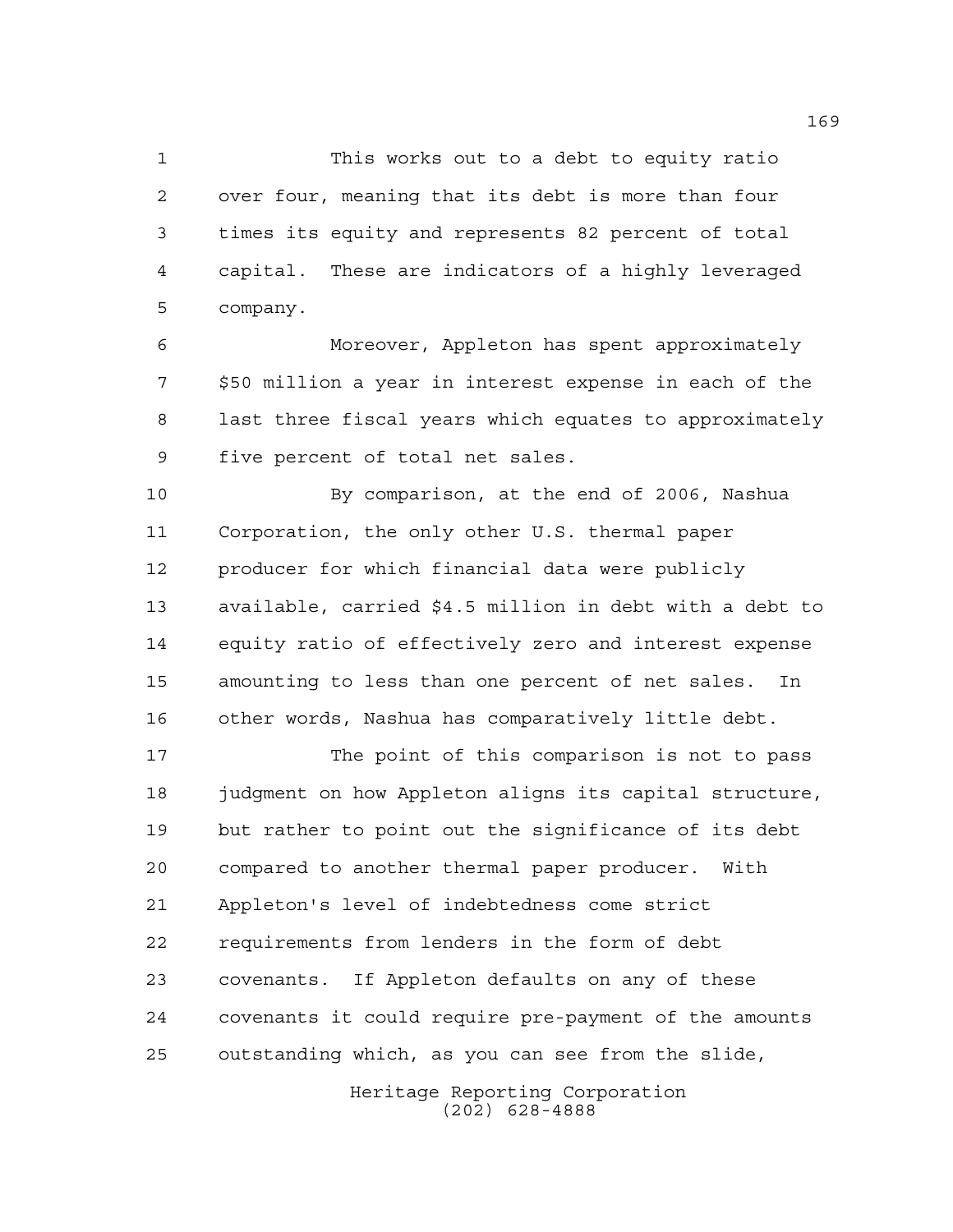This works out to a debt to equity ratio over four, meaning that its debt is more than four times its equity and represents 82 percent of total capital. These are indicators of a highly leveraged company.

Moreover, Appleton has spent approximately $50 million a year in interest expense in each of the last three fiscal years which equates to approximately five percent of total net sales.

By comparison, at the end of 2006, Nashua Corporation, the only other U.S. thermal paper producer for which financial data were publicly available, carried $4.5 million in debt with a debt to equity ratio of effectively zero and interest expense amounting to less than one percent of net sales. In other words, Nashua has comparatively little debt.

The point of this comparison is not to pass judgment on how Appleton aligns its capital structure, but rather to point out the significance of its debt compared to another thermal paper producer. With Appleton's level of indebtedness come strict requirements from lenders in the form of debt covenants. If Appleton defaults on any of these covenants it could require pre-payment of the amounts outstanding which, as you can see from the slide,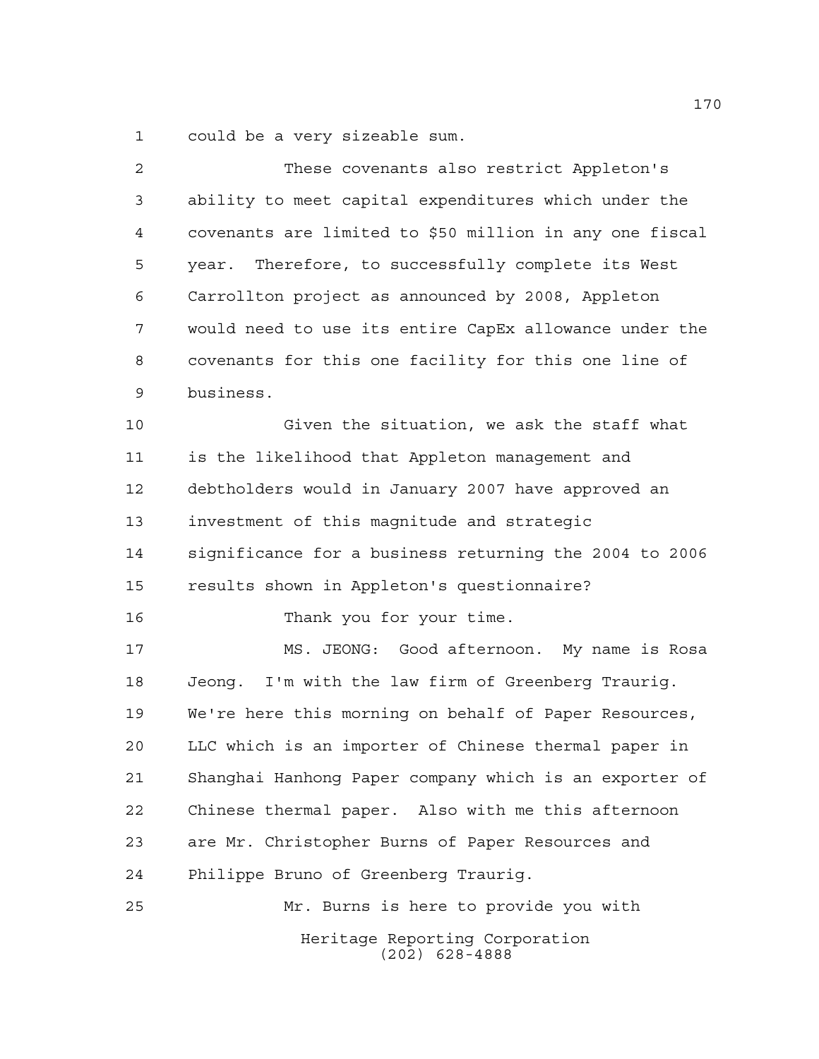could be a very sizeable sum.

These covenants also restrict Appleton's ability to meet capital expenditures which under the covenants are limited to $50 million in any one fiscal year. Therefore, to successfully complete its West Carrollton project as announced by 2008, Appleton would need to use its entire CapEx allowance under the covenants for this one facility for this one line of business.

Given the situation, we ask the staff what is the likelihood that Appleton management and debtholders would in January 2007 have approved an investment of this magnitude and strategic significance for a business returning the 2004 to 2006 results shown in Appleton's questionnaire?

Thank you for your time.

MS. JEONG: Good afternoon. My name is Rosa Jeong. I'm with the law firm of Greenberg Traurig. We're here this morning on behalf of Paper Resources, LLC which is an importer of Chinese thermal paper in Shanghai Hanhong Paper company which is an exporter of Chinese thermal paper. Also with me this afternoon are Mr. Christopher Burns of Paper Resources and Philippe Bruno of Greenberg Traurig.

Mr. Burns is here to provide you with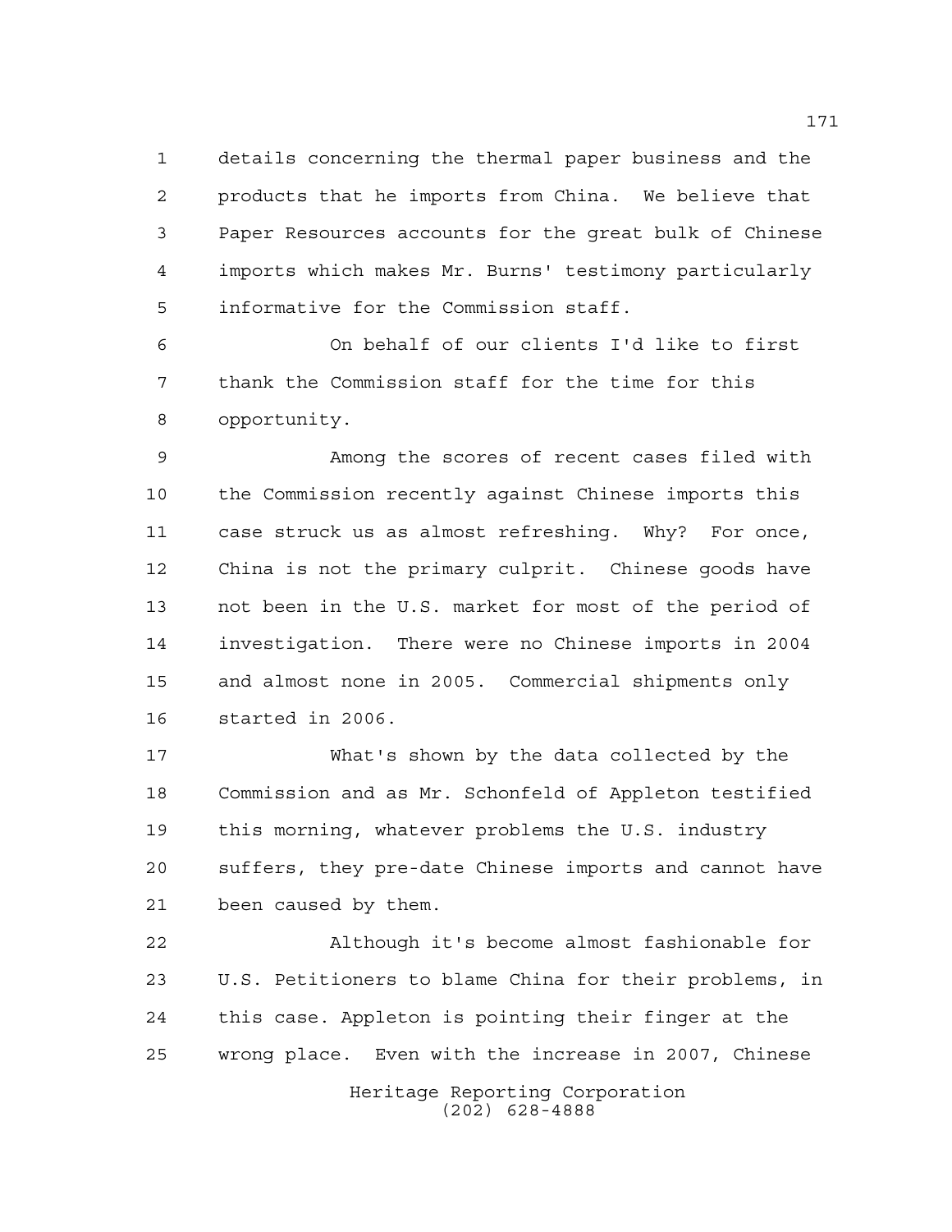details concerning the thermal paper business and the products that he imports from China. We believe that Paper Resources accounts for the great bulk of Chinese imports which makes Mr. Burns' testimony particularly informative for the Commission staff.

On behalf of our clients I'd like to first thank the Commission staff for the time for this opportunity.

Among the scores of recent cases filed with the Commission recently against Chinese imports this case struck us as almost refreshing. Why? For once, China is not the primary culprit. Chinese goods have not been in the U.S. market for most of the period of investigation. There were no Chinese imports in 2004 and almost none in 2005. Commercial shipments only started in 2006.

What's shown by the data collected by the Commission and as Mr. Schonfeld of Appleton testified this morning, whatever problems the U.S. industry suffers, they pre-date Chinese imports and cannot have been caused by them.

Although it's become almost fashionable for U.S. Petitioners to blame China for their problems, in this case. Appleton is pointing their finger at the wrong place. Even with the increase in 2007, Chinese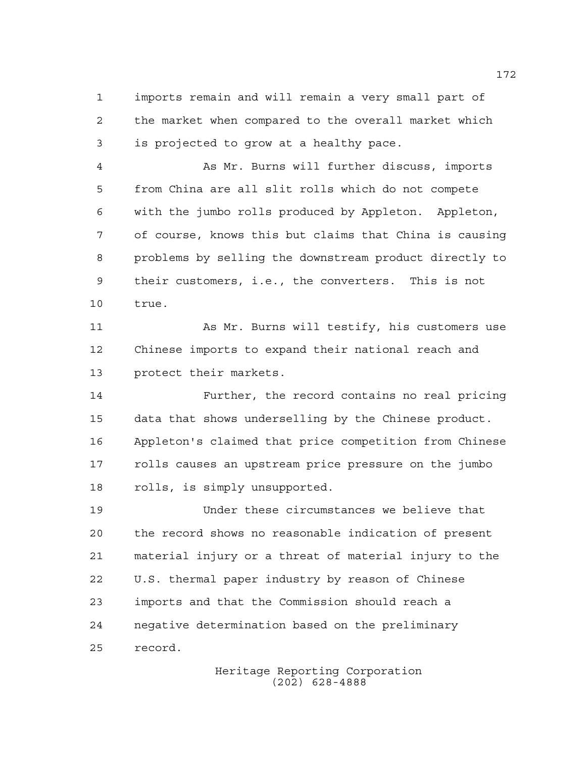imports remain and will remain a very small part of the market when compared to the overall market which is projected to grow at a healthy pace.

As Mr. Burns will further discuss, imports from China are all slit rolls which do not compete with the jumbo rolls produced by Appleton. Appleton, of course, knows this but claims that China is causing problems by selling the downstream product directly to their customers, i.e., the converters. This is not true.

As Mr. Burns will testify, his customers use Chinese imports to expand their national reach and protect their markets.

Further, the record contains no real pricing data that shows underselling by the Chinese product. Appleton's claimed that price competition from Chinese rolls causes an upstream price pressure on the jumbo rolls, is simply unsupported.

Under these circumstances we believe that the record shows no reasonable indication of present material injury or a threat of material injury to the U.S. thermal paper industry by reason of Chinese imports and that the Commission should reach a negative determination based on the preliminary record.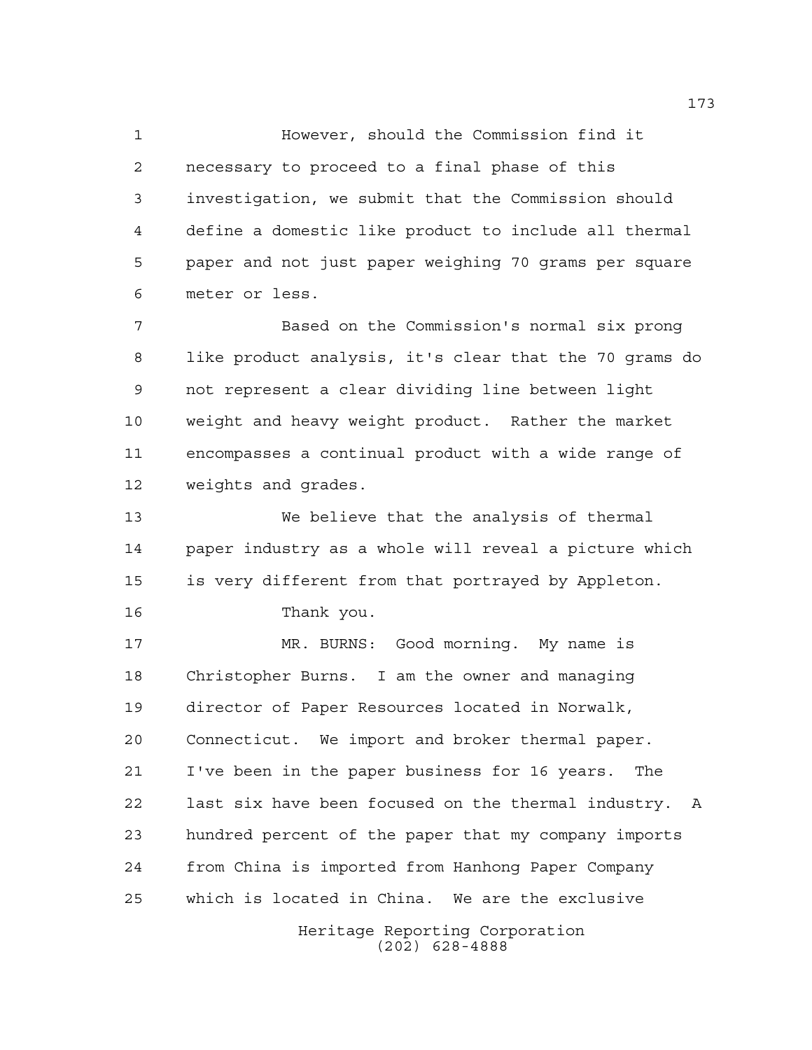However, should the Commission find it necessary to proceed to a final phase of this investigation, we submit that the Commission should define a domestic like product to include all thermal paper and not just paper weighing 70 grams per square meter or less.

Based on the Commission's normal six prong like product analysis, it's clear that the 70 grams do not represent a clear dividing line between light weight and heavy weight product. Rather the market encompasses a continual product with a wide range of weights and grades.

We believe that the analysis of thermal paper industry as a whole will reveal a picture which is very different from that portrayed by Appleton.

Thank you.

MR. BURNS: Good morning. My name is Christopher Burns. I am the owner and managing director of Paper Resources located in Norwalk, Connecticut. We import and broker thermal paper. I've been in the paper business for 16 years. The last six have been focused on the thermal industry. A hundred percent of the paper that my company imports from China is imported from Hanhong Paper Company which is located in China. We are the exclusive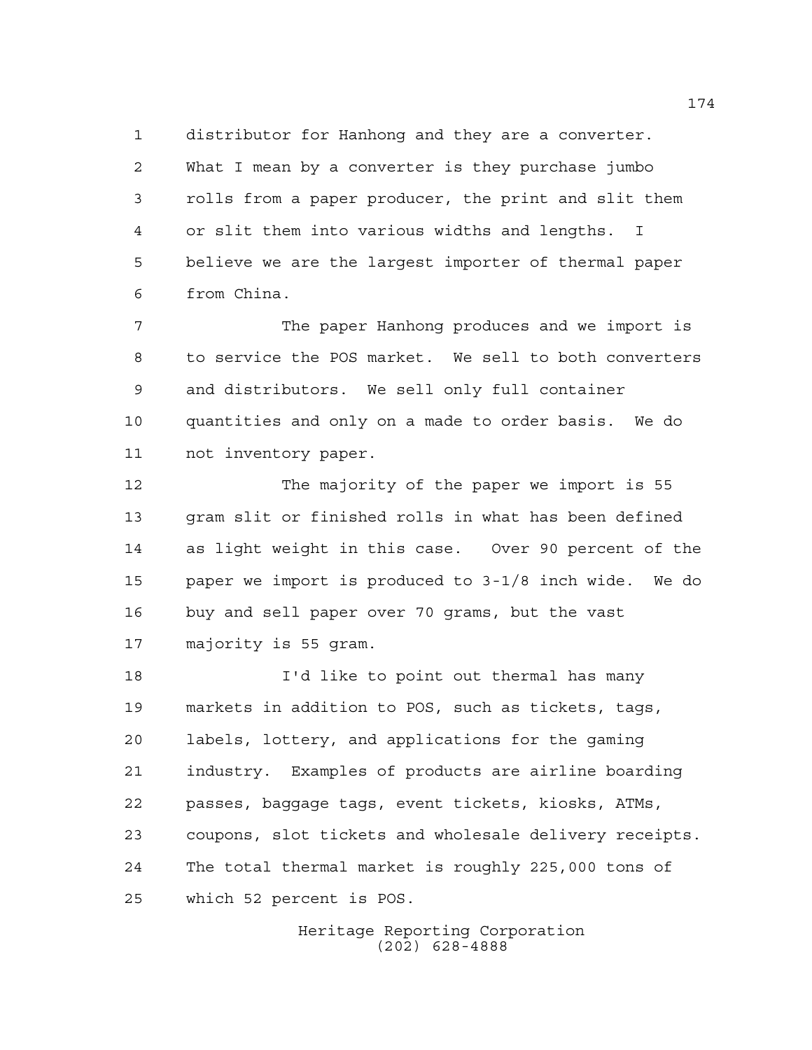distributor for Hanhong and they are a converter. What I mean by a converter is they purchase jumbo rolls from a paper producer, the print and slit them or slit them into various widths and lengths. I believe we are the largest importer of thermal paper from China.

The paper Hanhong produces and we import is to service the POS market. We sell to both converters and distributors. We sell only full container quantities and only on a made to order basis. We do not inventory paper.

The majority of the paper we import is 55 gram slit or finished rolls in what has been defined as light weight in this case. Over 90 percent of the paper we import is produced to 3-1/8 inch wide. We do buy and sell paper over 70 grams, but the vast majority is 55 gram.

I'd like to point out thermal has many markets in addition to POS, such as tickets, tags, labels, lottery, and applications for the gaming industry. Examples of products are airline boarding passes, baggage tags, event tickets, kiosks, ATMs, coupons, slot tickets and wholesale delivery receipts. The total thermal market is roughly 225,000 tons of which 52 percent is POS.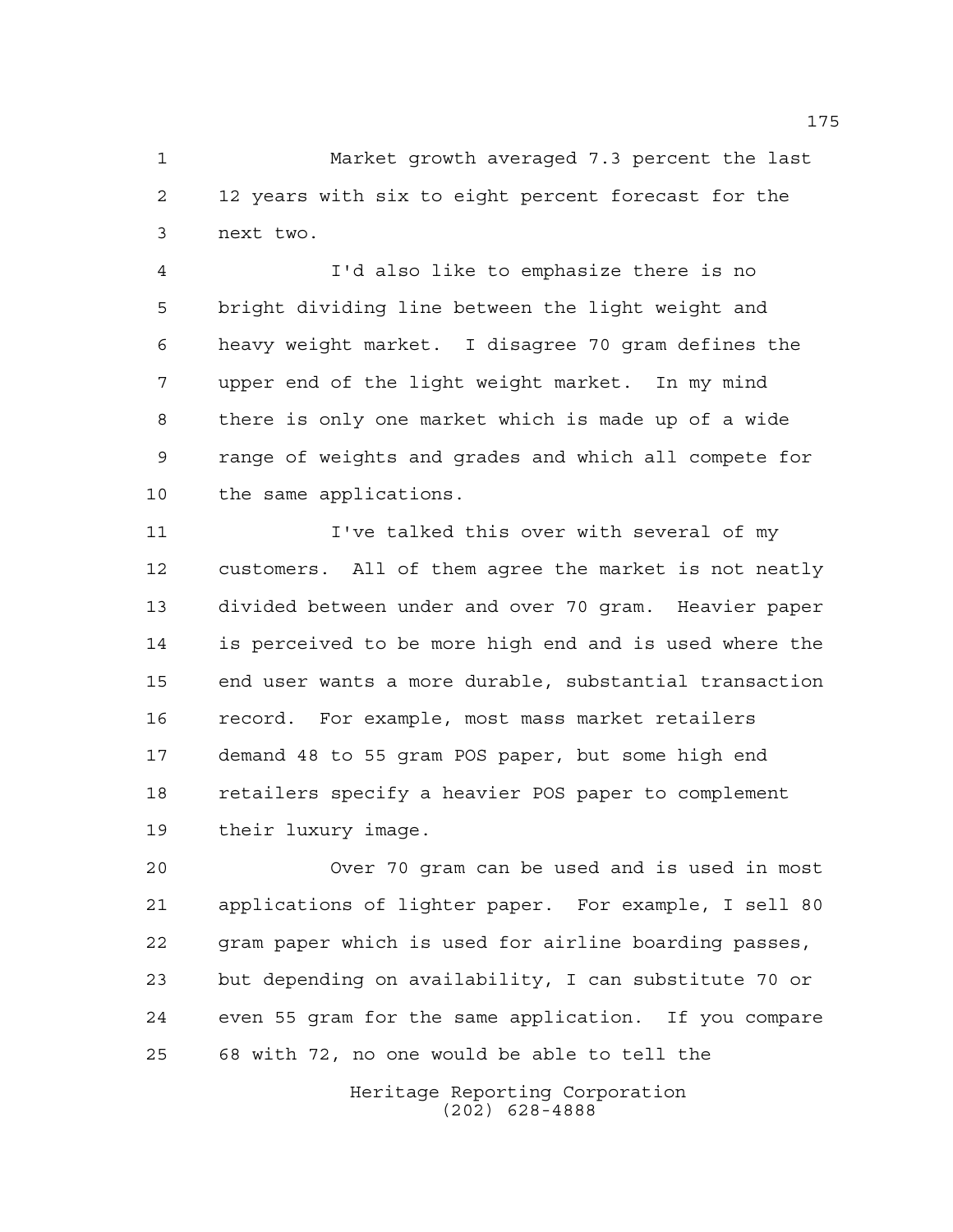Market growth averaged 7.3 percent the last 12 years with six to eight percent forecast for the next two.

I'd also like to emphasize there is no bright dividing line between the light weight and heavy weight market. I disagree 70 gram defines the upper end of the light weight market. In my mind there is only one market which is made up of a wide range of weights and grades and which all compete for the same applications.

I've talked this over with several of my customers. All of them agree the market is not neatly divided between under and over 70 gram. Heavier paper is perceived to be more high end and is used where the end user wants a more durable, substantial transaction record. For example, most mass market retailers demand 48 to 55 gram POS paper, but some high end retailers specify a heavier POS paper to complement their luxury image.

Over 70 gram can be used and is used in most applications of lighter paper. For example, I sell 80 gram paper which is used for airline boarding passes, but depending on availability, I can substitute 70 or even 55 gram for the same application. If you compare 68 with 72, no one would be able to tell the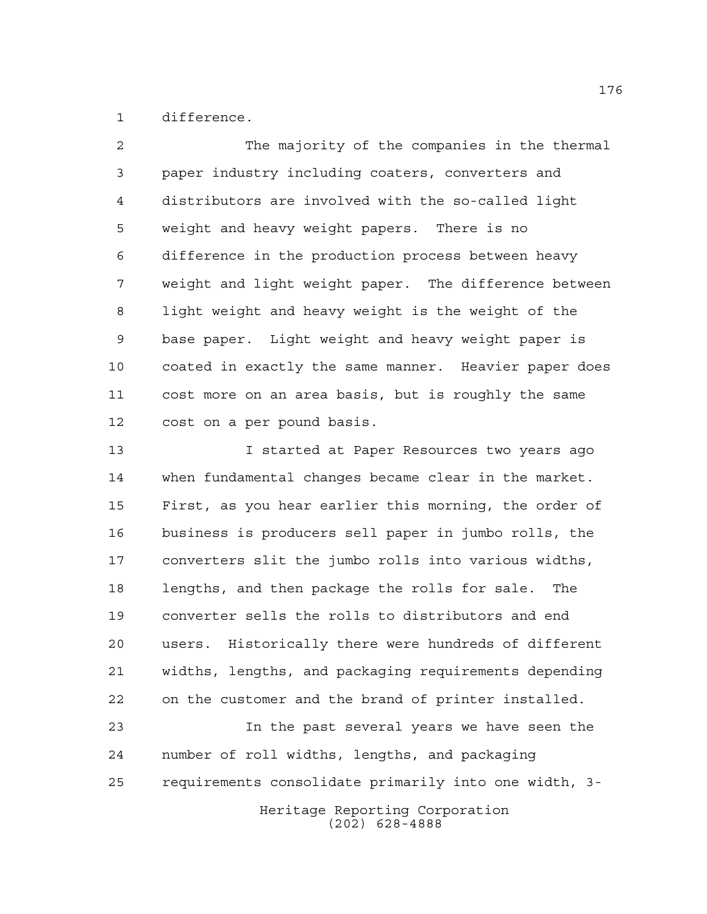difference.

The majority of the companies in the thermal paper industry including coaters, converters and distributors are involved with the so-called light weight and heavy weight papers. There is no difference in the production process between heavy weight and light weight paper. The difference between light weight and heavy weight is the weight of the base paper. Light weight and heavy weight paper is coated in exactly the same manner. Heavier paper does cost more on an area basis, but is roughly the same cost on a per pound basis.

I started at Paper Resources two years ago when fundamental changes became clear in the market. First, as you hear earlier this morning, the order of business is producers sell paper in jumbo rolls, the converters slit the jumbo rolls into various widths, lengths, and then package the rolls for sale. The converter sells the rolls to distributors and end users. Historically there were hundreds of different widths, lengths, and packaging requirements depending on the customer and the brand of printer installed.

In the past several years we have seen the number of roll widths, lengths, and packaging requirements consolidate primarily into one width, 3-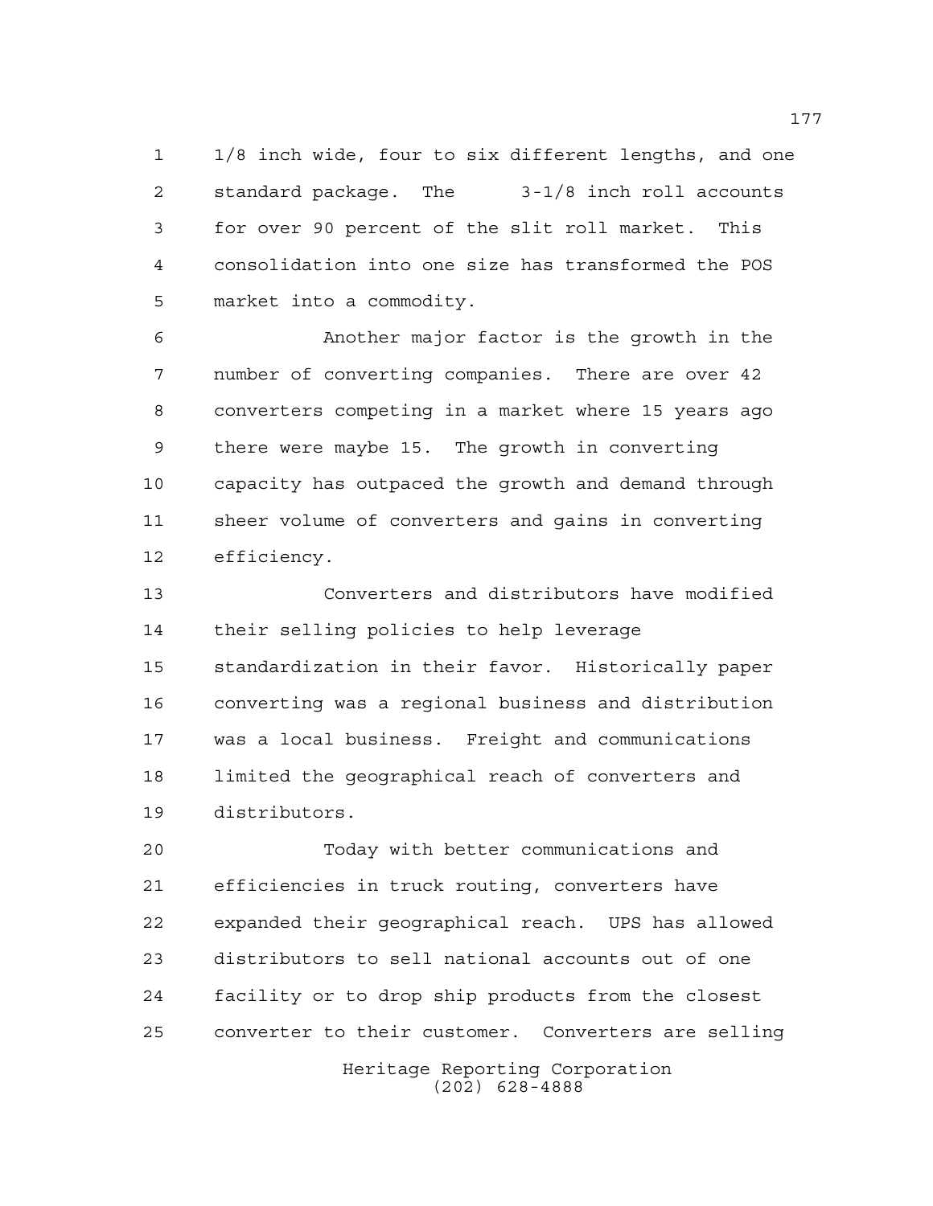1/8 inch wide, four to six different lengths, and one standard package. The 3-1/8 inch roll accounts for over 90 percent of the slit roll market. This consolidation into one size has transformed the POS market into a commodity.

Another major factor is the growth in the number of converting companies. There are over 42 converters competing in a market where 15 years ago there were maybe 15. The growth in converting capacity has outpaced the growth and demand through sheer volume of converters and gains in converting efficiency.

Converters and distributors have modified their selling policies to help leverage standardization in their favor. Historically paper converting was a regional business and distribution was a local business. Freight and communications limited the geographical reach of converters and distributors.

Today with better communications and efficiencies in truck routing, converters have expanded their geographical reach. UPS has allowed distributors to sell national accounts out of one facility or to drop ship products from the closest converter to their customer. Converters are selling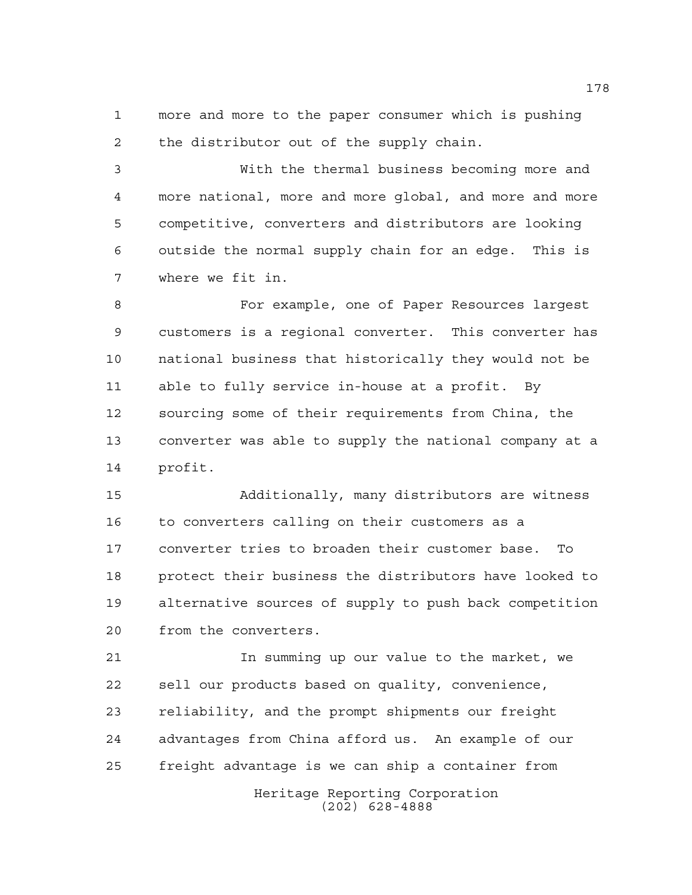more and more to the paper consumer which is pushing the distributor out of the supply chain.

With the thermal business becoming more and more national, more and more global, and more and more competitive, converters and distributors are looking outside the normal supply chain for an edge. This is where we fit in.

For example, one of Paper Resources largest customers is a regional converter. This converter has national business that historically they would not be able to fully service in-house at a profit. By sourcing some of their requirements from China, the converter was able to supply the national company at a profit.

Additionally, many distributors are witness to converters calling on their customers as a converter tries to broaden their customer base. To protect their business the distributors have looked to alternative sources of supply to push back competition from the converters.

In summing up our value to the market, we sell our products based on quality, convenience, reliability, and the prompt shipments our freight advantages from China afford us. An example of our freight advantage is we can ship a container from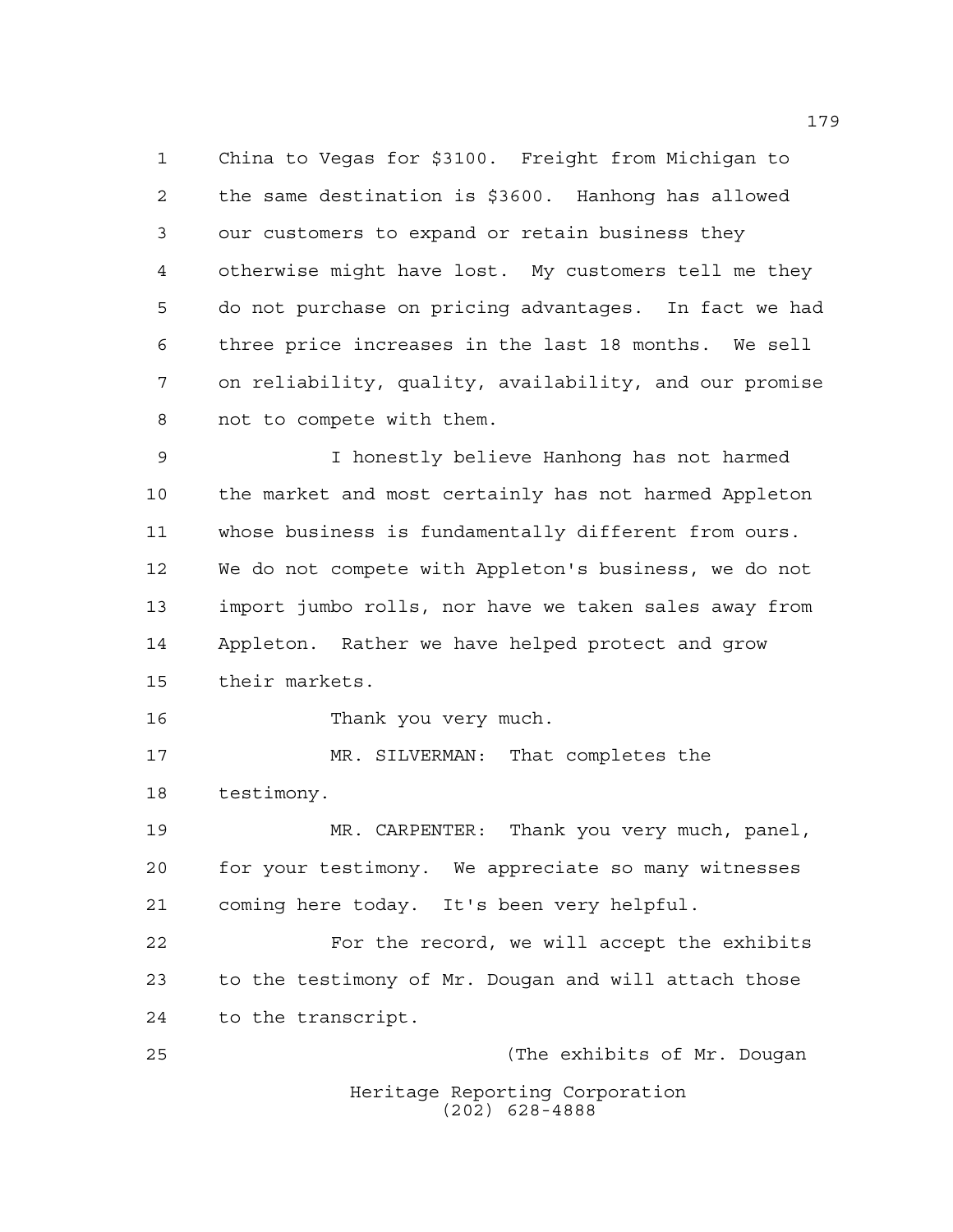China to Vegas for $3100. Freight from Michigan to the same destination is $3600. Hanhong has allowed our customers to expand or retain business they otherwise might have lost. My customers tell me they do not purchase on pricing advantages. In fact we had three price increases in the last 18 months. We sell on reliability, quality, availability, and our promise not to compete with them.

I honestly believe Hanhong has not harmed the market and most certainly has not harmed Appleton whose business is fundamentally different from ours. We do not compete with Appleton's business, we do not import jumbo rolls, nor have we taken sales away from Appleton. Rather we have helped protect and grow their markets.

Thank you very much.

MR. SILVERMAN: That completes the testimony.

MR. CARPENTER: Thank you very much, panel, for your testimony. We appreciate so many witnesses coming here today. It's been very helpful.

For the record, we will accept the exhibits to the testimony of Mr. Dougan and will attach those to the transcript.

(The exhibits of Mr. Dougan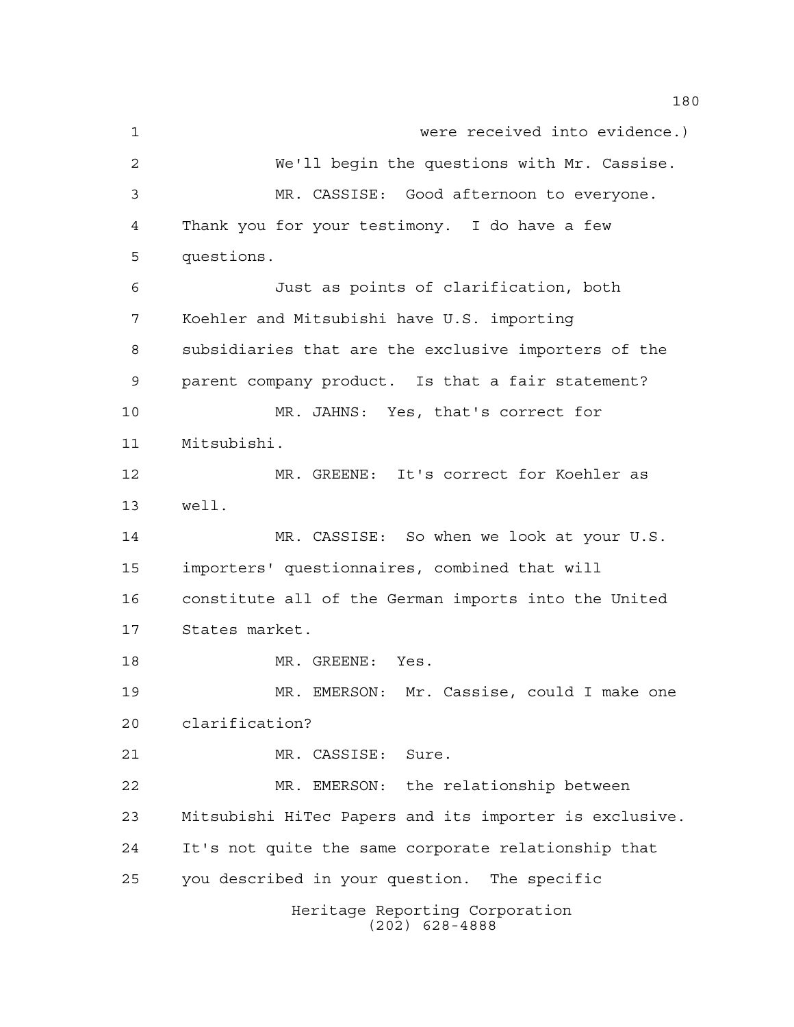were received into evidence.)

We'll begin the questions with Mr. Cassise.

MR. CASSISE: Good afternoon to everyone. Thank you for your testimony. I do have a few questions.

Just as points of clarification, both Koehler and Mitsubishi have U.S. importing subsidiaries that are the exclusive importers of the parent company product. Is that a fair statement?

MR. JAHNS: Yes, that's correct for Mitsubishi.

MR. GREENE: It's correct for Koehler as well.

MR. CASSISE: So when we look at your U.S. importers' questionnaires, combined that will constitute all of the German imports into the United States market.

MR. GREENE: Yes.

MR. EMERSON: Mr. Cassise, could I make one clarification?

MR. CASSISE: Sure.

MR. EMERSON: the relationship between Mitsubishi HiTec Papers and its importer is exclusive. It's not quite the same corporate relationship that you described in your question. The specific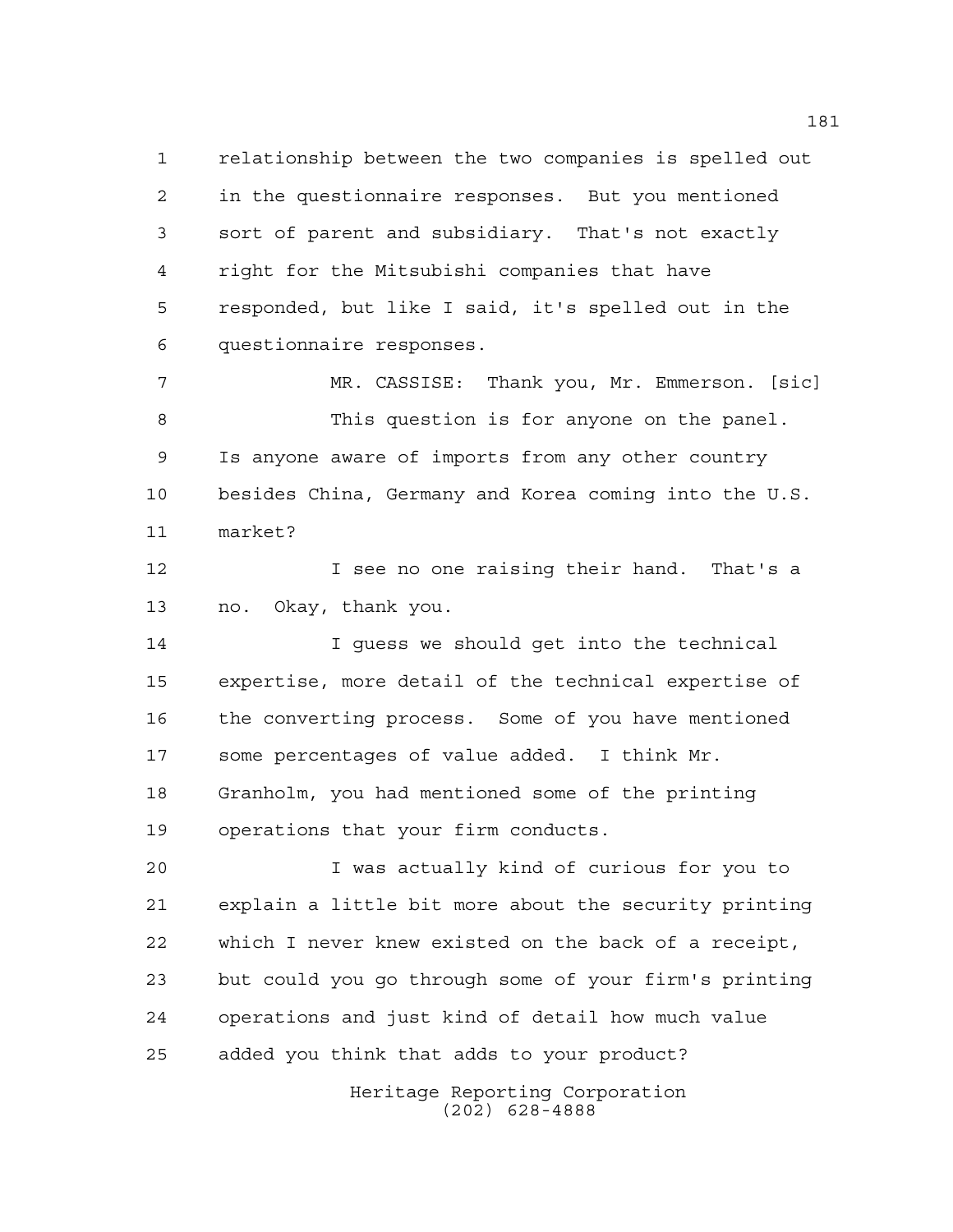relationship between the two companies is spelled out in the questionnaire responses. But you mentioned sort of parent and subsidiary. That's not exactly right for the Mitsubishi companies that have responded, but like I said, it's spelled out in the questionnaire responses.

MR. CASSISE: Thank you, Mr. Emmerson. [sic]

This question is for anyone on the panel. Is anyone aware of imports from any other country besides China, Germany and Korea coming into the U.S. market?

I see no one raising their hand. That's a no. Okay, thank you.

I guess we should get into the technical expertise, more detail of the technical expertise of the converting process. Some of you have mentioned some percentages of value added. I think Mr. Granholm, you had mentioned some of the printing operations that your firm conducts.

I was actually kind of curious for you to explain a little bit more about the security printing which I never knew existed on the back of a receipt, but could you go through some of your firm's printing operations and just kind of detail how much value added you think that adds to your product?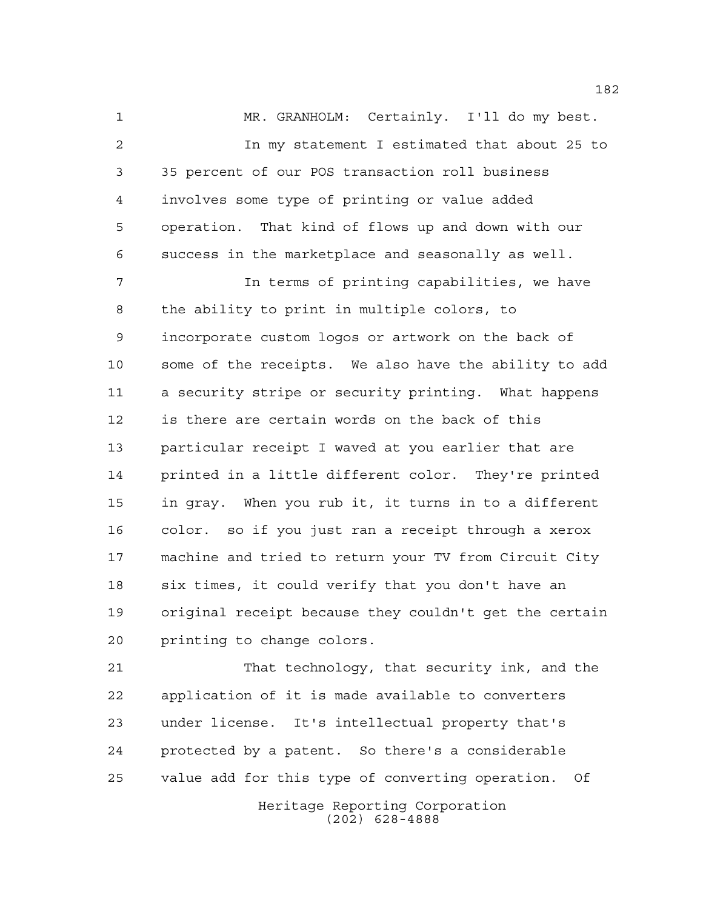MR. GRANHOLM: Certainly. I'll do my best.

In my statement I estimated that about 25 to 35 percent of our POS transaction roll business involves some type of printing or value added operation. That kind of flows up and down with our success in the marketplace and seasonally as well.

In terms of printing capabilities, we have the ability to print in multiple colors, to incorporate custom logos or artwork on the back of some of the receipts. We also have the ability to add a security stripe or security printing. What happens is there are certain words on the back of this particular receipt I waved at you earlier that are printed in a little different color. They're printed in gray. When you rub it, it turns in to a different color. so if you just ran a receipt through a xerox machine and tried to return your TV from Circuit City six times, it could verify that you don't have an original receipt because they couldn't get the certain printing to change colors.

That technology, that security ink, and the application of it is made available to converters under license. It's intellectual property that's protected by a patent. So there's a considerable value add for this type of converting operation. Of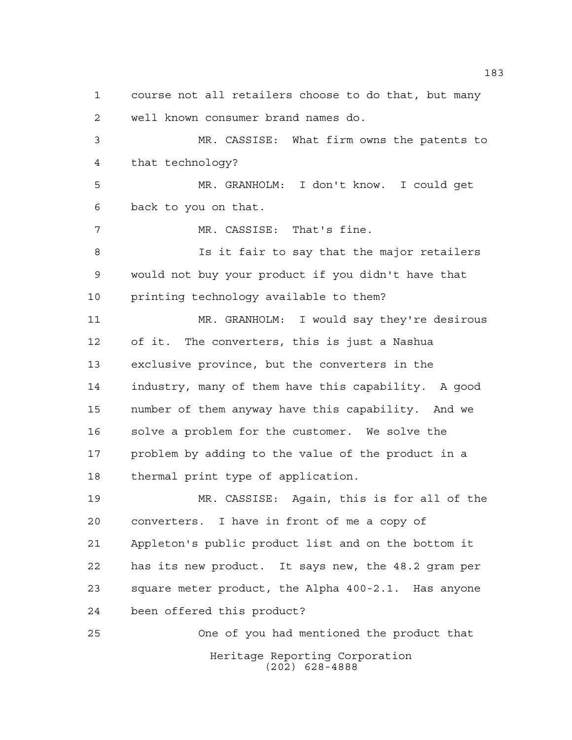course not all retailers choose to do that, but many well known consumer brand names do.

MR. CASSISE: What firm owns the patents to that technology?

MR. GRANHOLM: I don't know. I could get back to you on that.

MR. CASSISE: That's fine.

Is it fair to say that the major retailers would not buy your product if you didn't have that printing technology available to them?

MR. GRANHOLM: I would say they're desirous of it. The converters, this is just a Nashua exclusive province, but the converters in the industry, many of them have this capability. A good number of them anyway have this capability. And we solve a problem for the customer. We solve the problem by adding to the value of the product in a thermal print type of application.

MR. CASSISE: Again, this is for all of the converters. I have in front of me a copy of Appleton's public product list and on the bottom it has its new product. It says new, the 48.2 gram per square meter product, the Alpha 400-2.1. Has anyone been offered this product?

One of you had mentioned the product that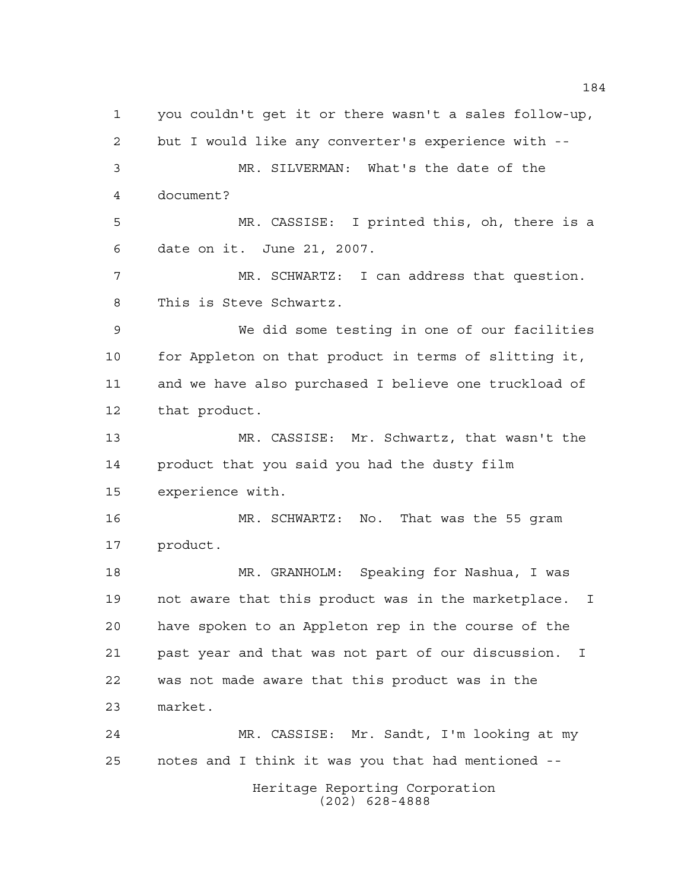you couldn't get it or there wasn't a sales follow-up, but I would like any converter's experience with --

MR. SILVERMAN: What's the date of the document?

MR. CASSISE: I printed this, oh, there is a date on it. June 21, 2007.

MR. SCHWARTZ: I can address that question. This is Steve Schwartz.

We did some testing in one of our facilities for Appleton on that product in terms of slitting it, and we have also purchased I believe one truckload of that product.

MR. CASSISE: Mr. Schwartz, that wasn't the product that you said you had the dusty film experience with.

MR. SCHWARTZ: No. That was the 55 gram product.

MR. GRANHOLM: Speaking for Nashua, I was not aware that this product was in the marketplace. I have spoken to an Appleton rep in the course of the past year and that was not part of our discussion. I was not made aware that this product was in the market.

MR. CASSISE: Mr. Sandt, I'm looking at my notes and I think it was you that had mentioned --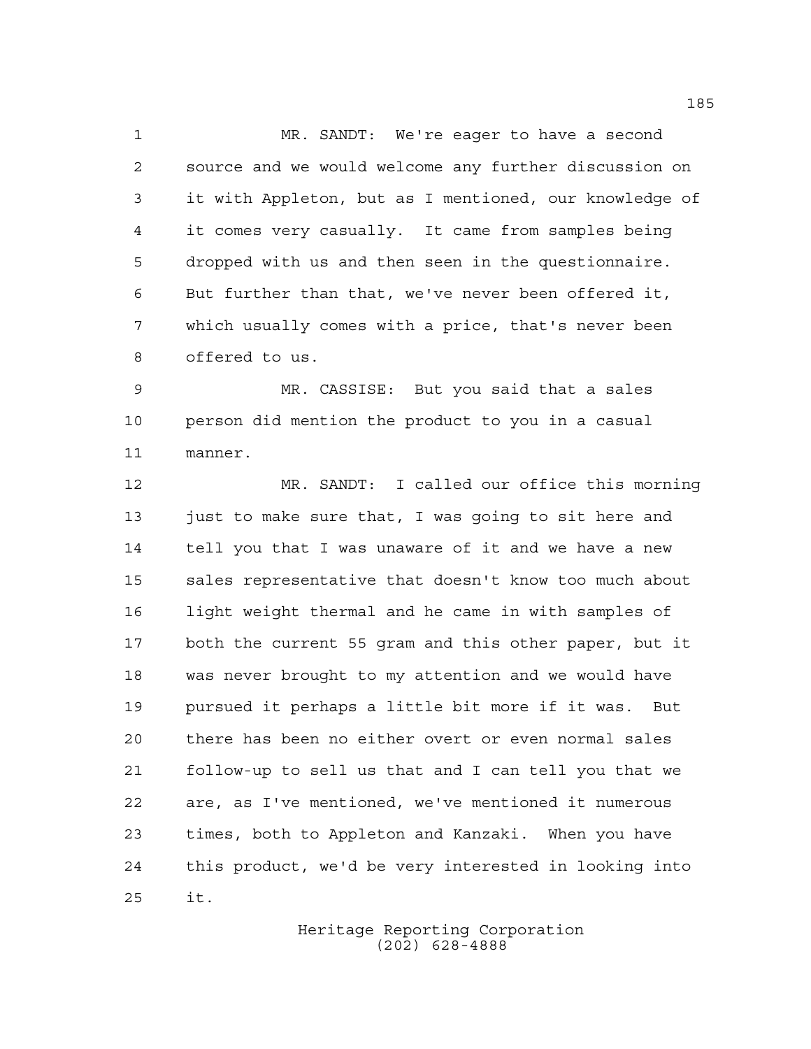MR. SANDT: We're eager to have a second source and we would welcome any further discussion on it with Appleton, but as I mentioned, our knowledge of it comes very casually. It came from samples being dropped with us and then seen in the questionnaire. But further than that, we've never been offered it, which usually comes with a price, that's never been offered to us.

MR. CASSISE: But you said that a sales person did mention the product to you in a casual manner.

MR. SANDT: I called our office this morning just to make sure that, I was going to sit here and tell you that I was unaware of it and we have a new sales representative that doesn't know too much about light weight thermal and he came in with samples of both the current 55 gram and this other paper, but it was never brought to my attention and we would have pursued it perhaps a little bit more if it was. But there has been no either overt or even normal sales follow-up to sell us that and I can tell you that we are, as I've mentioned, we've mentioned it numerous times, both to Appleton and Kanzaki. When you have this product, we'd be very interested in looking into it.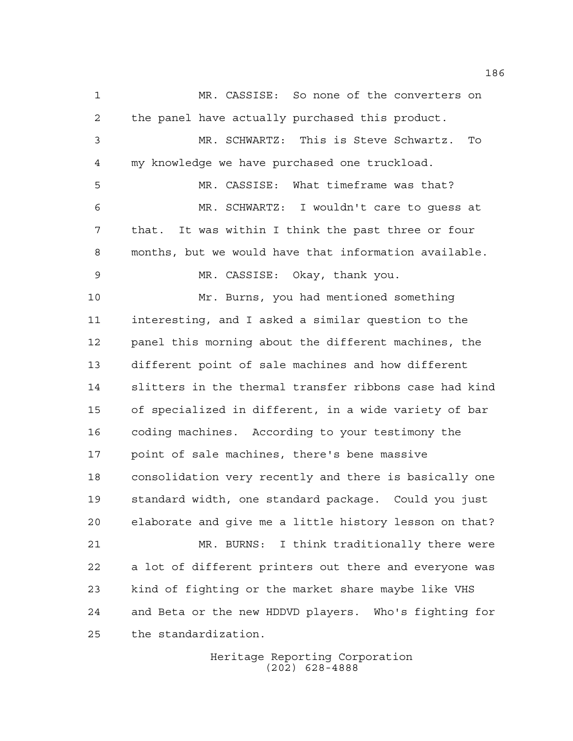MR. CASSISE: So none of the converters on the panel have actually purchased this product.

MR. SCHWARTZ: This is Steve Schwartz. To my knowledge we have purchased one truckload.

MR. CASSISE: What timeframe was that?

MR. SCHWARTZ: I wouldn't care to guess at that. It was within I think the past three or four months, but we would have that information available.

MR. CASSISE: Okay, thank you.

Mr. Burns, you had mentioned something interesting, and I asked a similar question to the panel this morning about the different machines, the different point of sale machines and how different slitters in the thermal transfer ribbons case had kind of specialized in different, in a wide variety of bar coding machines. According to your testimony the point of sale machines, there's bene massive consolidation very recently and there is basically one standard width, one standard package. Could you just elaborate and give me a little history lesson on that?

MR. BURNS: I think traditionally there were a lot of different printers out there and everyone was kind of fighting or the market share maybe like VHS and Beta or the new HDDVD players. Who's fighting for the standardization.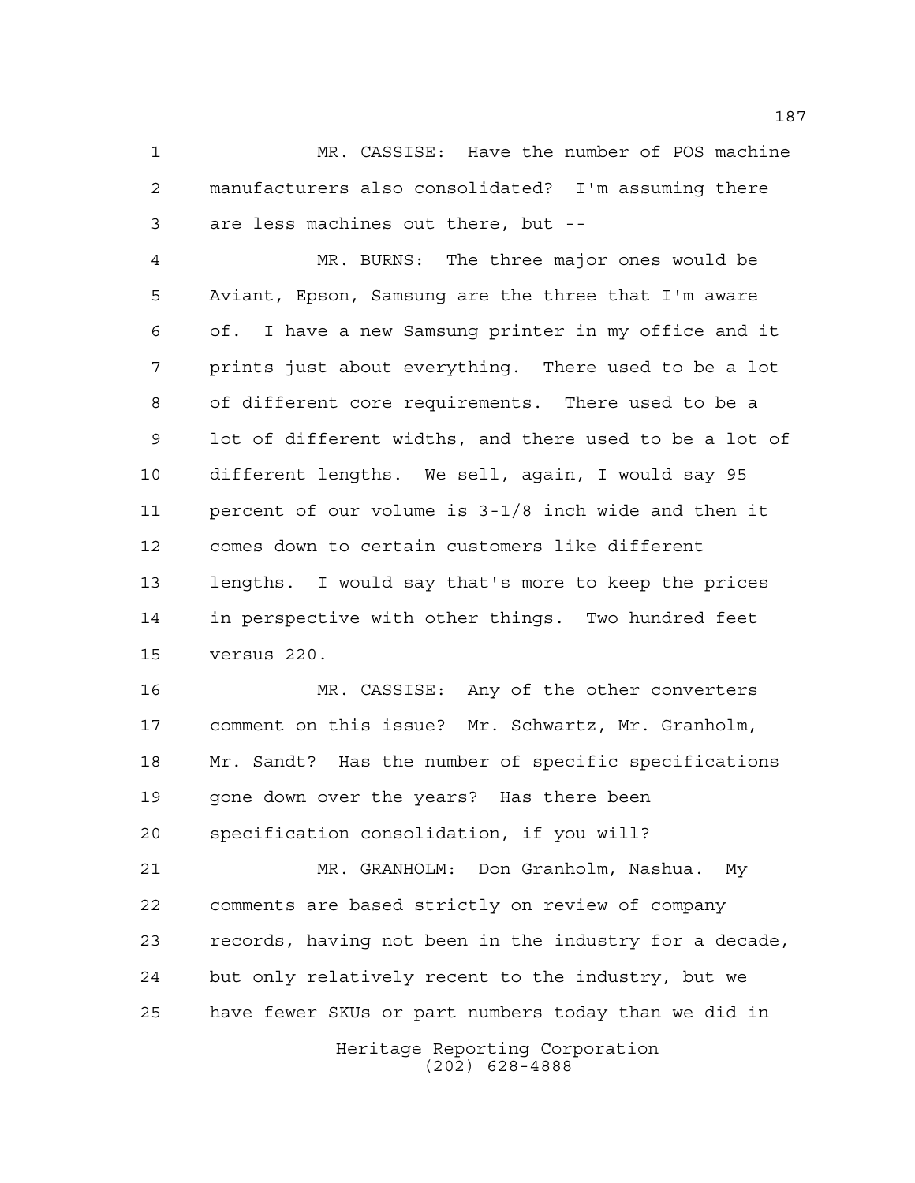MR. CASSISE: Have the number of POS machine manufacturers also consolidated? I'm assuming there are less machines out there, but --

MR. BURNS: The three major ones would be Aviant, Epson, Samsung are the three that I'm aware of. I have a new Samsung printer in my office and it prints just about everything. There used to be a lot of different core requirements. There used to be a lot of different widths, and there used to be a lot of different lengths. We sell, again, I would say 95 percent of our volume is 3-1/8 inch wide and then it comes down to certain customers like different lengths. I would say that's more to keep the prices in perspective with other things. Two hundred feet versus 220.

MR. CASSISE: Any of the other converters comment on this issue? Mr. Schwartz, Mr. Granholm, Mr. Sandt? Has the number of specific specifications gone down over the years? Has there been specification consolidation, if you will?

MR. GRANHOLM: Don Granholm, Nashua. My comments are based strictly on review of company records, having not been in the industry for a decade, but only relatively recent to the industry, but we have fewer SKUs or part numbers today than we did in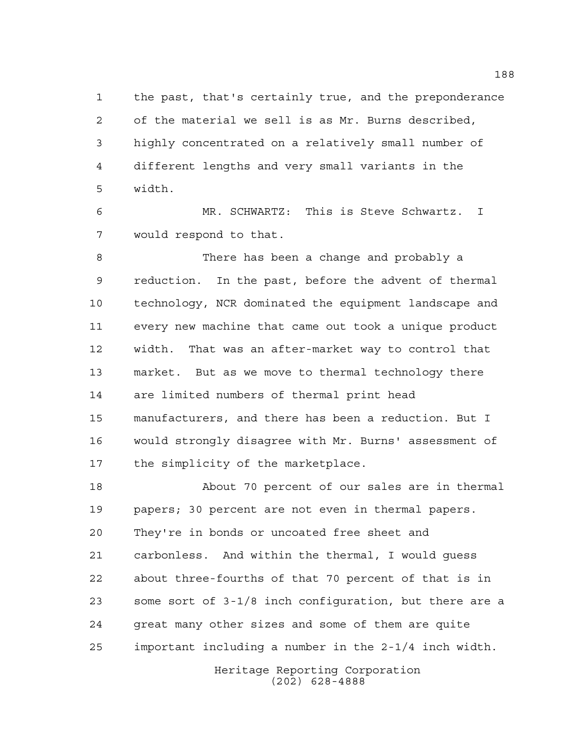the past, that's certainly true, and the preponderance of the material we sell is as Mr. Burns described, highly concentrated on a relatively small number of different lengths and very small variants in the width.

MR. SCHWARTZ: This is Steve Schwartz. I would respond to that.

There has been a change and probably a reduction. In the past, before the advent of thermal technology, NCR dominated the equipment landscape and every new machine that came out took a unique product width. That was an after-market way to control that market. But as we move to thermal technology there are limited numbers of thermal print head manufacturers, and there has been a reduction. But I would strongly disagree with Mr. Burns' assessment of the simplicity of the marketplace.

About 70 percent of our sales are in thermal papers; 30 percent are not even in thermal papers. They're in bonds or uncoated free sheet and carbonless. And within the thermal, I would guess about three-fourths of that 70 percent of that is in some sort of 3-1/8 inch configuration, but there are a great many other sizes and some of them are quite important including a number in the 2-1/4 inch width.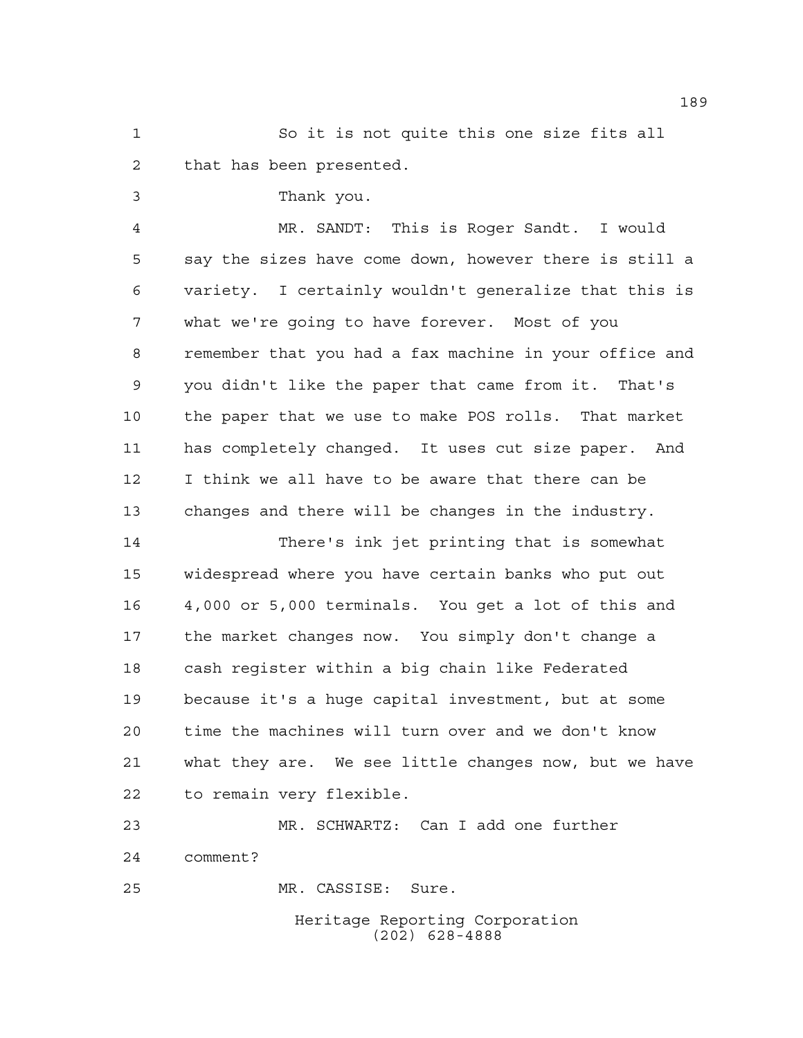So it is not quite this one size fits all that has been presented.

Thank you.

MR. SANDT: This is Roger Sandt. I would say the sizes have come down, however there is still a variety. I certainly wouldn't generalize that this is what we're going to have forever. Most of you remember that you had a fax machine in your office and you didn't like the paper that came from it. That's the paper that we use to make POS rolls. That market has completely changed. It uses cut size paper. And I think we all have to be aware that there can be changes and there will be changes in the industry.

There's ink jet printing that is somewhat widespread where you have certain banks who put out 4,000 or 5,000 terminals. You get a lot of this and the market changes now. You simply don't change a cash register within a big chain like Federated because it's a huge capital investment, but at some time the machines will turn over and we don't know what they are. We see little changes now, but we have to remain very flexible.

MR. SCHWARTZ: Can I add one further comment?

MR. CASSISE: Sure.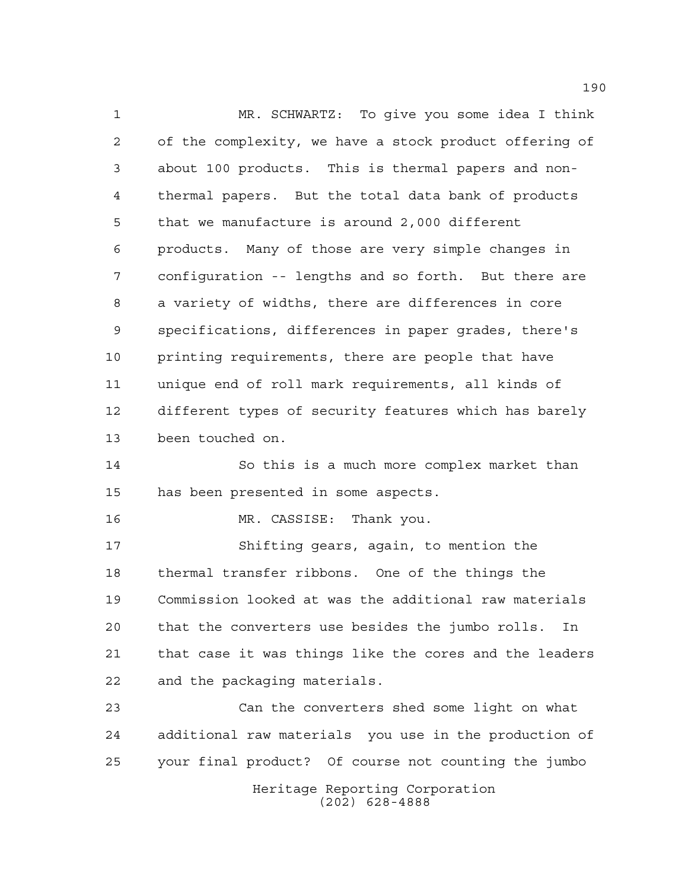MR. SCHWARTZ: To give you some idea I think of the complexity, we have a stock product offering of about 100 products. This is thermal papers and non-thermal papers. But the total data bank of products that we manufacture is around 2,000 different products. Many of those are very simple changes in configuration -- lengths and so forth. But there are a variety of widths, there are differences in core specifications, differences in paper grades, there's printing requirements, there are people that have unique end of roll mark requirements, all kinds of different types of security features which has barely been touched on.

So this is a much more complex market than has been presented in some aspects.

MR. CASSISE: Thank you.

Shifting gears, again, to mention the thermal transfer ribbons. One of the things the Commission looked at was the additional raw materials that the converters use besides the jumbo rolls. In that case it was things like the cores and the leaders and the packaging materials.

Can the converters shed some light on what additional raw materials you use in the production of your final product? Of course not counting the jumbo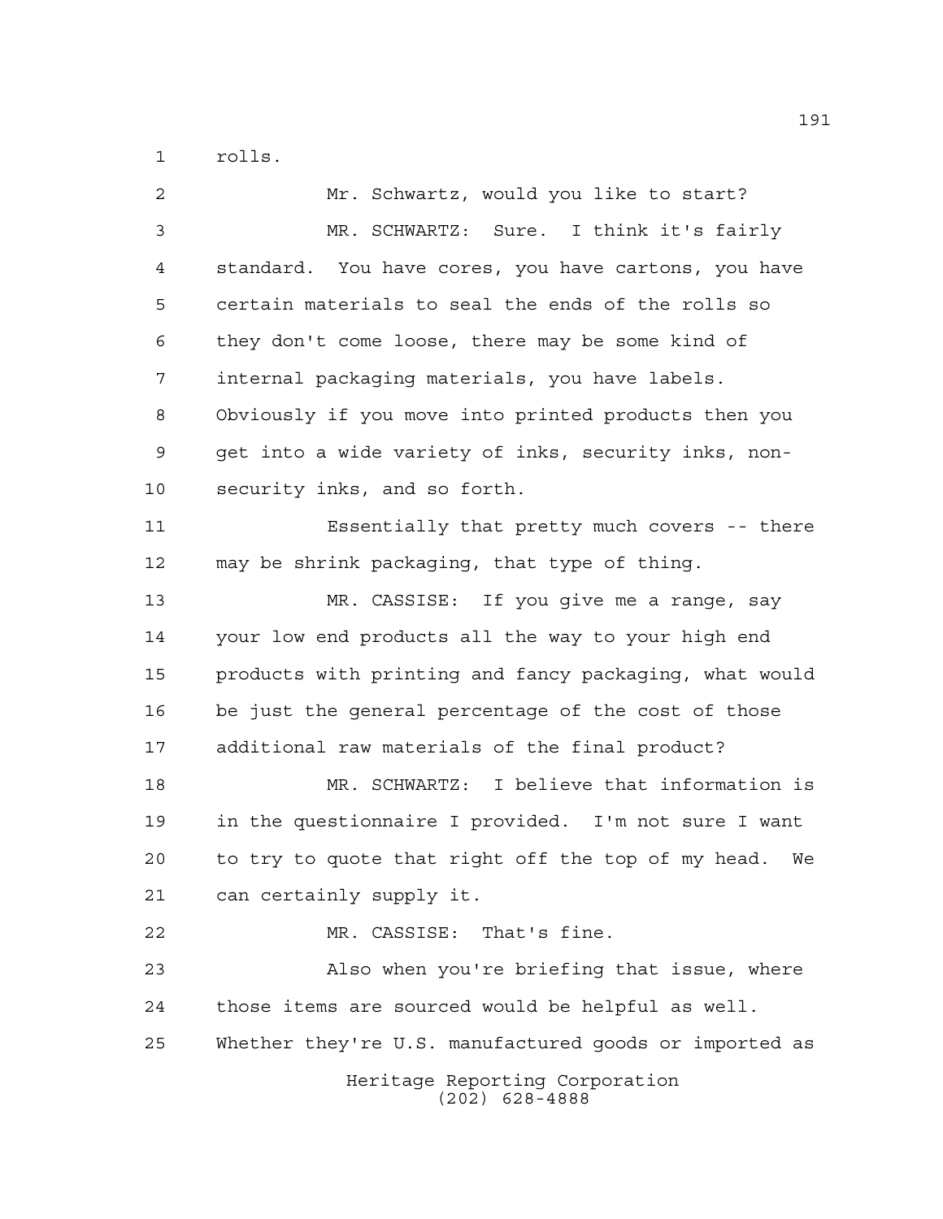rolls.

Mr. Schwartz, would you like to start?

MR. SCHWARTZ: Sure. I think it's fairly standard. You have cores, you have cartons, you have certain materials to seal the ends of the rolls so they don't come loose, there may be some kind of internal packaging materials, you have labels. Obviously if you move into printed products then you get into a wide variety of inks, security inks, non-security inks, and so forth.

Essentially that pretty much covers -- there may be shrink packaging, that type of thing.

MR. CASSISE: If you give me a range, say your low end products all the way to your high end products with printing and fancy packaging, what would be just the general percentage of the cost of those additional raw materials of the final product?

MR. SCHWARTZ: I believe that information is in the questionnaire I provided. I'm not sure I want to try to quote that right off the top of my head. We can certainly supply it.

MR. CASSISE: That's fine.

Also when you're briefing that issue, where those items are sourced would be helpful as well. Whether they're U.S. manufactured goods or imported as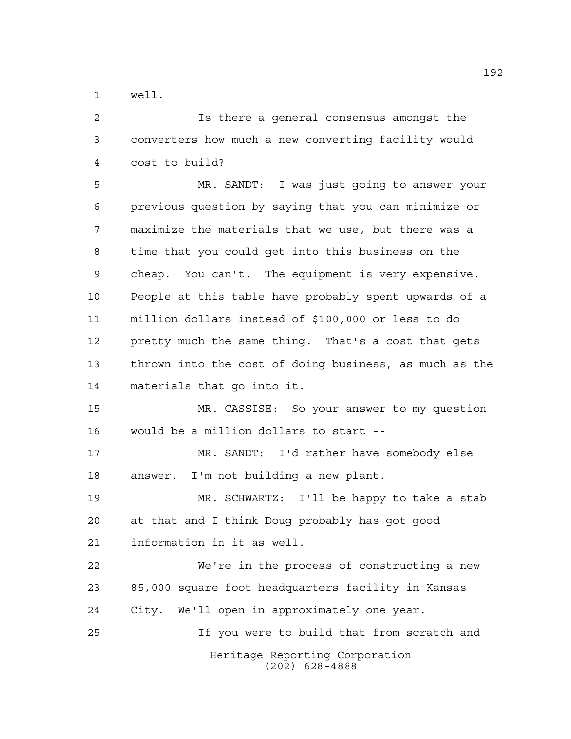well.

Is there a general consensus amongst the converters how much a new converting facility would cost to build?

MR. SANDT: I was just going to answer your previous question by saying that you can minimize or maximize the materials that we use, but there was a time that you could get into this business on the cheap. You can't. The equipment is very expensive. People at this table have probably spent upwards of a million dollars instead of $100,000 or less to do pretty much the same thing. That's a cost that gets thrown into the cost of doing business, as much as the materials that go into it.

MR. CASSISE: So your answer to my question would be a million dollars to start --

MR. SANDT: I'd rather have somebody else answer. I'm not building a new plant.

MR. SCHWARTZ: I'll be happy to take a stab at that and I think Doug probably has got good information in it as well.

We're in the process of constructing a new 85,000 square foot headquarters facility in Kansas City. We'll open in approximately one year.

If you were to build that from scratch and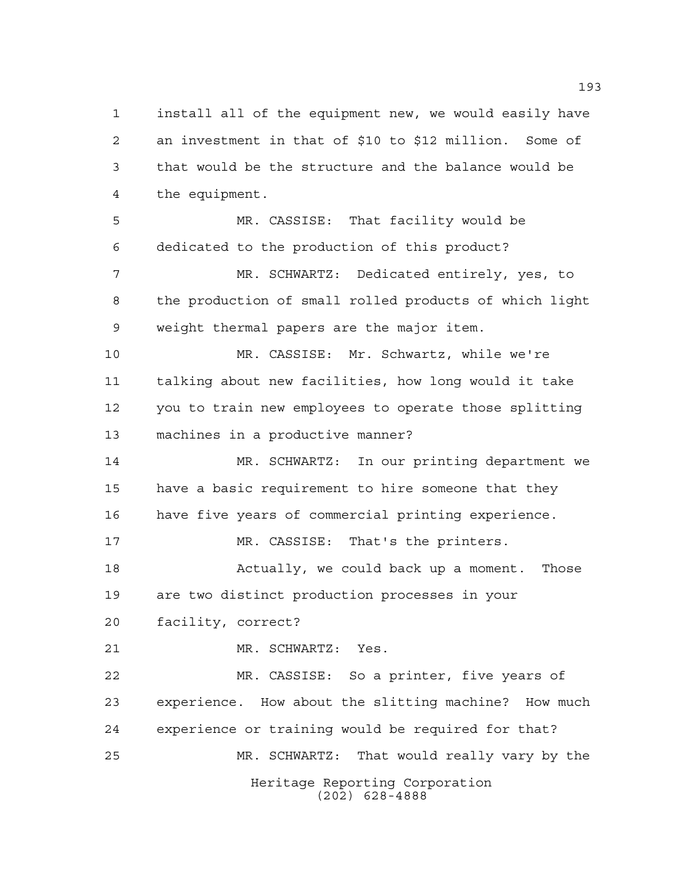install all of the equipment new, we would easily have an investment in that of $10 to $12 million. Some of that would be the structure and the balance would be the equipment.

MR. CASSISE: That facility would be dedicated to the production of this product?

MR. SCHWARTZ: Dedicated entirely, yes, to the production of small rolled products of which light weight thermal papers are the major item.

MR. CASSISE: Mr. Schwartz, while we're talking about new facilities, how long would it take you to train new employees to operate those splitting machines in a productive manner?

MR. SCHWARTZ: In our printing department we have a basic requirement to hire someone that they have five years of commercial printing experience.

MR. CASSISE: That's the printers.

Actually, we could back up a moment. Those are two distinct production processes in your facility, correct?

MR. SCHWARTZ: Yes.

MR. CASSISE: So a printer, five years of experience. How about the slitting machine? How much experience or training would be required for that?

MR. SCHWARTZ: That would really vary by the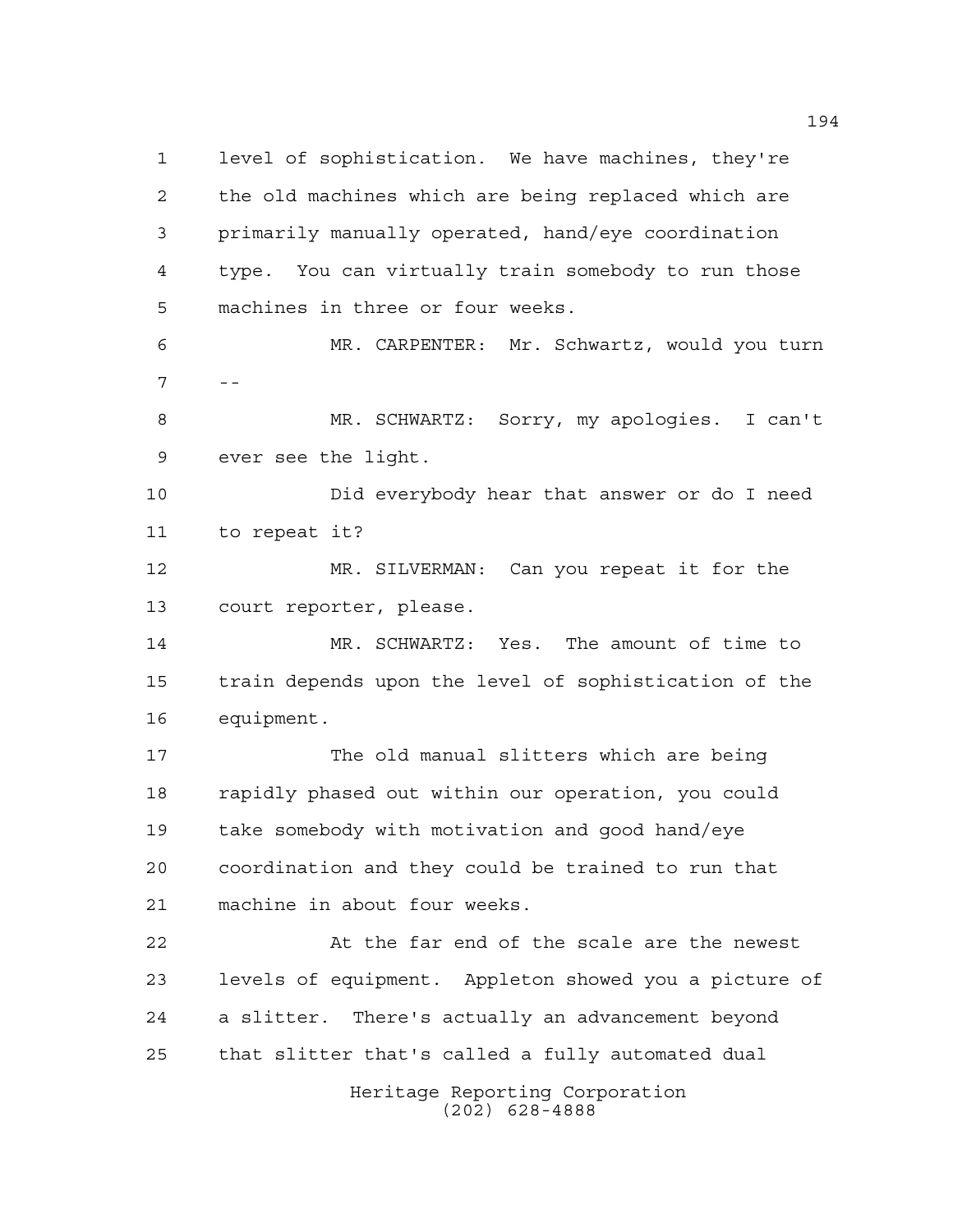level of sophistication. We have machines, they're the old machines which are being replaced which are primarily manually operated, hand/eye coordination type. You can virtually train somebody to run those machines in three or four weeks.

MR. CARPENTER: Mr. Schwartz, would you turn --

MR. SCHWARTZ: Sorry, my apologies. I can't ever see the light.

Did everybody hear that answer or do I need to repeat it?

MR. SILVERMAN: Can you repeat it for the court reporter, please.

MR. SCHWARTZ: Yes. The amount of time to train depends upon the level of sophistication of the equipment.

The old manual slitters which are being rapidly phased out within our operation, you could take somebody with motivation and good hand/eye coordination and they could be trained to run that machine in about four weeks.

At the far end of the scale are the newest levels of equipment. Appleton showed you a picture of a slitter. There's actually an advancement beyond that slitter that's called a fully automated dual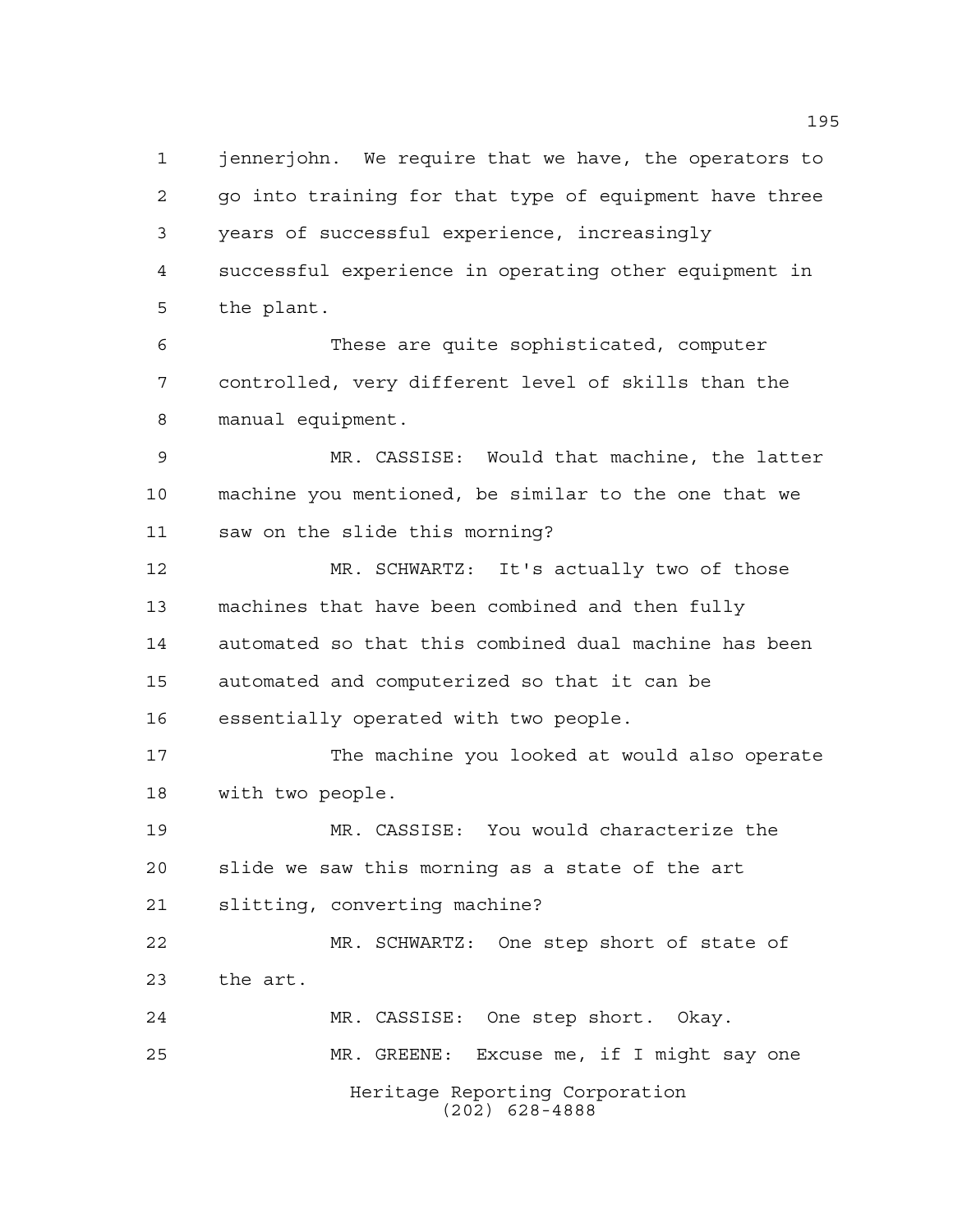jennerjohn. We require that we have, the operators to go into training for that type of equipment have three years of successful experience, increasingly successful experience in operating other equipment in the plant.

These are quite sophisticated, computer controlled, very different level of skills than the manual equipment.

MR. CASSISE: Would that machine, the latter machine you mentioned, be similar to the one that we saw on the slide this morning?

MR. SCHWARTZ: It's actually two of those machines that have been combined and then fully automated so that this combined dual machine has been automated and computerized so that it can be essentially operated with two people.

The machine you looked at would also operate with two people.

MR. CASSISE: You would characterize the slide we saw this morning as a state of the art slitting, converting machine?

MR. SCHWARTZ: One step short of state of the art.

MR. CASSISE: One step short. Okay.

MR. GREENE: Excuse me, if I might say one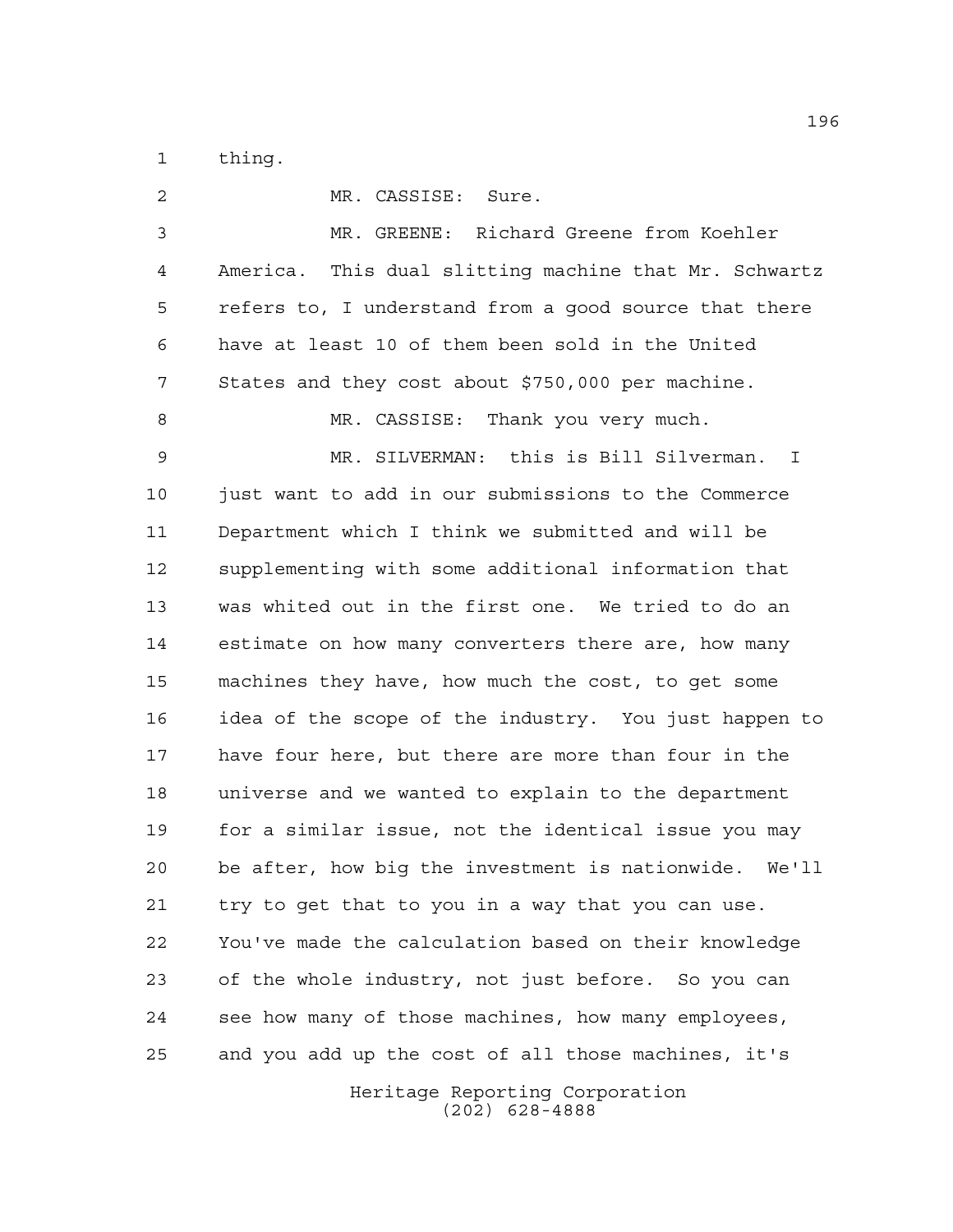thing.

MR. CASSISE: Sure.

MR. GREENE: Richard Greene from Koehler America. This dual slitting machine that Mr. Schwartz refers to, I understand from a good source that there have at least 10 of them been sold in the United States and they cost about $750,000 per machine.

MR. CASSISE: Thank you very much.

MR. SILVERMAN: this is Bill Silverman. I just want to add in our submissions to the Commerce Department which I think we submitted and will be supplementing with some additional information that was whited out in the first one. We tried to do an estimate on how many converters there are, how many machines they have, how much the cost, to get some idea of the scope of the industry. You just happen to have four here, but there are more than four in the universe and we wanted to explain to the department for a similar issue, not the identical issue you may be after, how big the investment is nationwide. We'll try to get that to you in a way that you can use. You've made the calculation based on their knowledge of the whole industry, not just before. So you can see how many of those machines, how many employees, and you add up the cost of all those machines, it's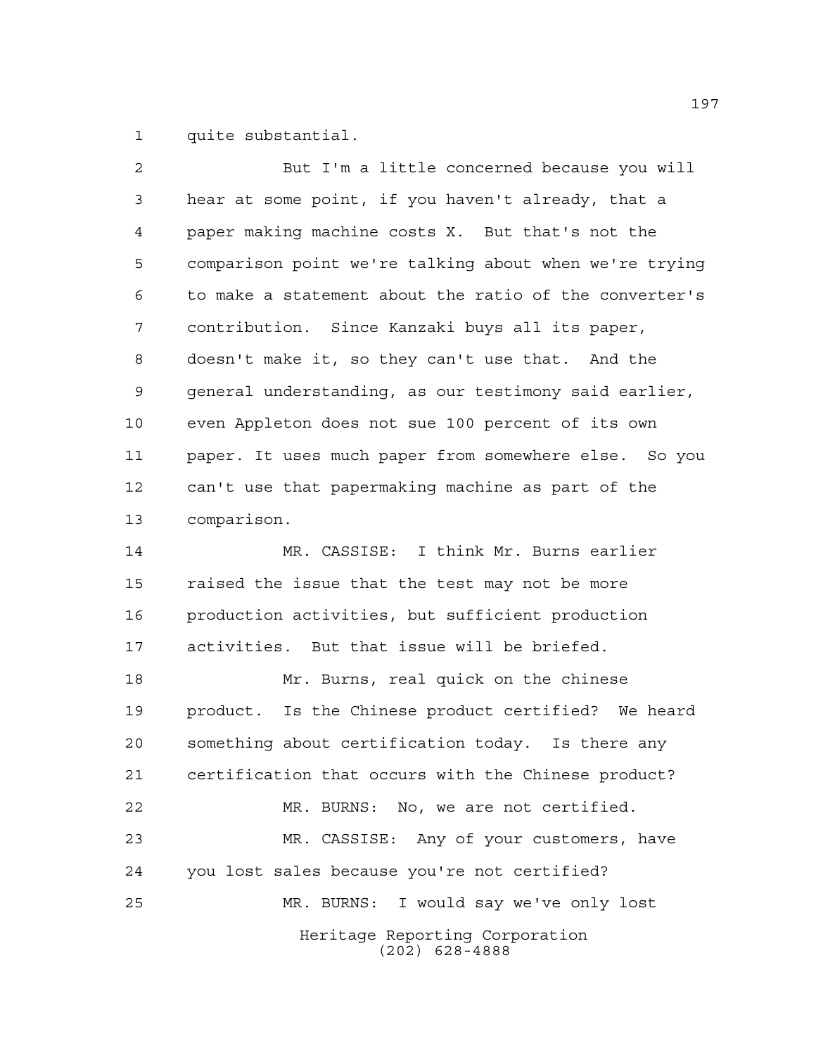quite substantial.

But I'm a little concerned because you will hear at some point, if you haven't already, that a paper making machine costs X. But that's not the comparison point we're talking about when we're trying to make a statement about the ratio of the converter's contribution. Since Kanzaki buys all its paper, doesn't make it, so they can't use that. And the general understanding, as our testimony said earlier, even Appleton does not sue 100 percent of its own paper. It uses much paper from somewhere else. So you can't use that papermaking machine as part of the comparison.

MR. CASSISE: I think Mr. Burns earlier raised the issue that the test may not be more production activities, but sufficient production activities. But that issue will be briefed.

Mr. Burns, real quick on the chinese product. Is the Chinese product certified? We heard something about certification today. Is there any certification that occurs with the Chinese product?

MR. BURNS: No, we are not certified.

MR. CASSISE: Any of your customers, have you lost sales because you're not certified?

MR. BURNS: I would say we've only lost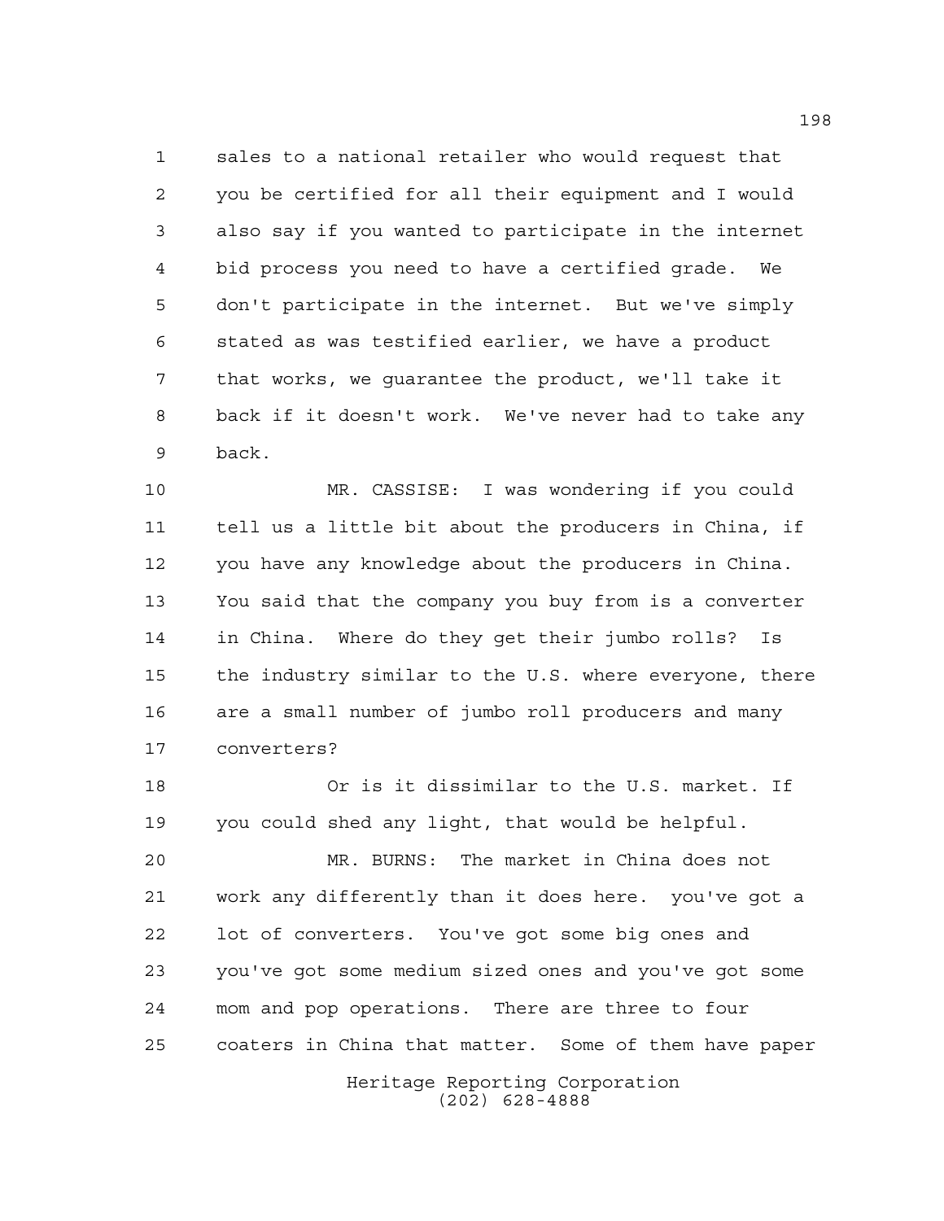sales to a national retailer who would request that you be certified for all their equipment and I would also say if you wanted to participate in the internet bid process you need to have a certified grade. We don't participate in the internet. But we've simply stated as was testified earlier, we have a product that works, we guarantee the product, we'll take it back if it doesn't work. We've never had to take any back.

MR. CASSISE: I was wondering if you could tell us a little bit about the producers in China, if you have any knowledge about the producers in China. You said that the company you buy from is a converter in China. Where do they get their jumbo rolls? Is the industry similar to the U.S. where everyone, there are a small number of jumbo roll producers and many converters?

Or is it dissimilar to the U.S. market. If you could shed any light, that would be helpful.

MR. BURNS: The market in China does not work any differently than it does here. you've got a lot of converters. You've got some big ones and you've got some medium sized ones and you've got some mom and pop operations. There are three to four coaters in China that matter. Some of them have paper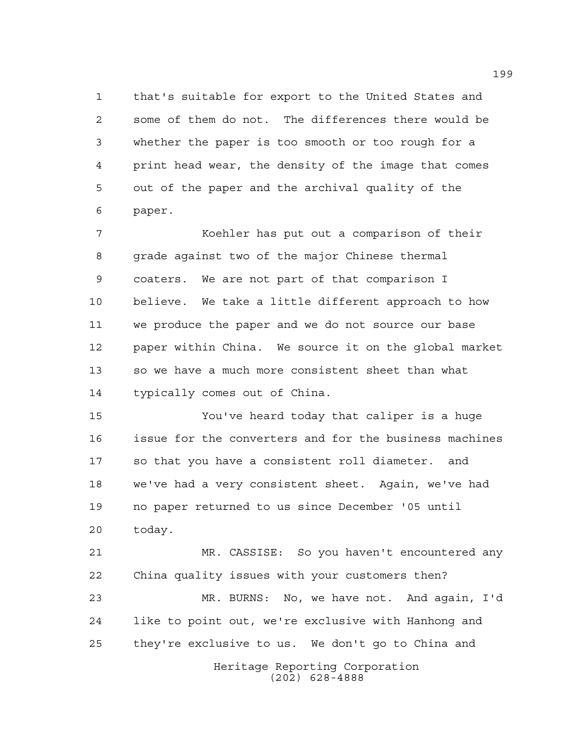that's suitable for export to the United States and some of them do not. The differences there would be whether the paper is too smooth or too rough for a print head wear, the density of the image that comes out of the paper and the archival quality of the paper.

Koehler has put out a comparison of their grade against two of the major Chinese thermal coaters. We are not part of that comparison I believe. We take a little different approach to how we produce the paper and we do not source our base paper within China. We source it on the global market so we have a much more consistent sheet than what typically comes out of China.

You've heard today that caliper is a huge issue for the converters and for the business machines so that you have a consistent roll diameter. and we've had a very consistent sheet. Again, we've had no paper returned to us since December '05 until today.

MR. CASSISE: So you haven't encountered any China quality issues with your customers then?

MR. BURNS: No, we have not. And again, I'd like to point out, we're exclusive with Hanhong and they're exclusive to us. We don't go to China and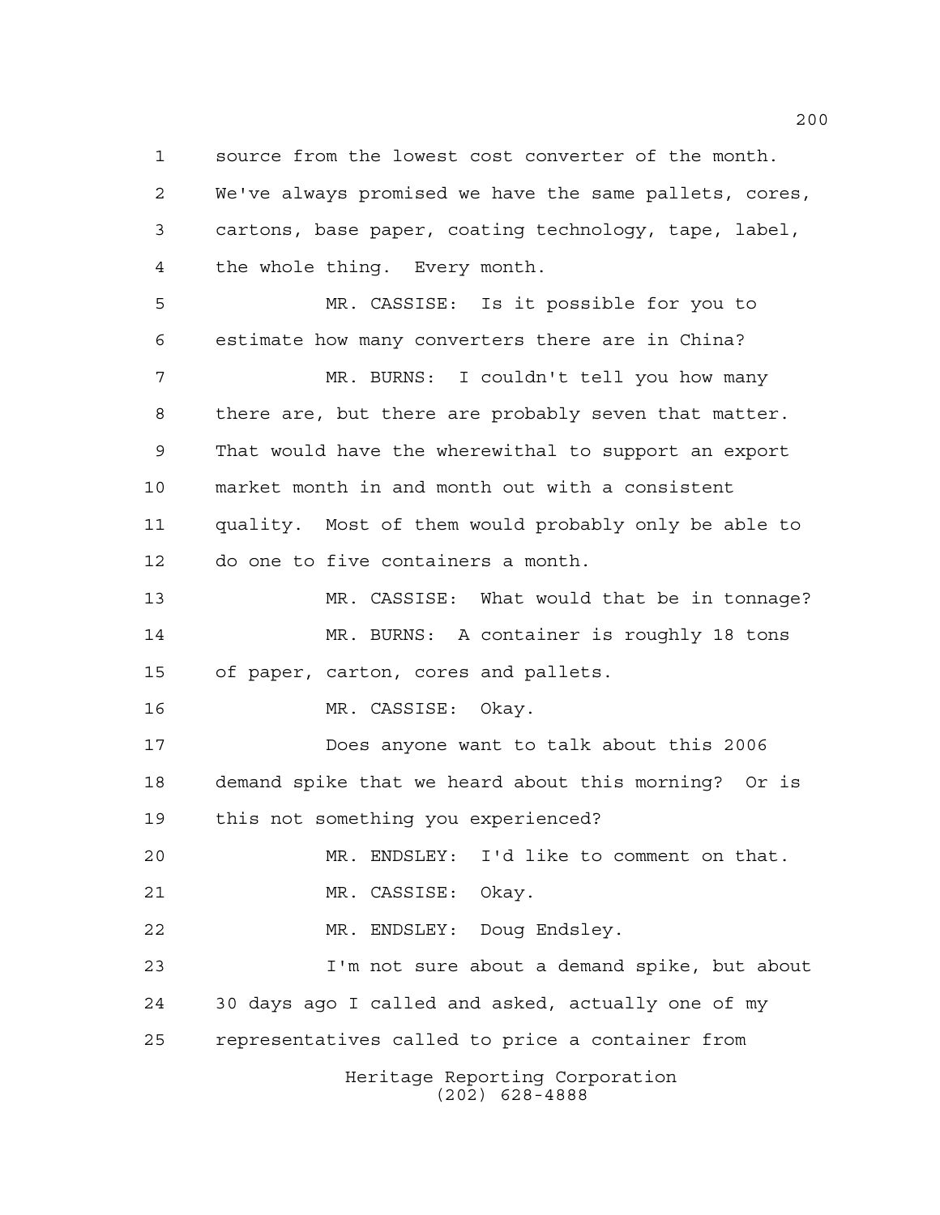source from the lowest cost converter of the month. We've always promised we have the same pallets, cores, cartons, base paper, coating technology, tape, label, the whole thing. Every month.

MR. CASSISE: Is it possible for you to estimate how many converters there are in China?

MR. BURNS: I couldn't tell you how many there are, but there are probably seven that matter. That would have the wherewithal to support an export market month in and month out with a consistent quality. Most of them would probably only be able to do one to five containers a month.

MR. CASSISE: What would that be in tonnage?

MR. BURNS: A container is roughly 18 tons of paper, carton, cores and pallets.

MR. CASSISE: Okay.

Does anyone want to talk about this 2006 demand spike that we heard about this morning? Or is this not something you experienced?

MR. ENDSLEY: I'd like to comment on that.

MR. CASSISE: Okay.

MR. ENDSLEY: Doug Endsley.

I'm not sure about a demand spike, but about 30 days ago I called and asked, actually one of my representatives called to price a container from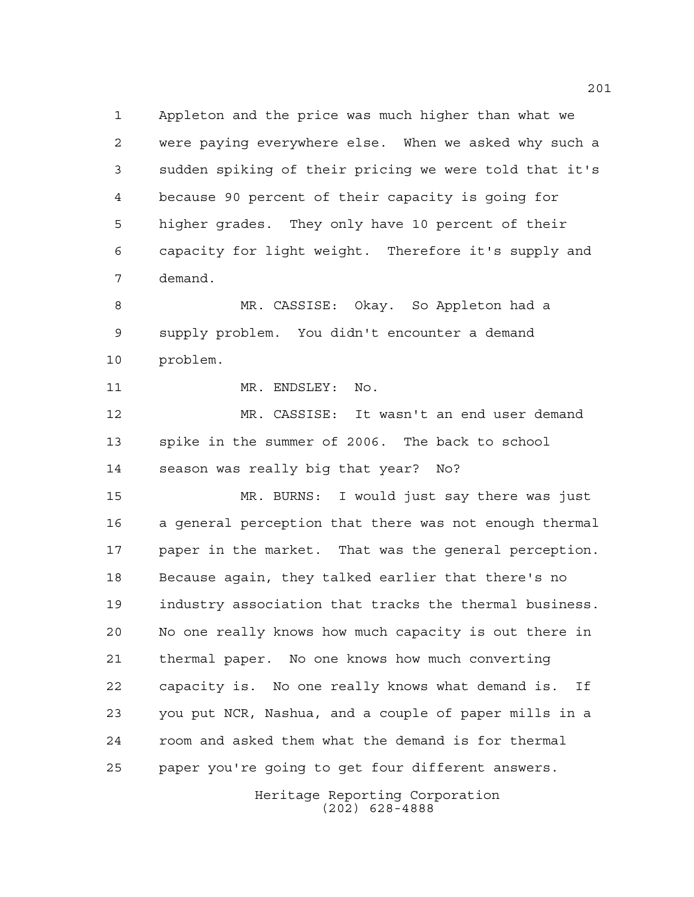Appleton and the price was much higher than what we were paying everywhere else. When we asked why such a sudden spiking of their pricing we were told that it's because 90 percent of their capacity is going for higher grades. They only have 10 percent of their capacity for light weight. Therefore it's supply and demand.

MR. CASSISE: Okay. So Appleton had a supply problem. You didn't encounter a demand problem.

MR. ENDSLEY: No.

MR. CASSISE: It wasn't an end user demand spike in the summer of 2006. The back to school season was really big that year? No?

MR. BURNS: I would just say there was just a general perception that there was not enough thermal paper in the market. That was the general perception. Because again, they talked earlier that there's no industry association that tracks the thermal business. No one really knows how much capacity is out there in thermal paper. No one knows how much converting capacity is. No one really knows what demand is. If you put NCR, Nashua, and a couple of paper mills in a room and asked them what the demand is for thermal paper you're going to get four different answers.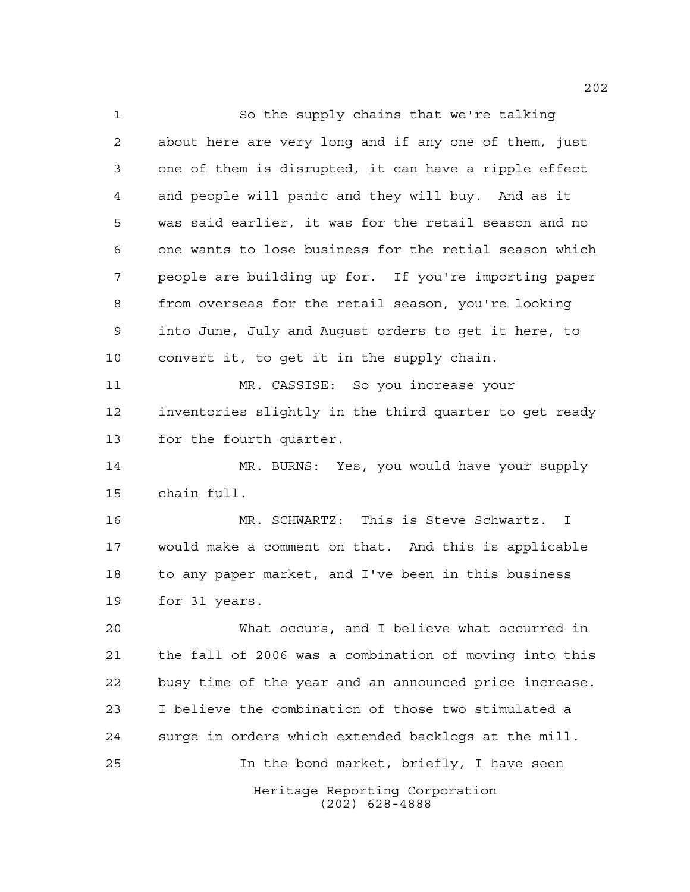So the supply chains that we're talking about here are very long and if any one of them, just one of them is disrupted, it can have a ripple effect and people will panic and they will buy. And as it was said earlier, it was for the retail season and no one wants to lose business for the retial season which people are building up for. If you're importing paper from overseas for the retail season, you're looking into June, July and August orders to get it here, to convert it, to get it in the supply chain.

MR. CASSISE: So you increase your inventories slightly in the third quarter to get ready for the fourth quarter.

MR. BURNS: Yes, you would have your supply chain full.

MR. SCHWARTZ: This is Steve Schwartz. I would make a comment on that. And this is applicable to any paper market, and I've been in this business for 31 years.

What occurs, and I believe what occurred in the fall of 2006 was a combination of moving into this busy time of the year and an announced price increase. I believe the combination of those two stimulated a surge in orders which extended backlogs at the mill.

In the bond market, briefly, I have seen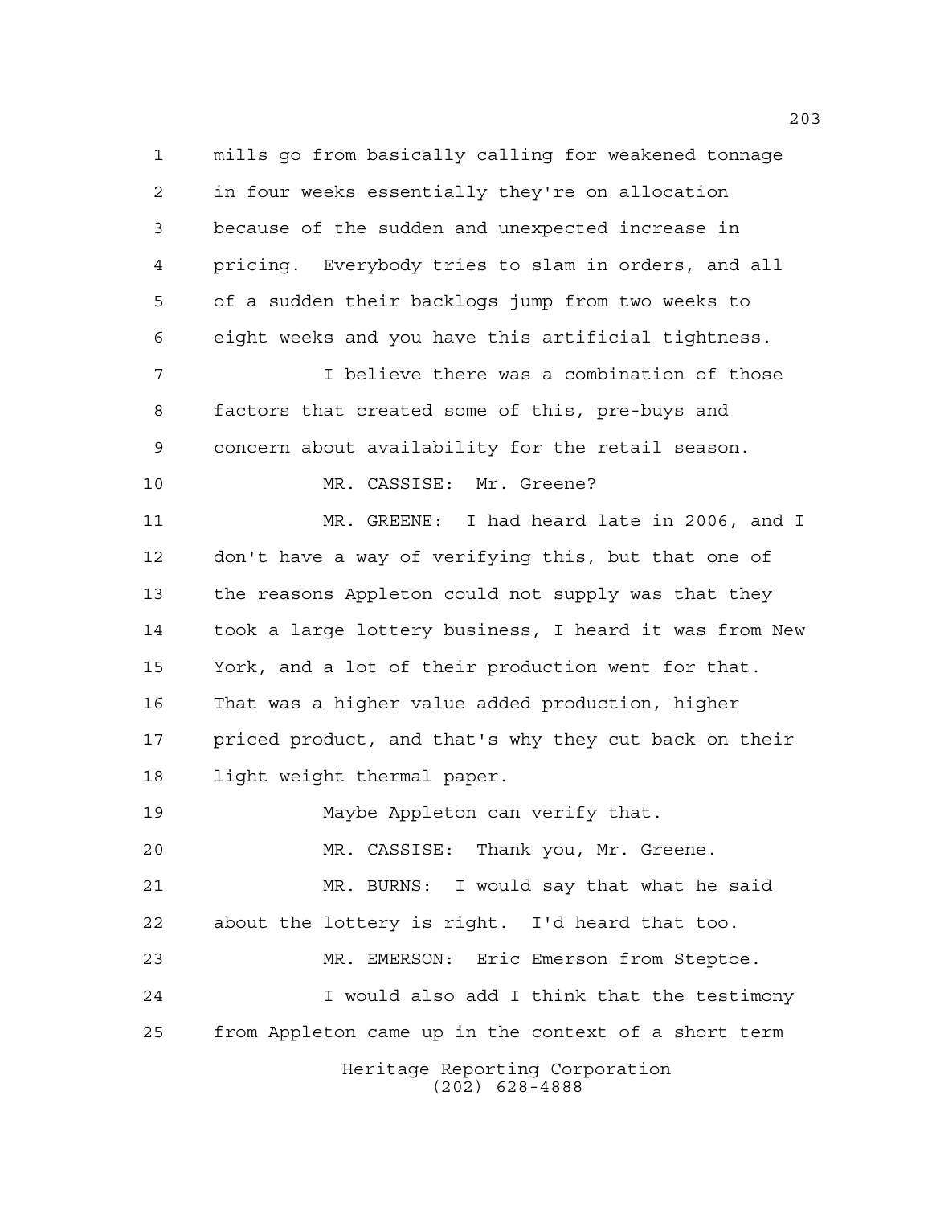mills go from basically calling for weakened tonnage in four weeks essentially they're on allocation because of the sudden and unexpected increase in pricing. Everybody tries to slam in orders, and all of a sudden their backlogs jump from two weeks to eight weeks and you have this artificial tightness.

I believe there was a combination of those factors that created some of this, pre-buys and concern about availability for the retail season.

MR. CASSISE: Mr. Greene?

MR. GREENE: I had heard late in 2006, and I don't have a way of verifying this, but that one of the reasons Appleton could not supply was that they took a large lottery business, I heard it was from New York, and a lot of their production went for that. That was a higher value added production, higher priced product, and that's why they cut back on their light weight thermal paper.

Maybe Appleton can verify that.

MR. CASSISE: Thank you, Mr. Greene.

MR. BURNS: I would say that what he said about the lottery is right. I'd heard that too.

MR. EMERSON: Eric Emerson from Steptoe.

I would also add I think that the testimony from Appleton came up in the context of a short term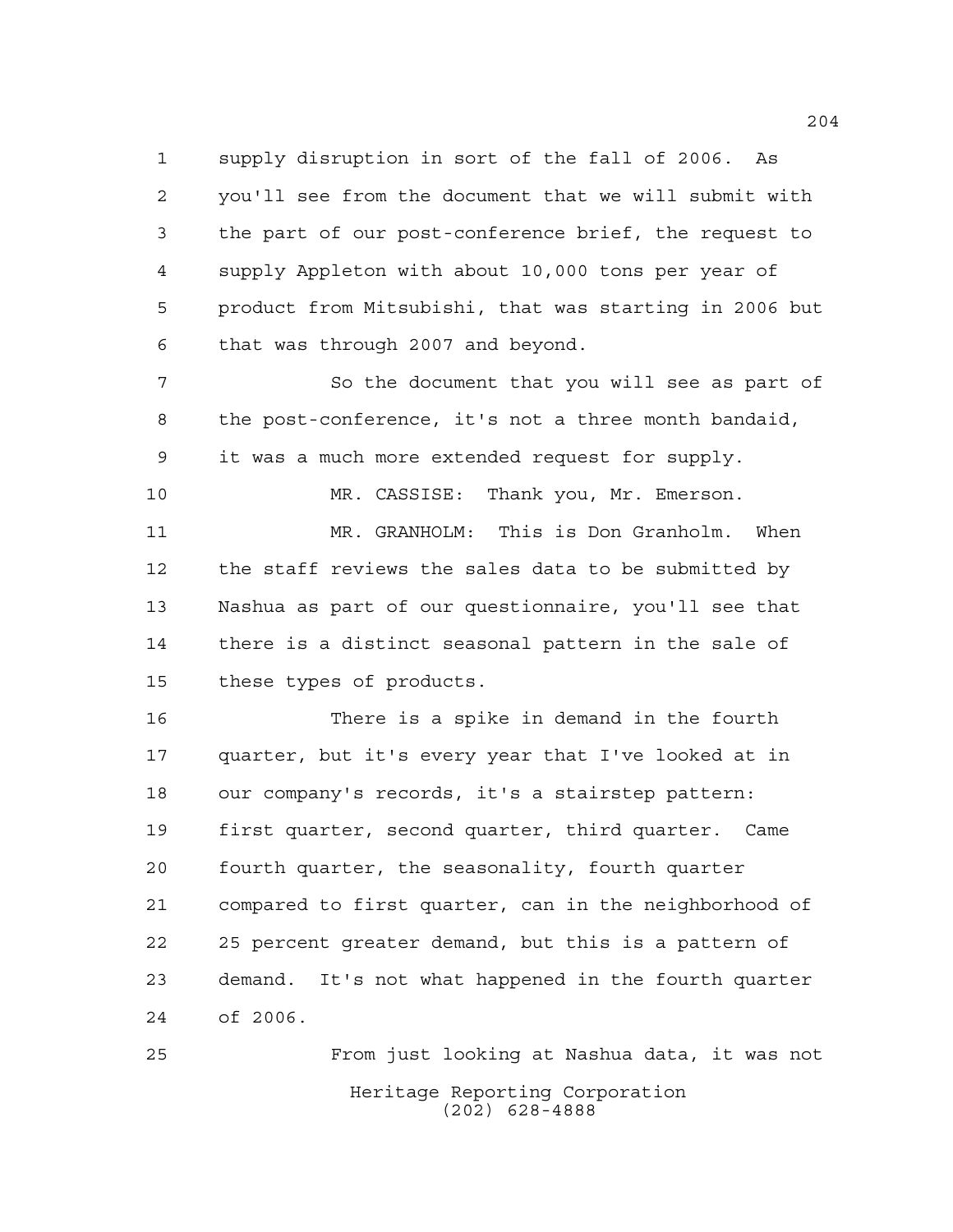supply disruption in sort of the fall of 2006. As you'll see from the document that we will submit with the part of our post-conference brief, the request to supply Appleton with about 10,000 tons per year of product from Mitsubishi, that was starting in 2006 but that was through 2007 and beyond.

So the document that you will see as part of the post-conference, it's not a three month bandaid, it was a much more extended request for supply.

MR. CASSISE: Thank you, Mr. Emerson.

MR. GRANHOLM: This is Don Granholm. When the staff reviews the sales data to be submitted by Nashua as part of our questionnaire, you'll see that there is a distinct seasonal pattern in the sale of these types of products.

There is a spike in demand in the fourth quarter, but it's every year that I've looked at in our company's records, it's a stairstep pattern: first quarter, second quarter, third quarter. Came fourth quarter, the seasonality, fourth quarter compared to first quarter, can in the neighborhood of 25 percent greater demand, but this is a pattern of demand. It's not what happened in the fourth quarter of 2006.

From just looking at Nashua data, it was not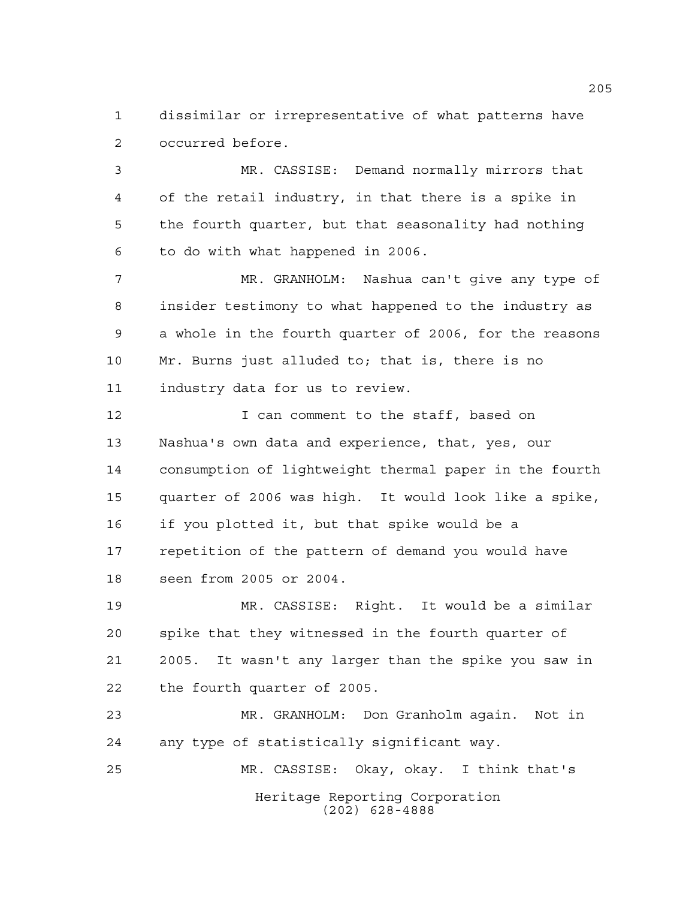dissimilar or irrepresentative of what patterns have occurred before.

MR. CASSISE: Demand normally mirrors that of the retail industry, in that there is a spike in the fourth quarter, but that seasonality had nothing to do with what happened in 2006.

MR. GRANHOLM: Nashua can't give any type of insider testimony to what happened to the industry as a whole in the fourth quarter of 2006, for the reasons Mr. Burns just alluded to; that is, there is no industry data for us to review.

I can comment to the staff, based on Nashua's own data and experience, that, yes, our consumption of lightweight thermal paper in the fourth quarter of 2006 was high. It would look like a spike, if you plotted it, but that spike would be a repetition of the pattern of demand you would have seen from 2005 or 2004.

MR. CASSISE: Right. It would be a similar spike that they witnessed in the fourth quarter of 2005. It wasn't any larger than the spike you saw in the fourth quarter of 2005.

MR. GRANHOLM: Don Granholm again. Not in any type of statistically significant way.

MR. CASSISE: Okay, okay. I think that's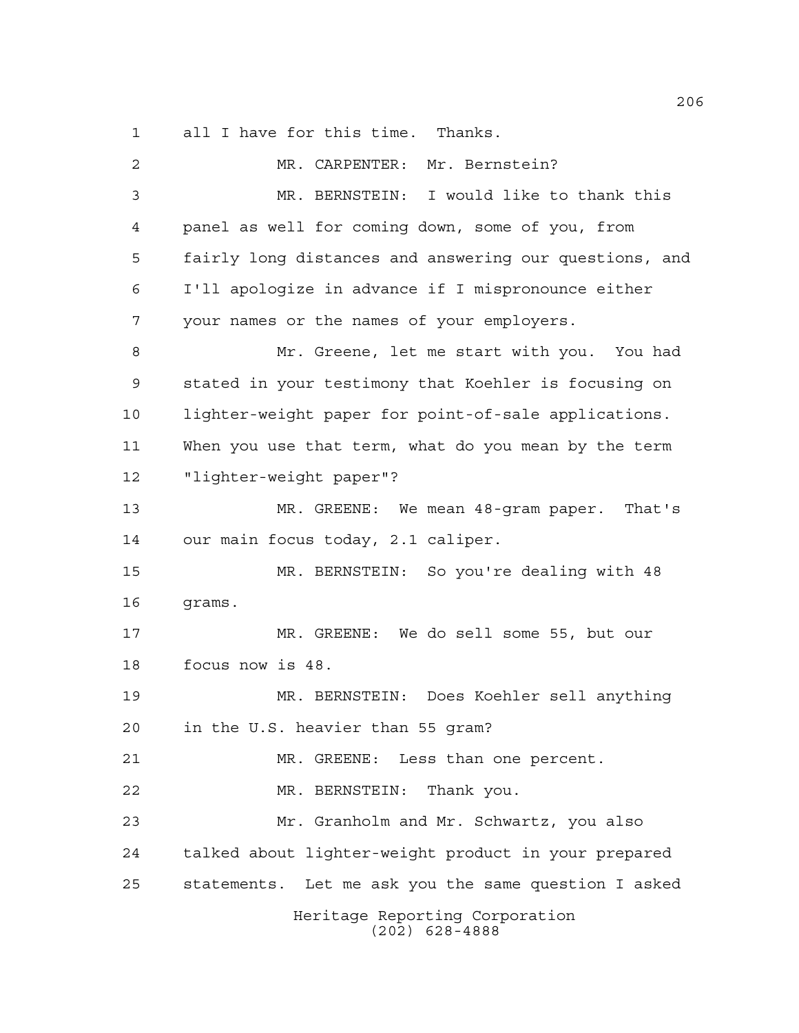all I have for this time. Thanks.

MR. CARPENTER: Mr. Bernstein?

MR. BERNSTEIN: I would like to thank this panel as well for coming down, some of you, from fairly long distances and answering our questions, and I'll apologize in advance if I mispronounce either your names or the names of your employers.

Mr. Greene, let me start with you. You had stated in your testimony that Koehler is focusing on lighter-weight paper for point-of-sale applications. When you use that term, what do you mean by the term "lighter-weight paper"?

MR. GREENE: We mean 48-gram paper. That's our main focus today, 2.1 caliper.

MR. BERNSTEIN: So you're dealing with 48 grams.

MR. GREENE: We do sell some 55, but our focus now is 48.

MR. BERNSTEIN: Does Koehler sell anything in the U.S. heavier than 55 gram?

MR. GREENE: Less than one percent.

MR. BERNSTEIN: Thank you.

Mr. Granholm and Mr. Schwartz, you also talked about lighter-weight product in your prepared statements. Let me ask you the same question I asked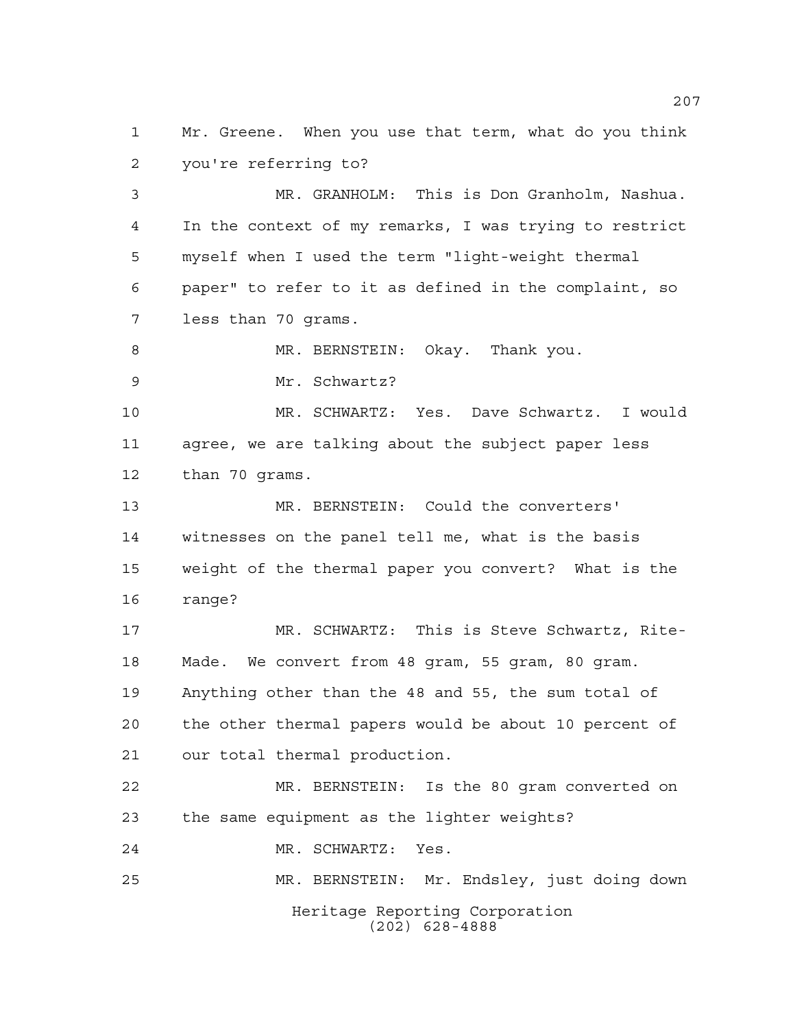Mr. Greene. When you use that term, what do you think you're referring to?

MR. GRANHOLM: This is Don Granholm, Nashua. In the context of my remarks, I was trying to restrict myself when I used the term "light-weight thermal paper" to refer to it as defined in the complaint, so less than 70 grams.

MR. BERNSTEIN: Okay. Thank you.

Mr. Schwartz?

MR. SCHWARTZ: Yes. Dave Schwartz. I would agree, we are talking about the subject paper less than 70 grams.

MR. BERNSTEIN: Could the converters' witnesses on the panel tell me, what is the basis weight of the thermal paper you convert? What is the range?

MR. SCHWARTZ: This is Steve Schwartz, Rite-Made. We convert from 48 gram, 55 gram, 80 gram. Anything other than the 48 and 55, the sum total of the other thermal papers would be about 10 percent of our total thermal production.

MR. BERNSTEIN: Is the 80 gram converted on the same equipment as the lighter weights?

MR. SCHWARTZ: Yes.

MR. BERNSTEIN: Mr. Endsley, just doing down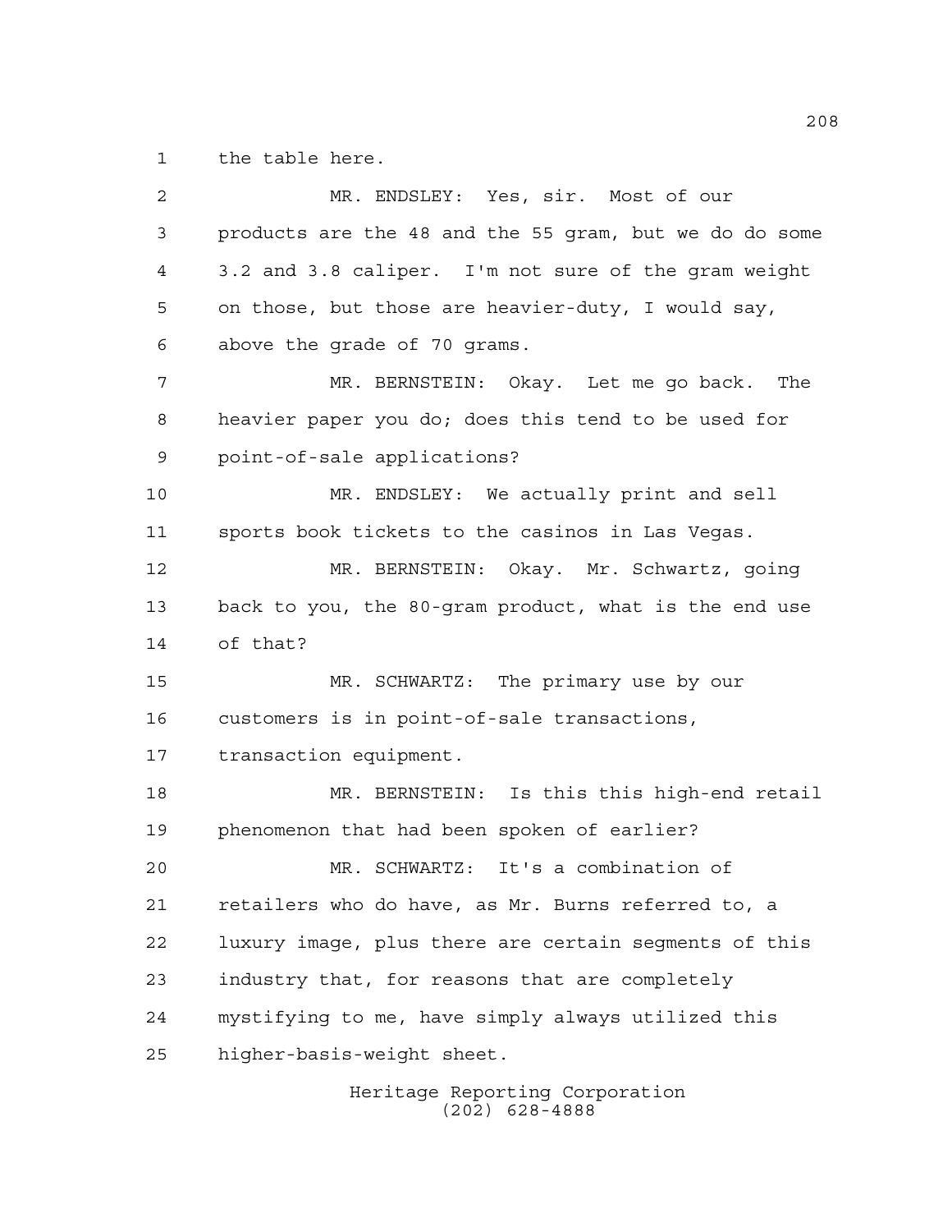the table here.

MR. ENDSLEY: Yes, sir. Most of our products are the 48 and the 55 gram, but we do do some 3.2 and 3.8 caliper. I'm not sure of the gram weight on those, but those are heavier-duty, I would say, above the grade of 70 grams.

MR. BERNSTEIN: Okay. Let me go back. The heavier paper you do; does this tend to be used for point-of-sale applications?

MR. ENDSLEY: We actually print and sell sports book tickets to the casinos in Las Vegas.

MR. BERNSTEIN: Okay. Mr. Schwartz, going back to you, the 80-gram product, what is the end use of that?

MR. SCHWARTZ: The primary use by our customers is in point-of-sale transactions, transaction equipment.

MR. BERNSTEIN: Is this this high-end retail phenomenon that had been spoken of earlier?

MR. SCHWARTZ: It's a combination of retailers who do have, as Mr. Burns referred to, a luxury image, plus there are certain segments of this industry that, for reasons that are completely mystifying to me, have simply always utilized this higher-basis-weight sheet.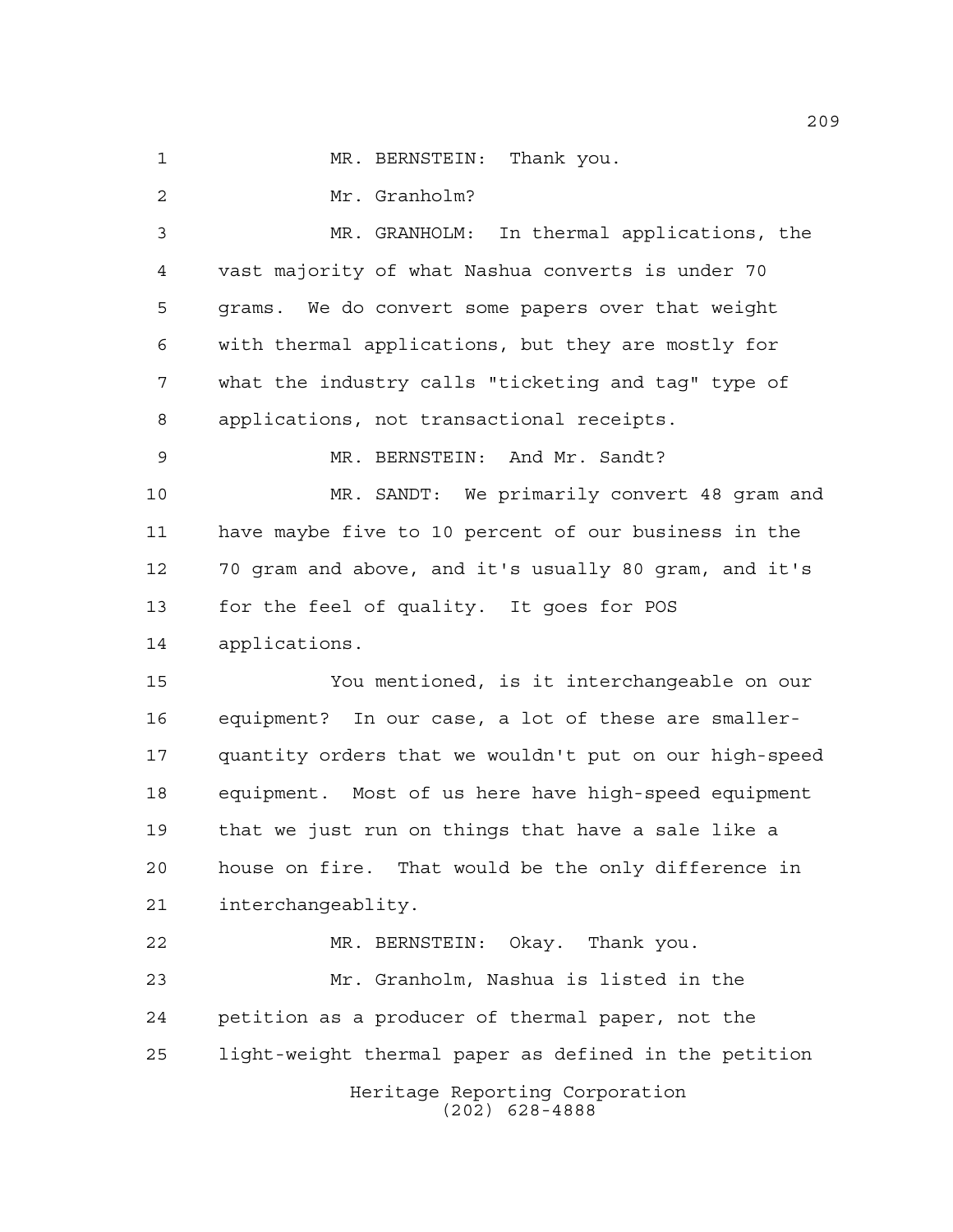MR. BERNSTEIN: Thank you.

Mr. Granholm?

MR. GRANHOLM: In thermal applications, the vast majority of what Nashua converts is under 70 grams. We do convert some papers over that weight with thermal applications, but they are mostly for what the industry calls "ticketing and tag" type of applications, not transactional receipts.

MR. BERNSTEIN: And Mr. Sandt?

MR. SANDT: We primarily convert 48 gram and have maybe five to 10 percent of our business in the 70 gram and above, and it's usually 80 gram, and it's for the feel of quality. It goes for POS applications.

You mentioned, is it interchangeable on our equipment? In our case, a lot of these are smaller-quantity orders that we wouldn't put on our high-speed equipment. Most of us here have high-speed equipment that we just run on things that have a sale like a house on fire. That would be the only difference in interchangeablity.

MR. BERNSTEIN: Okay. Thank you.

Mr. Granholm, Nashua is listed in the petition as a producer of thermal paper, not the light-weight thermal paper as defined in the petition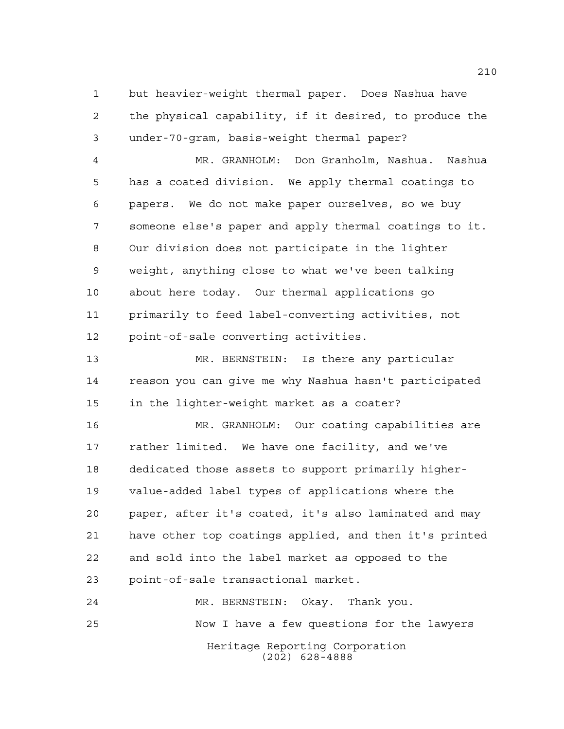but heavier-weight thermal paper. Does Nashua have the physical capability, if it desired, to produce the under-70-gram, basis-weight thermal paper?

MR. GRANHOLM: Don Granholm, Nashua. Nashua has a coated division. We apply thermal coatings to papers. We do not make paper ourselves, so we buy someone else's paper and apply thermal coatings to it. Our division does not participate in the lighter weight, anything close to what we've been talking about here today. Our thermal applications go primarily to feed label-converting activities, not point-of-sale converting activities.

MR. BERNSTEIN: Is there any particular reason you can give me why Nashua hasn't participated in the lighter-weight market as a coater?

MR. GRANHOLM: Our coating capabilities are rather limited. We have one facility, and we've dedicated those assets to support primarily higher-value-added label types of applications where the paper, after it's coated, it's also laminated and may have other top coatings applied, and then it's printed and sold into the label market as opposed to the point-of-sale transactional market.

MR. BERNSTEIN: Okay. Thank you.

Now I have a few questions for the lawyers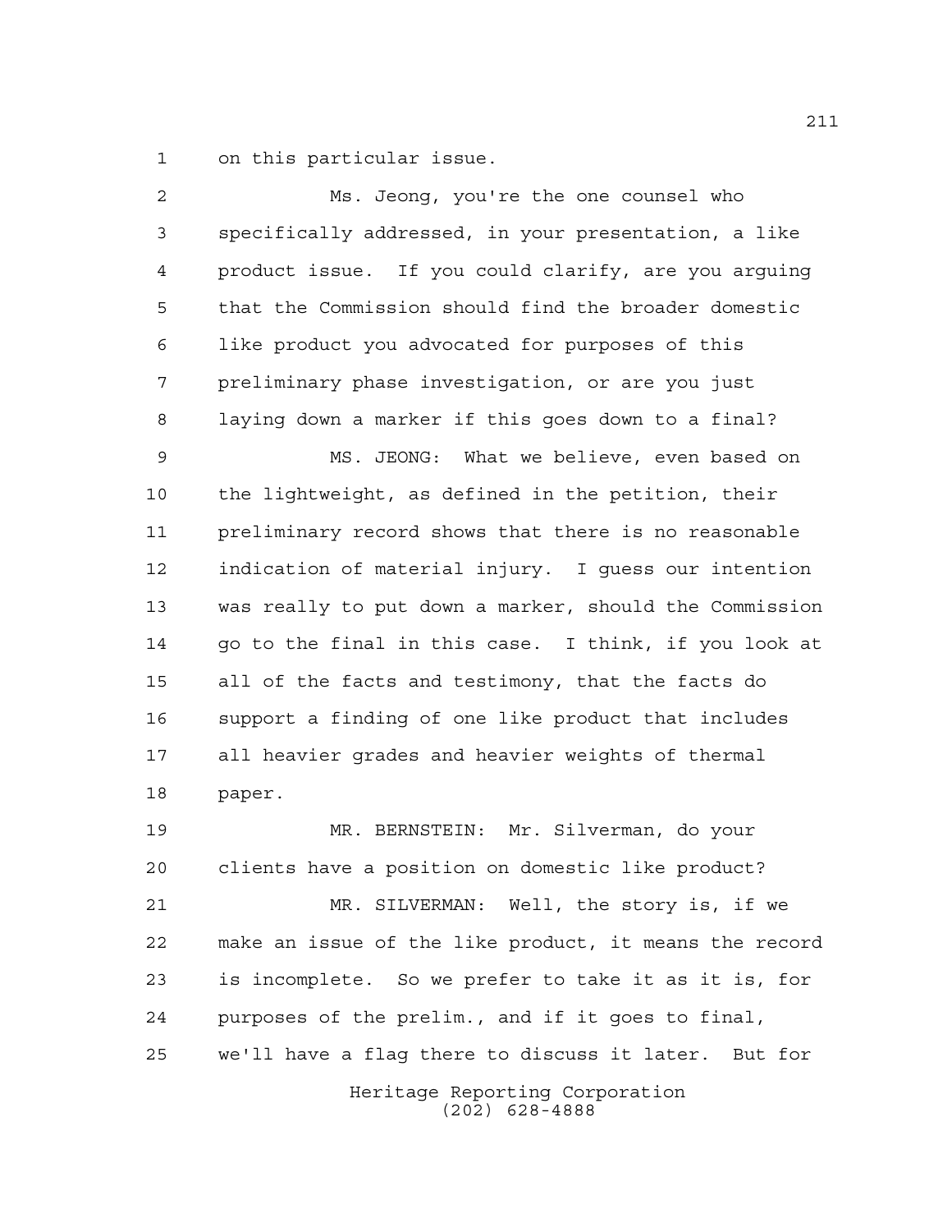on this particular issue.

Ms. Jeong, you're the one counsel who specifically addressed, in your presentation, a like product issue. If you could clarify, are you arguing that the Commission should find the broader domestic like product you advocated for purposes of this preliminary phase investigation, or are you just laying down a marker if this goes down to a final?

MS. JEONG: What we believe, even based on the lightweight, as defined in the petition, their preliminary record shows that there is no reasonable indication of material injury. I guess our intention was really to put down a marker, should the Commission go to the final in this case. I think, if you look at all of the facts and testimony, that the facts do support a finding of one like product that includes all heavier grades and heavier weights of thermal paper.

MR. BERNSTEIN: Mr. Silverman, do your clients have a position on domestic like product?

MR. SILVERMAN: Well, the story is, if we make an issue of the like product, it means the record is incomplete. So we prefer to take it as it is, for purposes of the prelim., and if it goes to final, we'll have a flag there to discuss it later. But for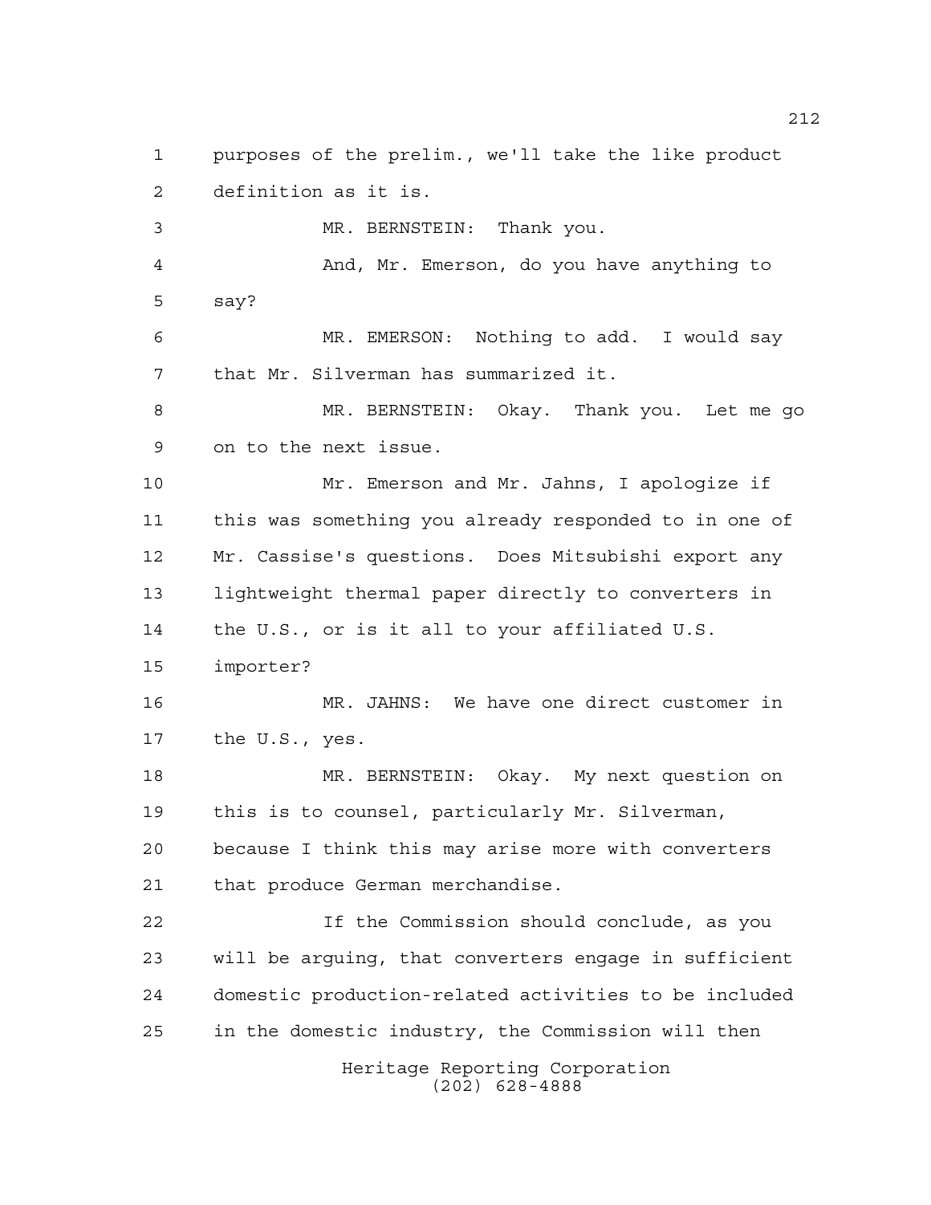purposes of the prelim., we'll take the like product definition as it is.

MR. BERNSTEIN: Thank you.

And, Mr. Emerson, do you have anything to say?

MR. EMERSON: Nothing to add. I would say that Mr. Silverman has summarized it.

MR. BERNSTEIN: Okay. Thank you. Let me go on to the next issue.

Mr. Emerson and Mr. Jahns, I apologize if this was something you already responded to in one of Mr. Cassise's questions. Does Mitsubishi export any lightweight thermal paper directly to converters in the U.S., or is it all to your affiliated U.S. importer?

MR. JAHNS: We have one direct customer in the U.S., yes.

MR. BERNSTEIN: Okay. My next question on this is to counsel, particularly Mr. Silverman, because I think this may arise more with converters that produce German merchandise.

If the Commission should conclude, as you will be arguing, that converters engage in sufficient domestic production-related activities to be included in the domestic industry, the Commission will then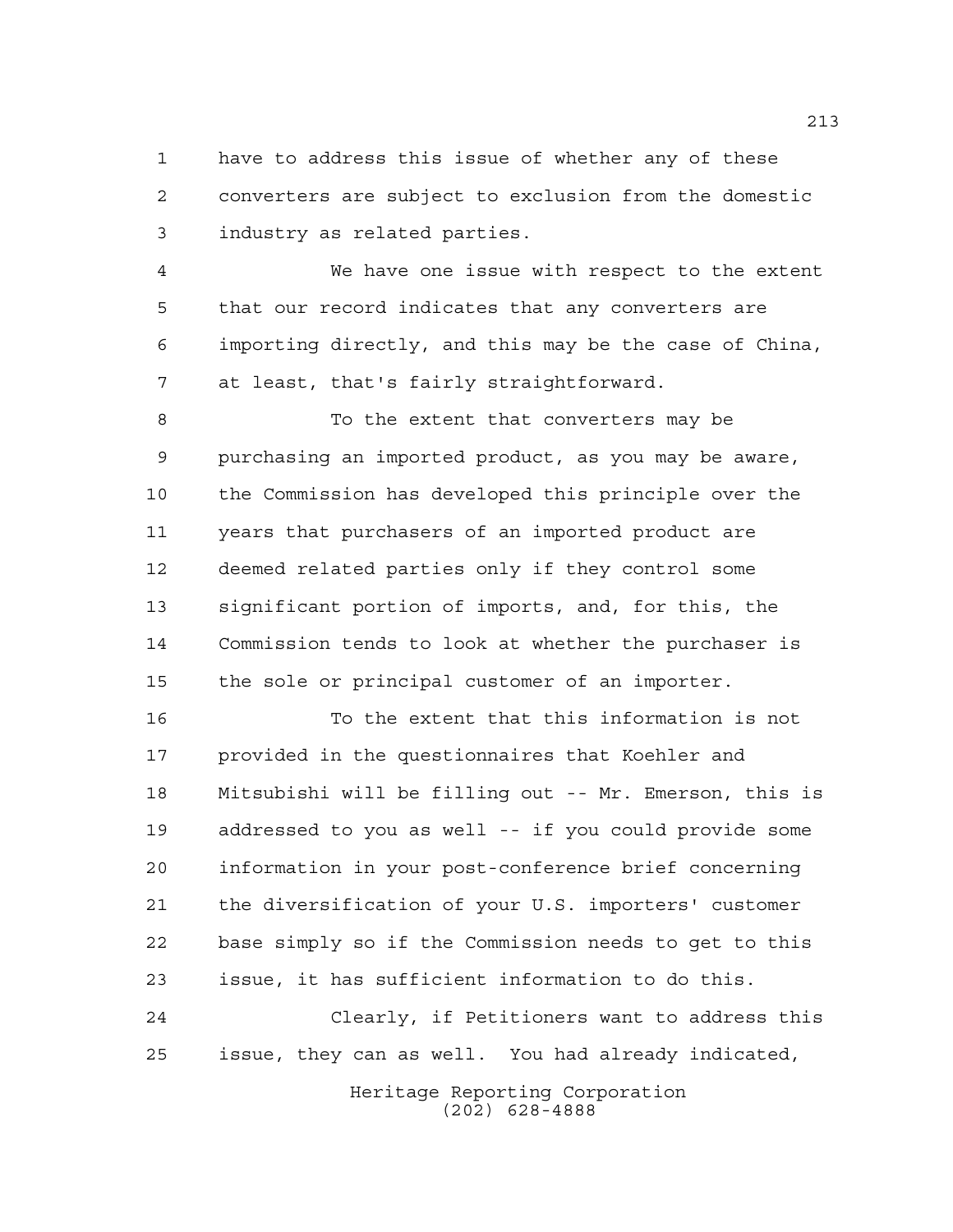have to address this issue of whether any of these converters are subject to exclusion from the domestic industry as related parties.

We have one issue with respect to the extent that our record indicates that any converters are importing directly, and this may be the case of China, at least, that's fairly straightforward.

To the extent that converters may be purchasing an imported product, as you may be aware, the Commission has developed this principle over the years that purchasers of an imported product are deemed related parties only if they control some significant portion of imports, and, for this, the Commission tends to look at whether the purchaser is the sole or principal customer of an importer.

To the extent that this information is not provided in the questionnaires that Koehler and Mitsubishi will be filling out -- Mr. Emerson, this is addressed to you as well -- if you could provide some information in your post-conference brief concerning the diversification of your U.S. importers' customer base simply so if the Commission needs to get to this issue, it has sufficient information to do this.

Clearly, if Petitioners want to address this issue, they can as well. You had already indicated,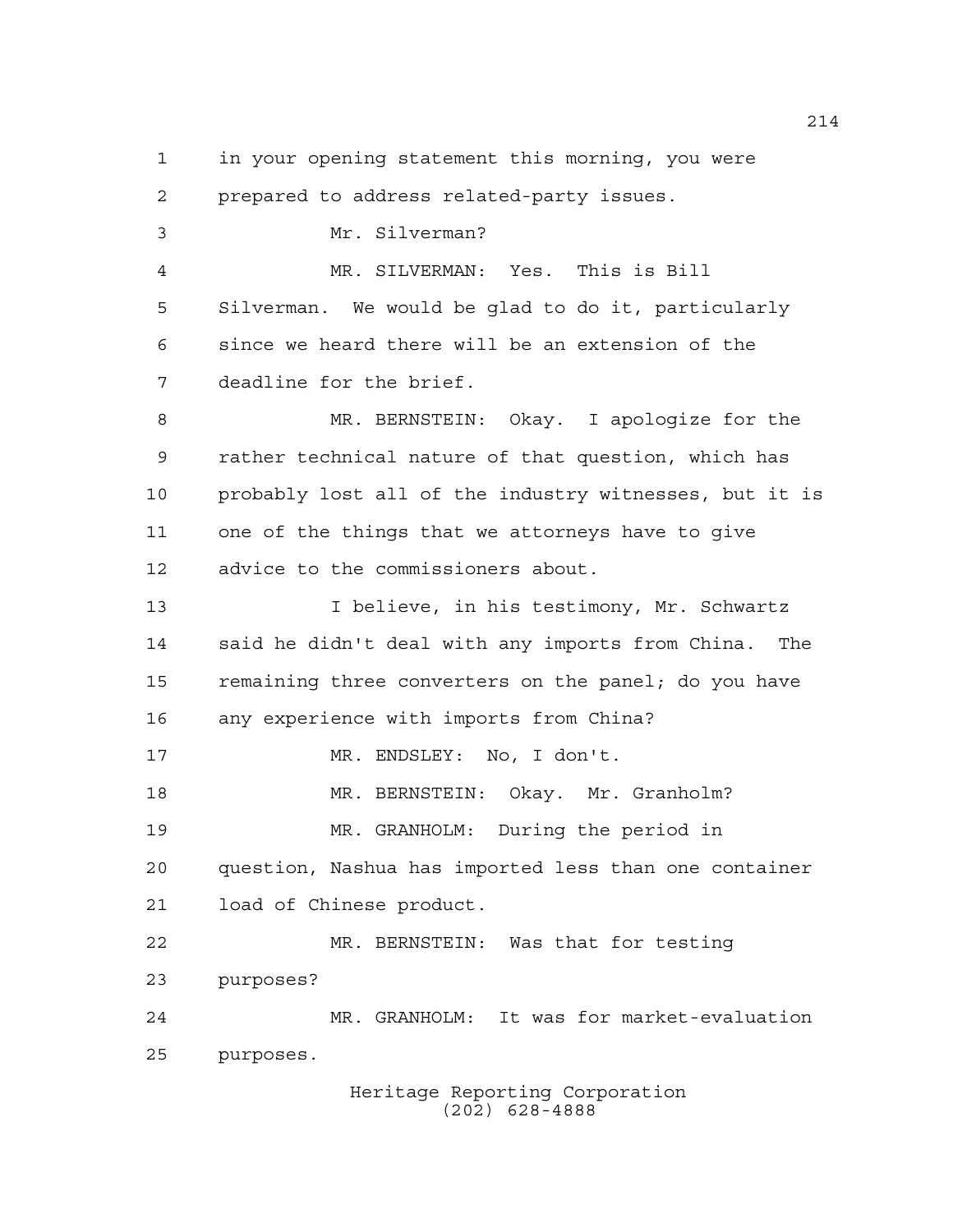in your opening statement this morning, you were prepared to address related-party issues.

Mr. Silverman?

MR. SILVERMAN: Yes. This is Bill Silverman. We would be glad to do it, particularly since we heard there will be an extension of the deadline for the brief.

MR. BERNSTEIN: Okay. I apologize for the rather technical nature of that question, which has probably lost all of the industry witnesses, but it is one of the things that we attorneys have to give advice to the commissioners about.

I believe, in his testimony, Mr. Schwartz said he didn't deal with any imports from China. The remaining three converters on the panel; do you have any experience with imports from China?

MR. ENDSLEY: No, I don't.

MR. BERNSTEIN: Okay. Mr. Granholm?

MR. GRANHOLM: During the period in question, Nashua has imported less than one container load of Chinese product.

MR. BERNSTEIN: Was that for testing purposes?

MR. GRANHOLM: It was for market-evaluation purposes.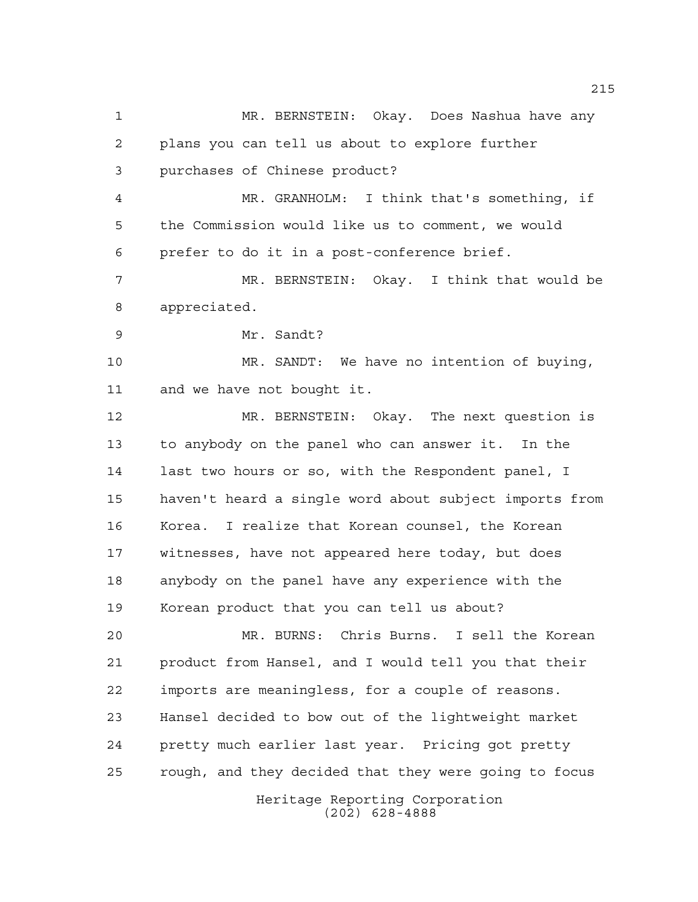MR. BERNSTEIN: Okay. Does Nashua have any plans you can tell us about to explore further purchases of Chinese product?

MR. GRANHOLM: I think that's something, if the Commission would like us to comment, we would prefer to do it in a post-conference brief.

MR. BERNSTEIN: Okay. I think that would be appreciated.

Mr. Sandt?

MR. SANDT: We have no intention of buying, and we have not bought it.

MR. BERNSTEIN: Okay. The next question is to anybody on the panel who can answer it. In the last two hours or so, with the Respondent panel, I haven't heard a single word about subject imports from Korea. I realize that Korean counsel, the Korean witnesses, have not appeared here today, but does anybody on the panel have any experience with the Korean product that you can tell us about?

MR. BURNS: Chris Burns. I sell the Korean product from Hansel, and I would tell you that their imports are meaningless, for a couple of reasons. Hansel decided to bow out of the lightweight market pretty much earlier last year. Pricing got pretty rough, and they decided that they were going to focus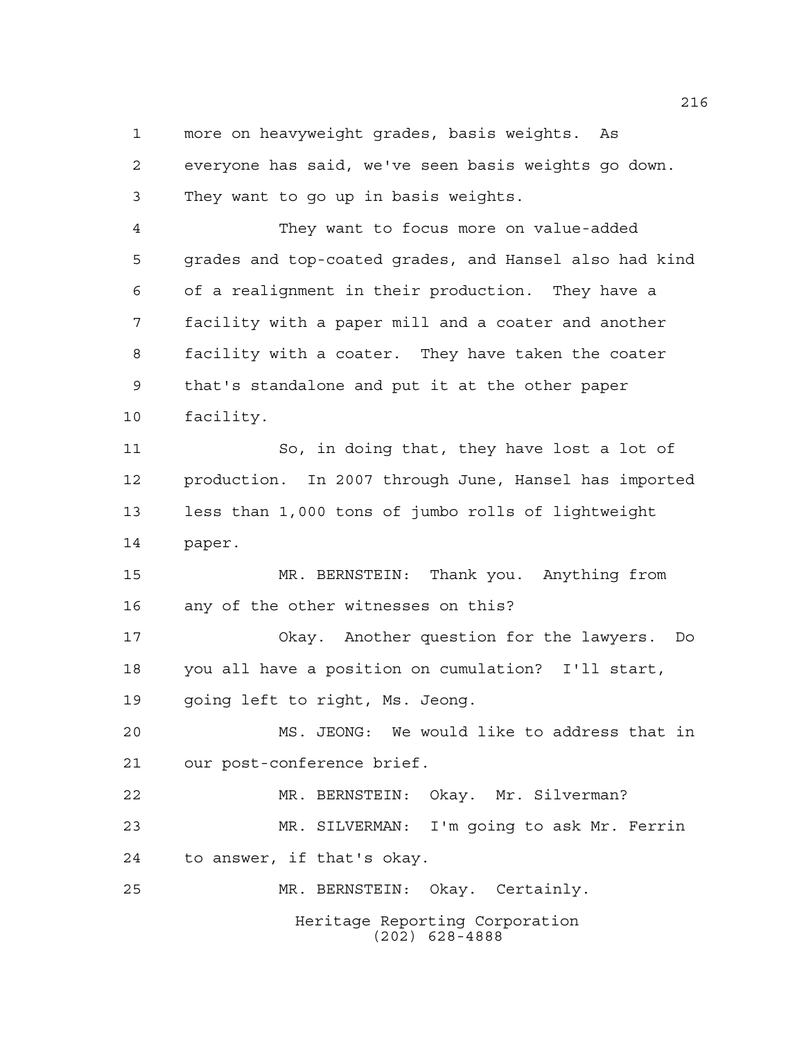more on heavyweight grades, basis weights. As everyone has said, we've seen basis weights go down. They want to go up in basis weights.

They want to focus more on value-added grades and top-coated grades, and Hansel also had kind of a realignment in their production. They have a facility with a paper mill and a coater and another facility with a coater. They have taken the coater that's standalone and put it at the other paper facility.

So, in doing that, they have lost a lot of production. In 2007 through June, Hansel has imported less than 1,000 tons of jumbo rolls of lightweight paper.

MR. BERNSTEIN: Thank you. Anything from any of the other witnesses on this?

Okay. Another question for the lawyers. Do you all have a position on cumulation? I'll start, going left to right, Ms. Jeong.

MS. JEONG: We would like to address that in our post-conference brief.

MR. BERNSTEIN: Okay. Mr. Silverman?

MR. SILVERMAN: I'm going to ask Mr. Ferrin to answer, if that's okay.

MR. BERNSTEIN: Okay. Certainly.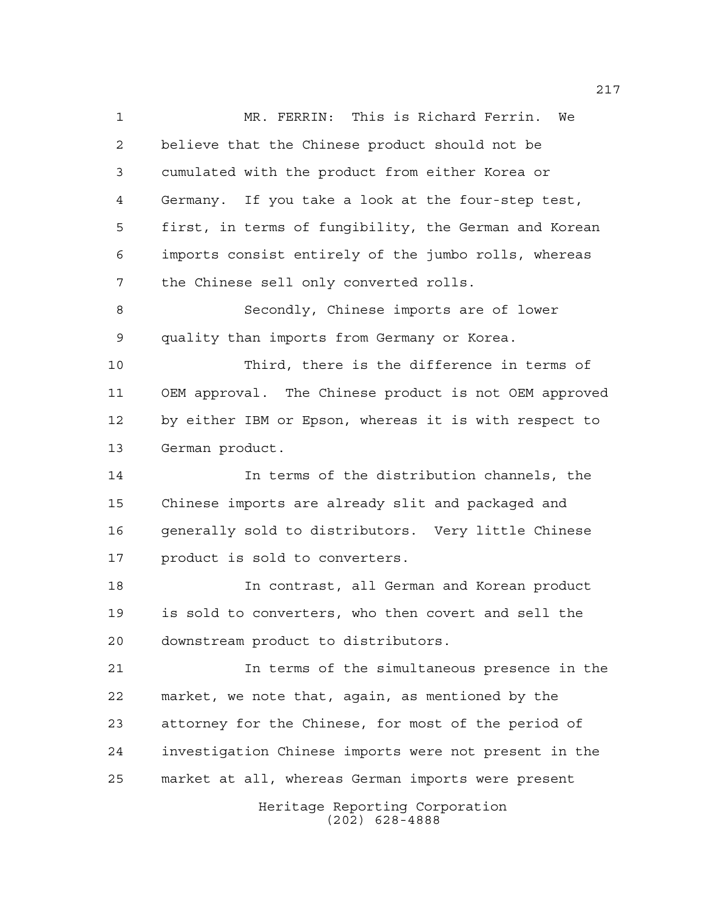MR. FERRIN: This is Richard Ferrin. We believe that the Chinese product should not be cumulated with the product from either Korea or Germany. If you take a look at the four-step test, first, in terms of fungibility, the German and Korean imports consist entirely of the jumbo rolls, whereas the Chinese sell only converted rolls.

Secondly, Chinese imports are of lower quality than imports from Germany or Korea.

Third, there is the difference in terms of OEM approval. The Chinese product is not OEM approved by either IBM or Epson, whereas it is with respect to German product.

In terms of the distribution channels, the Chinese imports are already slit and packaged and generally sold to distributors. Very little Chinese product is sold to converters.

In contrast, all German and Korean product is sold to converters, who then covert and sell the downstream product to distributors.

In terms of the simultaneous presence in the market, we note that, again, as mentioned by the attorney for the Chinese, for most of the period of investigation Chinese imports were not present in the market at all, whereas German imports were present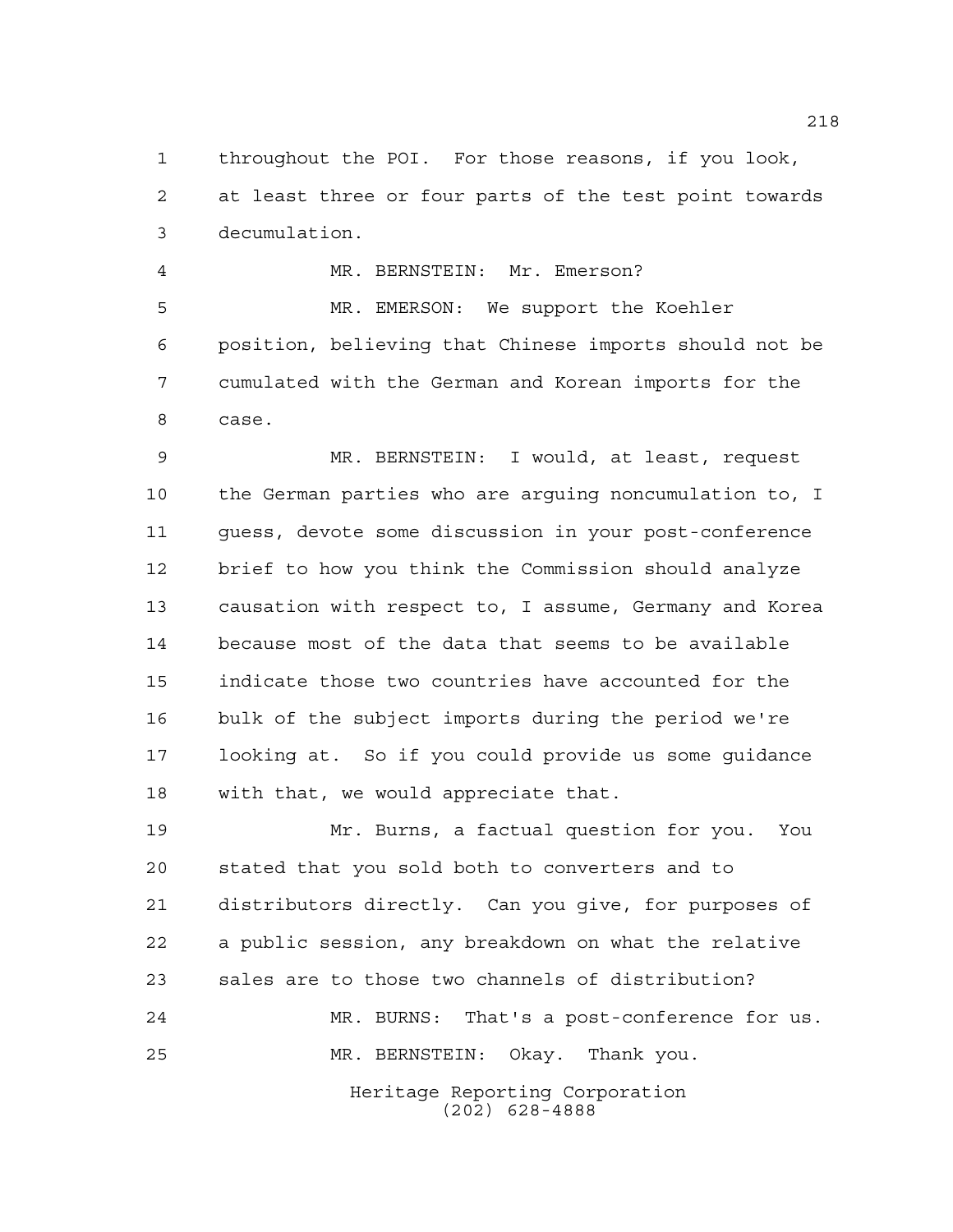throughout the POI. For those reasons, if you look, at least three or four parts of the test point towards decumulation.

MR. BERNSTEIN: Mr. Emerson?

MR. EMERSON: We support the Koehler position, believing that Chinese imports should not be cumulated with the German and Korean imports for the case.

MR. BERNSTEIN: I would, at least, request the German parties who are arguing noncumulation to, I guess, devote some discussion in your post-conference brief to how you think the Commission should analyze causation with respect to, I assume, Germany and Korea because most of the data that seems to be available indicate those two countries have accounted for the bulk of the subject imports during the period we're looking at. So if you could provide us some guidance with that, we would appreciate that.

Mr. Burns, a factual question for you. You stated that you sold both to converters and to distributors directly. Can you give, for purposes of a public session, any breakdown on what the relative sales are to those two channels of distribution?

MR. BURNS: That's a post-conference for us.

MR. BERNSTEIN: Okay. Thank you.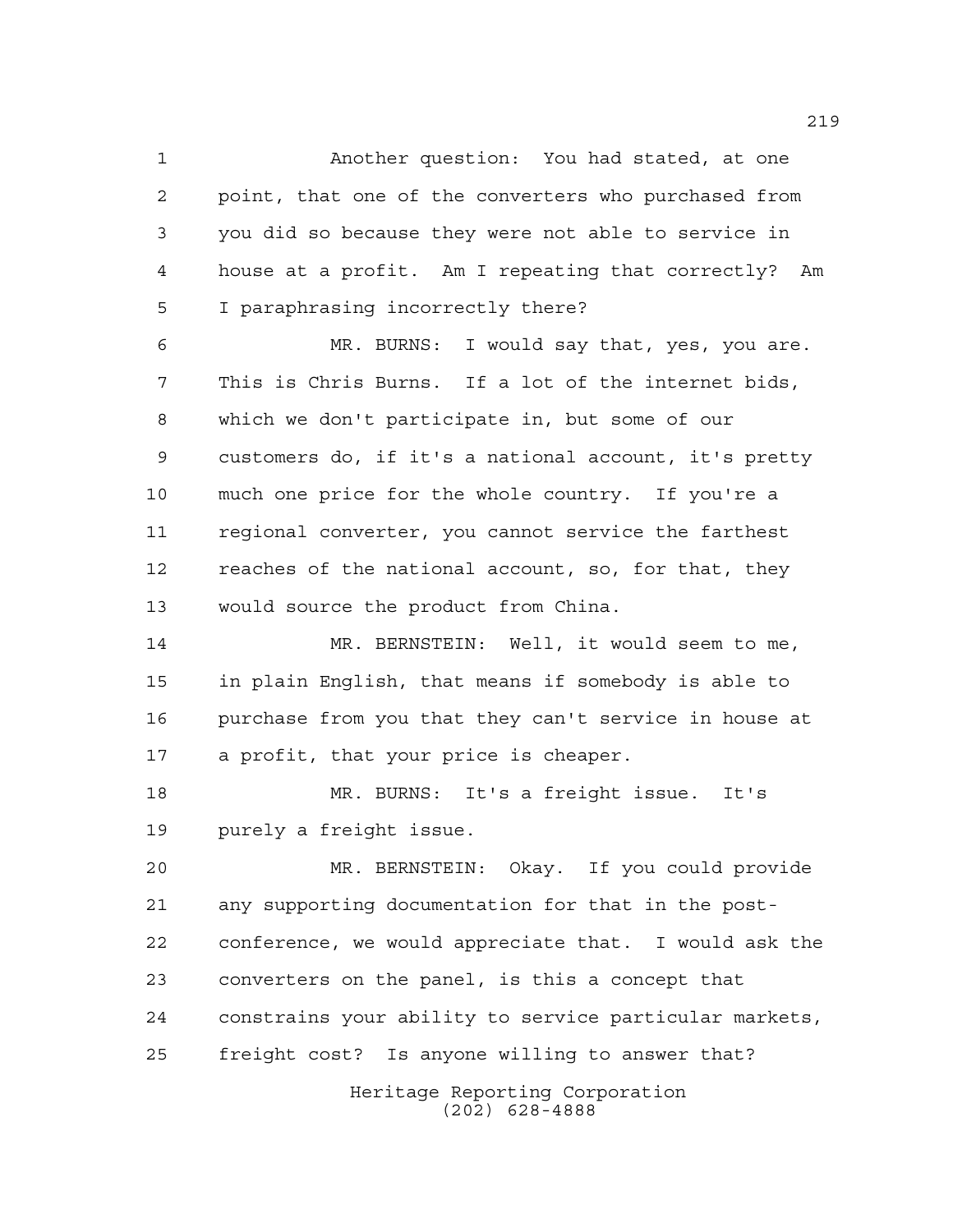Another question: You had stated, at one point, that one of the converters who purchased from you did so because they were not able to service in house at a profit. Am I repeating that correctly? Am I paraphrasing incorrectly there?

MR. BURNS: I would say that, yes, you are. This is Chris Burns. If a lot of the internet bids, which we don't participate in, but some of our customers do, if it's a national account, it's pretty much one price for the whole country. If you're a regional converter, you cannot service the farthest reaches of the national account, so, for that, they would source the product from China.

MR. BERNSTEIN: Well, it would seem to me, in plain English, that means if somebody is able to purchase from you that they can't service in house at a profit, that your price is cheaper.

MR. BURNS: It's a freight issue. It's purely a freight issue.

MR. BERNSTEIN: Okay. If you could provide any supporting documentation for that in the post-conference, we would appreciate that. I would ask the converters on the panel, is this a concept that constrains your ability to service particular markets, freight cost? Is anyone willing to answer that?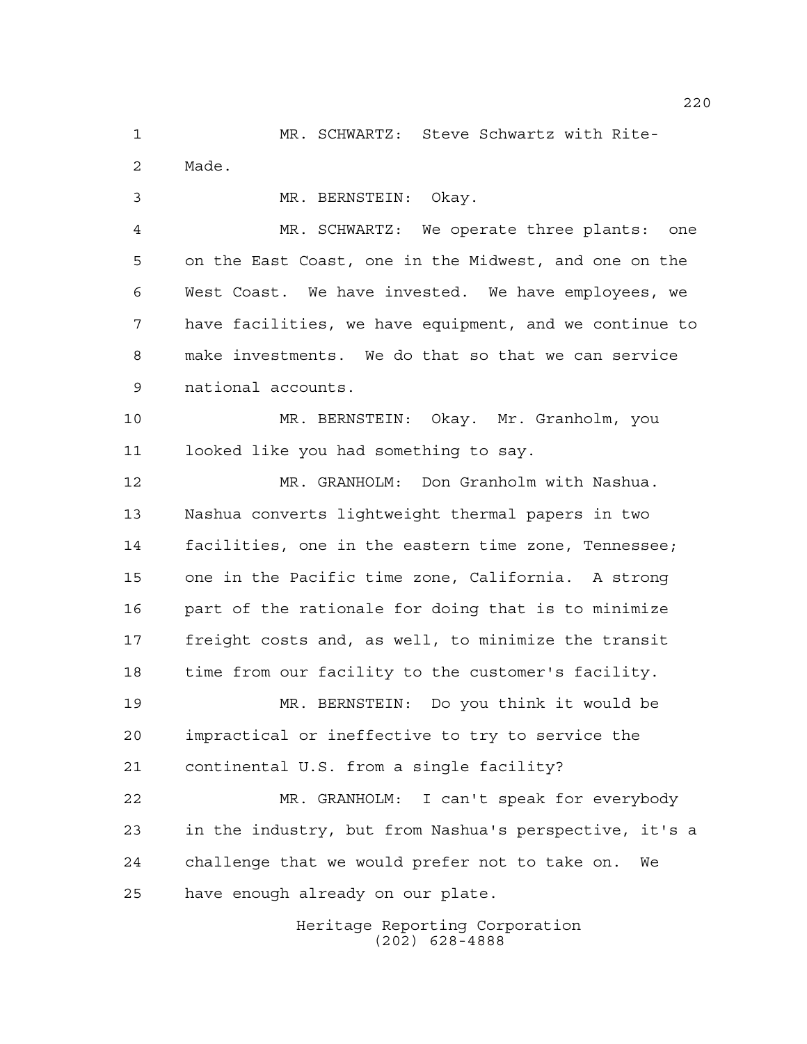MR. SCHWARTZ: Steve Schwartz with Rite-Made.

MR. BERNSTEIN: Okay.

MR. SCHWARTZ: We operate three plants: one on the East Coast, one in the Midwest, and one on the West Coast. We have invested. We have employees, we have facilities, we have equipment, and we continue to make investments. We do that so that we can service national accounts.

MR. BERNSTEIN: Okay. Mr. Granholm, you looked like you had something to say.

MR. GRANHOLM: Don Granholm with Nashua. Nashua converts lightweight thermal papers in two facilities, one in the eastern time zone, Tennessee; one in the Pacific time zone, California. A strong part of the rationale for doing that is to minimize freight costs and, as well, to minimize the transit time from our facility to the customer's facility.

MR. BERNSTEIN: Do you think it would be impractical or ineffective to try to service the continental U.S. from a single facility?

MR. GRANHOLM: I can't speak for everybody in the industry, but from Nashua's perspective, it's a challenge that we would prefer not to take on. We have enough already on our plate.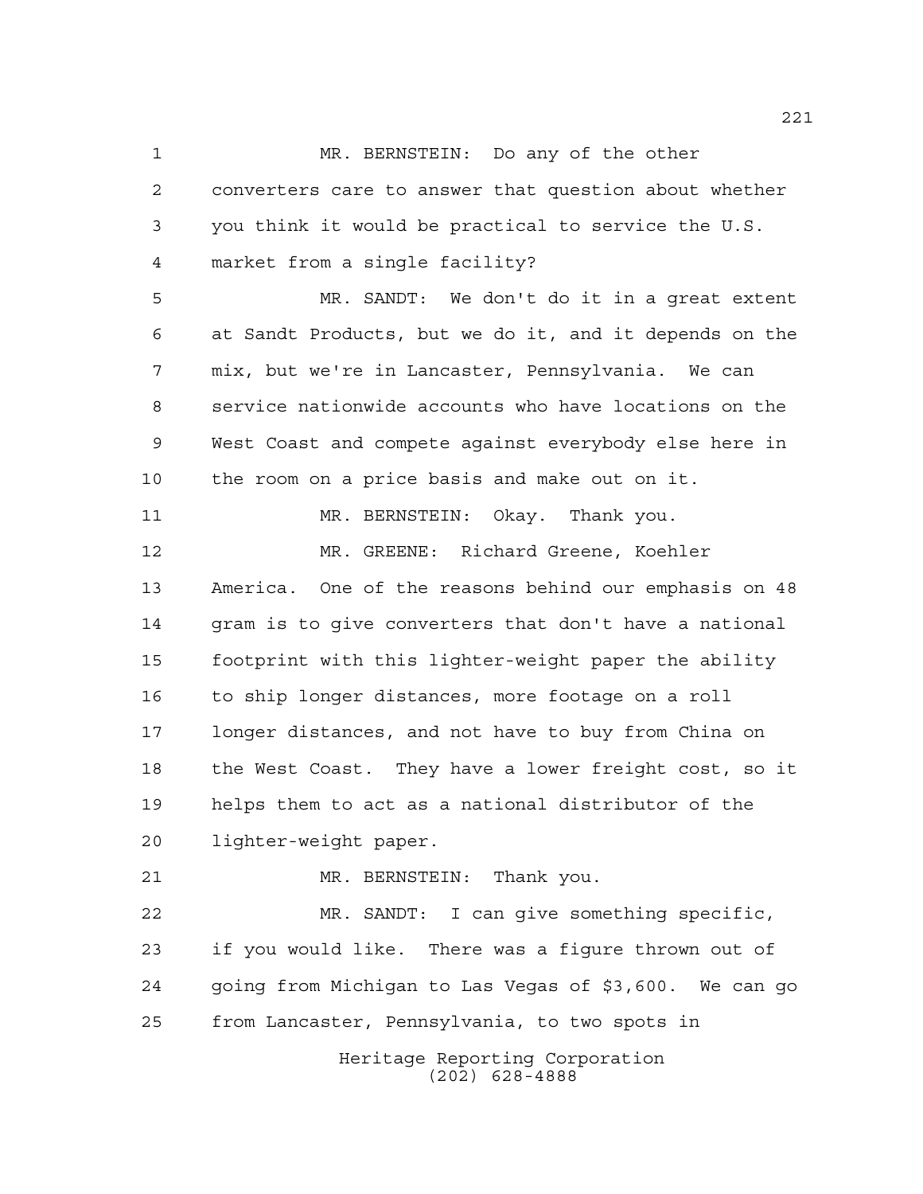MR. BERNSTEIN: Do any of the other converters care to answer that question about whether you think it would be practical to service the U.S. market from a single facility?

MR. SANDT: We don't do it in a great extent at Sandt Products, but we do it, and it depends on the mix, but we're in Lancaster, Pennsylvania. We can service nationwide accounts who have locations on the West Coast and compete against everybody else here in the room on a price basis and make out on it.

MR. BERNSTEIN: Okay. Thank you.

MR. GREENE: Richard Greene, Koehler America. One of the reasons behind our emphasis on 48 gram is to give converters that don't have a national footprint with this lighter-weight paper the ability to ship longer distances, more footage on a roll longer distances, and not have to buy from China on the West Coast. They have a lower freight cost, so it helps them to act as a national distributor of the lighter-weight paper.

MR. BERNSTEIN: Thank you.

MR. SANDT: I can give something specific, if you would like. There was a figure thrown out of going from Michigan to Las Vegas of $3,600. We can go from Lancaster, Pennsylvania, to two spots in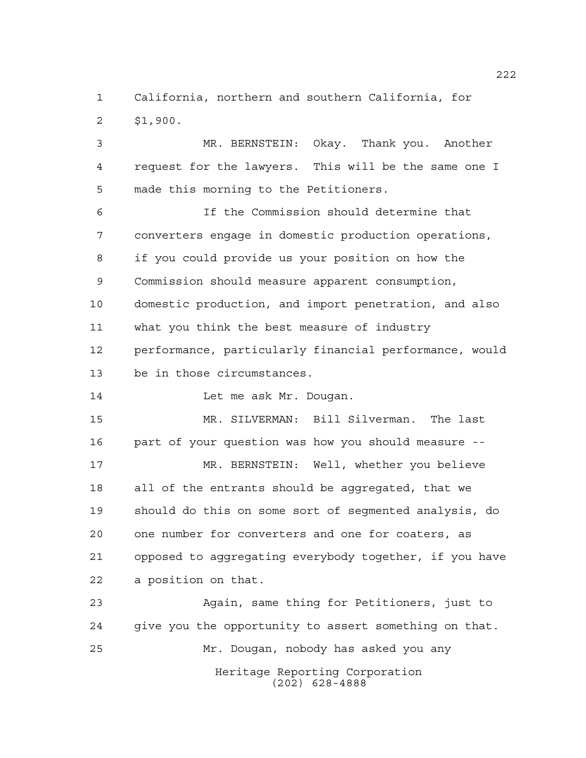California, northern and southern California, for $1,900.

MR. BERNSTEIN: Okay. Thank you. Another request for the lawyers. This will be the same one I made this morning to the Petitioners.

If the Commission should determine that converters engage in domestic production operations, if you could provide us your position on how the Commission should measure apparent consumption, domestic production, and import penetration, and also what you think the best measure of industry performance, particularly financial performance, would be in those circumstances.

Let me ask Mr. Dougan.

MR. SILVERMAN: Bill Silverman. The last part of your question was how you should measure --

MR. BERNSTEIN: Well, whether you believe all of the entrants should be aggregated, that we should do this on some sort of segmented analysis, do one number for converters and one for coaters, as opposed to aggregating everybody together, if you have a position on that.

Again, same thing for Petitioners, just to give you the opportunity to assert something on that.

Mr. Dougan, nobody has asked you any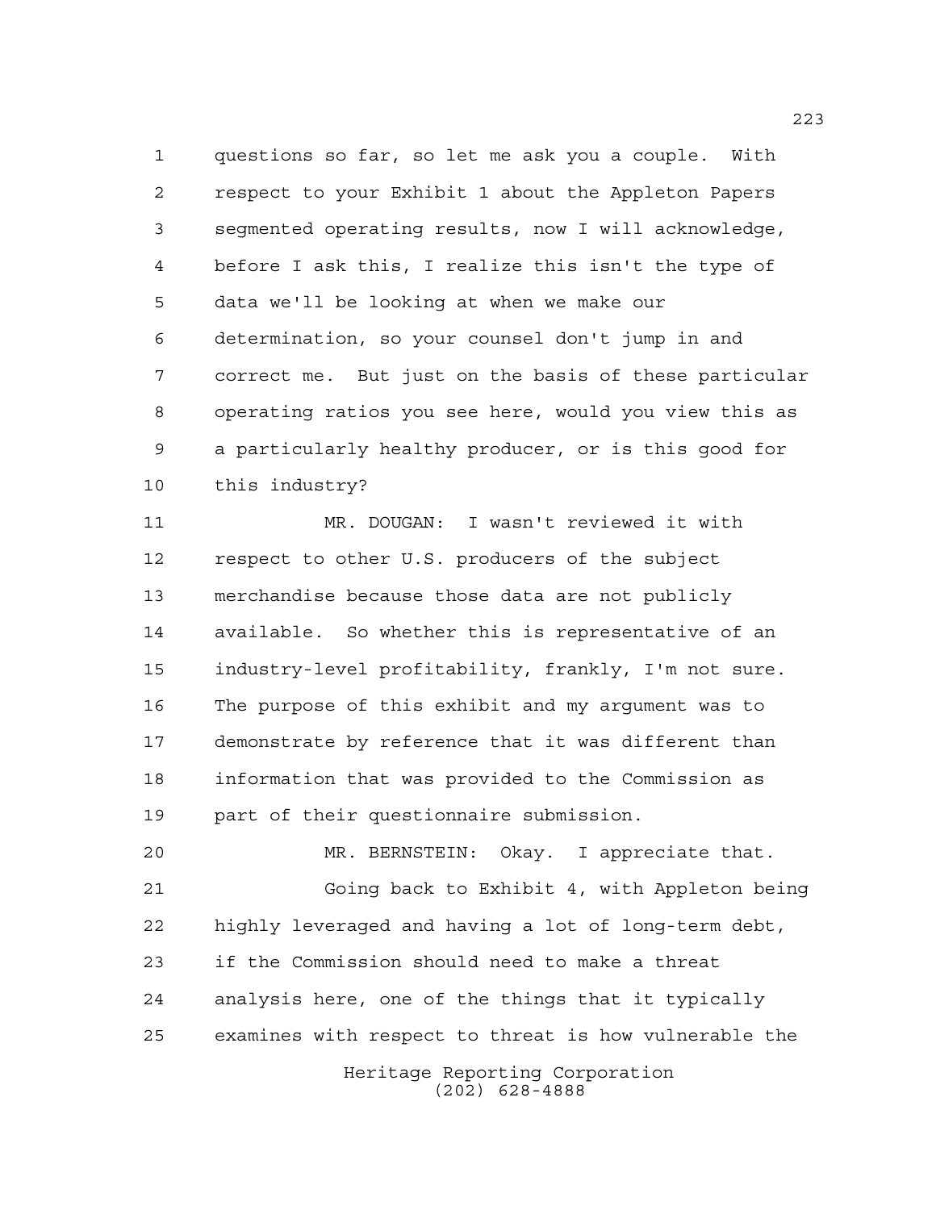questions so far, so let me ask you a couple. With respect to your Exhibit 1 about the Appleton Papers segmented operating results, now I will acknowledge, before I ask this, I realize this isn't the type of data we'll be looking at when we make our determination, so your counsel don't jump in and correct me. But just on the basis of these particular operating ratios you see here, would you view this as a particularly healthy producer, or is this good for this industry?

MR. DOUGAN: I wasn't reviewed it with respect to other U.S. producers of the subject merchandise because those data are not publicly available. So whether this is representative of an industry-level profitability, frankly, I'm not sure. The purpose of this exhibit and my argument was to demonstrate by reference that it was different than information that was provided to the Commission as part of their questionnaire submission.

MR. BERNSTEIN: Okay. I appreciate that.

Going back to Exhibit 4, with Appleton being highly leveraged and having a lot of long-term debt, if the Commission should need to make a threat analysis here, one of the things that it typically examines with respect to threat is how vulnerable the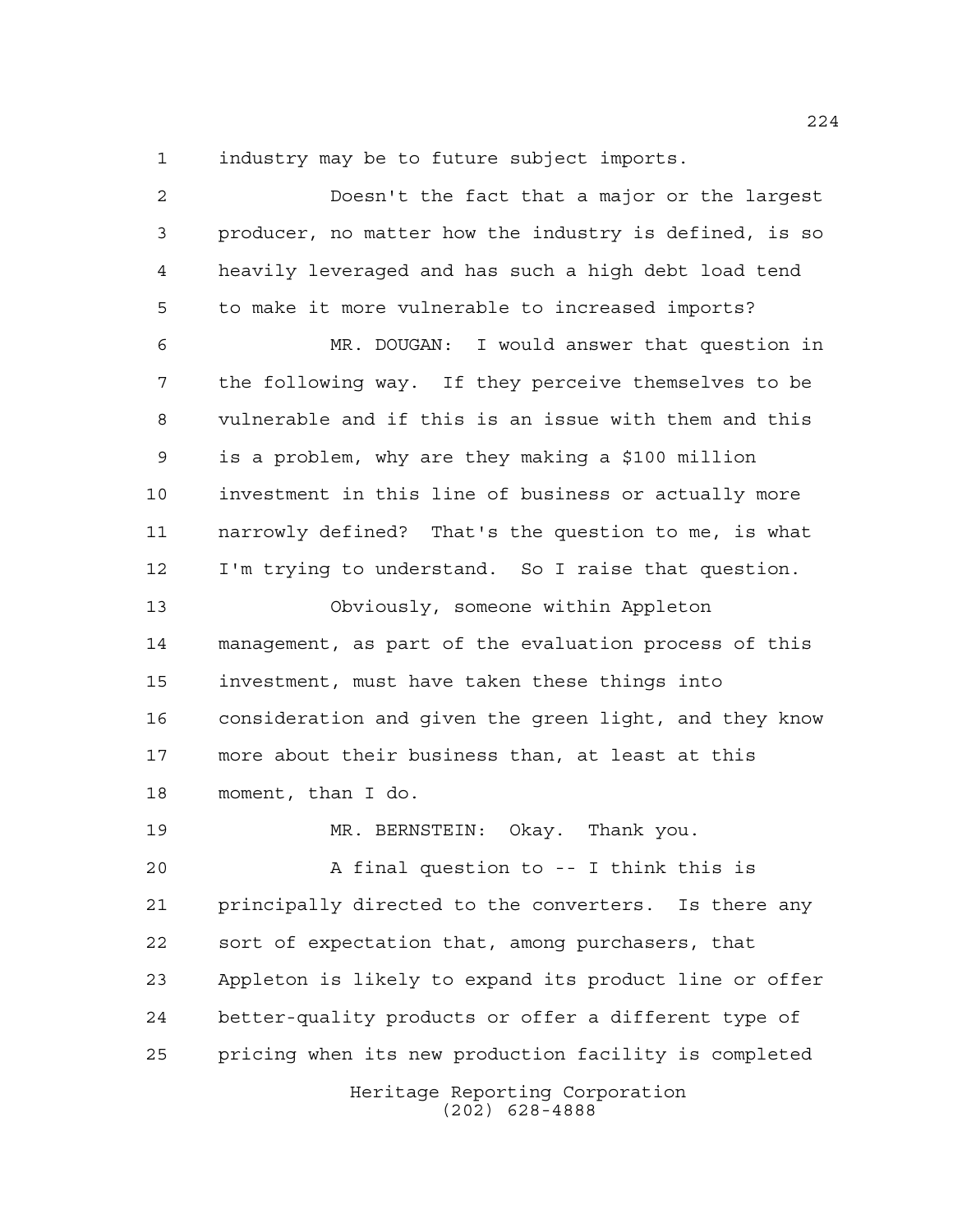industry may be to future subject imports.

Doesn't the fact that a major or the largest producer, no matter how the industry is defined, is so heavily leveraged and has such a high debt load tend to make it more vulnerable to increased imports?

MR. DOUGAN: I would answer that question in the following way. If they perceive themselves to be vulnerable and if this is an issue with them and this is a problem, why are they making a $100 million investment in this line of business or actually more narrowly defined? That's the question to me, is what I'm trying to understand. So I raise that question.

Obviously, someone within Appleton management, as part of the evaluation process of this investment, must have taken these things into consideration and given the green light, and they know more about their business than, at least at this moment, than I do.

MR. BERNSTEIN: Okay. Thank you.

A final question to -- I think this is principally directed to the converters. Is there any sort of expectation that, among purchasers, that Appleton is likely to expand its product line or offer better-quality products or offer a different type of pricing when its new production facility is completed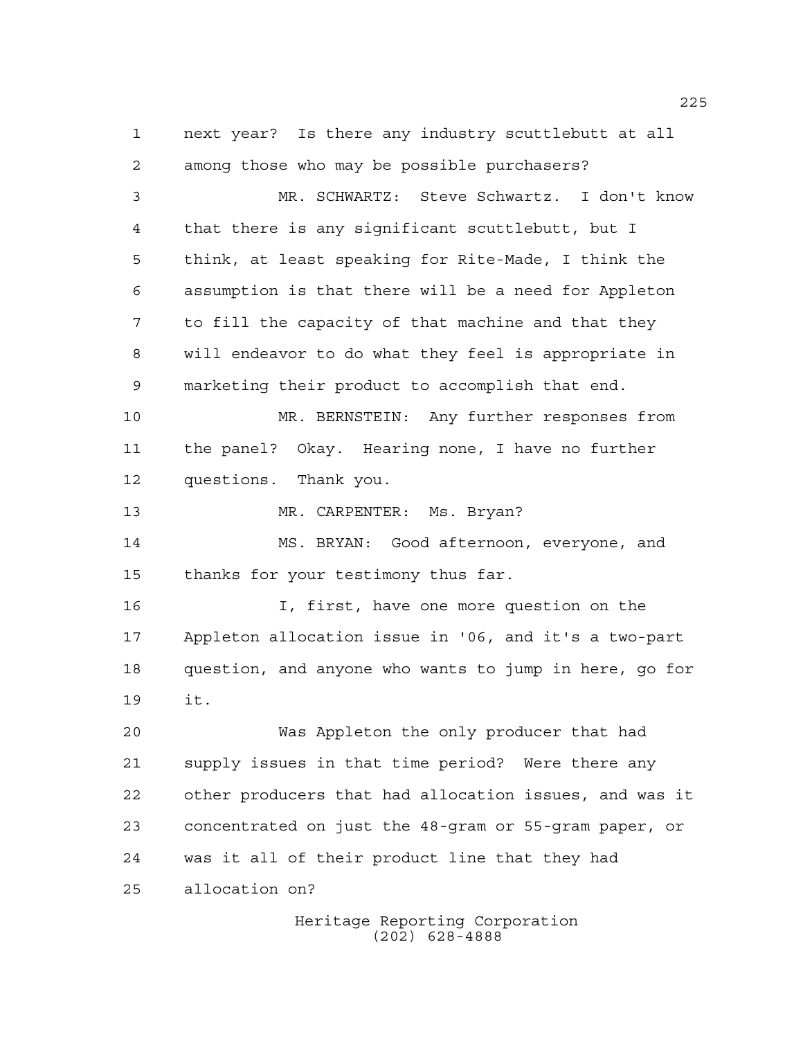next year? Is there any industry scuttlebutt at all among those who may be possible purchasers?

MR. SCHWARTZ: Steve Schwartz. I don't know that there is any significant scuttlebutt, but I think, at least speaking for Rite-Made, I think the assumption is that there will be a need for Appleton to fill the capacity of that machine and that they will endeavor to do what they feel is appropriate in marketing their product to accomplish that end.

MR. BERNSTEIN: Any further responses from the panel? Okay. Hearing none, I have no further questions. Thank you.

MR. CARPENTER: Ms. Bryan?

MS. BRYAN: Good afternoon, everyone, and thanks for your testimony thus far.

I, first, have one more question on the Appleton allocation issue in '06, and it's a two-part question, and anyone who wants to jump in here, go for it.

Was Appleton the only producer that had supply issues in that time period? Were there any other producers that had allocation issues, and was it concentrated on just the 48-gram or 55-gram paper, or was it all of their product line that they had allocation on?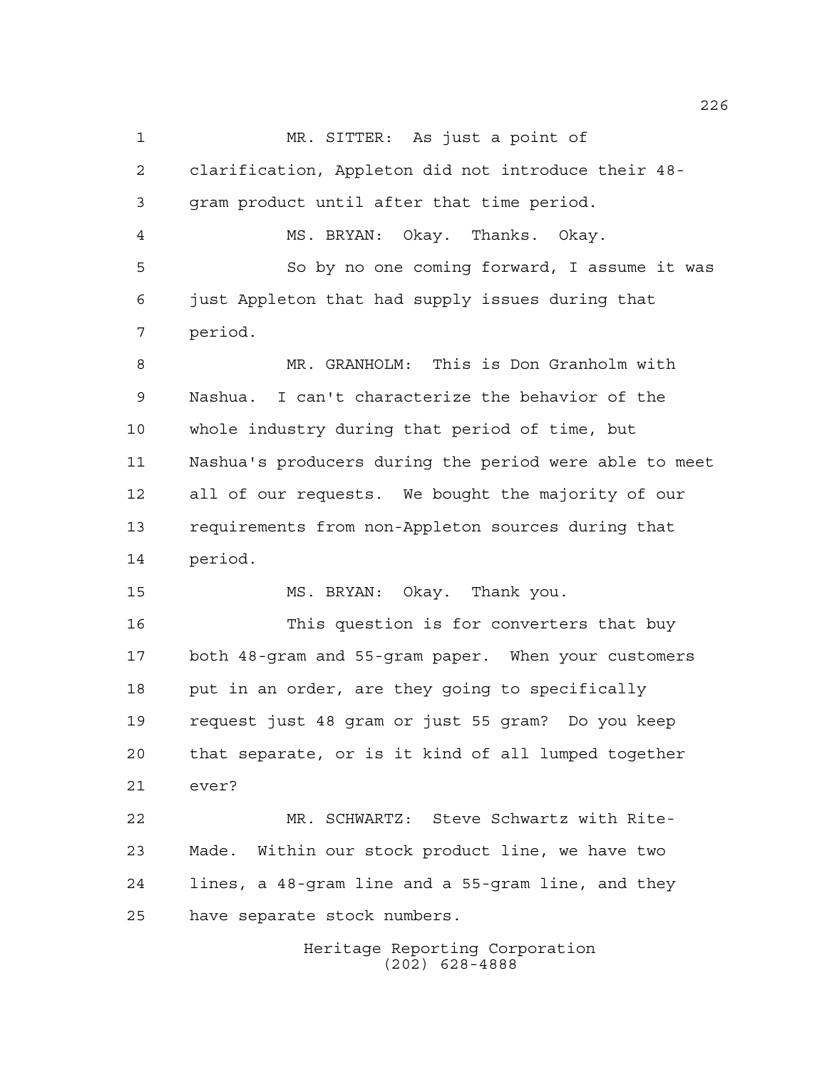MR. SITTER: As just a point of clarification, Appleton did not introduce their 48-gram product until after that time period.

MS. BRYAN: Okay. Thanks. Okay.

So by no one coming forward, I assume it was just Appleton that had supply issues during that period.

MR. GRANHOLM: This is Don Granholm with Nashua. I can't characterize the behavior of the whole industry during that period of time, but Nashua's producers during the period were able to meet all of our requests. We bought the majority of our requirements from non-Appleton sources during that period.

MS. BRYAN: Okay. Thank you.

This question is for converters that buy both 48-gram and 55-gram paper. When your customers put in an order, are they going to specifically request just 48 gram or just 55 gram? Do you keep that separate, or is it kind of all lumped together ever?

MR. SCHWARTZ: Steve Schwartz with Rite-Made. Within our stock product line, we have two lines, a 48-gram line and a 55-gram line, and they have separate stock numbers.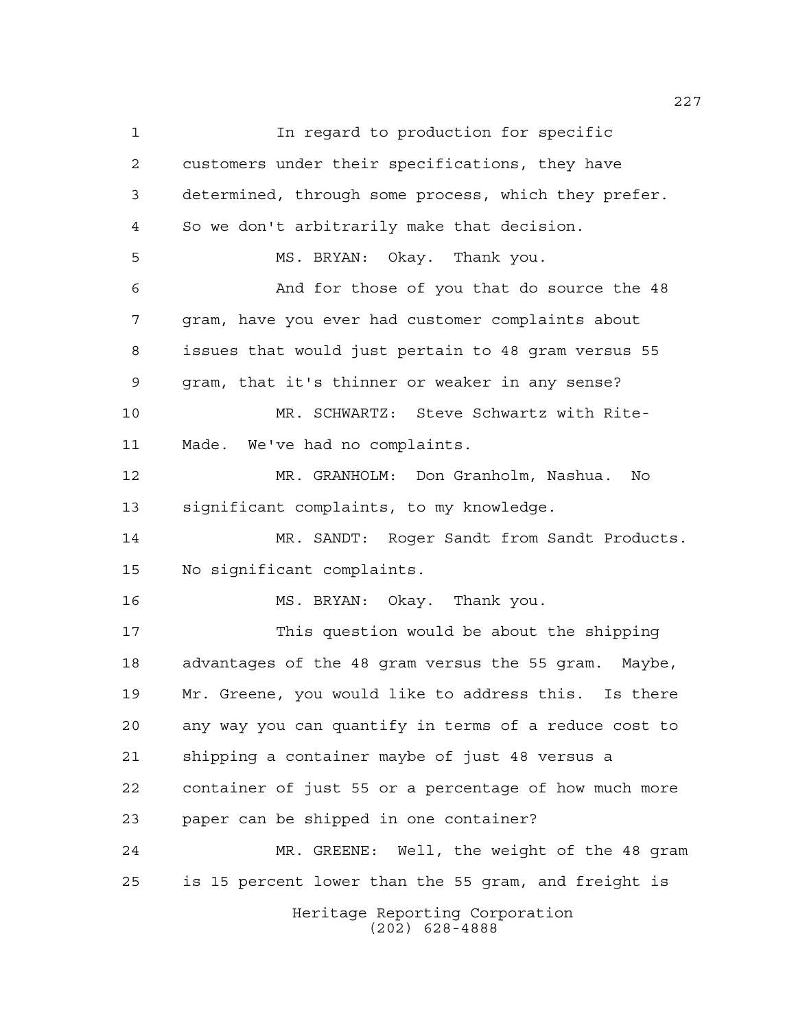In regard to production for specific customers under their specifications, they have determined, through some process, which they prefer. So we don't arbitrarily make that decision.

MS. BRYAN: Okay. Thank you.

And for those of you that do source the 48 gram, have you ever had customer complaints about issues that would just pertain to 48 gram versus 55 gram, that it's thinner or weaker in any sense?

MR. SCHWARTZ: Steve Schwartz with Rite-Made. We've had no complaints.

MR. GRANHOLM: Don Granholm, Nashua. No significant complaints, to my knowledge.

MR. SANDT: Roger Sandt from Sandt Products. No significant complaints.

MS. BRYAN: Okay. Thank you.

This question would be about the shipping advantages of the 48 gram versus the 55 gram. Maybe, Mr. Greene, you would like to address this. Is there any way you can quantify in terms of a reduce cost to shipping a container maybe of just 48 versus a container of just 55 or a percentage of how much more paper can be shipped in one container?

MR. GREENE: Well, the weight of the 48 gram is 15 percent lower than the 55 gram, and freight is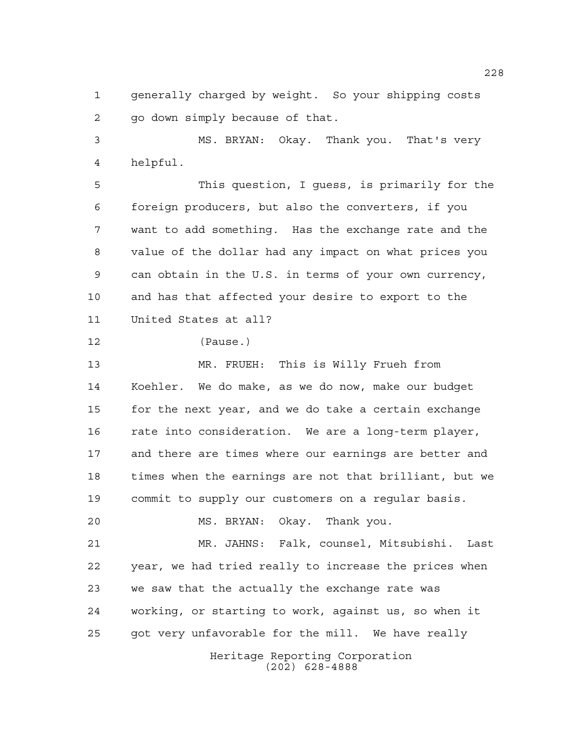generally charged by weight. So your shipping costs go down simply because of that.

MS. BRYAN: Okay. Thank you. That's very helpful.

This question, I guess, is primarily for the foreign producers, but also the converters, if you want to add something. Has the exchange rate and the value of the dollar had any impact on what prices you can obtain in the U.S. in terms of your own currency, and has that affected your desire to export to the United States at all?

(Pause.)

MR. FRUEH: This is Willy Frueh from Koehler. We do make, as we do now, make our budget for the next year, and we do take a certain exchange rate into consideration. We are a long-term player, and there are times where our earnings are better and times when the earnings are not that brilliant, but we commit to supply our customers on a regular basis.

MS. BRYAN: Okay. Thank you.

MR. JAHNS: Falk, counsel, Mitsubishi. Last year, we had tried really to increase the prices when we saw that the actually the exchange rate was working, or starting to work, against us, so when it got very unfavorable for the mill. We have really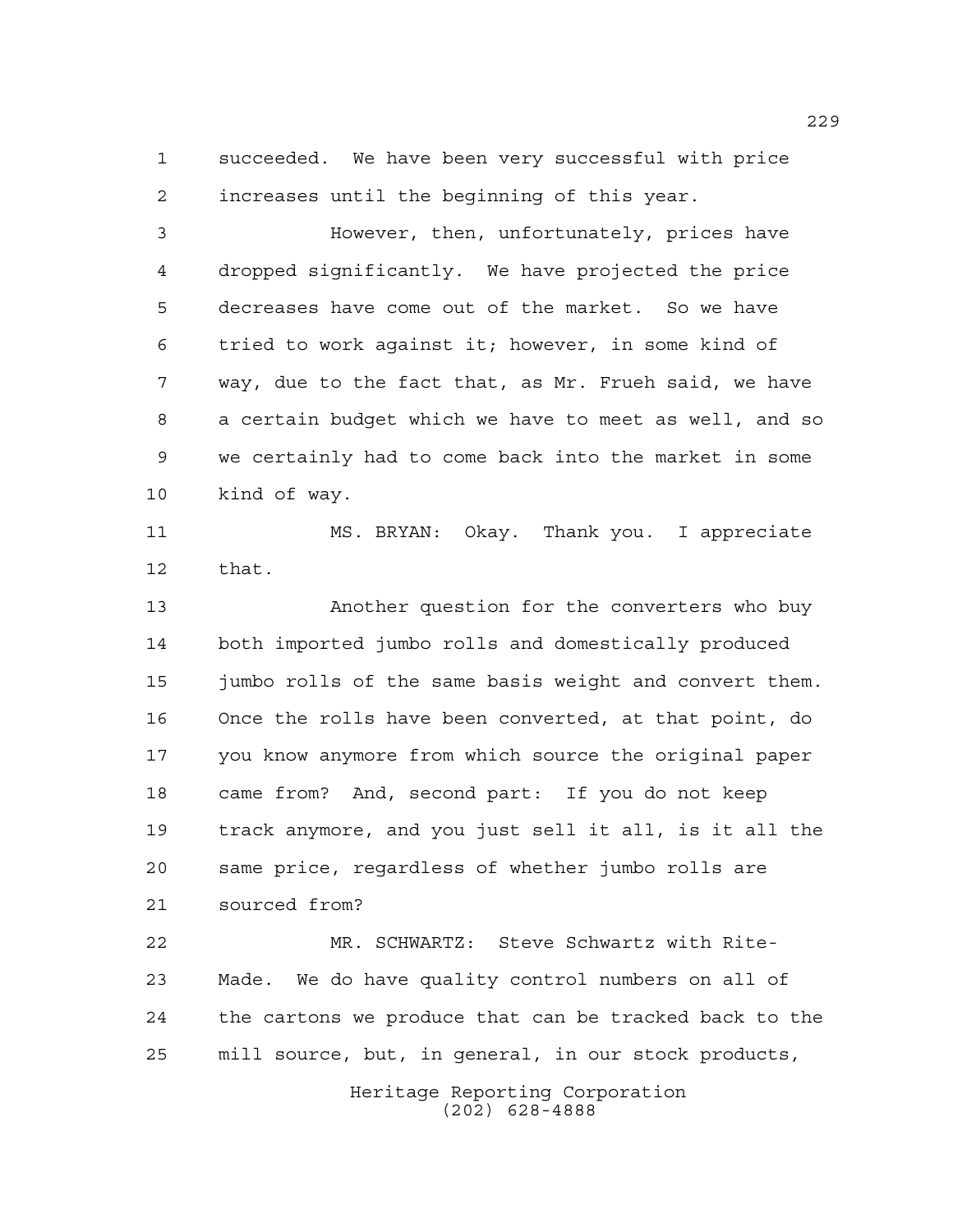succeeded. We have been very successful with price increases until the beginning of this year.

However, then, unfortunately, prices have dropped significantly. We have projected the price decreases have come out of the market. So we have tried to work against it; however, in some kind of way, due to the fact that, as Mr. Frueh said, we have a certain budget which we have to meet as well, and so we certainly had to come back into the market in some kind of way.

MS. BRYAN: Okay. Thank you. I appreciate that.

Another question for the converters who buy both imported jumbo rolls and domestically produced jumbo rolls of the same basis weight and convert them. Once the rolls have been converted, at that point, do you know anymore from which source the original paper came from? And, second part: If you do not keep track anymore, and you just sell it all, is it all the same price, regardless of whether jumbo rolls are sourced from?

MR. SCHWARTZ: Steve Schwartz with Rite-Made. We do have quality control numbers on all of the cartons we produce that can be tracked back to the mill source, but, in general, in our stock products,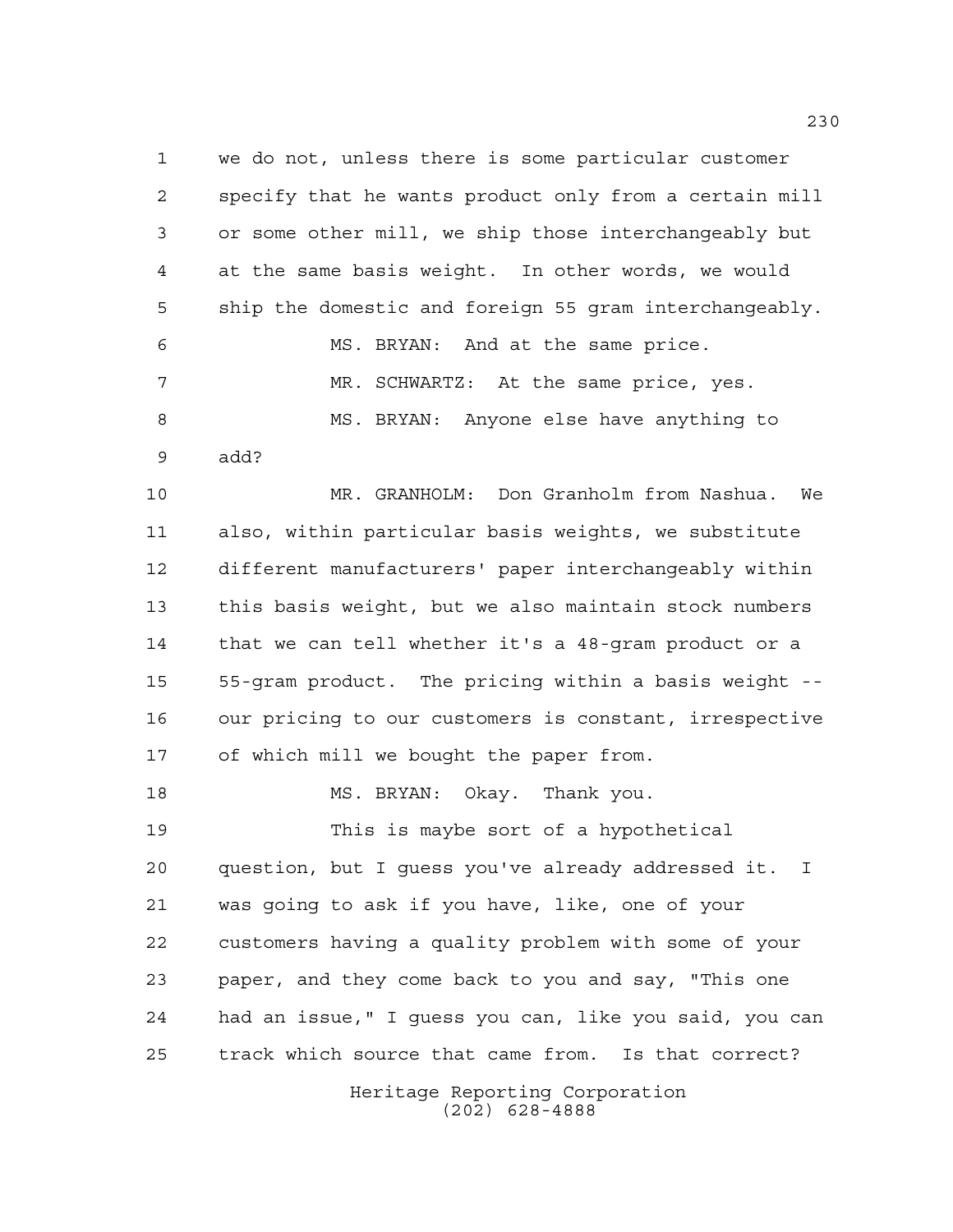we do not, unless there is some particular customer specify that he wants product only from a certain mill or some other mill, we ship those interchangeably but at the same basis weight. In other words, we would ship the domestic and foreign 55 gram interchangeably.

MS. BRYAN: And at the same price.

MR. SCHWARTZ: At the same price, yes.

MS. BRYAN: Anyone else have anything to add?

MR. GRANHOLM: Don Granholm from Nashua. We also, within particular basis weights, we substitute different manufacturers' paper interchangeably within this basis weight, but we also maintain stock numbers that we can tell whether it's a 48-gram product or a 55-gram product. The pricing within a basis weight -- our pricing to our customers is constant, irrespective of which mill we bought the paper from.

MS. BRYAN: Okay. Thank you.

This is maybe sort of a hypothetical question, but I guess you've already addressed it. I was going to ask if you have, like, one of your customers having a quality problem with some of your paper, and they come back to you and say, "This one had an issue," I guess you can, like you said, you can track which source that came from. Is that correct?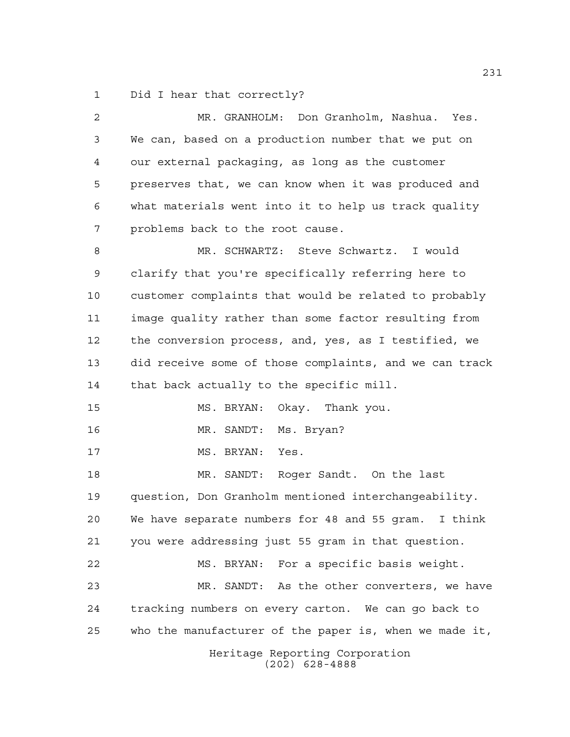Did I hear that correctly?

MR. GRANHOLM: Don Granholm, Nashua. Yes. We can, based on a production number that we put on our external packaging, as long as the customer preserves that, we can know when it was produced and what materials went into it to help us track quality problems back to the root cause.

MR. SCHWARTZ: Steve Schwartz. I would clarify that you're specifically referring here to customer complaints that would be related to probably image quality rather than some factor resulting from the conversion process, and, yes, as I testified, we did receive some of those complaints, and we can track that back actually to the specific mill.

MS. BRYAN: Okay. Thank you.

MR. SANDT: Ms. Bryan?

MS. BRYAN: Yes.

MR. SANDT: Roger Sandt. On the last question, Don Granholm mentioned interchangeability. We have separate numbers for 48 and 55 gram. I think you were addressing just 55 gram in that question.

MS. BRYAN: For a specific basis weight.

MR. SANDT: As the other converters, we have tracking numbers on every carton. We can go back to who the manufacturer of the paper is, when we made it,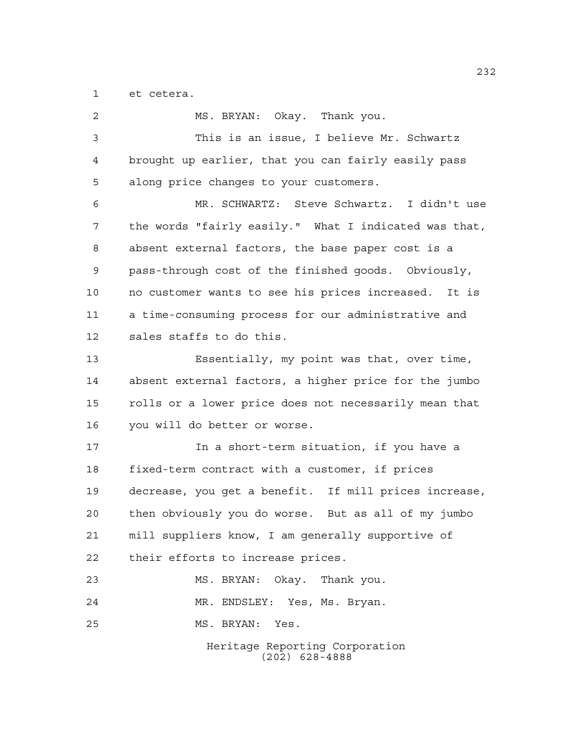et cetera.

MS. BRYAN: Okay. Thank you.

This is an issue, I believe Mr. Schwartz brought up earlier, that you can fairly easily pass along price changes to your customers.

MR. SCHWARTZ: Steve Schwartz. I didn't use the words "fairly easily." What I indicated was that, absent external factors, the base paper cost is a pass-through cost of the finished goods. Obviously, no customer wants to see his prices increased. It is a time-consuming process for our administrative and sales staffs to do this.

Essentially, my point was that, over time, absent external factors, a higher price for the jumbo rolls or a lower price does not necessarily mean that you will do better or worse.

In a short-term situation, if you have a fixed-term contract with a customer, if prices decrease, you get a benefit. If mill prices increase, then obviously you do worse. But as all of my jumbo mill suppliers know, I am generally supportive of their efforts to increase prices.

MS. BRYAN: Okay. Thank you.

MR. ENDSLEY: Yes, Ms. Bryan.

MS. BRYAN: Yes.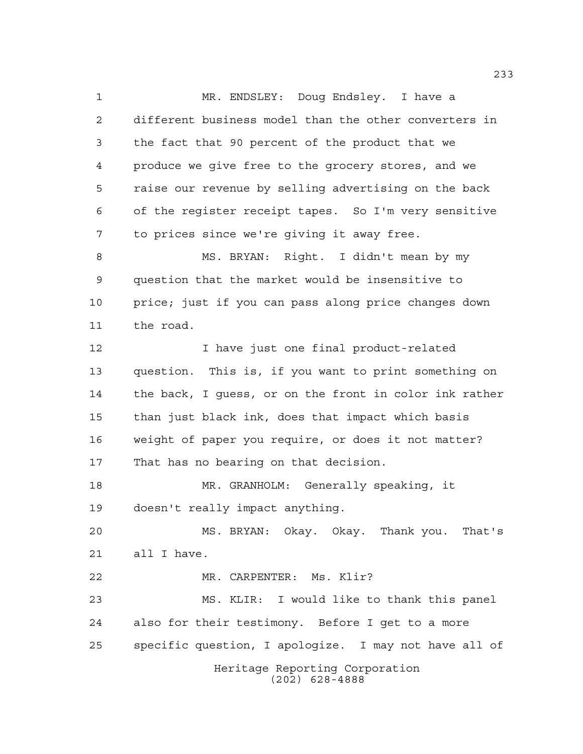MR. ENDSLEY: Doug Endsley. I have a different business model than the other converters in the fact that 90 percent of the product that we produce we give free to the grocery stores, and we raise our revenue by selling advertising on the back of the register receipt tapes. So I'm very sensitive to prices since we're giving it away free.

MS. BRYAN: Right. I didn't mean by my question that the market would be insensitive to price; just if you can pass along price changes down the road.

I have just one final product-related question. This is, if you want to print something on the back, I guess, or on the front in color ink rather than just black ink, does that impact which basis weight of paper you require, or does it not matter? That has no bearing on that decision.

MR. GRANHOLM: Generally speaking, it doesn't really impact anything.

MS. BRYAN: Okay. Okay. Thank you. That's all I have.

MR. CARPENTER: Ms. Klir?

MS. KLIR: I would like to thank this panel also for their testimony. Before I get to a more specific question, I apologize. I may not have all of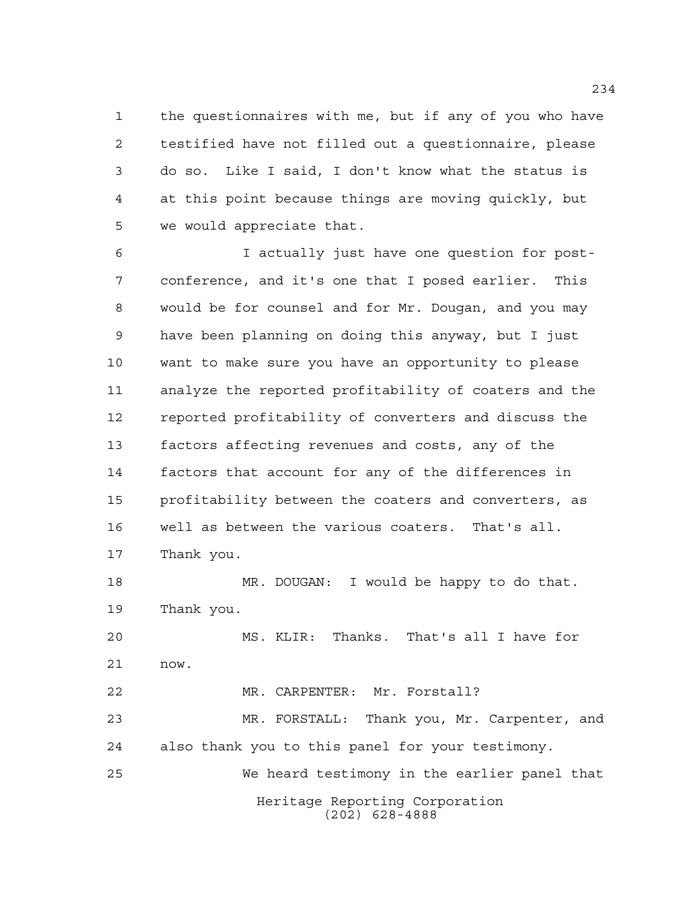the questionnaires with me, but if any of you who have testified have not filled out a questionnaire, please do so. Like I said, I don't know what the status is at this point because things are moving quickly, but we would appreciate that.

I actually just have one question for post-conference, and it's one that I posed earlier. This would be for counsel and for Mr. Dougan, and you may have been planning on doing this anyway, but I just want to make sure you have an opportunity to please analyze the reported profitability of coaters and the reported profitability of converters and discuss the factors affecting revenues and costs, any of the factors that account for any of the differences in profitability between the coaters and converters, as well as between the various coaters. That's all. Thank you.

MR. DOUGAN: I would be happy to do that. Thank you.

MS. KLIR: Thanks. That's all I have for now.

MR. CARPENTER: Mr. Forstall?

MR. FORSTALL: Thank you, Mr. Carpenter, and also thank you to this panel for your testimony.

We heard testimony in the earlier panel that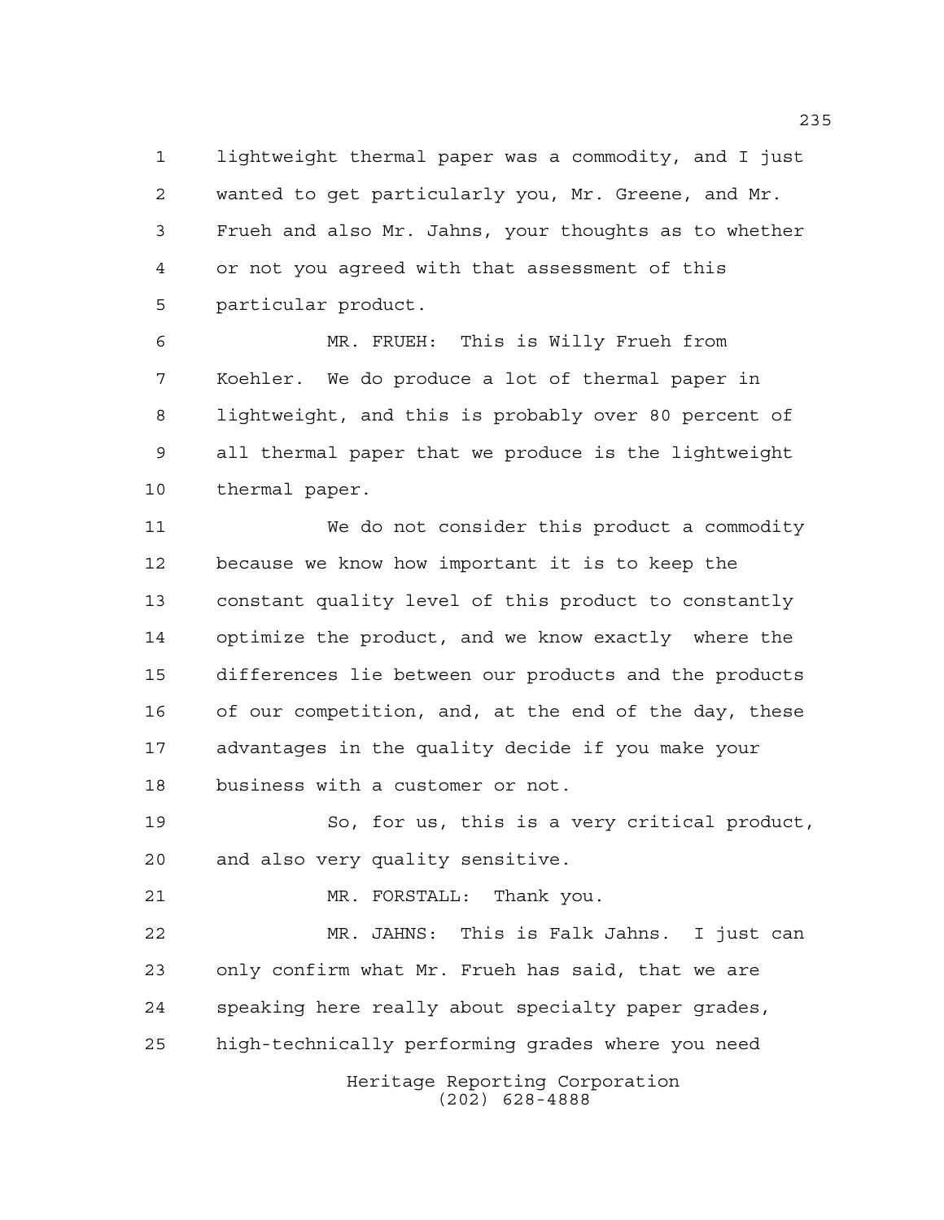lightweight thermal paper was a commodity, and I just wanted to get particularly you, Mr. Greene, and Mr. Frueh and also Mr. Jahns, your thoughts as to whether or not you agreed with that assessment of this particular product.

MR. FRUEH: This is Willy Frueh from Koehler. We do produce a lot of thermal paper in lightweight, and this is probably over 80 percent of all thermal paper that we produce is the lightweight thermal paper.

We do not consider this product a commodity because we know how important it is to keep the constant quality level of this product to constantly optimize the product, and we know exactly where the differences lie between our products and the products of our competition, and, at the end of the day, these advantages in the quality decide if you make your business with a customer or not.

So, for us, this is a very critical product, and also very quality sensitive.

MR. FORSTALL: Thank you.

MR. JAHNS: This is Falk Jahns. I just can only confirm what Mr. Frueh has said, that we are speaking here really about specialty paper grades, high-technically performing grades where you need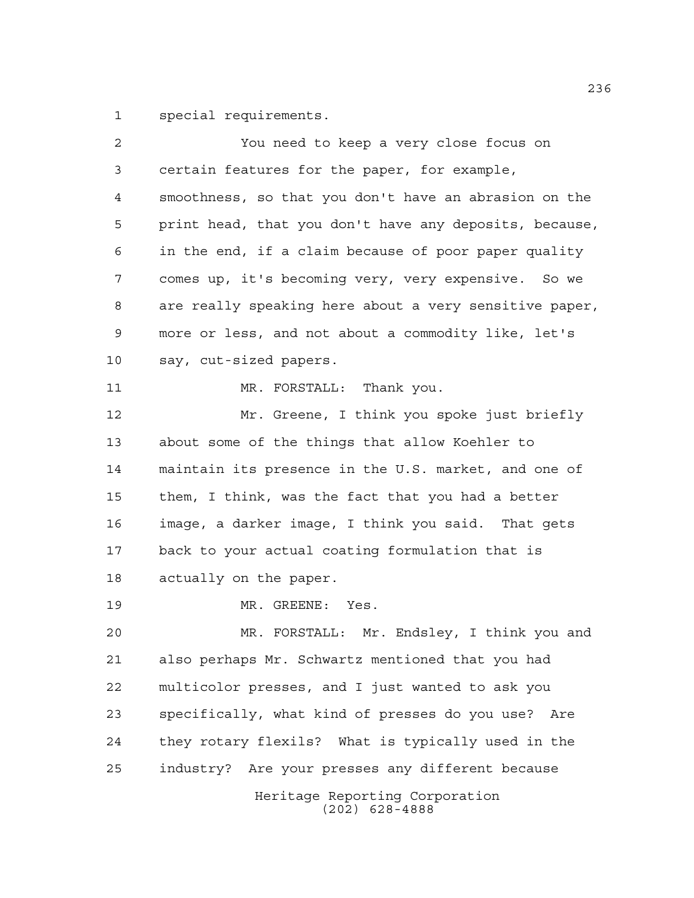special requirements.

You need to keep a very close focus on certain features for the paper, for example, smoothness, so that you don't have an abrasion on the print head, that you don't have any deposits, because, in the end, if a claim because of poor paper quality comes up, it's becoming very, very expensive. So we are really speaking here about a very sensitive paper, more or less, and not about a commodity like, let's say, cut-sized papers.

MR. FORSTALL: Thank you.

Mr. Greene, I think you spoke just briefly about some of the things that allow Koehler to maintain its presence in the U.S. market, and one of them, I think, was the fact that you had a better image, a darker image, I think you said. That gets back to your actual coating formulation that is actually on the paper.

MR. GREENE: Yes.

MR. FORSTALL: Mr. Endsley, I think you and also perhaps Mr. Schwartz mentioned that you had multicolor presses, and I just wanted to ask you specifically, what kind of presses do you use? Are they rotary flexils? What is typically used in the industry? Are your presses any different because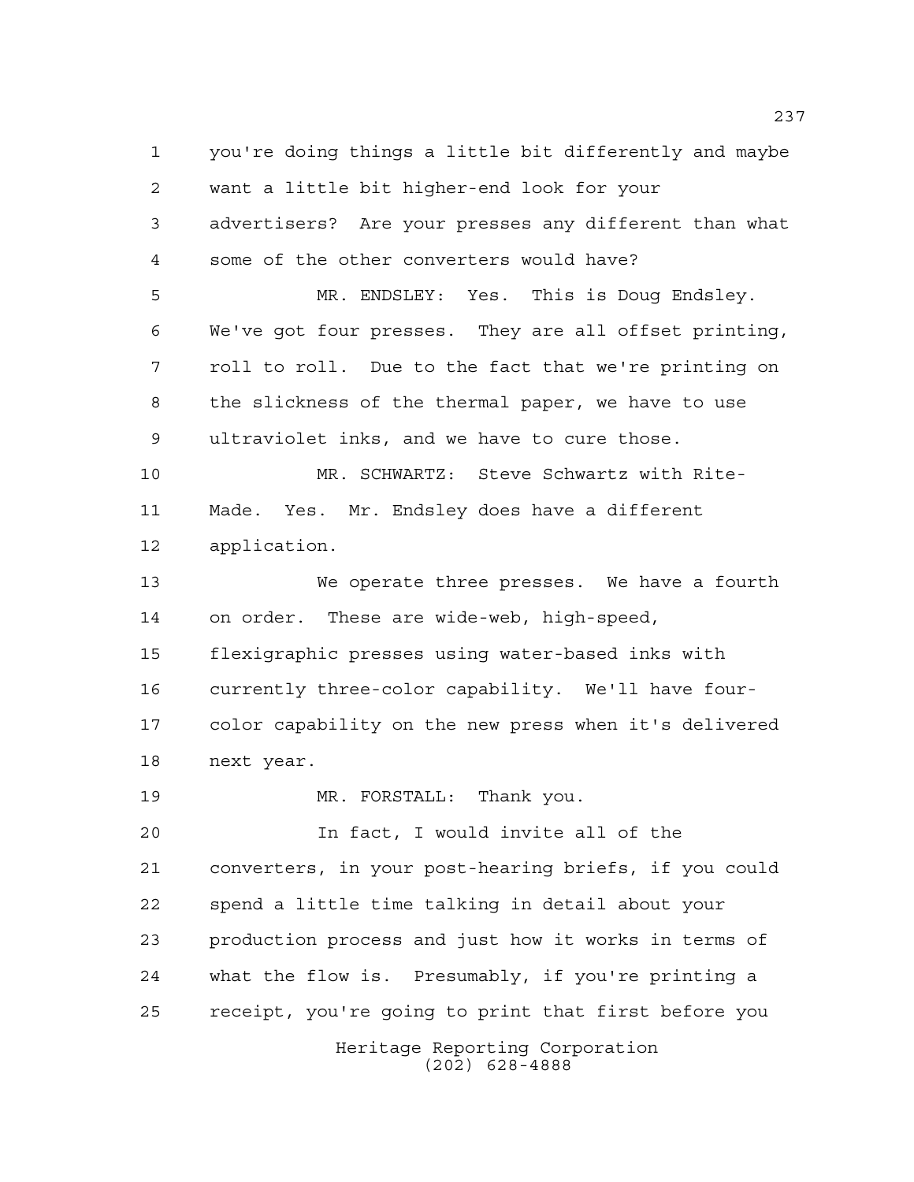you're doing things a little bit differently and maybe want a little bit higher-end look for your advertisers? Are your presses any different than what some of the other converters would have?

MR. ENDSLEY: Yes. This is Doug Endsley. We've got four presses. They are all offset printing, roll to roll. Due to the fact that we're printing on the slickness of the thermal paper, we have to use ultraviolet inks, and we have to cure those.

MR. SCHWARTZ: Steve Schwartz with Rite-Made. Yes. Mr. Endsley does have a different application.

We operate three presses. We have a fourth on order. These are wide-web, high-speed, flexigraphic presses using water-based inks with currently three-color capability. We'll have four-color capability on the new press when it's delivered next year.

MR. FORSTALL: Thank you.

In fact, I would invite all of the converters, in your post-hearing briefs, if you could spend a little time talking in detail about your production process and just how it works in terms of what the flow is. Presumably, if you're printing a receipt, you're going to print that first before you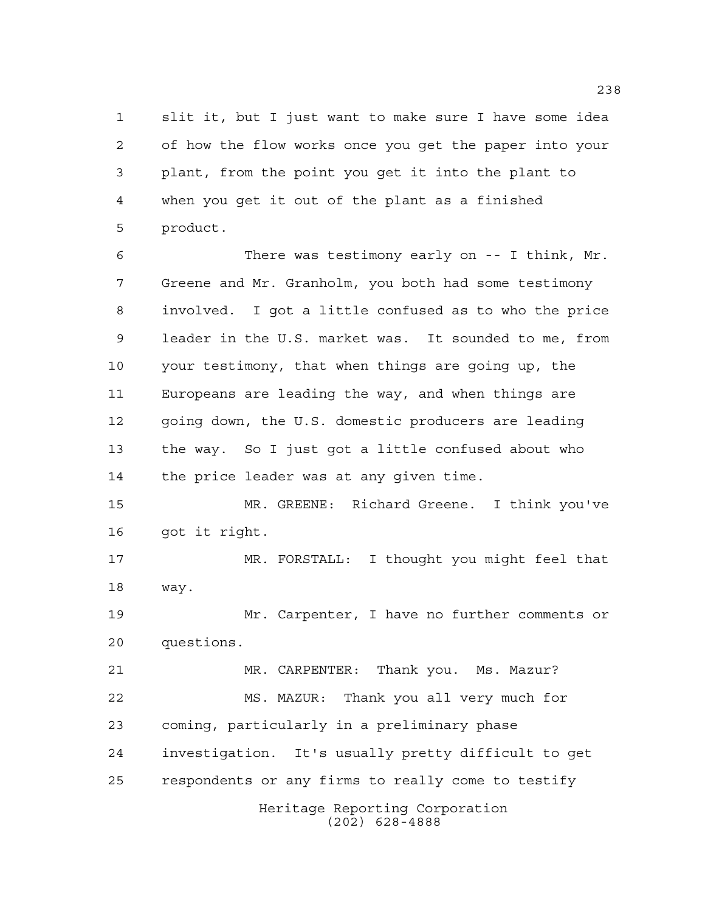slit it, but I just want to make sure I have some idea of how the flow works once you get the paper into your plant, from the point you get it into the plant to when you get it out of the plant as a finished product.

There was testimony early on -- I think, Mr. Greene and Mr. Granholm, you both had some testimony involved. I got a little confused as to who the price leader in the U.S. market was. It sounded to me, from your testimony, that when things are going up, the Europeans are leading the way, and when things are going down, the U.S. domestic producers are leading the way. So I just got a little confused about who the price leader was at any given time.

MR. GREENE: Richard Greene. I think you've got it right.

MR. FORSTALL: I thought you might feel that way.

Mr. Carpenter, I have no further comments or questions.

MR. CARPENTER: Thank you. Ms. Mazur?

MS. MAZUR: Thank you all very much for coming, particularly in a preliminary phase investigation. It's usually pretty difficult to get respondents or any firms to really come to testify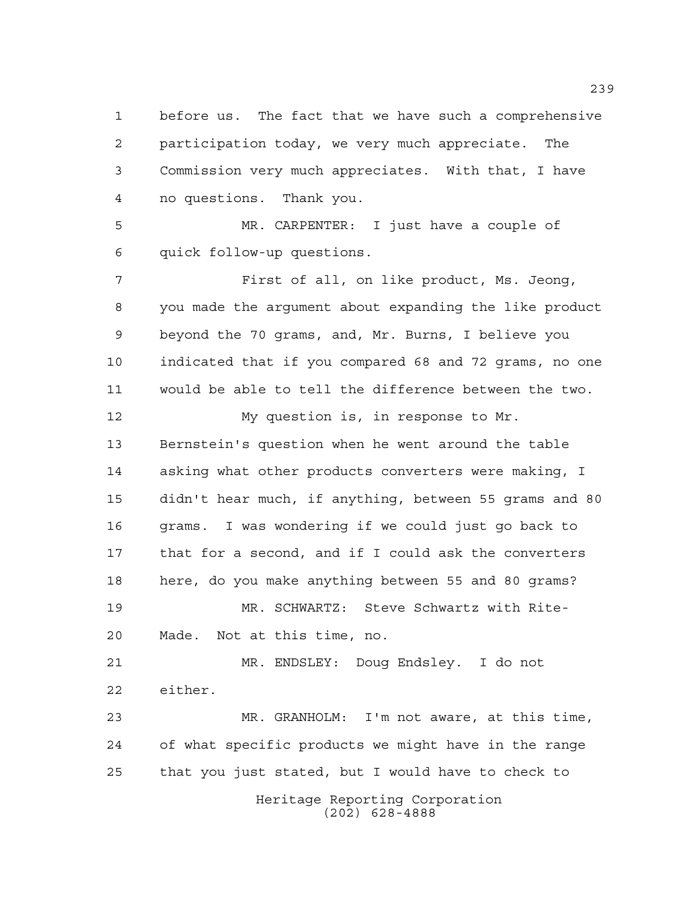before us. The fact that we have such a comprehensive participation today, we very much appreciate. The Commission very much appreciates. With that, I have no questions. Thank you.

MR. CARPENTER: I just have a couple of quick follow-up questions.

First of all, on like product, Ms. Jeong, you made the argument about expanding the like product beyond the 70 grams, and, Mr. Burns, I believe you indicated that if you compared 68 and 72 grams, no one would be able to tell the difference between the two.

My question is, in response to Mr. Bernstein's question when he went around the table asking what other products converters were making, I didn't hear much, if anything, between 55 grams and 80 grams. I was wondering if we could just go back to that for a second, and if I could ask the converters here, do you make anything between 55 and 80 grams?

MR. SCHWARTZ: Steve Schwartz with Rite-Made. Not at this time, no.

MR. ENDSLEY: Doug Endsley. I do not either.

MR. GRANHOLM: I'm not aware, at this time, of what specific products we might have in the range that you just stated, but I would have to check to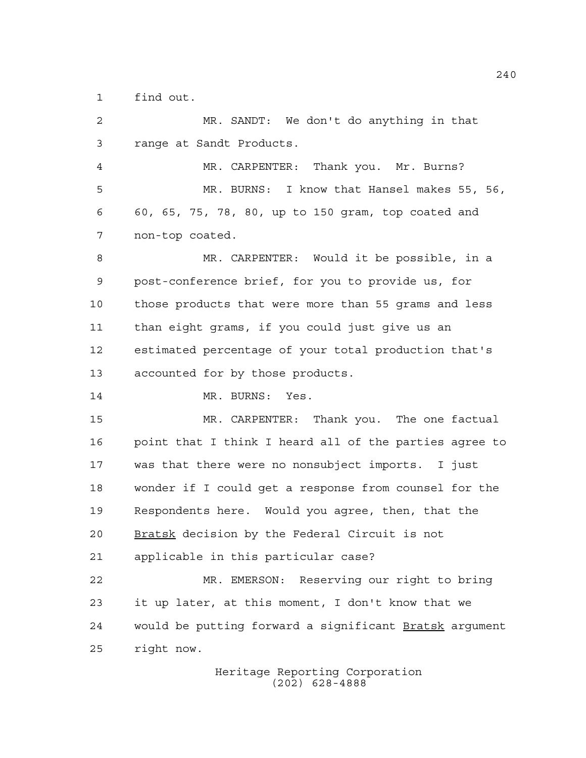find out.

MR. SANDT: We don't do anything in that range at Sandt Products.

MR. CARPENTER: Thank you. Mr. Burns?

MR. BURNS: I know that Hansel makes 55, 56, 60, 65, 75, 78, 80, up to 150 gram, top coated and non-top coated.

MR. CARPENTER: Would it be possible, in a post-conference brief, for you to provide us, for those products that were more than 55 grams and less than eight grams, if you could just give us an estimated percentage of your total production that's accounted for by those products.

MR. BURNS: Yes.

MR. CARPENTER: Thank you. The one factual point that I think I heard all of the parties agree to was that there were no nonsubject imports. I just wonder if I could get a response from counsel for the Respondents here. Would you agree, then, that the _Bratsk_ decision by the Federal Circuit is not applicable in this particular case?

MR. EMERSON: Reserving our right to bring it up later, at this moment, I don't know that we would be putting forward a significant _Bratsk_ argument right now.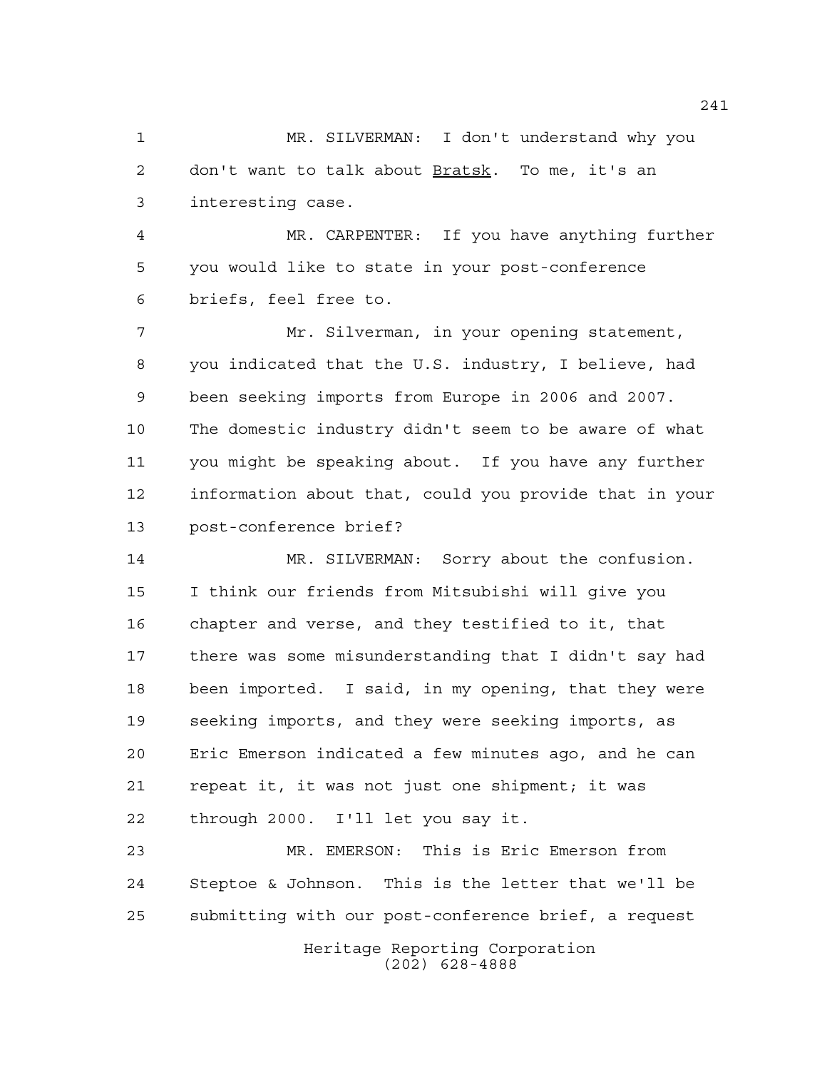MR. SILVERMAN: I don't understand why you don't want to talk about _Bratsk_. To me, it's an interesting case.

MR. CARPENTER: If you have anything further you would like to state in your post-conference briefs, feel free to.

Mr. Silverman, in your opening statement, you indicated that the U.S. industry, I believe, had been seeking imports from Europe in 2006 and 2007. The domestic industry didn't seem to be aware of what you might be speaking about. If you have any further information about that, could you provide that in your post-conference brief?

MR. SILVERMAN: Sorry about the confusion. I think our friends from Mitsubishi will give you chapter and verse, and they testified to it, that there was some misunderstanding that I didn't say had been imported. I said, in my opening, that they were seeking imports, and they were seeking imports, as Eric Emerson indicated a few minutes ago, and he can repeat it, it was not just one shipment; it was through 2000. I'll let you say it.

MR. EMERSON: This is Eric Emerson from Steptoe & Johnson. This is the letter that we'll be submitting with our post-conference brief, a request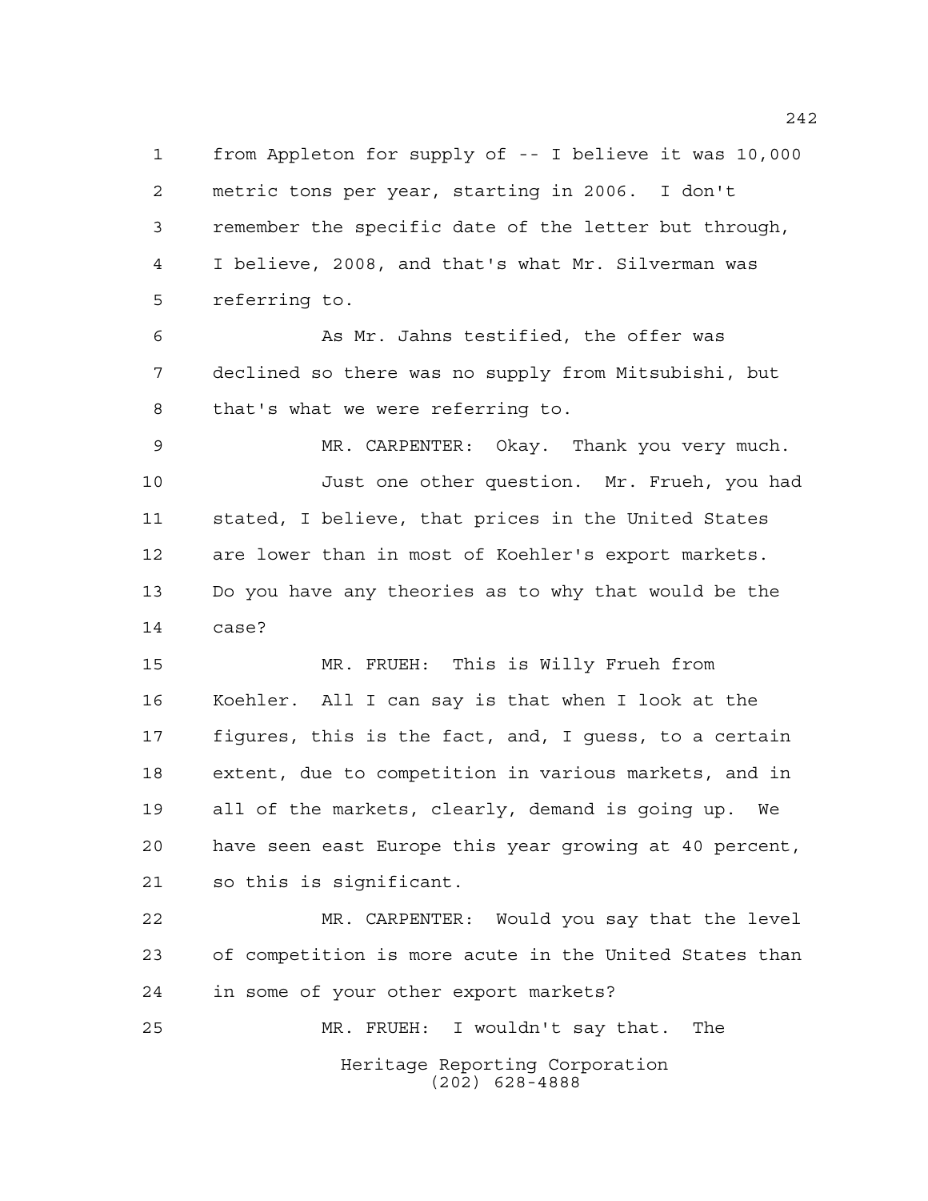from Appleton for supply of -- I believe it was 10,000 metric tons per year, starting in 2006. I don't remember the specific date of the letter but through, I believe, 2008, and that's what Mr. Silverman was referring to.

As Mr. Jahns testified, the offer was declined so there was no supply from Mitsubishi, but that's what we were referring to.

MR. CARPENTER: Okay. Thank you very much.

Just one other question. Mr. Frueh, you had stated, I believe, that prices in the United States are lower than in most of Koehler's export markets. Do you have any theories as to why that would be the case?

MR. FRUEH: This is Willy Frueh from Koehler. All I can say is that when I look at the figures, this is the fact, and, I guess, to a certain extent, due to competition in various markets, and in all of the markets, clearly, demand is going up. We have seen east Europe this year growing at 40 percent, so this is significant.

MR. CARPENTER: Would you say that the level of competition is more acute in the United States than in some of your other export markets?

MR. FRUEH: I wouldn't say that. The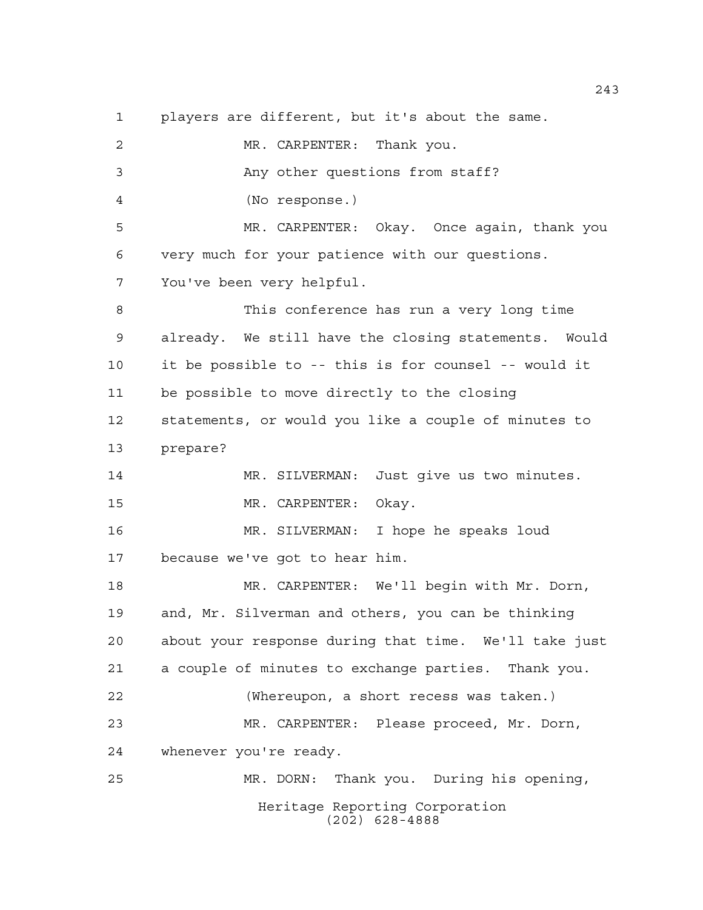1 players are different, but it's about the same.

2 MR. CARPENTER: Thank you.

3 Any other questions from staff?

4 (No response.)

5 MR. CARPENTER: Okay. Once again, thank you

6 very much for your patience with our questions.

7 You've been very helpful.

8 This conference has run a very long time

9 already. We still have the closing statements. Would

10 it be possible to -- this is for counsel -- would it

11 be possible to move directly to the closing

12 statements, or would you like a couple of minutes to

13 prepare?

14 MR. SILVERMAN: Just give us two minutes.

15 MR. CARPENTER: Okay.

16 MR. SILVERMAN: I hope he speaks loud

17 because we've got to hear him.

18 MR. CARPENTER: We'll begin with Mr. Dorn,

19 and, Mr. Silverman and others, you can be thinking

20 about your response during that time. We'll take just

21 a couple of minutes to exchange parties. Thank you.

22 (Whereupon, a short recess was taken.)

23 MR. CARPENTER: Please proceed, Mr. Dorn,

24 whenever you're ready.

25 MR. DORN: Thank you. During his opening,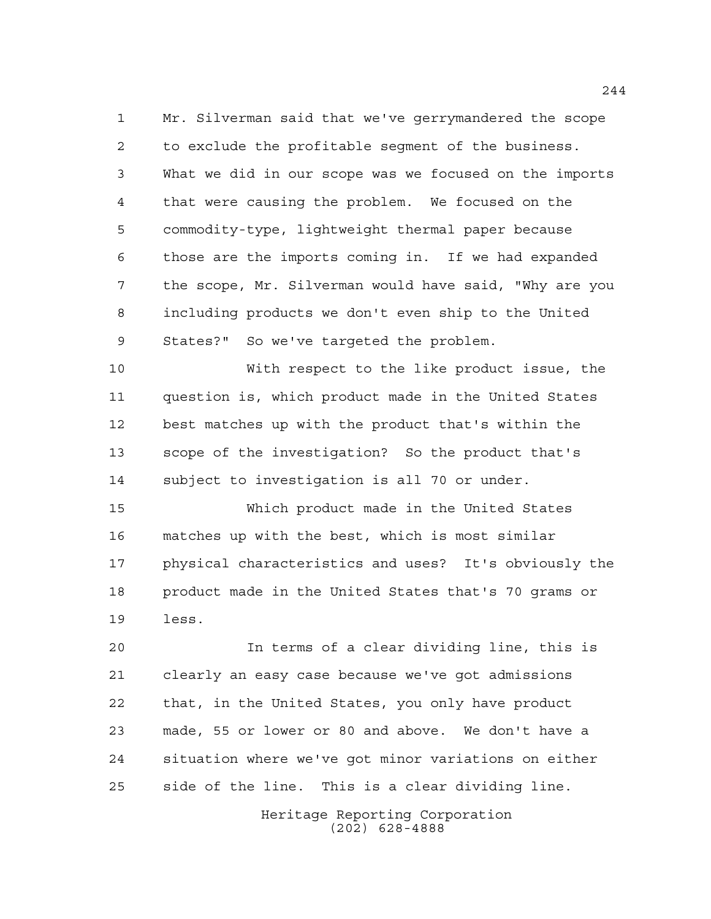Mr. Silverman said that we've gerrymandered the scope to exclude the profitable segment of the business. What we did in our scope was we focused on the imports that were causing the problem. We focused on the commodity-type, lightweight thermal paper because those are the imports coming in. If we had expanded the scope, Mr. Silverman would have said, "Why are you including products we don't even ship to the United States?" So we've targeted the problem.

With respect to the like product issue, the question is, which product made in the United States best matches up with the product that's within the scope of the investigation? So the product that's subject to investigation is all 70 or under.

Which product made in the United States matches up with the best, which is most similar physical characteristics and uses? It's obviously the product made in the United States that's 70 grams or less.

In terms of a clear dividing line, this is clearly an easy case because we've got admissions that, in the United States, you only have product made, 55 or lower or 80 and above. We don't have a situation where we've got minor variations on either side of the line. This is a clear dividing line.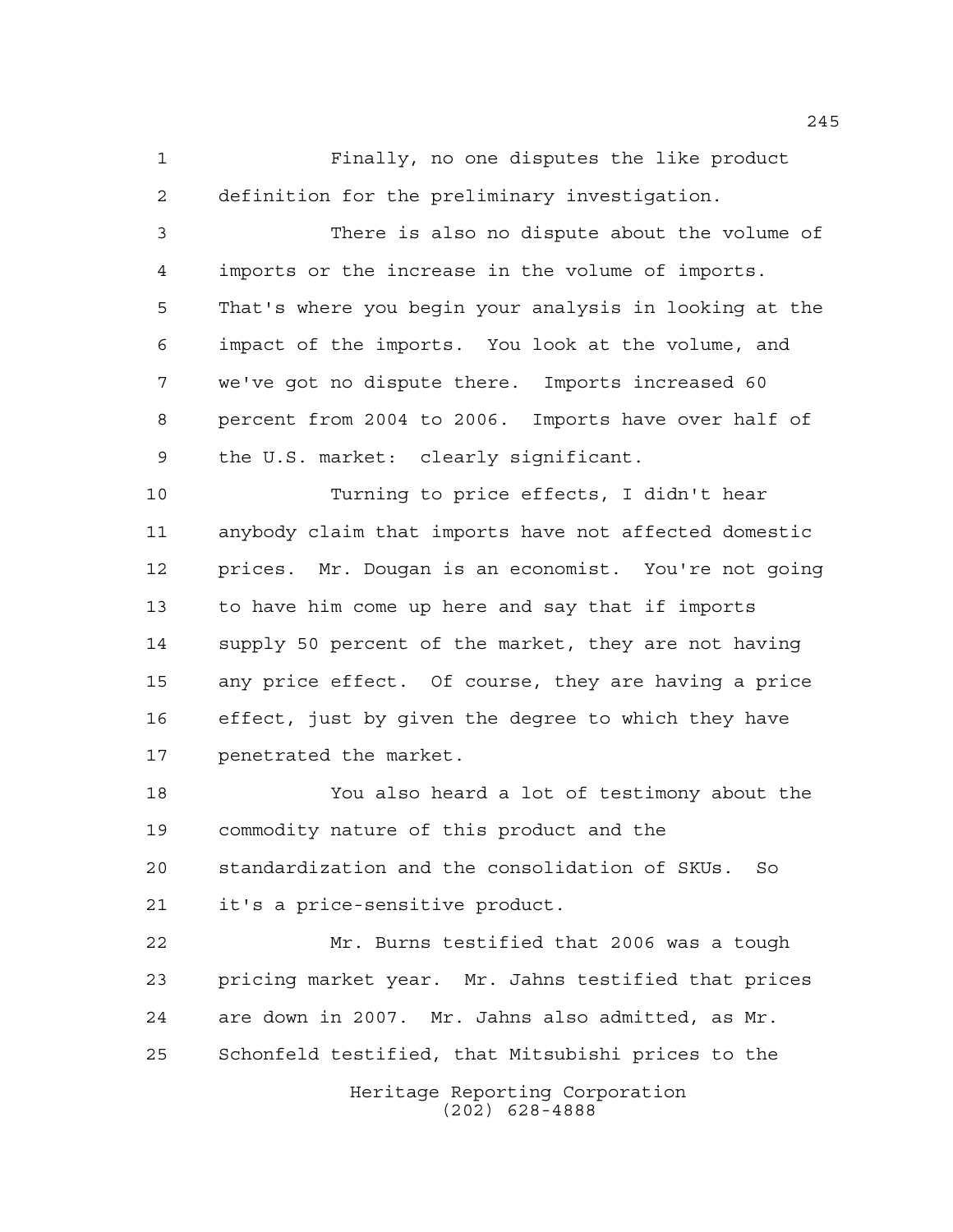Finally, no one disputes the like product definition for the preliminary investigation.

There is also no dispute about the volume of imports or the increase in the volume of imports. That's where you begin your analysis in looking at the impact of the imports. You look at the volume, and we've got no dispute there. Imports increased 60 percent from 2004 to 2006. Imports have over half of the U.S. market: clearly significant.

Turning to price effects, I didn't hear anybody claim that imports have not affected domestic prices. Mr. Dougan is an economist. You're not going to have him come up here and say that if imports supply 50 percent of the market, they are not having any price effect. Of course, they are having a price effect, just by given the degree to which they have penetrated the market.

You also heard a lot of testimony about the commodity nature of this product and the standardization and the consolidation of SKUs. So it's a price-sensitive product.

Mr. Burns testified that 2006 was a tough pricing market year. Mr. Jahns testified that prices are down in 2007. Mr. Jahns also admitted, as Mr. Schonfeld testified, that Mitsubishi prices to the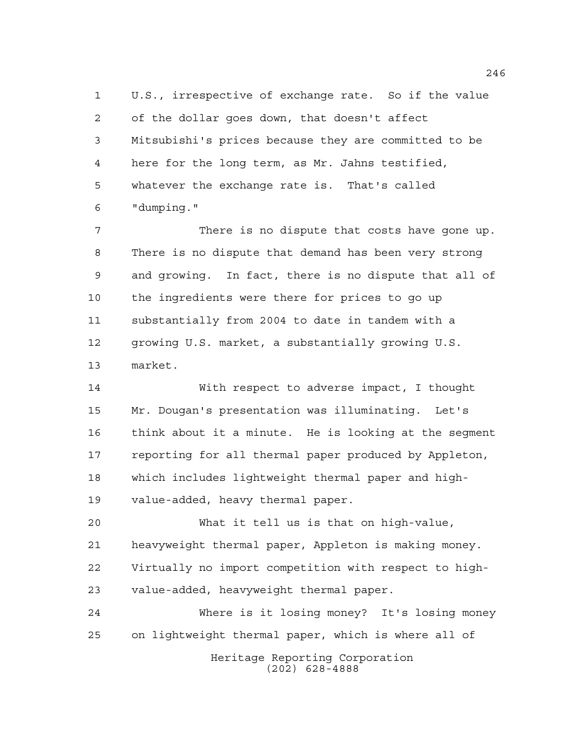U.S., irrespective of exchange rate. So if the value of the dollar goes down, that doesn't affect Mitsubishi's prices because they are committed to be here for the long term, as Mr. Jahns testified, whatever the exchange rate is. That's called "dumping."

There is no dispute that costs have gone up. There is no dispute that demand has been very strong and growing. In fact, there is no dispute that all of the ingredients were there for prices to go up substantially from 2004 to date in tandem with a growing U.S. market, a substantially growing U.S. market.

With respect to adverse impact, I thought Mr. Dougan's presentation was illuminating. Let's think about it a minute. He is looking at the segment reporting for all thermal paper produced by Appleton, which includes lightweight thermal paper and high-value-added, heavy thermal paper.

What it tell us is that on high-value, heavyweight thermal paper, Appleton is making money. Virtually no import competition with respect to high-value-added, heavyweight thermal paper.

Where is it losing money? It's losing money on lightweight thermal paper, which is where all of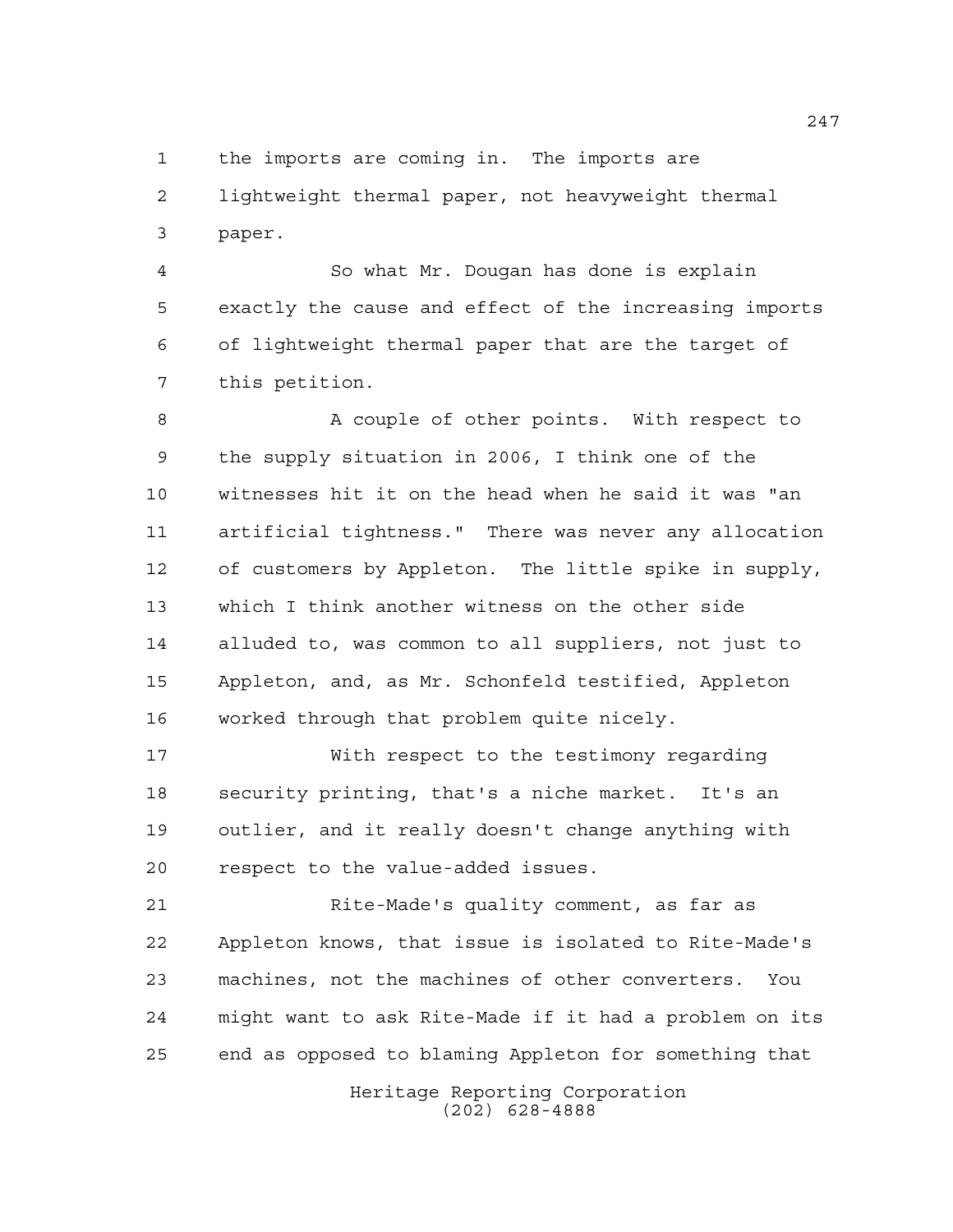the imports are coming in. The imports are lightweight thermal paper, not heavyweight thermal paper.

So what Mr. Dougan has done is explain exactly the cause and effect of the increasing imports of lightweight thermal paper that are the target of this petition.

A couple of other points. With respect to the supply situation in 2006, I think one of the witnesses hit it on the head when he said it was "an artificial tightness." There was never any allocation of customers by Appleton. The little spike in supply, which I think another witness on the other side alluded to, was common to all suppliers, not just to Appleton, and, as Mr. Schonfeld testified, Appleton worked through that problem quite nicely.

With respect to the testimony regarding security printing, that's a niche market. It's an outlier, and it really doesn't change anything with respect to the value-added issues.

Rite-Made's quality comment, as far as Appleton knows, that issue is isolated to Rite-Made's machines, not the machines of other converters. You might want to ask Rite-Made if it had a problem on its end as opposed to blaming Appleton for something that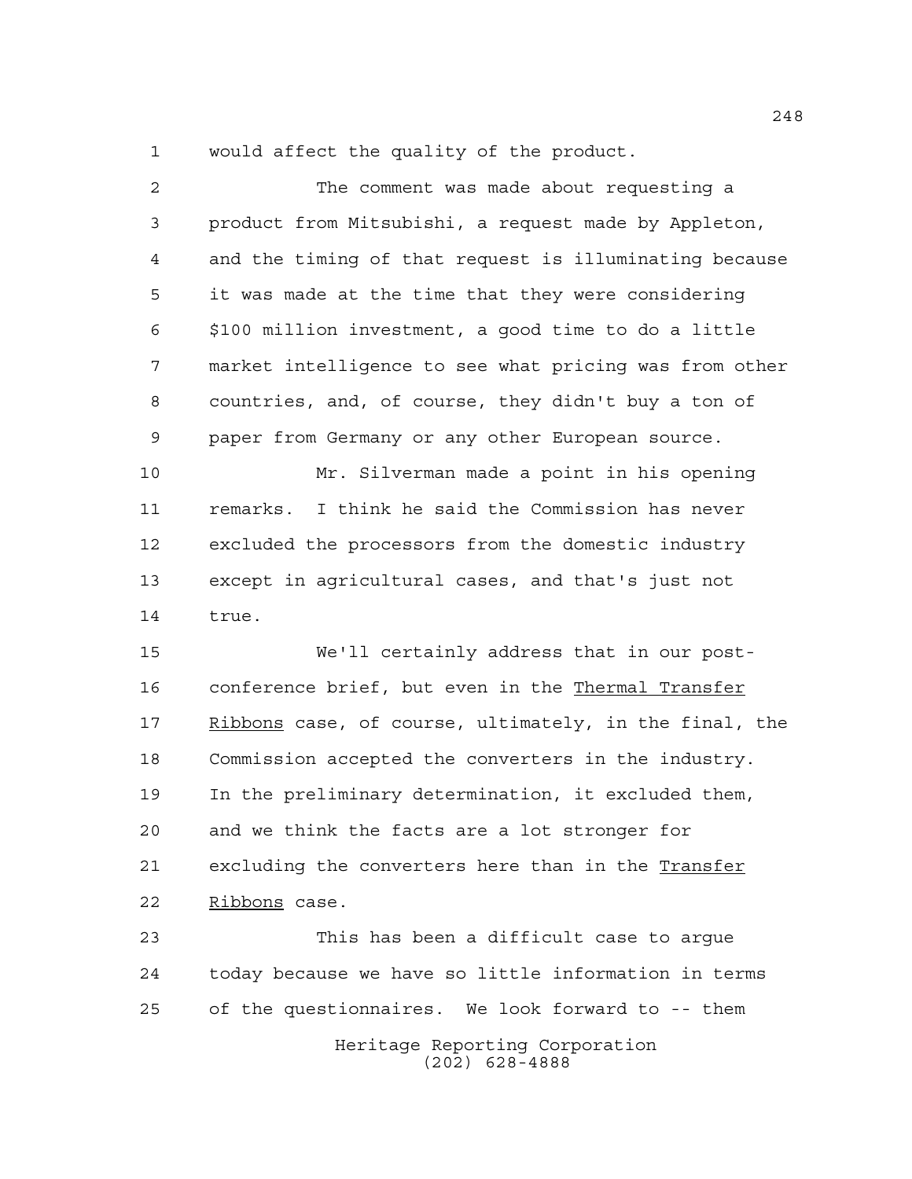would affect the quality of the product.

The comment was made about requesting a product from Mitsubishi, a request made by Appleton, and the timing of that request is illuminating because it was made at the time that they were considering $100 million investment, a good time to do a little market intelligence to see what pricing was from other countries, and, of course, they didn't buy a ton of paper from Germany or any other European source.

Mr. Silverman made a point in his opening remarks. I think he said the Commission has never excluded the processors from the domestic industry except in agricultural cases, and that's just not true.

We'll certainly address that in our post-conference brief, but even in the Thermal Transfer Ribbons case, of course, ultimately, in the final, the Commission accepted the converters in the industry. In the preliminary determination, it excluded them, and we think the facts are a lot stronger for excluding the converters here than in the Transfer Ribbons case.

This has been a difficult case to argue today because we have so little information in terms of the questionnaires. We look forward to -- them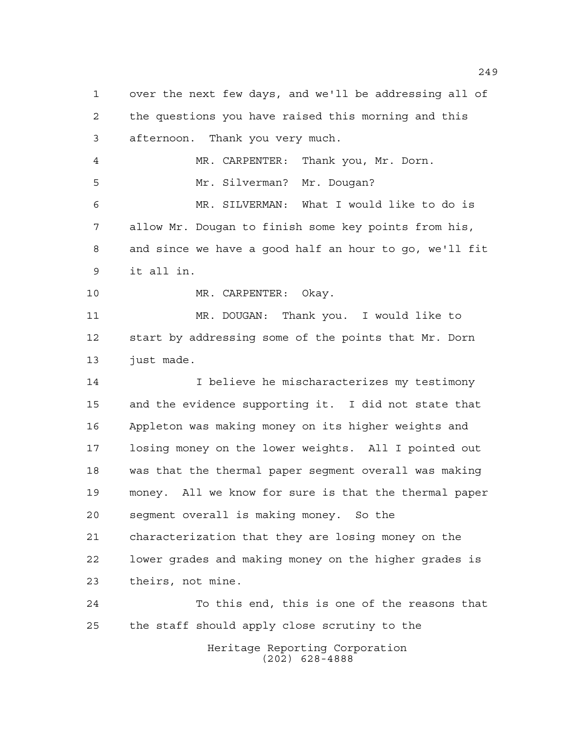over the next few days, and we'll be addressing all of the questions you have raised this morning and this afternoon. Thank you very much.

MR. CARPENTER: Thank you, Mr. Dorn.

Mr. Silverman? Mr. Dougan?

MR. SILVERMAN: What I would like to do is allow Mr. Dougan to finish some key points from his, and since we have a good half an hour to go, we'll fit it all in.

MR. CARPENTER: Okay.

MR. DOUGAN: Thank you. I would like to start by addressing some of the points that Mr. Dorn just made.

I believe he mischaracterizes my testimony and the evidence supporting it. I did not state that Appleton was making money on its higher weights and losing money on the lower weights. All I pointed out was that the thermal paper segment overall was making money. All we know for sure is that the thermal paper segment overall is making money. So the characterization that they are losing money on the lower grades and making money on the higher grades is theirs, not mine.

To this end, this is one of the reasons that the staff should apply close scrutiny to the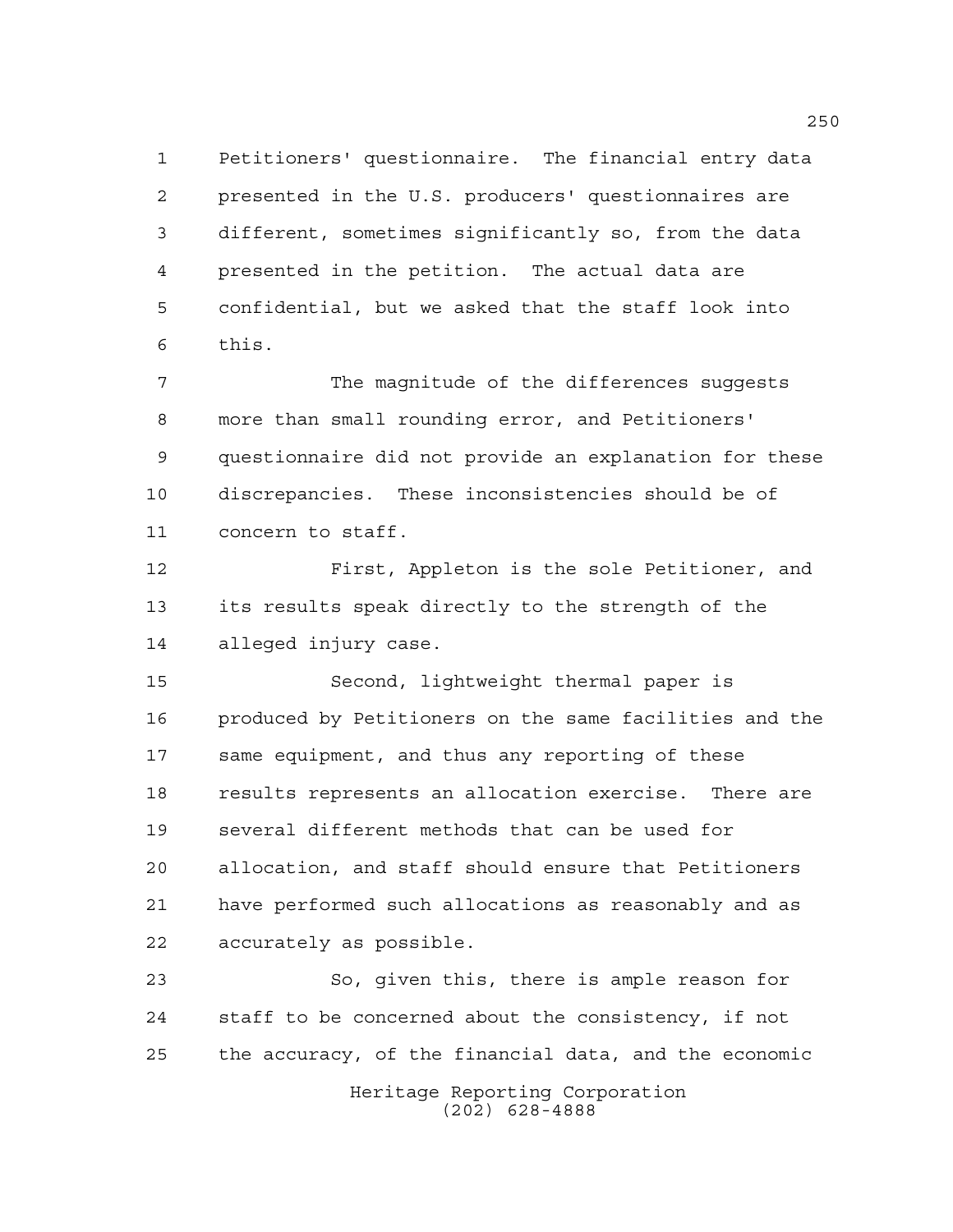Petitioners' questionnaire. The financial entry data presented in the U.S. producers' questionnaires are different, sometimes significantly so, from the data presented in the petition. The actual data are confidential, but we asked that the staff look into this.

The magnitude of the differences suggests more than small rounding error, and Petitioners' questionnaire did not provide an explanation for these discrepancies. These inconsistencies should be of concern to staff.

First, Appleton is the sole Petitioner, and its results speak directly to the strength of the alleged injury case.

Second, lightweight thermal paper is produced by Petitioners on the same facilities and the same equipment, and thus any reporting of these results represents an allocation exercise. There are several different methods that can be used for allocation, and staff should ensure that Petitioners have performed such allocations as reasonably and as accurately as possible.

So, given this, there is ample reason for staff to be concerned about the consistency, if not the accuracy, of the financial data, and the economic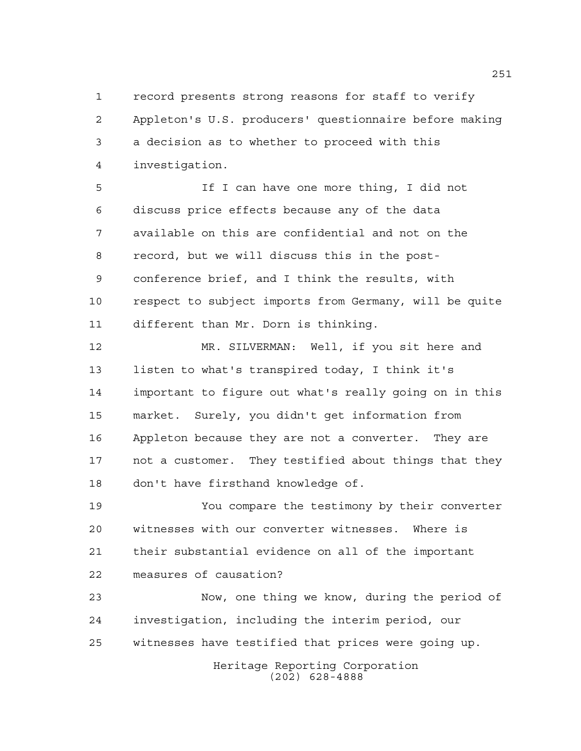record presents strong reasons for staff to verify Appleton's U.S. producers' questionnaire before making a decision as to whether to proceed with this investigation.

If I can have one more thing, I did not discuss price effects because any of the data available on this are confidential and not on the record, but we will discuss this in the post-conference brief, and I think the results, with respect to subject imports from Germany, will be quite different than Mr. Dorn is thinking.

MR. SILVERMAN: Well, if you sit here and listen to what's transpired today, I think it's important to figure out what's really going on in this market. Surely, you didn't get information from Appleton because they are not a converter. They are not a customer. They testified about things that they don't have firsthand knowledge of.

You compare the testimony by their converter witnesses with our converter witnesses. Where is their substantial evidence on all of the important measures of causation?

Now, one thing we know, during the period of investigation, including the interim period, our witnesses have testified that prices were going up.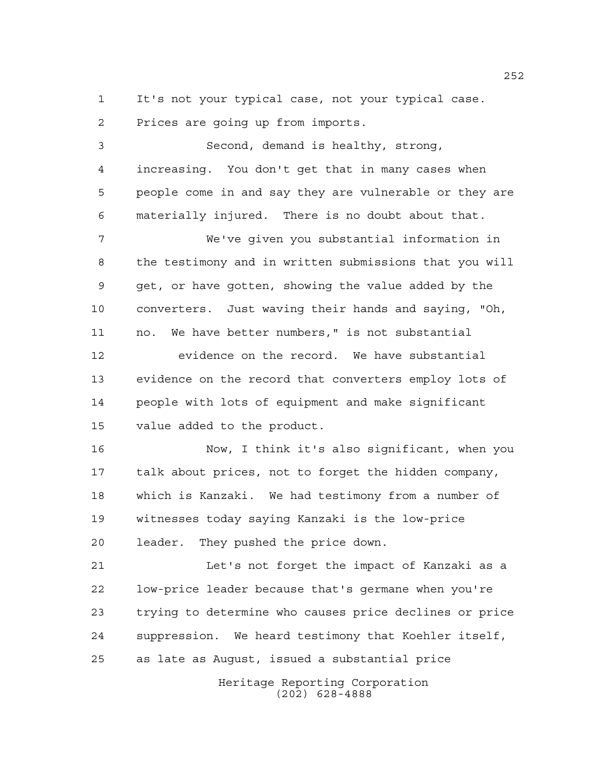It's not your typical case, not your typical case. Prices are going up from imports.

Second, demand is healthy, strong, increasing. You don't get that in many cases when people come in and say they are vulnerable or they are materially injured. There is no doubt about that.

We've given you substantial information in the testimony and in written submissions that you will get, or have gotten, showing the value added by the converters. Just waving their hands and saying, "Oh, no. We have better numbers," is not substantial evidence on the record. We have substantial evidence on the record that converters employ lots of people with lots of equipment and make significant value added to the product.

Now, I think it's also significant, when you talk about prices, not to forget the hidden company, which is Kanzaki. We had testimony from a number of witnesses today saying Kanzaki is the low-price leader. They pushed the price down.

Let's not forget the impact of Kanzaki as a low-price leader because that's germane when you're trying to determine who causes price declines or price suppression. We heard testimony that Koehler itself, as late as August, issued a substantial price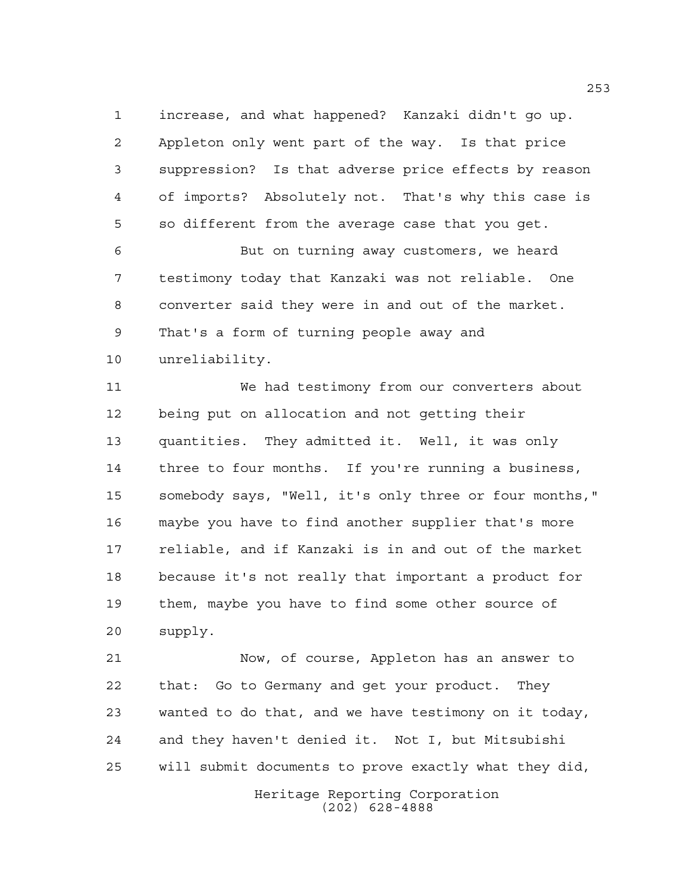increase, and what happened? Kanzaki didn't go up. Appleton only went part of the way. Is that price suppression? Is that adverse price effects by reason of imports? Absolutely not. That's why this case is so different from the average case that you get.

But on turning away customers, we heard testimony today that Kanzaki was not reliable. One converter said they were in and out of the market. That's a form of turning people away and unreliability.

We had testimony from our converters about being put on allocation and not getting their quantities. They admitted it. Well, it was only three to four months. If you're running a business, somebody says, "Well, it's only three or four months," maybe you have to find another supplier that's more reliable, and if Kanzaki is in and out of the market because it's not really that important a product for them, maybe you have to find some other source of supply.

Now, of course, Appleton has an answer to that: Go to Germany and get your product. They wanted to do that, and we have testimony on it today, and they haven't denied it. Not I, but Mitsubishi will submit documents to prove exactly what they did,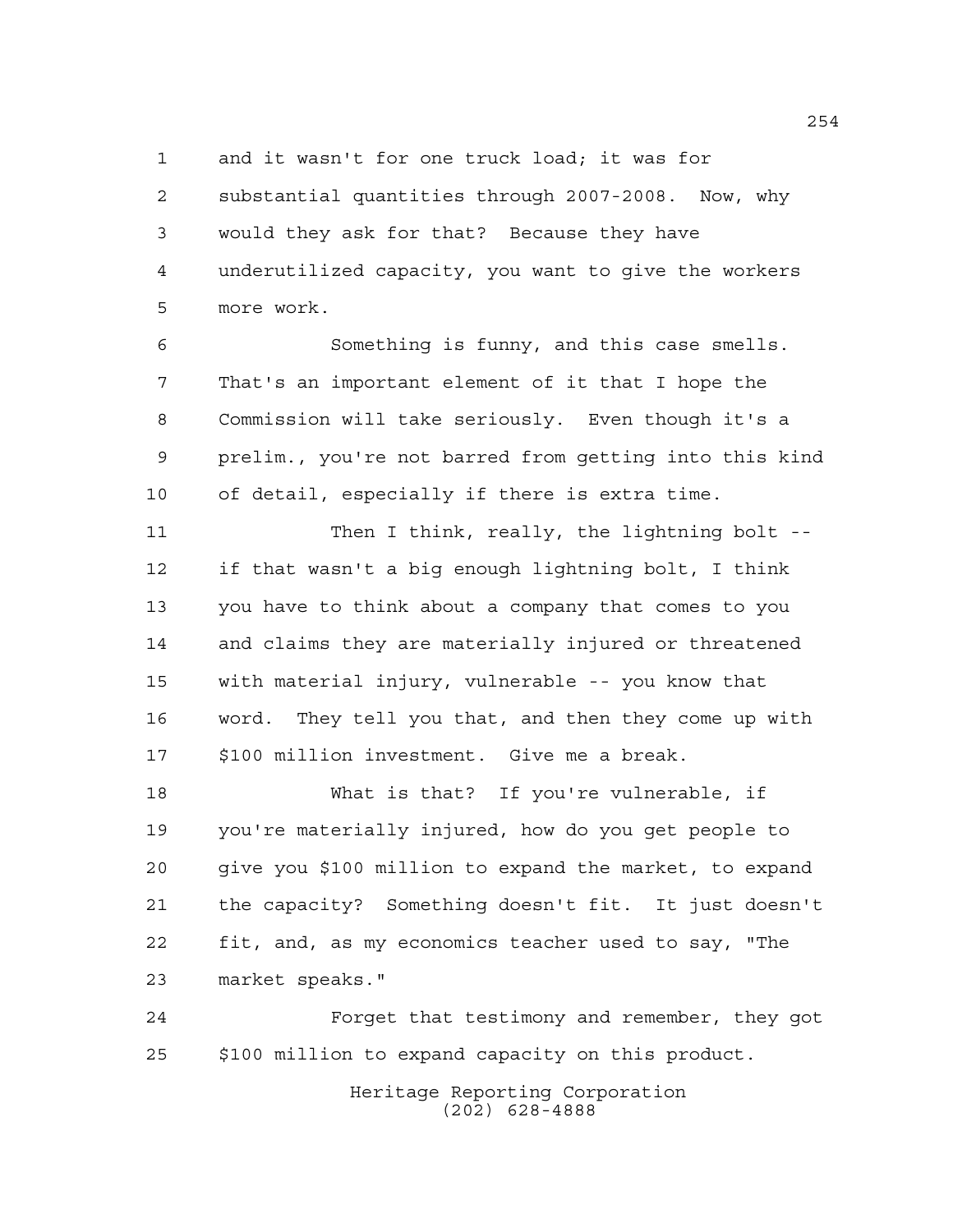and it wasn't for one truck load; it was for substantial quantities through 2007-2008. Now, why would they ask for that? Because they have underutilized capacity, you want to give the workers more work.

Something is funny, and this case smells. That's an important element of it that I hope the Commission will take seriously. Even though it's a prelim., you're not barred from getting into this kind of detail, especially if there is extra time.

Then I think, really, the lightning bolt -- if that wasn't a big enough lightning bolt, I think you have to think about a company that comes to you and claims they are materially injured or threatened with material injury, vulnerable -- you know that word. They tell you that, and then they come up with \$100 million investment. Give me a break.

What is that? If you're vulnerable, if you're materially injured, how do you get people to give you \$100 million to expand the market, to expand the capacity? Something doesn't fit. It just doesn't fit, and, as my economics teacher used to say, "The market speaks."

Forget that testimony and remember, they got \$100 million to expand capacity on this product.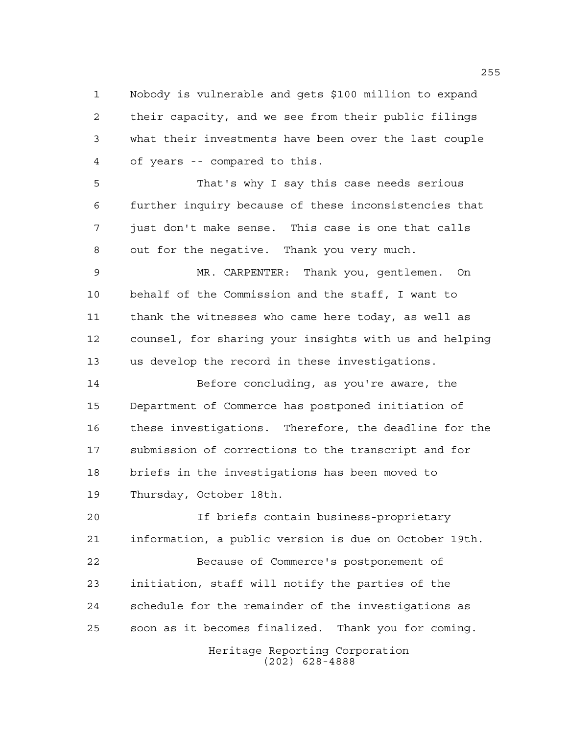Nobody is vulnerable and gets $100 million to expand their capacity, and we see from their public filings what their investments have been over the last couple of years -- compared to this.

That's why I say this case needs serious further inquiry because of these inconsistencies that just don't make sense. This case is one that calls out for the negative. Thank you very much.

MR. CARPENTER: Thank you, gentlemen. On behalf of the Commission and the staff, I want to thank the witnesses who came here today, as well as counsel, for sharing your insights with us and helping us develop the record in these investigations.

Before concluding, as you're aware, the Department of Commerce has postponed initiation of these investigations. Therefore, the deadline for the submission of corrections to the transcript and for briefs in the investigations has been moved to Thursday, October 18th.

If briefs contain business-proprietary information, a public version is due on October 19th.

Because of Commerce's postponement of initiation, staff will notify the parties of the schedule for the remainder of the investigations as soon as it becomes finalized. Thank you for coming.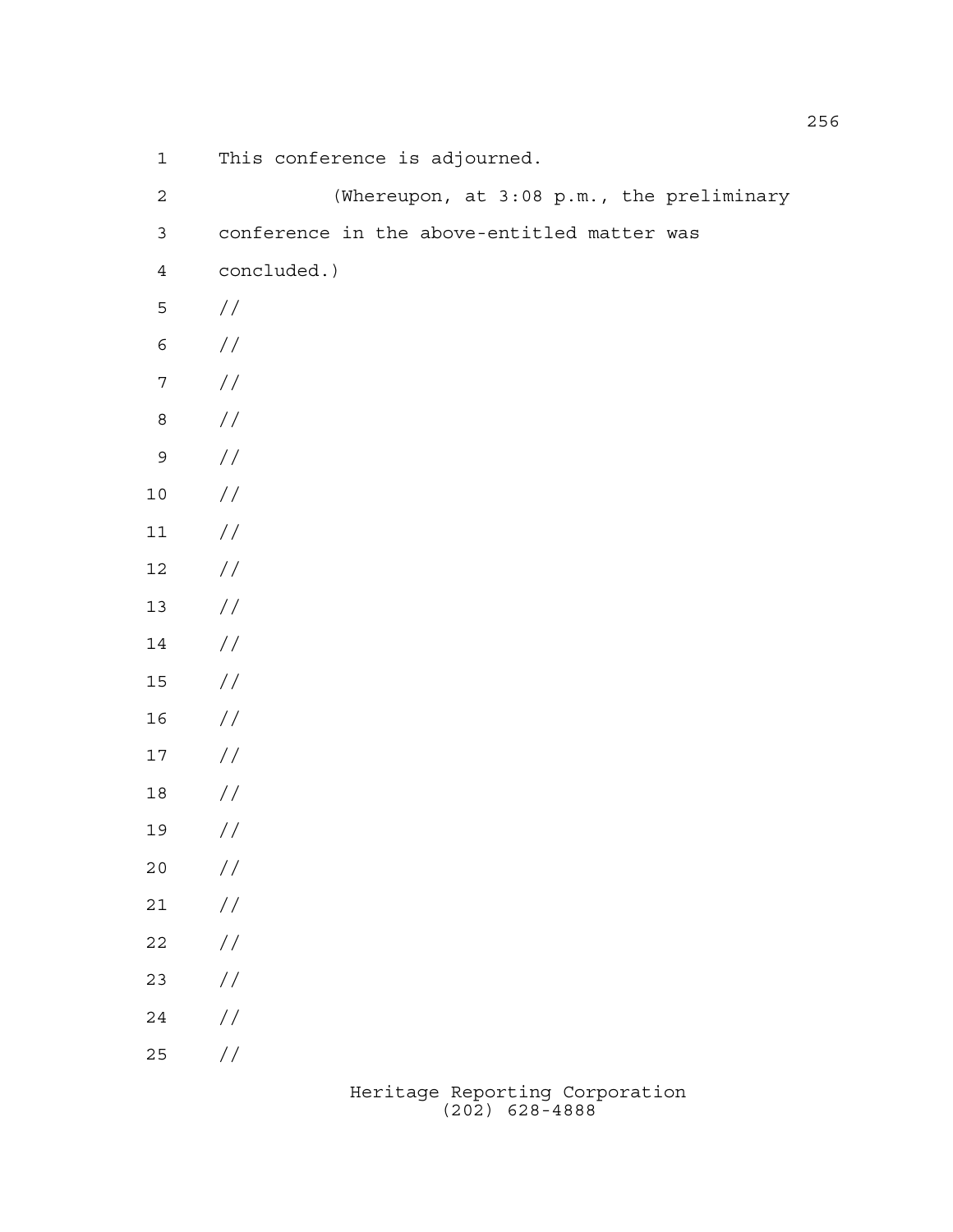This conference is adjourned.

(Whereupon, at 3:08 p.m., the preliminary conference in the above-entitled matter was concluded.)

//

//

//

//

//

//

//

//

//

//

//

//

//

//

//

//

//

//

//

//

//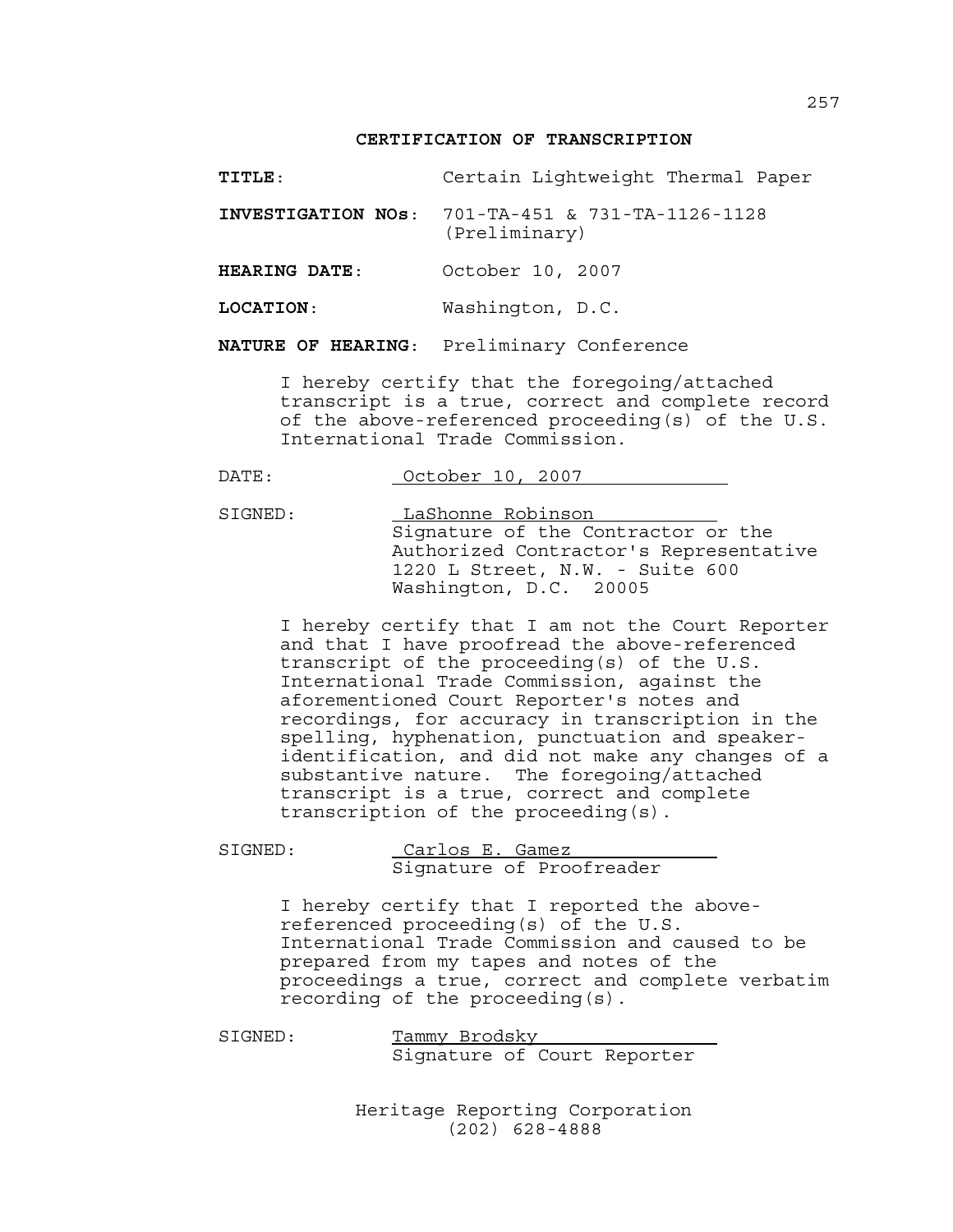## CERTIFICATION OF TRANSCRIPTION

**TITLE**: Certain Lightweight Thermal Paper

**INVESTIGATION NOs**: 701-TA-451 & 731-TA-1126-1128 (Preliminary)

**HEARING DATE**: October 10, 2007

**LOCATION**: Washington, D.C.

**NATURE OF HEARING**: Preliminary Conference

I hereby certify that the foregoing/attached transcript is a true, correct and complete record of the above-referenced proceeding(s) of the U.S. International Trade Commission.

DATE: October 10, 2007

SIGNED: LaShonne Robinson
Signature of the Contractor or the Authorized Contractor's Representative
1220 L Street, N.W. - Suite 600
Washington, D.C. 20005

I hereby certify that I am not the Court Reporter and that I have proofread the above-referenced transcript of the proceeding(s) of the U.S. International Trade Commission, against the aforementioned Court Reporter's notes and recordings, for accuracy in transcription in the spelling, hyphenation, punctuation and speaker-identification, and did not make any changes of a substantive nature. The foregoing/attached transcript is a true, correct and complete transcription of the proceeding(s).

SIGNED: Carlos E. Gamez
Signature of Proofreader

I hereby certify that I reported the above-referenced proceeding(s) of the U.S. International Trade Commission and caused to be prepared from my tapes and notes of the proceedings a true, correct and complete verbatim recording of the proceeding(s).

SIGNED: Tammy Brodsky
Signature of Court Reporter